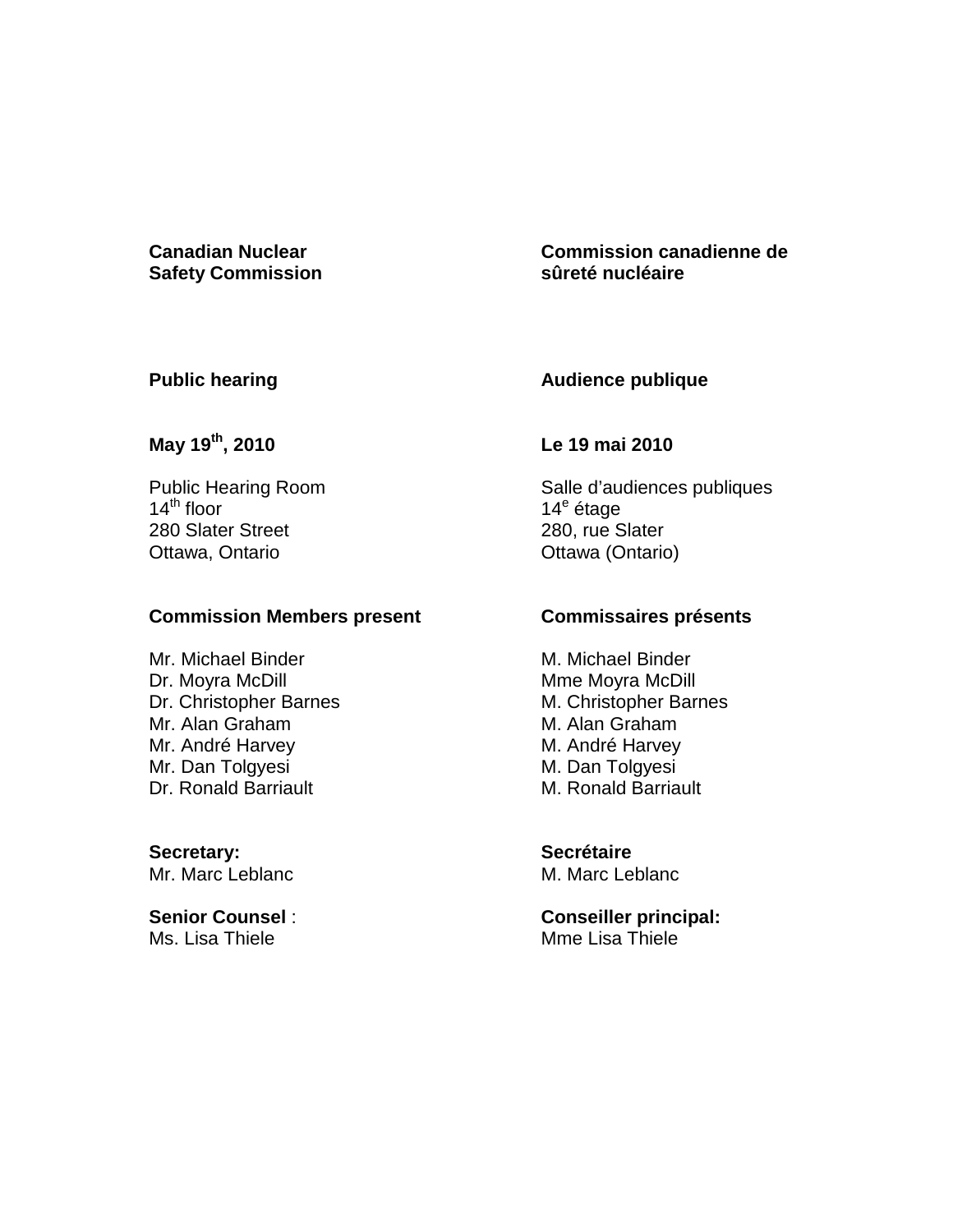**Canadian Nuclear Safety Commission**

**Commission canadienne de sûreté nucléaire**

**Public hearing**

**Audience publique**

**May 19th, 2010**

**Le 19 mai 2010**

Public Hearing Room
14th floor
280 Slater Street
Ottawa, Ontario

Salle d'audiences publiques
14e étage
280, rue Slater
Ottawa (Ontario)

**Commission Members present**

Mr. Michael Binder
Dr. Moyra McDill
Dr. Christopher Barnes
Mr. Alan Graham
Mr. André Harvey
Mr. Dan Tolgyesi
Dr. Ronald Barriault

**Commissaires présents**

M. Michael Binder
Mme Moyra McDill
M. Christopher Barnes
M. Alan Graham
M. André Harvey
M. Dan Tolgyesi
M. Ronald Barriault

**Secretary:**
Mr. Marc Leblanc

**Secrétaire**
M. Marc Leblanc

**Senior Counsel** :
Ms. Lisa Thiele

**Conseiller principal:**
Mme Lisa Thiele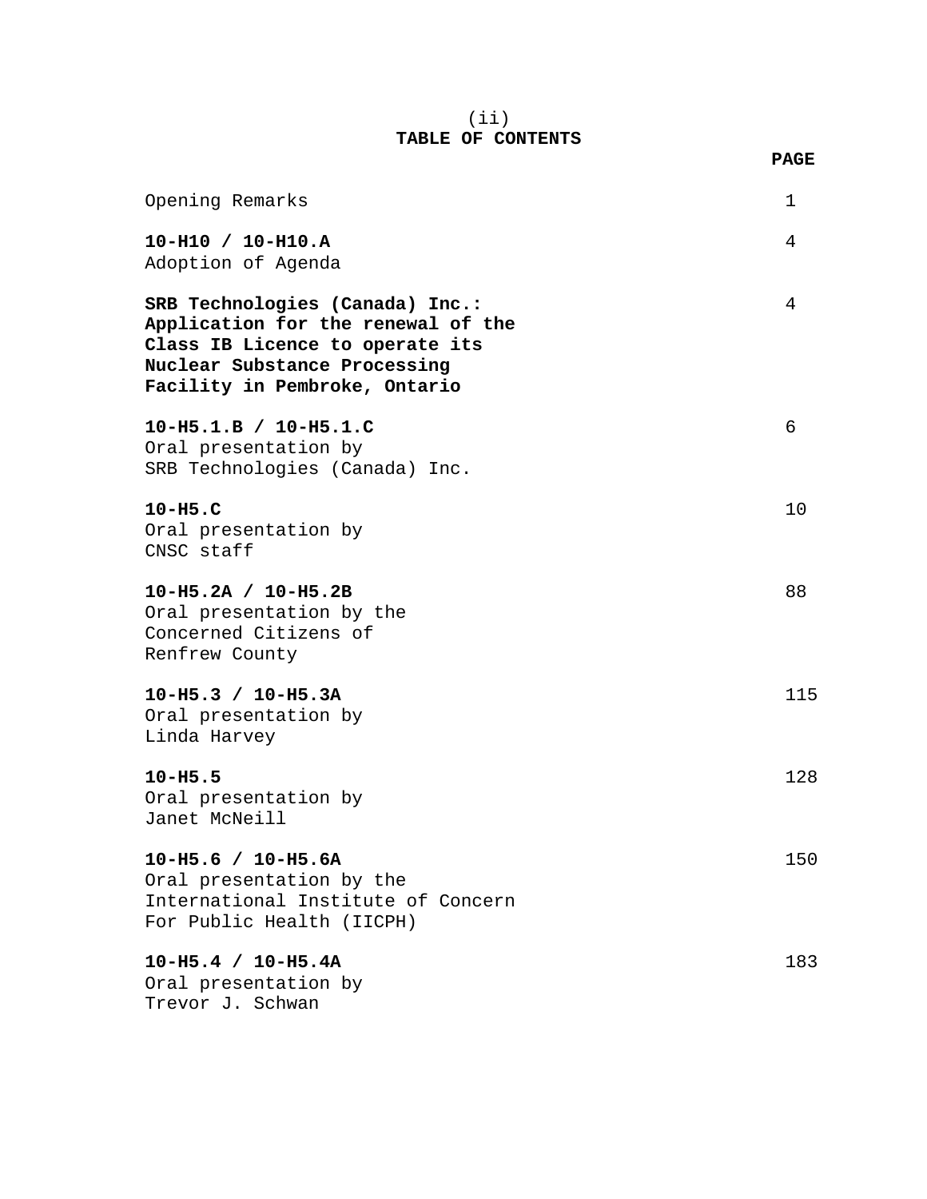# TABLE OF CONTENTS

| | PAGE |
|---|---|
| Opening Remarks | 1 |
| **10-H10 / 10-H10.A**<br>Adoption of Agenda | 4 |
| **SRB Technologies (Canada) Inc.: Application for the renewal of the Class IB Licence to operate its Nuclear Substance Processing Facility in Pembroke, Ontario** | 4 |
| **10-H5.1.B / 10-H5.1.C**<br>Oral presentation by SRB Technologies (Canada) Inc. | 6 |
| **10-H5.C**<br>Oral presentation by CNSC staff | 10 |
| **10-H5.2A / 10-H5.2B**<br>Oral presentation by the Concerned Citizens of Renfrew County | 88 |
| **10-H5.3 / 10-H5.3A**<br>Oral presentation by Linda Harvey | 115 |
| **10-H5.5**<br>Oral presentation by Janet McNeill | 128 |
| **10-H5.6 / 10-H5.6A**<br>Oral presentation by the International Institute of Concern For Public Health (IICPH) | 150 |
| **10-H5.4 / 10-H5.4A**<br>Oral presentation by Trevor J. Schwan | 183 |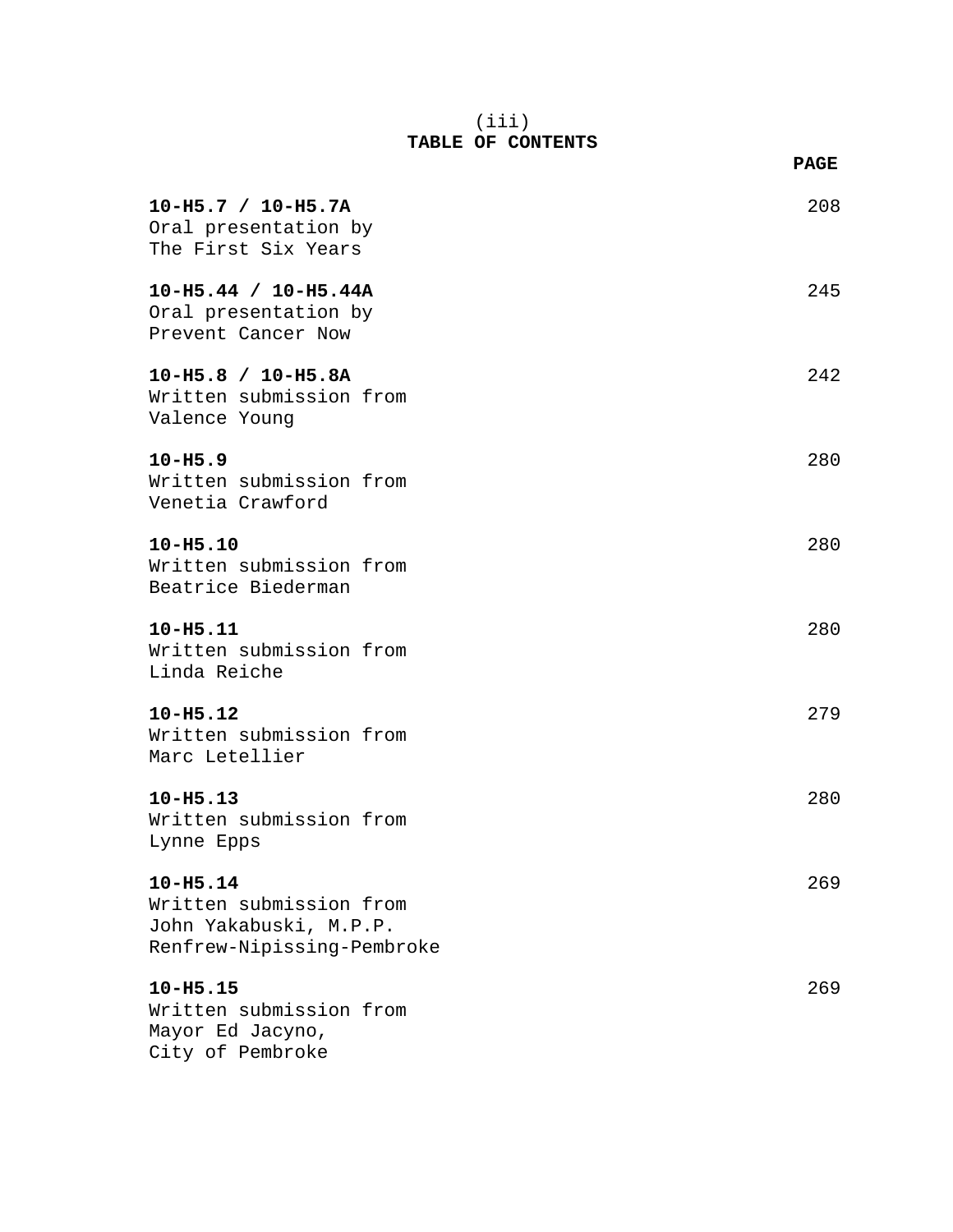# TABLE OF CONTENTS

| | PAGE |
|---|---|
| **10-H5.7 / 10-H5.7A**<br>Oral presentation by<br>The First Six Years | 208 |
| **10-H5.44 / 10-H5.44A**<br>Oral presentation by<br>Prevent Cancer Now | 245 |
| **10-H5.8 / 10-H5.8A**<br>Written submission from<br>Valence Young | 242 |
| **10-H5.9**<br>Written submission from<br>Venetia Crawford | 280 |
| **10-H5.10**<br>Written submission from<br>Beatrice Biederman | 280 |
| **10-H5.11**<br>Written submission from<br>Linda Reiche | 280 |
| **10-H5.12**<br>Written submission from<br>Marc Letellier | 279 |
| **10-H5.13**<br>Written submission from<br>Lynne Epps | 280 |
| **10-H5.14**<br>Written submission from<br>John Yakabuski, M.P.P.<br>Renfrew-Nipissing-Pembroke | 269 |
| **10-H5.15**<br>Written submission from<br>Mayor Ed Jacyno,<br>City of Pembroke | 269 |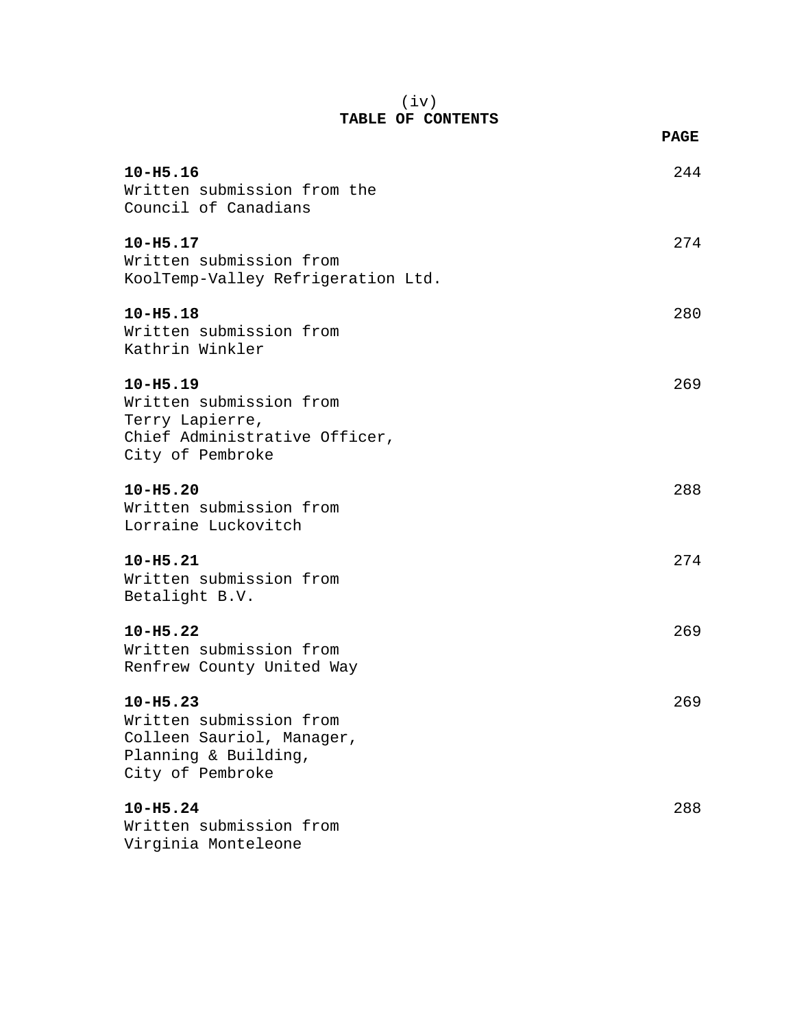# TABLE OF CONTENTS

| | PAGE |
|---|---|
| **10-H5.16**<br>Written submission from the Council of Canadians | 244 |
| **10-H5.17**<br>Written submission from KoolTemp-Valley Refrigeration Ltd. | 274 |
| **10-H5.18**<br>Written submission from Kathrin Winkler | 280 |
| **10-H5.19**<br>Written submission from Terry Lapierre, Chief Administrative Officer, City of Pembroke | 269 |
| **10-H5.20**<br>Written submission from Lorraine Luckovitch | 288 |
| **10-H5.21**<br>Written submission from Betalight B.V. | 274 |
| **10-H5.22**<br>Written submission from Renfrew County United Way | 269 |
| **10-H5.23**<br>Written submission from Colleen Sauriol, Manager, Planning & Building, City of Pembroke | 269 |
| **10-H5.24**<br>Written submission from Virginia Monteleone | 288 |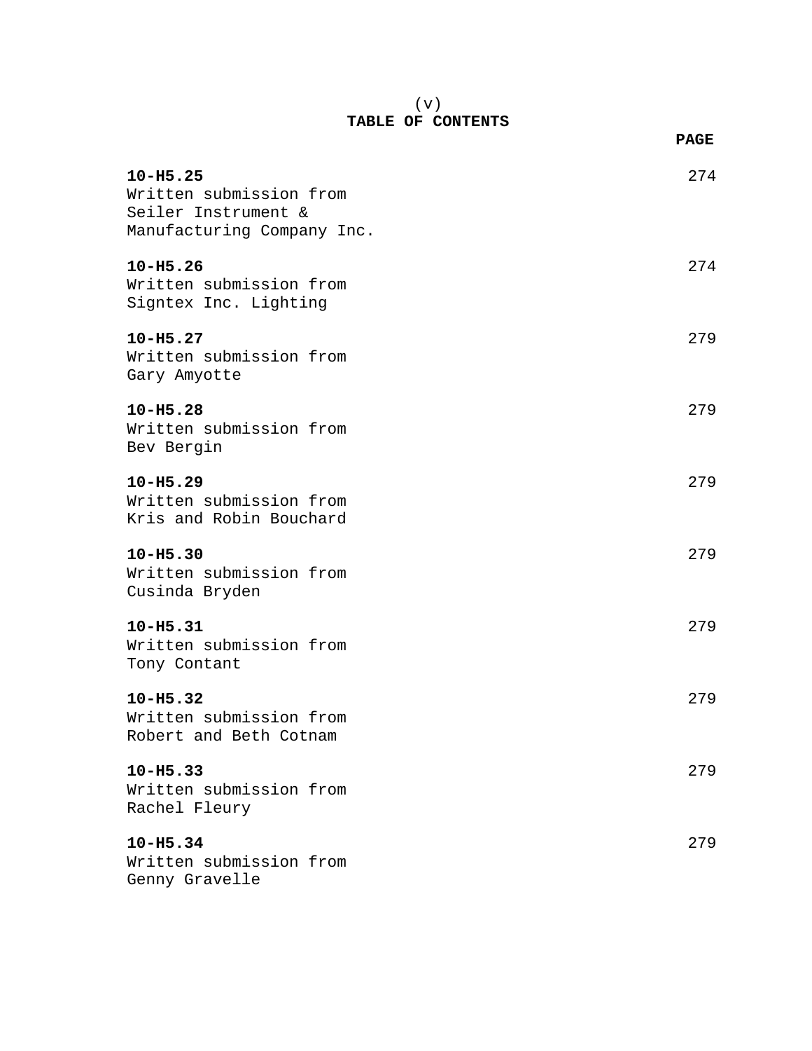(v)

# TABLE OF CONTENTS

| | PAGE |
|---|---|
| **10-H5.25**<br>Written submission from<br>Seiler Instrument &<br>Manufacturing Company Inc. | 274 |
| **10-H5.26**<br>Written submission from<br>Signtex Inc. Lighting | 274 |
| **10-H5.27**<br>Written submission from<br>Gary Amyotte | 279 |
| **10-H5.28**<br>Written submission from<br>Bev Bergin | 279 |
| **10-H5.29**<br>Written submission from<br>Kris and Robin Bouchard | 279 |
| **10-H5.30**<br>Written submission from<br>Cusinda Bryden | 279 |
| **10-H5.31**<br>Written submission from<br>Tony Contant | 279 |
| **10-H5.32**<br>Written submission from<br>Robert and Beth Cotnam | 279 |
| **10-H5.33**<br>Written submission from<br>Rachel Fleury | 279 |
| **10-H5.34**<br>Written submission from<br>Genny Gravelle | 279 |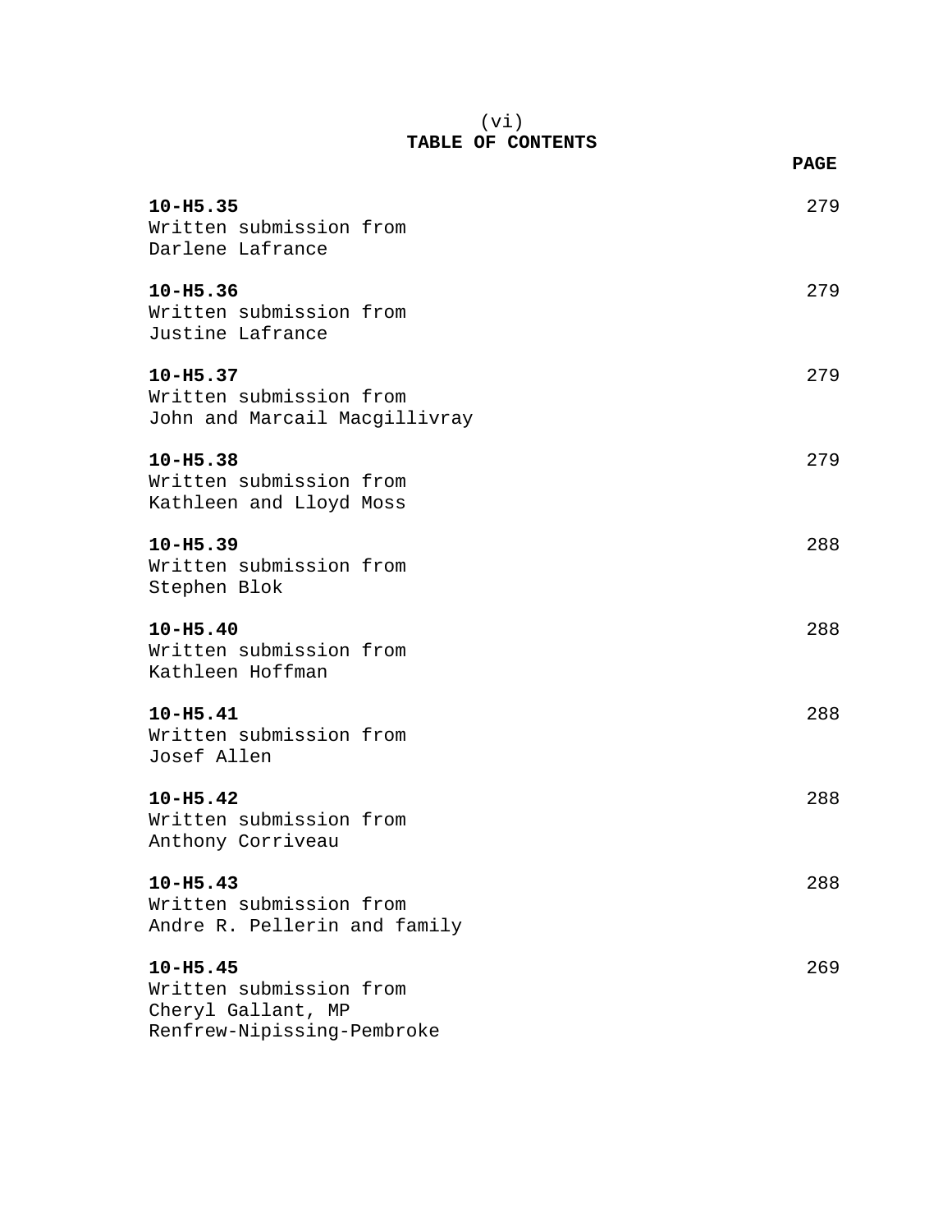(vi)

# TABLE OF CONTENTS

| | PAGE |
|---|---|
| **10-H5.35**<br>Written submission from<br>Darlene Lafrance | 279 |
| **10-H5.36**<br>Written submission from<br>Justine Lafrance | 279 |
| **10-H5.37**<br>Written submission from<br>John and Marcail Macgillivray | 279 |
| **10-H5.38**<br>Written submission from<br>Kathleen and Lloyd Moss | 279 |
| **10-H5.39**<br>Written submission from<br>Stephen Blok | 288 |
| **10-H5.40**<br>Written submission from<br>Kathleen Hoffman | 288 |
| **10-H5.41**<br>Written submission from<br>Josef Allen | 288 |
| **10-H5.42**<br>Written submission from<br>Anthony Corriveau | 288 |
| **10-H5.43**<br>Written submission from<br>Andre R. Pellerin and family | 288 |
| **10-H5.45**<br>Written submission from<br>Cheryl Gallant, MP<br>Renfrew-Nipissing-Pembroke | 269 |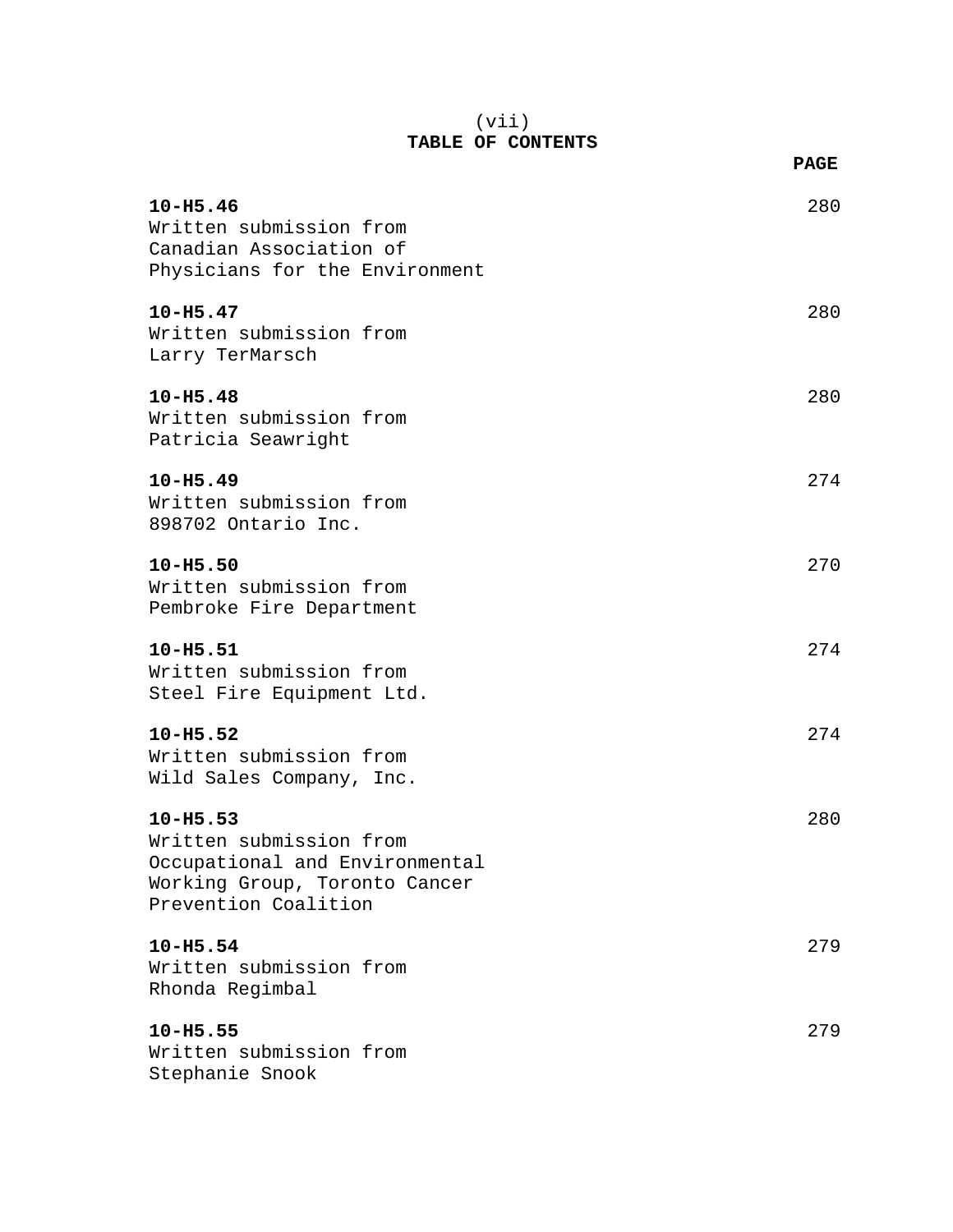(vii)

# TABLE OF CONTENTS

| | PAGE |
|---|---|
| **10-H5.46**<br>Written submission from<br>Canadian Association of<br>Physicians for the Environment | 280 |
| **10-H5.47**<br>Written submission from<br>Larry TerMarsch | 280 |
| **10-H5.48**<br>Written submission from<br>Patricia Seawright | 280 |
| **10-H5.49**<br>Written submission from<br>898702 Ontario Inc. | 274 |
| **10-H5.50**<br>Written submission from<br>Pembroke Fire Department | 270 |
| **10-H5.51**<br>Written submission from<br>Steel Fire Equipment Ltd. | 274 |
| **10-H5.52**<br>Written submission from<br>Wild Sales Company, Inc. | 274 |
| **10-H5.53**<br>Written submission from<br>Occupational and Environmental<br>Working Group, Toronto Cancer<br>Prevention Coalition | 280 |
| **10-H5.54**<br>Written submission from<br>Rhonda Regimbal | 279 |
| **10-H5.55**<br>Written submission from<br>Stephanie Snook | 279 |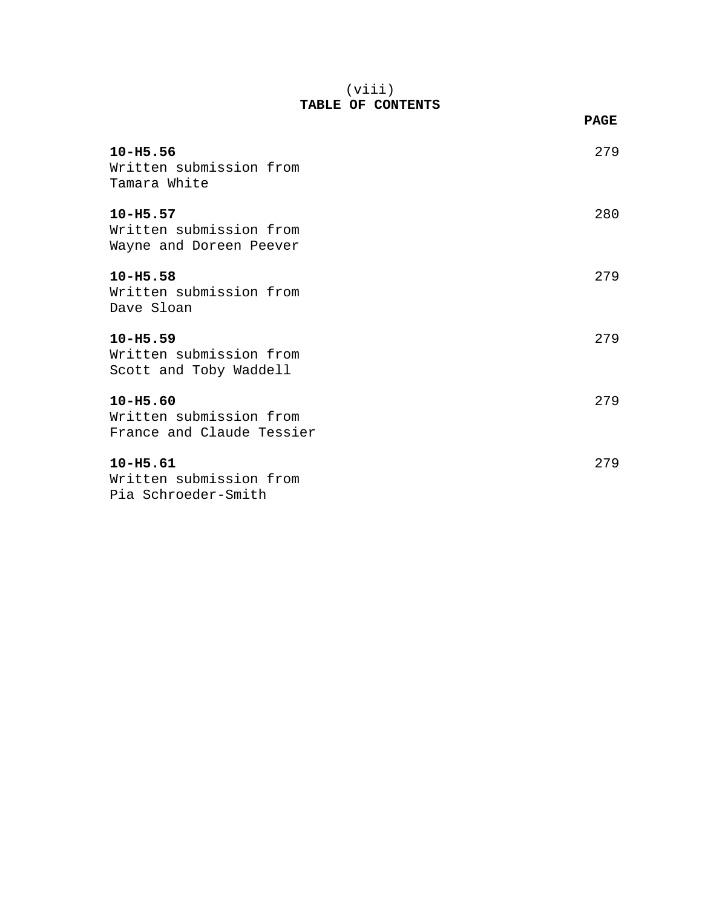(viii)

# TABLE OF CONTENTS

| | PAGE |
|---|---|
| **10-H5.56**<br>Written submission from<br>Tamara White | 279 |
| **10-H5.57**<br>Written submission from<br>Wayne and Doreen Peever | 280 |
| **10-H5.58**<br>Written submission from<br>Dave Sloan | 279 |
| **10-H5.59**<br>Written submission from<br>Scott and Toby Waddell | 279 |
| **10-H5.60**<br>Written submission from<br>France and Claude Tessier | 279 |
| **10-H5.61**<br>Written submission from<br>Pia Schroeder-Smith | 279 |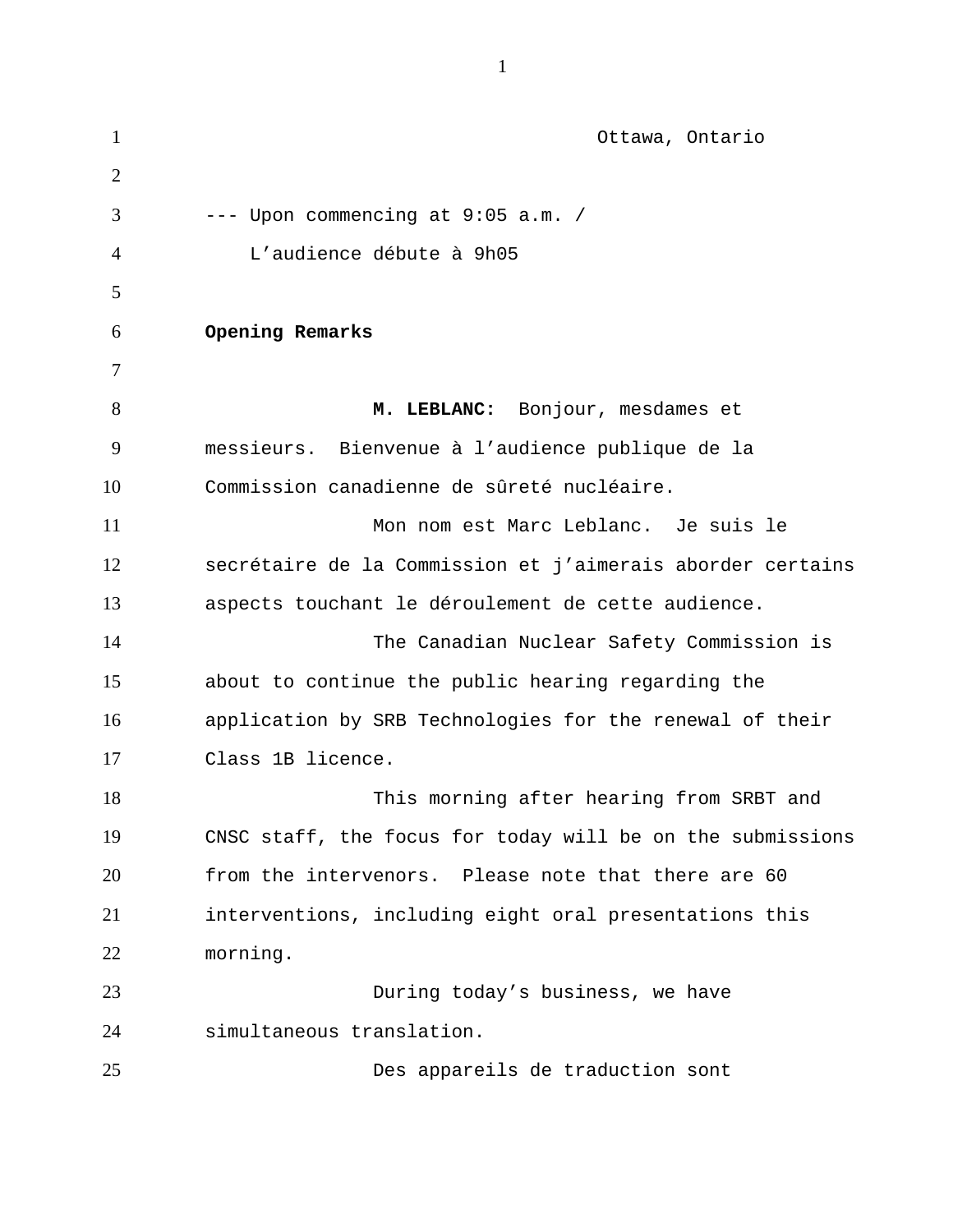Ottawa, Ontario

--- Upon commencing at 9:05 a.m. /
L'audience débute à 9h05

**Opening Remarks**

**M. LEBLANC:** Bonjour, mesdames et messieurs. Bienvenue à l'audience publique de la Commission canadienne de sûreté nucléaire.

Mon nom est Marc Leblanc. Je suis le secrétaire de la Commission et j'aimerais aborder certains aspects touchant le déroulement de cette audience.

The Canadian Nuclear Safety Commission is about to continue the public hearing regarding the application by SRB Technologies for the renewal of their Class 1B licence.

This morning after hearing from SRBT and CNSC staff, the focus for today will be on the submissions from the intervenors. Please note that there are 60 interventions, including eight oral presentations this morning.

During today's business, we have simultaneous translation.

Des appareils de traduction sont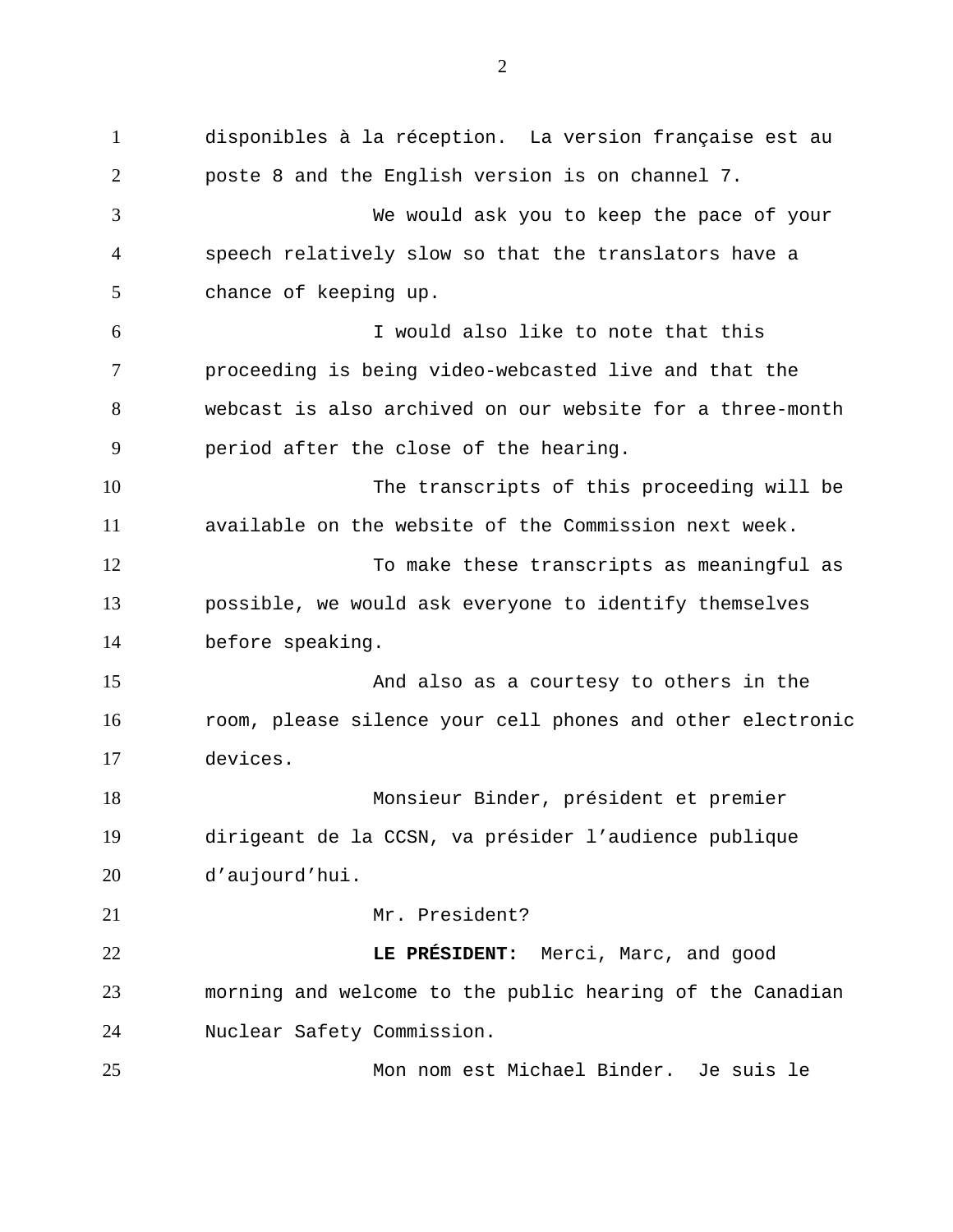disponibles à la réception. La version française est au poste 8 and the English version is on channel 7.

We would ask you to keep the pace of your speech relatively slow so that the translators have a chance of keeping up.

I would also like to note that this proceeding is being video-webcasted live and that the webcast is also archived on our website for a three-month period after the close of the hearing.

The transcripts of this proceeding will be available on the website of the Commission next week.

To make these transcripts as meaningful as possible, we would ask everyone to identify themselves before speaking.

And also as a courtesy to others in the room, please silence your cell phones and other electronic devices.

Monsieur Binder, président et premier dirigeant de la CCSN, va présider l'audience publique d'aujourd'hui.

Mr. President?

**LE PRÉSIDENT:** Merci, Marc, and good morning and welcome to the public hearing of the Canadian Nuclear Safety Commission.

Mon nom est Michael Binder. Je suis le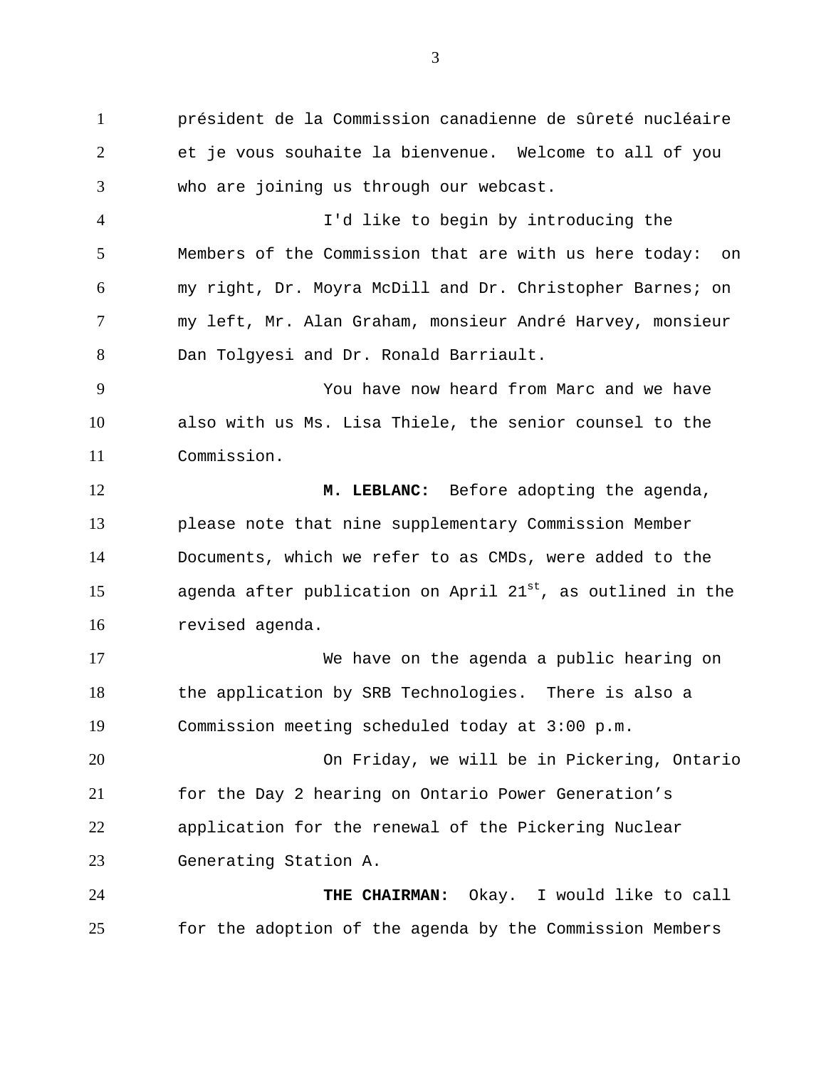président de la Commission canadienne de sûreté nucléaire et je vous souhaite la bienvenue. Welcome to all of you who are joining us through our webcast.

I'd like to begin by introducing the Members of the Commission that are with us here today: on my right, Dr. Moyra McDill and Dr. Christopher Barnes; on my left, Mr. Alan Graham, monsieur André Harvey, monsieur Dan Tolgyesi and Dr. Ronald Barriault.

You have now heard from Marc and we have also with us Ms. Lisa Thiele, the senior counsel to the Commission.

**M. LEBLANC:** Before adopting the agenda, please note that nine supplementary Commission Member Documents, which we refer to as CMDs, were added to the agenda after publication on April 21st, as outlined in the revised agenda.

We have on the agenda a public hearing on the application by SRB Technologies. There is also a Commission meeting scheduled today at 3:00 p.m.

On Friday, we will be in Pickering, Ontario for the Day 2 hearing on Ontario Power Generation's application for the renewal of the Pickering Nuclear Generating Station A.

**THE CHAIRMAN:** Okay. I would like to call for the adoption of the agenda by the Commission Members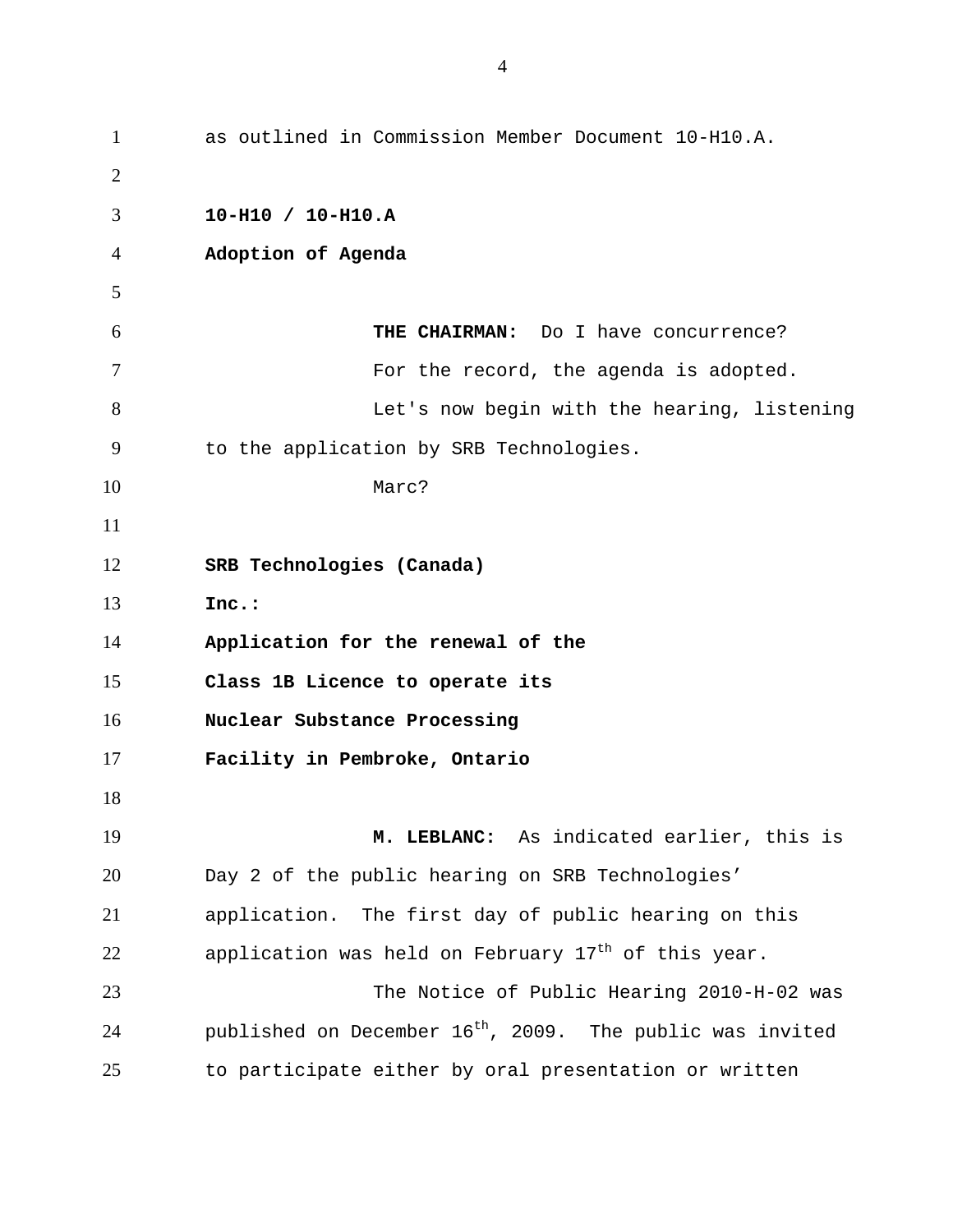as outlined in Commission Member Document 10-H10.A.

**10-H10 / 10-H10.A**

**Adoption of Agenda**

**THE CHAIRMAN:** Do I have concurrence?

For the record, the agenda is adopted.

Let's now begin with the hearing, listening to the application by SRB Technologies.

Marc?

**SRB Technologies (Canada) Inc.:**

**Application for the renewal of the Class 1B Licence to operate its Nuclear Substance Processing Facility in Pembroke, Ontario**

**M. LEBLANC:** As indicated earlier, this is Day 2 of the public hearing on SRB Technologies' application. The first day of public hearing on this application was held on February 17th of this year.

The Notice of Public Hearing 2010-H-02 was published on December 16th, 2009. The public was invited to participate either by oral presentation or written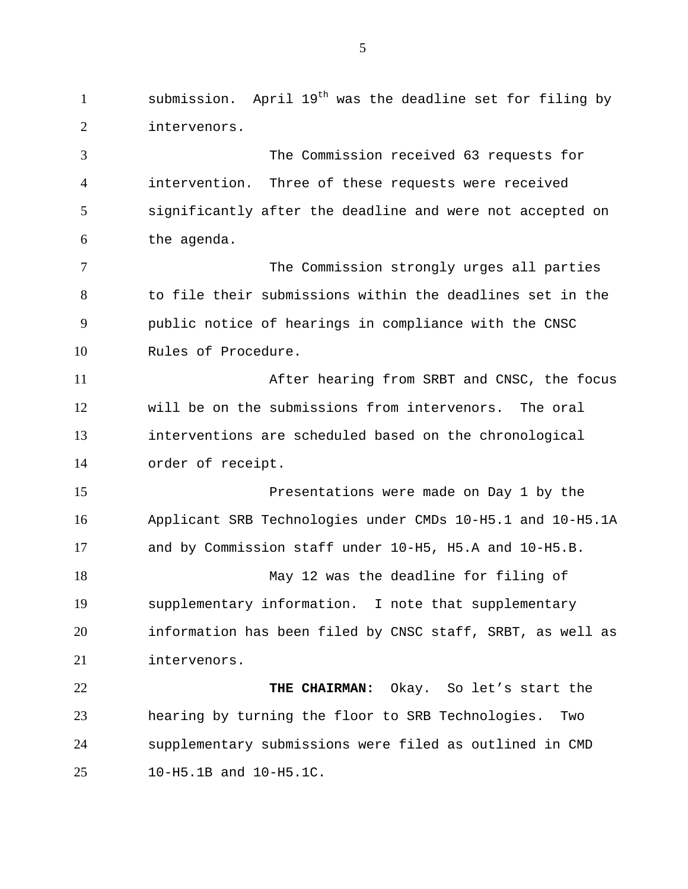submission. April 19th was the deadline set for filing by intervenors.

The Commission received 63 requests for intervention. Three of these requests were received significantly after the deadline and were not accepted on the agenda.

The Commission strongly urges all parties to file their submissions within the deadlines set in the public notice of hearings in compliance with the CNSC Rules of Procedure.

After hearing from SRBT and CNSC, the focus will be on the submissions from intervenors. The oral interventions are scheduled based on the chronological order of receipt.

Presentations were made on Day 1 by the Applicant SRB Technologies under CMDs 10-H5.1 and 10-H5.1A and by Commission staff under 10-H5, H5.A and 10-H5.B.

May 12 was the deadline for filing of supplementary information. I note that supplementary information has been filed by CNSC staff, SRBT, as well as intervenors.

**THE CHAIRMAN:** Okay. So let's start the hearing by turning the floor to SRB Technologies. Two supplementary submissions were filed as outlined in CMD 10-H5.1B and 10-H5.1C.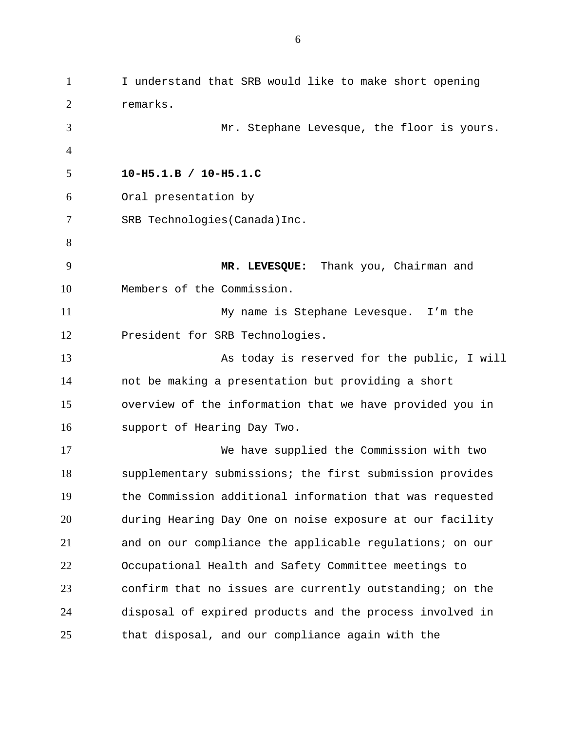I understand that SRB would like to make short opening remarks.

Mr. Stephane Levesque, the floor is yours.

**10-H5.1.B / 10-H5.1.C**

Oral presentation by

SRB Technologies(Canada)Inc.

**MR. LEVESQUE:** Thank you, Chairman and Members of the Commission.

My name is Stephane Levesque. I'm the President for SRB Technologies.

As today is reserved for the public, I will not be making a presentation but providing a short overview of the information that we have provided you in support of Hearing Day Two.

We have supplied the Commission with two supplementary submissions; the first submission provides the Commission additional information that was requested during Hearing Day One on noise exposure at our facility and on our compliance the applicable regulations; on our Occupational Health and Safety Committee meetings to confirm that no issues are currently outstanding; on the disposal of expired products and the process involved in that disposal, and our compliance again with the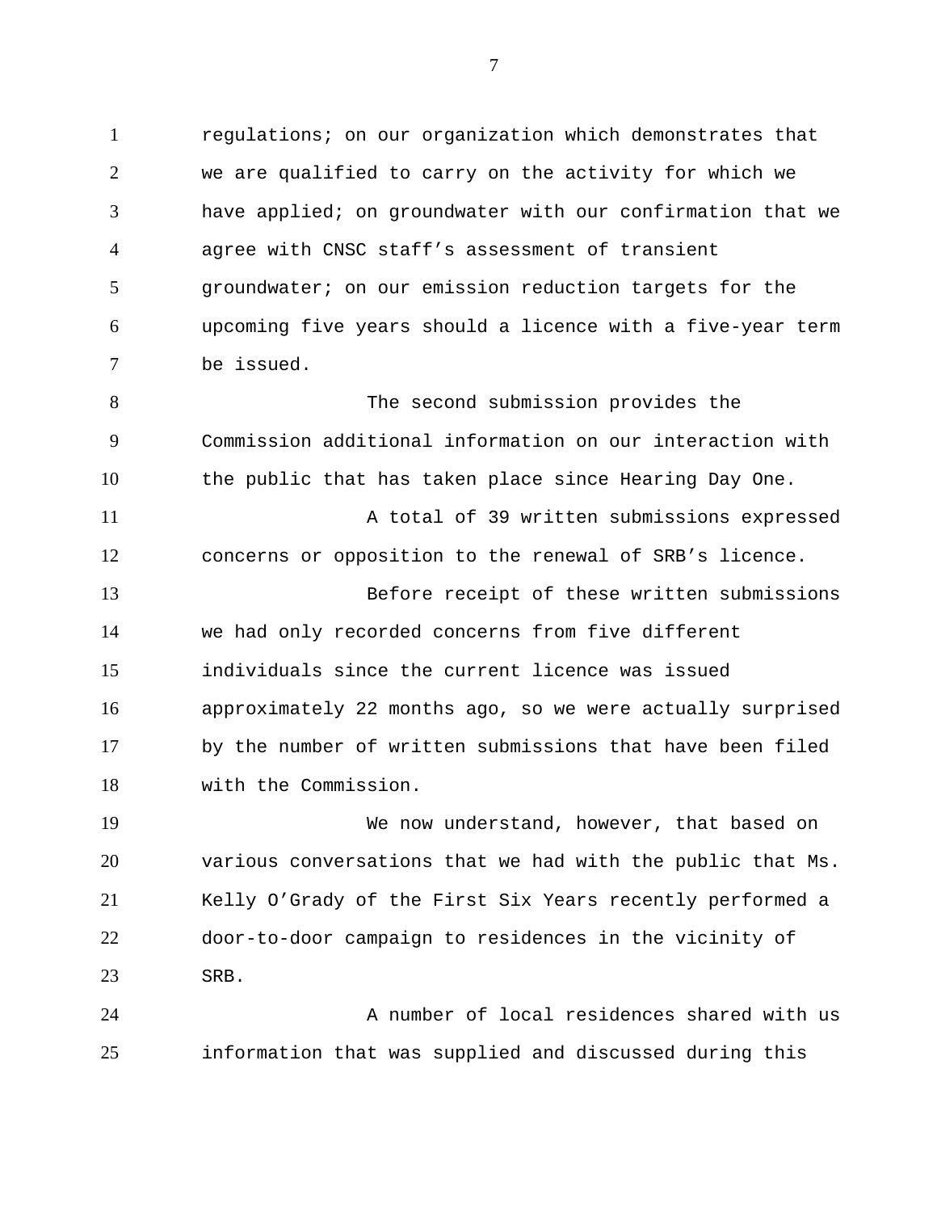regulations; on our organization which demonstrates that we are qualified to carry on the activity for which we have applied; on groundwater with our confirmation that we agree with CNSC staff's assessment of transient groundwater; on our emission reduction targets for the upcoming five years should a licence with a five-year term be issued.

The second submission provides the Commission additional information on our interaction with the public that has taken place since Hearing Day One.

A total of 39 written submissions expressed concerns or opposition to the renewal of SRB's licence.

Before receipt of these written submissions we had only recorded concerns from five different individuals since the current licence was issued approximately 22 months ago, so we were actually surprised by the number of written submissions that have been filed with the Commission.

We now understand, however, that based on various conversations that we had with the public that Ms. Kelly O'Grady of the First Six Years recently performed a door-to-door campaign to residences in the vicinity of SRB.

A number of local residences shared with us information that was supplied and discussed during this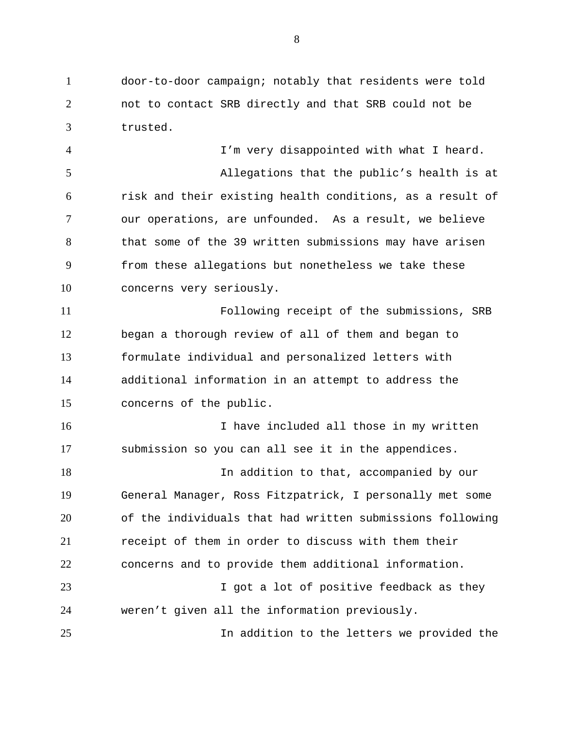door-to-door campaign; notably that residents were told not to contact SRB directly and that SRB could not be trusted.

I'm very disappointed with what I heard.

Allegations that the public's health is at risk and their existing health conditions, as a result of our operations, are unfounded. As a result, we believe that some of the 39 written submissions may have arisen from these allegations but nonetheless we take these concerns very seriously.

Following receipt of the submissions, SRB began a thorough review of all of them and began to formulate individual and personalized letters with additional information in an attempt to address the concerns of the public.

I have included all those in my written submission so you can all see it in the appendices.

In addition to that, accompanied by our General Manager, Ross Fitzpatrick, I personally met some of the individuals that had written submissions following receipt of them in order to discuss with them their concerns and to provide them additional information.

I got a lot of positive feedback as they weren't given all the information previously.

In addition to the letters we provided the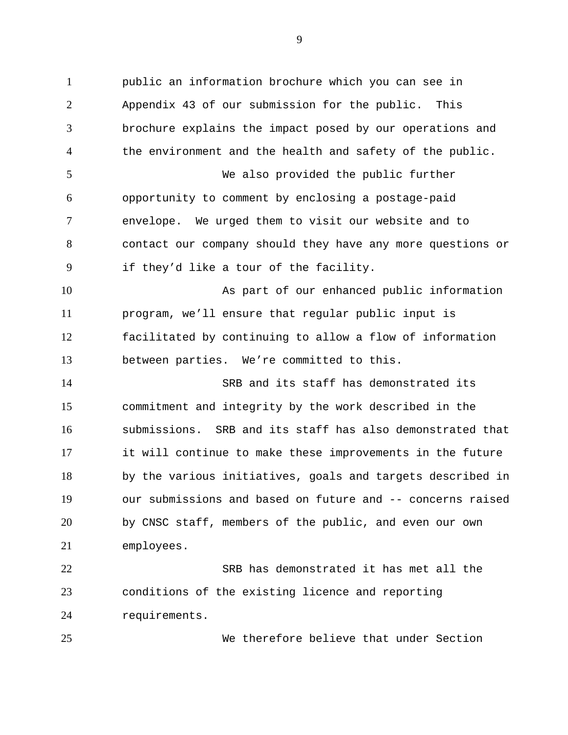public an information brochure which you can see in Appendix 43 of our submission for the public. This brochure explains the impact posed by our operations and the environment and the health and safety of the public.

We also provided the public further opportunity to comment by enclosing a postage-paid envelope. We urged them to visit our website and to contact our company should they have any more questions or if they'd like a tour of the facility.

As part of our enhanced public information program, we'll ensure that regular public input is facilitated by continuing to allow a flow of information between parties. We're committed to this.

SRB and its staff has demonstrated its commitment and integrity by the work described in the submissions. SRB and its staff has also demonstrated that it will continue to make these improvements in the future by the various initiatives, goals and targets described in our submissions and based on future and -- concerns raised by CNSC staff, members of the public, and even our own employees.

SRB has demonstrated it has met all the conditions of the existing licence and reporting requirements.

We therefore believe that under Section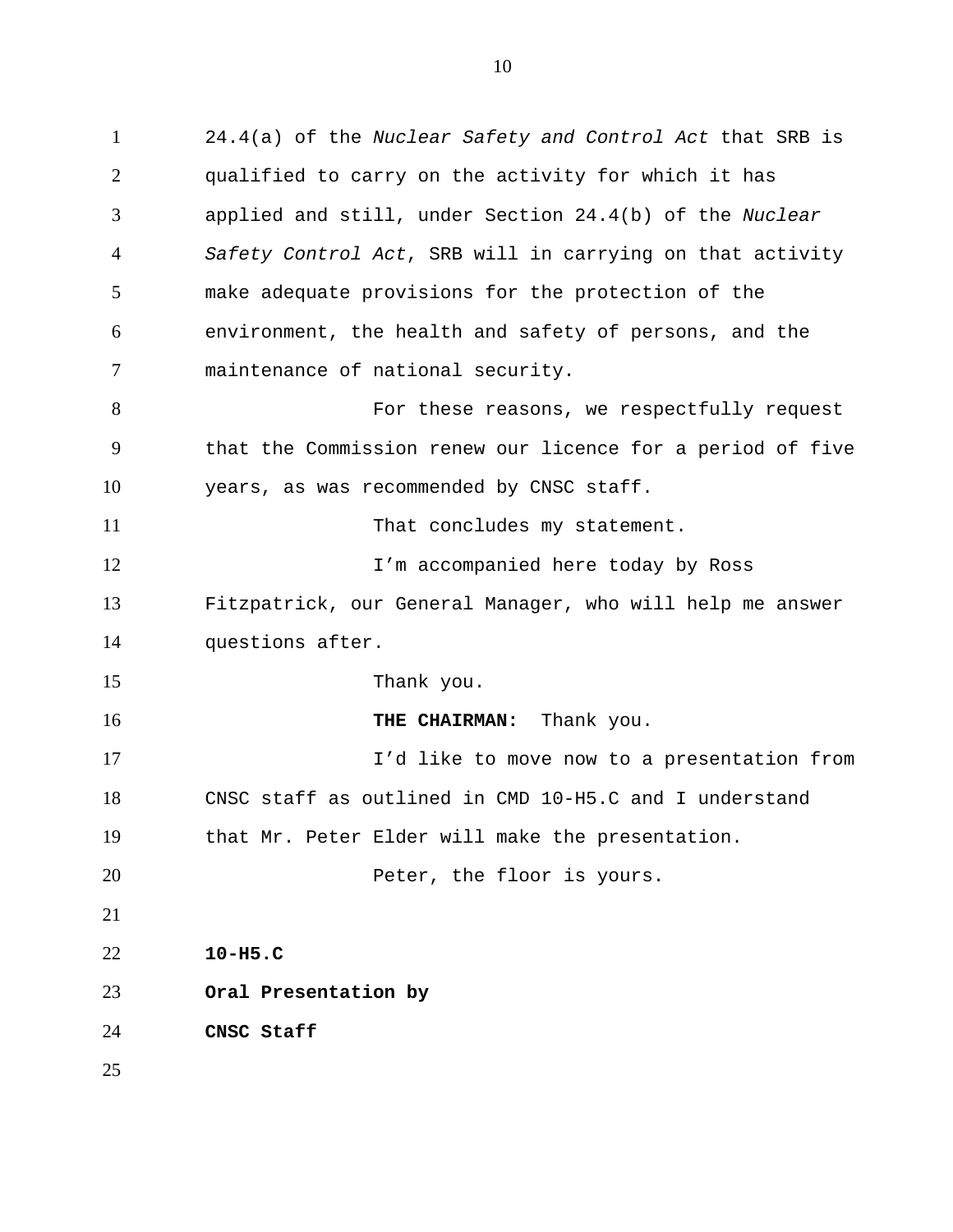24.4(a) of the *Nuclear Safety and Control Act* that SRB is qualified to carry on the activity for which it has applied and still, under Section 24.4(b) of the *Nuclear Safety Control Act*, SRB will in carrying on that activity make adequate provisions for the protection of the environment, the health and safety of persons, and the maintenance of national security.

For these reasons, we respectfully request that the Commission renew our licence for a period of five years, as was recommended by CNSC staff.

That concludes my statement.

I'm accompanied here today by Ross Fitzpatrick, our General Manager, who will help me answer questions after.

Thank you.

**THE CHAIRMAN:** Thank you.

I'd like to move now to a presentation from CNSC staff as outlined in CMD 10-H5.C and I understand that Mr. Peter Elder will make the presentation.

Peter, the floor is yours.

**10-H5.C**

**Oral Presentation by**

**CNSC Staff**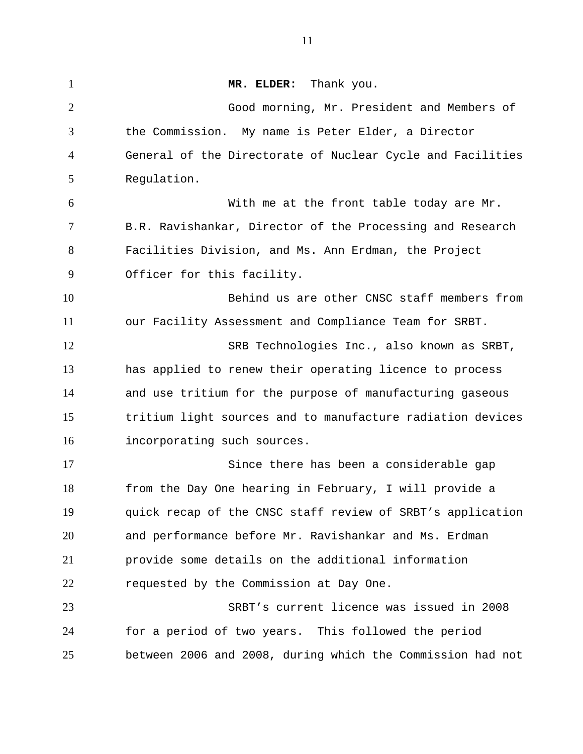**MR. ELDER:** Thank you.

Good morning, Mr. President and Members of the Commission. My name is Peter Elder, a Director General of the Directorate of Nuclear Cycle and Facilities Regulation.

With me at the front table today are Mr. B.R. Ravishankar, Director of the Processing and Research Facilities Division, and Ms. Ann Erdman, the Project Officer for this facility.

Behind us are other CNSC staff members from our Facility Assessment and Compliance Team for SRBT.

SRB Technologies Inc., also known as SRBT, has applied to renew their operating licence to process and use tritium for the purpose of manufacturing gaseous tritium light sources and to manufacture radiation devices incorporating such sources.

Since there has been a considerable gap from the Day One hearing in February, I will provide a quick recap of the CNSC staff review of SRBT's application and performance before Mr. Ravishankar and Ms. Erdman provide some details on the additional information requested by the Commission at Day One.

SRBT's current licence was issued in 2008 for a period of two years. This followed the period between 2006 and 2008, during which the Commission had not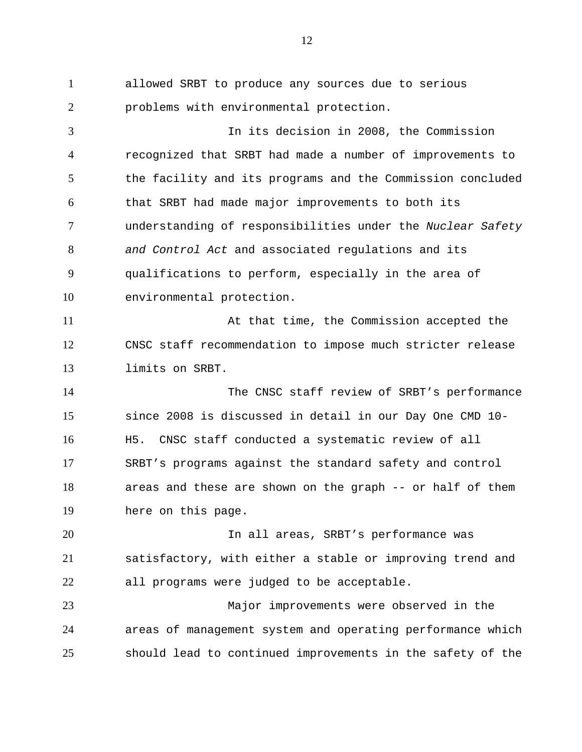allowed SRBT to produce any sources due to serious problems with environmental protection.

In its decision in 2008, the Commission recognized that SRBT had made a number of improvements to the facility and its programs and the Commission concluded that SRBT had made major improvements to both its understanding of responsibilities under the *Nuclear Safety and Control Act* and associated regulations and its qualifications to perform, especially in the area of environmental protection.

At that time, the Commission accepted the CNSC staff recommendation to impose much stricter release limits on SRBT.

The CNSC staff review of SRBT's performance since 2008 is discussed in detail in our Day One CMD 10-H5. CNSC staff conducted a systematic review of all SRBT's programs against the standard safety and control areas and these are shown on the graph -- or half of them here on this page.

In all areas, SRBT's performance was satisfactory, with either a stable or improving trend and all programs were judged to be acceptable.

Major improvements were observed in the areas of management system and operating performance which should lead to continued improvements in the safety of the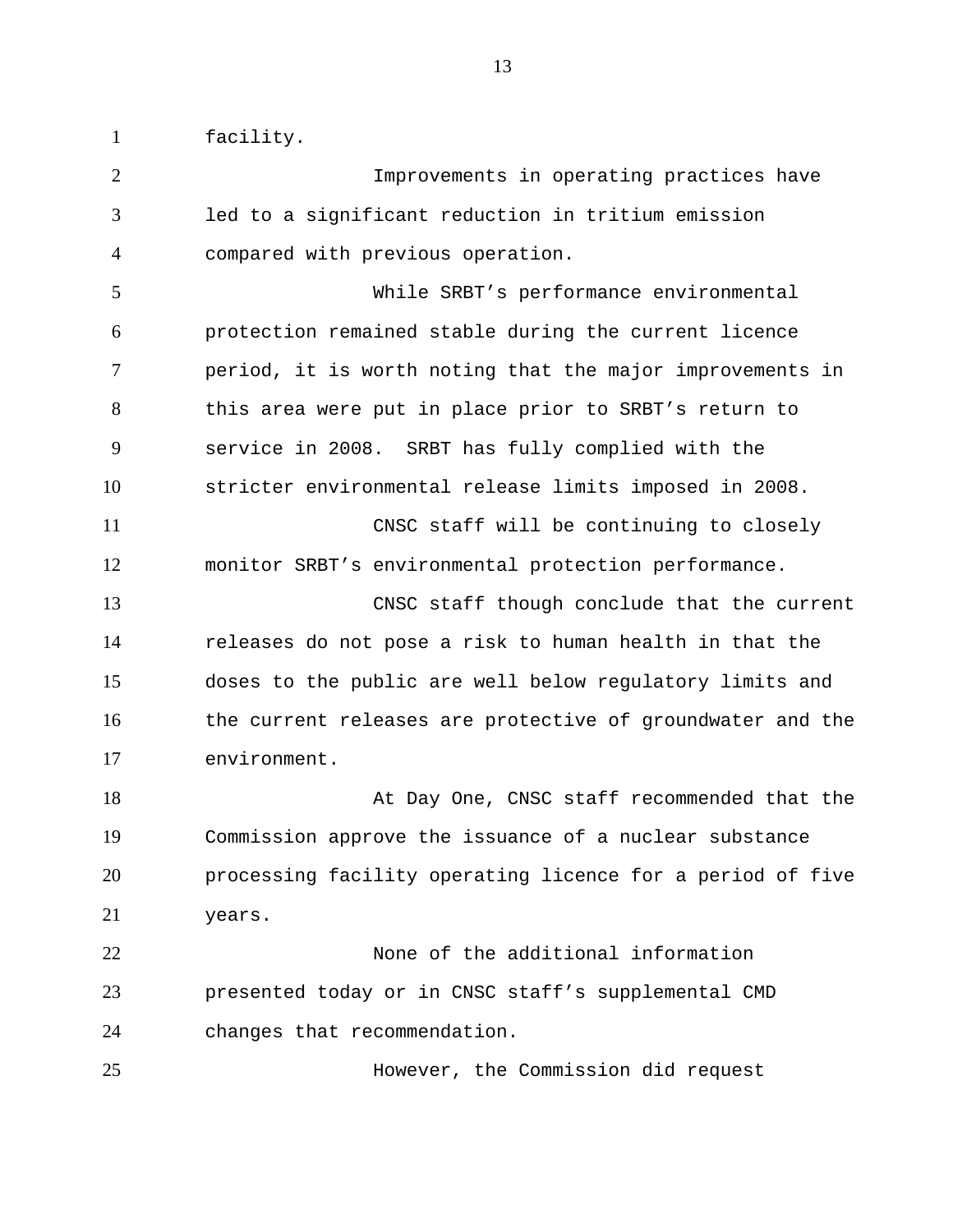facility.

Improvements in operating practices have led to a significant reduction in tritium emission compared with previous operation.

While SRBT’s performance environmental protection remained stable during the current licence period, it is worth noting that the major improvements in this area were put in place prior to SRBT’s return to service in 2008. SRBT has fully complied with the stricter environmental release limits imposed in 2008.

CNSC staff will be continuing to closely monitor SRBT’s environmental protection performance.

CNSC staff though conclude that the current releases do not pose a risk to human health in that the doses to the public are well below regulatory limits and the current releases are protective of groundwater and the environment.

At Day One, CNSC staff recommended that the Commission approve the issuance of a nuclear substance processing facility operating licence for a period of five years.

None of the additional information presented today or in CNSC staff’s supplemental CMD changes that recommendation.

However, the Commission did request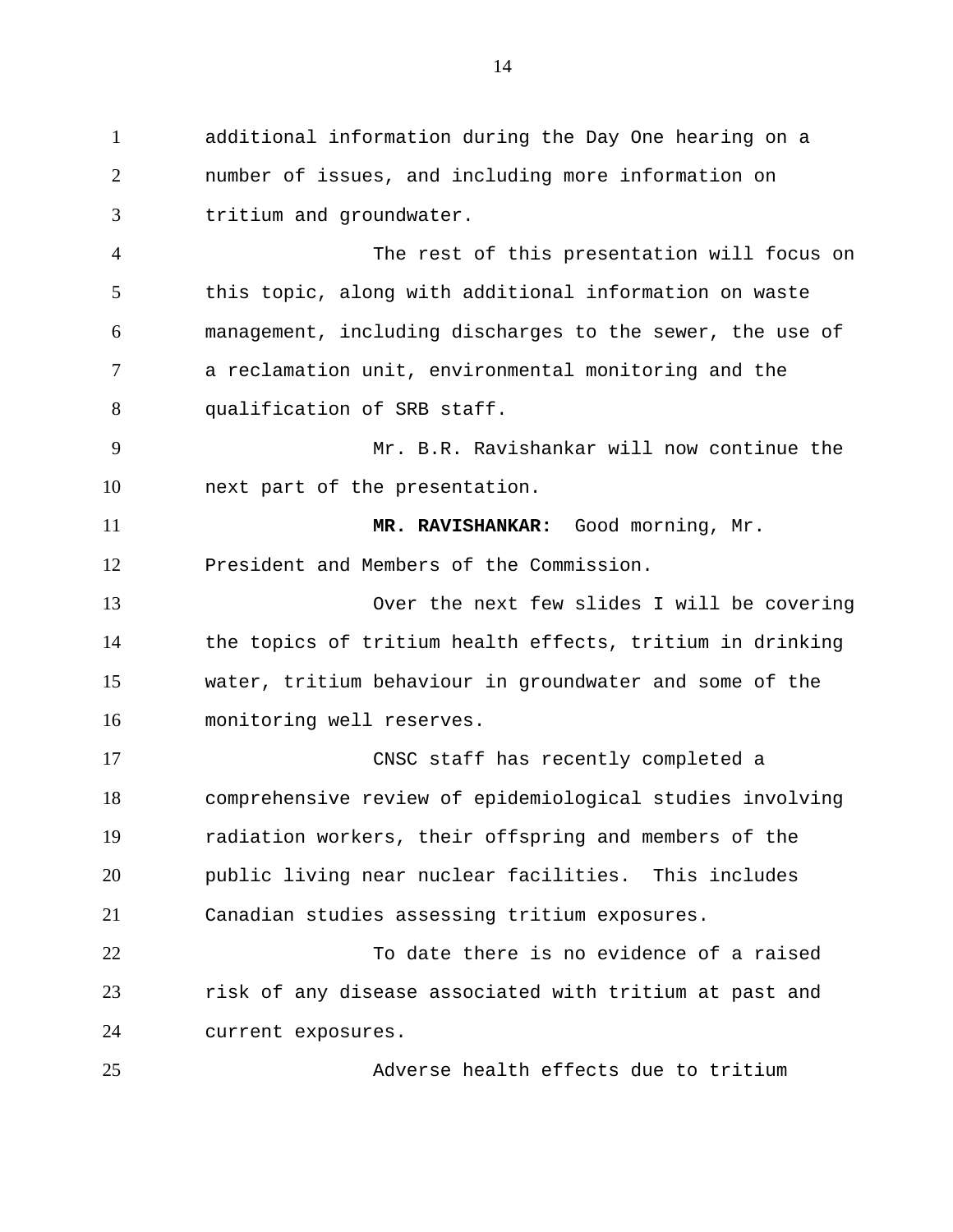additional information during the Day One hearing on a number of issues, and including more information on tritium and groundwater.

The rest of this presentation will focus on this topic, along with additional information on waste management, including discharges to the sewer, the use of a reclamation unit, environmental monitoring and the qualification of SRB staff.

Mr. B.R. Ravishankar will now continue the next part of the presentation.

**MR. RAVISHANKAR:** Good morning, Mr. President and Members of the Commission.

Over the next few slides I will be covering the topics of tritium health effects, tritium in drinking water, tritium behaviour in groundwater and some of the monitoring well reserves.

CNSC staff has recently completed a comprehensive review of epidemiological studies involving radiation workers, their offspring and members of the public living near nuclear facilities. This includes Canadian studies assessing tritium exposures.

To date there is no evidence of a raised risk of any disease associated with tritium at past and current exposures.

Adverse health effects due to tritium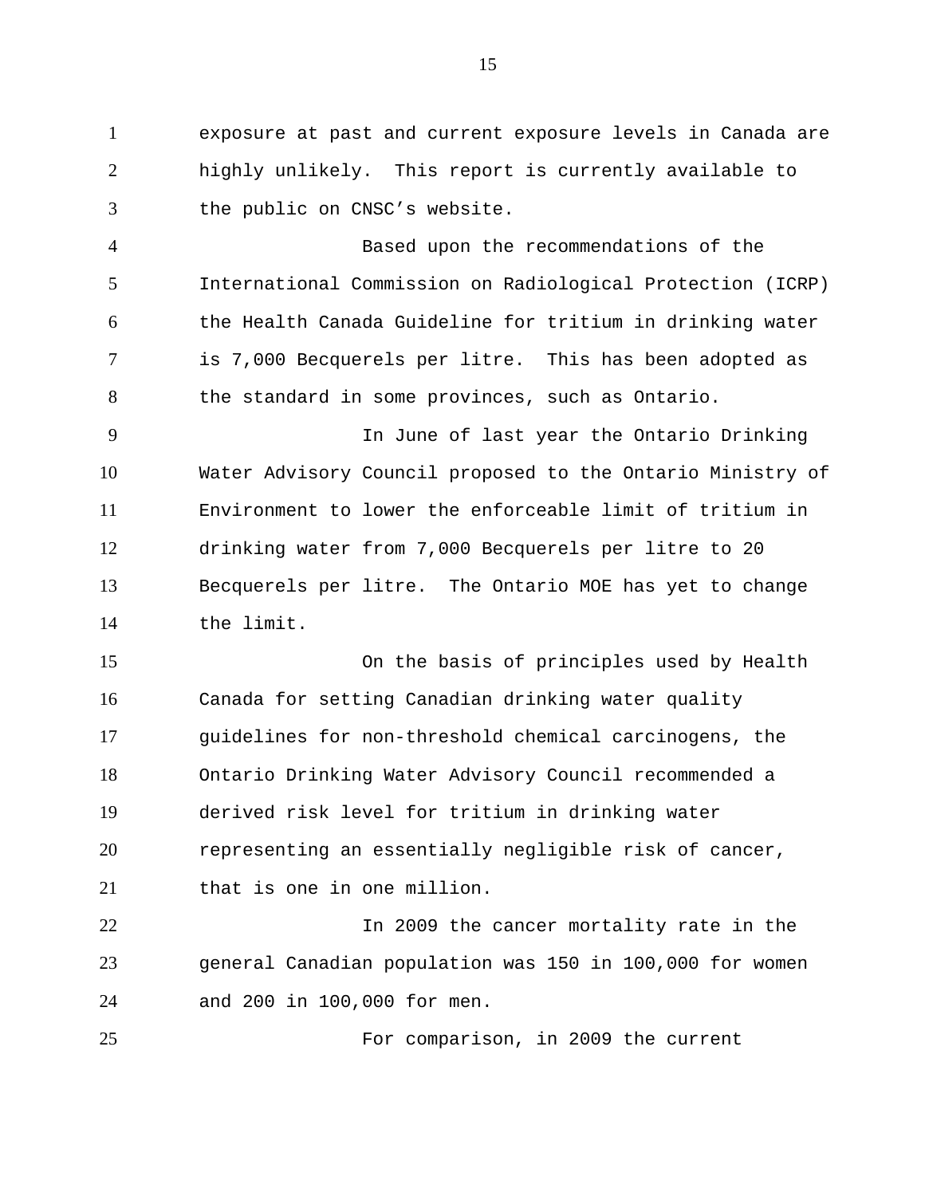exposure at past and current exposure levels in Canada are highly unlikely. This report is currently available to the public on CNSC's website.

Based upon the recommendations of the International Commission on Radiological Protection (ICRP) the Health Canada Guideline for tritium in drinking water is 7,000 Becquerels per litre. This has been adopted as the standard in some provinces, such as Ontario.

In June of last year the Ontario Drinking Water Advisory Council proposed to the Ontario Ministry of Environment to lower the enforceable limit of tritium in drinking water from 7,000 Becquerels per litre to 20 Becquerels per litre. The Ontario MOE has yet to change the limit.

On the basis of principles used by Health Canada for setting Canadian drinking water quality guidelines for non-threshold chemical carcinogens, the Ontario Drinking Water Advisory Council recommended a derived risk level for tritium in drinking water representing an essentially negligible risk of cancer, that is one in one million.

In 2009 the cancer mortality rate in the general Canadian population was 150 in 100,000 for women and 200 in 100,000 for men.

For comparison, in 2009 the current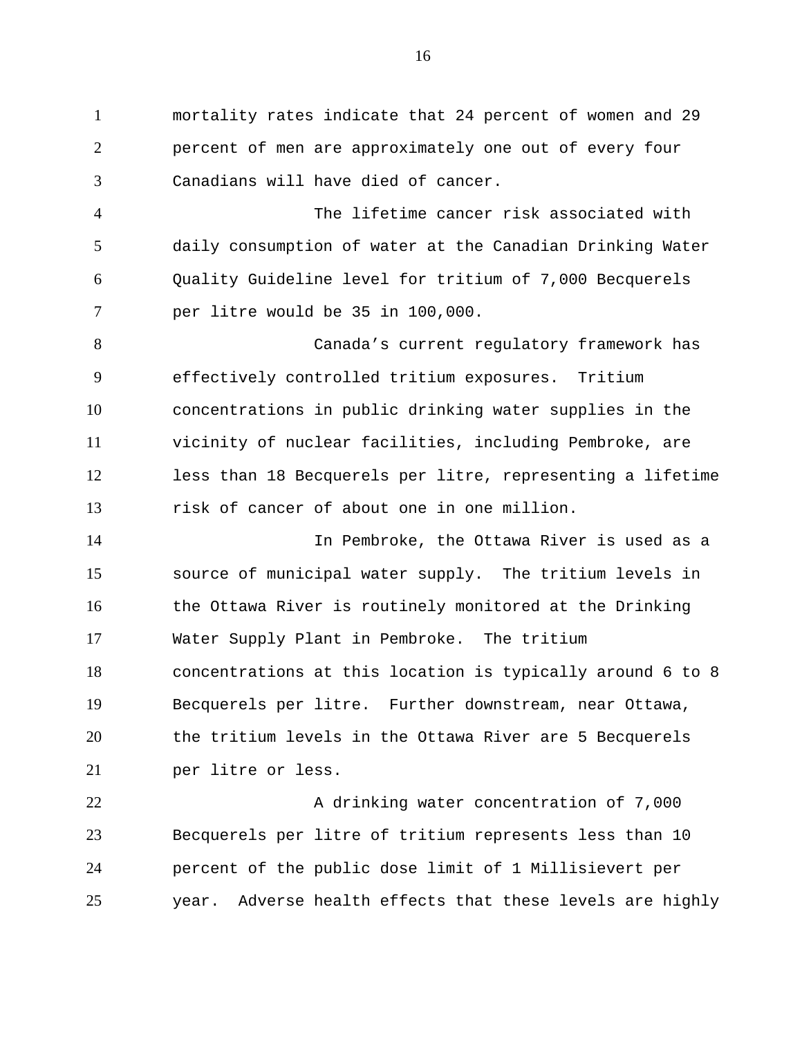mortality rates indicate that 24 percent of women and 29 percent of men are approximately one out of every four Canadians will have died of cancer.

The lifetime cancer risk associated with daily consumption of water at the Canadian Drinking Water Quality Guideline level for tritium of 7,000 Becquerels per litre would be 35 in 100,000.

Canada's current regulatory framework has effectively controlled tritium exposures. Tritium concentrations in public drinking water supplies in the vicinity of nuclear facilities, including Pembroke, are less than 18 Becquerels per litre, representing a lifetime risk of cancer of about one in one million.

In Pembroke, the Ottawa River is used as a source of municipal water supply. The tritium levels in the Ottawa River is routinely monitored at the Drinking Water Supply Plant in Pembroke. The tritium concentrations at this location is typically around 6 to 8 Becquerels per litre. Further downstream, near Ottawa, the tritium levels in the Ottawa River are 5 Becquerels per litre or less.

A drinking water concentration of 7,000 Becquerels per litre of tritium represents less than 10 percent of the public dose limit of 1 Millisievert per year. Adverse health effects that these levels are highly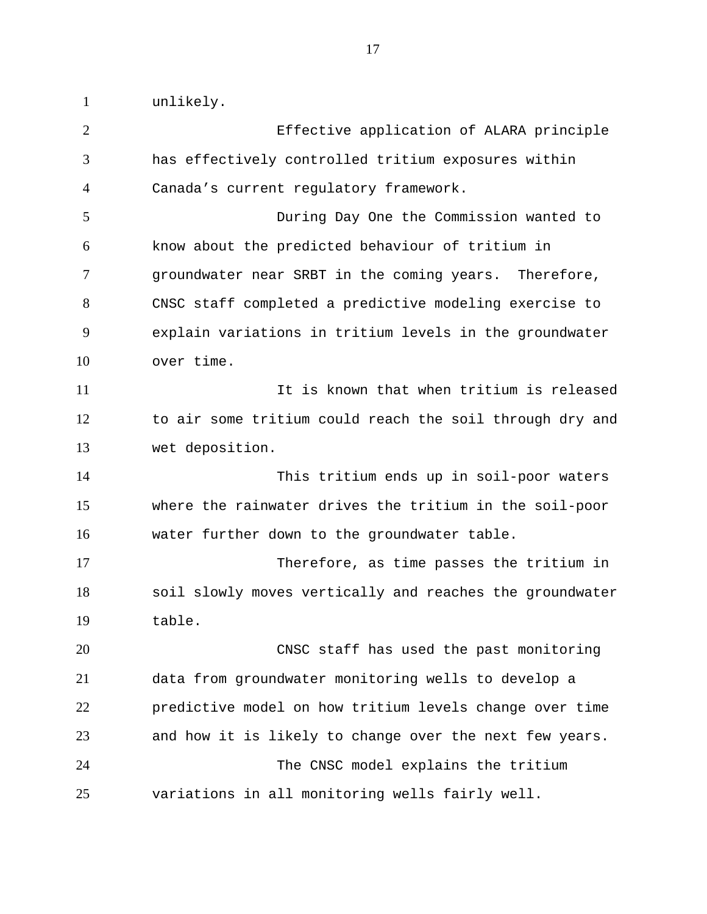unlikely.

Effective application of ALARA principle has effectively controlled tritium exposures within Canada's current regulatory framework.

During Day One the Commission wanted to know about the predicted behaviour of tritium in groundwater near SRBT in the coming years. Therefore, CNSC staff completed a predictive modeling exercise to explain variations in tritium levels in the groundwater over time.

It is known that when tritium is released to air some tritium could reach the soil through dry and wet deposition.

This tritium ends up in soil-poor waters where the rainwater drives the tritium in the soil-poor water further down to the groundwater table.

Therefore, as time passes the tritium in soil slowly moves vertically and reaches the groundwater table.

CNSC staff has used the past monitoring data from groundwater monitoring wells to develop a predictive model on how tritium levels change over time and how it is likely to change over the next few years.

The CNSC model explains the tritium variations in all monitoring wells fairly well.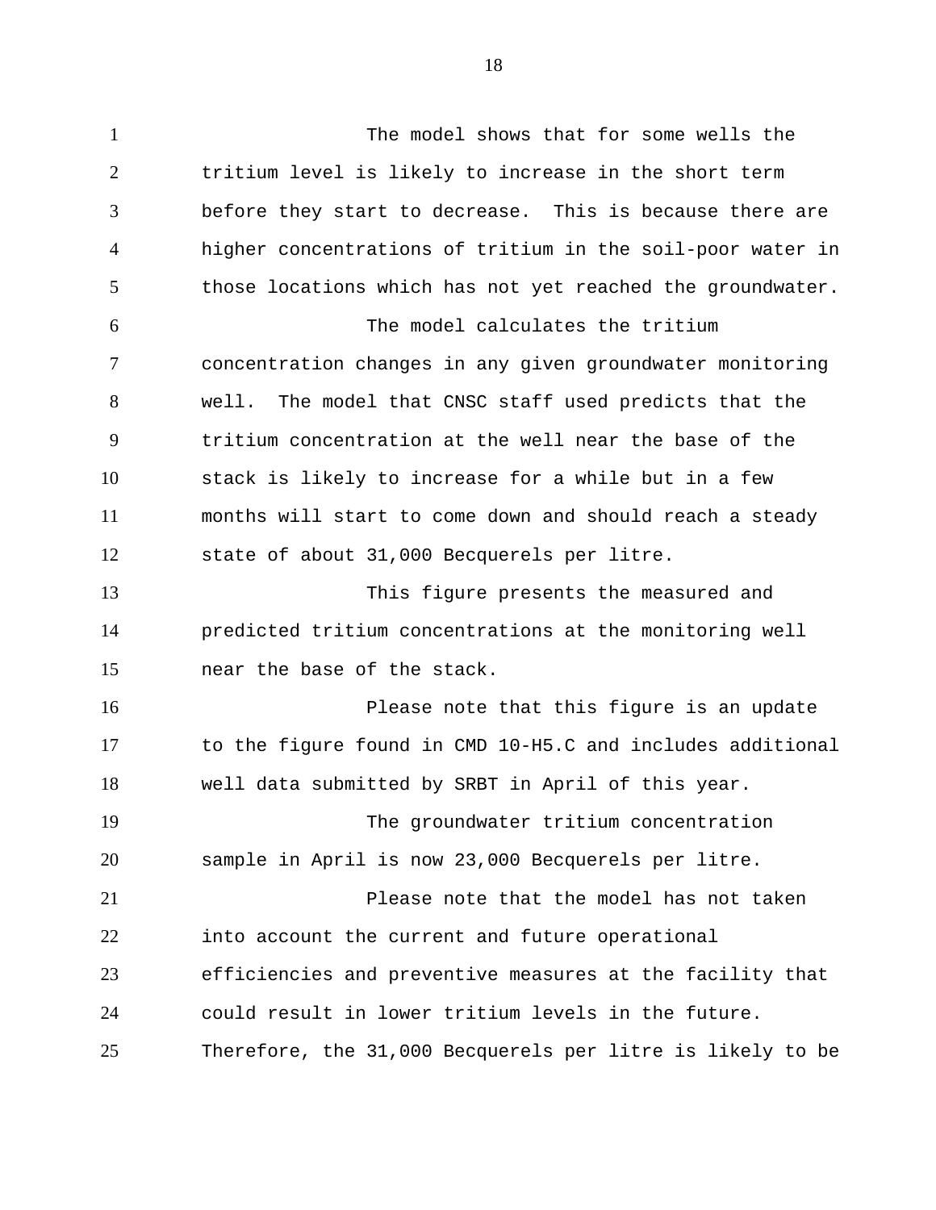The model shows that for some wells the tritium level is likely to increase in the short term before they start to decrease. This is because there are higher concentrations of tritium in the soil-poor water in those locations which has not yet reached the groundwater.

The model calculates the tritium concentration changes in any given groundwater monitoring well. The model that CNSC staff used predicts that the tritium concentration at the well near the base of the stack is likely to increase for a while but in a few months will start to come down and should reach a steady state of about 31,000 Becquerels per litre.

This figure presents the measured and predicted tritium concentrations at the monitoring well near the base of the stack.

Please note that this figure is an update to the figure found in CMD 10-H5.C and includes additional well data submitted by SRBT in April of this year.

The groundwater tritium concentration sample in April is now 23,000 Becquerels per litre.

Please note that the model has not taken into account the current and future operational efficiencies and preventive measures at the facility that could result in lower tritium levels in the future. Therefore, the 31,000 Becquerels per litre is likely to be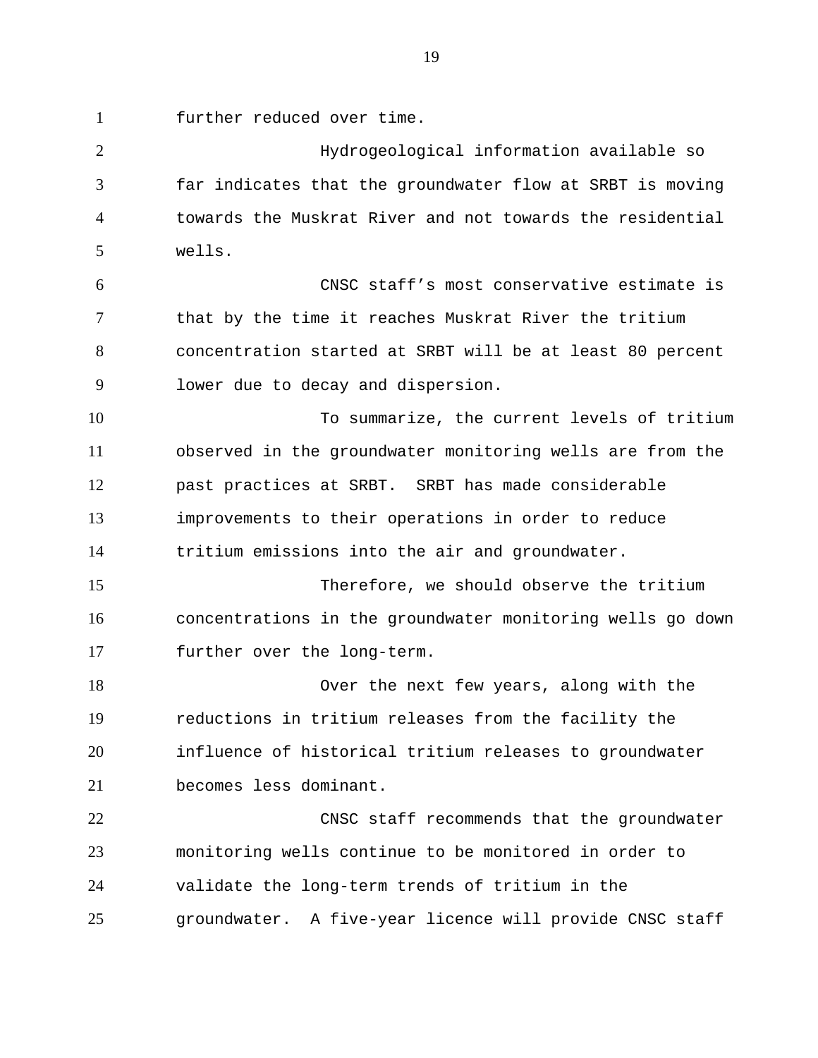further reduced over time.

Hydrogeological information available so far indicates that the groundwater flow at SRBT is moving towards the Muskrat River and not towards the residential wells.

CNSC staff's most conservative estimate is that by the time it reaches Muskrat River the tritium concentration started at SRBT will be at least 80 percent lower due to decay and dispersion.

To summarize, the current levels of tritium observed in the groundwater monitoring wells are from the past practices at SRBT. SRBT has made considerable improvements to their operations in order to reduce tritium emissions into the air and groundwater.

Therefore, we should observe the tritium concentrations in the groundwater monitoring wells go down further over the long-term.

Over the next few years, along with the reductions in tritium releases from the facility the influence of historical tritium releases to groundwater becomes less dominant.

CNSC staff recommends that the groundwater monitoring wells continue to be monitored in order to validate the long-term trends of tritium in the groundwater. A five-year licence will provide CNSC staff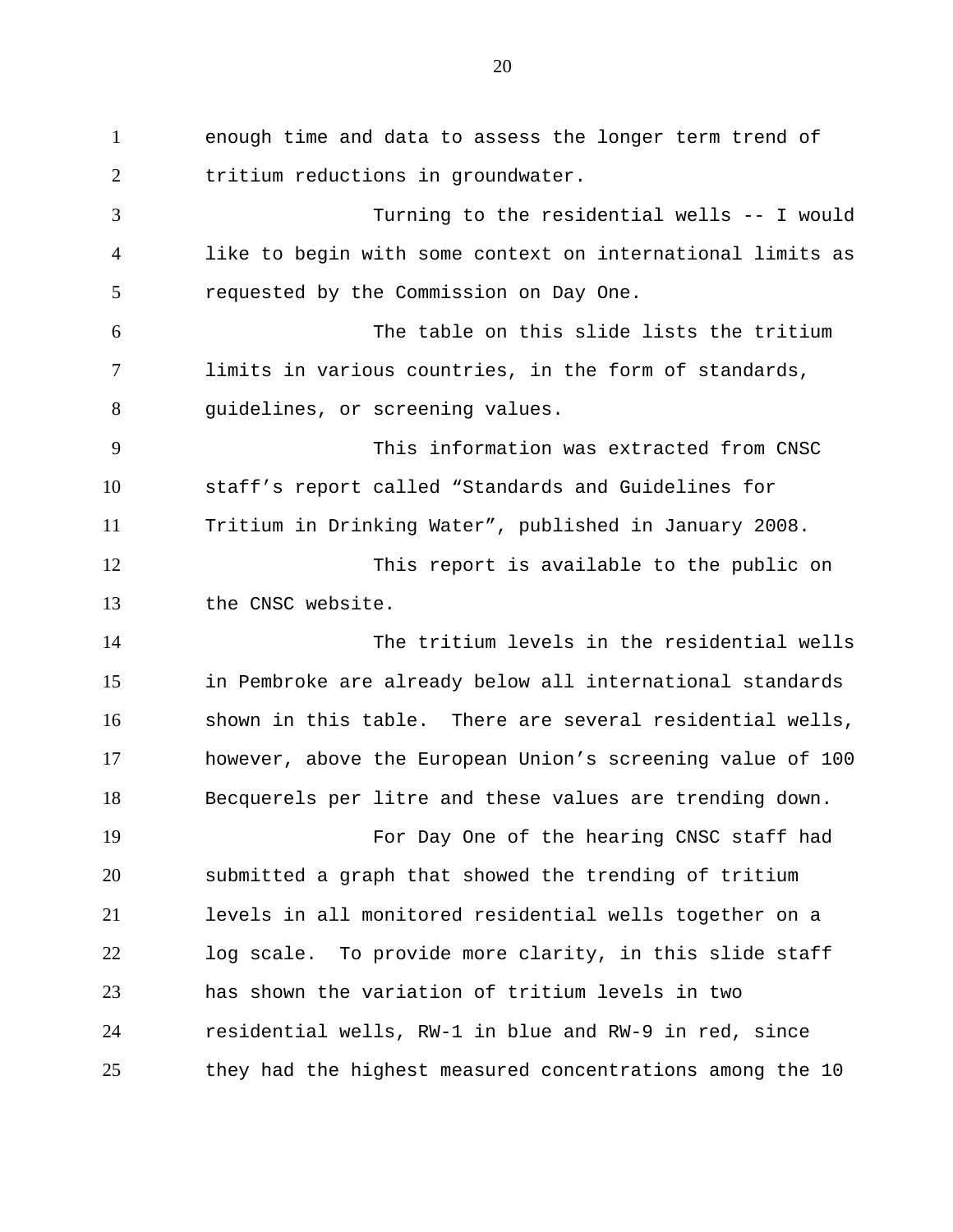enough time and data to assess the longer term trend of tritium reductions in groundwater.

Turning to the residential wells -- I would like to begin with some context on international limits as requested by the Commission on Day One.

The table on this slide lists the tritium limits in various countries, in the form of standards, guidelines, or screening values.

This information was extracted from CNSC staff's report called "Standards and Guidelines for Tritium in Drinking Water", published in January 2008.

This report is available to the public on the CNSC website.

The tritium levels in the residential wells in Pembroke are already below all international standards shown in this table. There are several residential wells, however, above the European Union's screening value of 100 Becquerels per litre and these values are trending down.

For Day One of the hearing CNSC staff had submitted a graph that showed the trending of tritium levels in all monitored residential wells together on a log scale. To provide more clarity, in this slide staff has shown the variation of tritium levels in two residential wells, RW-1 in blue and RW-9 in red, since they had the highest measured concentrations among the 10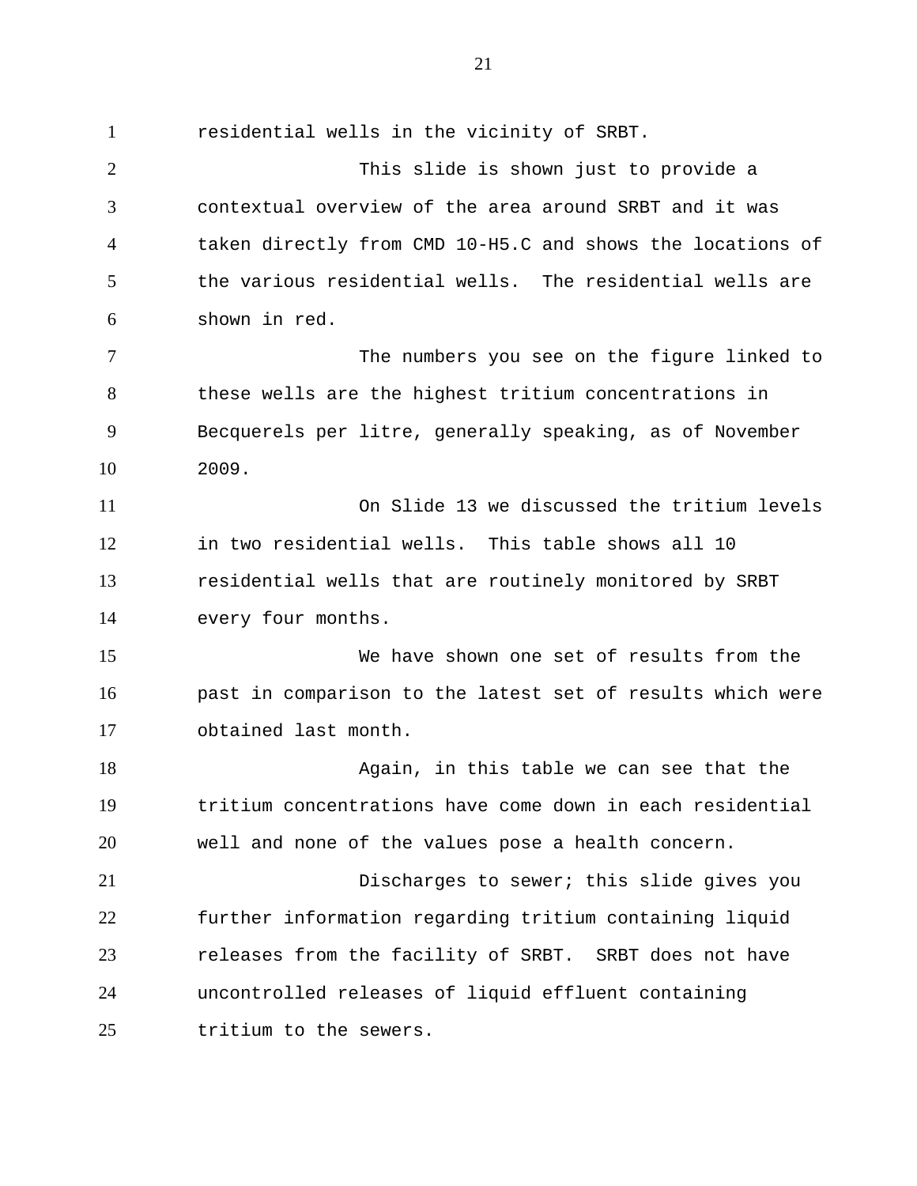residential wells in the vicinity of SRBT.

This slide is shown just to provide a contextual overview of the area around SRBT and it was taken directly from CMD 10-H5.C and shows the locations of the various residential wells. The residential wells are shown in red.

The numbers you see on the figure linked to these wells are the highest tritium concentrations in Becquerels per litre, generally speaking, as of November 2009.

On Slide 13 we discussed the tritium levels in two residential wells. This table shows all 10 residential wells that are routinely monitored by SRBT every four months.

We have shown one set of results from the past in comparison to the latest set of results which were obtained last month.

Again, in this table we can see that the tritium concentrations have come down in each residential well and none of the values pose a health concern.

Discharges to sewer; this slide gives you further information regarding tritium containing liquid releases from the facility of SRBT. SRBT does not have uncontrolled releases of liquid effluent containing tritium to the sewers.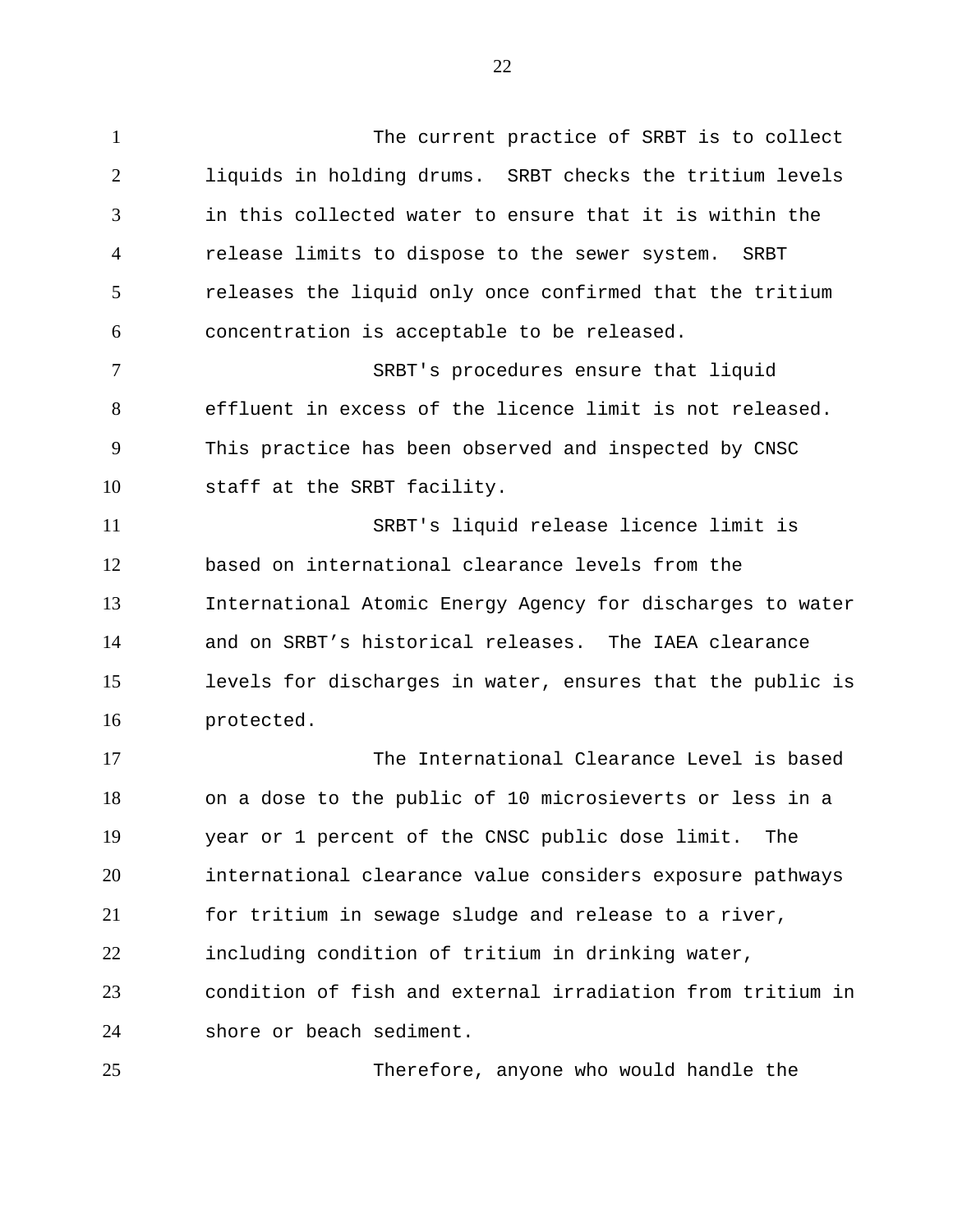The current practice of SRBT is to collect liquids in holding drums. SRBT checks the tritium levels in this collected water to ensure that it is within the release limits to dispose to the sewer system. SRBT releases the liquid only once confirmed that the tritium concentration is acceptable to be released.

SRBT's procedures ensure that liquid effluent in excess of the licence limit is not released. This practice has been observed and inspected by CNSC staff at the SRBT facility.

SRBT's liquid release licence limit is based on international clearance levels from the International Atomic Energy Agency for discharges to water and on SRBT’s historical releases. The IAEA clearance levels for discharges in water, ensures that the public is protected.

The International Clearance Level is based on a dose to the public of 10 microsieverts or less in a year or 1 percent of the CNSC public dose limit. The international clearance value considers exposure pathways for tritium in sewage sludge and release to a river, including condition of tritium in drinking water, condition of fish and external irradiation from tritium in shore or beach sediment.

Therefore, anyone who would handle the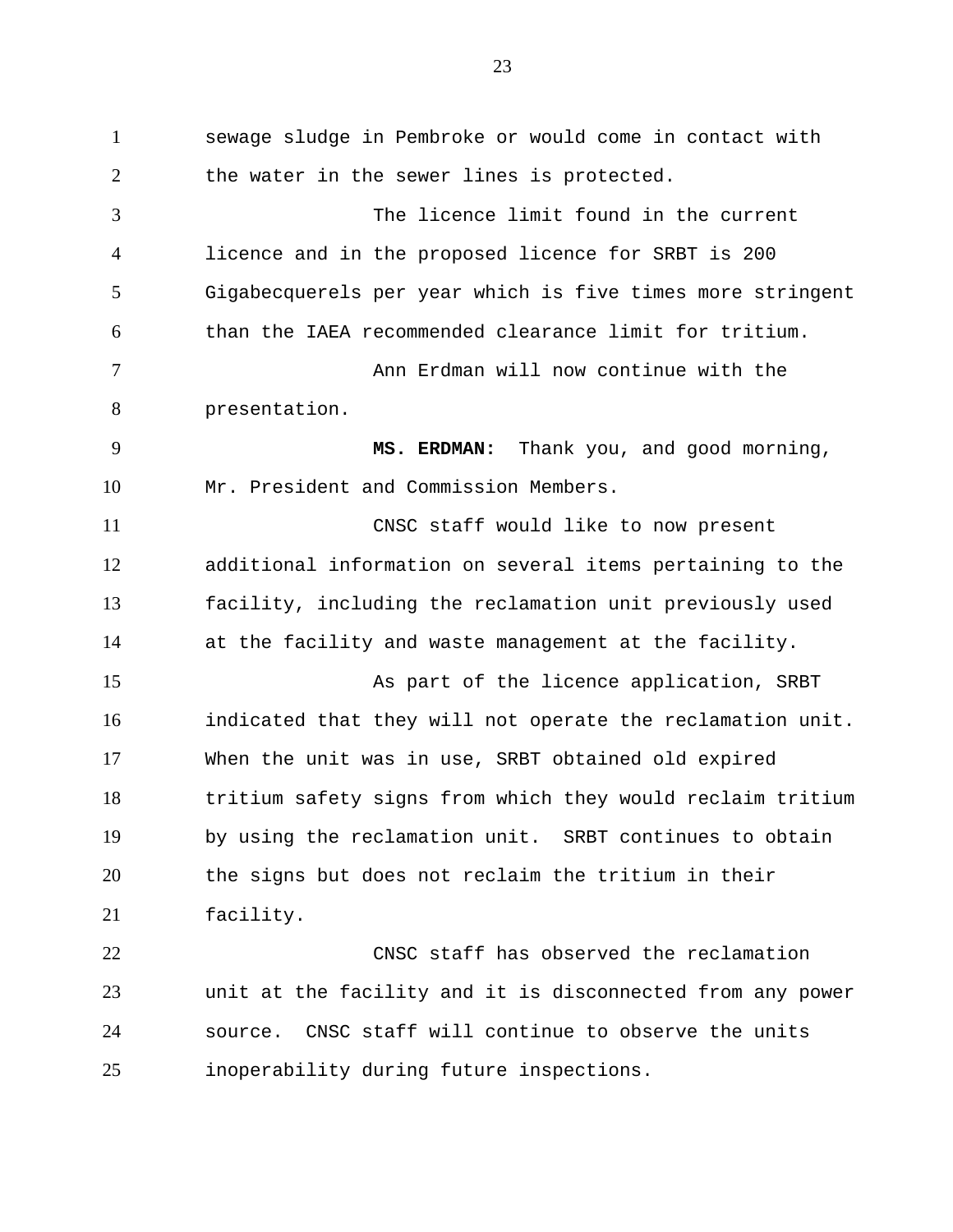sewage sludge in Pembroke or would come in contact with the water in the sewer lines is protected.

The licence limit found in the current licence and in the proposed licence for SRBT is 200 Gigabecquerels per year which is five times more stringent than the IAEA recommended clearance limit for tritium.

Ann Erdman will now continue with the presentation.

**MS. ERDMAN:** Thank you, and good morning, Mr. President and Commission Members.

CNSC staff would like to now present additional information on several items pertaining to the facility, including the reclamation unit previously used at the facility and waste management at the facility.

As part of the licence application, SRBT indicated that they will not operate the reclamation unit. When the unit was in use, SRBT obtained old expired tritium safety signs from which they would reclaim tritium by using the reclamation unit. SRBT continues to obtain the signs but does not reclaim the tritium in their facility.

CNSC staff has observed the reclamation unit at the facility and it is disconnected from any power source. CNSC staff will continue to observe the units inoperability during future inspections.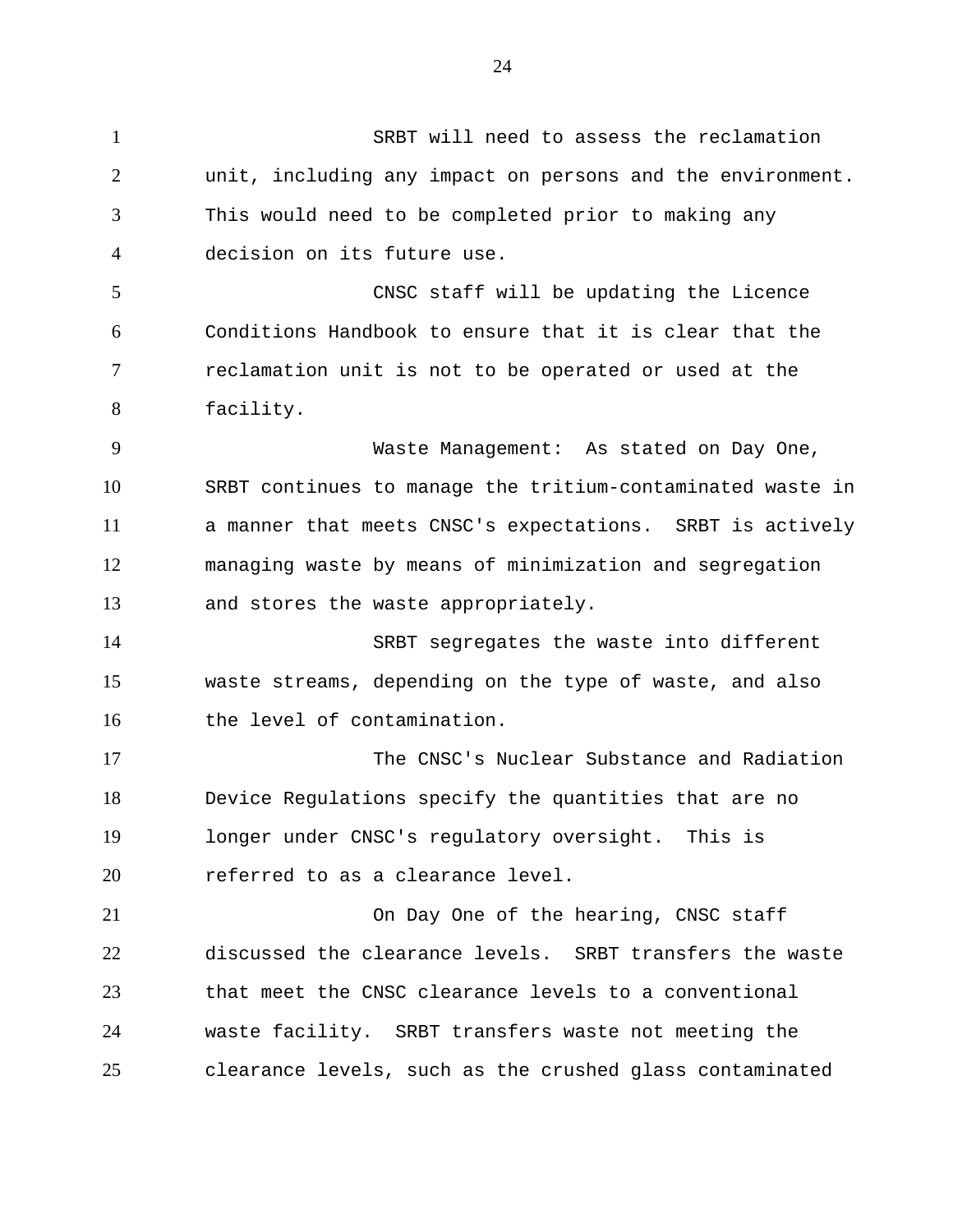SRBT will need to assess the reclamation unit, including any impact on persons and the environment. This would need to be completed prior to making any decision on its future use.

CNSC staff will be updating the Licence Conditions Handbook to ensure that it is clear that the reclamation unit is not to be operated or used at the facility.

Waste Management: As stated on Day One, SRBT continues to manage the tritium-contaminated waste in a manner that meets CNSC's expectations. SRBT is actively managing waste by means of minimization and segregation and stores the waste appropriately.

SRBT segregates the waste into different waste streams, depending on the type of waste, and also the level of contamination.

The CNSC's Nuclear Substance and Radiation Device Regulations specify the quantities that are no longer under CNSC's regulatory oversight. This is referred to as a clearance level.

On Day One of the hearing, CNSC staff discussed the clearance levels. SRBT transfers the waste that meet the CNSC clearance levels to a conventional waste facility. SRBT transfers waste not meeting the clearance levels, such as the crushed glass contaminated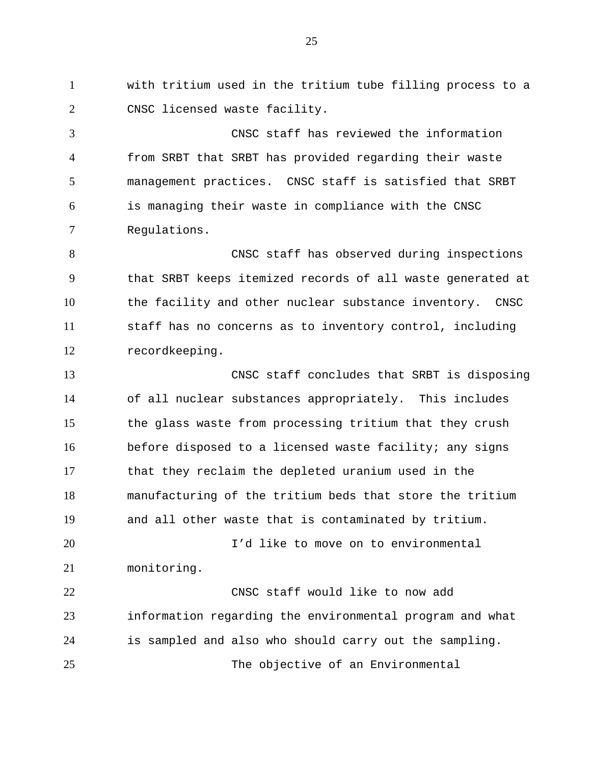with tritium used in the tritium tube filling process to a CNSC licensed waste facility.

CNSC staff has reviewed the information from SRBT that SRBT has provided regarding their waste management practices. CNSC staff is satisfied that SRBT is managing their waste in compliance with the CNSC Regulations.

CNSC staff has observed during inspections that SRBT keeps itemized records of all waste generated at the facility and other nuclear substance inventory. CNSC staff has no concerns as to inventory control, including recordkeeping.

CNSC staff concludes that SRBT is disposing of all nuclear substances appropriately. This includes the glass waste from processing tritium that they crush before disposed to a licensed waste facility; any signs that they reclaim the depleted uranium used in the manufacturing of the tritium beds that store the tritium and all other waste that is contaminated by tritium.

I'd like to move on to environmental monitoring.

CNSC staff would like to now add information regarding the environmental program and what is sampled and also who should carry out the sampling.

The objective of an Environmental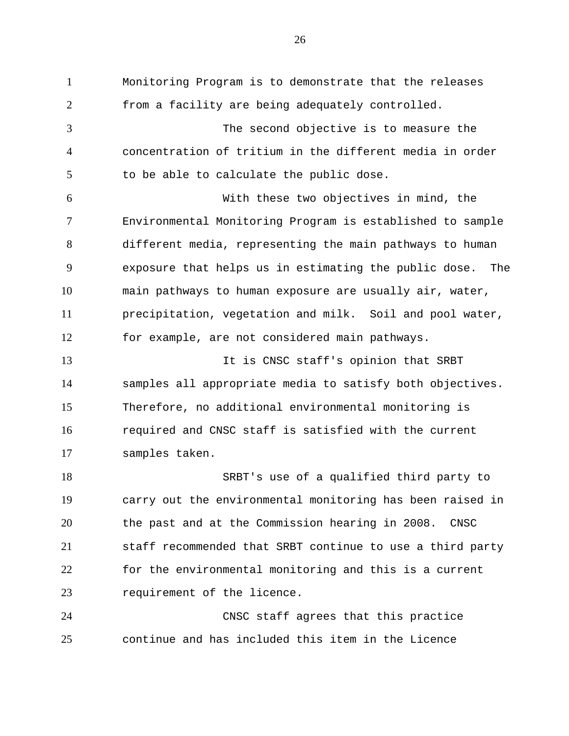Monitoring Program is to demonstrate that the releases from a facility are being adequately controlled.

The second objective is to measure the concentration of tritium in the different media in order to be able to calculate the public dose.

With these two objectives in mind, the Environmental Monitoring Program is established to sample different media, representing the main pathways to human exposure that helps us in estimating the public dose. The main pathways to human exposure are usually air, water, precipitation, vegetation and milk. Soil and pool water, for example, are not considered main pathways.

It is CNSC staff's opinion that SRBT samples all appropriate media to satisfy both objectives. Therefore, no additional environmental monitoring is required and CNSC staff is satisfied with the current samples taken.

SRBT's use of a qualified third party to carry out the environmental monitoring has been raised in the past and at the Commission hearing in 2008. CNSC staff recommended that SRBT continue to use a third party for the environmental monitoring and this is a current requirement of the licence.

CNSC staff agrees that this practice continue and has included this item in the Licence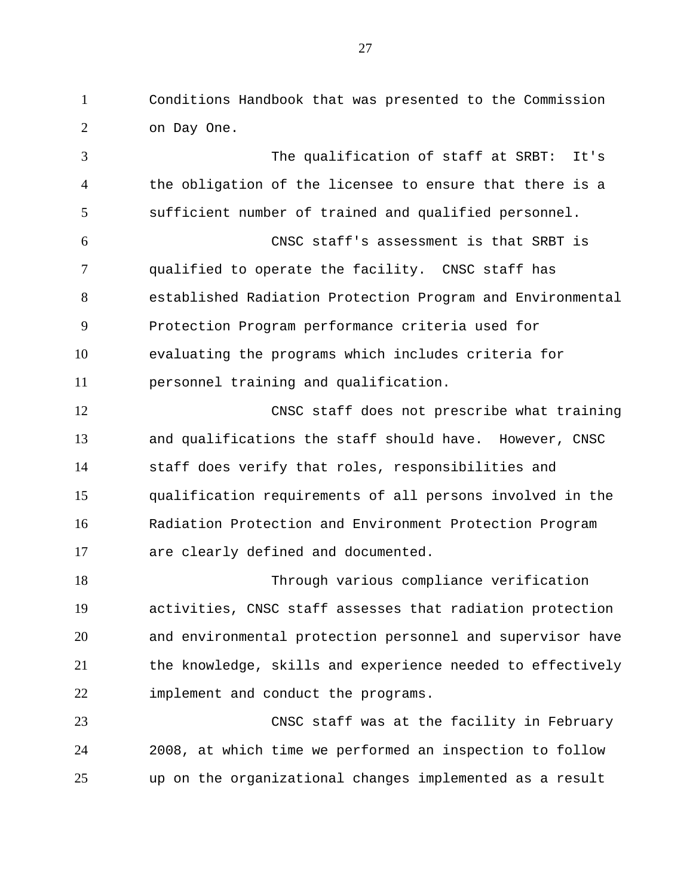Conditions Handbook that was presented to the Commission on Day One.

The qualification of staff at SRBT: It's the obligation of the licensee to ensure that there is a sufficient number of trained and qualified personnel.

CNSC staff's assessment is that SRBT is qualified to operate the facility. CNSC staff has established Radiation Protection Program and Environmental Protection Program performance criteria used for evaluating the programs which includes criteria for personnel training and qualification.

CNSC staff does not prescribe what training and qualifications the staff should have. However, CNSC staff does verify that roles, responsibilities and qualification requirements of all persons involved in the Radiation Protection and Environment Protection Program are clearly defined and documented.

Through various compliance verification activities, CNSC staff assesses that radiation protection and environmental protection personnel and supervisor have the knowledge, skills and experience needed to effectively implement and conduct the programs.

CNSC staff was at the facility in February 2008, at which time we performed an inspection to follow up on the organizational changes implemented as a result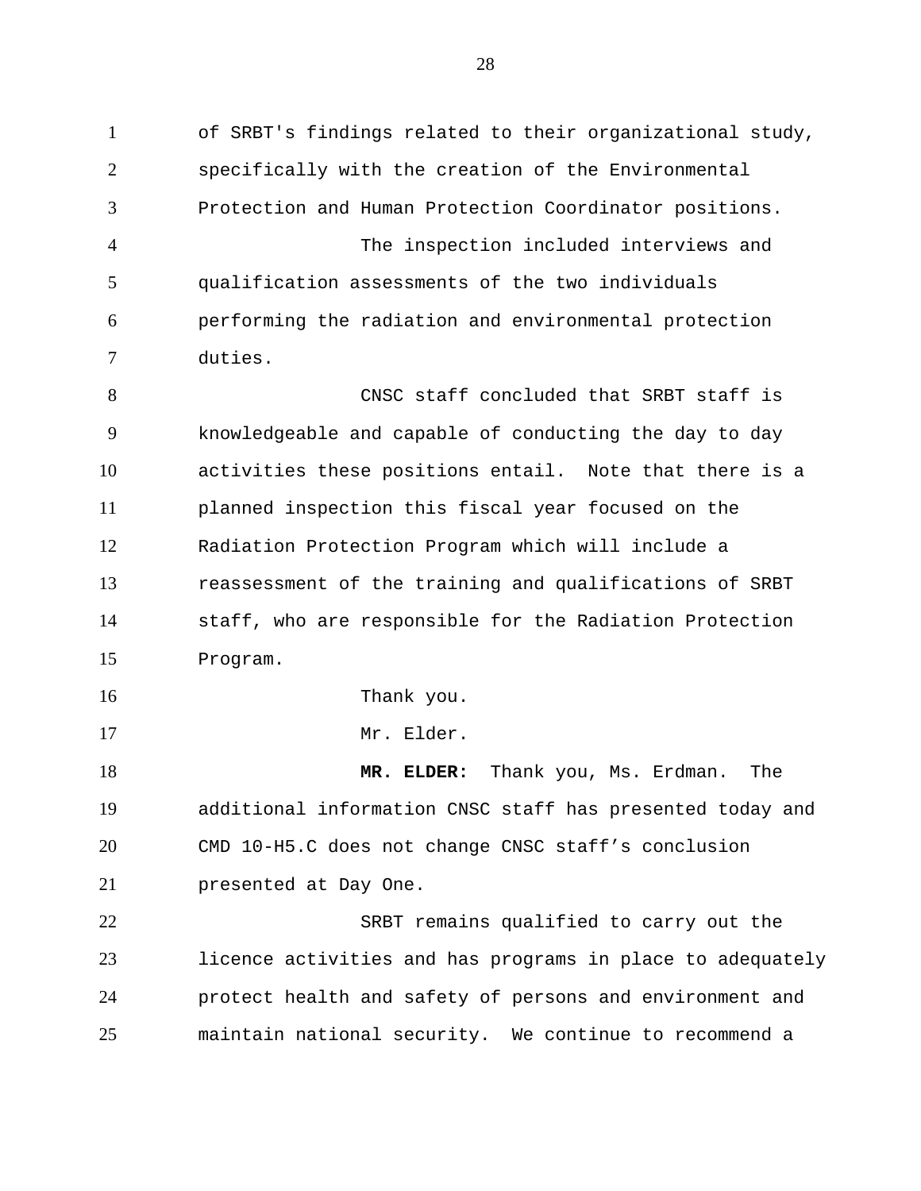of SRBT's findings related to their organizational study, specifically with the creation of the Environmental Protection and Human Protection Coordinator positions.

The inspection included interviews and qualification assessments of the two individuals performing the radiation and environmental protection duties.

CNSC staff concluded that SRBT staff is knowledgeable and capable of conducting the day to day activities these positions entail. Note that there is a planned inspection this fiscal year focused on the Radiation Protection Program which will include a reassessment of the training and qualifications of SRBT staff, who are responsible for the Radiation Protection Program.

Thank you.

Mr. Elder.

**MR. ELDER:** Thank you, Ms. Erdman. The additional information CNSC staff has presented today and CMD 10-H5.C does not change CNSC staff’s conclusion presented at Day One.

SRBT remains qualified to carry out the licence activities and has programs in place to adequately protect health and safety of persons and environment and maintain national security. We continue to recommend a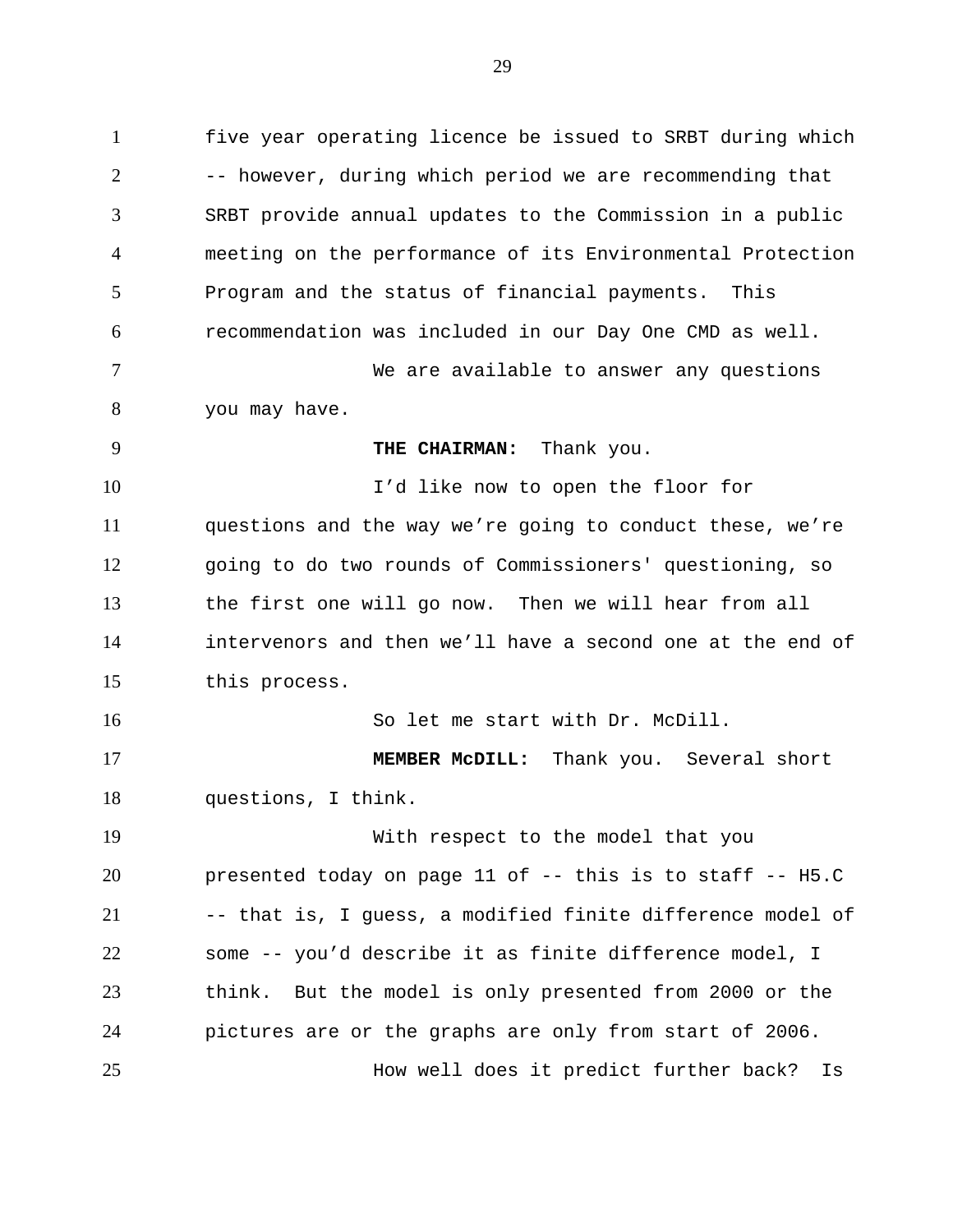five year operating licence be issued to SRBT during which -- however, during which period we are recommending that SRBT provide annual updates to the Commission in a public meeting on the performance of its Environmental Protection Program and the status of financial payments. This recommendation was included in our Day One CMD as well.

We are available to answer any questions you may have.

**THE CHAIRMAN:** Thank you.

I'd like now to open the floor for questions and the way we're going to conduct these, we're going to do two rounds of Commissioners' questioning, so the first one will go now. Then we will hear from all intervenors and then we'll have a second one at the end of this process.

So let me start with Dr. McDill.

**MEMBER McDILL:** Thank you. Several short questions, I think.

With respect to the model that you presented today on page 11 of -- this is to staff -- H5.C -- that is, I guess, a modified finite difference model of some -- you'd describe it as finite difference model, I think. But the model is only presented from 2000 or the pictures are or the graphs are only from start of 2006.

How well does it predict further back? Is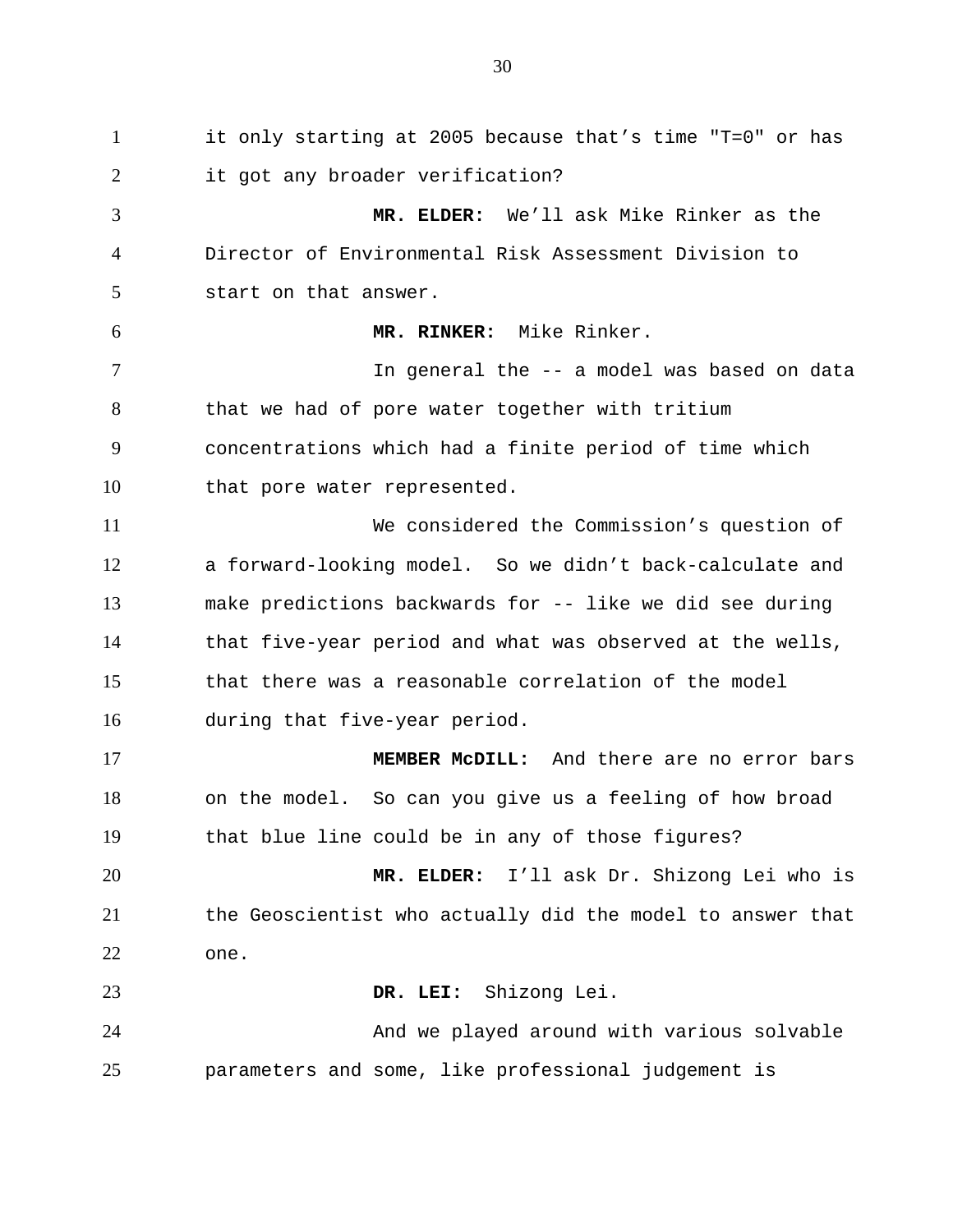it only starting at 2005 because that's time "T=0" or has it got any broader verification?

**MR. ELDER:** We'll ask Mike Rinker as the Director of Environmental Risk Assessment Division to start on that answer.

**MR. RINKER:** Mike Rinker.

In general the -- a model was based on data that we had of pore water together with tritium concentrations which had a finite period of time which that pore water represented.

We considered the Commission's question of a forward-looking model. So we didn't back-calculate and make predictions backwards for -- like we did see during that five-year period and what was observed at the wells, that there was a reasonable correlation of the model during that five-year period.

**MEMBER McDILL:** And there are no error bars on the model. So can you give us a feeling of how broad that blue line could be in any of those figures?

**MR. ELDER:** I'll ask Dr. Shizong Lei who is the Geoscientist who actually did the model to answer that one.

**DR. LEI:** Shizong Lei.

And we played around with various solvable parameters and some, like professional judgement is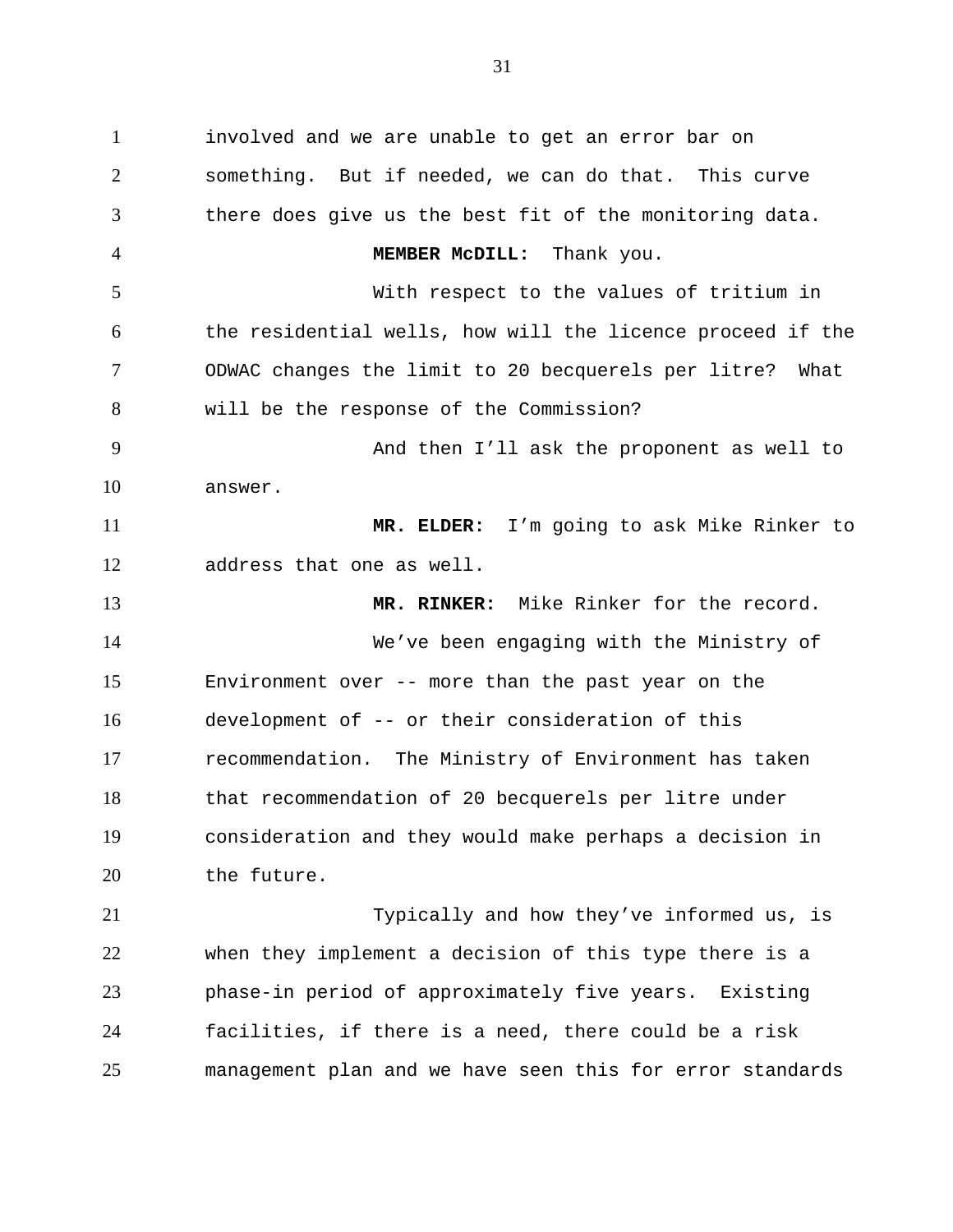involved and we are unable to get an error bar on something. But if needed, we can do that. This curve there does give us the best fit of the monitoring data.

**MEMBER McDILL:** Thank you.

With respect to the values of tritium in the residential wells, how will the licence proceed if the ODWAC changes the limit to 20 becquerels per litre? What will be the response of the Commission?

And then I'll ask the proponent as well to answer.

**MR. ELDER:** I'm going to ask Mike Rinker to address that one as well.

**MR. RINKER:** Mike Rinker for the record.

We've been engaging with the Ministry of Environment over -- more than the past year on the development of -- or their consideration of this recommendation. The Ministry of Environment has taken that recommendation of 20 becquerels per litre under consideration and they would make perhaps a decision in the future.

Typically and how they've informed us, is when they implement a decision of this type there is a phase-in period of approximately five years. Existing facilities, if there is a need, there could be a risk management plan and we have seen this for error standards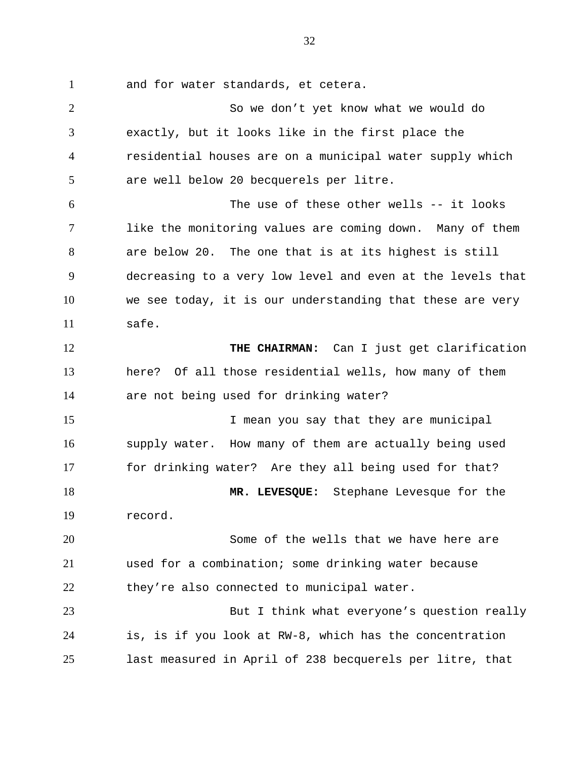and for water standards, et cetera.

So we don't yet know what we would do exactly, but it looks like in the first place the residential houses are on a municipal water supply which are well below 20 becquerels per litre.

The use of these other wells -- it looks like the monitoring values are coming down. Many of them are below 20. The one that is at its highest is still decreasing to a very low level and even at the levels that we see today, it is our understanding that these are very safe.

**THE CHAIRMAN:** Can I just get clarification here? Of all those residential wells, how many of them are not being used for drinking water?

I mean you say that they are municipal supply water. How many of them are actually being used for drinking water? Are they all being used for that?

**MR. LEVESQUE:** Stephane Levesque for the record.

Some of the wells that we have here are used for a combination; some drinking water because they're also connected to municipal water.

But I think what everyone's question really is, is if you look at RW-8, which has the concentration last measured in April of 238 becquerels per litre, that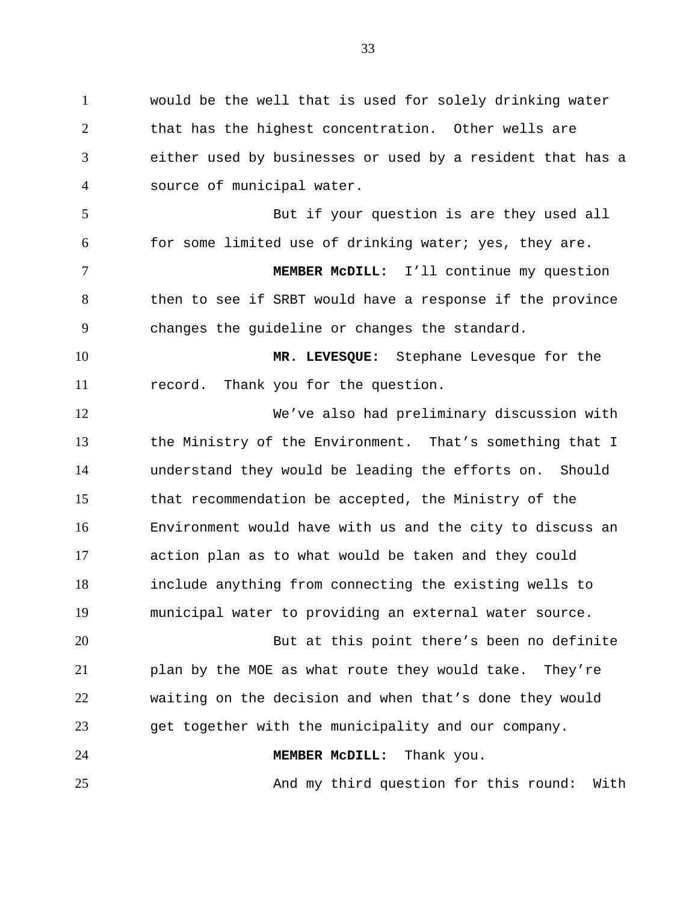would be the well that is used for solely drinking water that has the highest concentration. Other wells are either used by businesses or used by a resident that has a source of municipal water.

But if your question is are they used all for some limited use of drinking water; yes, they are.

**MEMBER McDILL:** I'll continue my question then to see if SRBT would have a response if the province changes the guideline or changes the standard.

**MR. LEVESQUE:** Stephane Levesque for the record. Thank you for the question.

We've also had preliminary discussion with the Ministry of the Environment. That's something that I understand they would be leading the efforts on. Should that recommendation be accepted, the Ministry of the Environment would have with us and the city to discuss an action plan as to what would be taken and they could include anything from connecting the existing wells to municipal water to providing an external water source.

But at this point there's been no definite plan by the MOE as what route they would take. They're waiting on the decision and when that's done they would get together with the municipality and our company.

**MEMBER McDILL:** Thank you.

And my third question for this round: With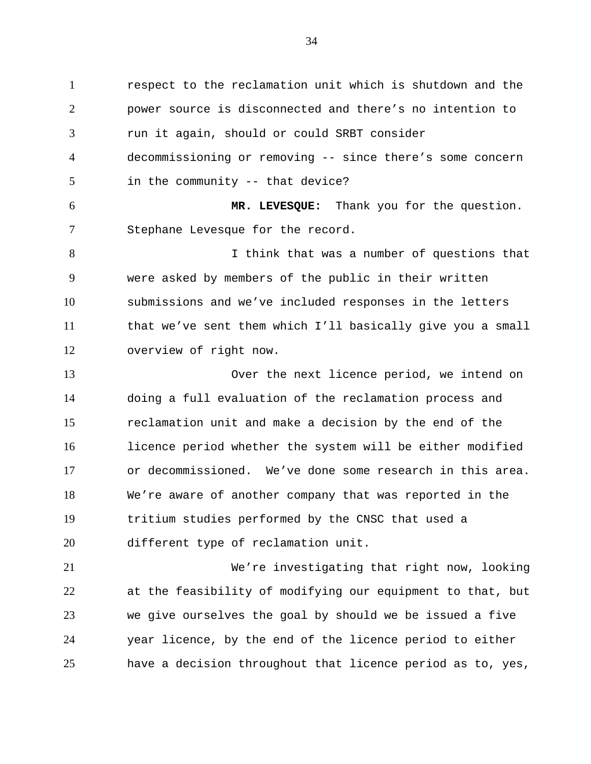respect to the reclamation unit which is shutdown and the power source is disconnected and there's no intention to run it again, should or could SRBT consider decommissioning or removing -- since there's some concern in the community -- that device?

**MR. LEVESQUE:** Thank you for the question. Stephane Levesque for the record.

I think that was a number of questions that were asked by members of the public in their written submissions and we've included responses in the letters that we've sent them which I'll basically give you a small overview of right now.

Over the next licence period, we intend on doing a full evaluation of the reclamation process and reclamation unit and make a decision by the end of the licence period whether the system will be either modified or decommissioned. We've done some research in this area. We're aware of another company that was reported in the tritium studies performed by the CNSC that used a different type of reclamation unit.

We're investigating that right now, looking at the feasibility of modifying our equipment to that, but we give ourselves the goal by should we be issued a five year licence, by the end of the licence period to either have a decision throughout that licence period as to, yes,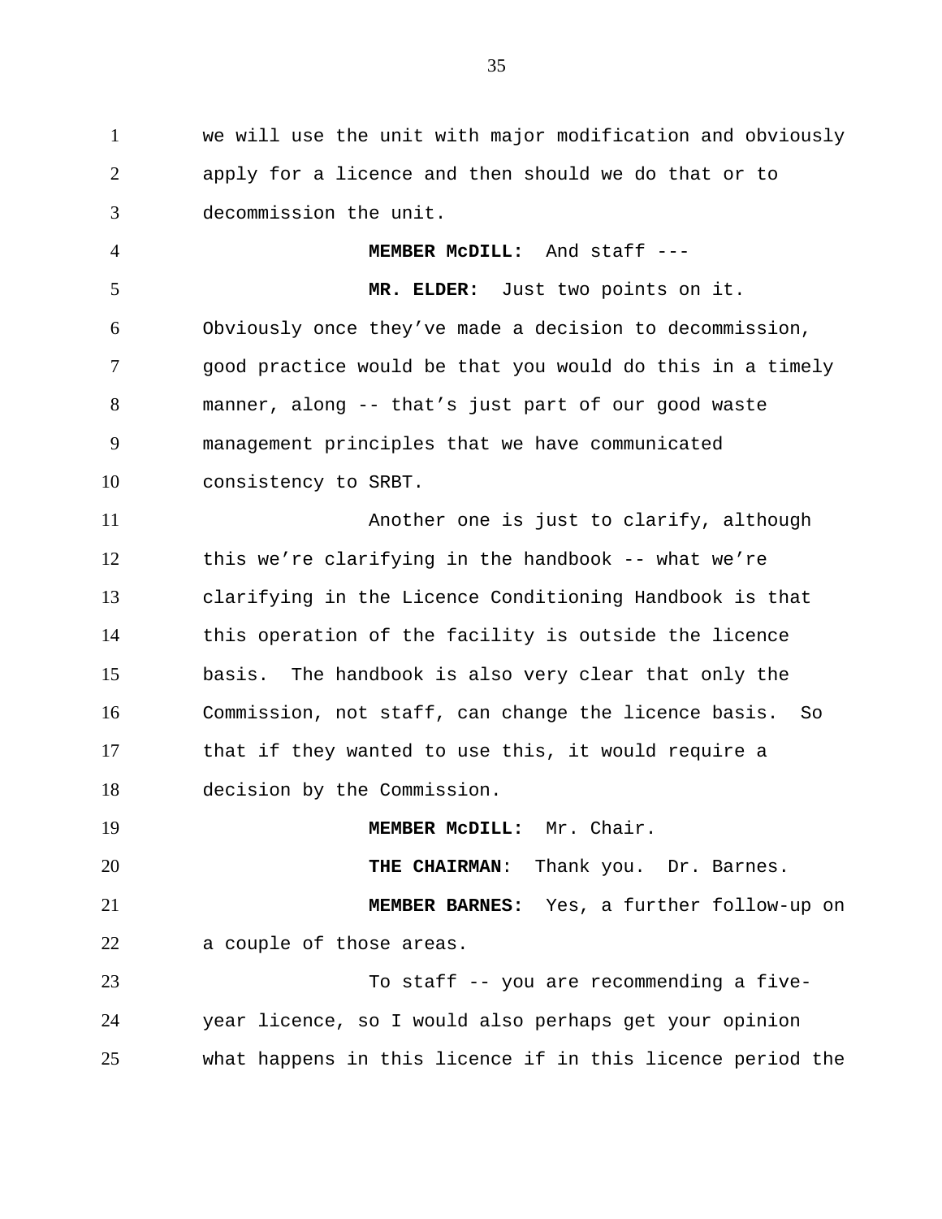we will use the unit with major modification and obviously apply for a licence and then should we do that or to decommission the unit.

**MEMBER McDILL:** And staff ---

**MR. ELDER:** Just two points on it. Obviously once they've made a decision to decommission, good practice would be that you would do this in a timely manner, along -- that's just part of our good waste management principles that we have communicated consistency to SRBT.

Another one is just to clarify, although this we're clarifying in the handbook -- what we're clarifying in the Licence Conditioning Handbook is that this operation of the facility is outside the licence basis. The handbook is also very clear that only the Commission, not staff, can change the licence basis. So that if they wanted to use this, it would require a decision by the Commission.

**MEMBER McDILL:** Mr. Chair.

**THE CHAIRMAN**: Thank you. Dr. Barnes.

**MEMBER BARNES:** Yes, a further follow-up on a couple of those areas.

To staff -- you are recommending a five-year licence, so I would also perhaps get your opinion what happens in this licence if in this licence period the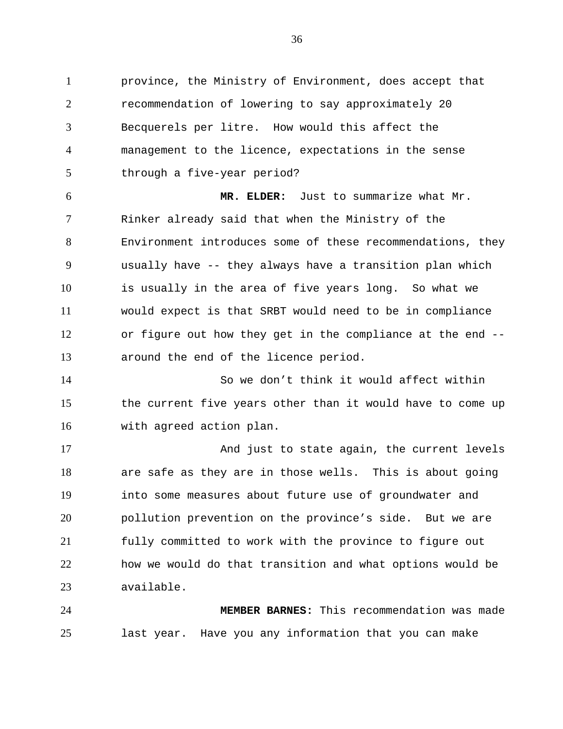province, the Ministry of Environment, does accept that recommendation of lowering to say approximately 20 Becquerels per litre. How would this affect the management to the licence, expectations in the sense through a five-year period?

**MR. ELDER:** Just to summarize what Mr. Rinker already said that when the Ministry of the Environment introduces some of these recommendations, they usually have -- they always have a transition plan which is usually in the area of five years long. So what we would expect is that SRBT would need to be in compliance or figure out how they get in the compliance at the end -- around the end of the licence period.

So we don't think it would affect within the current five years other than it would have to come up with agreed action plan.

And just to state again, the current levels are safe as they are in those wells. This is about going into some measures about future use of groundwater and pollution prevention on the province's side. But we are fully committed to work with the province to figure out how we would do that transition and what options would be available.

**MEMBER BARNES:** This recommendation was made last year. Have you any information that you can make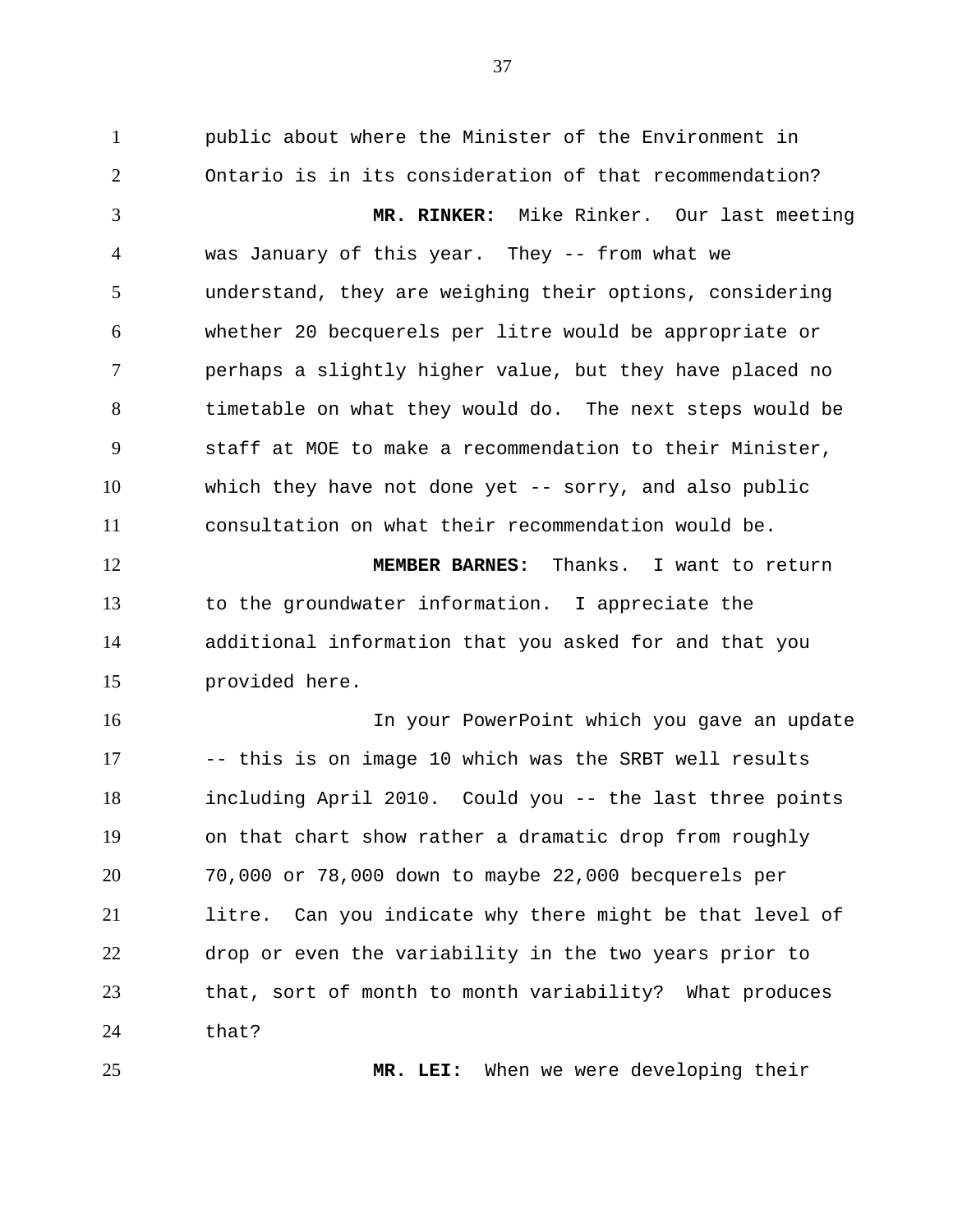public about where the Minister of the Environment in Ontario is in its consideration of that recommendation?

**MR. RINKER:** Mike Rinker. Our last meeting was January of this year. They -- from what we understand, they are weighing their options, considering whether 20 becquerels per litre would be appropriate or perhaps a slightly higher value, but they have placed no timetable on what they would do. The next steps would be staff at MOE to make a recommendation to their Minister, which they have not done yet -- sorry, and also public consultation on what their recommendation would be.

**MEMBER BARNES:** Thanks. I want to return to the groundwater information. I appreciate the additional information that you asked for and that you provided here.

In your PowerPoint which you gave an update -- this is on image 10 which was the SRBT well results including April 2010. Could you -- the last three points on that chart show rather a dramatic drop from roughly 70,000 or 78,000 down to maybe 22,000 becquerels per litre. Can you indicate why there might be that level of drop or even the variability in the two years prior to that, sort of month to month variability? What produces that?

**MR. LEI:** When we were developing their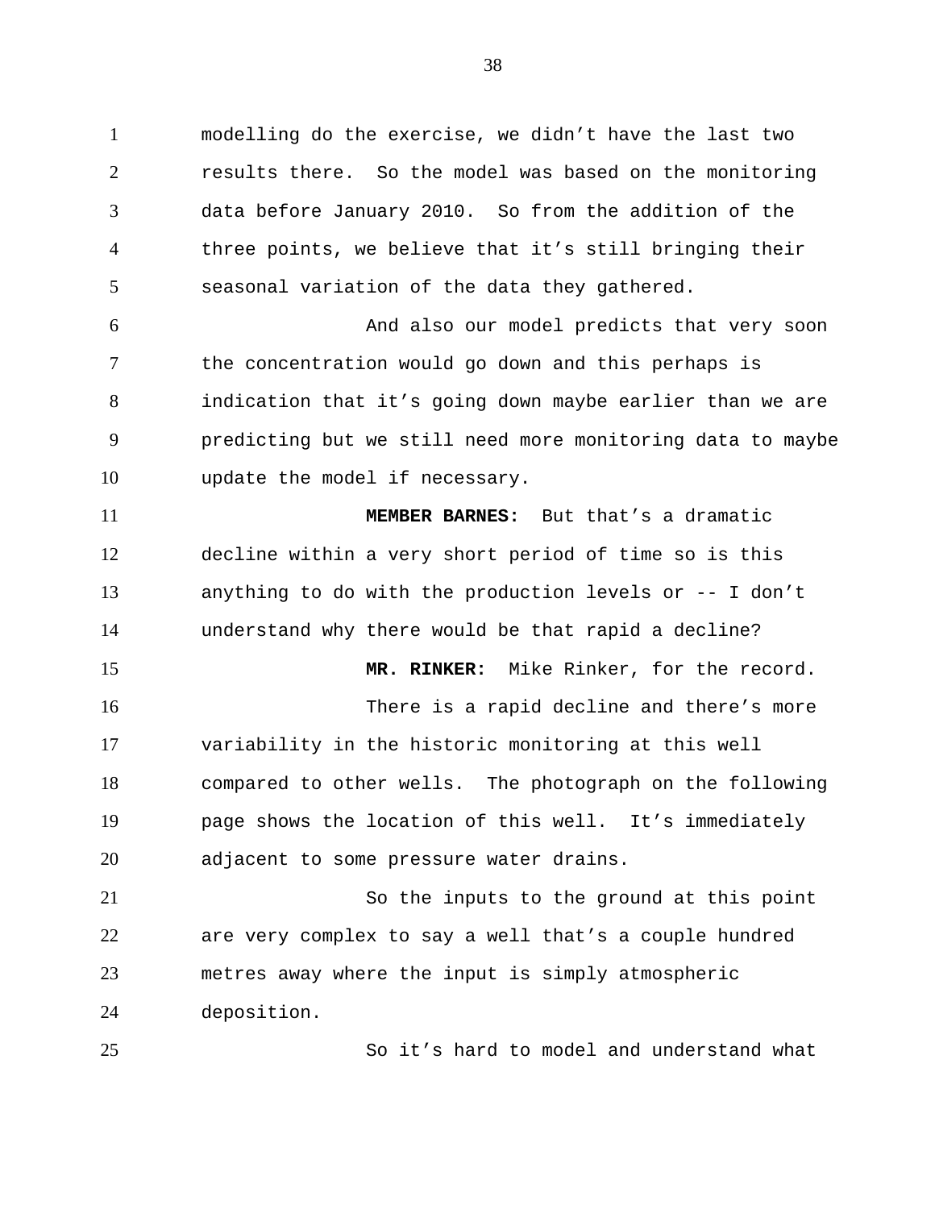modelling do the exercise, we didn't have the last two results there. So the model was based on the monitoring data before January 2010. So from the addition of the three points, we believe that it's still bringing their seasonal variation of the data they gathered.

And also our model predicts that very soon the concentration would go down and this perhaps is indication that it's going down maybe earlier than we are predicting but we still need more monitoring data to maybe update the model if necessary.

**MEMBER BARNES:** But that's a dramatic decline within a very short period of time so is this anything to do with the production levels or -- I don't understand why there would be that rapid a decline?

**MR. RINKER:** Mike Rinker, for the record.

There is a rapid decline and there's more variability in the historic monitoring at this well compared to other wells. The photograph on the following page shows the location of this well. It's immediately adjacent to some pressure water drains.

So the inputs to the ground at this point are very complex to say a well that's a couple hundred metres away where the input is simply atmospheric deposition.

So it's hard to model and understand what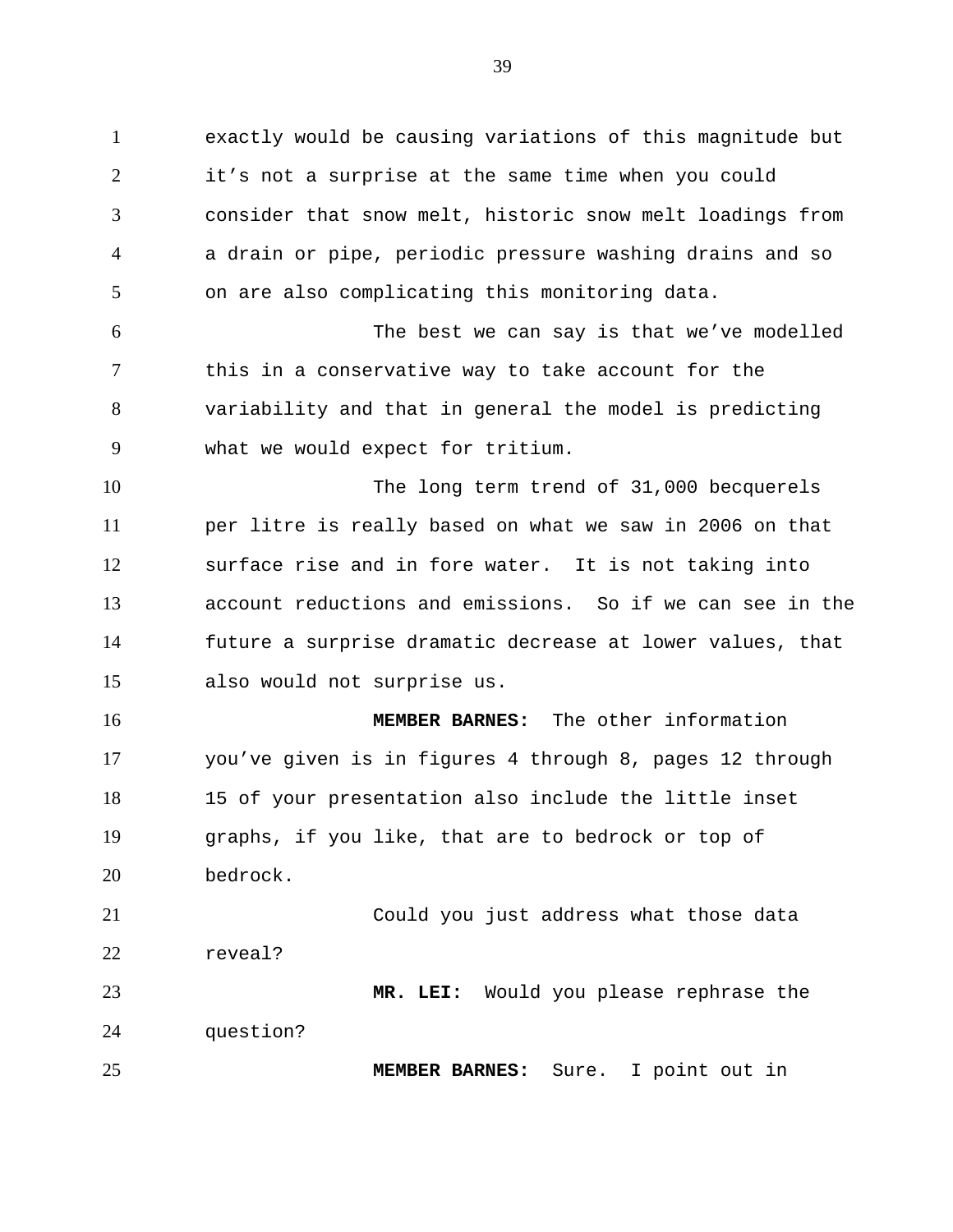exactly would be causing variations of this magnitude but it's not a surprise at the same time when you could consider that snow melt, historic snow melt loadings from a drain or pipe, periodic pressure washing drains and so on are also complicating this monitoring data.

The best we can say is that we've modelled this in a conservative way to take account for the variability and that in general the model is predicting what we would expect for tritium.

The long term trend of 31,000 becquerels per litre is really based on what we saw in 2006 on that surface rise and in fore water. It is not taking into account reductions and emissions. So if we can see in the future a surprise dramatic decrease at lower values, that also would not surprise us.

**MEMBER BARNES:** The other information you've given is in figures 4 through 8, pages 12 through 15 of your presentation also include the little inset graphs, if you like, that are to bedrock or top of bedrock.

Could you just address what those data reveal?

**MR. LEI:** Would you please rephrase the question?

**MEMBER BARNES:** Sure. I point out in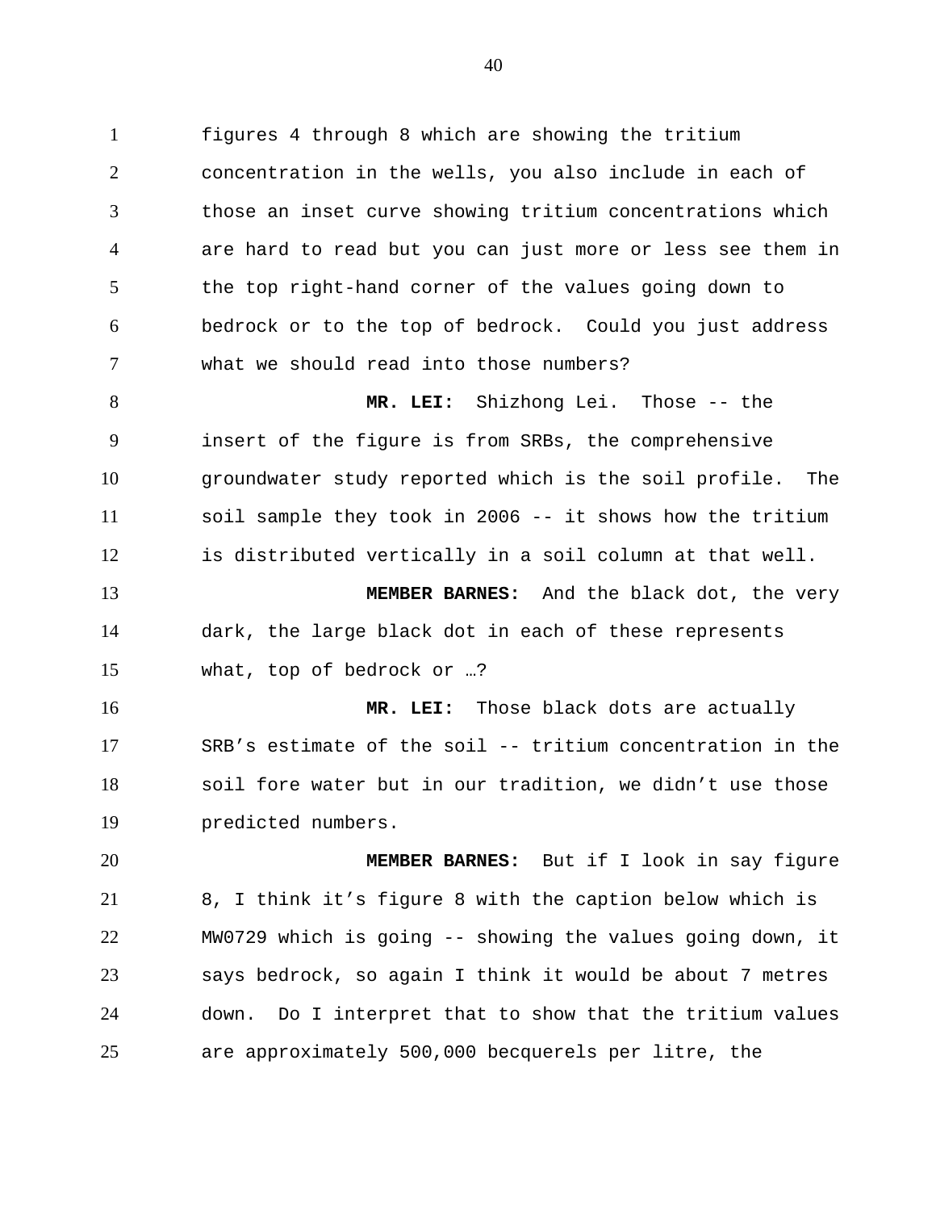figures 4 through 8 which are showing the tritium concentration in the wells, you also include in each of those an inset curve showing tritium concentrations which are hard to read but you can just more or less see them in the top right-hand corner of the values going down to bedrock or to the top of bedrock. Could you just address what we should read into those numbers?

**MR. LEI:** Shizhong Lei. Those -- the insert of the figure is from SRBs, the comprehensive groundwater study reported which is the soil profile. The soil sample they took in 2006 -- it shows how the tritium is distributed vertically in a soil column at that well.

**MEMBER BARNES:** And the black dot, the very dark, the large black dot in each of these represents what, top of bedrock or …?

**MR. LEI:** Those black dots are actually SRB's estimate of the soil -- tritium concentration in the soil fore water but in our tradition, we didn't use those predicted numbers.

**MEMBER BARNES:** But if I look in say figure 8, I think it's figure 8 with the caption below which is MW0729 which is going -- showing the values going down, it says bedrock, so again I think it would be about 7 metres down. Do I interpret that to show that the tritium values are approximately 500,000 becquerels per litre, the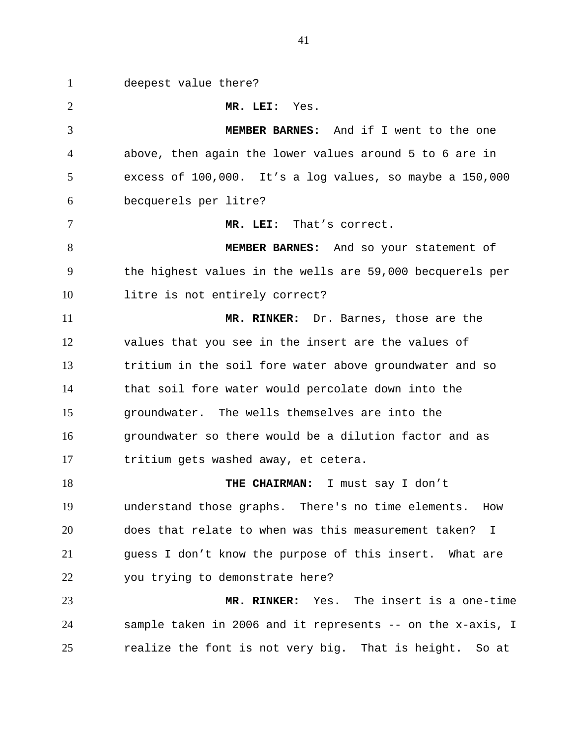deepest value there?

**MR. LEI:** Yes.

**MEMBER BARNES:** And if I went to the one above, then again the lower values around 5 to 6 are in excess of 100,000. It's a log values, so maybe a 150,000 becquerels per litre?

**MR. LEI:** That's correct.

**MEMBER BARNES:** And so your statement of the highest values in the wells are 59,000 becquerels per litre is not entirely correct?

**MR. RINKER:** Dr. Barnes, those are the values that you see in the insert are the values of tritium in the soil fore water above groundwater and so that soil fore water would percolate down into the groundwater. The wells themselves are into the groundwater so there would be a dilution factor and as tritium gets washed away, et cetera.

**THE CHAIRMAN:** I must say I don't understand those graphs. There's no time elements. How does that relate to when was this measurement taken? I guess I don't know the purpose of this insert. What are you trying to demonstrate here?

**MR. RINKER:** Yes. The insert is a one-time sample taken in 2006 and it represents -- on the x-axis, I realize the font is not very big. That is height. So at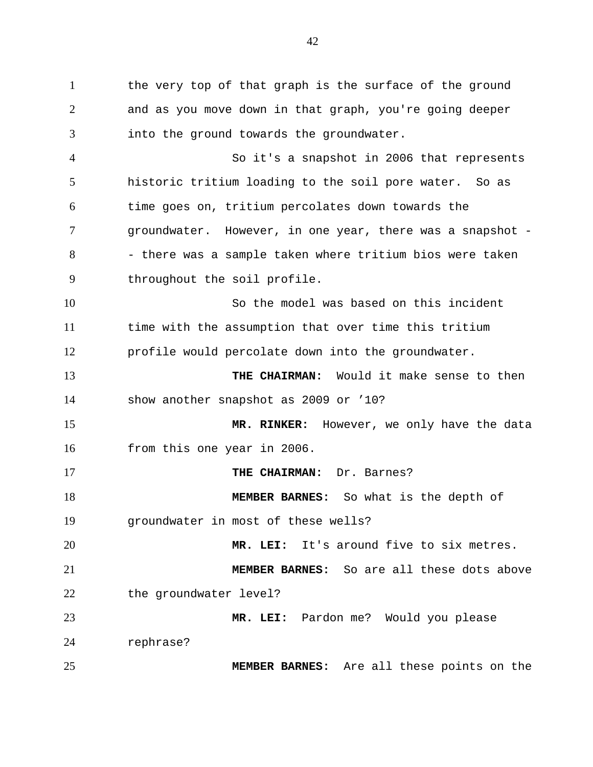the very top of that graph is the surface of the ground and as you move down in that graph, you're going deeper into the ground towards the groundwater.

So it's a snapshot in 2006 that represents historic tritium loading to the soil pore water. So as time goes on, tritium percolates down towards the groundwater. However, in one year, there was a snapshot -- there was a sample taken where tritium bios were taken throughout the soil profile.

So the model was based on this incident time with the assumption that over time this tritium profile would percolate down into the groundwater.

**THE CHAIRMAN:** Would it make sense to then show another snapshot as 2009 or ’10?

**MR. RINKER:** However, we only have the data from this one year in 2006.

**THE CHAIRMAN:** Dr. Barnes?

**MEMBER BARNES:** So what is the depth of groundwater in most of these wells?

**MR. LEI:** It's around five to six metres.

**MEMBER BARNES:** So are all these dots above the groundwater level?

**MR. LEI:** Pardon me? Would you please rephrase?

**MEMBER BARNES:** Are all these points on the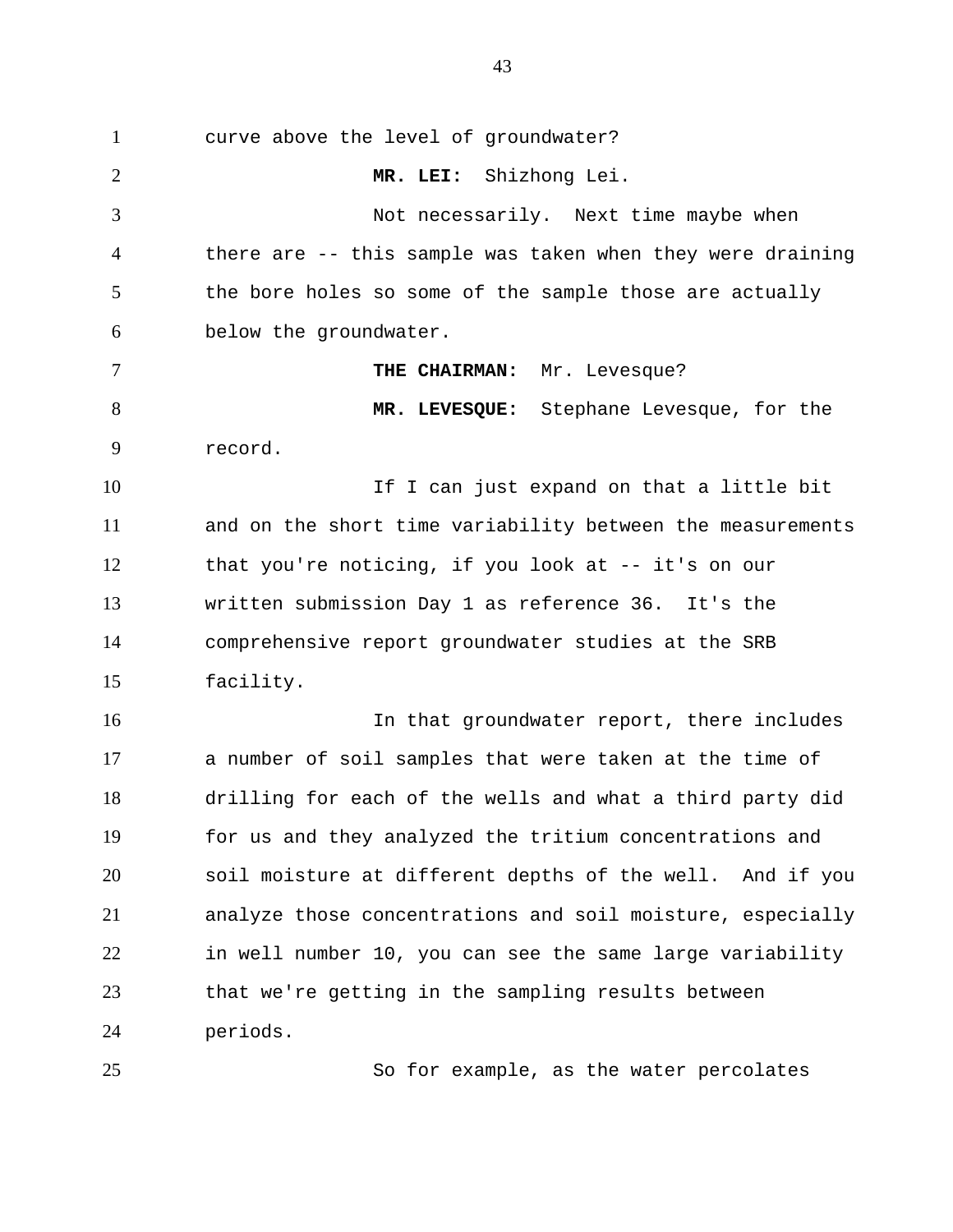curve above the level of groundwater?

**MR. LEI:** Shizhong Lei.

Not necessarily. Next time maybe when there are -- this sample was taken when they were draining the bore holes so some of the sample those are actually below the groundwater.

**THE CHAIRMAN:** Mr. Levesque?

**MR. LEVESQUE:** Stephane Levesque, for the record.

If I can just expand on that a little bit and on the short time variability between the measurements that you're noticing, if you look at -- it's on our written submission Day 1 as reference 36. It's the comprehensive report groundwater studies at the SRB facility.

In that groundwater report, there includes a number of soil samples that were taken at the time of drilling for each of the wells and what a third party did for us and they analyzed the tritium concentrations and soil moisture at different depths of the well. And if you analyze those concentrations and soil moisture, especially in well number 10, you can see the same large variability that we're getting in the sampling results between periods.

So for example, as the water percolates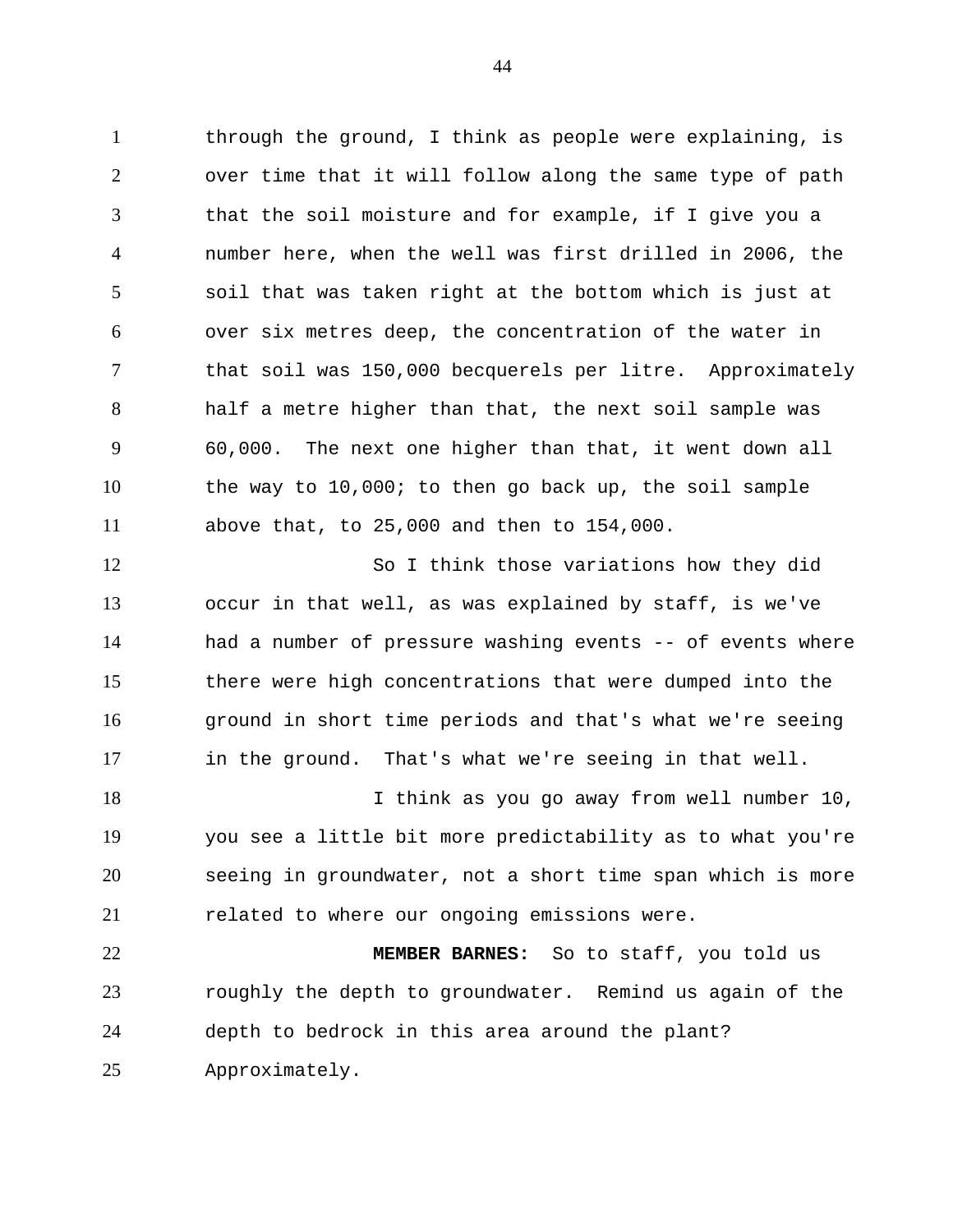through the ground, I think as people were explaining, is over time that it will follow along the same type of path that the soil moisture and for example, if I give you a number here, when the well was first drilled in 2006, the soil that was taken right at the bottom which is just at over six metres deep, the concentration of the water in that soil was 150,000 becquerels per litre. Approximately half a metre higher than that, the next soil sample was 60,000. The next one higher than that, it went down all the way to 10,000; to then go back up, the soil sample above that, to 25,000 and then to 154,000.

So I think those variations how they did occur in that well, as was explained by staff, is we've had a number of pressure washing events -- of events where there were high concentrations that were dumped into the ground in short time periods and that's what we're seeing in the ground. That's what we're seeing in that well.

I think as you go away from well number 10, you see a little bit more predictability as to what you're seeing in groundwater, not a short time span which is more related to where our ongoing emissions were.

**MEMBER BARNES:** So to staff, you told us roughly the depth to groundwater. Remind us again of the depth to bedrock in this area around the plant? Approximately.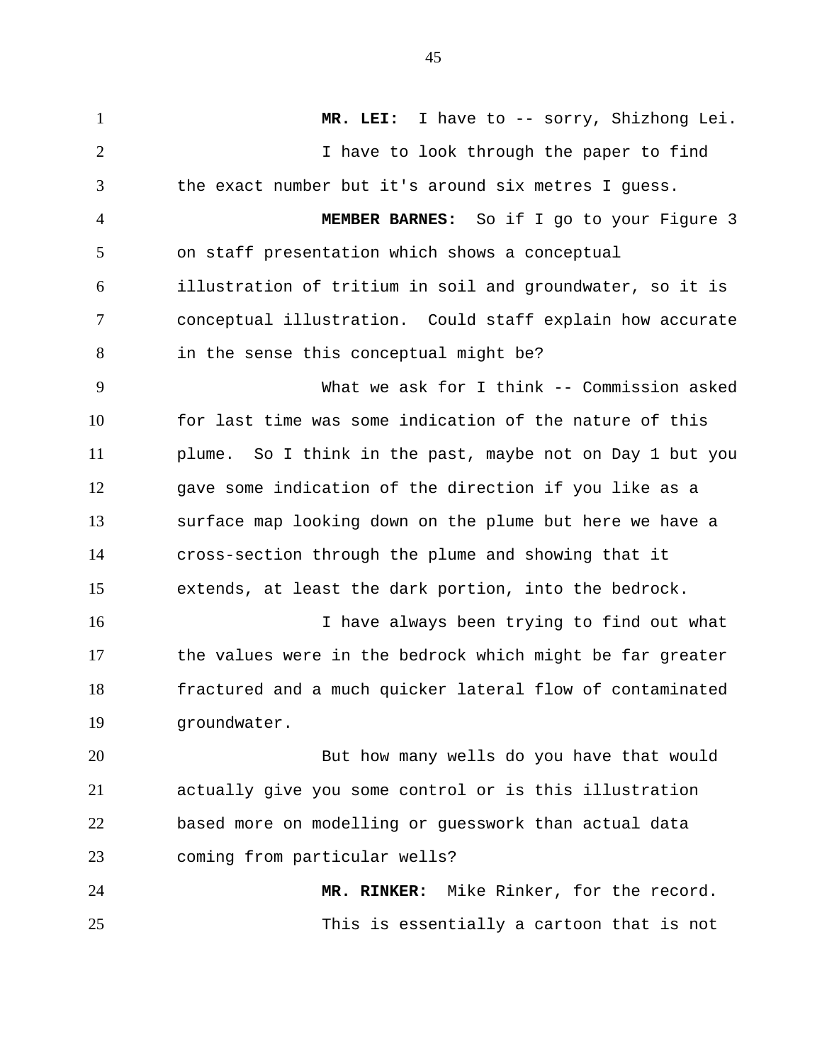**MR. LEI:** I have to -- sorry, Shizhong Lei.

I have to look through the paper to find the exact number but it's around six metres I guess.

**MEMBER BARNES:** So if I go to your Figure 3 on staff presentation which shows a conceptual illustration of tritium in soil and groundwater, so it is conceptual illustration. Could staff explain how accurate in the sense this conceptual might be?

What we ask for I think -- Commission asked for last time was some indication of the nature of this plume. So I think in the past, maybe not on Day 1 but you gave some indication of the direction if you like as a surface map looking down on the plume but here we have a cross-section through the plume and showing that it extends, at least the dark portion, into the bedrock.

I have always been trying to find out what the values were in the bedrock which might be far greater fractured and a much quicker lateral flow of contaminated groundwater.

But how many wells do you have that would actually give you some control or is this illustration based more on modelling or guesswork than actual data coming from particular wells?

**MR. RINKER:** Mike Rinker, for the record.

This is essentially a cartoon that is not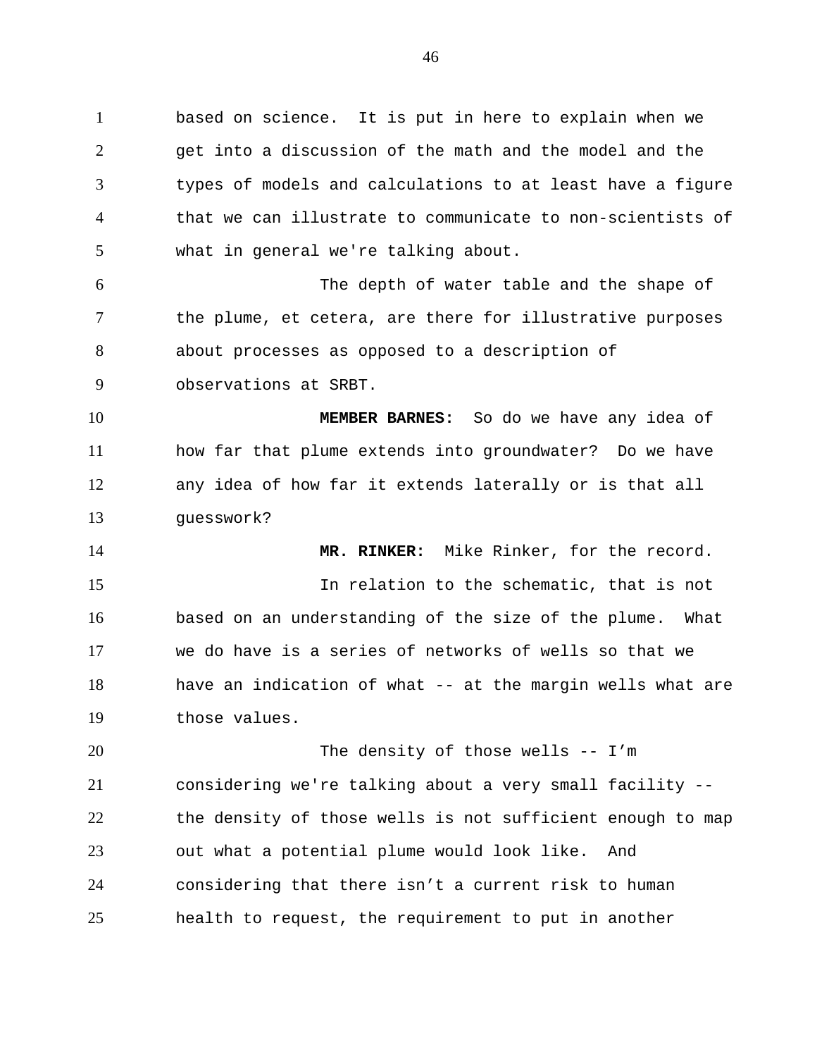based on science. It is put in here to explain when we get into a discussion of the math and the model and the types of models and calculations to at least have a figure that we can illustrate to communicate to non-scientists of what in general we're talking about.

The depth of water table and the shape of the plume, et cetera, are there for illustrative purposes about processes as opposed to a description of observations at SRBT.

**MEMBER BARNES:** So do we have any idea of how far that plume extends into groundwater? Do we have any idea of how far it extends laterally or is that all guesswork?

**MR. RINKER:** Mike Rinker, for the record.

In relation to the schematic, that is not based on an understanding of the size of the plume. What we do have is a series of networks of wells so that we have an indication of what -- at the margin wells what are those values.

The density of those wells -- I'm considering we're talking about a very small facility -- the density of those wells is not sufficient enough to map out what a potential plume would look like. And considering that there isn't a current risk to human health to request, the requirement to put in another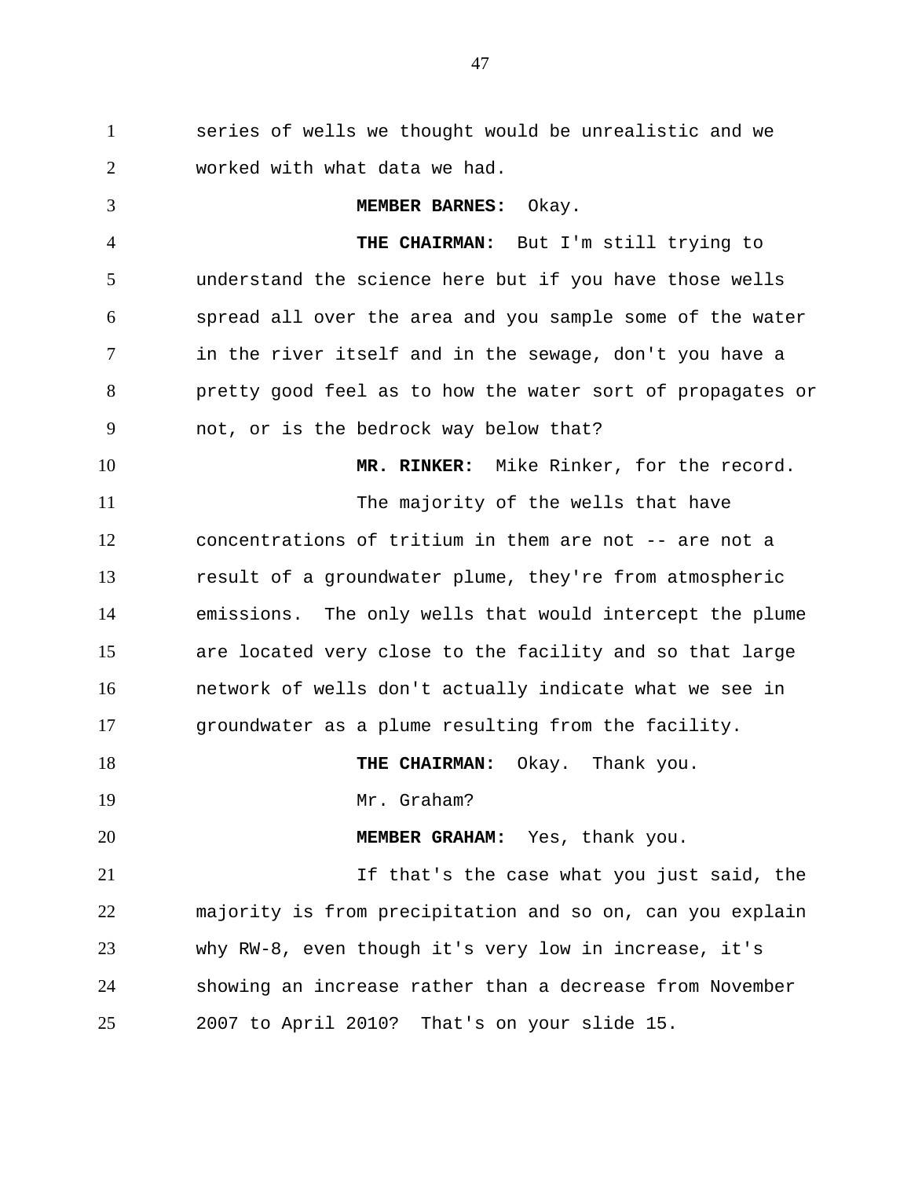series of wells we thought would be unrealistic and we worked with what data we had.

**MEMBER BARNES:** Okay.

**THE CHAIRMAN:** But I'm still trying to understand the science here but if you have those wells spread all over the area and you sample some of the water in the river itself and in the sewage, don't you have a pretty good feel as to how the water sort of propagates or not, or is the bedrock way below that?

**MR. RINKER:** Mike Rinker, for the record.

The majority of the wells that have concentrations of tritium in them are not -- are not a result of a groundwater plume, they're from atmospheric emissions. The only wells that would intercept the plume are located very close to the facility and so that large network of wells don't actually indicate what we see in groundwater as a plume resulting from the facility.

**THE CHAIRMAN:** Okay. Thank you.

Mr. Graham?

**MEMBER GRAHAM:** Yes, thank you.

If that's the case what you just said, the majority is from precipitation and so on, can you explain why RW-8, even though it's very low in increase, it's showing an increase rather than a decrease from November 2007 to April 2010? That's on your slide 15.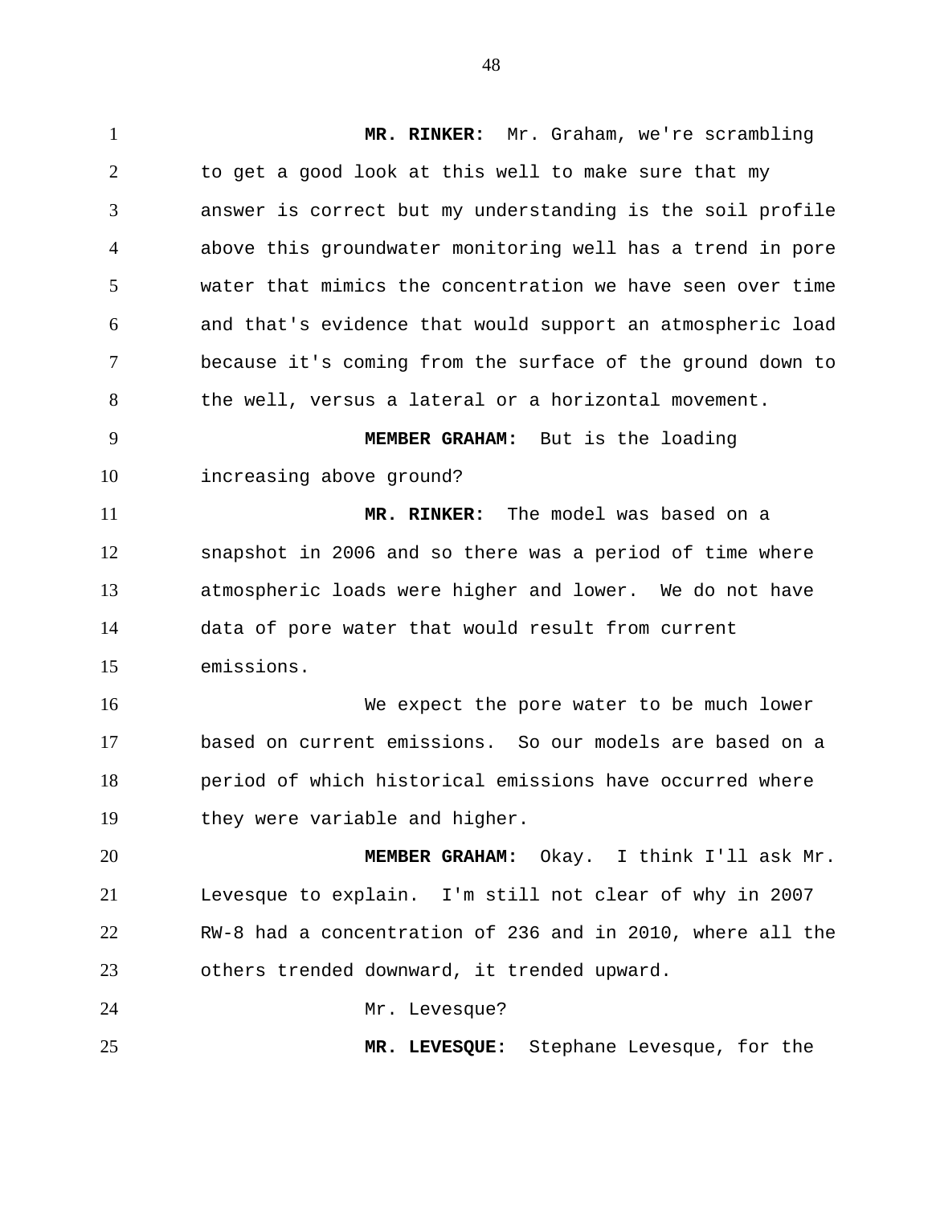**MR. RINKER:** Mr. Graham, we're scrambling to get a good look at this well to make sure that my answer is correct but my understanding is the soil profile above this groundwater monitoring well has a trend in pore water that mimics the concentration we have seen over time and that's evidence that would support an atmospheric load because it's coming from the surface of the ground down to the well, versus a lateral or a horizontal movement.

**MEMBER GRAHAM:** But is the loading increasing above ground?

**MR. RINKER:** The model was based on a snapshot in 2006 and so there was a period of time where atmospheric loads were higher and lower. We do not have data of pore water that would result from current emissions.

We expect the pore water to be much lower based on current emissions. So our models are based on a period of which historical emissions have occurred where they were variable and higher.

**MEMBER GRAHAM:** Okay. I think I'll ask Mr. Levesque to explain. I'm still not clear of why in 2007 RW-8 had a concentration of 236 and in 2010, where all the others trended downward, it trended upward.

Mr. Levesque?

**MR. LEVESQUE:** Stephane Levesque, for the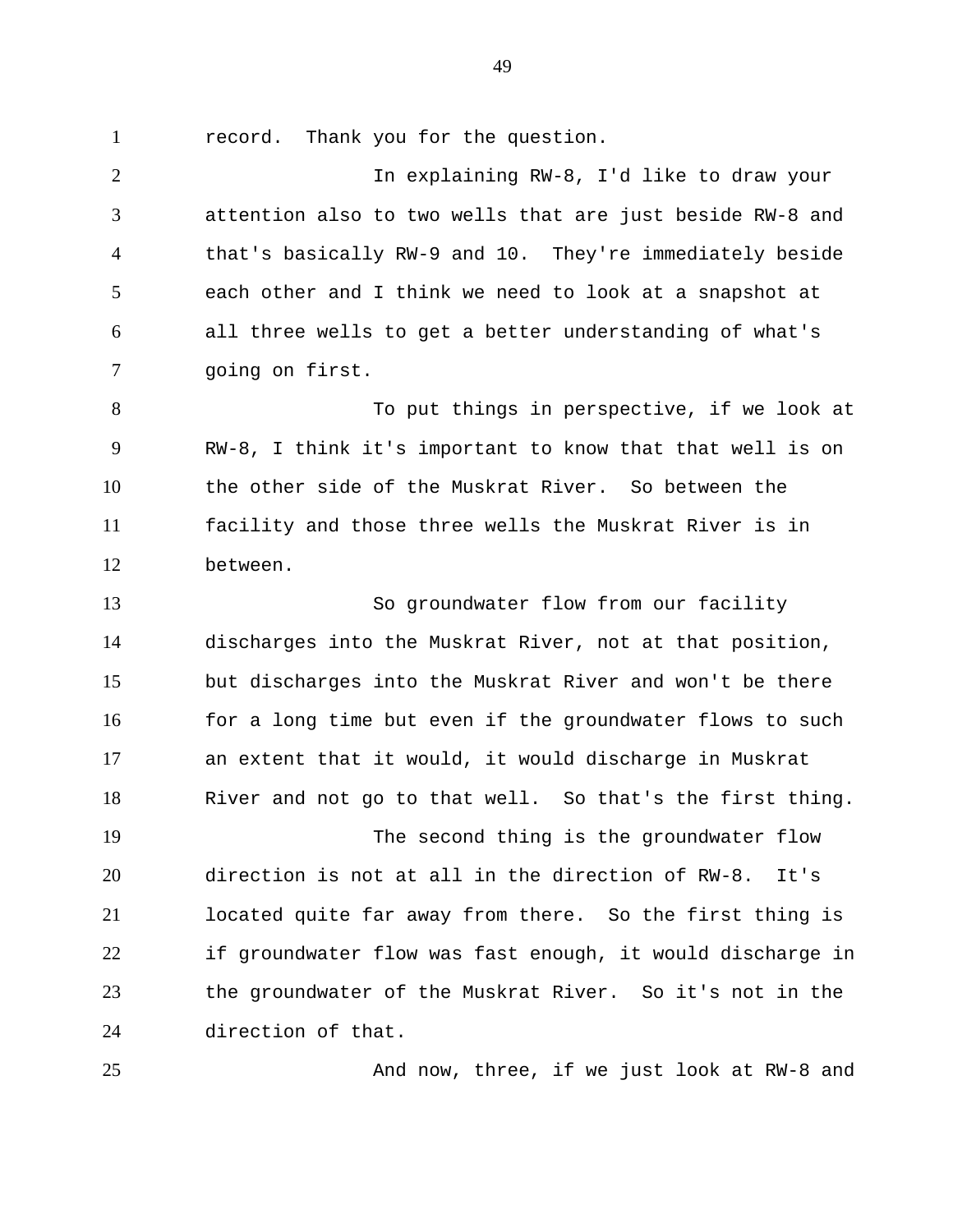record. Thank you for the question.

In explaining RW-8, I'd like to draw your attention also to two wells that are just beside RW-8 and that's basically RW-9 and 10. They're immediately beside each other and I think we need to look at a snapshot at all three wells to get a better understanding of what's going on first.

To put things in perspective, if we look at RW-8, I think it's important to know that that well is on the other side of the Muskrat River. So between the facility and those three wells the Muskrat River is in between.

So groundwater flow from our facility discharges into the Muskrat River, not at that position, but discharges into the Muskrat River and won't be there for a long time but even if the groundwater flows to such an extent that it would, it would discharge in Muskrat River and not go to that well. So that's the first thing.

The second thing is the groundwater flow direction is not at all in the direction of RW-8. It's located quite far away from there. So the first thing is if groundwater flow was fast enough, it would discharge in the groundwater of the Muskrat River. So it's not in the direction of that.

And now, three, if we just look at RW-8 and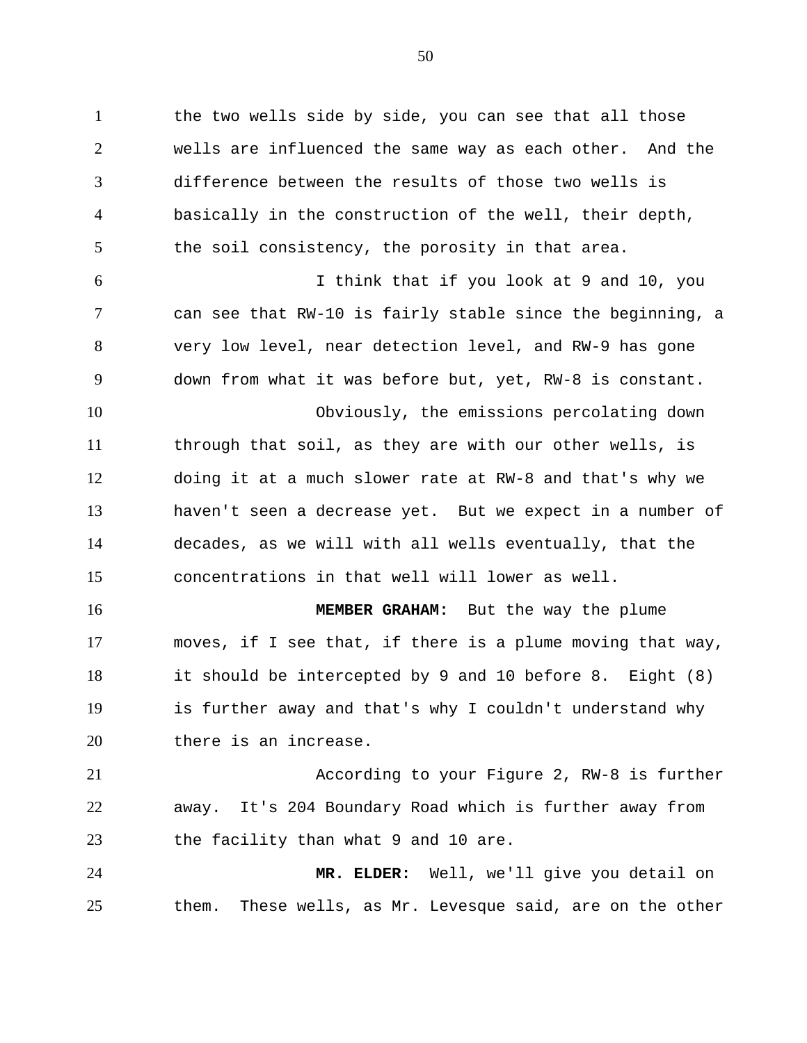the two wells side by side, you can see that all those wells are influenced the same way as each other. And the difference between the results of those two wells is basically in the construction of the well, their depth, the soil consistency, the porosity in that area.

I think that if you look at 9 and 10, you can see that RW-10 is fairly stable since the beginning, a very low level, near detection level, and RW-9 has gone down from what it was before but, yet, RW-8 is constant.

Obviously, the emissions percolating down through that soil, as they are with our other wells, is doing it at a much slower rate at RW-8 and that's why we haven't seen a decrease yet. But we expect in a number of decades, as we will with all wells eventually, that the concentrations in that well will lower as well.

**MEMBER GRAHAM:** But the way the plume moves, if I see that, if there is a plume moving that way, it should be intercepted by 9 and 10 before 8. Eight (8) is further away and that's why I couldn't understand why there is an increase.

According to your Figure 2, RW-8 is further away. It's 204 Boundary Road which is further away from the facility than what 9 and 10 are.

**MR. ELDER:** Well, we'll give you detail on them. These wells, as Mr. Levesque said, are on the other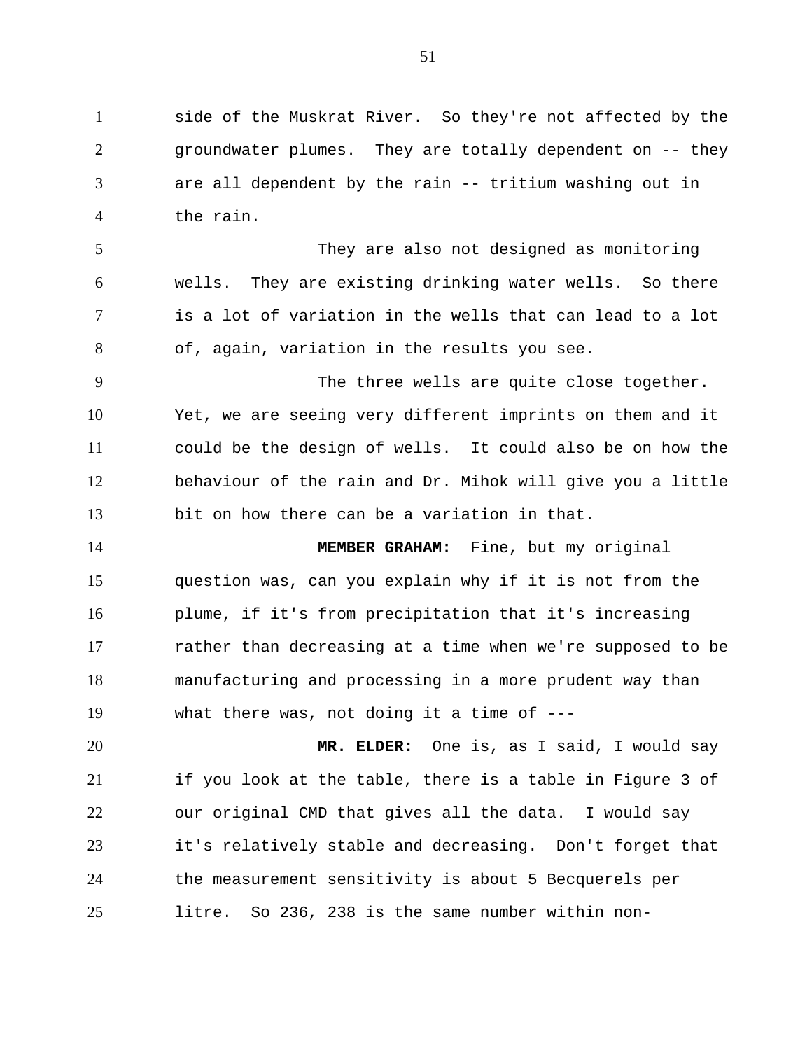side of the Muskrat River. So they're not affected by the groundwater plumes. They are totally dependent on -- they are all dependent by the rain -- tritium washing out in the rain.

They are also not designed as monitoring wells. They are existing drinking water wells. So there is a lot of variation in the wells that can lead to a lot of, again, variation in the results you see.

The three wells are quite close together. Yet, we are seeing very different imprints on them and it could be the design of wells. It could also be on how the behaviour of the rain and Dr. Mihok will give you a little bit on how there can be a variation in that.

**MEMBER GRAHAM:** Fine, but my original question was, can you explain why if it is not from the plume, if it's from precipitation that it's increasing rather than decreasing at a time when we're supposed to be manufacturing and processing in a more prudent way than what there was, not doing it a time of ---

**MR. ELDER:** One is, as I said, I would say if you look at the table, there is a table in Figure 3 of our original CMD that gives all the data. I would say it's relatively stable and decreasing. Don't forget that the measurement sensitivity is about 5 Becquerels per litre. So 236, 238 is the same number within non-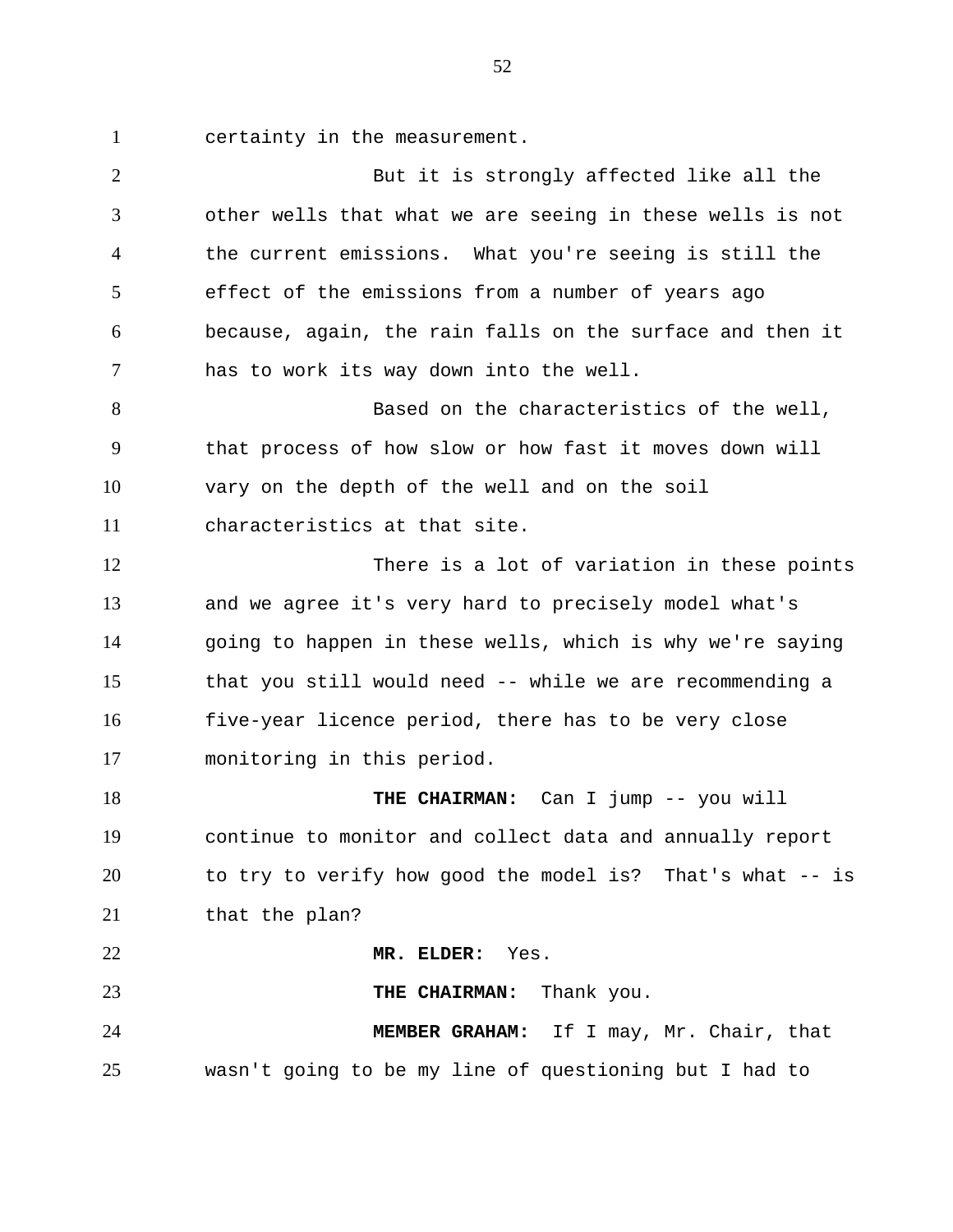certainty in the measurement.

But it is strongly affected like all the other wells that what we are seeing in these wells is not the current emissions. What you're seeing is still the effect of the emissions from a number of years ago because, again, the rain falls on the surface and then it has to work its way down into the well.

Based on the characteristics of the well, that process of how slow or how fast it moves down will vary on the depth of the well and on the soil characteristics at that site.

There is a lot of variation in these points and we agree it's very hard to precisely model what's going to happen in these wells, which is why we're saying that you still would need -- while we are recommending a five-year licence period, there has to be very close monitoring in this period.

**THE CHAIRMAN:** Can I jump -- you will continue to monitor and collect data and annually report to try to verify how good the model is? That's what -- is that the plan?

**MR. ELDER:** Yes.

**THE CHAIRMAN:** Thank you.

**MEMBER GRAHAM:** If I may, Mr. Chair, that wasn't going to be my line of questioning but I had to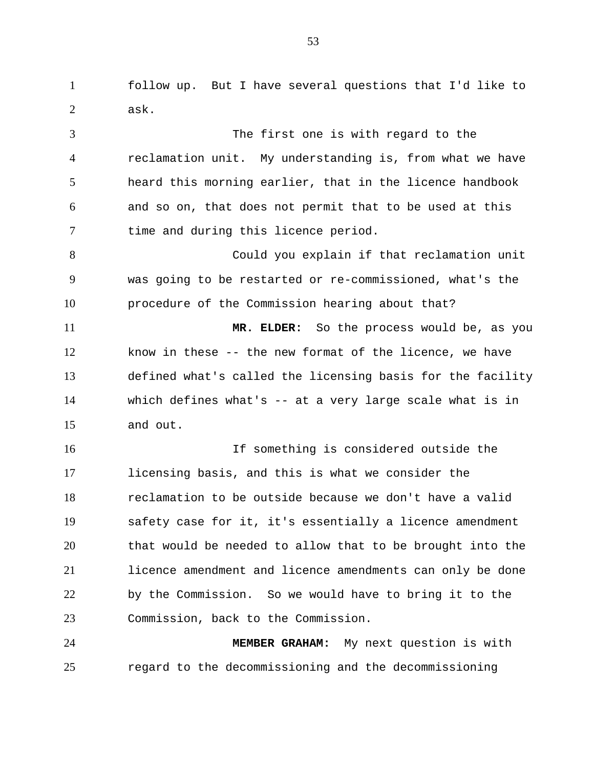follow up. But I have several questions that I'd like to ask.

The first one is with regard to the reclamation unit. My understanding is, from what we have heard this morning earlier, that in the licence handbook and so on, that does not permit that to be used at this time and during this licence period.

Could you explain if that reclamation unit was going to be restarted or re-commissioned, what's the procedure of the Commission hearing about that?

**MR. ELDER:** So the process would be, as you know in these -- the new format of the licence, we have defined what's called the licensing basis for the facility which defines what's -- at a very large scale what is in and out.

If something is considered outside the licensing basis, and this is what we consider the reclamation to be outside because we don't have a valid safety case for it, it's essentially a licence amendment that would be needed to allow that to be brought into the licence amendment and licence amendments can only be done by the Commission. So we would have to bring it to the Commission, back to the Commission.

**MEMBER GRAHAM:** My next question is with regard to the decommissioning and the decommissioning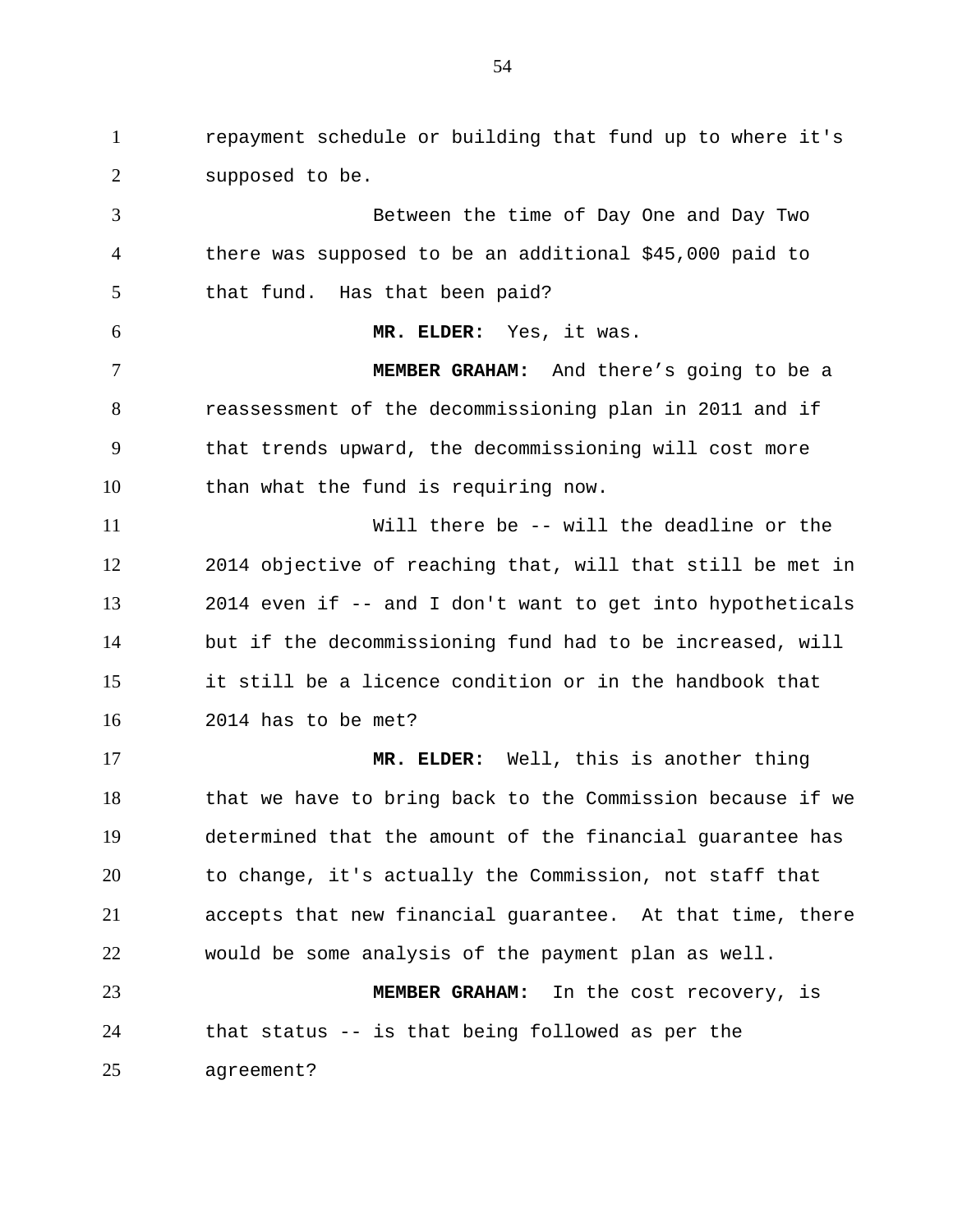repayment schedule or building that fund up to where it's supposed to be.

Between the time of Day One and Day Two there was supposed to be an additional $45,000 paid to that fund. Has that been paid?

**MR. ELDER:** Yes, it was.

**MEMBER GRAHAM:** And there’s going to be a reassessment of the decommissioning plan in 2011 and if that trends upward, the decommissioning will cost more than what the fund is requiring now.

Will there be -- will the deadline or the 2014 objective of reaching that, will that still be met in 2014 even if -- and I don't want to get into hypotheticals but if the decommissioning fund had to be increased, will it still be a licence condition or in the handbook that 2014 has to be met?

**MR. ELDER:** Well, this is another thing that we have to bring back to the Commission because if we determined that the amount of the financial guarantee has to change, it's actually the Commission, not staff that accepts that new financial guarantee. At that time, there would be some analysis of the payment plan as well.

**MEMBER GRAHAM:** In the cost recovery, is that status -- is that being followed as per the agreement?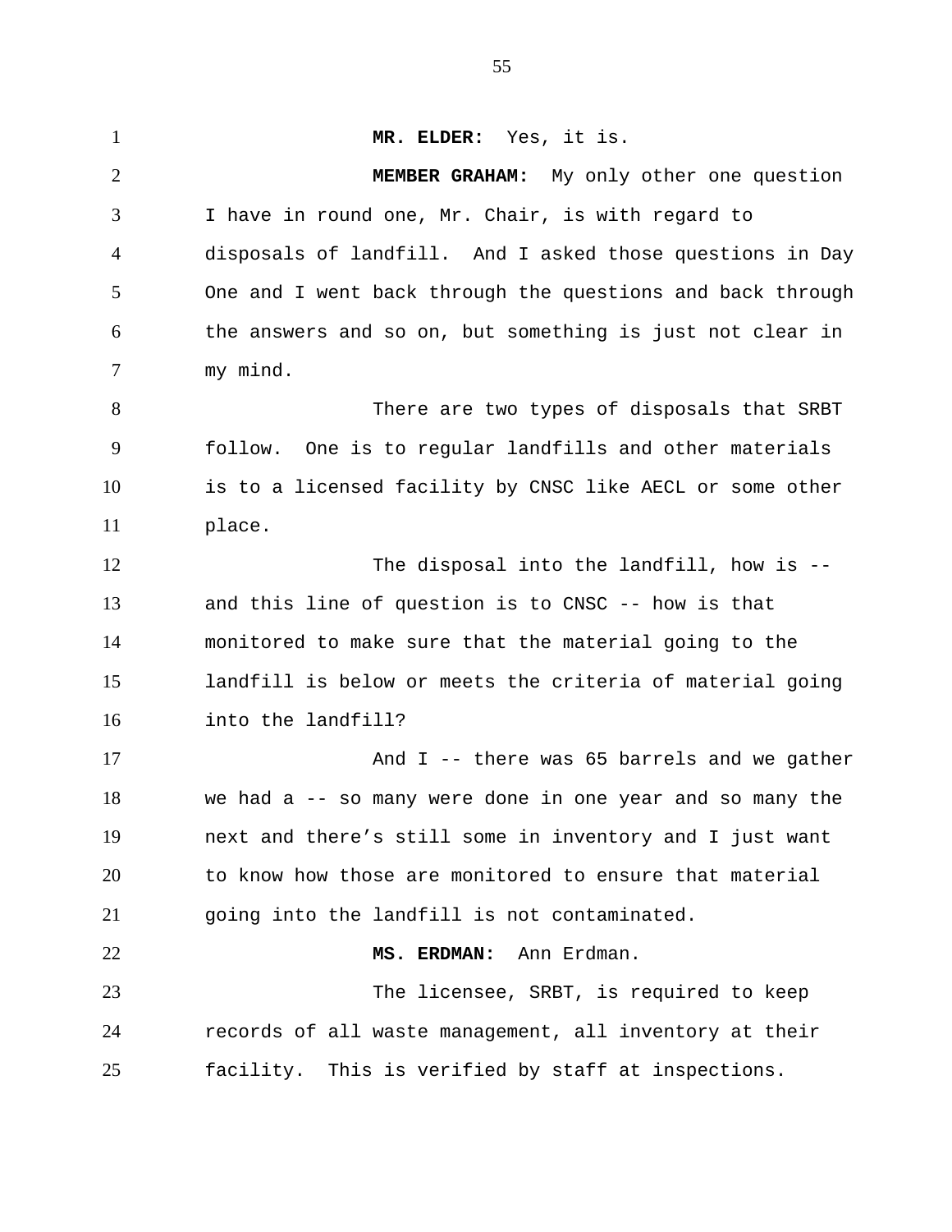**MR. ELDER:** Yes, it is.

**MEMBER GRAHAM:** My only other one question I have in round one, Mr. Chair, is with regard to disposals of landfill. And I asked those questions in Day One and I went back through the questions and back through the answers and so on, but something is just not clear in my mind.

There are two types of disposals that SRBT follow. One is to regular landfills and other materials is to a licensed facility by CNSC like AECL or some other place.

The disposal into the landfill, how is -- and this line of question is to CNSC -- how is that monitored to make sure that the material going to the landfill is below or meets the criteria of material going into the landfill?

And I -- there was 65 barrels and we gather we had a -- so many were done in one year and so many the next and there's still some in inventory and I just want to know how those are monitored to ensure that material going into the landfill is not contaminated.

**MS. ERDMAN:** Ann Erdman.

The licensee, SRBT, is required to keep records of all waste management, all inventory at their facility. This is verified by staff at inspections.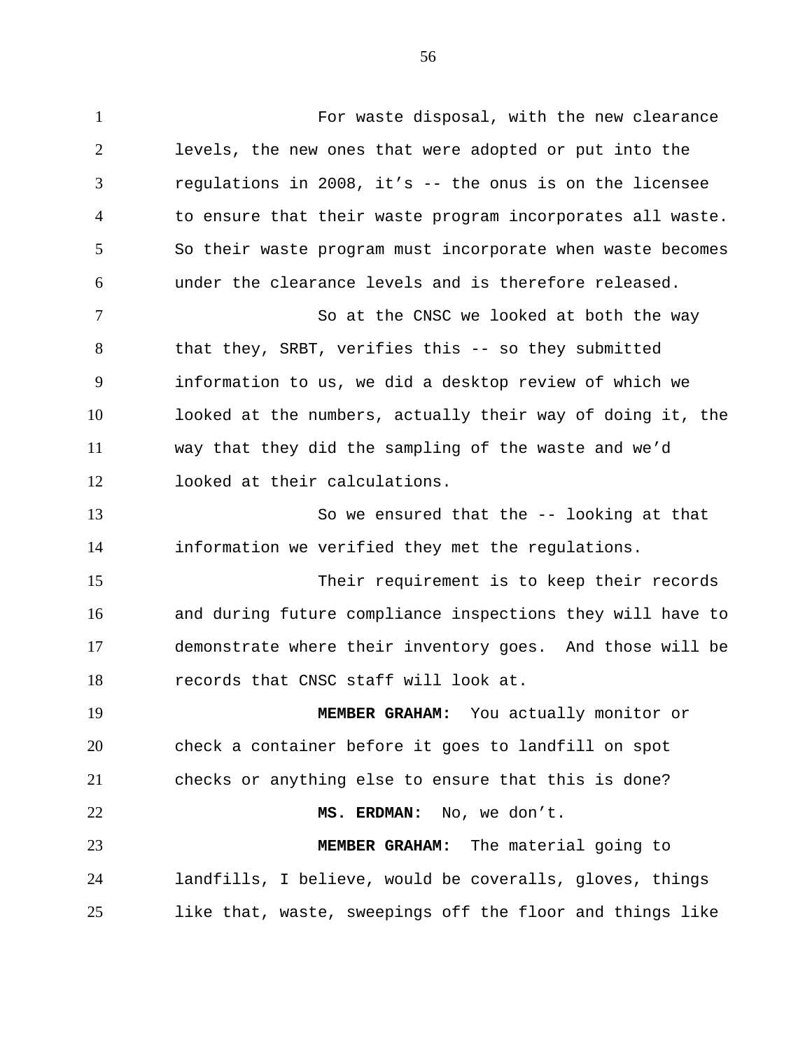For waste disposal, with the new clearance levels, the new ones that were adopted or put into the regulations in 2008, it's -- the onus is on the licensee to ensure that their waste program incorporates all waste. So their waste program must incorporate when waste becomes under the clearance levels and is therefore released.

So at the CNSC we looked at both the way that they, SRBT, verifies this -- so they submitted information to us, we did a desktop review of which we looked at the numbers, actually their way of doing it, the way that they did the sampling of the waste and we'd looked at their calculations.

So we ensured that the -- looking at that information we verified they met the regulations.

Their requirement is to keep their records and during future compliance inspections they will have to demonstrate where their inventory goes. And those will be records that CNSC staff will look at.

**MEMBER GRAHAM:** You actually monitor or check a container before it goes to landfill on spot checks or anything else to ensure that this is done?

**MS. ERDMAN:** No, we don't.

**MEMBER GRAHAM:** The material going to landfills, I believe, would be coveralls, gloves, things like that, waste, sweepings off the floor and things like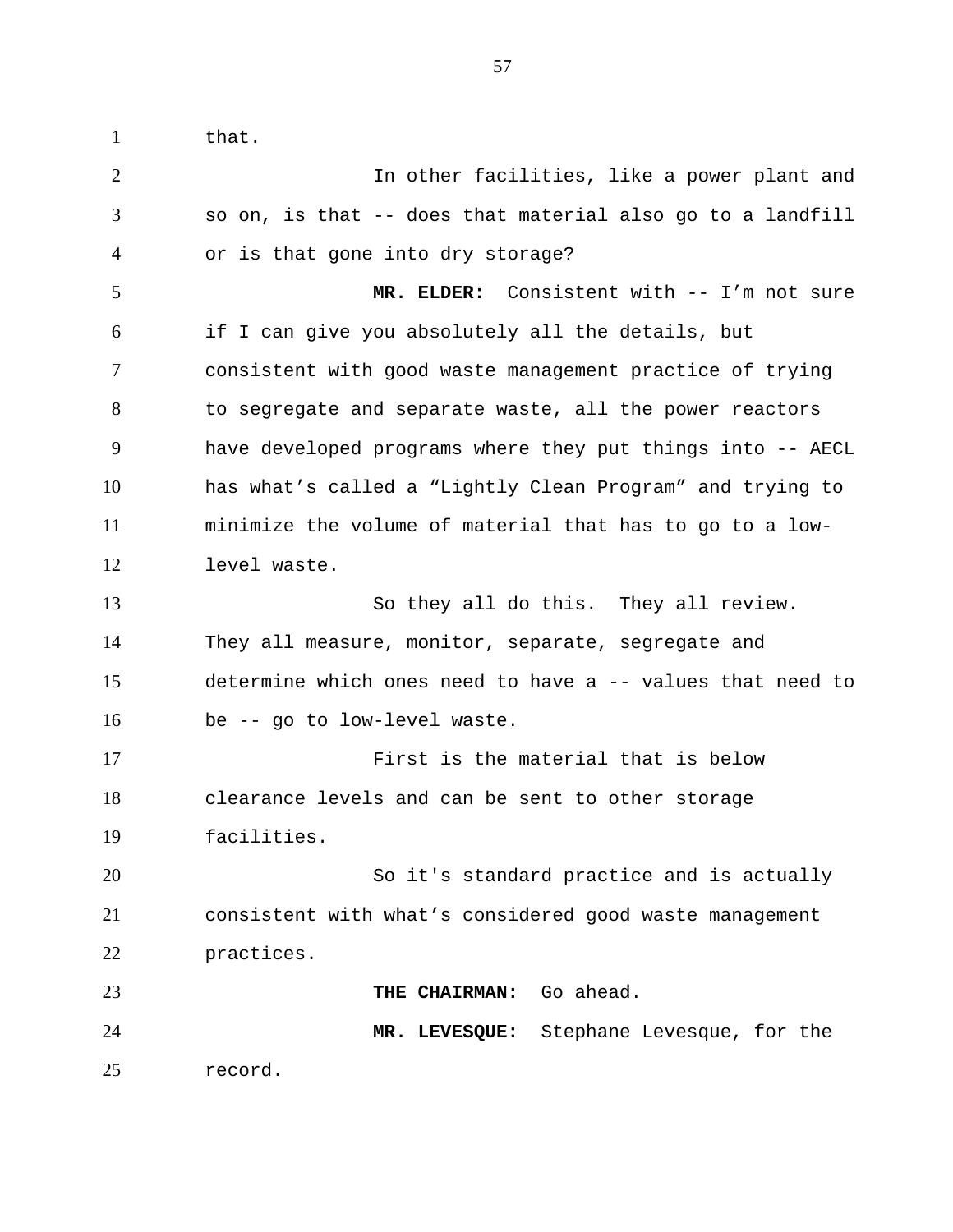that.

In other facilities, like a power plant and so on, is that -- does that material also go to a landfill or is that gone into dry storage?

**MR. ELDER:** Consistent with -- I'm not sure if I can give you absolutely all the details, but consistent with good waste management practice of trying to segregate and separate waste, all the power reactors have developed programs where they put things into -- AECL has what's called a "Lightly Clean Program" and trying to minimize the volume of material that has to go to a low-level waste.

So they all do this. They all review. They all measure, monitor, separate, segregate and determine which ones need to have a -- values that need to be -- go to low-level waste.

First is the material that is below clearance levels and can be sent to other storage facilities.

So it's standard practice and is actually consistent with what's considered good waste management practices.

**THE CHAIRMAN:** Go ahead.

**MR. LEVESQUE:** Stephane Levesque, for the record.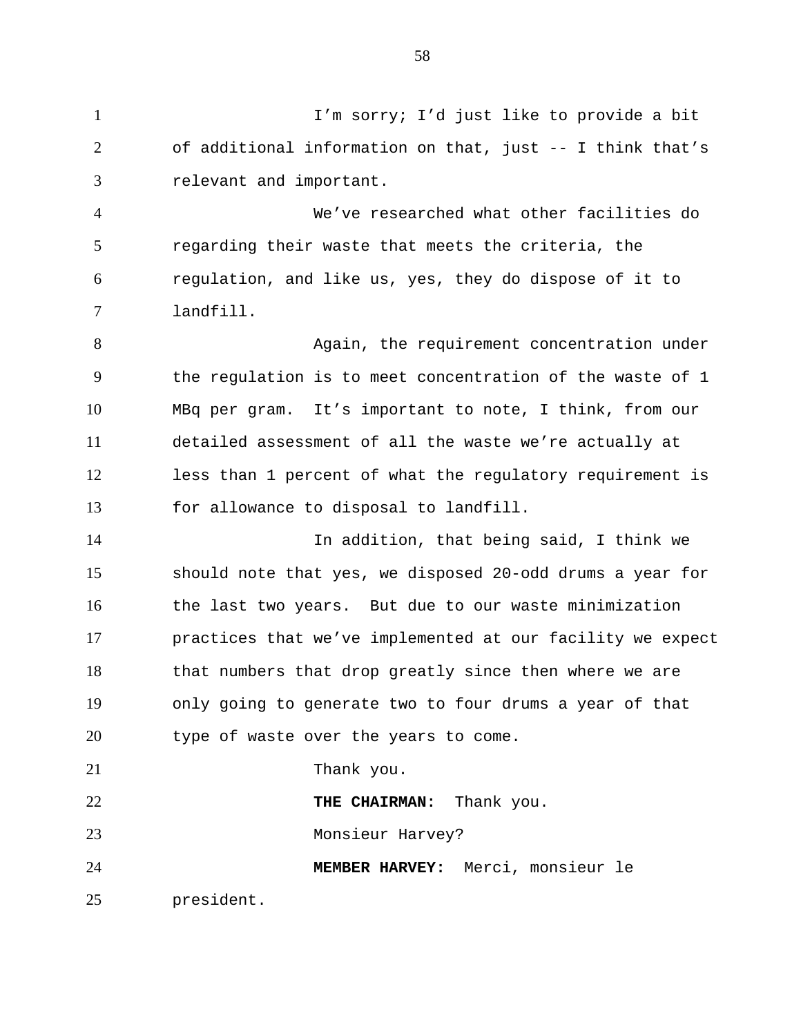I'm sorry; I'd just like to provide a bit of additional information on that, just -- I think that's relevant and important.

We've researched what other facilities do regarding their waste that meets the criteria, the regulation, and like us, yes, they do dispose of it to landfill.

Again, the requirement concentration under the regulation is to meet concentration of the waste of 1 MBq per gram. It's important to note, I think, from our detailed assessment of all the waste we're actually at less than 1 percent of what the regulatory requirement is for allowance to disposal to landfill.

In addition, that being said, I think we should note that yes, we disposed 20-odd drums a year for the last two years. But due to our waste minimization practices that we've implemented at our facility we expect that numbers that drop greatly since then where we are only going to generate two to four drums a year of that type of waste over the years to come.

Thank you.

**THE CHAIRMAN:** Thank you.

Monsieur Harvey?

**MEMBER HARVEY:** Merci, monsieur le president.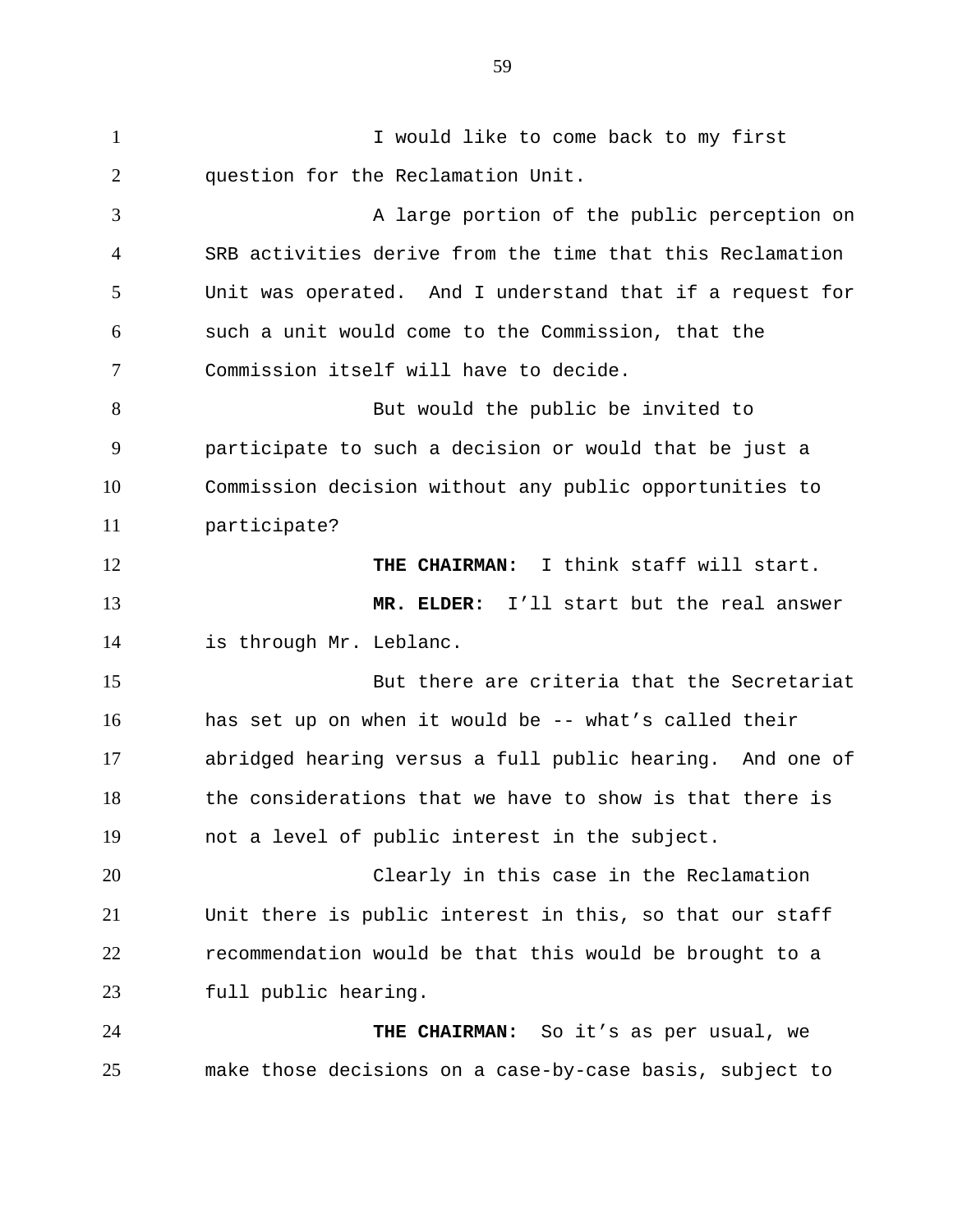I would like to come back to my first question for the Reclamation Unit.

A large portion of the public perception on SRB activities derive from the time that this Reclamation Unit was operated. And I understand that if a request for such a unit would come to the Commission, that the Commission itself will have to decide.

But would the public be invited to participate to such a decision or would that be just a Commission decision without any public opportunities to participate?

**THE CHAIRMAN:** I think staff will start.

**MR. ELDER:** I'll start but the real answer is through Mr. Leblanc.

But there are criteria that the Secretariat has set up on when it would be -- what's called their abridged hearing versus a full public hearing. And one of the considerations that we have to show is that there is not a level of public interest in the subject.

Clearly in this case in the Reclamation Unit there is public interest in this, so that our staff recommendation would be that this would be brought to a full public hearing.

**THE CHAIRMAN:** So it's as per usual, we make those decisions on a case-by-case basis, subject to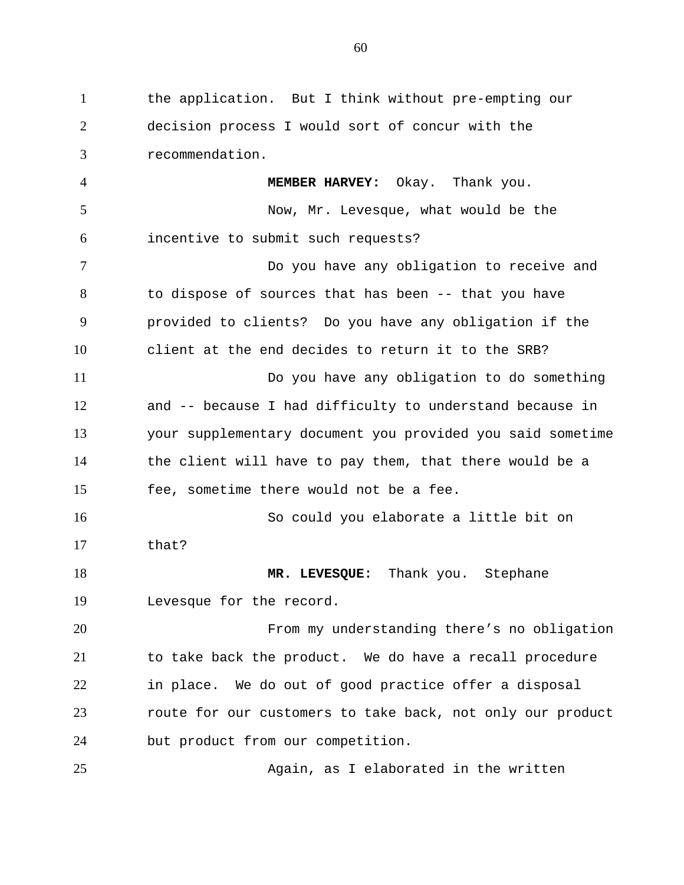the application. But I think without pre-empting our decision process I would sort of concur with the recommendation.

**MEMBER HARVEY:** Okay. Thank you.

Now, Mr. Levesque, what would be the incentive to submit such requests?

Do you have any obligation to receive and to dispose of sources that has been -- that you have provided to clients? Do you have any obligation if the client at the end decides to return it to the SRB?

Do you have any obligation to do something and -- because I had difficulty to understand because in your supplementary document you provided you said sometime the client will have to pay them, that there would be a fee, sometime there would not be a fee.

So could you elaborate a little bit on that?

**MR. LEVESQUE:** Thank you. Stephane Levesque for the record.

From my understanding there's no obligation to take back the product. We do have a recall procedure in place. We do out of good practice offer a disposal route for our customers to take back, not only our product but product from our competition.

Again, as I elaborated in the written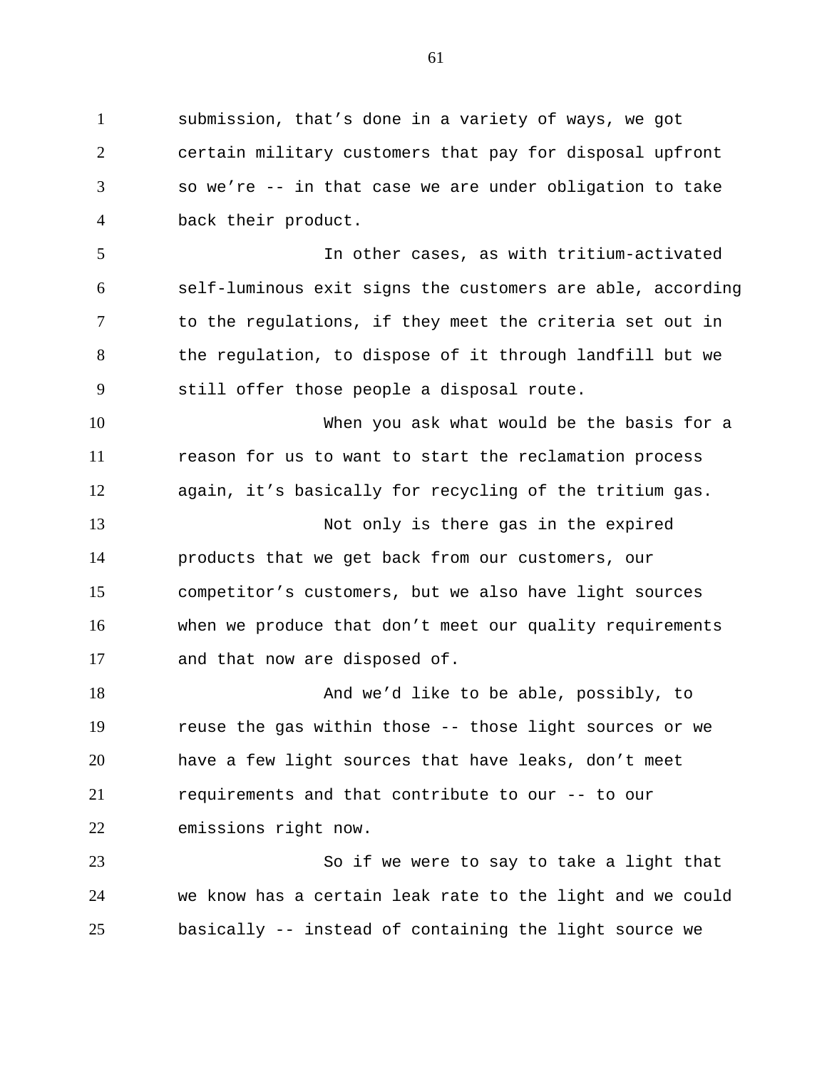submission, that's done in a variety of ways, we got certain military customers that pay for disposal upfront so we're -- in that case we are under obligation to take back their product.

In other cases, as with tritium-activated self-luminous exit signs the customers are able, according to the regulations, if they meet the criteria set out in the regulation, to dispose of it through landfill but we still offer those people a disposal route.

When you ask what would be the basis for a reason for us to want to start the reclamation process again, it's basically for recycling of the tritium gas.

Not only is there gas in the expired products that we get back from our customers, our competitor's customers, but we also have light sources when we produce that don't meet our quality requirements and that now are disposed of.

And we'd like to be able, possibly, to reuse the gas within those -- those light sources or we have a few light sources that have leaks, don't meet requirements and that contribute to our -- to our emissions right now.

So if we were to say to take a light that we know has a certain leak rate to the light and we could basically -- instead of containing the light source we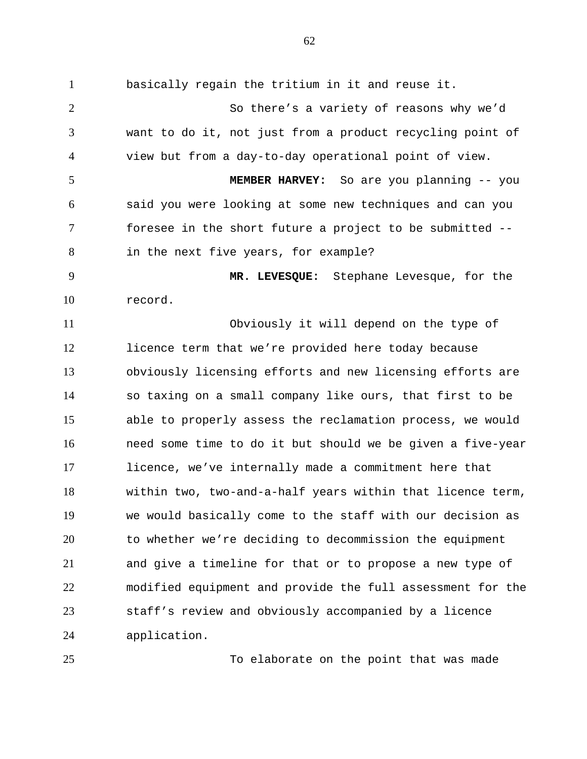basically regain the tritium in it and reuse it.

So there's a variety of reasons why we'd want to do it, not just from a product recycling point of view but from a day-to-day operational point of view.

**MEMBER HARVEY:** So are you planning -- you said you were looking at some new techniques and can you foresee in the short future a project to be submitted -- in the next five years, for example?

**MR. LEVESQUE:** Stephane Levesque, for the record.

Obviously it will depend on the type of licence term that we're provided here today because obviously licensing efforts and new licensing efforts are so taxing on a small company like ours, that first to be able to properly assess the reclamation process, we would need some time to do it but should we be given a five-year licence, we've internally made a commitment here that within two, two-and-a-half years within that licence term, we would basically come to the staff with our decision as to whether we're deciding to decommission the equipment and give a timeline for that or to propose a new type of modified equipment and provide the full assessment for the staff's review and obviously accompanied by a licence application.

To elaborate on the point that was made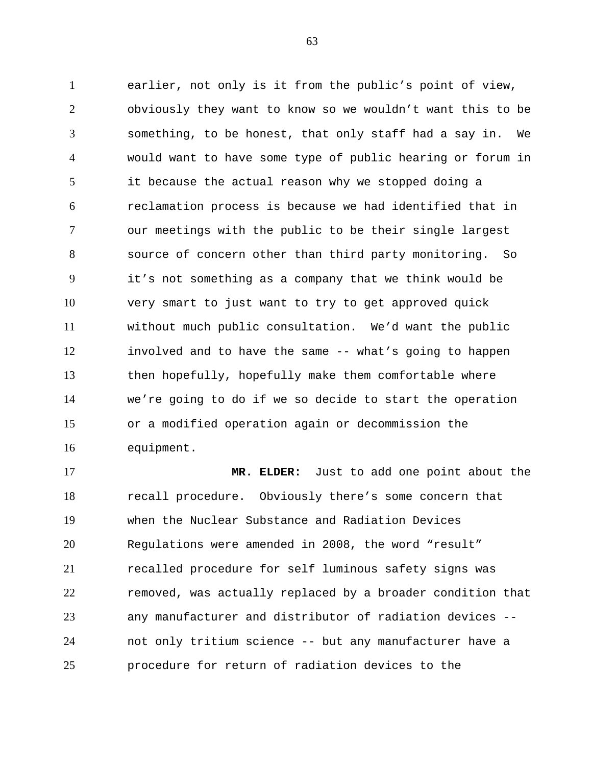earlier, not only is it from the public's point of view, obviously they want to know so we wouldn't want this to be something, to be honest, that only staff had a say in. We would want to have some type of public hearing or forum in it because the actual reason why we stopped doing a reclamation process is because we had identified that in our meetings with the public to be their single largest source of concern other than third party monitoring. So it's not something as a company that we think would be very smart to just want to try to get approved quick without much public consultation. We'd want the public involved and to have the same -- what's going to happen then hopefully, hopefully make them comfortable where we're going to do if we so decide to start the operation or a modified operation again or decommission the equipment.

**MR. ELDER:** Just to add one point about the recall procedure. Obviously there's some concern that when the Nuclear Substance and Radiation Devices Regulations were amended in 2008, the word "result" recalled procedure for self luminous safety signs was removed, was actually replaced by a broader condition that any manufacturer and distributor of radiation devices -- not only tritium science -- but any manufacturer have a procedure for return of radiation devices to the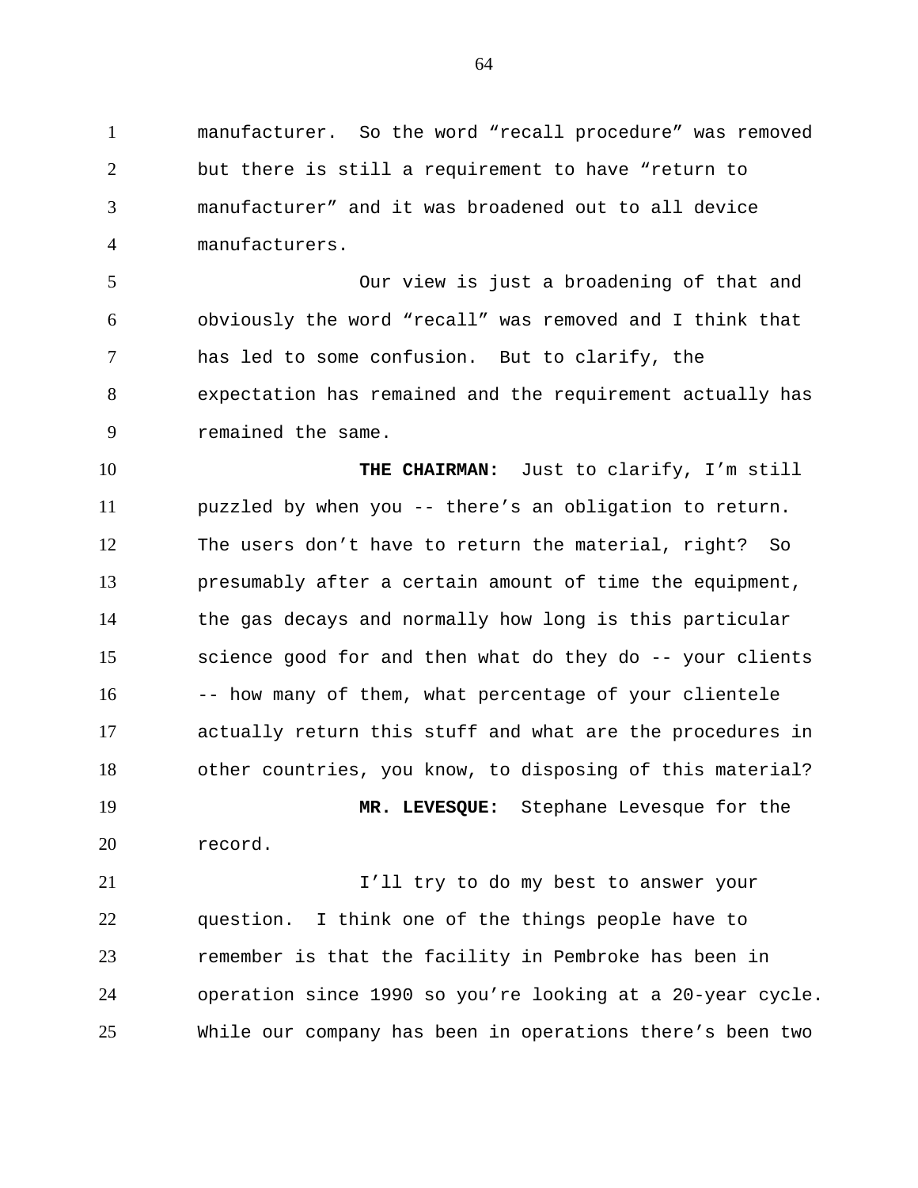manufacturer. So the word “recall procedure” was removed but there is still a requirement to have “return to manufacturer” and it was broadened out to all device manufacturers.

Our view is just a broadening of that and obviously the word “recall” was removed and I think that has led to some confusion. But to clarify, the expectation has remained and the requirement actually has remained the same.

**THE CHAIRMAN:** Just to clarify, I’m still puzzled by when you -- there’s an obligation to return. The users don’t have to return the material, right? So presumably after a certain amount of time the equipment, the gas decays and normally how long is this particular science good for and then what do they do -- your clients -- how many of them, what percentage of your clientele actually return this stuff and what are the procedures in other countries, you know, to disposing of this material?

**MR. LEVESQUE:** Stephane Levesque for the record.

I’ll try to do my best to answer your question. I think one of the things people have to remember is that the facility in Pembroke has been in operation since 1990 so you’re looking at a 20-year cycle. While our company has been in operations there’s been two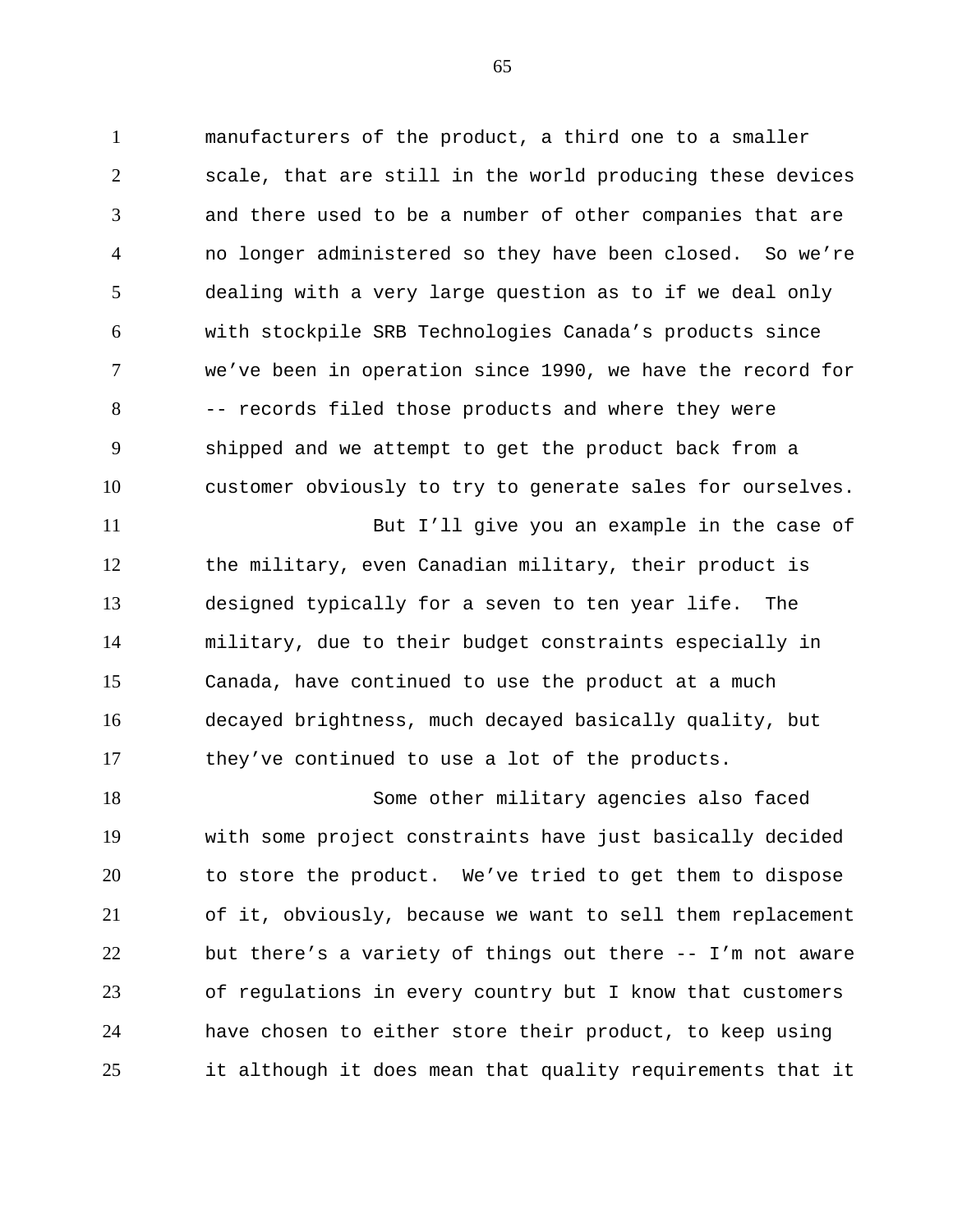manufacturers of the product, a third one to a smaller scale, that are still in the world producing these devices and there used to be a number of other companies that are no longer administered so they have been closed. So we're dealing with a very large question as to if we deal only with stockpile SRB Technologies Canada's products since we've been in operation since 1990, we have the record for -- records filed those products and where they were shipped and we attempt to get the product back from a customer obviously to try to generate sales for ourselves.

But I'll give you an example in the case of the military, even Canadian military, their product is designed typically for a seven to ten year life. The military, due to their budget constraints especially in Canada, have continued to use the product at a much decayed brightness, much decayed basically quality, but they've continued to use a lot of the products.

Some other military agencies also faced with some project constraints have just basically decided to store the product. We've tried to get them to dispose of it, obviously, because we want to sell them replacement but there's a variety of things out there -- I'm not aware of regulations in every country but I know that customers have chosen to either store their product, to keep using it although it does mean that quality requirements that it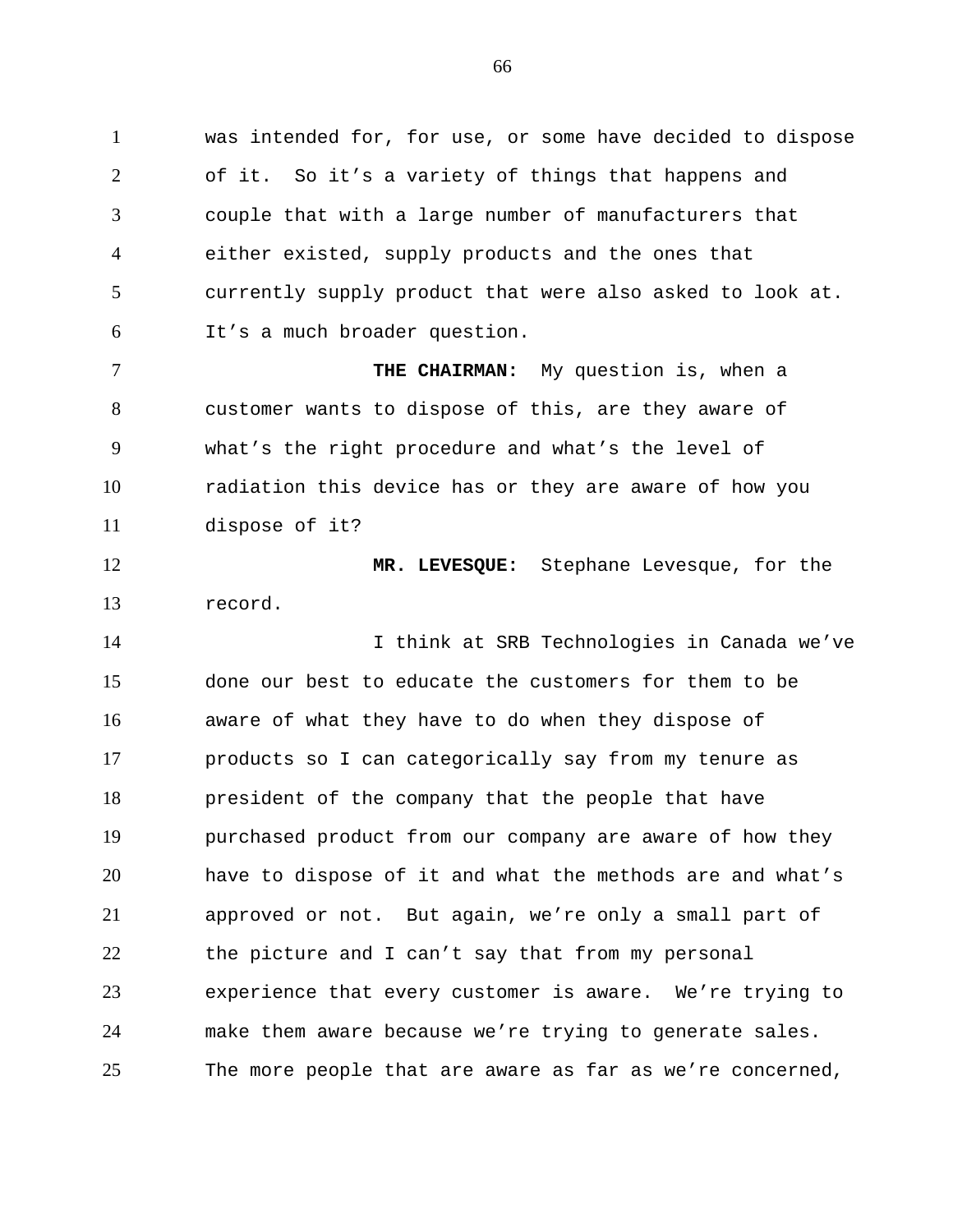was intended for, for use, or some have decided to dispose of it. So it's a variety of things that happens and couple that with a large number of manufacturers that either existed, supply products and the ones that currently supply product that were also asked to look at. It's a much broader question.

**THE CHAIRMAN:** My question is, when a customer wants to dispose of this, are they aware of what's the right procedure and what's the level of radiation this device has or they are aware of how you dispose of it?

**MR. LEVESQUE:** Stephane Levesque, for the record.

I think at SRB Technologies in Canada we've done our best to educate the customers for them to be aware of what they have to do when they dispose of products so I can categorically say from my tenure as president of the company that the people that have purchased product from our company are aware of how they have to dispose of it and what the methods are and what's approved or not. But again, we're only a small part of the picture and I can't say that from my personal experience that every customer is aware. We're trying to make them aware because we're trying to generate sales. The more people that are aware as far as we're concerned,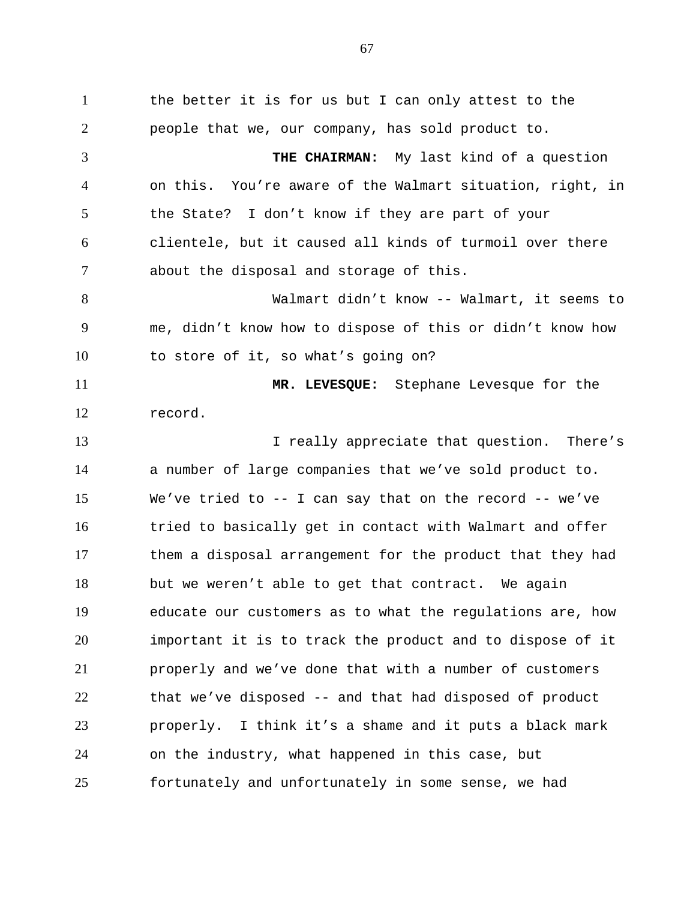the better it is for us but I can only attest to the people that we, our company, has sold product to.

**THE CHAIRMAN:** My last kind of a question on this. You're aware of the Walmart situation, right, in the State? I don't know if they are part of your clientele, but it caused all kinds of turmoil over there about the disposal and storage of this.

Walmart didn't know -- Walmart, it seems to me, didn't know how to dispose of this or didn't know how to store of it, so what's going on?

**MR. LEVESQUE:** Stephane Levesque for the record.

I really appreciate that question. There's a number of large companies that we've sold product to. We've tried to -- I can say that on the record -- we've tried to basically get in contact with Walmart and offer them a disposal arrangement for the product that they had but we weren't able to get that contract. We again educate our customers as to what the regulations are, how important it is to track the product and to dispose of it properly and we've done that with a number of customers that we've disposed -- and that had disposed of product properly. I think it's a shame and it puts a black mark on the industry, what happened in this case, but fortunately and unfortunately in some sense, we had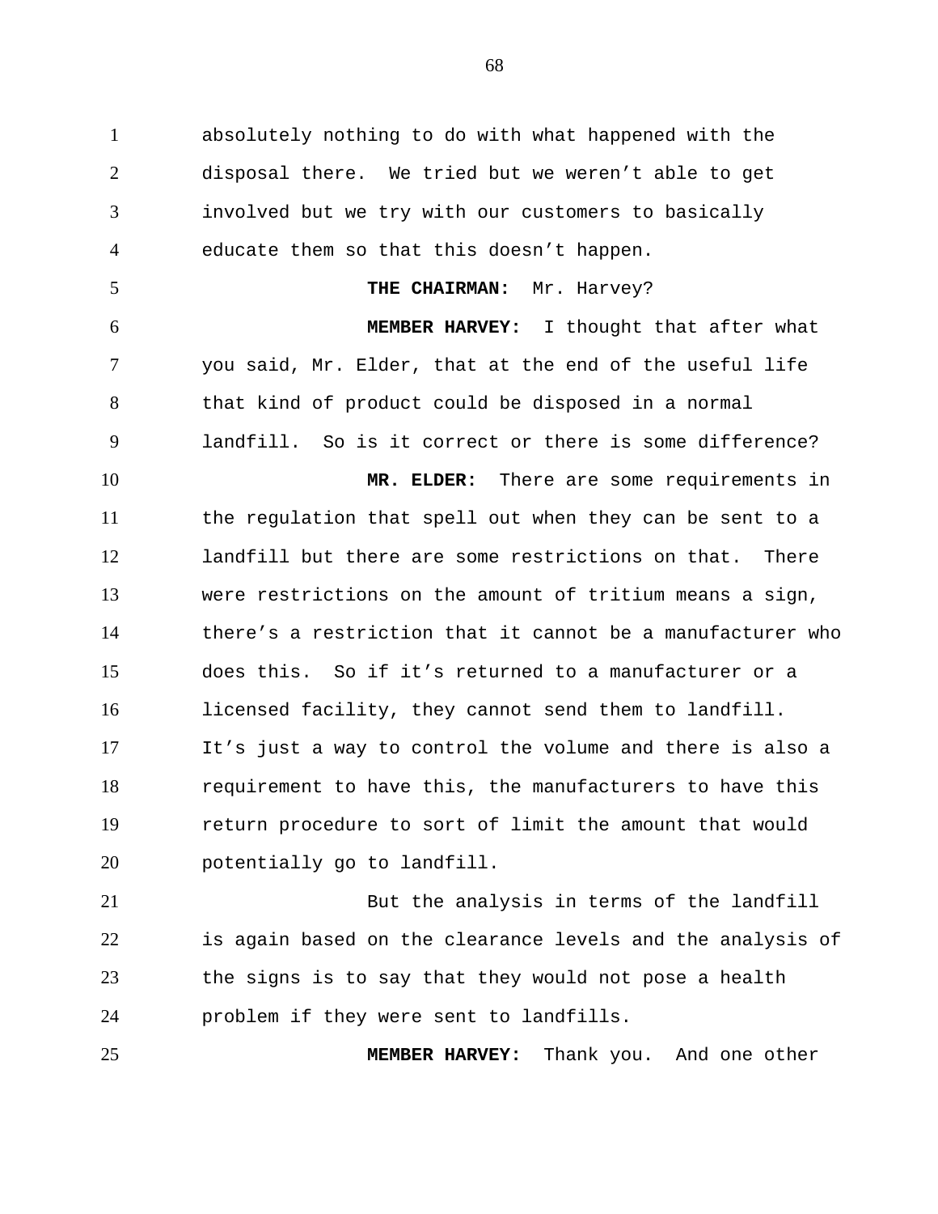absolutely nothing to do with what happened with the disposal there. We tried but we weren't able to get involved but we try with our customers to basically educate them so that this doesn't happen.

**THE CHAIRMAN:** Mr. Harvey?

**MEMBER HARVEY:** I thought that after what you said, Mr. Elder, that at the end of the useful life that kind of product could be disposed in a normal landfill. So is it correct or there is some difference?

**MR. ELDER:** There are some requirements in the regulation that spell out when they can be sent to a landfill but there are some restrictions on that. There were restrictions on the amount of tritium means a sign, there's a restriction that it cannot be a manufacturer who does this. So if it's returned to a manufacturer or a licensed facility, they cannot send them to landfill. It's just a way to control the volume and there is also a requirement to have this, the manufacturers to have this return procedure to sort of limit the amount that would potentially go to landfill.

But the analysis in terms of the landfill is again based on the clearance levels and the analysis of the signs is to say that they would not pose a health problem if they were sent to landfills.

**MEMBER HARVEY:** Thank you. And one other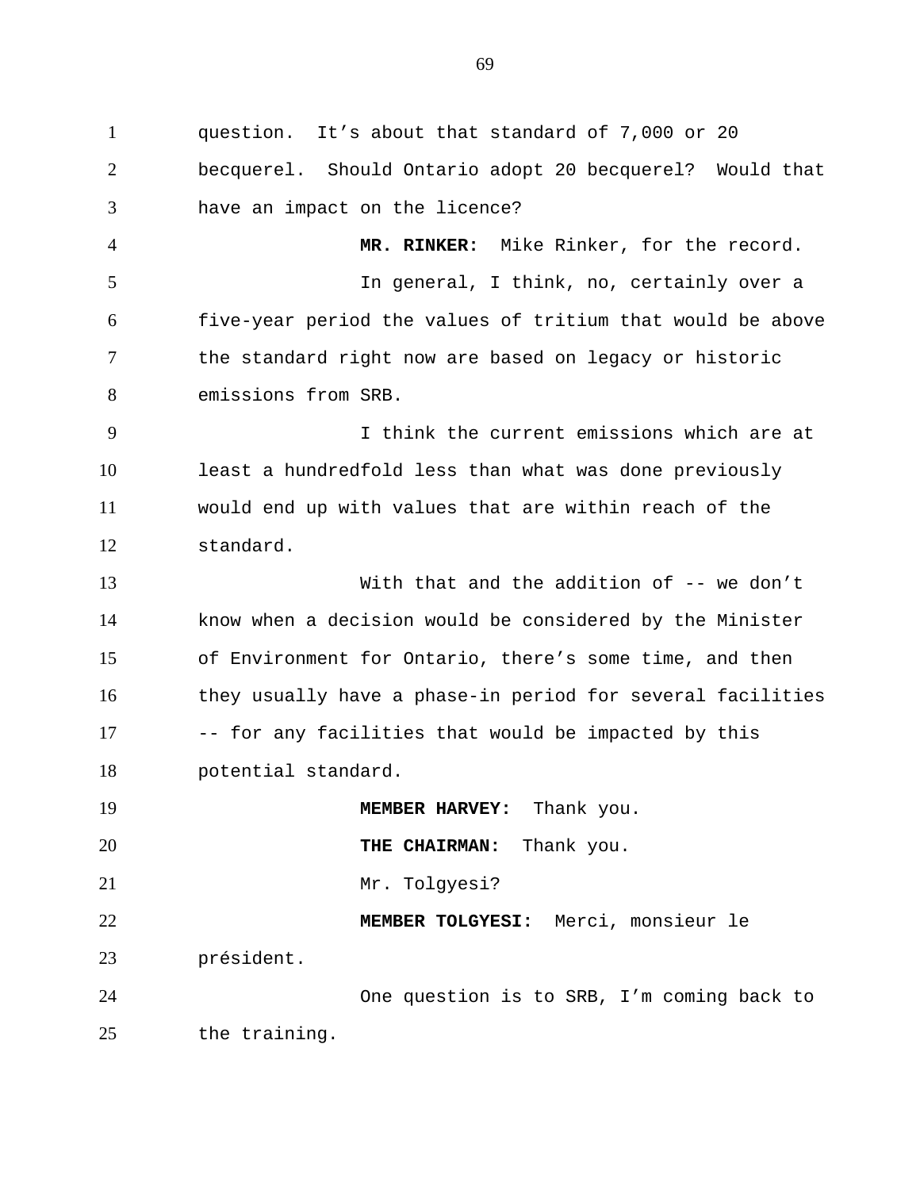question. It’s about that standard of 7,000 or 20 becquerel. Should Ontario adopt 20 becquerel? Would that have an impact on the licence?

**MR. RINKER:** Mike Rinker, for the record.

In general, I think, no, certainly over a five-year period the values of tritium that would be above the standard right now are based on legacy or historic emissions from SRB.

I think the current emissions which are at least a hundredfold less than what was done previously would end up with values that are within reach of the standard.

With that and the addition of -- we don’t know when a decision would be considered by the Minister of Environment for Ontario, there’s some time, and then they usually have a phase-in period for several facilities -- for any facilities that would be impacted by this potential standard.

**MEMBER HARVEY:** Thank you.

**THE CHAIRMAN:** Thank you.

Mr. Tolgyesi?

**MEMBER TOLGYESI:** Merci, monsieur le président.

One question is to SRB, I’m coming back to the training.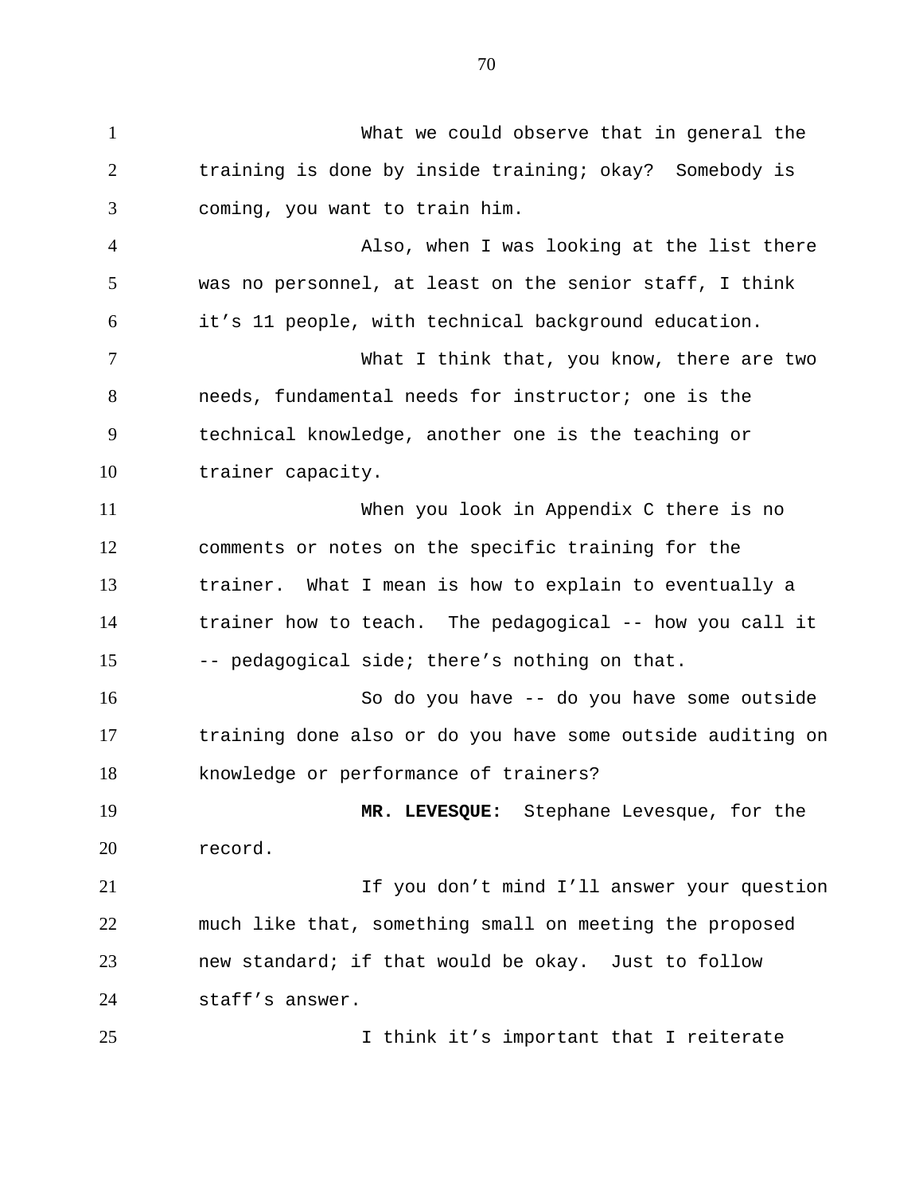What we could observe that in general the training is done by inside training; okay? Somebody is coming, you want to train him.

Also, when I was looking at the list there was no personnel, at least on the senior staff, I think it's 11 people, with technical background education.

What I think that, you know, there are two needs, fundamental needs for instructor; one is the technical knowledge, another one is the teaching or trainer capacity.

When you look in Appendix C there is no comments or notes on the specific training for the trainer. What I mean is how to explain to eventually a trainer how to teach. The pedagogical -- how you call it -- pedagogical side; there's nothing on that.

So do you have -- do you have some outside training done also or do you have some outside auditing on knowledge or performance of trainers?

**MR. LEVESQUE:** Stephane Levesque, for the record.

If you don't mind I'll answer your question much like that, something small on meeting the proposed new standard; if that would be okay. Just to follow staff's answer.

I think it's important that I reiterate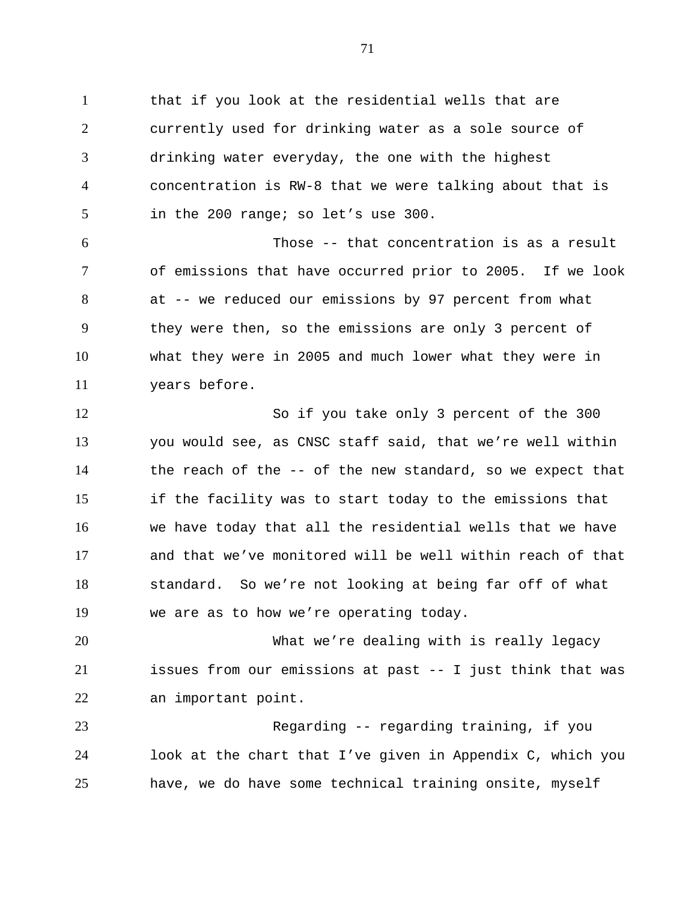that if you look at the residential wells that are currently used for drinking water as a sole source of drinking water everyday, the one with the highest concentration is RW-8 that we were talking about that is in the 200 range; so let's use 300.

Those -- that concentration is as a result of emissions that have occurred prior to 2005. If we look at -- we reduced our emissions by 97 percent from what they were then, so the emissions are only 3 percent of what they were in 2005 and much lower what they were in years before.

So if you take only 3 percent of the 300 you would see, as CNSC staff said, that we're well within the reach of the -- of the new standard, so we expect that if the facility was to start today to the emissions that we have today that all the residential wells that we have and that we've monitored will be well within reach of that standard. So we're not looking at being far off of what we are as to how we're operating today.

What we're dealing with is really legacy issues from our emissions at past -- I just think that was an important point.

Regarding -- regarding training, if you look at the chart that I've given in Appendix C, which you have, we do have some technical training onsite, myself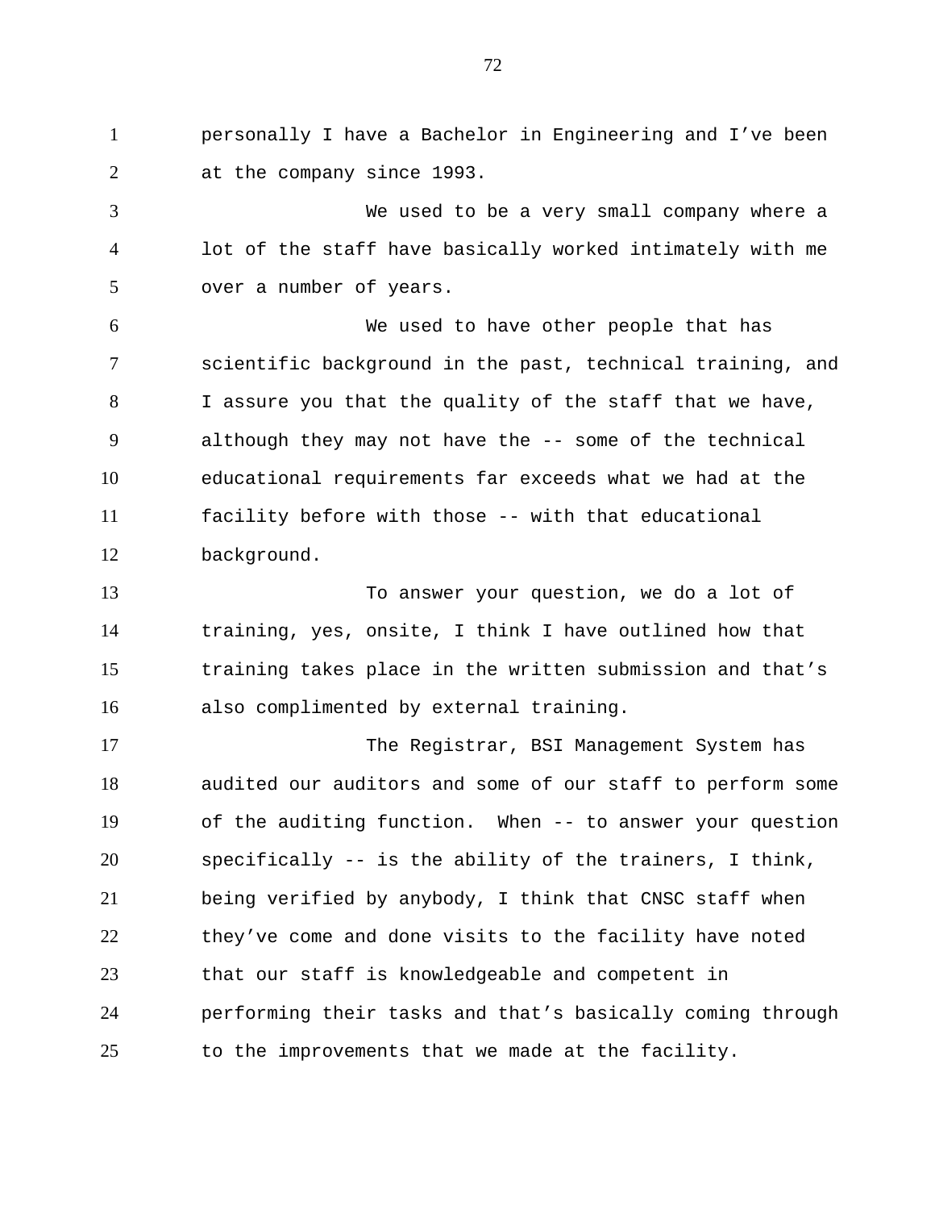personally I have a Bachelor in Engineering and I've been at the company since 1993.

We used to be a very small company where a lot of the staff have basically worked intimately with me over a number of years.

We used to have other people that has scientific background in the past, technical training, and I assure you that the quality of the staff that we have, although they may not have the -- some of the technical educational requirements far exceeds what we had at the facility before with those -- with that educational background.

To answer your question, we do a lot of training, yes, onsite, I think I have outlined how that training takes place in the written submission and that's also complimented by external training.

The Registrar, BSI Management System has audited our auditors and some of our staff to perform some of the auditing function. When -- to answer your question specifically -- is the ability of the trainers, I think, being verified by anybody, I think that CNSC staff when they've come and done visits to the facility have noted that our staff is knowledgeable and competent in performing their tasks and that's basically coming through to the improvements that we made at the facility.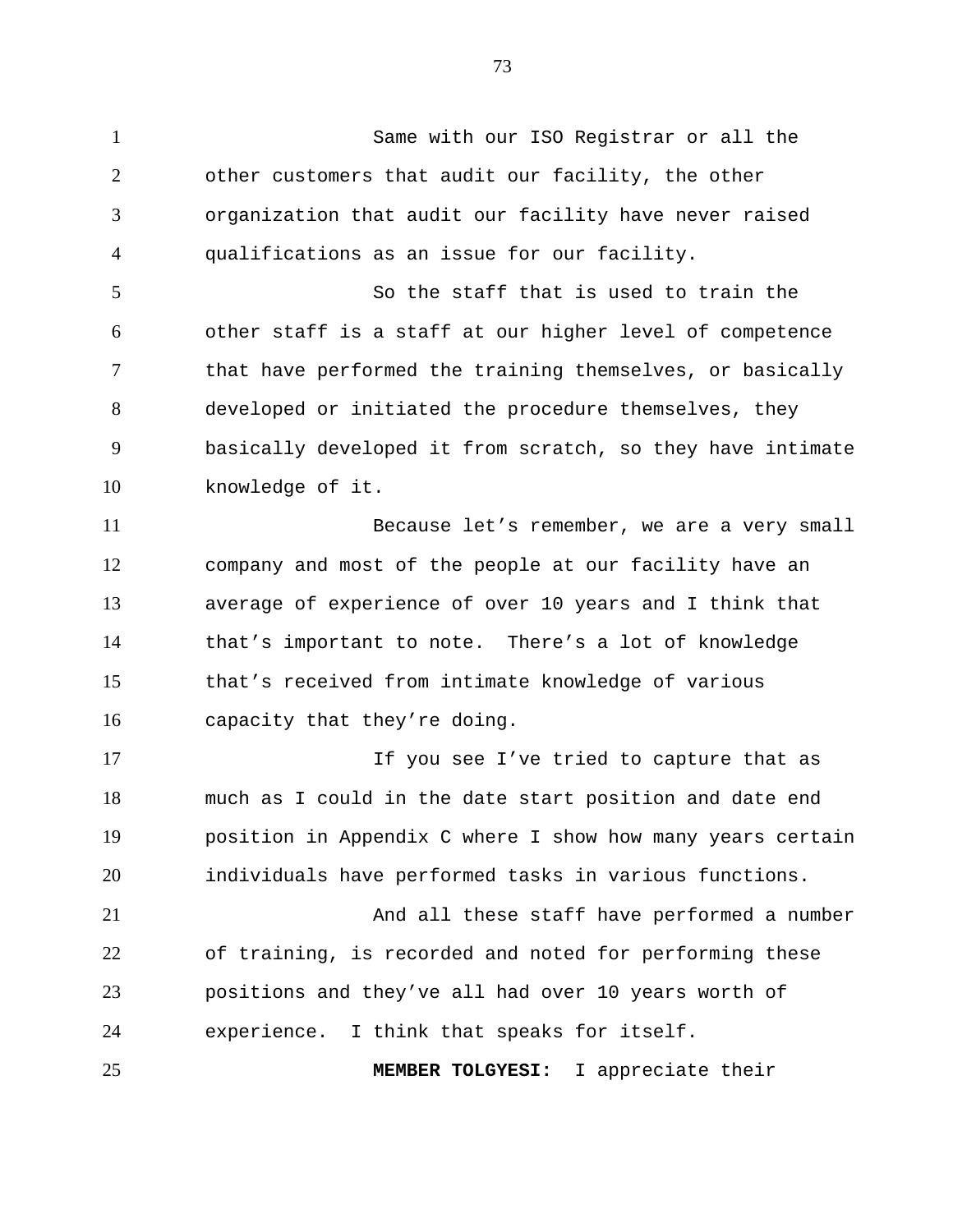Same with our ISO Registrar or all the other customers that audit our facility, the other organization that audit our facility have never raised qualifications as an issue for our facility.

So the staff that is used to train the other staff is a staff at our higher level of competence that have performed the training themselves, or basically developed or initiated the procedure themselves, they basically developed it from scratch, so they have intimate knowledge of it.

Because let's remember, we are a very small company and most of the people at our facility have an average of experience of over 10 years and I think that that's important to note. There's a lot of knowledge that's received from intimate knowledge of various capacity that they're doing.

If you see I've tried to capture that as much as I could in the date start position and date end position in Appendix C where I show how many years certain individuals have performed tasks in various functions.

And all these staff have performed a number of training, is recorded and noted for performing these positions and they've all had over 10 years worth of experience. I think that speaks for itself.

**MEMBER TOLGYESI:** I appreciate their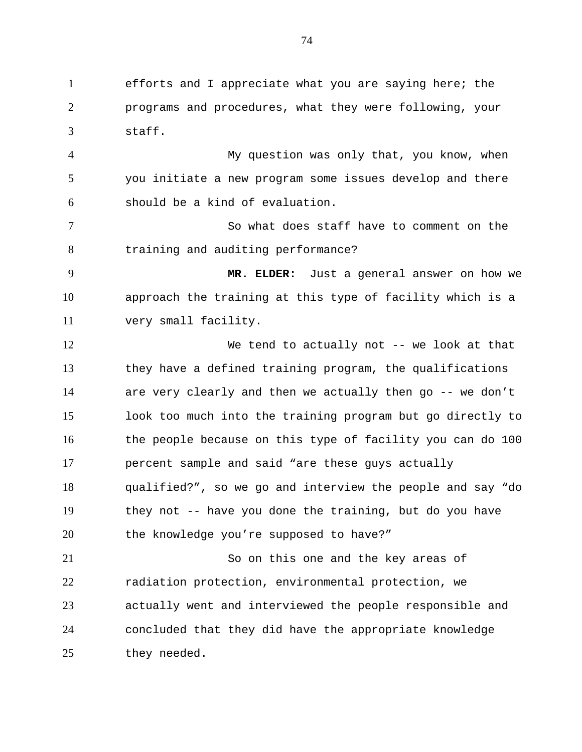efforts and I appreciate what you are saying here; the programs and procedures, what they were following, your staff.

My question was only that, you know, when you initiate a new program some issues develop and there should be a kind of evaluation.

So what does staff have to comment on the training and auditing performance?

**MR. ELDER:** Just a general answer on how we approach the training at this type of facility which is a very small facility.

We tend to actually not -- we look at that they have a defined training program, the qualifications are very clearly and then we actually then go -- we don't look too much into the training program but go directly to the people because on this type of facility you can do 100 percent sample and said "are these guys actually qualified?", so we go and interview the people and say "do they not -- have you done the training, but do you have the knowledge you're supposed to have?"

So on this one and the key areas of radiation protection, environmental protection, we actually went and interviewed the people responsible and concluded that they did have the appropriate knowledge they needed.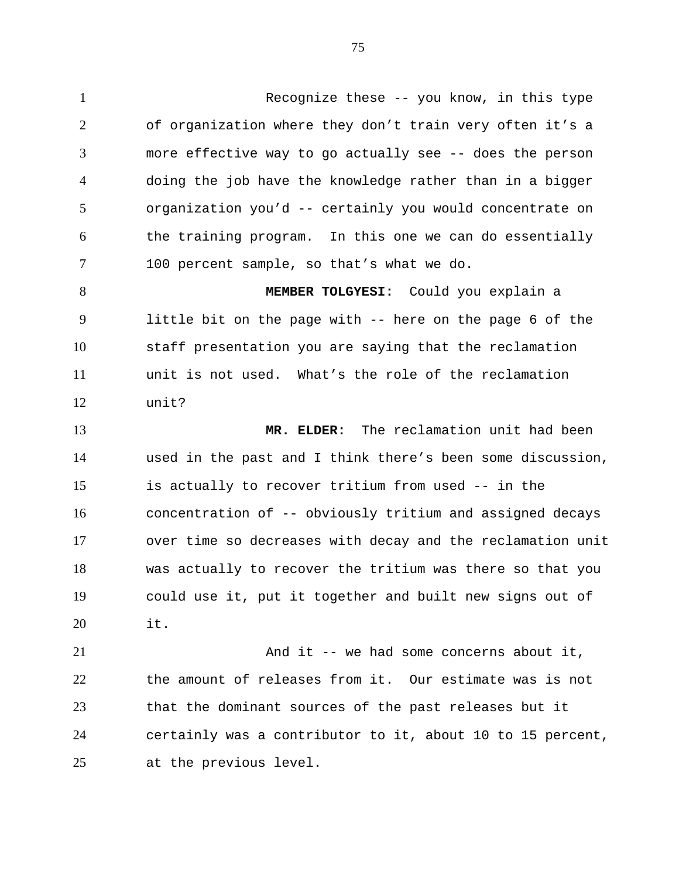Recognize these -- you know, in this type of organization where they don't train very often it's a more effective way to go actually see -- does the person doing the job have the knowledge rather than in a bigger organization you'd -- certainly you would concentrate on the training program. In this one we can do essentially 100 percent sample, so that's what we do.

**MEMBER TOLGYESI:** Could you explain a little bit on the page with -- here on the page 6 of the staff presentation you are saying that the reclamation unit is not used. What's the role of the reclamation unit?

**MR. ELDER:** The reclamation unit had been used in the past and I think there's been some discussion, is actually to recover tritium from used -- in the concentration of -- obviously tritium and assigned decays over time so decreases with decay and the reclamation unit was actually to recover the tritium was there so that you could use it, put it together and built new signs out of it.

And it -- we had some concerns about it, the amount of releases from it. Our estimate was is not that the dominant sources of the past releases but it certainly was a contributor to it, about 10 to 15 percent, at the previous level.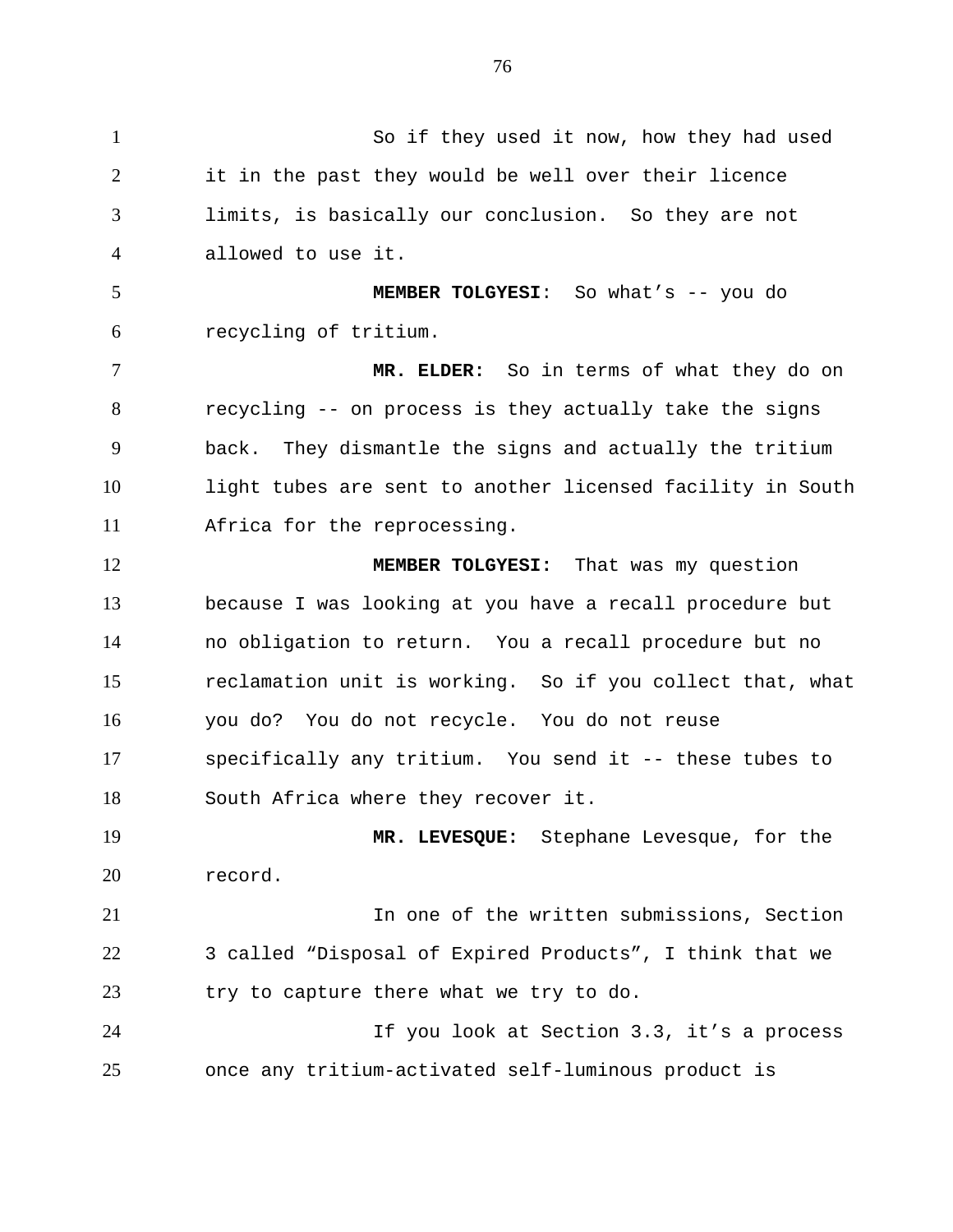So if they used it now, how they had used it in the past they would be well over their licence limits, is basically our conclusion. So they are not allowed to use it.

**MEMBER TOLGYESI**: So what's -- you do recycling of tritium.

**MR. ELDER:** So in terms of what they do on recycling -- on process is they actually take the signs back. They dismantle the signs and actually the tritium light tubes are sent to another licensed facility in South Africa for the reprocessing.

**MEMBER TOLGYESI:** That was my question because I was looking at you have a recall procedure but no obligation to return. You a recall procedure but no reclamation unit is working. So if you collect that, what you do? You do not recycle. You do not reuse specifically any tritium. You send it -- these tubes to South Africa where they recover it.

**MR. LEVESQUE:** Stephane Levesque, for the record.

In one of the written submissions, Section 3 called "Disposal of Expired Products", I think that we try to capture there what we try to do.

If you look at Section 3.3, it's a process once any tritium-activated self-luminous product is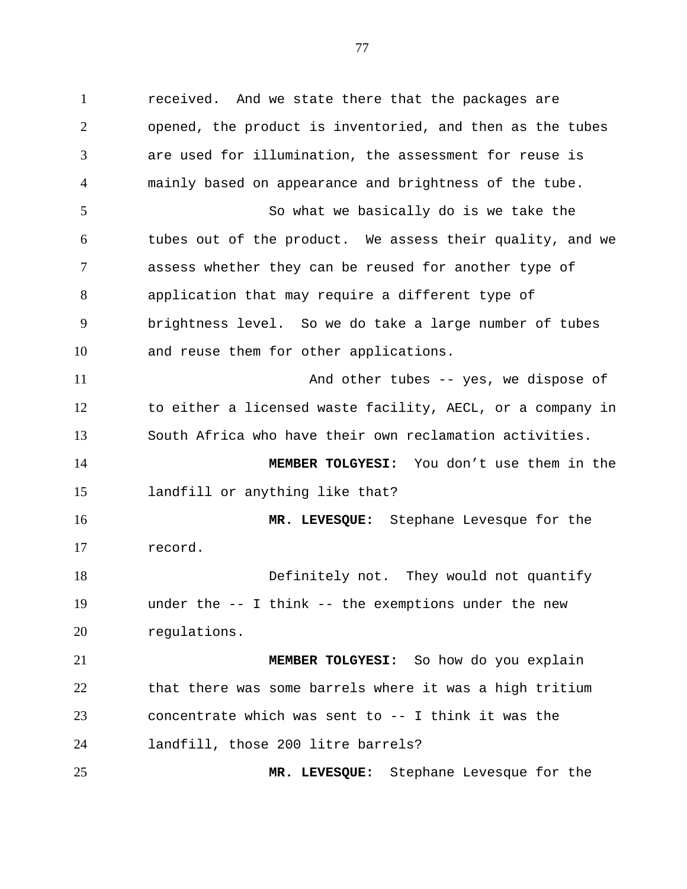received. And we state there that the packages are opened, the product is inventoried, and then as the tubes are used for illumination, the assessment for reuse is mainly based on appearance and brightness of the tube.

So what we basically do is we take the tubes out of the product. We assess their quality, and we assess whether they can be reused for another type of application that may require a different type of brightness level. So we do take a large number of tubes and reuse them for other applications.

And other tubes -- yes, we dispose of to either a licensed waste facility, AECL, or a company in South Africa who have their own reclamation activities.

**MEMBER TOLGYESI:** You don't use them in the landfill or anything like that?

**MR. LEVESQUE:** Stephane Levesque for the record.

Definitely not. They would not quantify under the -- I think -- the exemptions under the new regulations.

**MEMBER TOLGYESI:** So how do you explain that there was some barrels where it was a high tritium concentrate which was sent to -- I think it was the landfill, those 200 litre barrels?

**MR. LEVESQUE:** Stephane Levesque for the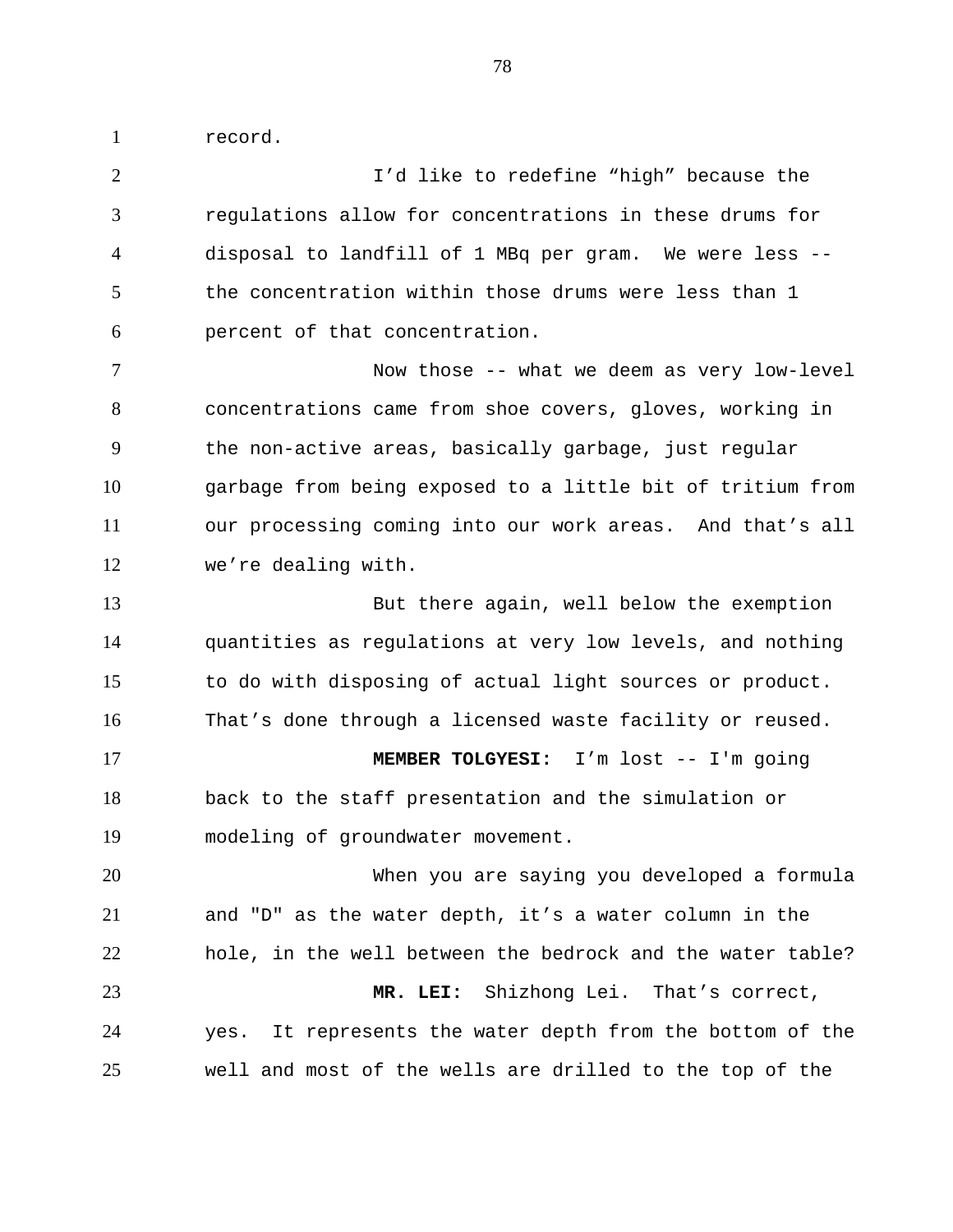record.

I'd like to redefine "high" because the regulations allow for concentrations in these drums for disposal to landfill of 1 MBq per gram. We were less -- the concentration within those drums were less than 1 percent of that concentration.

Now those -- what we deem as very low-level concentrations came from shoe covers, gloves, working in the non-active areas, basically garbage, just regular garbage from being exposed to a little bit of tritium from our processing coming into our work areas. And that's all we're dealing with.

But there again, well below the exemption quantities as regulations at very low levels, and nothing to do with disposing of actual light sources or product. That's done through a licensed waste facility or reused.

**MEMBER TOLGYESI:** I'm lost -- I'm going back to the staff presentation and the simulation or modeling of groundwater movement.

When you are saying you developed a formula and "D" as the water depth, it's a water column in the hole, in the well between the bedrock and the water table?

**MR. LEI:** Shizhong Lei. That's correct, yes. It represents the water depth from the bottom of the well and most of the wells are drilled to the top of the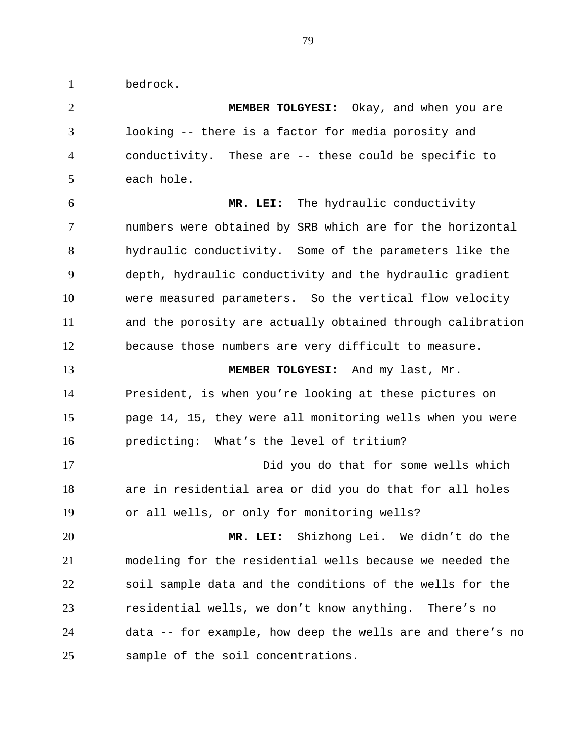bedrock.

**MEMBER TOLGYESI:** Okay, and when you are looking -- there is a factor for media porosity and conductivity. These are -- these could be specific to each hole.

**MR. LEI:** The hydraulic conductivity numbers were obtained by SRB which are for the horizontal hydraulic conductivity. Some of the parameters like the depth, hydraulic conductivity and the hydraulic gradient were measured parameters. So the vertical flow velocity and the porosity are actually obtained through calibration because those numbers are very difficult to measure.

**MEMBER TOLGYESI:** And my last, Mr. President, is when you're looking at these pictures on page 14, 15, they were all monitoring wells when you were predicting: What's the level of tritium?

Did you do that for some wells which are in residential area or did you do that for all holes or all wells, or only for monitoring wells?

**MR. LEI:** Shizhong Lei. We didn't do the modeling for the residential wells because we needed the soil sample data and the conditions of the wells for the residential wells, we don't know anything. There's no data -- for example, how deep the wells are and there's no sample of the soil concentrations.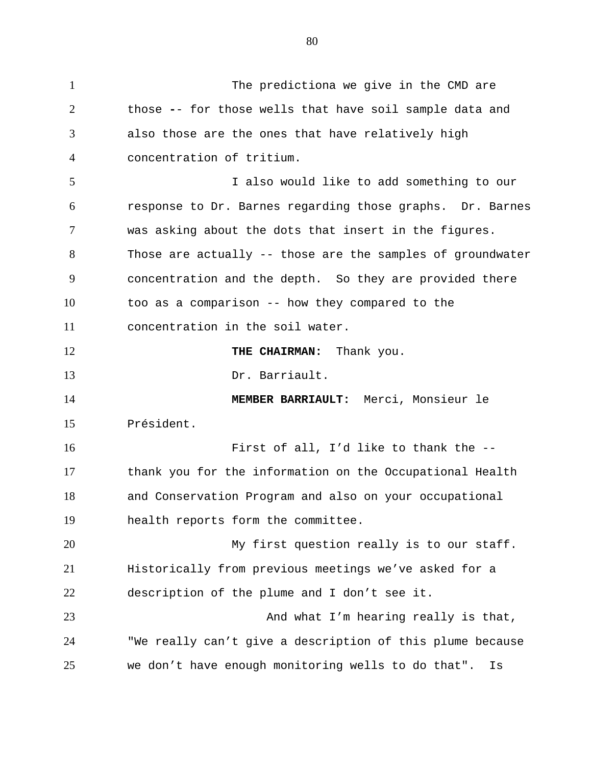The predictiona we give in the CMD are those -- for those wells that have soil sample data and also those are the ones that have relatively high concentration of tritium.

I also would like to add something to our response to Dr. Barnes regarding those graphs. Dr. Barnes was asking about the dots that insert in the figures. Those are actually -- those are the samples of groundwater concentration and the depth. So they are provided there too as a comparison -- how they compared to the concentration in the soil water.

**THE CHAIRMAN:** Thank you.

Dr. Barriault.

**MEMBER BARRIAULT:** Merci, Monsieur le Président.

First of all, I'd like to thank the -- thank you for the information on the Occupational Health and Conservation Program and also on your occupational health reports form the committee.

My first question really is to our staff. Historically from previous meetings we've asked for a description of the plume and I don't see it.

And what I'm hearing really is that, "We really can't give a description of this plume because we don't have enough monitoring wells to do that". Is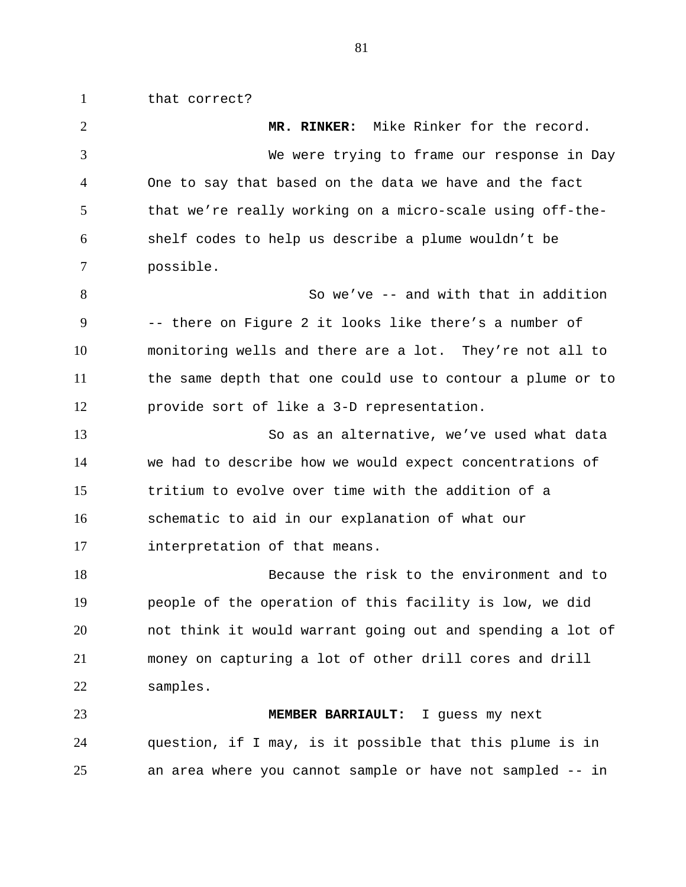that correct?

**MR. RINKER:** Mike Rinker for the record.

We were trying to frame our response in Day One to say that based on the data we have and the fact that we're really working on a micro-scale using off-the-shelf codes to help us describe a plume wouldn't be possible.

So we've -- and with that in addition -- there on Figure 2 it looks like there's a number of monitoring wells and there are a lot. They're not all to the same depth that one could use to contour a plume or to provide sort of like a 3-D representation.

So as an alternative, we've used what data we had to describe how we would expect concentrations of tritium to evolve over time with the addition of a schematic to aid in our explanation of what our interpretation of that means.

Because the risk to the environment and to people of the operation of this facility is low, we did not think it would warrant going out and spending a lot of money on capturing a lot of other drill cores and drill samples.

**MEMBER BARRIAULT:** I guess my next question, if I may, is it possible that this plume is in an area where you cannot sample or have not sampled -- in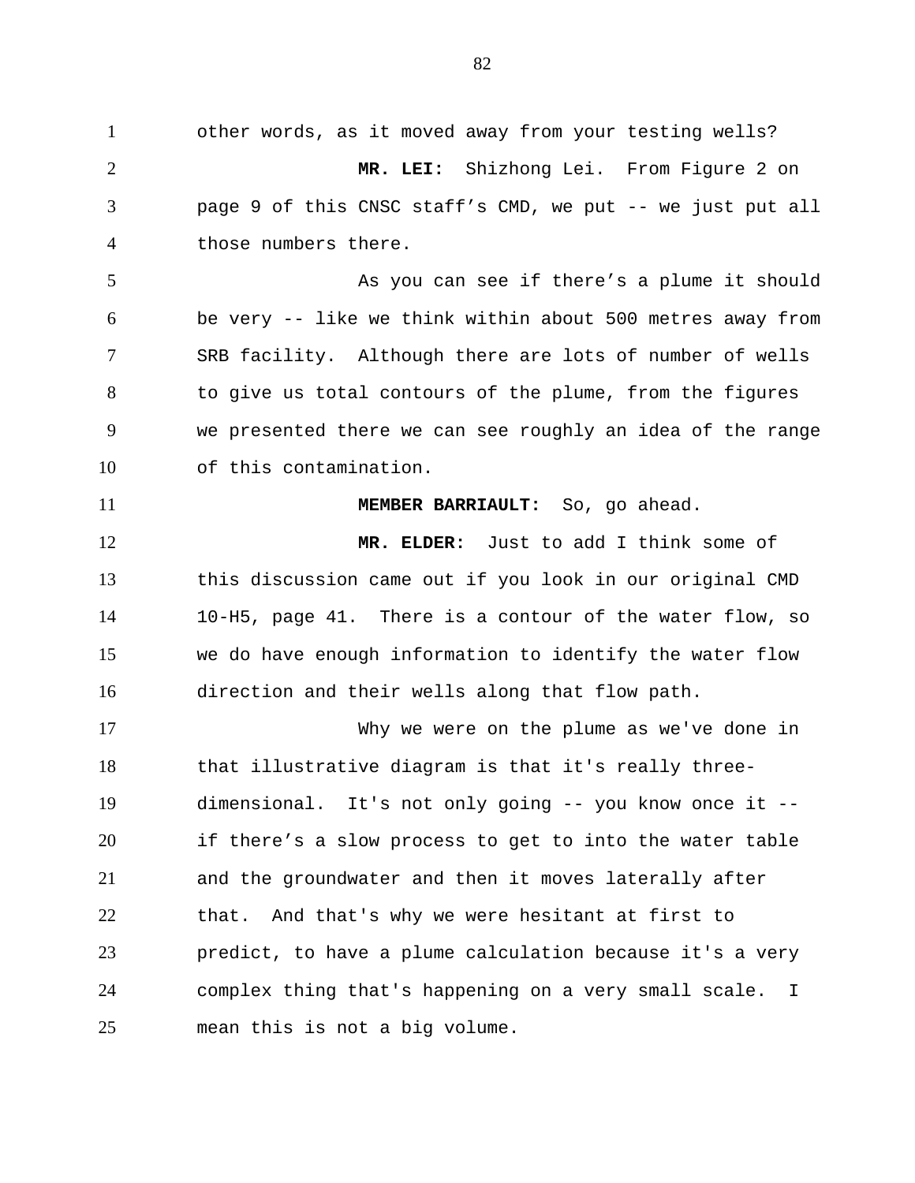other words, as it moved away from your testing wells?

**MR. LEI:** Shizhong Lei. From Figure 2 on page 9 of this CNSC staff's CMD, we put -- we just put all those numbers there.

As you can see if there's a plume it should be very -- like we think within about 500 metres away from SRB facility. Although there are lots of number of wells to give us total contours of the plume, from the figures we presented there we can see roughly an idea of the range of this contamination.

**MEMBER BARRIAULT:** So, go ahead.

**MR. ELDER:** Just to add I think some of this discussion came out if you look in our original CMD 10-H5, page 41. There is a contour of the water flow, so we do have enough information to identify the water flow direction and their wells along that flow path.

Why we were on the plume as we've done in that illustrative diagram is that it's really three-dimensional. It's not only going -- you know once it -- if there's a slow process to get to into the water table and the groundwater and then it moves laterally after that. And that's why we were hesitant at first to predict, to have a plume calculation because it's a very complex thing that's happening on a very small scale. I mean this is not a big volume.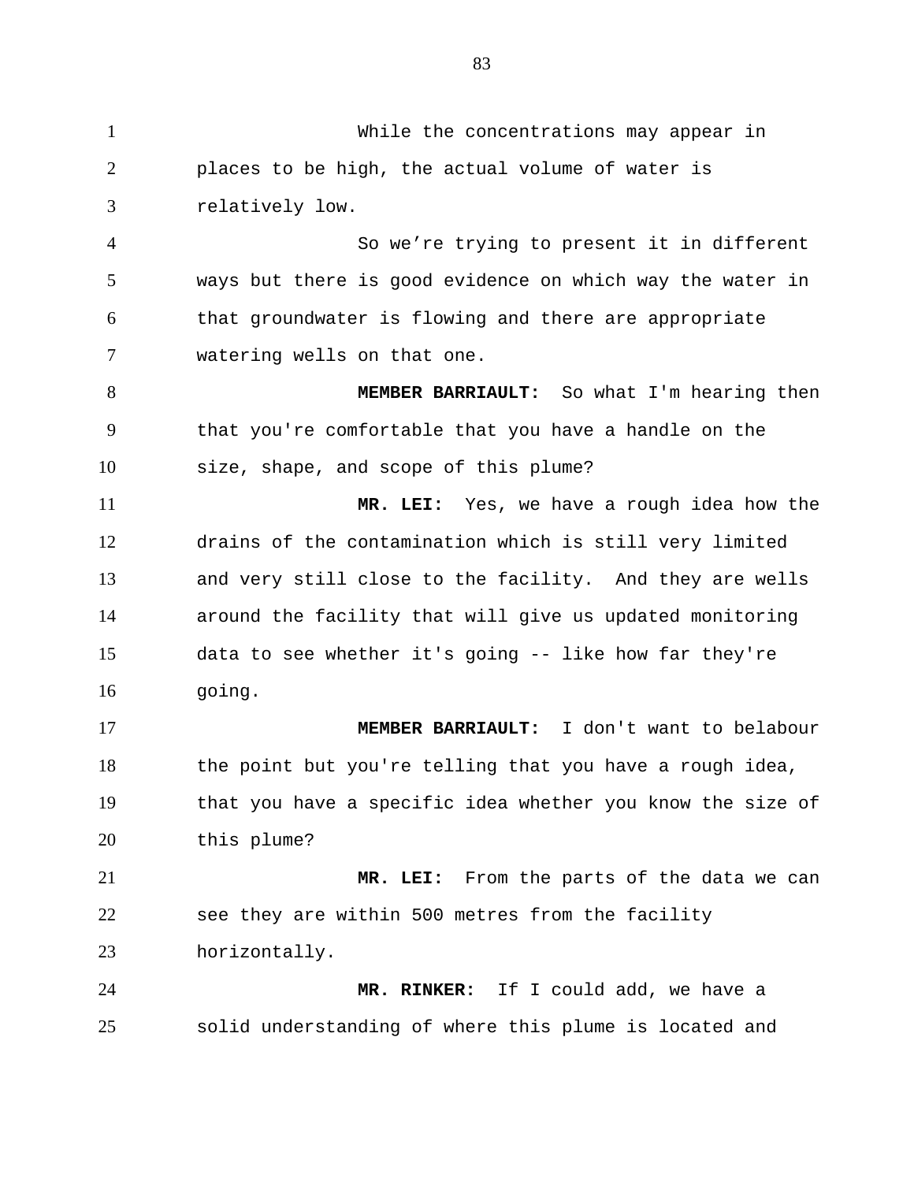While the concentrations may appear in places to be high, the actual volume of water is relatively low.

So we're trying to present it in different ways but there is good evidence on which way the water in that groundwater is flowing and there are appropriate watering wells on that one.

**MEMBER BARRIAULT:** So what I'm hearing then that you're comfortable that you have a handle on the size, shape, and scope of this plume?

**MR. LEI:** Yes, we have a rough idea how the drains of the contamination which is still very limited and very still close to the facility. And they are wells around the facility that will give us updated monitoring data to see whether it's going -- like how far they're going.

**MEMBER BARRIAULT:** I don't want to belabour the point but you're telling that you have a rough idea, that you have a specific idea whether you know the size of this plume?

**MR. LEI:** From the parts of the data we can see they are within 500 metres from the facility horizontally.

**MR. RINKER:** If I could add, we have a solid understanding of where this plume is located and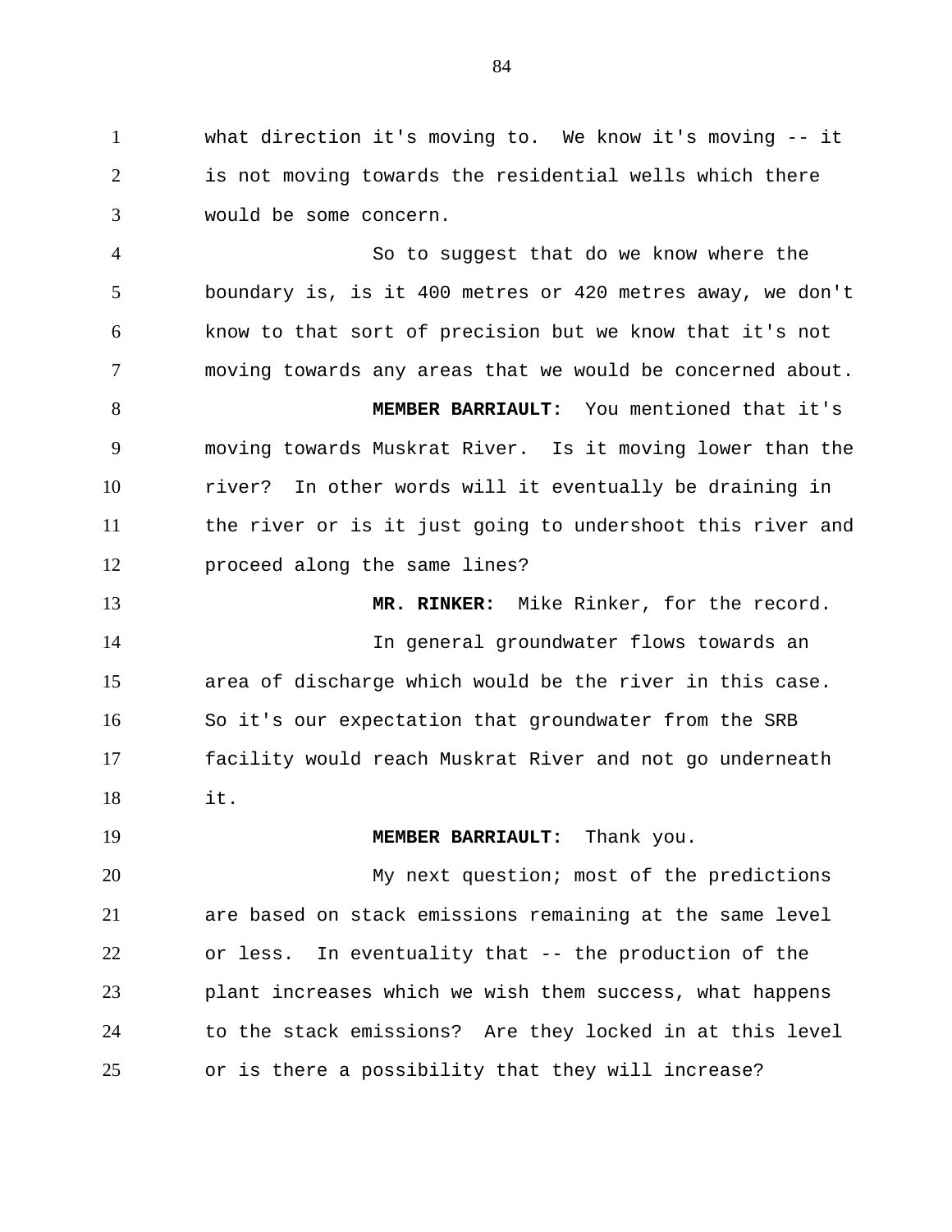what direction it's moving to. We know it's moving -- it is not moving towards the residential wells which there would be some concern.

So to suggest that do we know where the boundary is, is it 400 metres or 420 metres away, we don't know to that sort of precision but we know that it's not moving towards any areas that we would be concerned about.

**MEMBER BARRIAULT:** You mentioned that it's moving towards Muskrat River. Is it moving lower than the river? In other words will it eventually be draining in the river or is it just going to undershoot this river and proceed along the same lines?

**MR. RINKER:** Mike Rinker, for the record.

In general groundwater flows towards an area of discharge which would be the river in this case. So it's our expectation that groundwater from the SRB facility would reach Muskrat River and not go underneath it.

**MEMBER BARRIAULT:** Thank you.

My next question; most of the predictions are based on stack emissions remaining at the same level or less. In eventuality that -- the production of the plant increases which we wish them success, what happens to the stack emissions? Are they locked in at this level or is there a possibility that they will increase?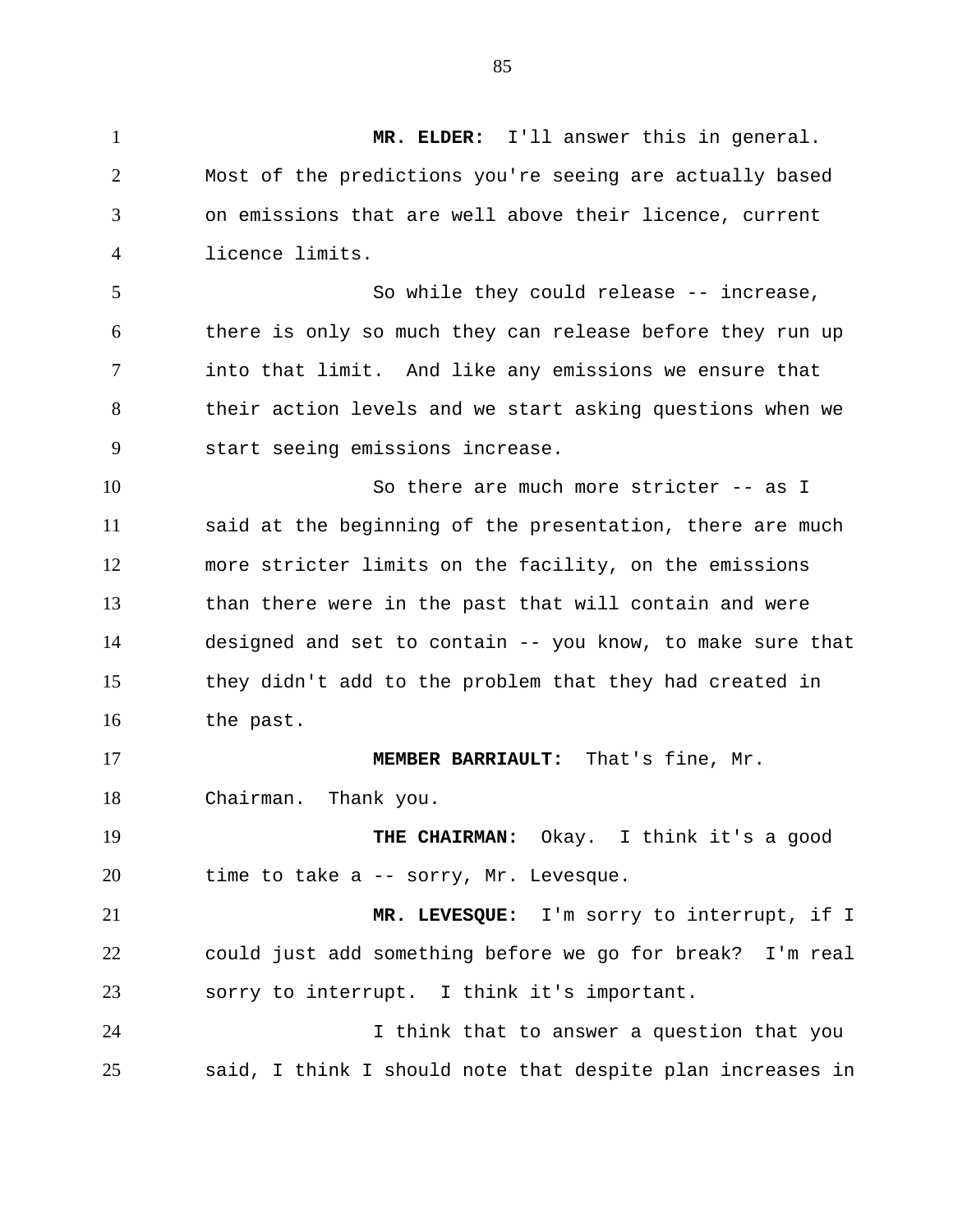**MR. ELDER:** I'll answer this in general. Most of the predictions you're seeing are actually based on emissions that are well above their licence, current licence limits.

So while they could release -- increase, there is only so much they can release before they run up into that limit. And like any emissions we ensure that their action levels and we start asking questions when we start seeing emissions increase.

So there are much more stricter -- as I said at the beginning of the presentation, there are much more stricter limits on the facility, on the emissions than there were in the past that will contain and were designed and set to contain -- you know, to make sure that they didn't add to the problem that they had created in the past.

**MEMBER BARRIAULT:** That's fine, Mr. Chairman. Thank you.

**THE CHAIRMAN:** Okay. I think it's a good time to take a -- sorry, Mr. Levesque.

**MR. LEVESQUE:** I'm sorry to interrupt, if I could just add something before we go for break? I'm real sorry to interrupt. I think it's important.

I think that to answer a question that you said, I think I should note that despite plan increases in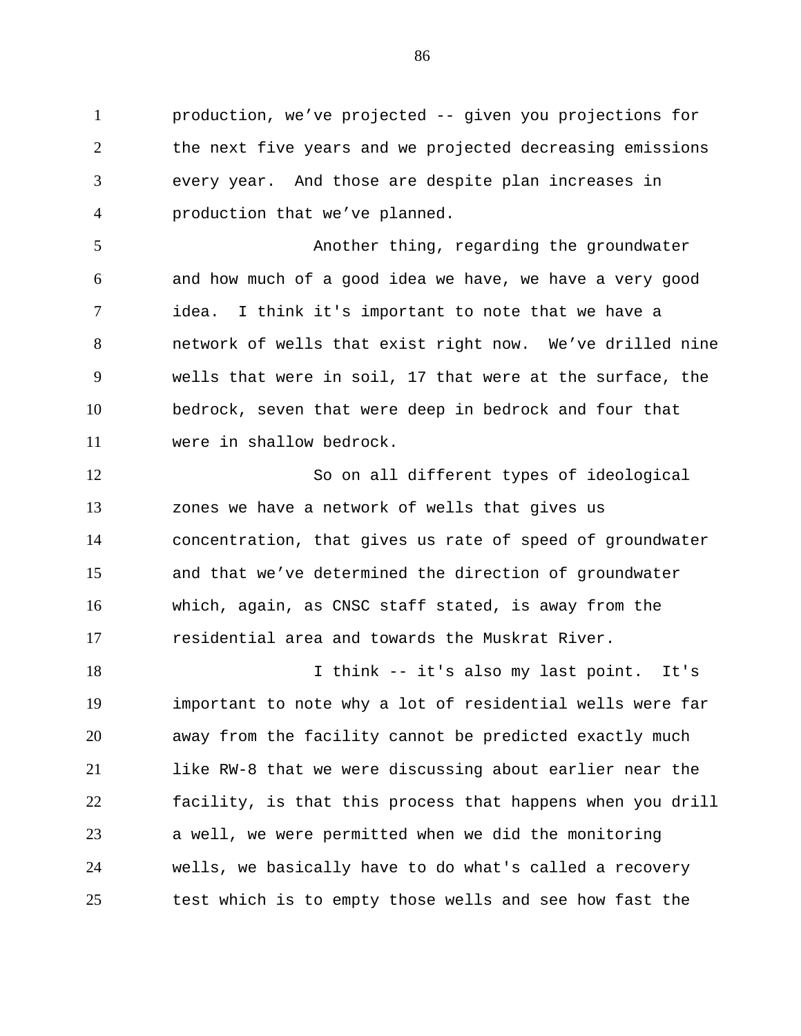production, we've projected -- given you projections for the next five years and we projected decreasing emissions every year. And those are despite plan increases in production that we've planned.

Another thing, regarding the groundwater and how much of a good idea we have, we have a very good idea. I think it's important to note that we have a network of wells that exist right now. We've drilled nine wells that were in soil, 17 that were at the surface, the bedrock, seven that were deep in bedrock and four that were in shallow bedrock.

So on all different types of ideological zones we have a network of wells that gives us concentration, that gives us rate of speed of groundwater and that we've determined the direction of groundwater which, again, as CNSC staff stated, is away from the residential area and towards the Muskrat River.

I think -- it's also my last point. It's important to note why a lot of residential wells were far away from the facility cannot be predicted exactly much like RW-8 that we were discussing about earlier near the facility, is that this process that happens when you drill a well, we were permitted when we did the monitoring wells, we basically have to do what's called a recovery test which is to empty those wells and see how fast the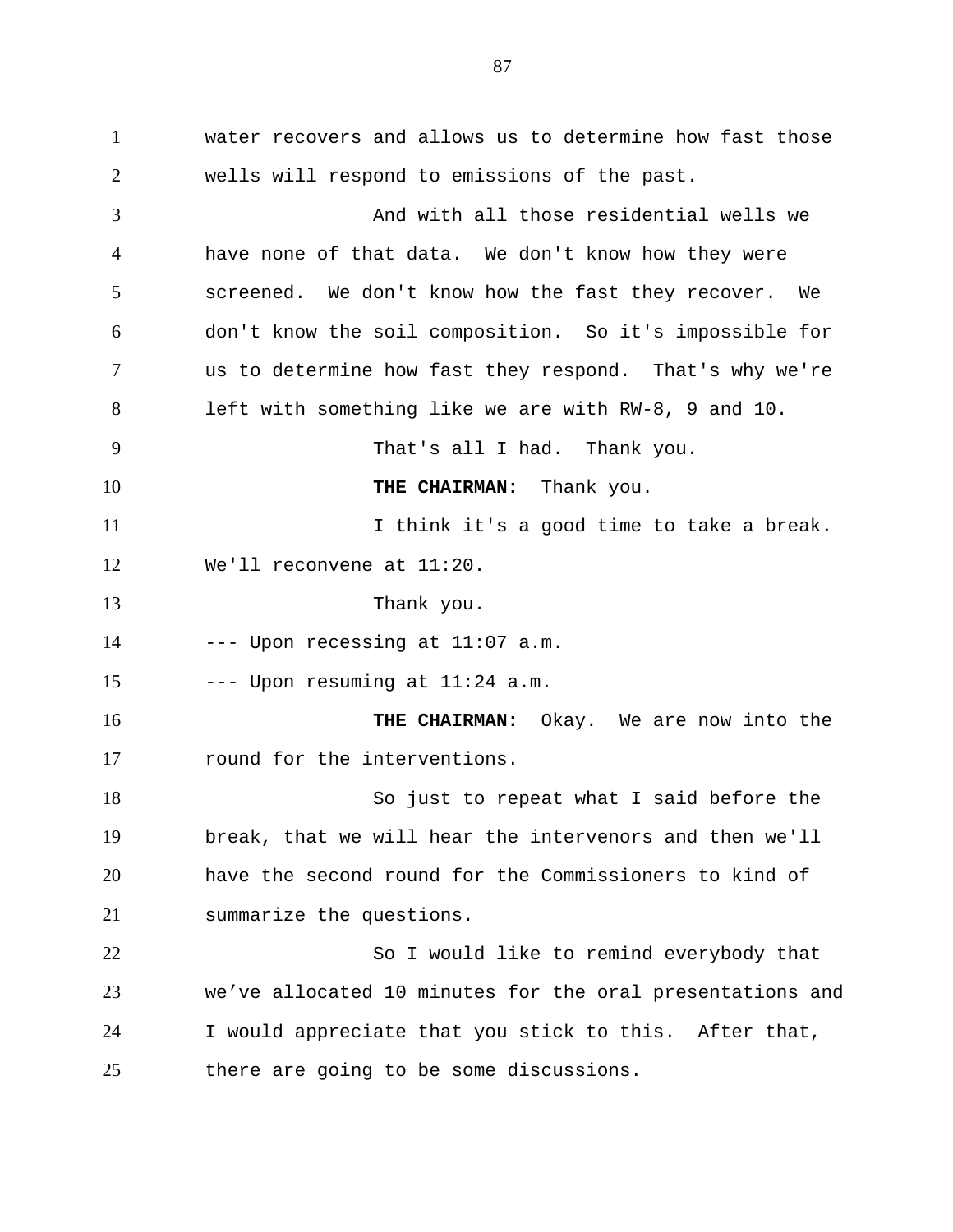water recovers and allows us to determine how fast those wells will respond to emissions of the past.

And with all those residential wells we have none of that data. We don't know how they were screened. We don't know how the fast they recover. We don't know the soil composition. So it's impossible for us to determine how fast they respond. That's why we're left with something like we are with RW-8, 9 and 10.

That's all I had. Thank you.

**THE CHAIRMAN:** Thank you.

I think it's a good time to take a break. We'll reconvene at 11:20.

Thank you.

--- Upon recessing at 11:07 a.m.

--- Upon resuming at 11:24 a.m.

**THE CHAIRMAN:** Okay. We are now into the round for the interventions.

So just to repeat what I said before the break, that we will hear the intervenors and then we'll have the second round for the Commissioners to kind of summarize the questions.

So I would like to remind everybody that we’ve allocated 10 minutes for the oral presentations and I would appreciate that you stick to this. After that, there are going to be some discussions.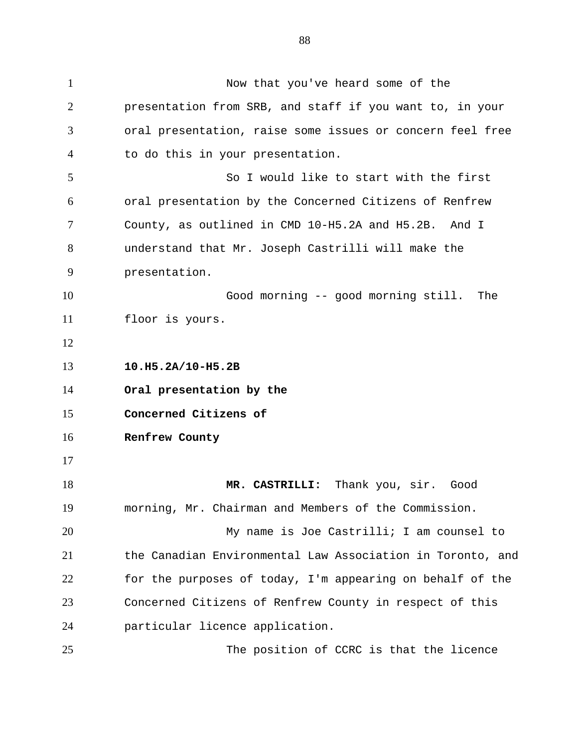Now that you've heard some of the presentation from SRB, and staff if you want to, in your oral presentation, raise some issues or concern feel free to do this in your presentation.

So I would like to start with the first oral presentation by the Concerned Citizens of Renfrew County, as outlined in CMD 10-H5.2A and H5.2B. And I understand that Mr. Joseph Castrilli will make the presentation.

Good morning -- good morning still. The floor is yours.

**10.H5.2A/10-H5.2B**

**Oral presentation by the Concerned Citizens of Renfrew County**

**MR. CASTRILLI:** Thank you, sir. Good morning, Mr. Chairman and Members of the Commission.

My name is Joe Castrilli; I am counsel to the Canadian Environmental Law Association in Toronto, and for the purposes of today, I'm appearing on behalf of the Concerned Citizens of Renfrew County in respect of this particular licence application.

The position of CCRC is that the licence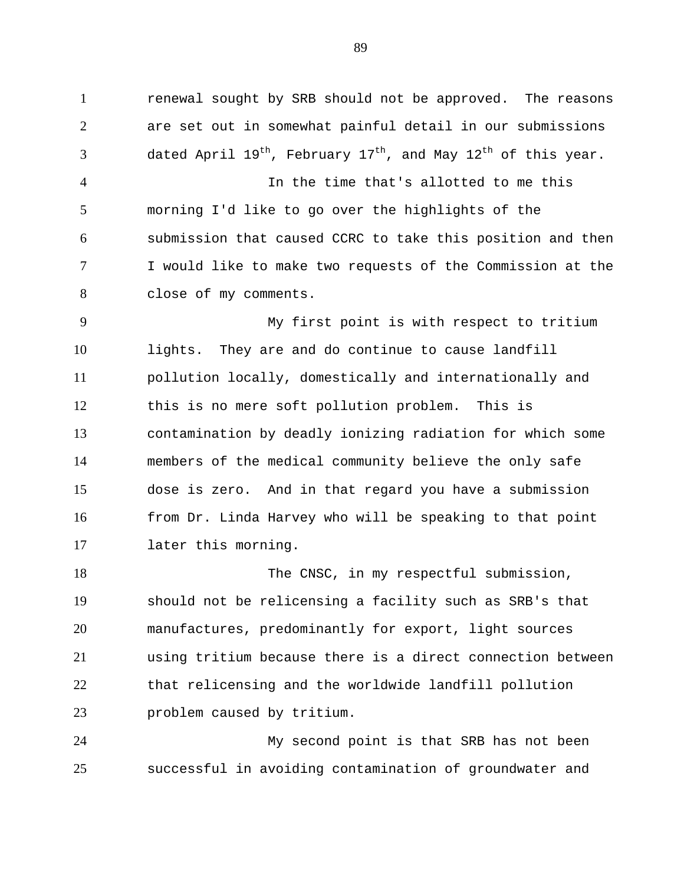renewal sought by SRB should not be approved. The reasons are set out in somewhat painful detail in our submissions dated April 19th, February 17th, and May 12th of this year.

In the time that's allotted to me this morning I'd like to go over the highlights of the submission that caused CCRC to take this position and then I would like to make two requests of the Commission at the close of my comments.

My first point is with respect to tritium lights. They are and do continue to cause landfill pollution locally, domestically and internationally and this is no mere soft pollution problem. This is contamination by deadly ionizing radiation for which some members of the medical community believe the only safe dose is zero. And in that regard you have a submission from Dr. Linda Harvey who will be speaking to that point later this morning.

The CNSC, in my respectful submission, should not be relicensing a facility such as SRB's that manufactures, predominantly for export, light sources using tritium because there is a direct connection between that relicensing and the worldwide landfill pollution problem caused by tritium.

My second point is that SRB has not been successful in avoiding contamination of groundwater and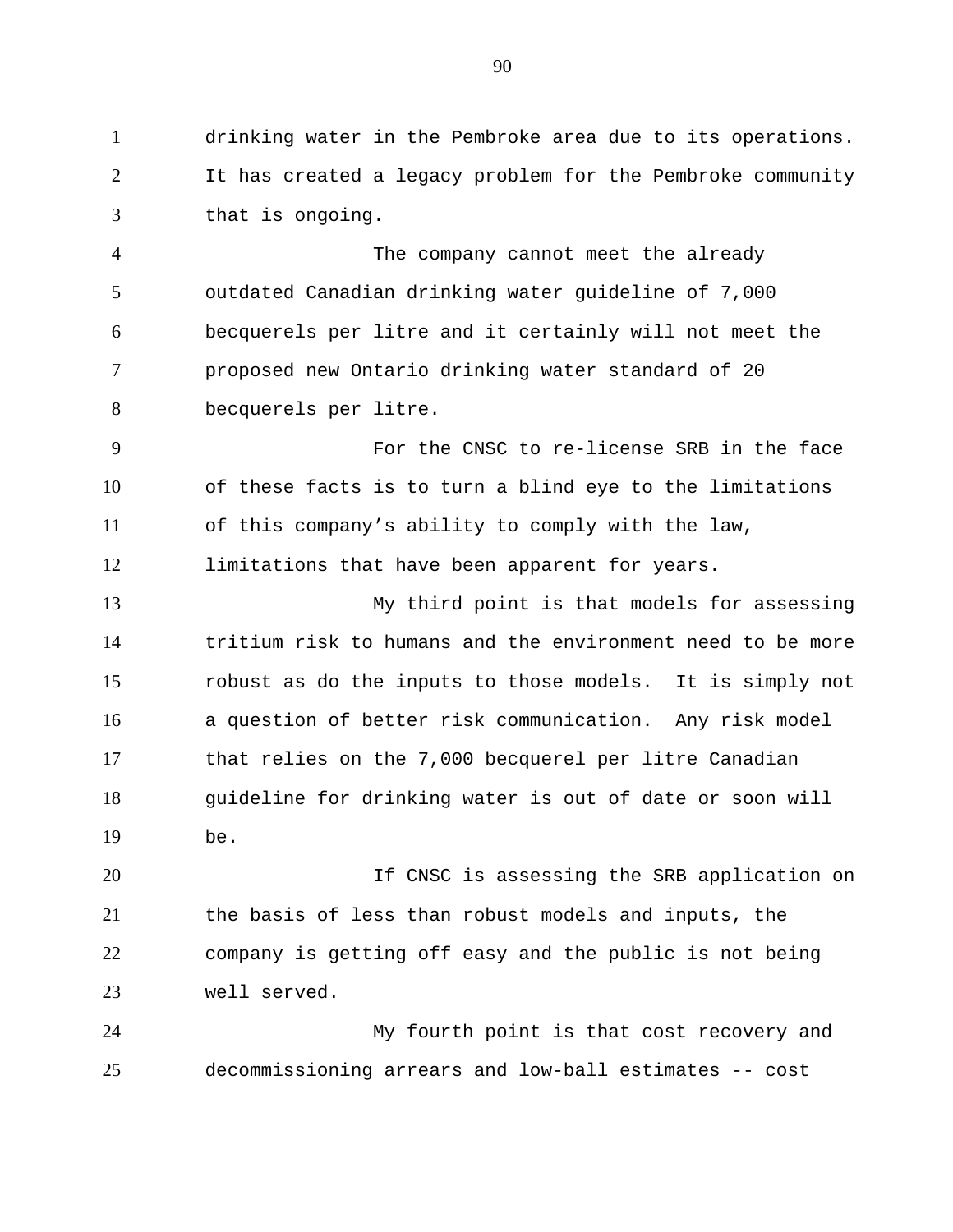drinking water in the Pembroke area due to its operations. It has created a legacy problem for the Pembroke community that is ongoing.

The company cannot meet the already outdated Canadian drinking water guideline of 7,000 becquerels per litre and it certainly will not meet the proposed new Ontario drinking water standard of 20 becquerels per litre.

For the CNSC to re-license SRB in the face of these facts is to turn a blind eye to the limitations of this company's ability to comply with the law, limitations that have been apparent for years.

My third point is that models for assessing tritium risk to humans and the environment need to be more robust as do the inputs to those models. It is simply not a question of better risk communication. Any risk model that relies on the 7,000 becquerel per litre Canadian guideline for drinking water is out of date or soon will be.

If CNSC is assessing the SRB application on the basis of less than robust models and inputs, the company is getting off easy and the public is not being well served.

My fourth point is that cost recovery and decommissioning arrears and low-ball estimates -- cost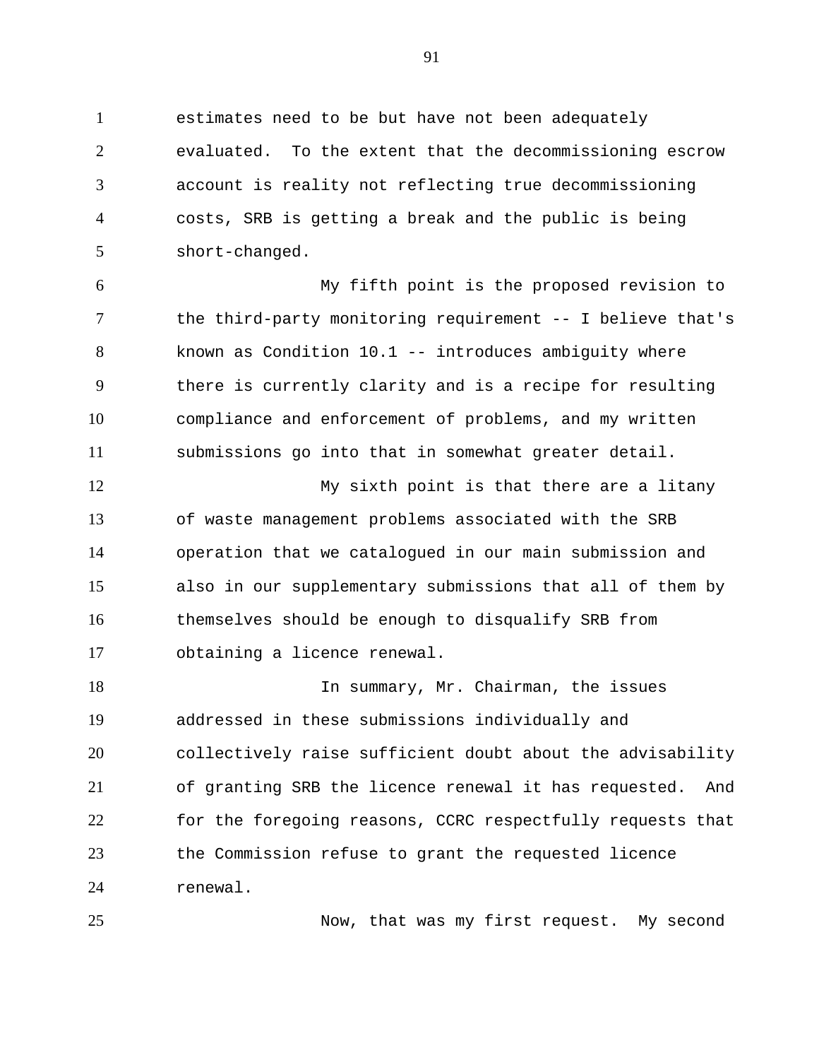estimates need to be but have not been adequately evaluated. To the extent that the decommissioning escrow account is reality not reflecting true decommissioning costs, SRB is getting a break and the public is being short-changed.

My fifth point is the proposed revision to the third-party monitoring requirement -- I believe that's known as Condition 10.1 -- introduces ambiguity where there is currently clarity and is a recipe for resulting compliance and enforcement of problems, and my written submissions go into that in somewhat greater detail.

My sixth point is that there are a litany of waste management problems associated with the SRB operation that we catalogued in our main submission and also in our supplementary submissions that all of them by themselves should be enough to disqualify SRB from obtaining a licence renewal.

In summary, Mr. Chairman, the issues addressed in these submissions individually and collectively raise sufficient doubt about the advisability of granting SRB the licence renewal it has requested. And for the foregoing reasons, CCRC respectfully requests that the Commission refuse to grant the requested licence renewal.

Now, that was my first request. My second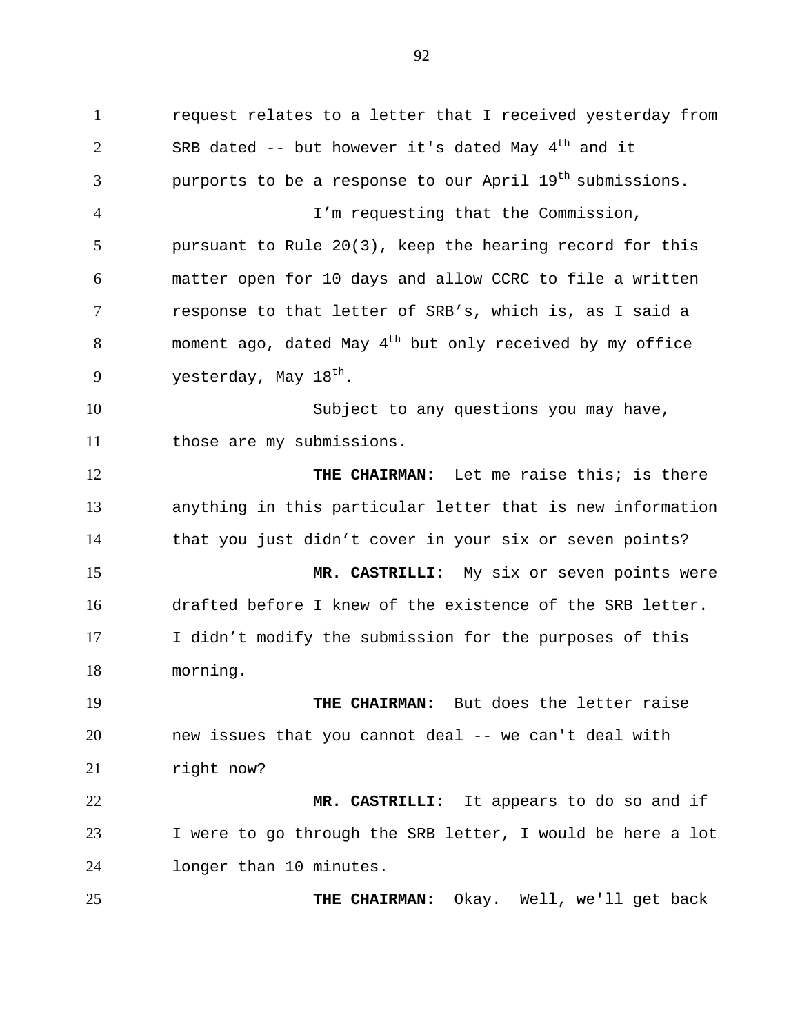request relates to a letter that I received yesterday from SRB dated -- but however it's dated May 4th and it purports to be a response to our April 19th submissions.

I'm requesting that the Commission, pursuant to Rule 20(3), keep the hearing record for this matter open for 10 days and allow CCRC to file a written response to that letter of SRB's, which is, as I said a moment ago, dated May 4th but only received by my office yesterday, May 18th.

Subject to any questions you may have, those are my submissions.

**THE CHAIRMAN:** Let me raise this; is there anything in this particular letter that is new information that you just didn't cover in your six or seven points?

**MR. CASTRILLI:** My six or seven points were drafted before I knew of the existence of the SRB letter. I didn't modify the submission for the purposes of this morning.

**THE CHAIRMAN:** But does the letter raise new issues that you cannot deal -- we can't deal with right now?

**MR. CASTRILLI:** It appears to do so and if I were to go through the SRB letter, I would be here a lot longer than 10 minutes.

**THE CHAIRMAN:** Okay. Well, we'll get back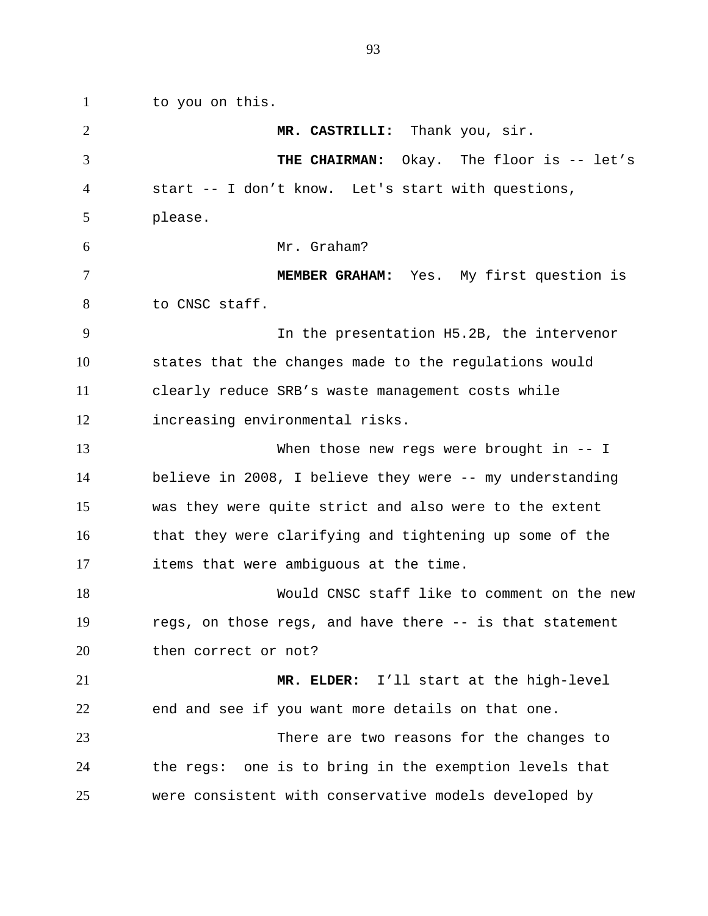to you on this.

**MR. CASTRILLI:** Thank you, sir.

**THE CHAIRMAN:** Okay. The floor is -- let's start -- I don't know. Let's start with questions, please.

Mr. Graham?

**MEMBER GRAHAM:** Yes. My first question is to CNSC staff.

In the presentation H5.2B, the intervenor states that the changes made to the regulations would clearly reduce SRB's waste management costs while increasing environmental risks.

When those new regs were brought in -- I believe in 2008, I believe they were -- my understanding was they were quite strict and also were to the extent that they were clarifying and tightening up some of the items that were ambiguous at the time.

Would CNSC staff like to comment on the new regs, on those regs, and have there -- is that statement then correct or not?

**MR. ELDER:** I'll start at the high-level end and see if you want more details on that one.

There are two reasons for the changes to the regs: one is to bring in the exemption levels that were consistent with conservative models developed by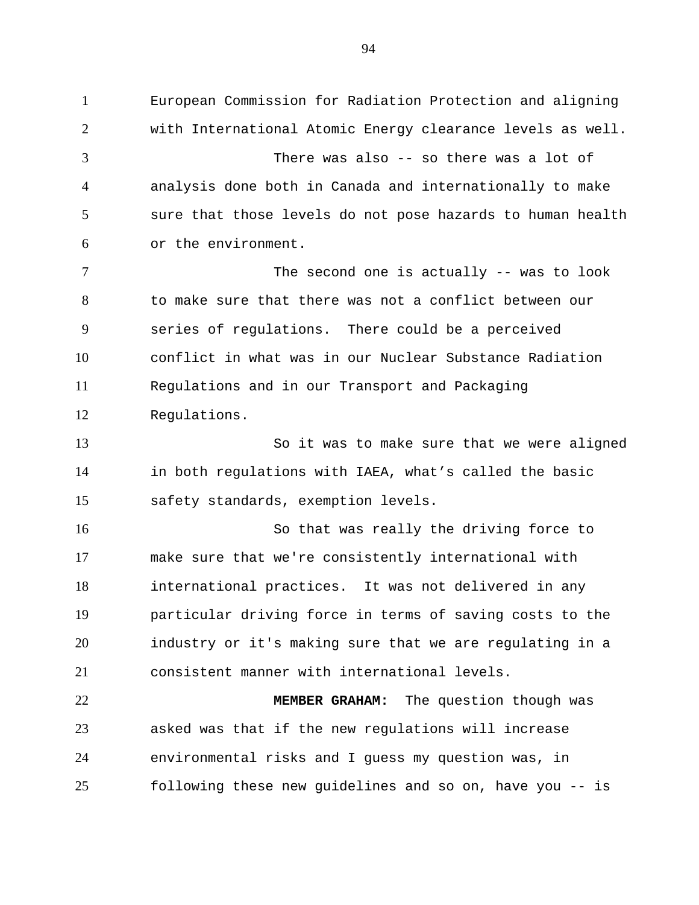European Commission for Radiation Protection and aligning with International Atomic Energy clearance levels as well.

There was also -- so there was a lot of analysis done both in Canada and internationally to make sure that those levels do not pose hazards to human health or the environment.

The second one is actually -- was to look to make sure that there was not a conflict between our series of regulations. There could be a perceived conflict in what was in our Nuclear Substance Radiation Regulations and in our Transport and Packaging Regulations.

So it was to make sure that we were aligned in both regulations with IAEA, what's called the basic safety standards, exemption levels.

So that was really the driving force to make sure that we're consistently international with international practices. It was not delivered in any particular driving force in terms of saving costs to the industry or it's making sure that we are regulating in a consistent manner with international levels.

**MEMBER GRAHAM:** The question though was asked was that if the new regulations will increase environmental risks and I guess my question was, in following these new guidelines and so on, have you -- is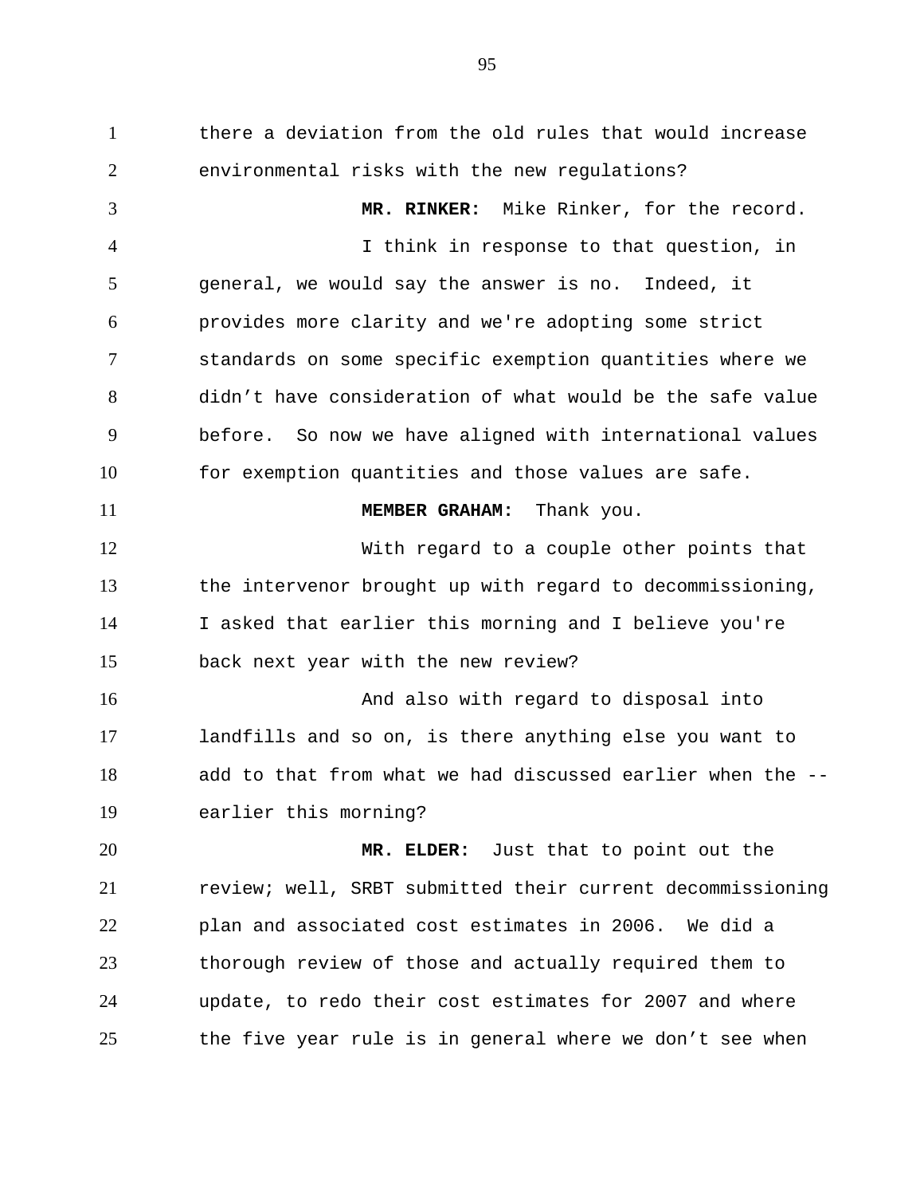there a deviation from the old rules that would increase environmental risks with the new regulations?

**MR. RINKER:** Mike Rinker, for the record.

I think in response to that question, in general, we would say the answer is no. Indeed, it provides more clarity and we're adopting some strict standards on some specific exemption quantities where we didn't have consideration of what would be the safe value before. So now we have aligned with international values for exemption quantities and those values are safe.

**MEMBER GRAHAM:** Thank you.

With regard to a couple other points that the intervenor brought up with regard to decommissioning, I asked that earlier this morning and I believe you're back next year with the new review?

And also with regard to disposal into landfills and so on, is there anything else you want to add to that from what we had discussed earlier when the -- earlier this morning?

**MR. ELDER:** Just that to point out the review; well, SRBT submitted their current decommissioning plan and associated cost estimates in 2006. We did a thorough review of those and actually required them to update, to redo their cost estimates for 2007 and where the five year rule is in general where we don't see when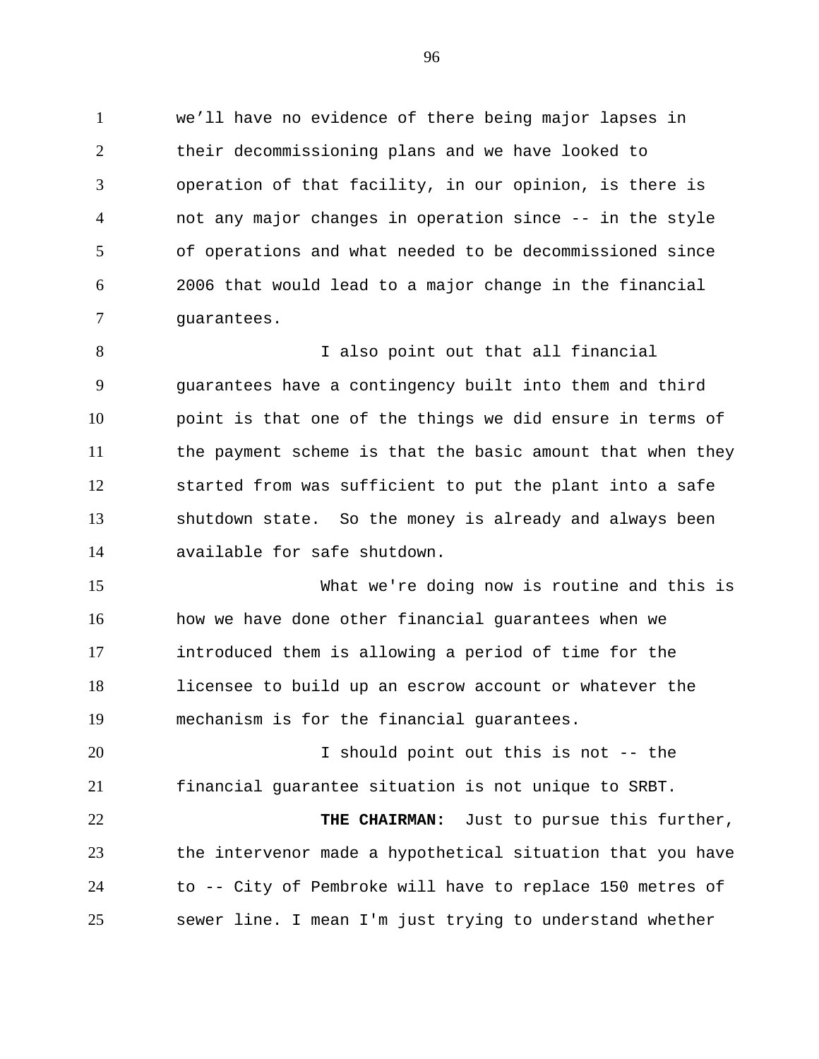we'll have no evidence of there being major lapses in their decommissioning plans and we have looked to operation of that facility, in our opinion, is there is not any major changes in operation since -- in the style of operations and what needed to be decommissioned since 2006 that would lead to a major change in the financial guarantees.

I also point out that all financial guarantees have a contingency built into them and third point is that one of the things we did ensure in terms of the payment scheme is that the basic amount that when they started from was sufficient to put the plant into a safe shutdown state. So the money is already and always been available for safe shutdown.

What we're doing now is routine and this is how we have done other financial guarantees when we introduced them is allowing a period of time for the licensee to build up an escrow account or whatever the mechanism is for the financial guarantees.

I should point out this is not -- the financial guarantee situation is not unique to SRBT.

**THE CHAIRMAN:** Just to pursue this further, the intervenor made a hypothetical situation that you have to -- City of Pembroke will have to replace 150 metres of sewer line. I mean I'm just trying to understand whether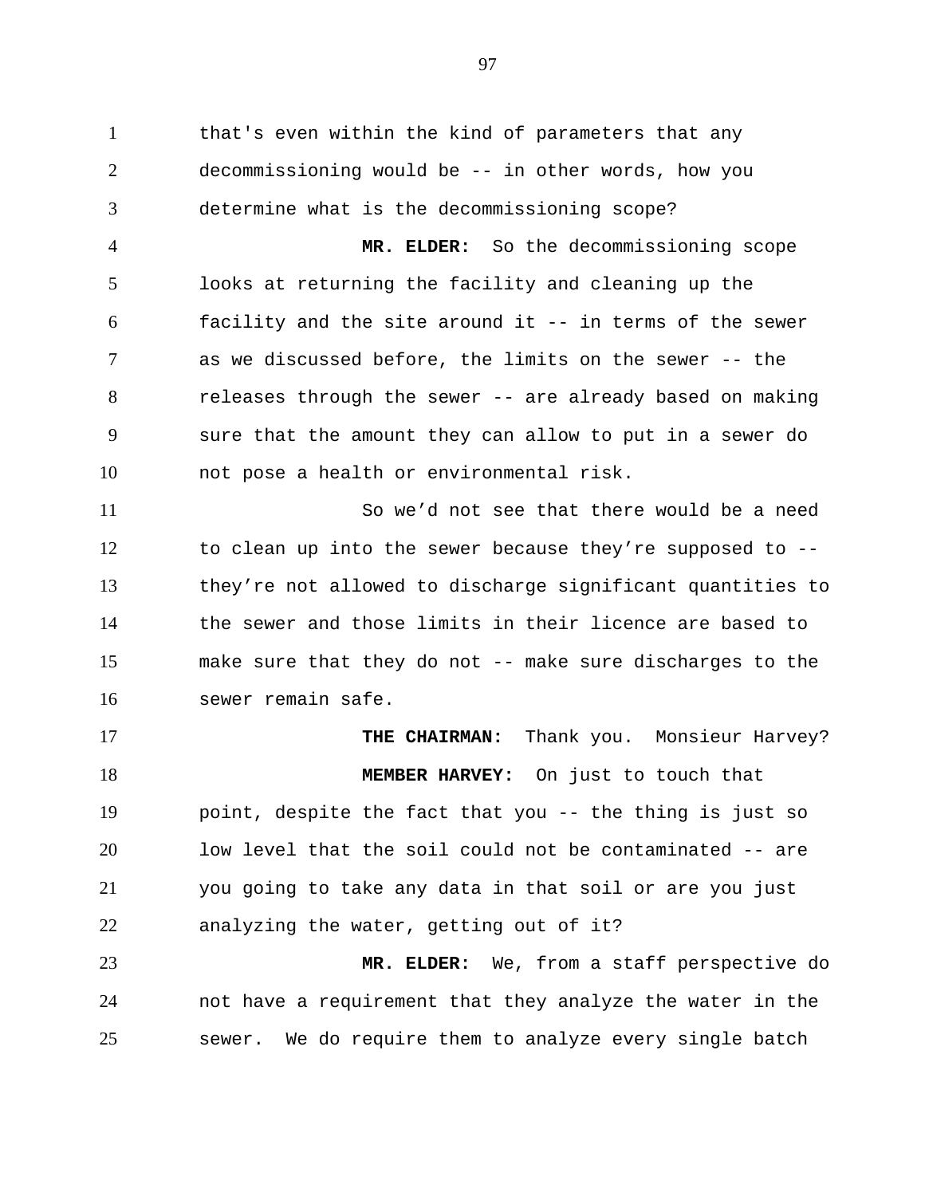that's even within the kind of parameters that any decommissioning would be -- in other words, how you determine what is the decommissioning scope?

**MR. ELDER:** So the decommissioning scope looks at returning the facility and cleaning up the facility and the site around it -- in terms of the sewer as we discussed before, the limits on the sewer -- the releases through the sewer -- are already based on making sure that the amount they can allow to put in a sewer do not pose a health or environmental risk.

So we'd not see that there would be a need to clean up into the sewer because they're supposed to -- they're not allowed to discharge significant quantities to the sewer and those limits in their licence are based to make sure that they do not -- make sure discharges to the sewer remain safe.

**THE CHAIRMAN:** Thank you. Monsieur Harvey?

**MEMBER HARVEY:** On just to touch that point, despite the fact that you -- the thing is just so low level that the soil could not be contaminated -- are you going to take any data in that soil or are you just analyzing the water, getting out of it?

**MR. ELDER:** We, from a staff perspective do not have a requirement that they analyze the water in the sewer. We do require them to analyze every single batch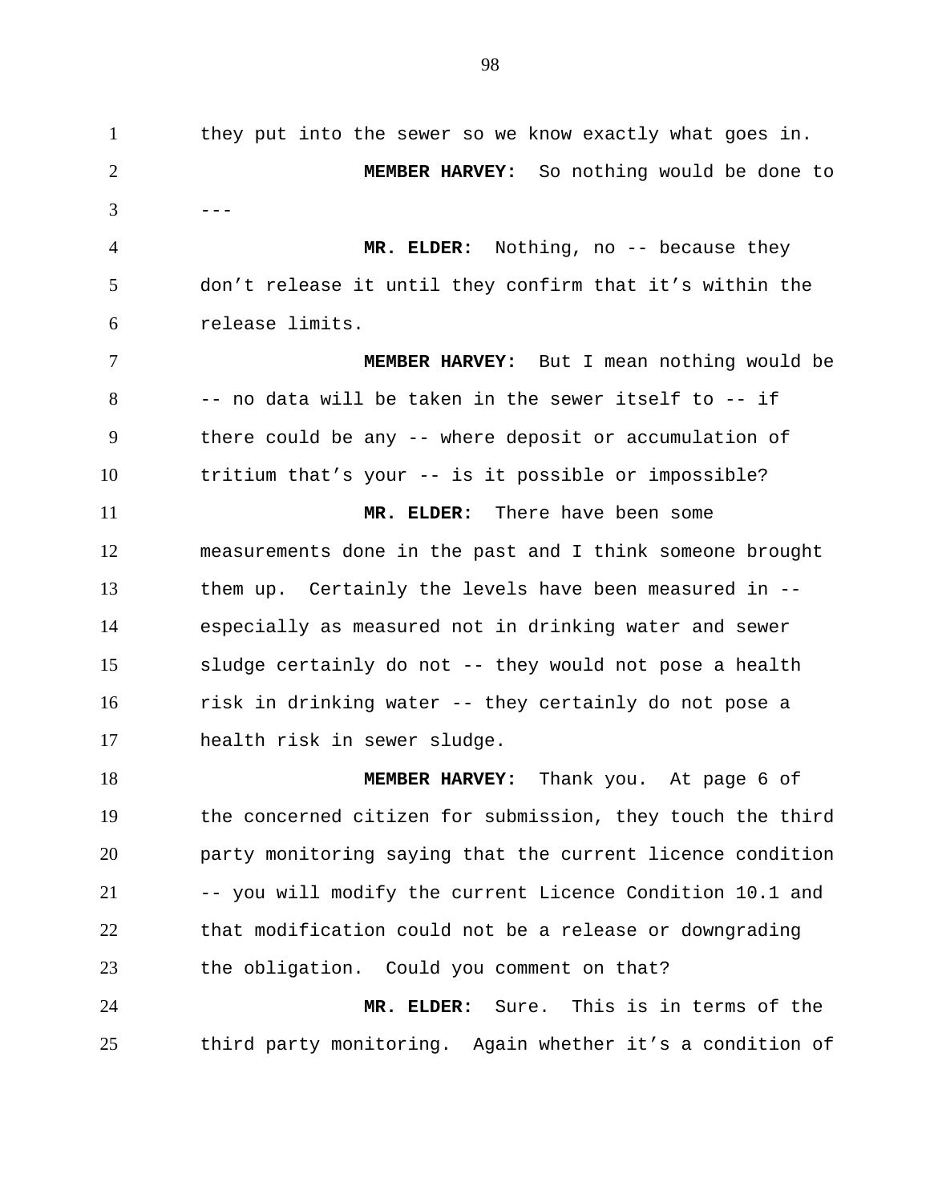they put into the sewer so we know exactly what goes in.

**MEMBER HARVEY:** So nothing would be done to ---

**MR. ELDER:** Nothing, no -- because they don't release it until they confirm that it's within the release limits.

**MEMBER HARVEY:** But I mean nothing would be -- no data will be taken in the sewer itself to -- if there could be any -- where deposit or accumulation of tritium that's your -- is it possible or impossible?

**MR. ELDER:** There have been some measurements done in the past and I think someone brought them up. Certainly the levels have been measured in -- especially as measured not in drinking water and sewer sludge certainly do not -- they would not pose a health risk in drinking water -- they certainly do not pose a health risk in sewer sludge.

**MEMBER HARVEY:** Thank you. At page 6 of the concerned citizen for submission, they touch the third party monitoring saying that the current licence condition -- you will modify the current Licence Condition 10.1 and that modification could not be a release or downgrading the obligation. Could you comment on that?

**MR. ELDER:** Sure. This is in terms of the third party monitoring. Again whether it's a condition of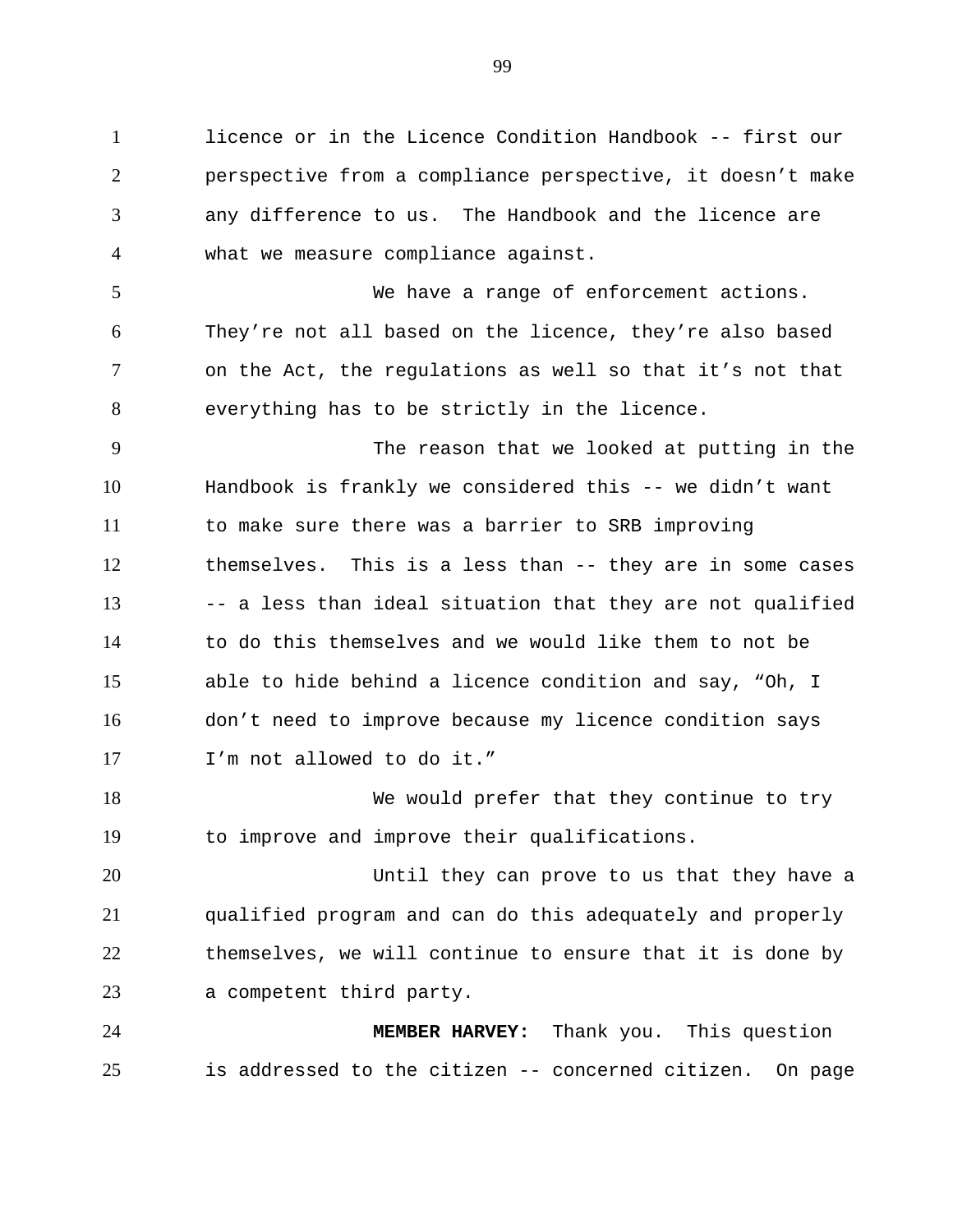licence or in the Licence Condition Handbook -- first our perspective from a compliance perspective, it doesn't make any difference to us. The Handbook and the licence are what we measure compliance against.

We have a range of enforcement actions. They're not all based on the licence, they're also based on the Act, the regulations as well so that it's not that everything has to be strictly in the licence.

The reason that we looked at putting in the Handbook is frankly we considered this -- we didn't want to make sure there was a barrier to SRB improving themselves. This is a less than -- they are in some cases -- a less than ideal situation that they are not qualified to do this themselves and we would like them to not be able to hide behind a licence condition and say, "Oh, I don't need to improve because my licence condition says I'm not allowed to do it."

We would prefer that they continue to try to improve and improve their qualifications.

Until they can prove to us that they have a qualified program and can do this adequately and properly themselves, we will continue to ensure that it is done by a competent third party.

**MEMBER HARVEY:** Thank you. This question is addressed to the citizen -- concerned citizen. On page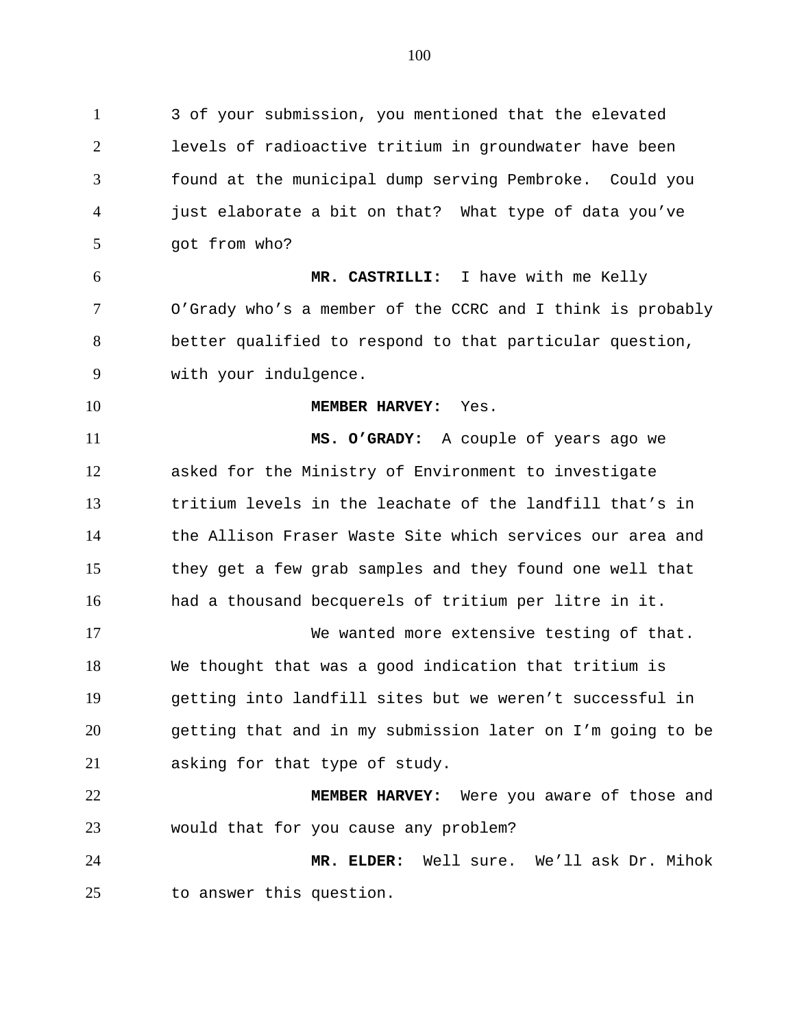3 of your submission, you mentioned that the elevated levels of radioactive tritium in groundwater have been found at the municipal dump serving Pembroke. Could you just elaborate a bit on that? What type of data you've got from who?

**MR. CASTRILLI:** I have with me Kelly O'Grady who's a member of the CCRC and I think is probably better qualified to respond to that particular question, with your indulgence.

**MEMBER HARVEY:** Yes.

**MS. O'GRADY:** A couple of years ago we asked for the Ministry of Environment to investigate tritium levels in the leachate of the landfill that's in the Allison Fraser Waste Site which services our area and they get a few grab samples and they found one well that had a thousand becquerels of tritium per litre in it.

We wanted more extensive testing of that. We thought that was a good indication that tritium is getting into landfill sites but we weren't successful in getting that and in my submission later on I'm going to be asking for that type of study.

**MEMBER HARVEY:** Were you aware of those and would that for you cause any problem?

**MR. ELDER:** Well sure. We'll ask Dr. Mihok to answer this question.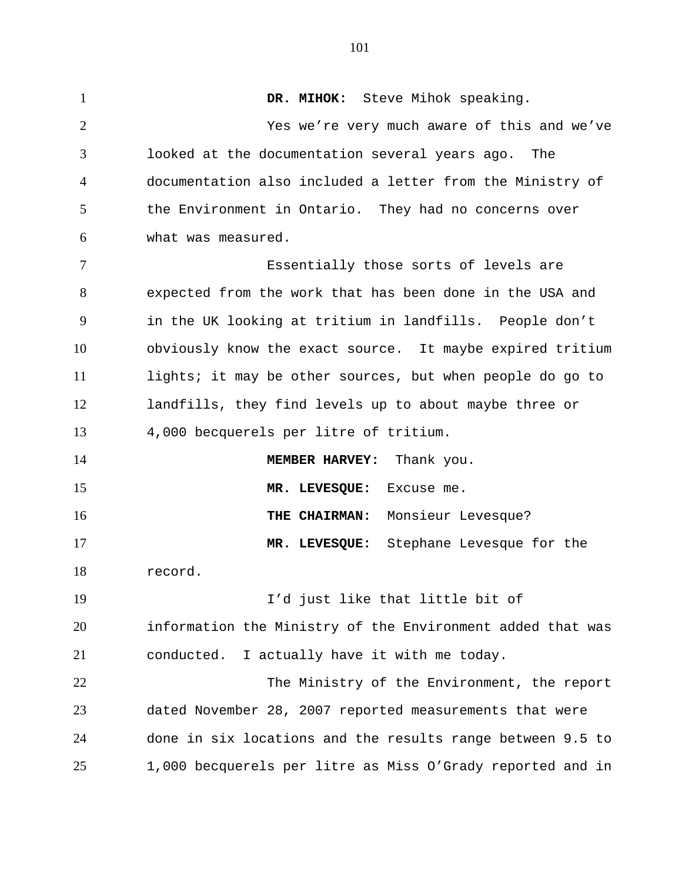**DR. MIHOK:** Steve Mihok speaking.

Yes we're very much aware of this and we've looked at the documentation several years ago. The documentation also included a letter from the Ministry of the Environment in Ontario. They had no concerns over what was measured.

Essentially those sorts of levels are expected from the work that has been done in the USA and in the UK looking at tritium in landfills. People don't obviously know the exact source. It maybe expired tritium lights; it may be other sources, but when people do go to landfills, they find levels up to about maybe three or 4,000 becquerels per litre of tritium.

**MEMBER HARVEY:** Thank you.

**MR. LEVESQUE:** Excuse me.

**THE CHAIRMAN:** Monsieur Levesque?

**MR. LEVESQUE:** Stephane Levesque for the record.

I'd just like that little bit of information the Ministry of the Environment added that was conducted. I actually have it with me today.

The Ministry of the Environment, the report dated November 28, 2007 reported measurements that were done in six locations and the results range between 9.5 to 1,000 becquerels per litre as Miss O'Grady reported and in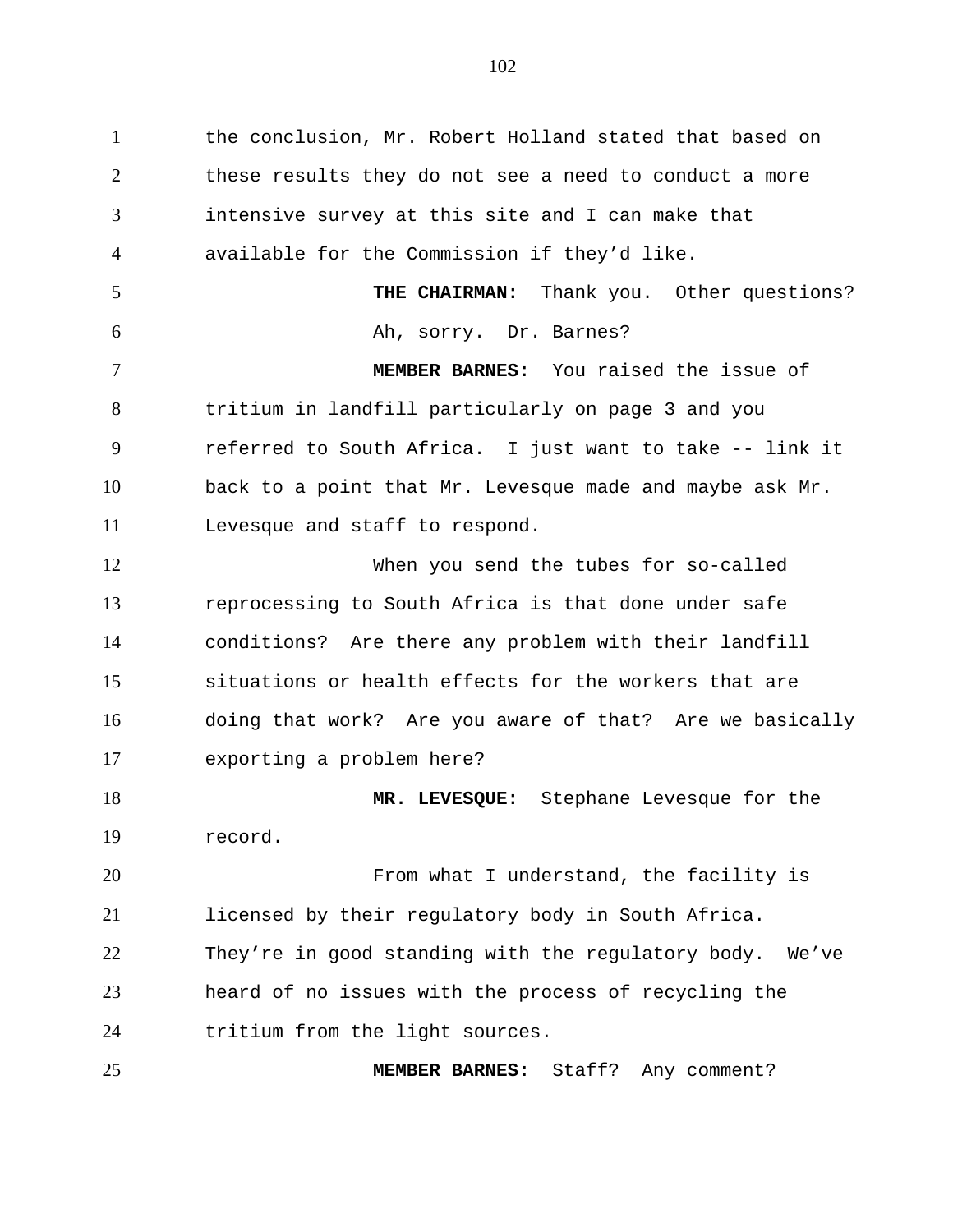the conclusion, Mr. Robert Holland stated that based on these results they do not see a need to conduct a more intensive survey at this site and I can make that available for the Commission if they'd like.

**THE CHAIRMAN:** Thank you. Other questions? Ah, sorry. Dr. Barnes?

**MEMBER BARNES:** You raised the issue of tritium in landfill particularly on page 3 and you referred to South Africa. I just want to take -- link it back to a point that Mr. Levesque made and maybe ask Mr. Levesque and staff to respond.

When you send the tubes for so-called reprocessing to South Africa is that done under safe conditions? Are there any problem with their landfill situations or health effects for the workers that are doing that work? Are you aware of that? Are we basically exporting a problem here?

**MR. LEVESQUE:** Stephane Levesque for the record.

From what I understand, the facility is licensed by their regulatory body in South Africa. They're in good standing with the regulatory body. We've heard of no issues with the process of recycling the tritium from the light sources.

**MEMBER BARNES:** Staff? Any comment?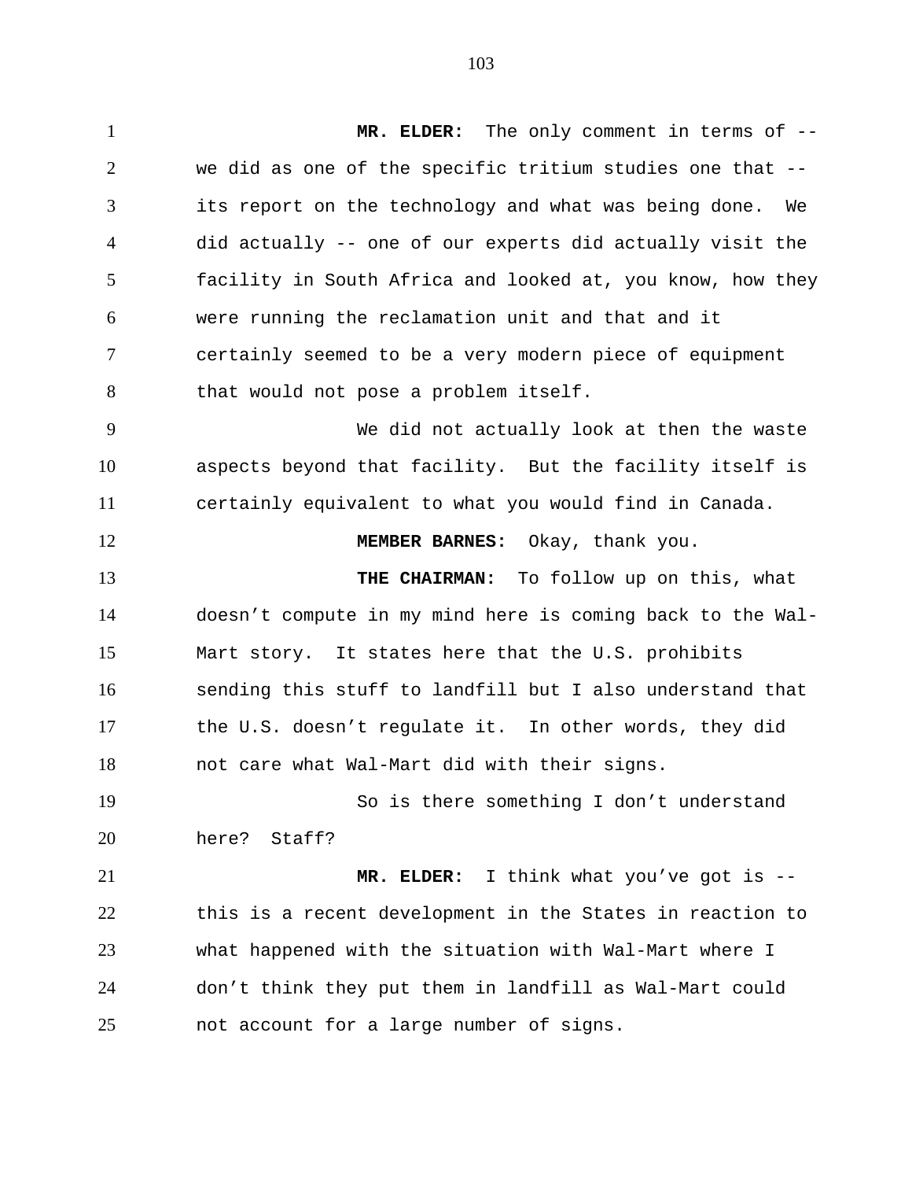**MR. ELDER:** The only comment in terms of -- we did as one of the specific tritium studies one that -- its report on the technology and what was being done. We did actually -- one of our experts did actually visit the facility in South Africa and looked at, you know, how they were running the reclamation unit and that and it certainly seemed to be a very modern piece of equipment that would not pose a problem itself.

We did not actually look at then the waste aspects beyond that facility. But the facility itself is certainly equivalent to what you would find in Canada.

**MEMBER BARNES:** Okay, thank you.

**THE CHAIRMAN:** To follow up on this, what doesn't compute in my mind here is coming back to the Wal-Mart story. It states here that the U.S. prohibits sending this stuff to landfill but I also understand that the U.S. doesn't regulate it. In other words, they did not care what Wal-Mart did with their signs.

So is there something I don't understand here? Staff?

**MR. ELDER:** I think what you've got is -- this is a recent development in the States in reaction to what happened with the situation with Wal-Mart where I don't think they put them in landfill as Wal-Mart could not account for a large number of signs.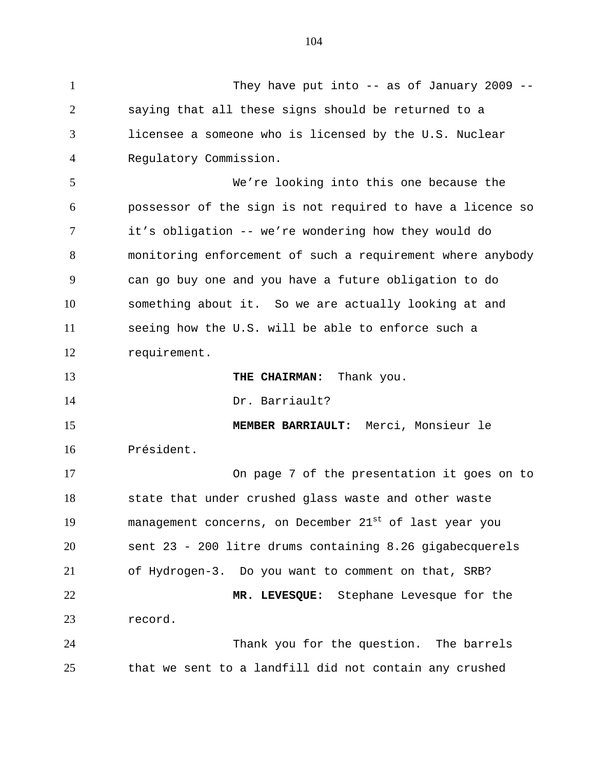They have put into -- as of January 2009 -- saying that all these signs should be returned to a licensee a someone who is licensed by the U.S. Nuclear Regulatory Commission.

We're looking into this one because the possessor of the sign is not required to have a licence so it's obligation -- we're wondering how they would do monitoring enforcement of such a requirement where anybody can go buy one and you have a future obligation to do something about it. So we are actually looking at and seeing how the U.S. will be able to enforce such a requirement.

**THE CHAIRMAN:** Thank you.

Dr. Barriault?

**MEMBER BARRIAULT:** Merci, Monsieur le Président.

On page 7 of the presentation it goes on to state that under crushed glass waste and other waste management concerns, on December 21st of last year you sent 23 - 200 litre drums containing 8.26 gigabecquerels of Hydrogen-3. Do you want to comment on that, SRB?

**MR. LEVESQUE:** Stephane Levesque for the record.

Thank you for the question. The barrels that we sent to a landfill did not contain any crushed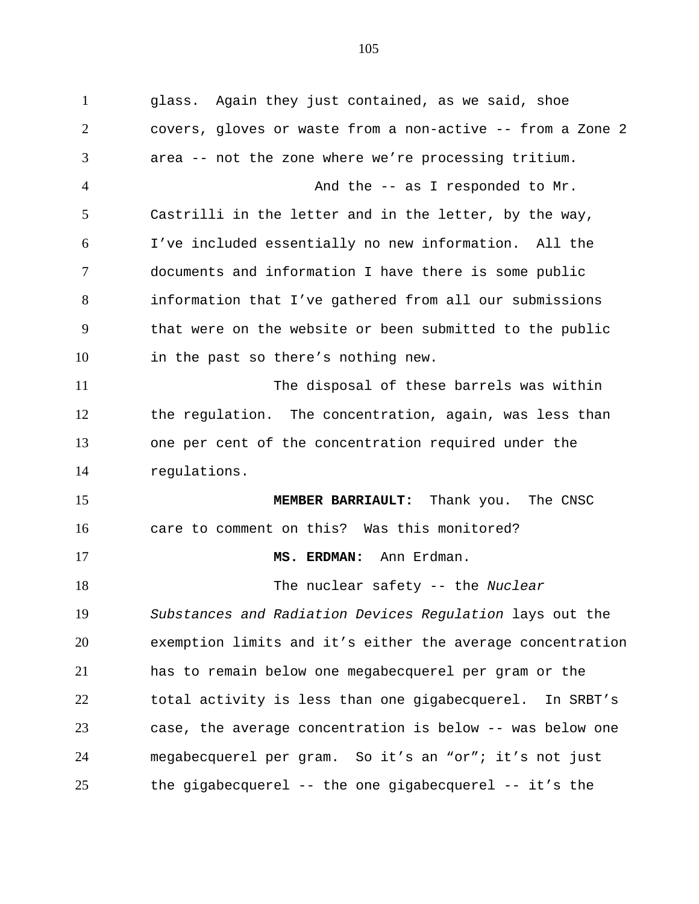glass. Again they just contained, as we said, shoe covers, gloves or waste from a non-active -- from a Zone 2 area -- not the zone where we're processing tritium.

And the -- as I responded to Mr. Castrilli in the letter and in the letter, by the way, I've included essentially no new information. All the documents and information I have there is some public information that I've gathered from all our submissions that were on the website or been submitted to the public in the past so there's nothing new.

The disposal of these barrels was within the regulation. The concentration, again, was less than one per cent of the concentration required under the regulations.

**MEMBER BARRIAULT:** Thank you. The CNSC care to comment on this? Was this monitored?

**MS. ERDMAN:** Ann Erdman.

The nuclear safety -- the *Nuclear Substances and Radiation Devices Regulation* lays out the exemption limits and it's either the average concentration has to remain below one megabecquerel per gram or the total activity is less than one gigabecquerel. In SRBT's case, the average concentration is below -- was below one megabecquerel per gram. So it's an "or"; it's not just the gigabecquerel -- the one gigabecquerel -- it's the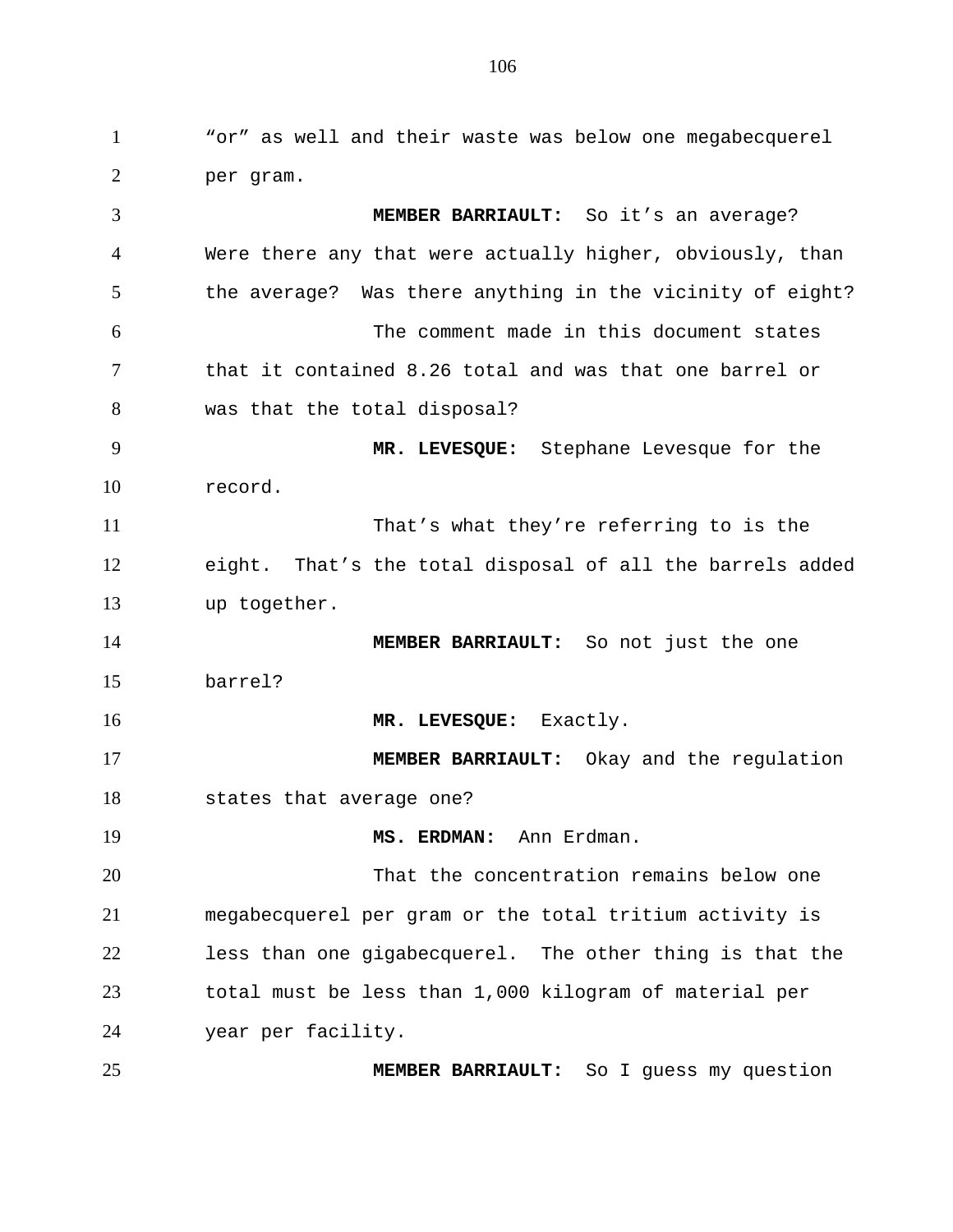"or" as well and their waste was below one megabecquerel per gram.

**MEMBER BARRIAULT:** So it's an average? Were there any that were actually higher, obviously, than the average? Was there anything in the vicinity of eight?

The comment made in this document states that it contained 8.26 total and was that one barrel or was that the total disposal?

**MR. LEVESQUE:** Stephane Levesque for the record.

That's what they're referring to is the eight. That's the total disposal of all the barrels added up together.

**MEMBER BARRIAULT:** So not just the one barrel?

**MR. LEVESQUE:** Exactly.

**MEMBER BARRIAULT:** Okay and the regulation states that average one?

**MS. ERDMAN:** Ann Erdman.

That the concentration remains below one megabecquerel per gram or the total tritium activity is less than one gigabecquerel. The other thing is that the total must be less than 1,000 kilogram of material per year per facility.

**MEMBER BARRIAULT:** So I guess my question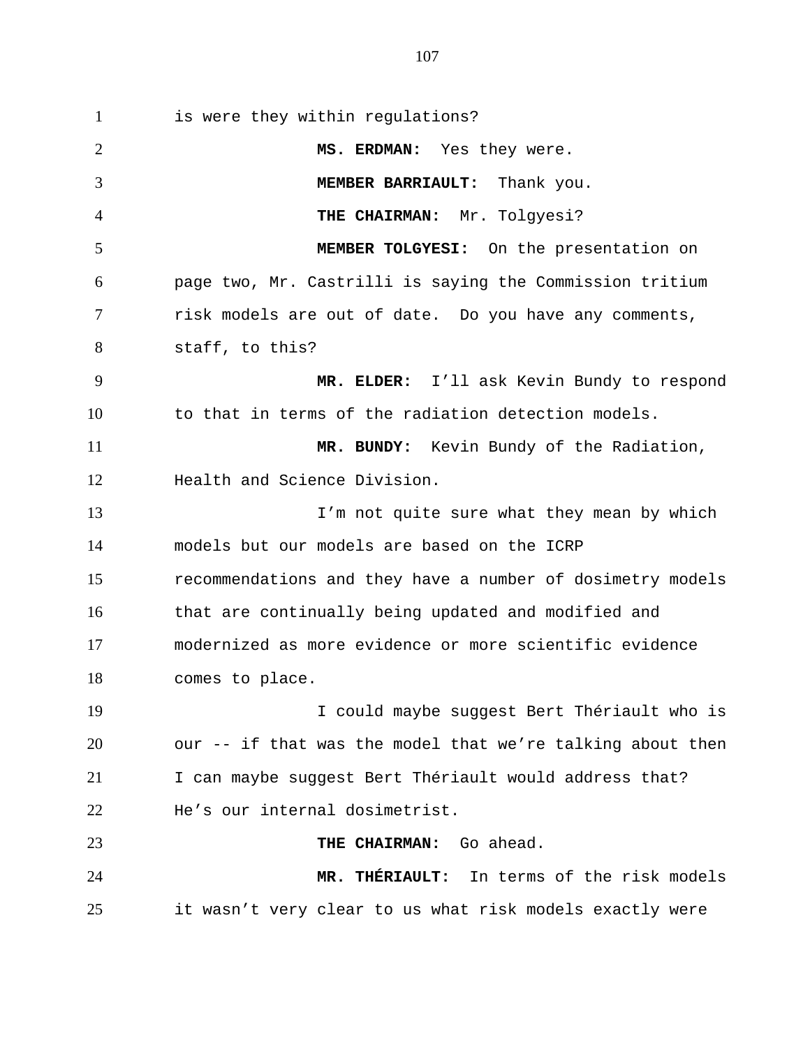is were they within regulations?

**MS. ERDMAN:** Yes they were.

**MEMBER BARRIAULT:** Thank you.

**THE CHAIRMAN:** Mr. Tolgyesi?

**MEMBER TOLGYESI:** On the presentation on page two, Mr. Castrilli is saying the Commission tritium risk models are out of date. Do you have any comments, staff, to this?

**MR. ELDER:** I'll ask Kevin Bundy to respond to that in terms of the radiation detection models.

**MR. BUNDY:** Kevin Bundy of the Radiation, Health and Science Division.

I'm not quite sure what they mean by which models but our models are based on the ICRP recommendations and they have a number of dosimetry models that are continually being updated and modified and modernized as more evidence or more scientific evidence comes to place.

I could maybe suggest Bert Thériault who is our -- if that was the model that we're talking about then I can maybe suggest Bert Thériault would address that? He's our internal dosimetrist.

**THE CHAIRMAN:** Go ahead.

**MR. THÉRIAULT:** In terms of the risk models it wasn't very clear to us what risk models exactly were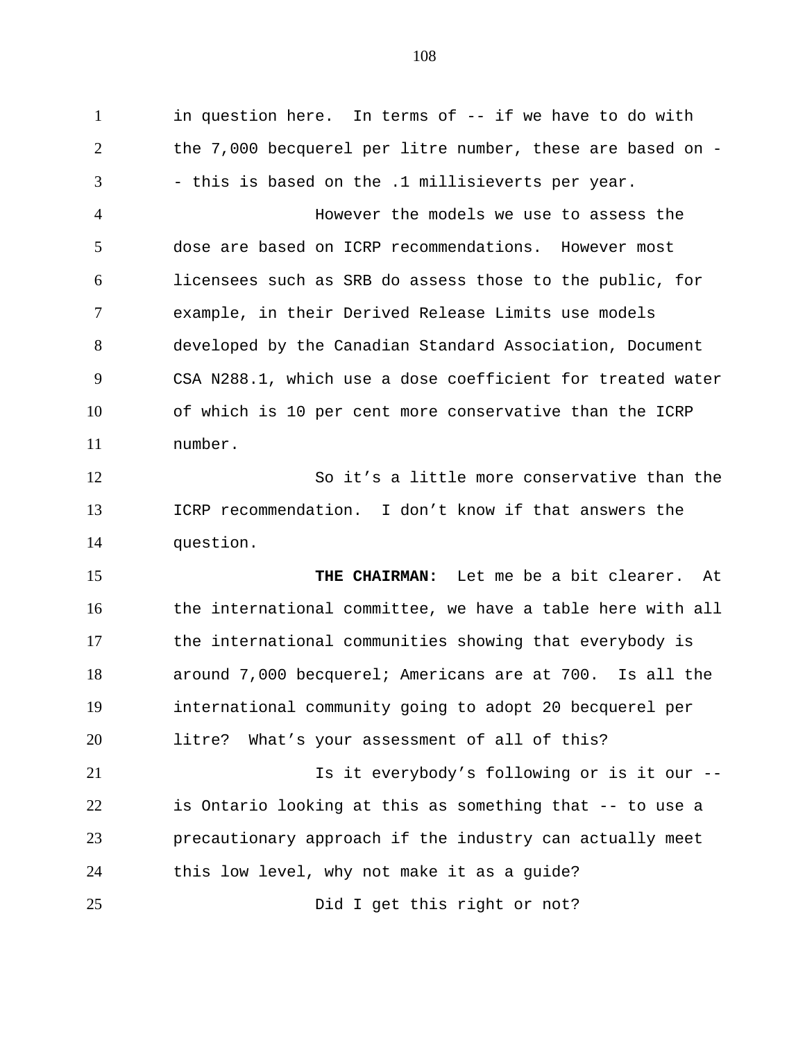in question here. In terms of -- if we have to do with the 7,000 becquerel per litre number, these are based on -- this is based on the .1 millisieverts per year.

However the models we use to assess the dose are based on ICRP recommendations. However most licensees such as SRB do assess those to the public, for example, in their Derived Release Limits use models developed by the Canadian Standard Association, Document CSA N288.1, which use a dose coefficient for treated water of which is 10 per cent more conservative than the ICRP number.

So it’s a little more conservative than the ICRP recommendation. I don’t know if that answers the question.

**THE CHAIRMAN:** Let me be a bit clearer. At the international committee, we have a table here with all the international communities showing that everybody is around 7,000 becquerel; Americans are at 700. Is all the international community going to adopt 20 becquerel per litre? What’s your assessment of all of this?

Is it everybody’s following or is it our -- is Ontario looking at this as something that -- to use a precautionary approach if the industry can actually meet this low level, why not make it as a guide?

Did I get this right or not?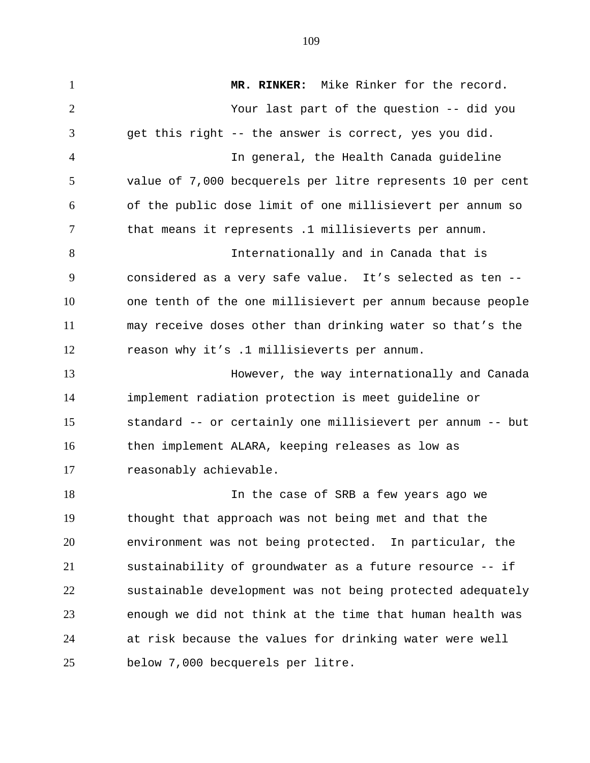**MR. RINKER:** Mike Rinker for the record.

Your last part of the question -- did you get this right -- the answer is correct, yes you did.

In general, the Health Canada guideline value of 7,000 becquerels per litre represents 10 per cent of the public dose limit of one millisievert per annum so that means it represents .1 millisieverts per annum.

Internationally and in Canada that is considered as a very safe value. It's selected as ten -- one tenth of the one millisievert per annum because people may receive doses other than drinking water so that's the reason why it's .1 millisieverts per annum.

However, the way internationally and Canada implement radiation protection is meet guideline or standard -- or certainly one millisievert per annum -- but then implement ALARA, keeping releases as low as reasonably achievable.

In the case of SRB a few years ago we thought that approach was not being met and that the environment was not being protected. In particular, the sustainability of groundwater as a future resource -- if sustainable development was not being protected adequately enough we did not think at the time that human health was at risk because the values for drinking water were well below 7,000 becquerels per litre.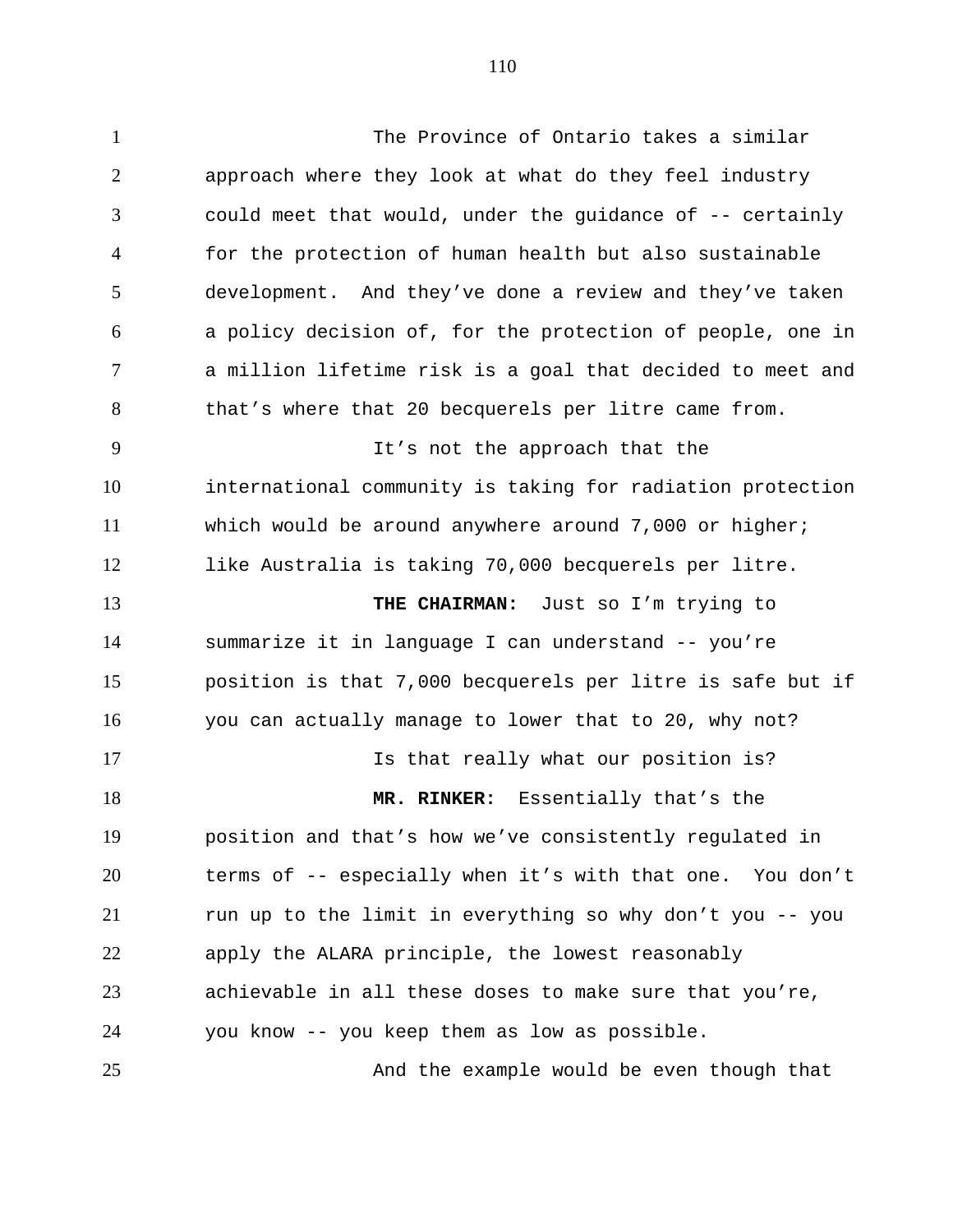The Province of Ontario takes a similar approach where they look at what do they feel industry could meet that would, under the guidance of -- certainly for the protection of human health but also sustainable development. And they've done a review and they've taken a policy decision of, for the protection of people, one in a million lifetime risk is a goal that decided to meet and that's where that 20 becquerels per litre came from.

It's not the approach that the international community is taking for radiation protection which would be around anywhere around 7,000 or higher; like Australia is taking 70,000 becquerels per litre.

**THE CHAIRMAN:** Just so I'm trying to summarize it in language I can understand -- you're position is that 7,000 becquerels per litre is safe but if you can actually manage to lower that to 20, why not?

Is that really what our position is?

**MR. RINKER:** Essentially that's the position and that's how we've consistently regulated in terms of -- especially when it's with that one. You don't run up to the limit in everything so why don't you -- you apply the ALARA principle, the lowest reasonably achievable in all these doses to make sure that you're, you know -- you keep them as low as possible.

And the example would be even though that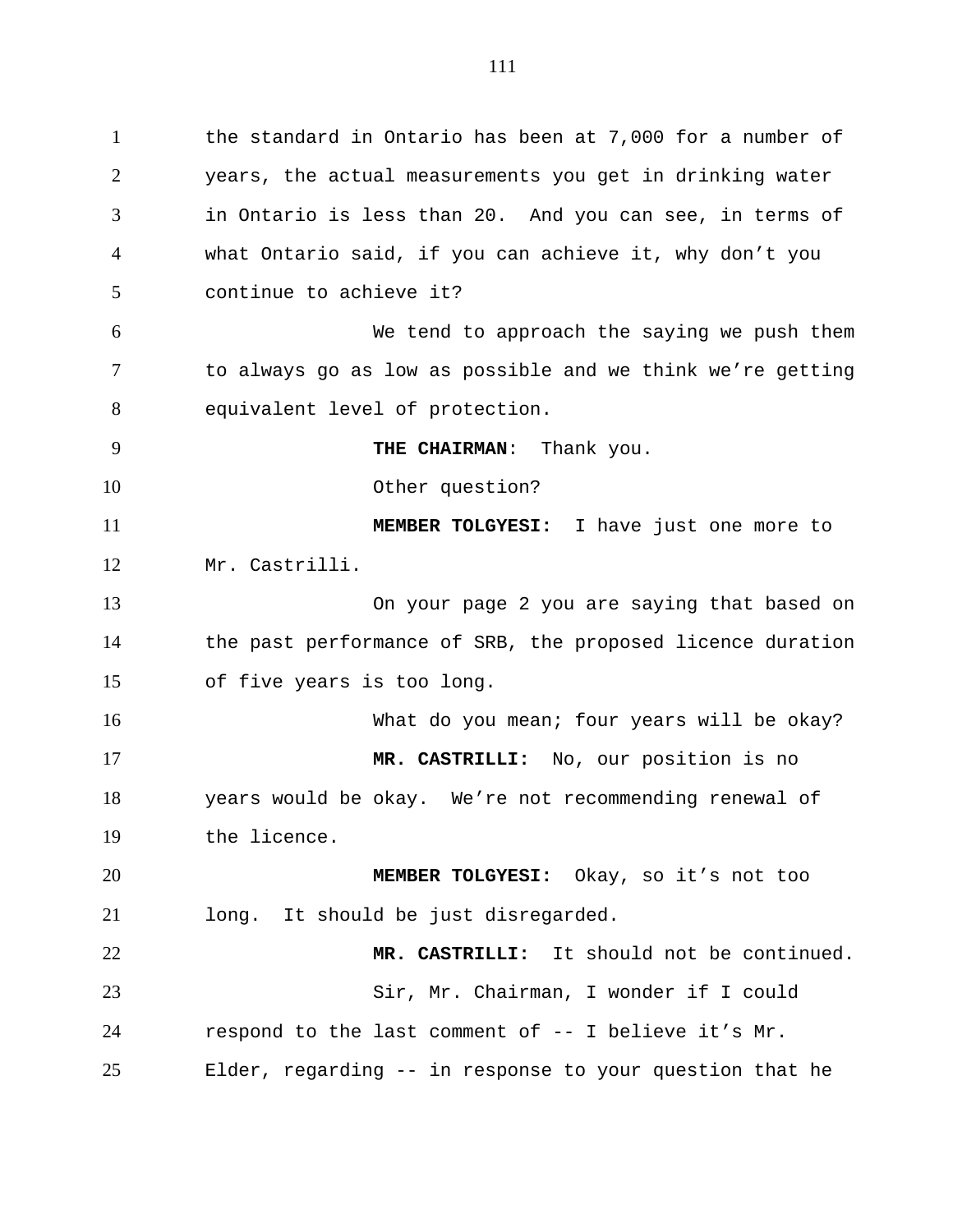the standard in Ontario has been at 7,000 for a number of years, the actual measurements you get in drinking water in Ontario is less than 20. And you can see, in terms of what Ontario said, if you can achieve it, why don't you continue to achieve it?

We tend to approach the saying we push them to always go as low as possible and we think we're getting equivalent level of protection.

**THE CHAIRMAN**: Thank you.

Other question?

**MEMBER TOLGYESI:** I have just one more to Mr. Castrilli.

On your page 2 you are saying that based on the past performance of SRB, the proposed licence duration of five years is too long.

What do you mean; four years will be okay?

**MR. CASTRILLI:** No, our position is no years would be okay. We're not recommending renewal of the licence.

**MEMBER TOLGYESI:** Okay, so it's not too long. It should be just disregarded.

**MR. CASTRILLI:** It should not be continued.

Sir, Mr. Chairman, I wonder if I could respond to the last comment of -- I believe it's Mr. Elder, regarding -- in response to your question that he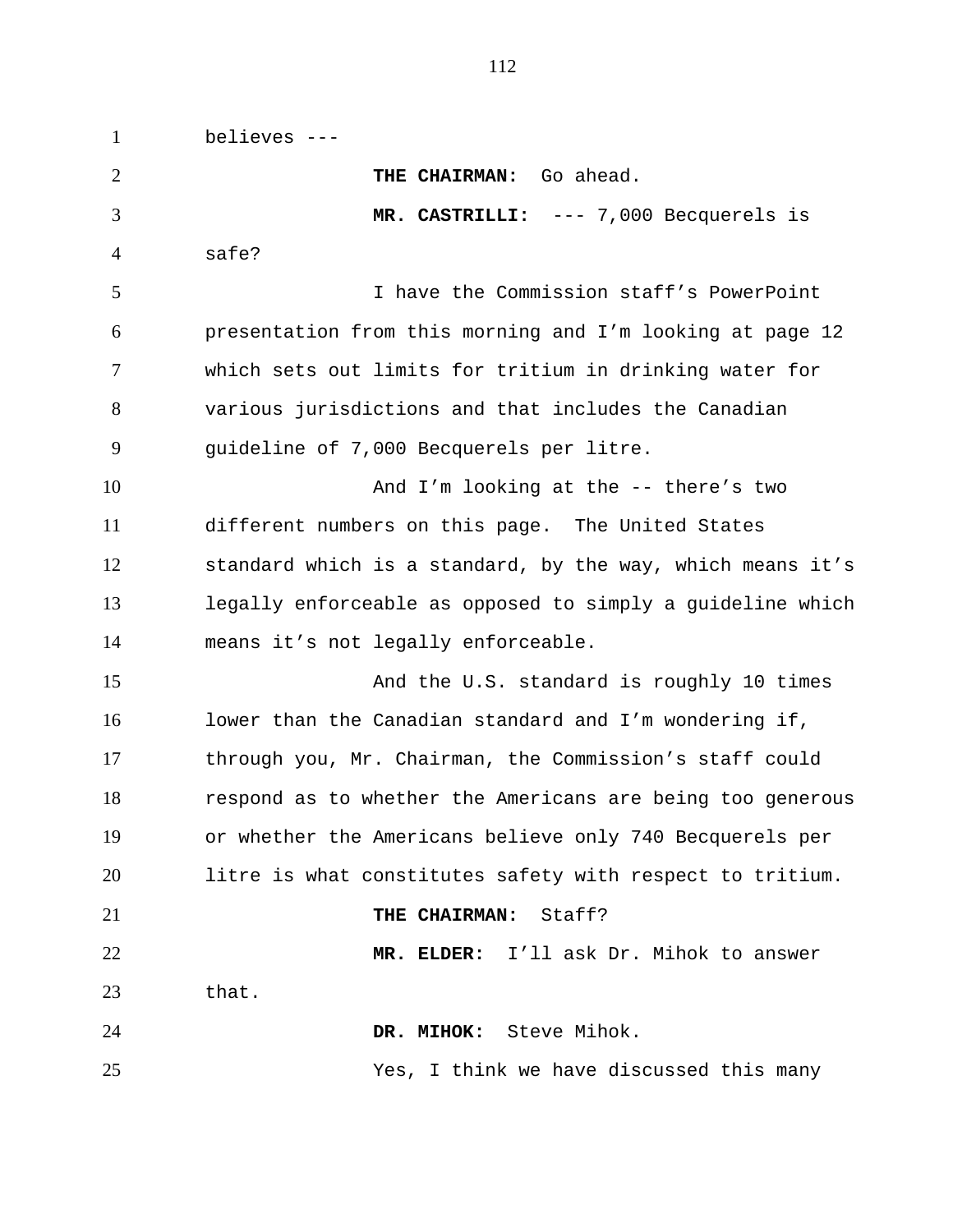believes ---

**THE CHAIRMAN:** Go ahead.

**MR. CASTRILLI:** --- 7,000 Becquerels is safe?

I have the Commission staff's PowerPoint presentation from this morning and I'm looking at page 12 which sets out limits for tritium in drinking water for various jurisdictions and that includes the Canadian guideline of 7,000 Becquerels per litre.

And I'm looking at the -- there's two different numbers on this page. The United States standard which is a standard, by the way, which means it's legally enforceable as opposed to simply a guideline which means it's not legally enforceable.

And the U.S. standard is roughly 10 times lower than the Canadian standard and I'm wondering if, through you, Mr. Chairman, the Commission's staff could respond as to whether the Americans are being too generous or whether the Americans believe only 740 Becquerels per litre is what constitutes safety with respect to tritium.

**THE CHAIRMAN:** Staff?

**MR. ELDER:** I'll ask Dr. Mihok to answer that.

**DR. MIHOK:** Steve Mihok.

Yes, I think we have discussed this many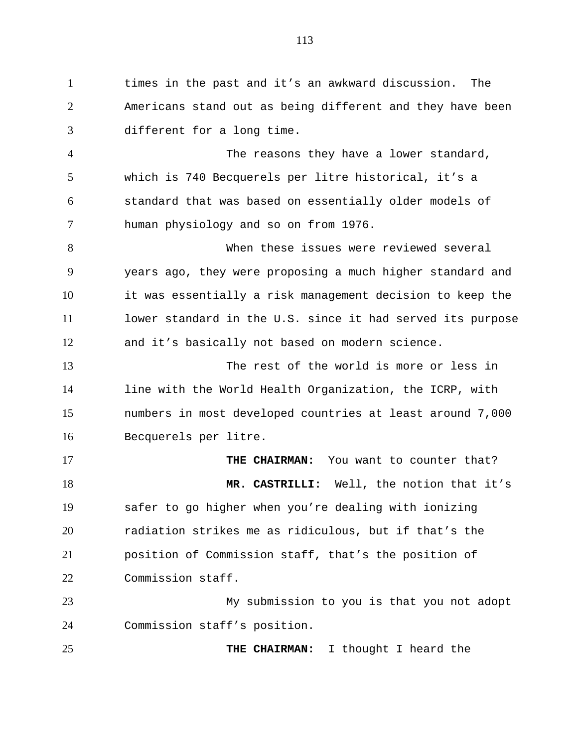times in the past and it's an awkward discussion. The Americans stand out as being different and they have been different for a long time.

The reasons they have a lower standard, which is 740 Becquerels per litre historical, it's a standard that was based on essentially older models of human physiology and so on from 1976.

When these issues were reviewed several years ago, they were proposing a much higher standard and it was essentially a risk management decision to keep the lower standard in the U.S. since it had served its purpose and it's basically not based on modern science.

The rest of the world is more or less in line with the World Health Organization, the ICRP, with numbers in most developed countries at least around 7,000 Becquerels per litre.

**THE CHAIRMAN:** You want to counter that?

**MR. CASTRILLI:** Well, the notion that it's safer to go higher when you're dealing with ionizing radiation strikes me as ridiculous, but if that's the position of Commission staff, that's the position of Commission staff.

My submission to you is that you not adopt Commission staff's position.

**THE CHAIRMAN:** I thought I heard the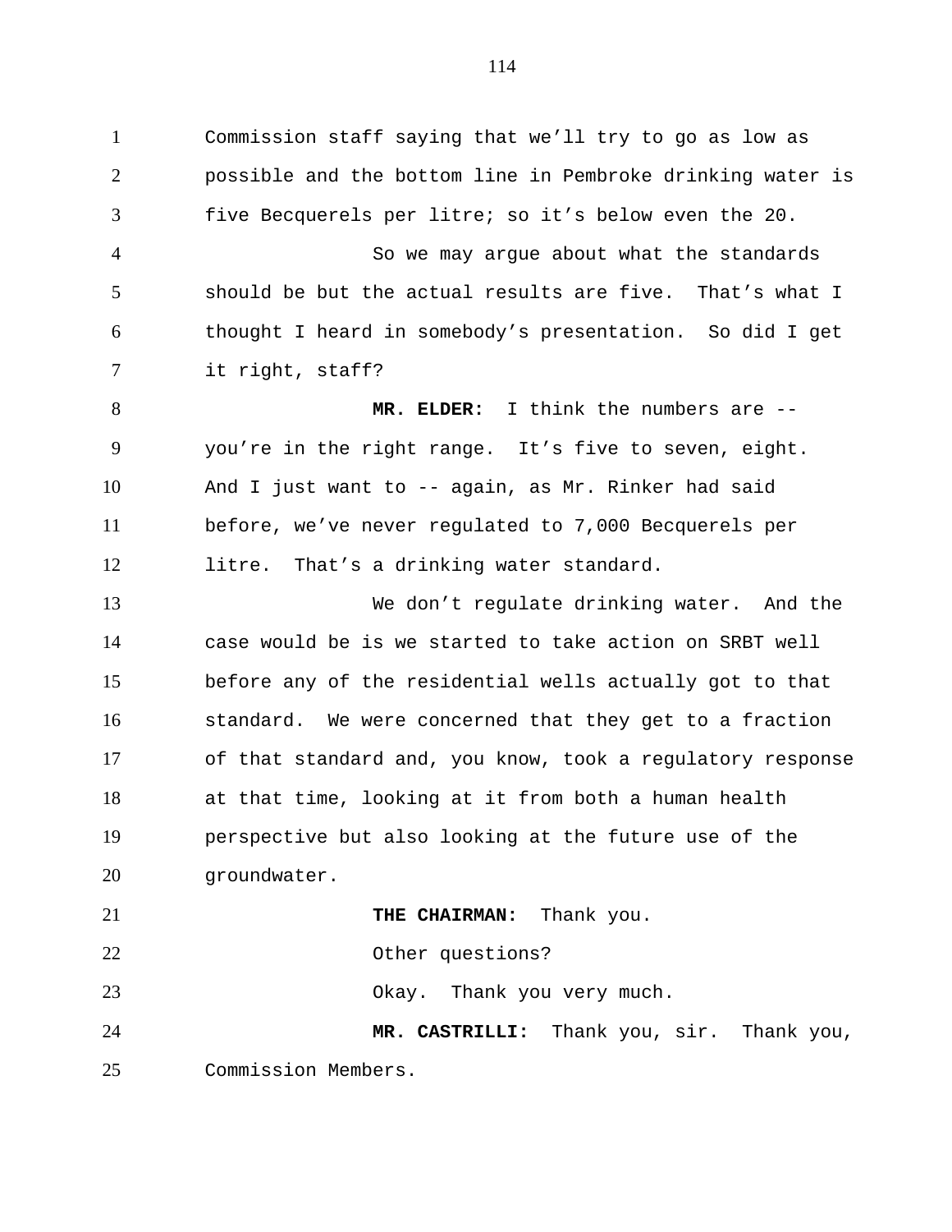Commission staff saying that we'll try to go as low as possible and the bottom line in Pembroke drinking water is five Becquerels per litre; so it's below even the 20.

So we may argue about what the standards should be but the actual results are five. That's what I thought I heard in somebody's presentation. So did I get it right, staff?

**MR. ELDER:** I think the numbers are -- you're in the right range. It's five to seven, eight. And I just want to -- again, as Mr. Rinker had said before, we've never regulated to 7,000 Becquerels per litre. That's a drinking water standard.

We don't regulate drinking water. And the case would be is we started to take action on SRBT well before any of the residential wells actually got to that standard. We were concerned that they get to a fraction of that standard and, you know, took a regulatory response at that time, looking at it from both a human health perspective but also looking at the future use of the groundwater.

**THE CHAIRMAN:** Thank you.

Other questions?

Okay. Thank you very much.

**MR. CASTRILLI:** Thank you, sir. Thank you, Commission Members.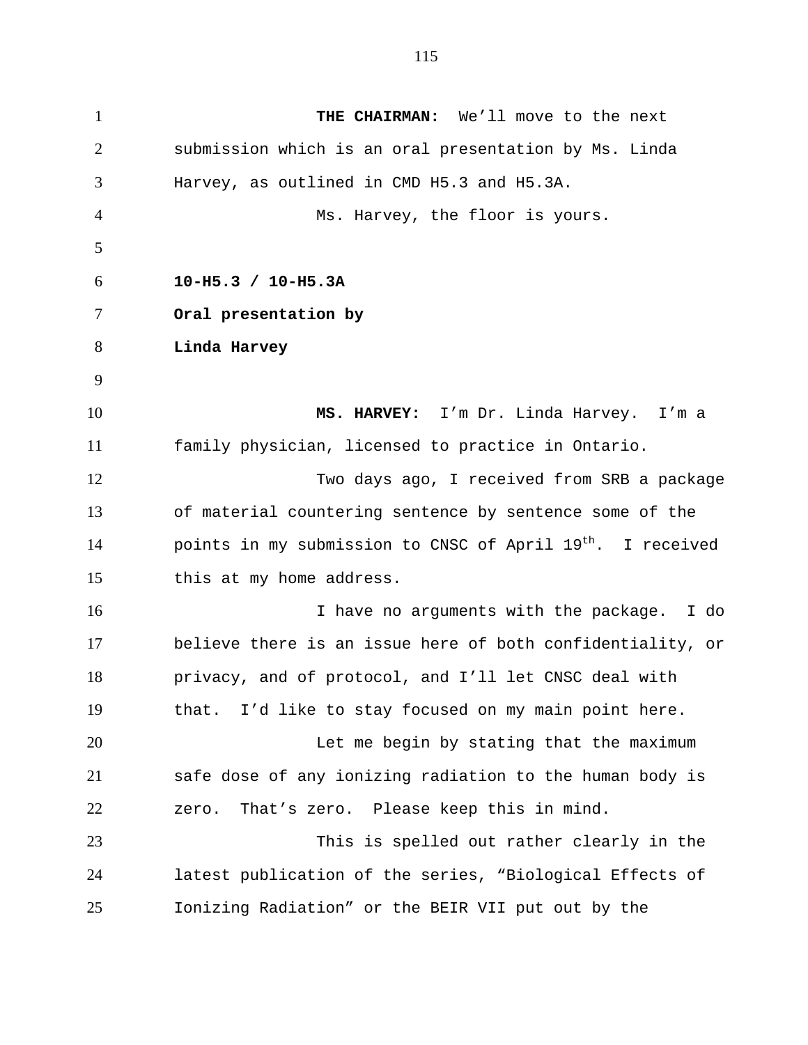**THE CHAIRMAN:** We'll move to the next submission which is an oral presentation by Ms. Linda Harvey, as outlined in CMD H5.3 and H5.3A.

Ms. Harvey, the floor is yours.

**10-H5.3 / 10-H5.3A**
**Oral presentation by**
**Linda Harvey**

**MS. HARVEY:** I'm Dr. Linda Harvey. I'm a family physician, licensed to practice in Ontario.

Two days ago, I received from SRB a package of material countering sentence by sentence some of the points in my submission to CNSC of April 19th. I received this at my home address.

I have no arguments with the package. I do believe there is an issue here of both confidentiality, or privacy, and of protocol, and I'll let CNSC deal with that. I'd like to stay focused on my main point here.

Let me begin by stating that the maximum safe dose of any ionizing radiation to the human body is zero. That's zero. Please keep this in mind.

This is spelled out rather clearly in the latest publication of the series, "Biological Effects of Ionizing Radiation" or the BEIR VII put out by the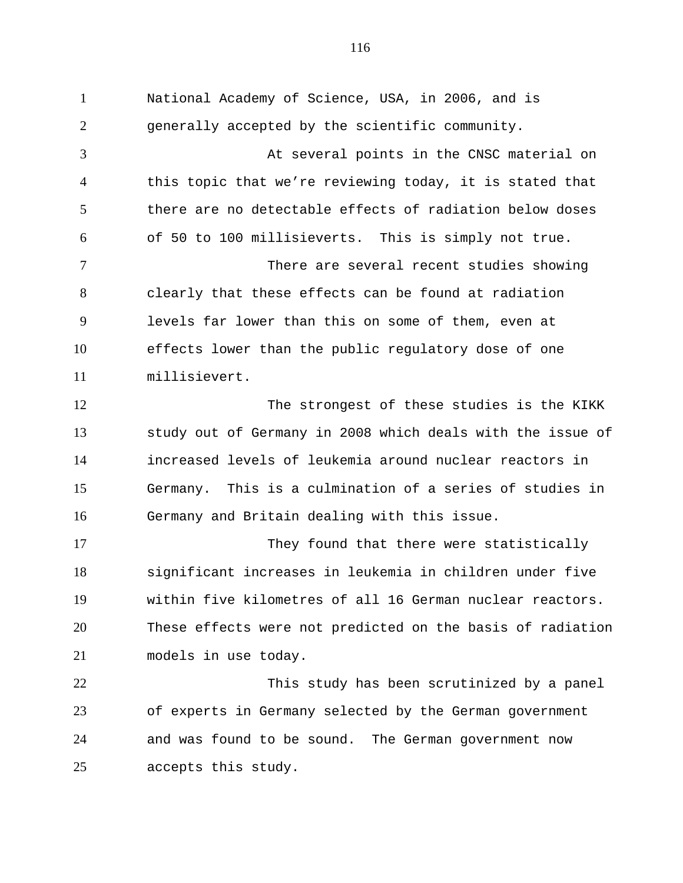National Academy of Science, USA, in 2006, and is generally accepted by the scientific community.

At several points in the CNSC material on this topic that we're reviewing today, it is stated that there are no detectable effects of radiation below doses of 50 to 100 millisieverts. This is simply not true.

There are several recent studies showing clearly that these effects can be found at radiation levels far lower than this on some of them, even at effects lower than the public regulatory dose of one millisievert.

The strongest of these studies is the KIKK study out of Germany in 2008 which deals with the issue of increased levels of leukemia around nuclear reactors in Germany. This is a culmination of a series of studies in Germany and Britain dealing with this issue.

They found that there were statistically significant increases in leukemia in children under five within five kilometres of all 16 German nuclear reactors. These effects were not predicted on the basis of radiation models in use today.

This study has been scrutinized by a panel of experts in Germany selected by the German government and was found to be sound. The German government now accepts this study.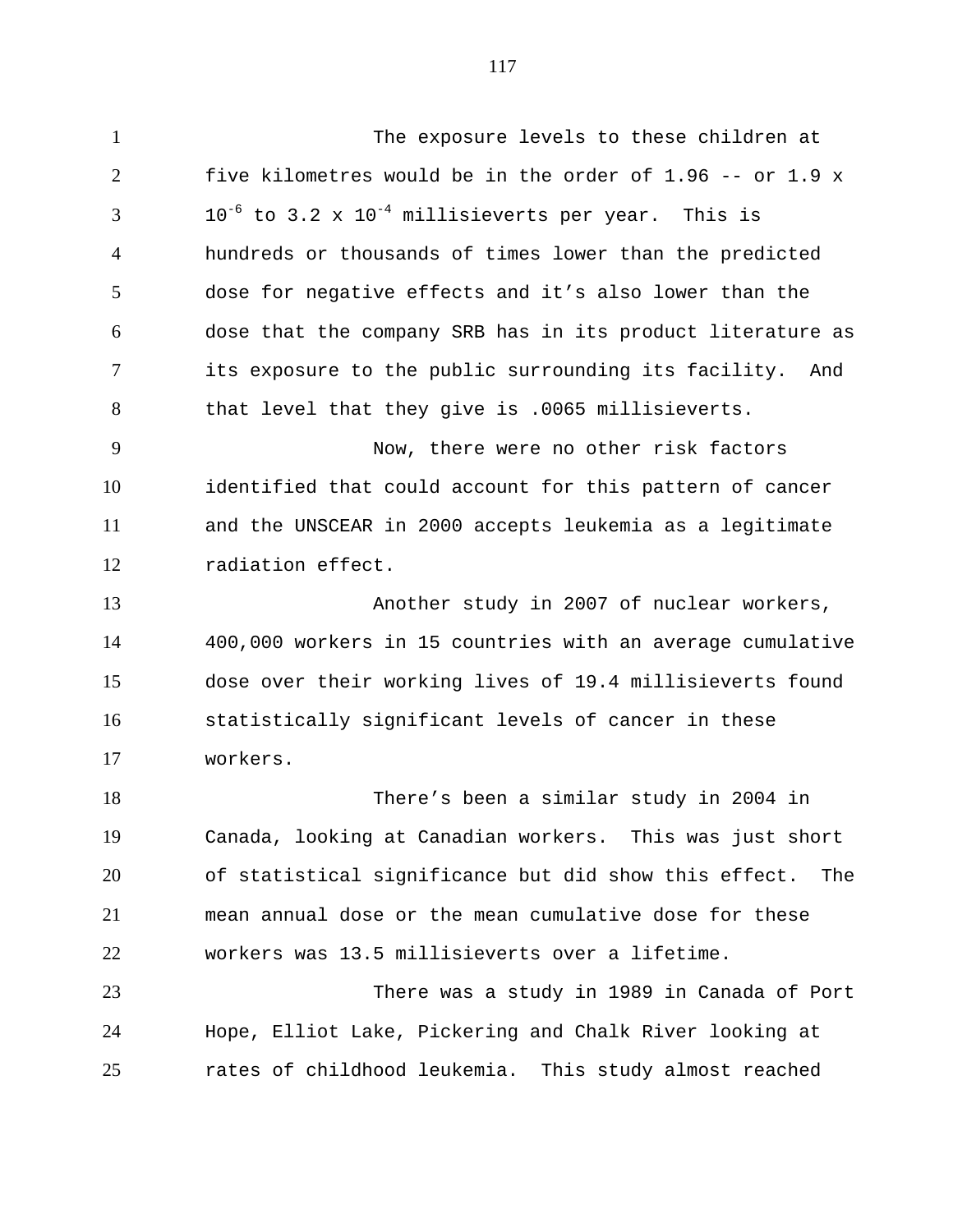The exposure levels to these children at five kilometres would be in the order of 1.96 -- or 1.9 x $10^{-6}$ to 3.2 x $10^{-4}$ millisieverts per year. This is hundreds or thousands of times lower than the predicted dose for negative effects and it's also lower than the dose that the company SRB has in its product literature as its exposure to the public surrounding its facility. And that level that they give is .0065 millisieverts.

Now, there were no other risk factors identified that could account for this pattern of cancer and the UNSCEAR in 2000 accepts leukemia as a legitimate radiation effect.

Another study in 2007 of nuclear workers, 400,000 workers in 15 countries with an average cumulative dose over their working lives of 19.4 millisieverts found statistically significant levels of cancer in these workers.

There's been a similar study in 2004 in Canada, looking at Canadian workers. This was just short of statistical significance but did show this effect. The mean annual dose or the mean cumulative dose for these workers was 13.5 millisieverts over a lifetime.

There was a study in 1989 in Canada of Port Hope, Elliot Lake, Pickering and Chalk River looking at rates of childhood leukemia. This study almost reached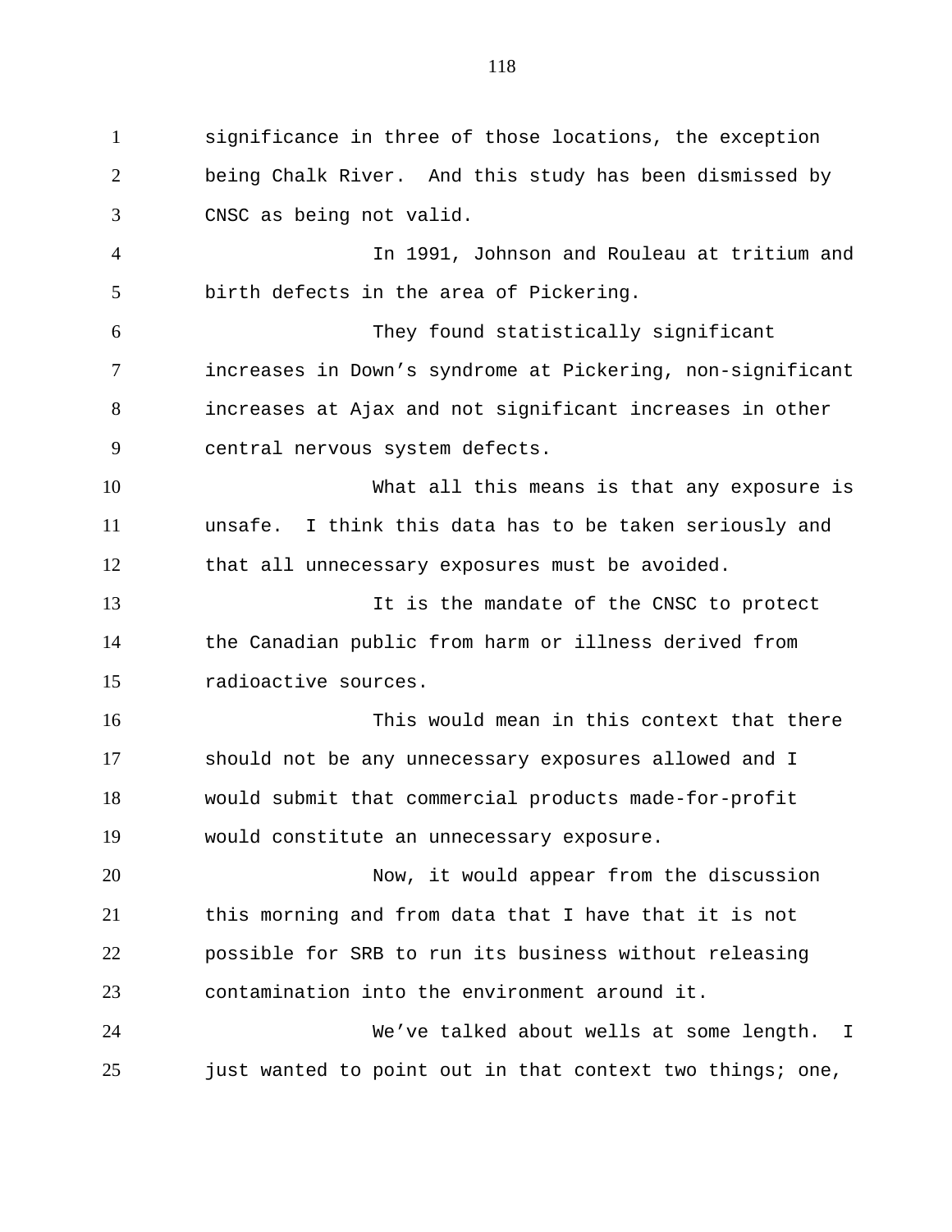significance in three of those locations, the exception being Chalk River. And this study has been dismissed by CNSC as being not valid.

In 1991, Johnson and Rouleau at tritium and birth defects in the area of Pickering.

They found statistically significant increases in Down's syndrome at Pickering, non-significant increases at Ajax and not significant increases in other central nervous system defects.

What all this means is that any exposure is unsafe. I think this data has to be taken seriously and that all unnecessary exposures must be avoided.

It is the mandate of the CNSC to protect the Canadian public from harm or illness derived from radioactive sources.

This would mean in this context that there should not be any unnecessary exposures allowed and I would submit that commercial products made-for-profit would constitute an unnecessary exposure.

Now, it would appear from the discussion this morning and from data that I have that it is not possible for SRB to run its business without releasing contamination into the environment around it.

We've talked about wells at some length. I just wanted to point out in that context two things; one,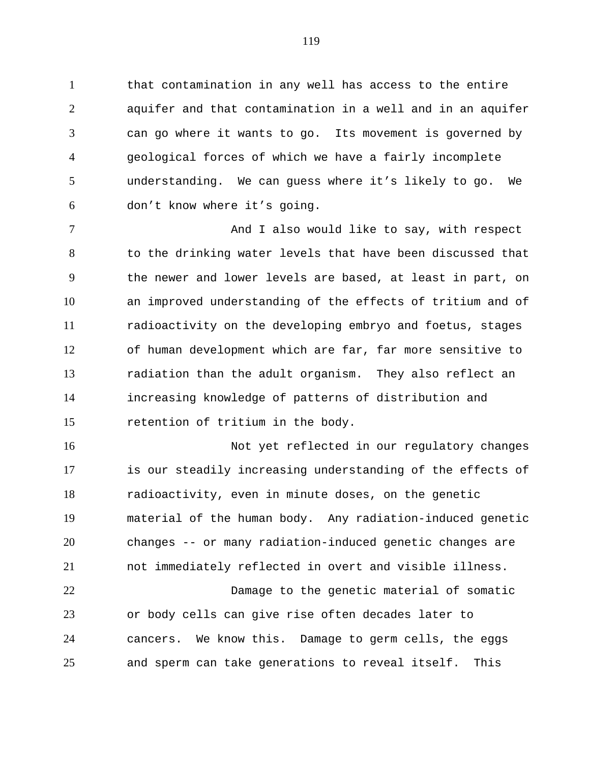that contamination in any well has access to the entire aquifer and that contamination in a well and in an aquifer can go where it wants to go.  Its movement is governed by geological forces of which we have a fairly incomplete understanding.  We can guess where it's likely to go.  We don't know where it's going.

And I also would like to say, with respect to the drinking water levels that have been discussed that the newer and lower levels are based, at least in part, on an improved understanding of the effects of tritium and of radioactivity on the developing embryo and foetus, stages of human development which are far, far more sensitive to radiation than the adult organism.  They also reflect an increasing knowledge of patterns of distribution and retention of tritium in the body.

Not yet reflected in our regulatory changes is our steadily increasing understanding of the effects of radioactivity, even in minute doses, on the genetic material of the human body.  Any radiation-induced genetic changes -- or many radiation-induced genetic changes are not immediately reflected in overt and visible illness.

Damage to the genetic material of somatic or body cells can give rise often decades later to cancers.  We know this.  Damage to germ cells, the eggs and sperm can take generations to reveal itself.  This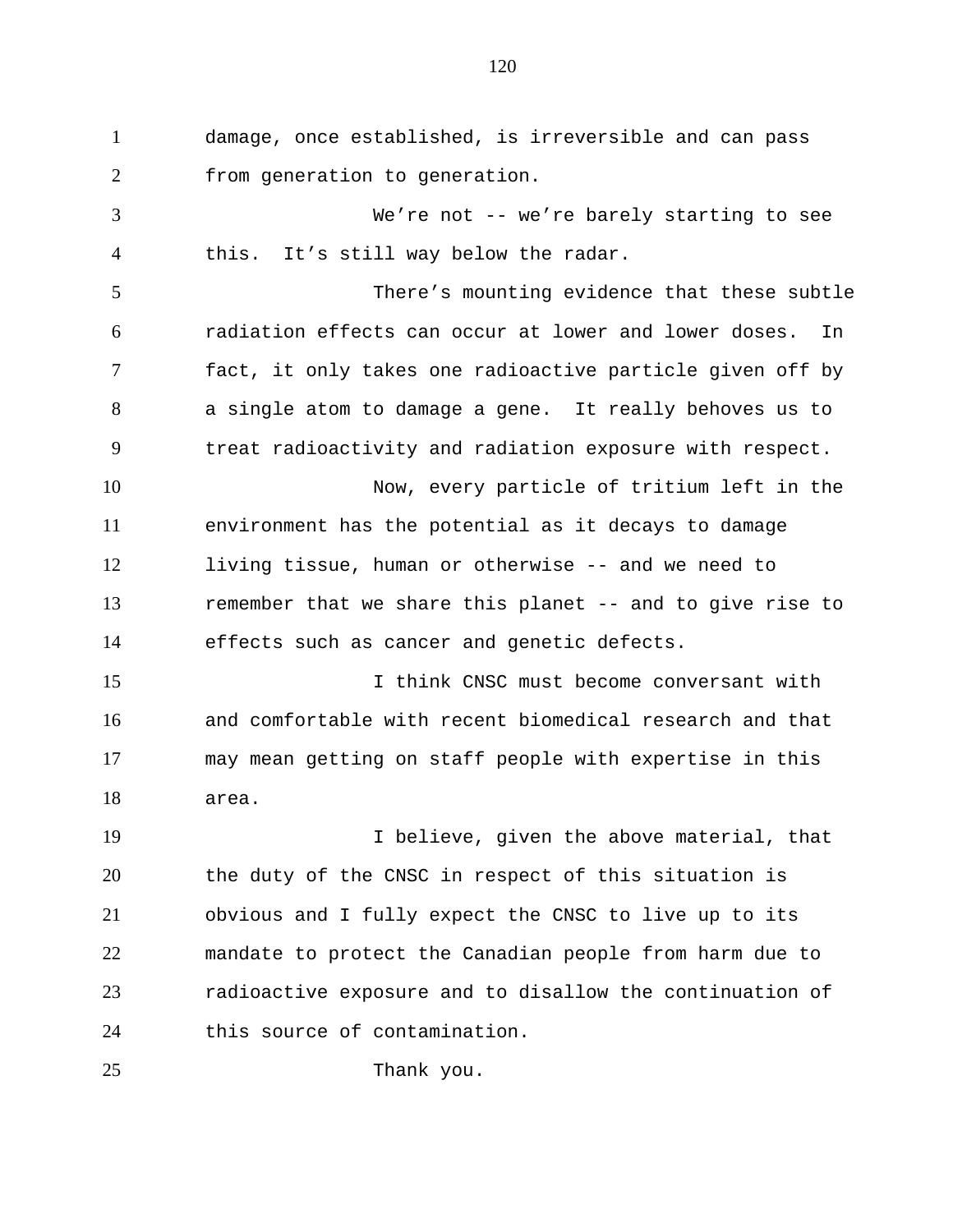damage, once established, is irreversible and can pass from generation to generation.

We're not -- we're barely starting to see this. It's still way below the radar.

There's mounting evidence that these subtle radiation effects can occur at lower and lower doses. In fact, it only takes one radioactive particle given off by a single atom to damage a gene. It really behoves us to treat radioactivity and radiation exposure with respect.

Now, every particle of tritium left in the environment has the potential as it decays to damage living tissue, human or otherwise -- and we need to remember that we share this planet -- and to give rise to effects such as cancer and genetic defects.

I think CNSC must become conversant with and comfortable with recent biomedical research and that may mean getting on staff people with expertise in this area.

I believe, given the above material, that the duty of the CNSC in respect of this situation is obvious and I fully expect the CNSC to live up to its mandate to protect the Canadian people from harm due to radioactive exposure and to disallow the continuation of this source of contamination.

Thank you.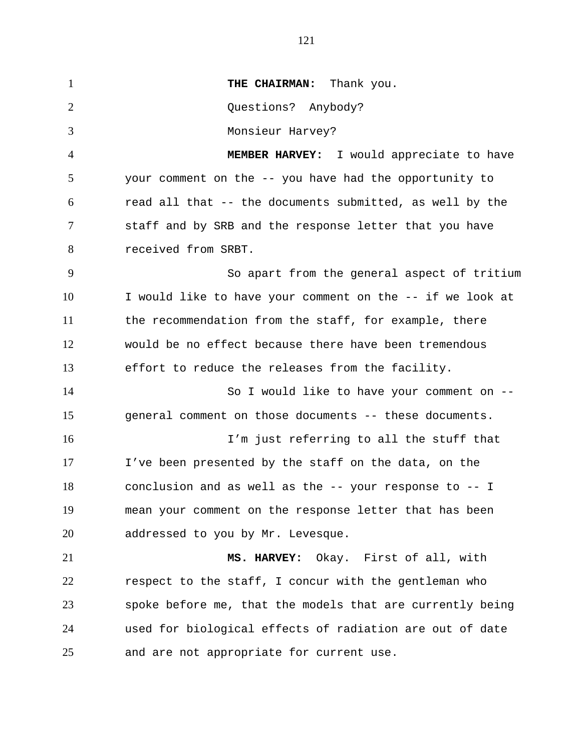**THE CHAIRMAN:** Thank you.

Questions? Anybody?

Monsieur Harvey?

**MEMBER HARVEY:** I would appreciate to have your comment on the -- you have had the opportunity to read all that -- the documents submitted, as well by the staff and by SRB and the response letter that you have received from SRBT.

So apart from the general aspect of tritium I would like to have your comment on the -- if we look at the recommendation from the staff, for example, there would be no effect because there have been tremendous effort to reduce the releases from the facility.

So I would like to have your comment on -- general comment on those documents -- these documents.

I'm just referring to all the stuff that I've been presented by the staff on the data, on the conclusion and as well as the -- your response to -- I mean your comment on the response letter that has been addressed to you by Mr. Levesque.

**MS. HARVEY:** Okay. First of all, with respect to the staff, I concur with the gentleman who spoke before me, that the models that are currently being used for biological effects of radiation are out of date and are not appropriate for current use.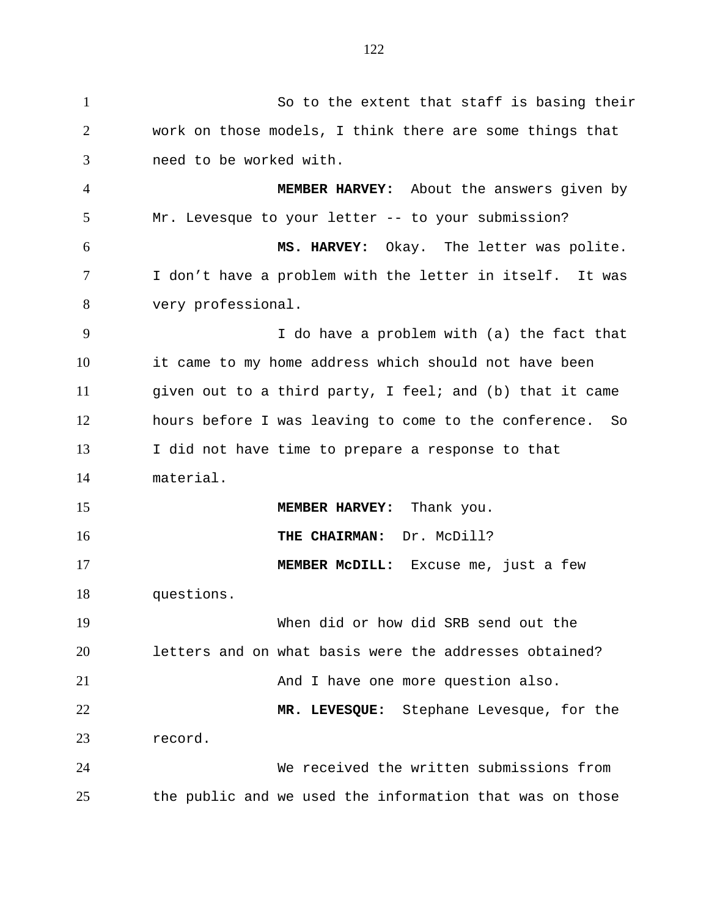So to the extent that staff is basing their work on those models, I think there are some things that need to be worked with.

**MEMBER HARVEY:** About the answers given by Mr. Levesque to your letter -- to your submission?

**MS. HARVEY:** Okay. The letter was polite. I don't have a problem with the letter in itself. It was very professional.

I do have a problem with (a) the fact that it came to my home address which should not have been given out to a third party, I feel; and (b) that it came hours before I was leaving to come to the conference. So I did not have time to prepare a response to that material.

**MEMBER HARVEY:** Thank you.

**THE CHAIRMAN:** Dr. McDill?

**MEMBER McDILL:** Excuse me, just a few questions.

When did or how did SRB send out the letters and on what basis were the addresses obtained?

And I have one more question also.

**MR. LEVESQUE:** Stephane Levesque, for the record.

We received the written submissions from the public and we used the information that was on those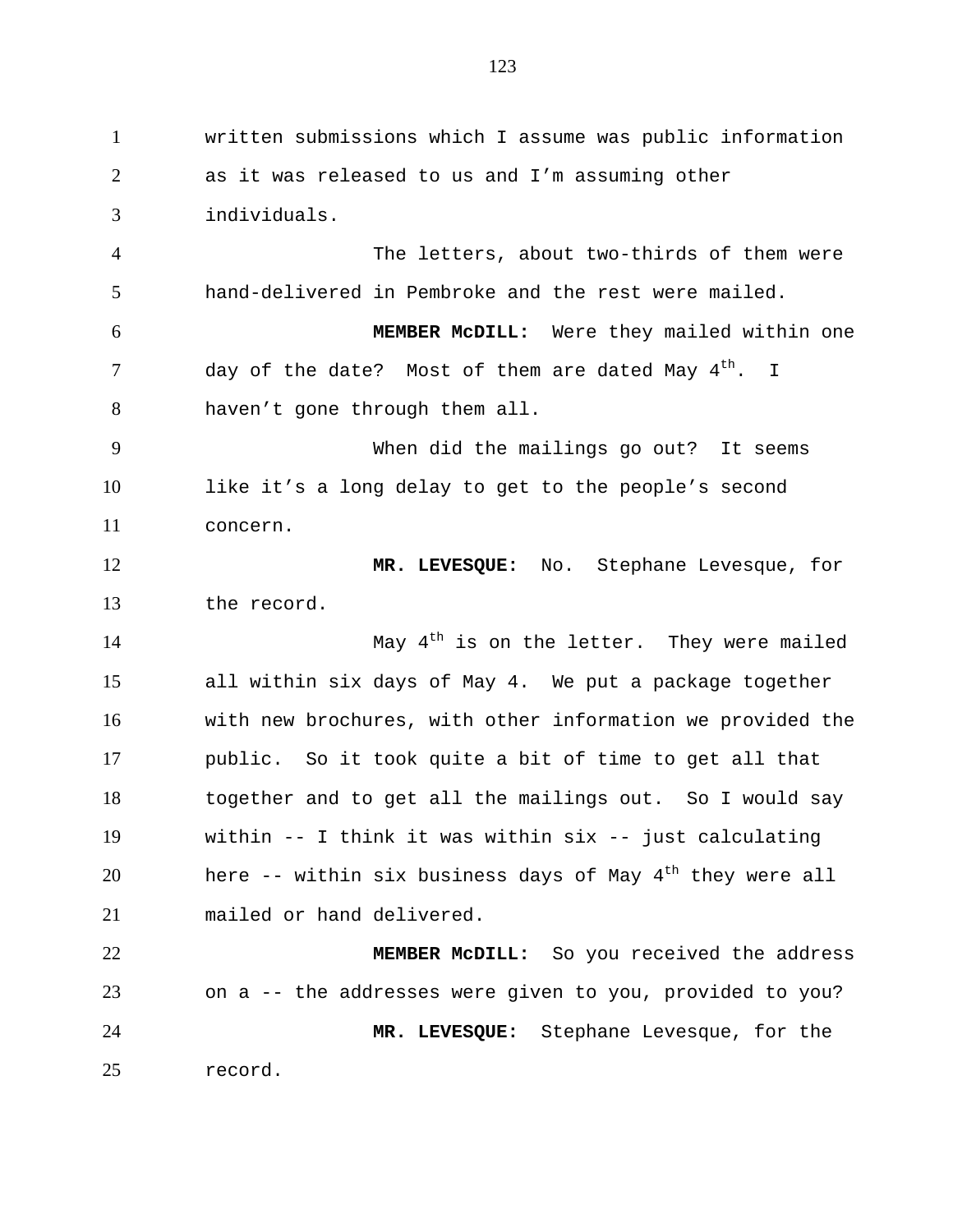written submissions which I assume was public information as it was released to us and I'm assuming other individuals.

The letters, about two-thirds of them were hand-delivered in Pembroke and the rest were mailed.

**MEMBER McDILL:** Were they mailed within one day of the date? Most of them are dated May 4th. I haven't gone through them all.

When did the mailings go out? It seems like it's a long delay to get to the people's second concern.

**MR. LEVESQUE:** No. Stephane Levesque, for the record.

May 4th is on the letter. They were mailed all within six days of May 4. We put a package together with new brochures, with other information we provided the public. So it took quite a bit of time to get all that together and to get all the mailings out. So I would say within -- I think it was within six -- just calculating here -- within six business days of May 4th they were all mailed or hand delivered.

**MEMBER McDILL:** So you received the address on a -- the addresses were given to you, provided to you?

**MR. LEVESQUE:** Stephane Levesque, for the record.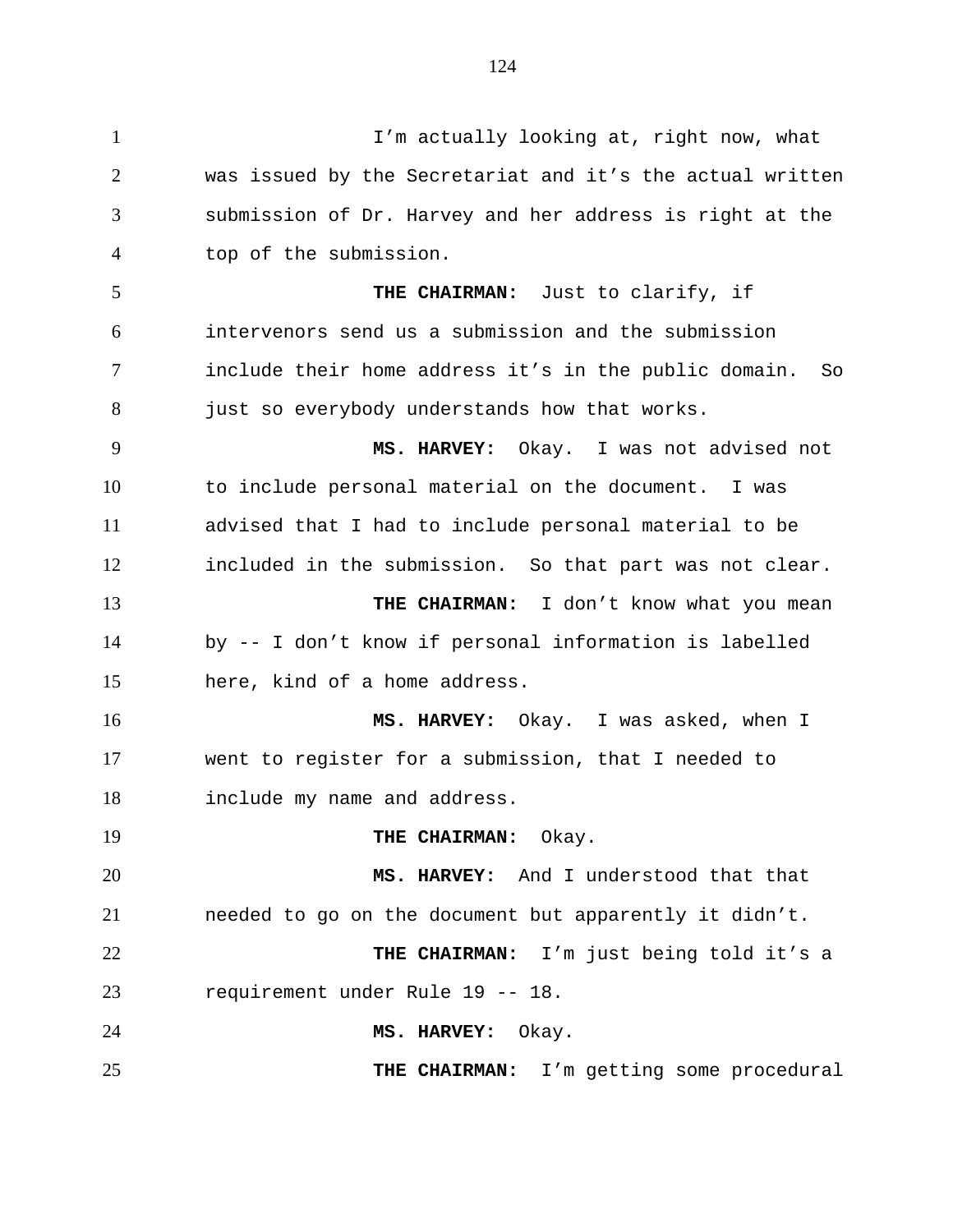I'm actually looking at, right now, what was issued by the Secretariat and it's the actual written submission of Dr. Harvey and her address is right at the top of the submission.

**THE CHAIRMAN:** Just to clarify, if intervenors send us a submission and the submission include their home address it's in the public domain. So just so everybody understands how that works.

**MS. HARVEY:** Okay. I was not advised not to include personal material on the document. I was advised that I had to include personal material to be included in the submission. So that part was not clear.

**THE CHAIRMAN:** I don't know what you mean by -- I don't know if personal information is labelled here, kind of a home address.

**MS. HARVEY:** Okay. I was asked, when I went to register for a submission, that I needed to include my name and address.

**THE CHAIRMAN:** Okay.

**MS. HARVEY:** And I understood that that needed to go on the document but apparently it didn't.

**THE CHAIRMAN:** I'm just being told it's a requirement under Rule 19 -- 18.

**MS. HARVEY:** Okay.

**THE CHAIRMAN:** I'm getting some procedural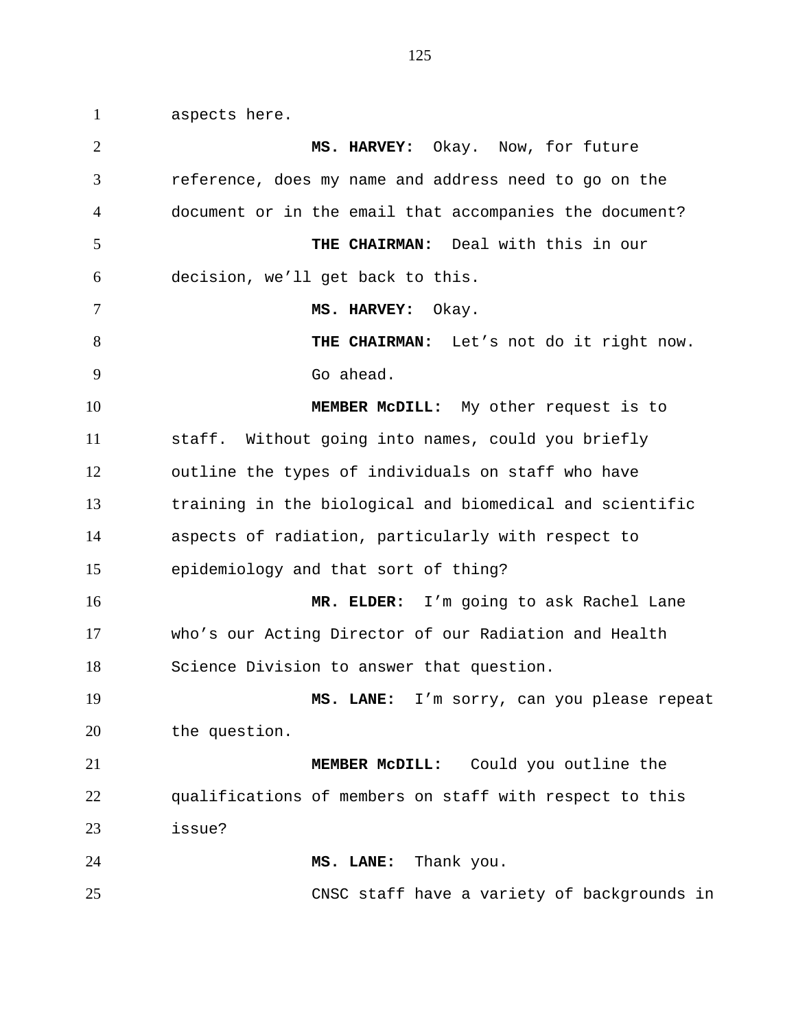aspects here.

**MS. HARVEY:** Okay. Now, for future reference, does my name and address need to go on the document or in the email that accompanies the document?

**THE CHAIRMAN:** Deal with this in our decision, we'll get back to this.

**MS. HARVEY:** Okay.

**THE CHAIRMAN:** Let's not do it right now. Go ahead.

**MEMBER McDILL:** My other request is to staff. Without going into names, could you briefly outline the types of individuals on staff who have training in the biological and biomedical and scientific aspects of radiation, particularly with respect to epidemiology and that sort of thing?

**MR. ELDER:** I'm going to ask Rachel Lane who's our Acting Director of our Radiation and Health Science Division to answer that question.

**MS. LANE:** I'm sorry, can you please repeat the question.

**MEMBER McDILL:** Could you outline the qualifications of members on staff with respect to this issue?

**MS. LANE:** Thank you.

CNSC staff have a variety of backgrounds in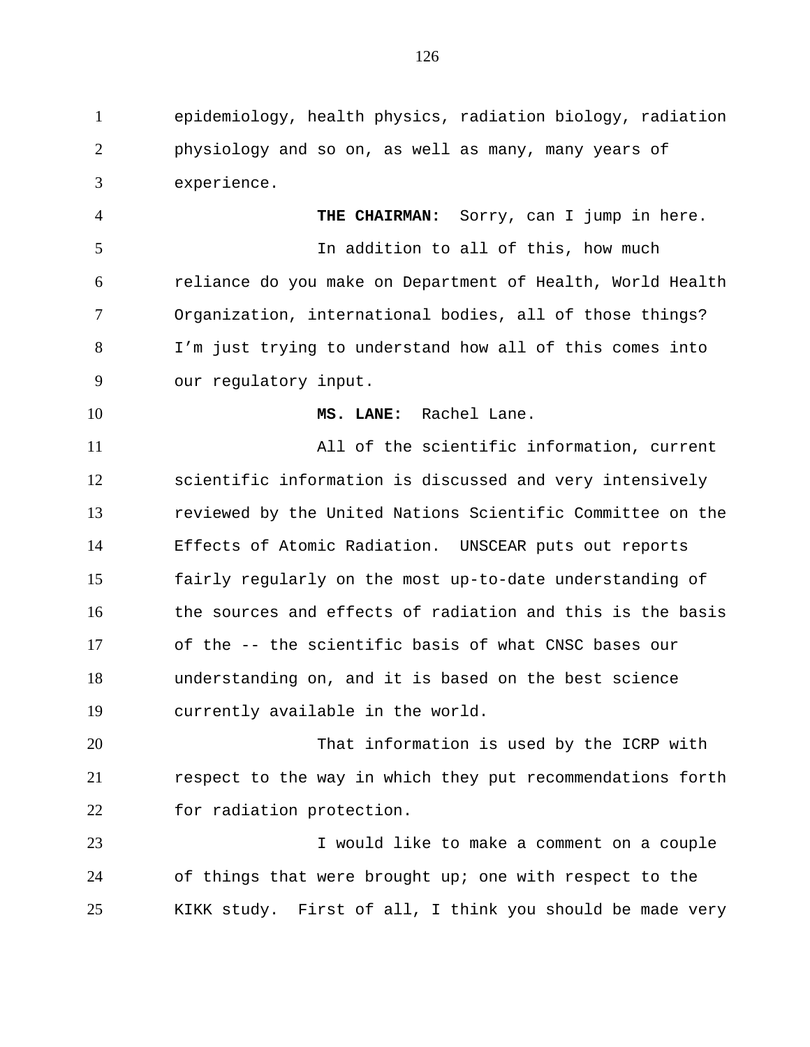epidemiology, health physics, radiation biology, radiation physiology and so on, as well as many, many years of experience.

**THE CHAIRMAN:** Sorry, can I jump in here.

In addition to all of this, how much reliance do you make on Department of Health, World Health Organization, international bodies, all of those things? I'm just trying to understand how all of this comes into our regulatory input.

**MS. LANE:** Rachel Lane.

All of the scientific information, current scientific information is discussed and very intensively reviewed by the United Nations Scientific Committee on the Effects of Atomic Radiation. UNSCEAR puts out reports fairly regularly on the most up-to-date understanding of the sources and effects of radiation and this is the basis of the -- the scientific basis of what CNSC bases our understanding on, and it is based on the best science currently available in the world.

That information is used by the ICRP with respect to the way in which they put recommendations forth for radiation protection.

I would like to make a comment on a couple of things that were brought up; one with respect to the KIKK study. First of all, I think you should be made very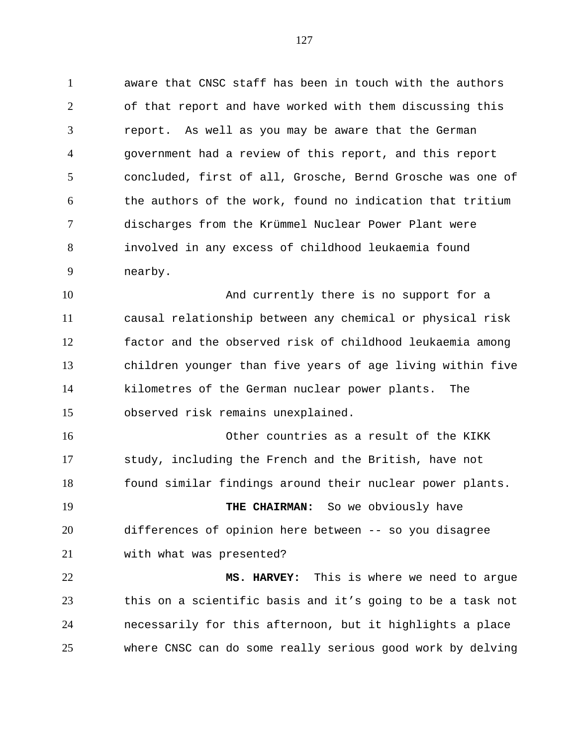aware that CNSC staff has been in touch with the authors of that report and have worked with them discussing this report. As well as you may be aware that the German government had a review of this report, and this report concluded, first of all, Grosche, Bernd Grosche was one of the authors of the work, found no indication that tritium discharges from the Krümmel Nuclear Power Plant were involved in any excess of childhood leukaemia found nearby.

And currently there is no support for a causal relationship between any chemical or physical risk factor and the observed risk of childhood leukaemia among children younger than five years of age living within five kilometres of the German nuclear power plants. The observed risk remains unexplained.

Other countries as a result of the KIKK study, including the French and the British, have not found similar findings around their nuclear power plants.

**THE CHAIRMAN:** So we obviously have differences of opinion here between -- so you disagree with what was presented?

**MS. HARVEY:** This is where we need to argue this on a scientific basis and it's going to be a task not necessarily for this afternoon, but it highlights a place where CNSC can do some really serious good work by delving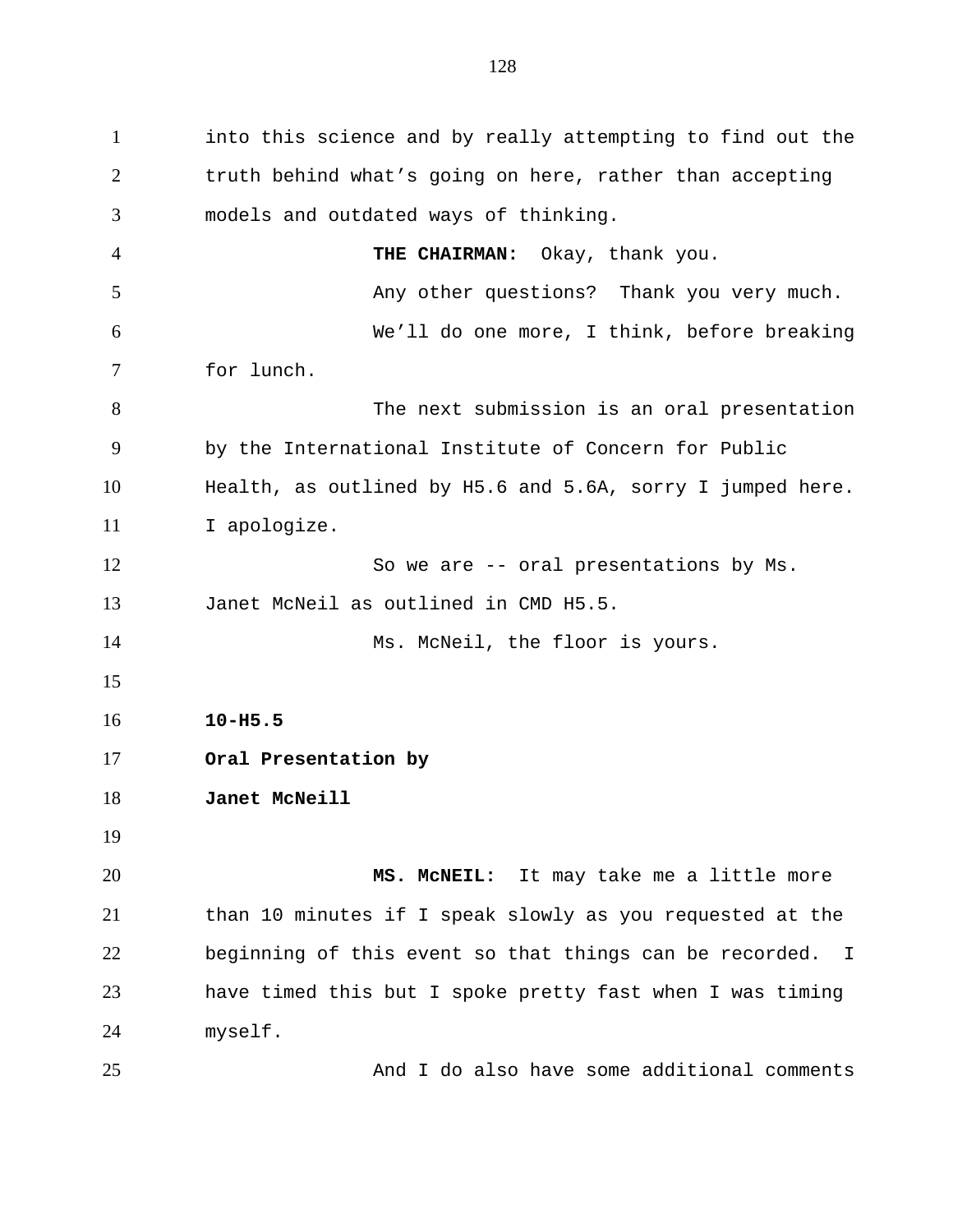into this science and by really attempting to find out the truth behind what's going on here, rather than accepting models and outdated ways of thinking.

**THE CHAIRMAN:** Okay, thank you.

Any other questions? Thank you very much.

We'll do one more, I think, before breaking for lunch.

The next submission is an oral presentation by the International Institute of Concern for Public Health, as outlined by H5.6 and 5.6A, sorry I jumped here. I apologize.

So we are -- oral presentations by Ms. Janet McNeil as outlined in CMD H5.5.

Ms. McNeil, the floor is yours.

**10-H5.5**

**Oral Presentation by**

**Janet McNeill**

**MS. McNEIL:** It may take me a little more than 10 minutes if I speak slowly as you requested at the beginning of this event so that things can be recorded. I have timed this but I spoke pretty fast when I was timing myself.

And I do also have some additional comments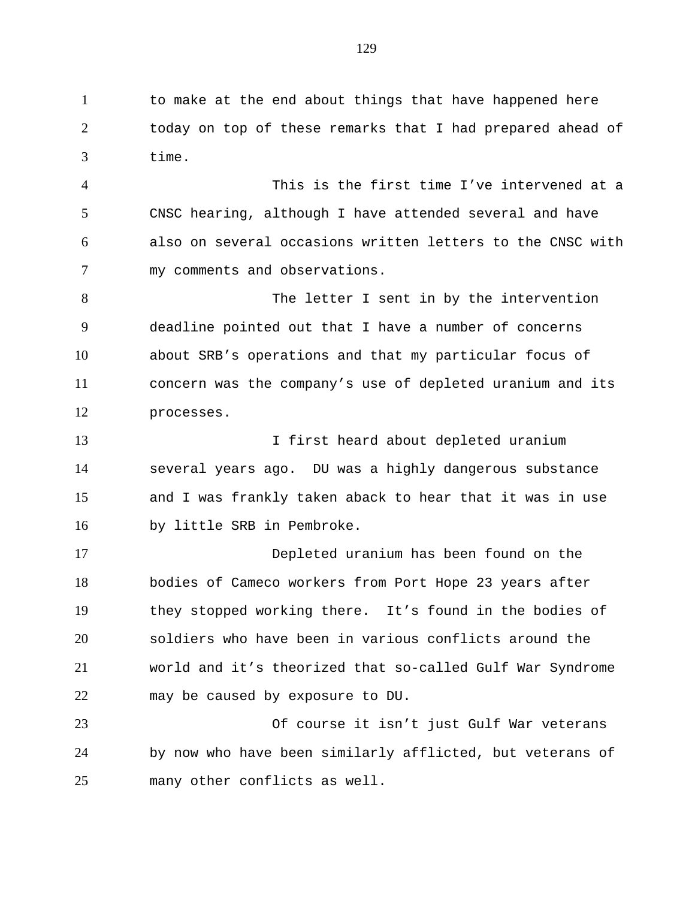to make at the end about things that have happened here today on top of these remarks that I had prepared ahead of time.

This is the first time I've intervened at a CNSC hearing, although I have attended several and have also on several occasions written letters to the CNSC with my comments and observations.

The letter I sent in by the intervention deadline pointed out that I have a number of concerns about SRB's operations and that my particular focus of concern was the company's use of depleted uranium and its processes.

I first heard about depleted uranium several years ago. DU was a highly dangerous substance and I was frankly taken aback to hear that it was in use by little SRB in Pembroke.

Depleted uranium has been found on the bodies of Cameco workers from Port Hope 23 years after they stopped working there. It's found in the bodies of soldiers who have been in various conflicts around the world and it's theorized that so-called Gulf War Syndrome may be caused by exposure to DU.

Of course it isn't just Gulf War veterans by now who have been similarly afflicted, but veterans of many other conflicts as well.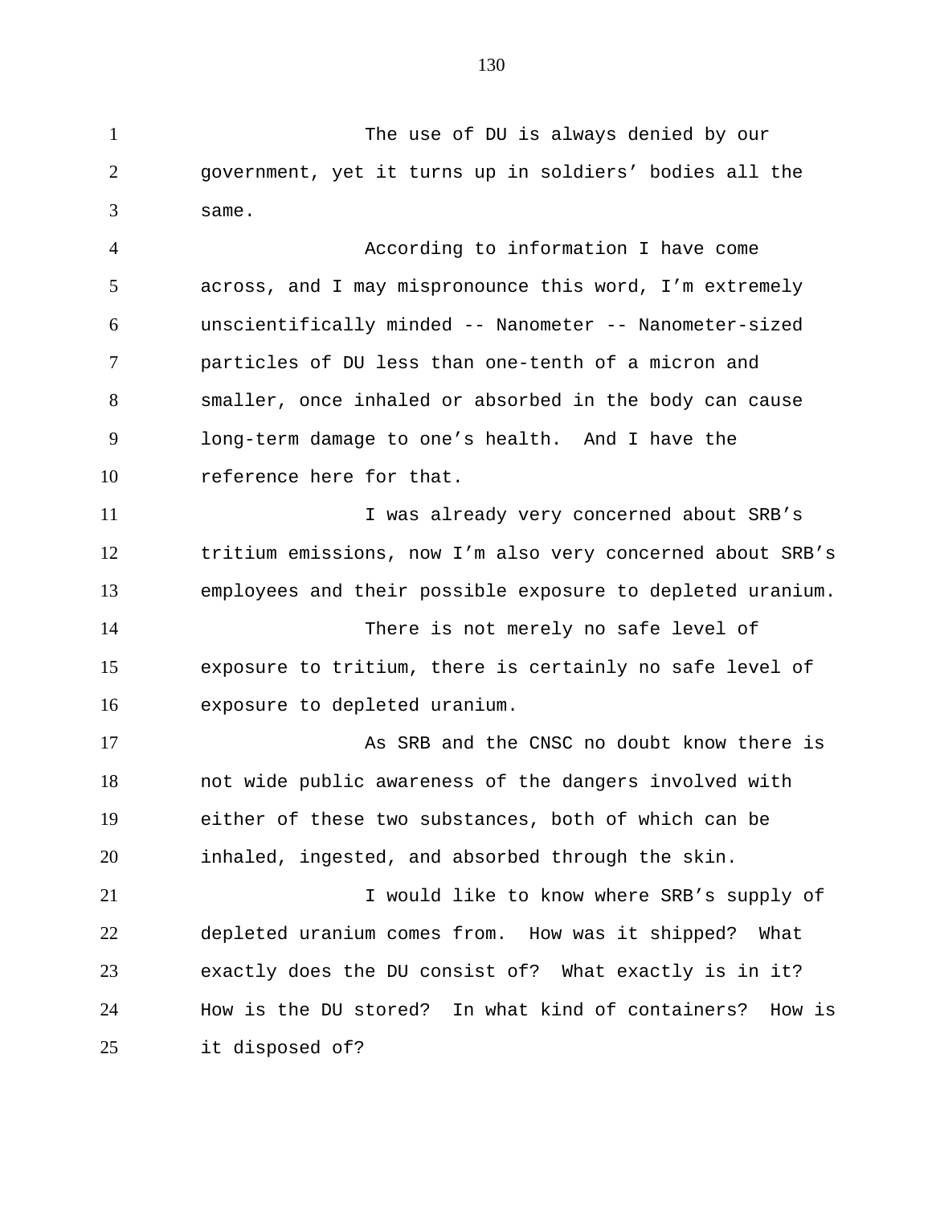The use of DU is always denied by our government, yet it turns up in soldiers' bodies all the same.

According to information I have come across, and I may mispronounce this word, I'm extremely unscientifically minded -- Nanometer -- Nanometer-sized particles of DU less than one-tenth of a micron and smaller, once inhaled or absorbed in the body can cause long-term damage to one's health. And I have the reference here for that.

I was already very concerned about SRB's tritium emissions, now I'm also very concerned about SRB's employees and their possible exposure to depleted uranium.

There is not merely no safe level of exposure to tritium, there is certainly no safe level of exposure to depleted uranium.

As SRB and the CNSC no doubt know there is not wide public awareness of the dangers involved with either of these two substances, both of which can be inhaled, ingested, and absorbed through the skin.

I would like to know where SRB's supply of depleted uranium comes from. How was it shipped? What exactly does the DU consist of? What exactly is in it? How is the DU stored? In what kind of containers? How is it disposed of?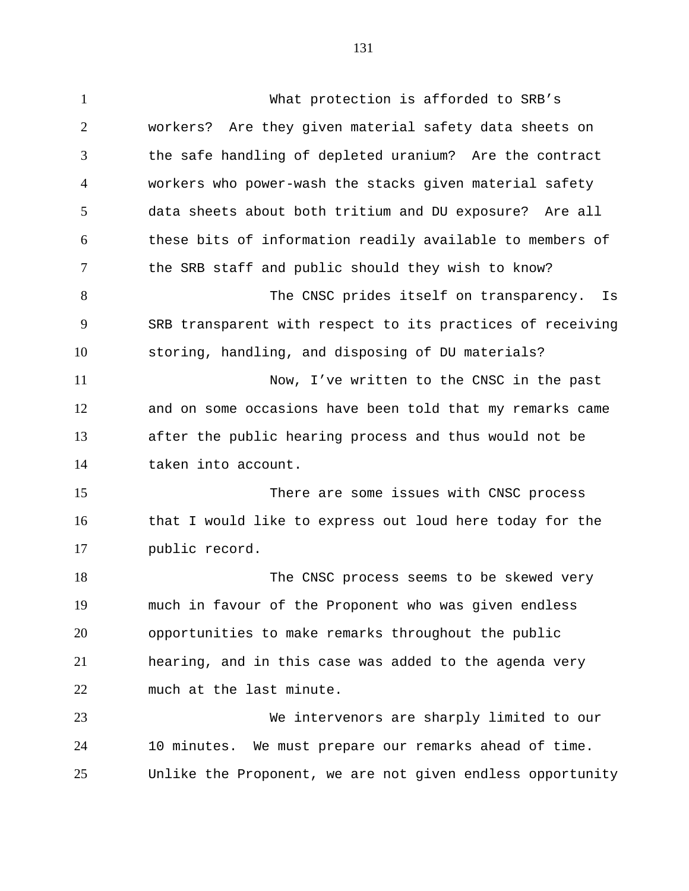What protection is afforded to SRB's workers? Are they given material safety data sheets on the safe handling of depleted uranium? Are the contract workers who power-wash the stacks given material safety data sheets about both tritium and DU exposure? Are all these bits of information readily available to members of the SRB staff and public should they wish to know?

The CNSC prides itself on transparency. Is SRB transparent with respect to its practices of receiving storing, handling, and disposing of DU materials?

Now, I've written to the CNSC in the past and on some occasions have been told that my remarks came after the public hearing process and thus would not be taken into account.

There are some issues with CNSC process that I would like to express out loud here today for the public record.

The CNSC process seems to be skewed very much in favour of the Proponent who was given endless opportunities to make remarks throughout the public hearing, and in this case was added to the agenda very much at the last minute.

We intervenors are sharply limited to our 10 minutes. We must prepare our remarks ahead of time. Unlike the Proponent, we are not given endless opportunity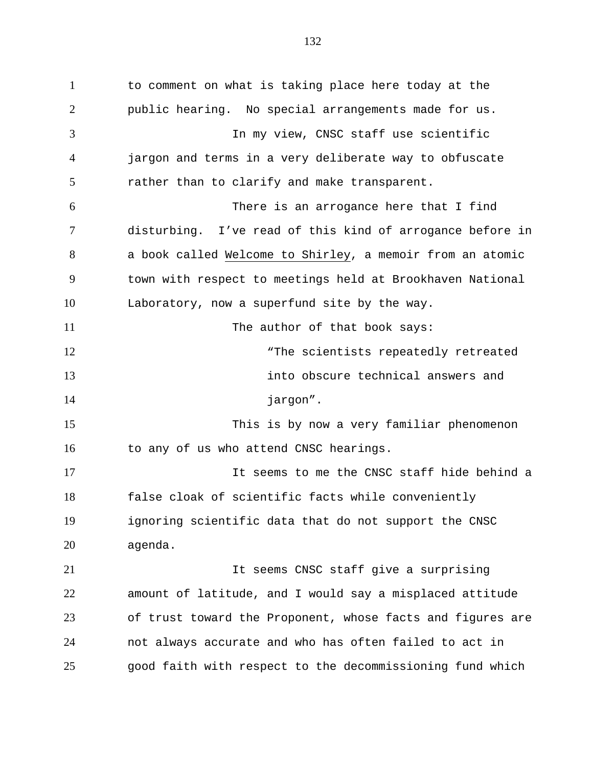to comment on what is taking place here today at the public hearing.  No special arrangements made for us.

In my view, CNSC staff use scientific jargon and terms in a very deliberate way to obfuscate rather than to clarify and make transparent.

There is an arrogance here that I find disturbing.  I've read of this kind of arrogance before in a book called Welcome to Shirley, a memoir from an atomic town with respect to meetings held at Brookhaven National Laboratory, now a superfund site by the way.

The author of that book says:

> "The scientists repeatedly retreated into obscure technical answers and jargon".

This is by now a very familiar phenomenon to any of us who attend CNSC hearings.

It seems to me the CNSC staff hide behind a false cloak of scientific facts while conveniently ignoring scientific data that do not support the CNSC agenda.

It seems CNSC staff give a surprising amount of latitude, and I would say a misplaced attitude of trust toward the Proponent, whose facts and figures are not always accurate and who has often failed to act in good faith with respect to the decommissioning fund which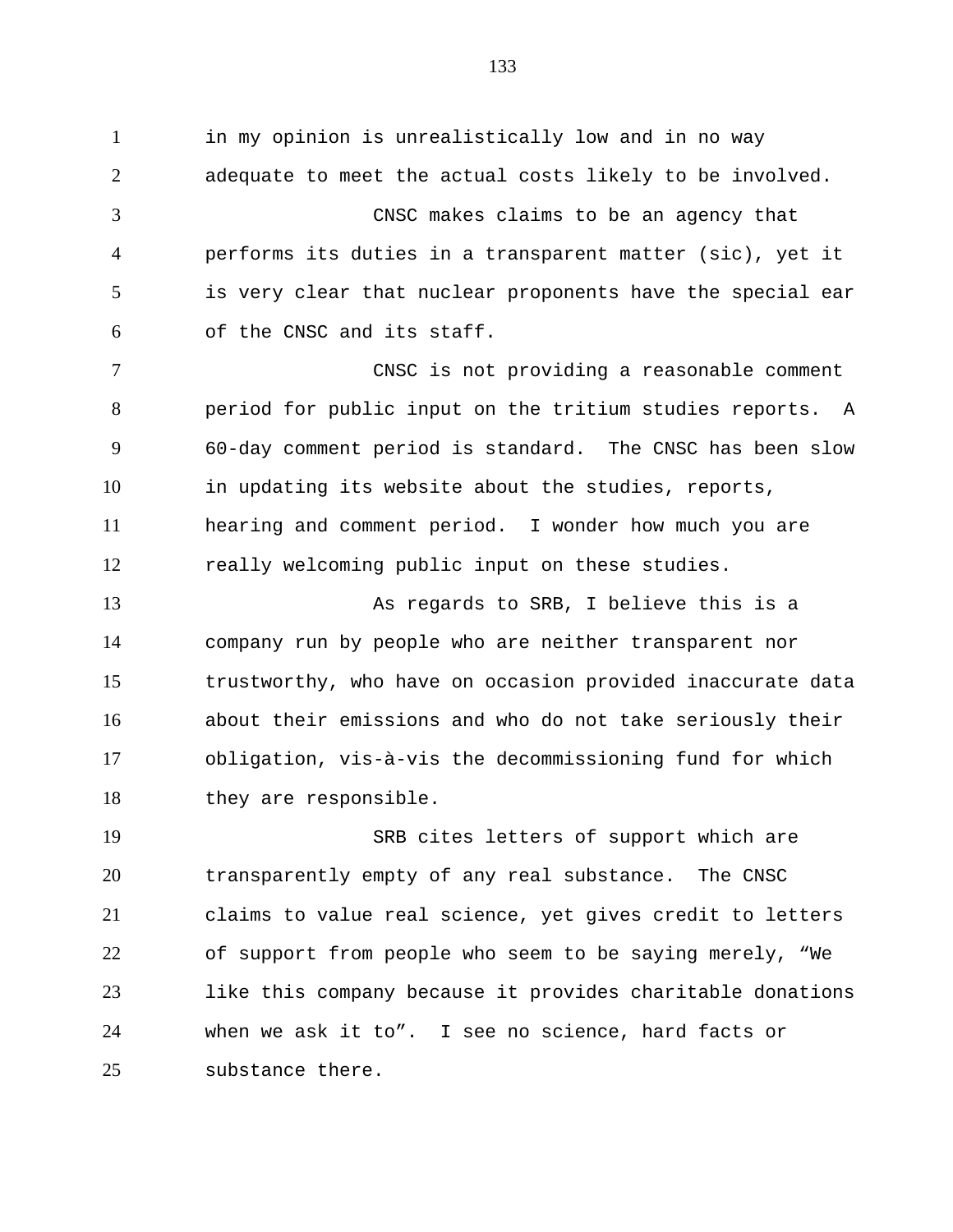in my opinion is unrealistically low and in no way adequate to meet the actual costs likely to be involved.

CNSC makes claims to be an agency that performs its duties in a transparent matter (sic), yet it is very clear that nuclear proponents have the special ear of the CNSC and its staff.

CNSC is not providing a reasonable comment period for public input on the tritium studies reports. A 60-day comment period is standard. The CNSC has been slow in updating its website about the studies, reports, hearing and comment period. I wonder how much you are really welcoming public input on these studies.

As regards to SRB, I believe this is a company run by people who are neither transparent nor trustworthy, who have on occasion provided inaccurate data about their emissions and who do not take seriously their obligation, vis-à-vis the decommissioning fund for which they are responsible.

SRB cites letters of support which are transparently empty of any real substance. The CNSC claims to value real science, yet gives credit to letters of support from people who seem to be saying merely, “We like this company because it provides charitable donations when we ask it to”. I see no science, hard facts or substance there.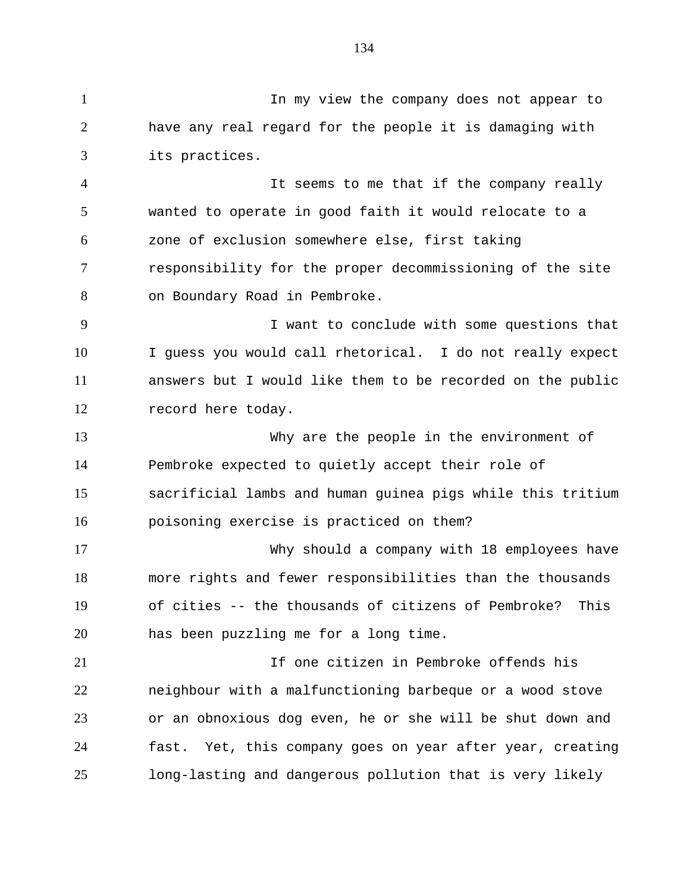In my view the company does not appear to have any real regard for the people it is damaging with its practices.

It seems to me that if the company really wanted to operate in good faith it would relocate to a zone of exclusion somewhere else, first taking responsibility for the proper decommissioning of the site on Boundary Road in Pembroke.

I want to conclude with some questions that I guess you would call rhetorical. I do not really expect answers but I would like them to be recorded on the public record here today.

Why are the people in the environment of Pembroke expected to quietly accept their role of sacrificial lambs and human guinea pigs while this tritium poisoning exercise is practiced on them?

Why should a company with 18 employees have more rights and fewer responsibilities than the thousands of cities -- the thousands of citizens of Pembroke? This has been puzzling me for a long time.

If one citizen in Pembroke offends his neighbour with a malfunctioning barbeque or a wood stove or an obnoxious dog even, he or she will be shut down and fast. Yet, this company goes on year after year, creating long-lasting and dangerous pollution that is very likely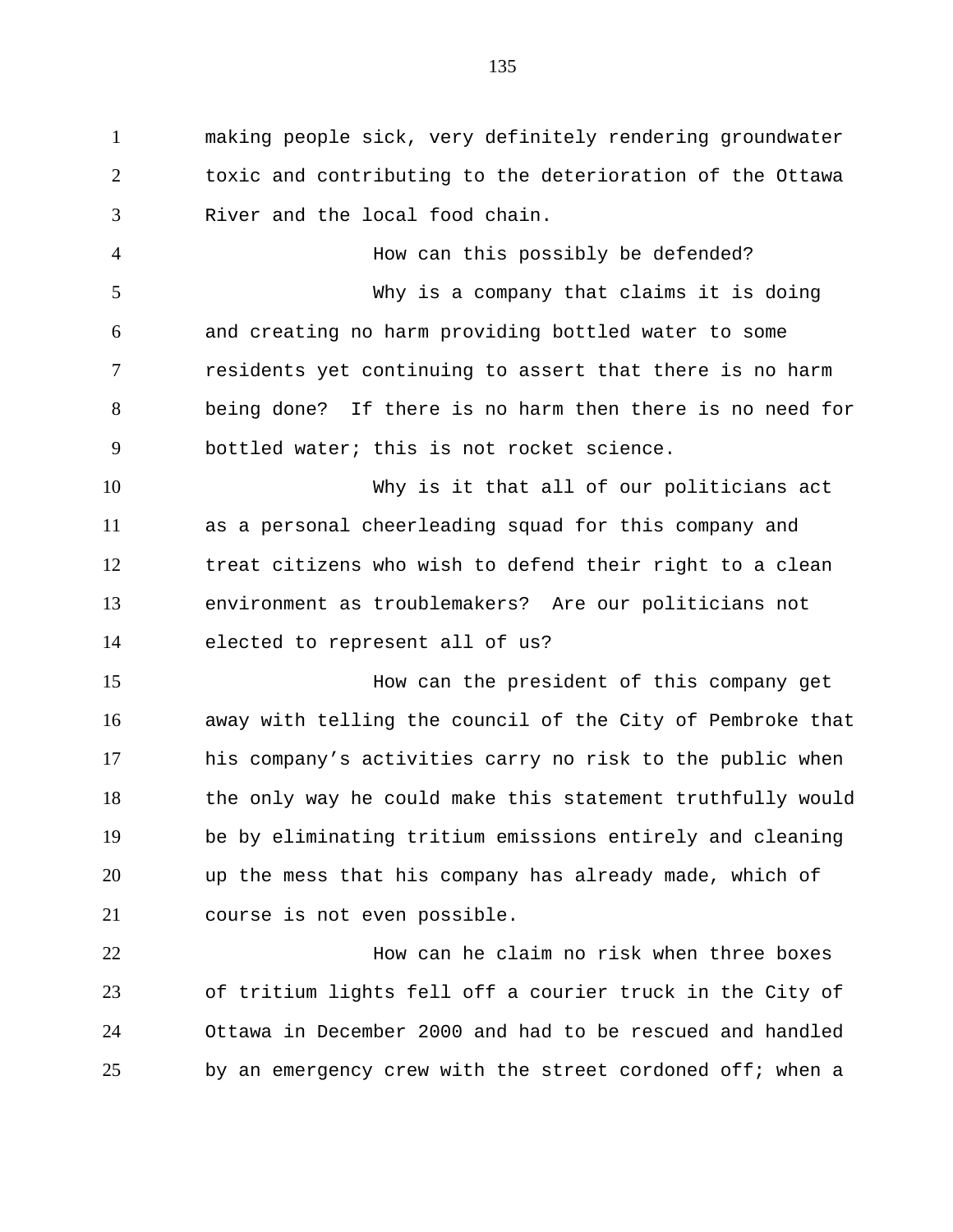making people sick, very definitely rendering groundwater toxic and contributing to the deterioration of the Ottawa River and the local food chain.

How can this possibly be defended?

Why is a company that claims it is doing and creating no harm providing bottled water to some residents yet continuing to assert that there is no harm being done? If there is no harm then there is no need for bottled water; this is not rocket science.

Why is it that all of our politicians act as a personal cheerleading squad for this company and treat citizens who wish to defend their right to a clean environment as troublemakers? Are our politicians not elected to represent all of us?

How can the president of this company get away with telling the council of the City of Pembroke that his company's activities carry no risk to the public when the only way he could make this statement truthfully would be by eliminating tritium emissions entirely and cleaning up the mess that his company has already made, which of course is not even possible.

How can he claim no risk when three boxes of tritium lights fell off a courier truck in the City of Ottawa in December 2000 and had to be rescued and handled by an emergency crew with the street cordoned off; when a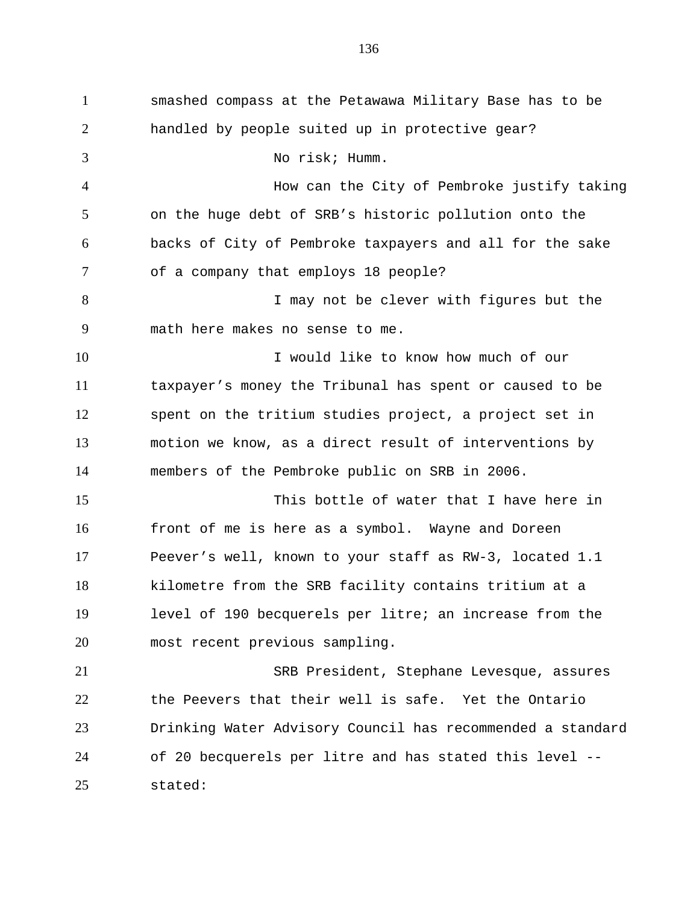smashed compass at the Petawawa Military Base has to be handled by people suited up in protective gear?

No risk; Humm.

How can the City of Pembroke justify taking on the huge debt of SRB's historic pollution onto the backs of City of Pembroke taxpayers and all for the sake of a company that employs 18 people?

I may not be clever with figures but the math here makes no sense to me.

I would like to know how much of our taxpayer's money the Tribunal has spent or caused to be spent on the tritium studies project, a project set in motion we know, as a direct result of interventions by members of the Pembroke public on SRB in 2006.

This bottle of water that I have here in front of me is here as a symbol. Wayne and Doreen Peever's well, known to your staff as RW-3, located 1.1 kilometre from the SRB facility contains tritium at a level of 190 becquerels per litre; an increase from the most recent previous sampling.

SRB President, Stephane Levesque, assures the Peevers that their well is safe. Yet the Ontario Drinking Water Advisory Council has recommended a standard of 20 becquerels per litre and has stated this level -- stated: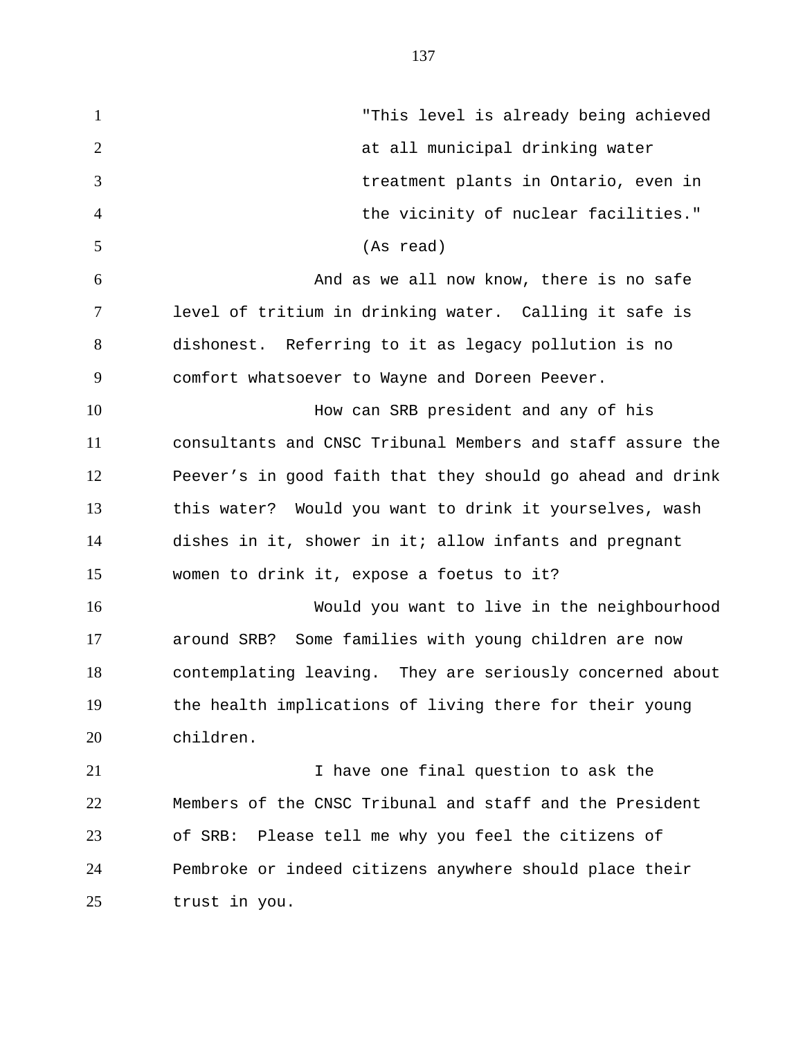> "This level is already being achieved at all municipal drinking water treatment plants in Ontario, even in the vicinity of nuclear facilities." (As read)

And as we all now know, there is no safe level of tritium in drinking water. Calling it safe is dishonest. Referring to it as legacy pollution is no comfort whatsoever to Wayne and Doreen Peever.

How can SRB president and any of his consultants and CNSC Tribunal Members and staff assure the Peever's in good faith that they should go ahead and drink this water? Would you want to drink it yourselves, wash dishes in it, shower in it; allow infants and pregnant women to drink it, expose a foetus to it?

Would you want to live in the neighbourhood around SRB? Some families with young children are now contemplating leaving. They are seriously concerned about the health implications of living there for their young children.

I have one final question to ask the Members of the CNSC Tribunal and staff and the President of SRB: Please tell me why you feel the citizens of Pembroke or indeed citizens anywhere should place their trust in you.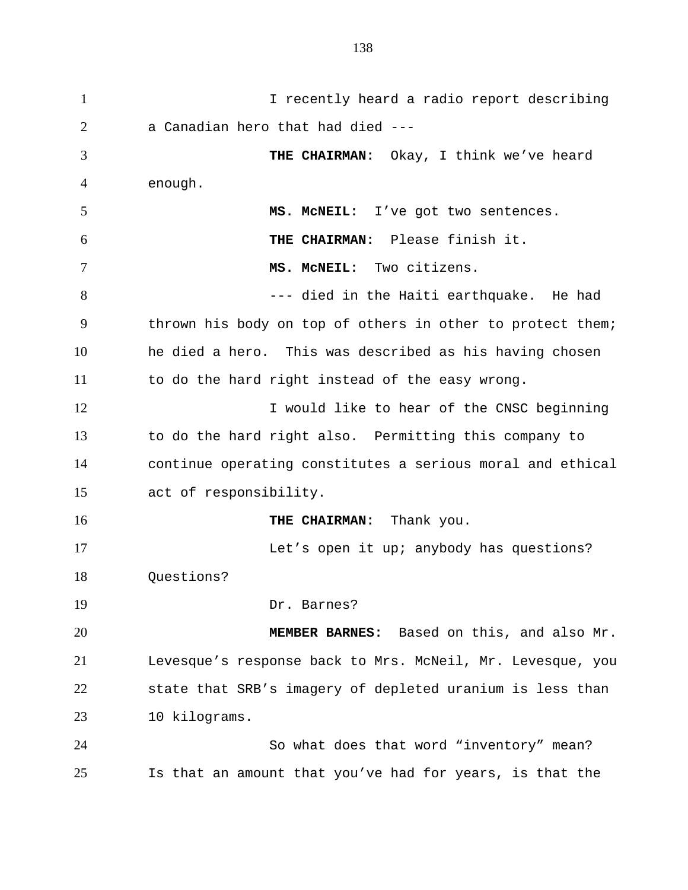I recently heard a radio report describing a Canadian hero that had died ---

**THE CHAIRMAN:** Okay, I think we've heard enough.

**MS. McNEIL:** I've got two sentences.

**THE CHAIRMAN:** Please finish it.

**MS. McNEIL:** Two citizens.

--- died in the Haiti earthquake. He had thrown his body on top of others in other to protect them; he died a hero. This was described as his having chosen to do the hard right instead of the easy wrong.

I would like to hear of the CNSC beginning to do the hard right also. Permitting this company to continue operating constitutes a serious moral and ethical act of responsibility.

**THE CHAIRMAN:** Thank you.

Let's open it up; anybody has questions? Questions?

Dr. Barnes?

**MEMBER BARNES:** Based on this, and also Mr. Levesque's response back to Mrs. McNeil, Mr. Levesque, you state that SRB's imagery of depleted uranium is less than 10 kilograms.

So what does that word "inventory" mean? Is that an amount that you've had for years, is that the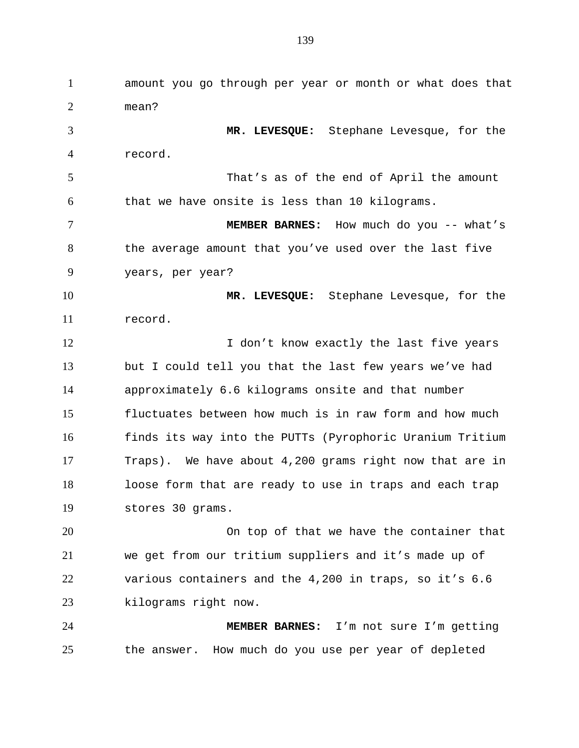amount you go through per year or month or what does that mean?

**MR. LEVESQUE:** Stephane Levesque, for the record.

That's as of the end of April the amount that we have onsite is less than 10 kilograms.

**MEMBER BARNES:** How much do you -- what's the average amount that you've used over the last five years, per year?

**MR. LEVESQUE:** Stephane Levesque, for the record.

I don't know exactly the last five years but I could tell you that the last few years we've had approximately 6.6 kilograms onsite and that number fluctuates between how much is in raw form and how much finds its way into the PUTTs (Pyrophoric Uranium Tritium Traps). We have about 4,200 grams right now that are in loose form that are ready to use in traps and each trap stores 30 grams.

On top of that we have the container that we get from our tritium suppliers and it's made up of various containers and the 4,200 in traps, so it's 6.6 kilograms right now.

**MEMBER BARNES:** I'm not sure I'm getting the answer. How much do you use per year of depleted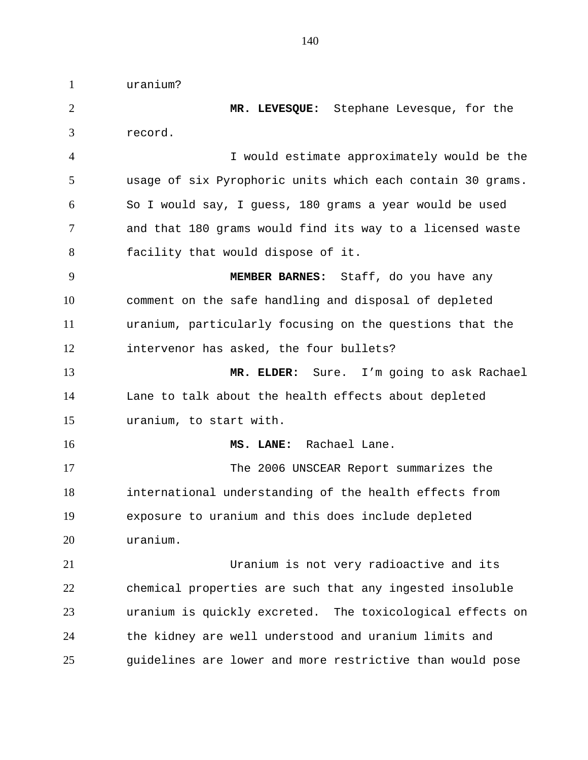uranium?

**MR. LEVESQUE:** Stephane Levesque, for the record.

I would estimate approximately would be the usage of six Pyrophoric units which each contain 30 grams. So I would say, I guess, 180 grams a year would be used and that 180 grams would find its way to a licensed waste facility that would dispose of it.

**MEMBER BARNES:** Staff, do you have any comment on the safe handling and disposal of depleted uranium, particularly focusing on the questions that the intervenor has asked, the four bullets?

**MR. ELDER:** Sure. I'm going to ask Rachael Lane to talk about the health effects about depleted uranium, to start with.

**MS. LANE:** Rachael Lane.

The 2006 UNSCEAR Report summarizes the international understanding of the health effects from exposure to uranium and this does include depleted uranium.

Uranium is not very radioactive and its chemical properties are such that any ingested insoluble uranium is quickly excreted. The toxicological effects on the kidney are well understood and uranium limits and guidelines are lower and more restrictive than would pose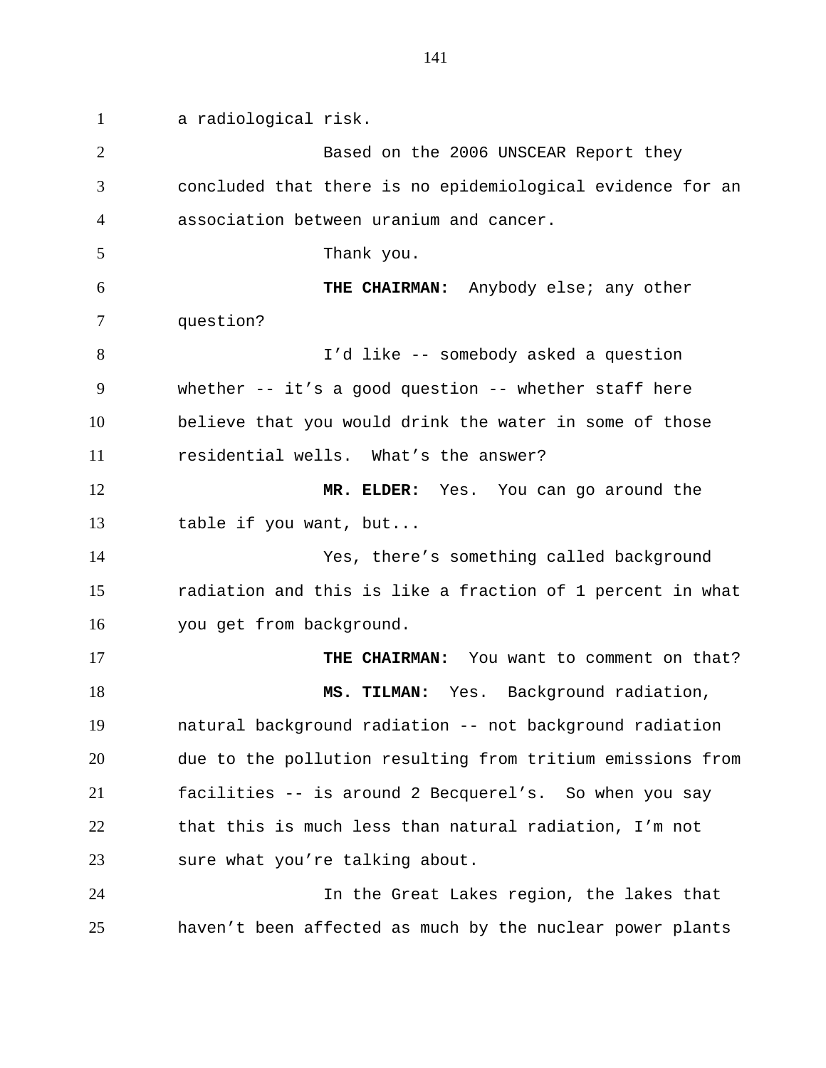a radiological risk.

Based on the 2006 UNSCEAR Report they concluded that there is no epidemiological evidence for an association between uranium and cancer.

Thank you.

**THE CHAIRMAN:** Anybody else; any other question?

I'd like -- somebody asked a question whether -- it's a good question -- whether staff here believe that you would drink the water in some of those residential wells. What's the answer?

**MR. ELDER:** Yes. You can go around the table if you want, but...

Yes, there's something called background radiation and this is like a fraction of 1 percent in what you get from background.

**THE CHAIRMAN:** You want to comment on that?

**MS. TILMAN:** Yes. Background radiation, natural background radiation -- not background radiation due to the pollution resulting from tritium emissions from facilities -- is around 2 Becquerel's. So when you say that this is much less than natural radiation, I'm not sure what you're talking about.

In the Great Lakes region, the lakes that haven't been affected as much by the nuclear power plants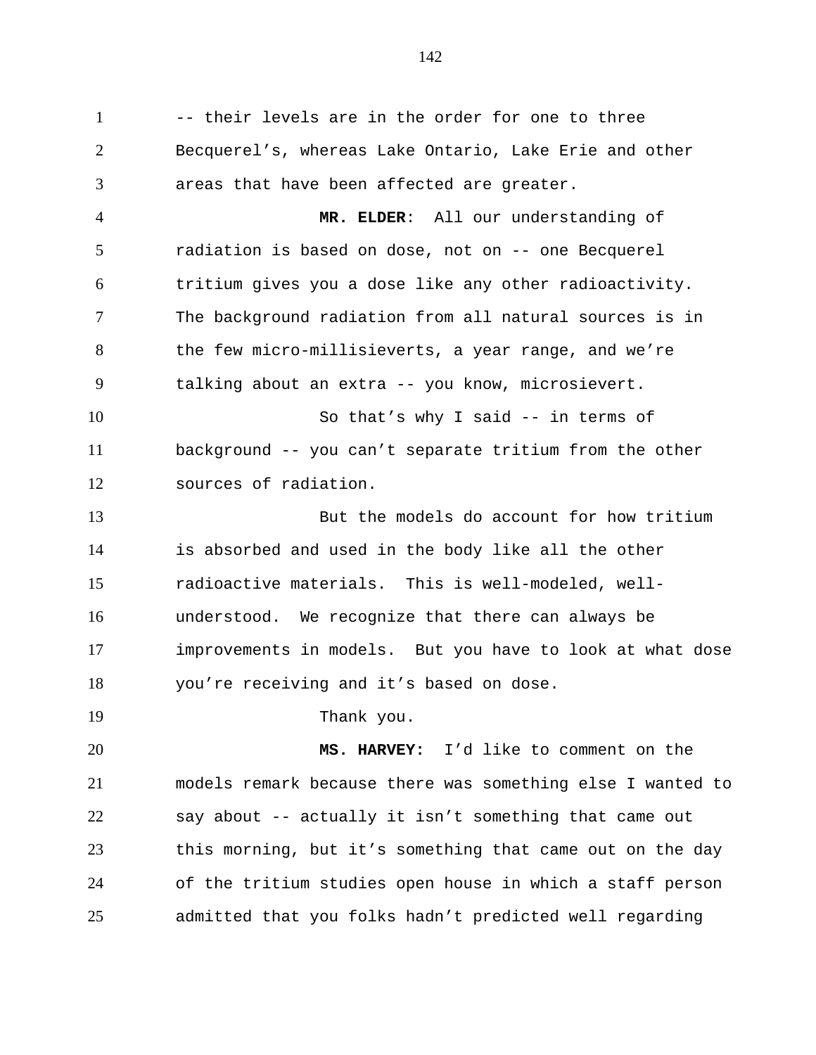-- their levels are in the order for one to three Becquerel's, whereas Lake Ontario, Lake Erie and other areas that have been affected are greater.

**MR. ELDER**: All our understanding of radiation is based on dose, not on -- one Becquerel tritium gives you a dose like any other radioactivity. The background radiation from all natural sources is in the few micro-millisieverts, a year range, and we're talking about an extra -- you know, microsievert.

So that's why I said -- in terms of background -- you can't separate tritium from the other sources of radiation.

But the models do account for how tritium is absorbed and used in the body like all the other radioactive materials. This is well-modeled, well-understood. We recognize that there can always be improvements in models. But you have to look at what dose you're receiving and it's based on dose.

Thank you.

**MS. HARVEY:** I'd like to comment on the models remark because there was something else I wanted to say about -- actually it isn't something that came out this morning, but it's something that came out on the day of the tritium studies open house in which a staff person admitted that you folks hadn't predicted well regarding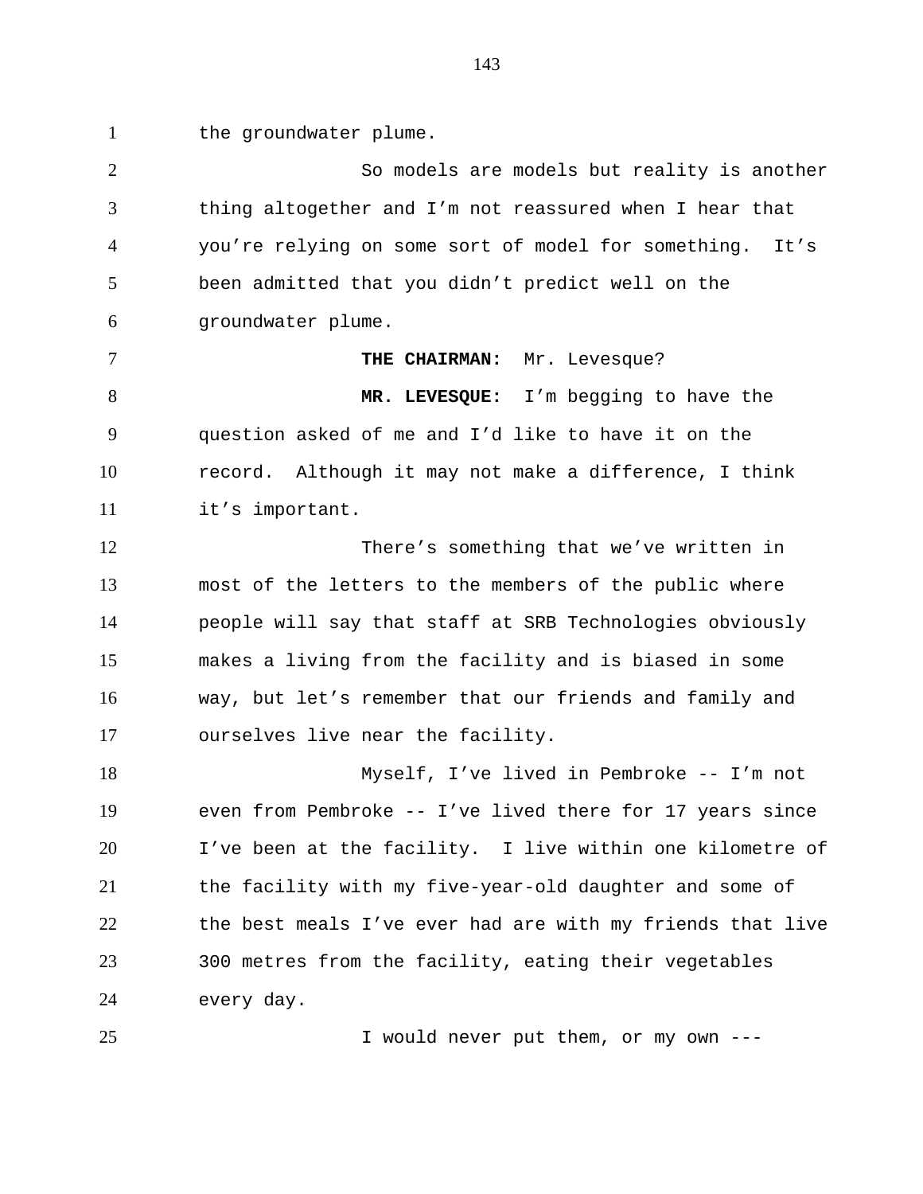the groundwater plume.

So models are models but reality is another thing altogether and I'm not reassured when I hear that you're relying on some sort of model for something. It's been admitted that you didn't predict well on the groundwater plume.

**THE CHAIRMAN:** Mr. Levesque?

**MR. LEVESQUE:** I'm begging to have the question asked of me and I'd like to have it on the record. Although it may not make a difference, I think it's important.

There's something that we've written in most of the letters to the members of the public where people will say that staff at SRB Technologies obviously makes a living from the facility and is biased in some way, but let's remember that our friends and family and ourselves live near the facility.

Myself, I've lived in Pembroke -- I'm not even from Pembroke -- I've lived there for 17 years since I've been at the facility. I live within one kilometre of the facility with my five-year-old daughter and some of the best meals I've ever had are with my friends that live 300 metres from the facility, eating their vegetables every day.

I would never put them, or my own ---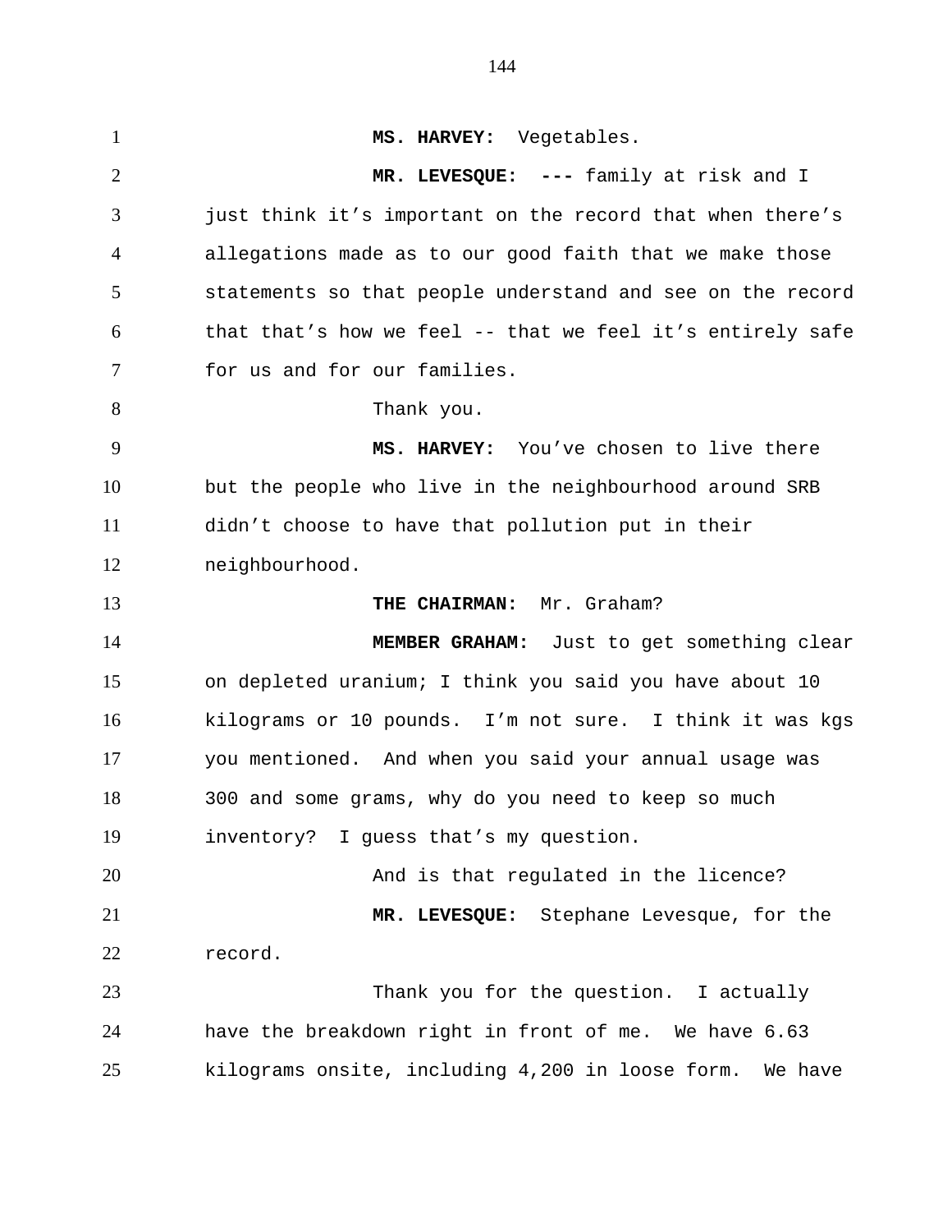**MS. HARVEY:** Vegetables.

**MR. LEVESQUE:** **---** family at risk and I just think it’s important on the record that when there’s allegations made as to our good faith that we make those statements so that people understand and see on the record that that’s how we feel -- that we feel it’s entirely safe for us and for our families.

Thank you.

**MS. HARVEY:** You’ve chosen to live there but the people who live in the neighbourhood around SRB didn’t choose to have that pollution put in their neighbourhood.

**THE CHAIRMAN:** Mr. Graham?

**MEMBER GRAHAM:** Just to get something clear on depleted uranium; I think you said you have about 10 kilograms or 10 pounds. I’m not sure. I think it was kgs you mentioned. And when you said your annual usage was 300 and some grams, why do you need to keep so much inventory? I guess that’s my question.

And is that regulated in the licence?

**MR. LEVESQUE:** Stephane Levesque, for the record.

Thank you for the question. I actually have the breakdown right in front of me. We have 6.63 kilograms onsite, including 4,200 in loose form. We have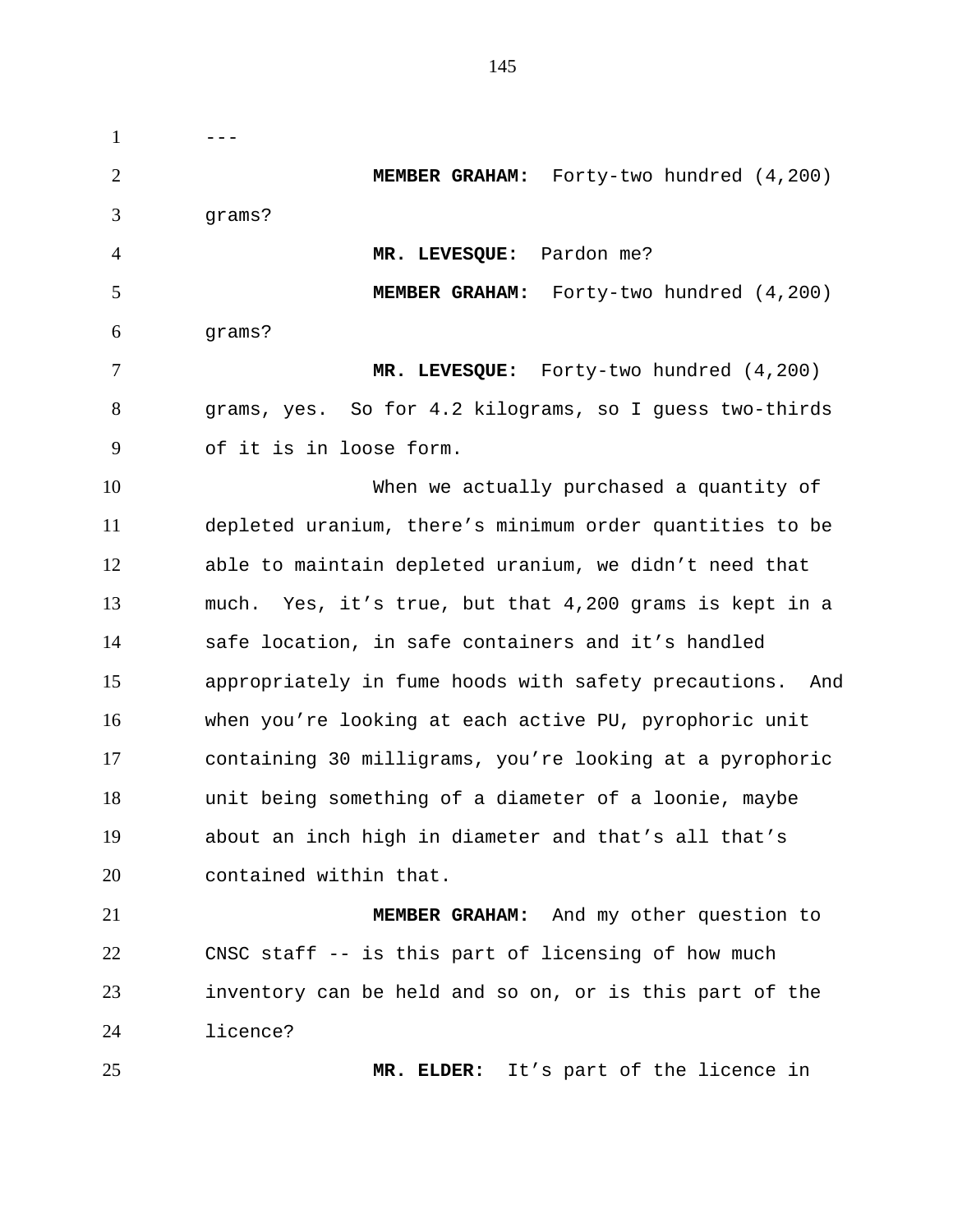---

**MEMBER GRAHAM:** Forty-two hundred (4,200) grams?

**MR. LEVESQUE:** Pardon me?

**MEMBER GRAHAM:** Forty-two hundred (4,200) grams?

**MR. LEVESQUE:** Forty-two hundred (4,200) grams, yes. So for 4.2 kilograms, so I guess two-thirds of it is in loose form.

When we actually purchased a quantity of depleted uranium, there's minimum order quantities to be able to maintain depleted uranium, we didn't need that much. Yes, it's true, but that 4,200 grams is kept in a safe location, in safe containers and it's handled appropriately in fume hoods with safety precautions. And when you're looking at each active PU, pyrophoric unit containing 30 milligrams, you're looking at a pyrophoric unit being something of a diameter of a loonie, maybe about an inch high in diameter and that's all that's contained within that.

**MEMBER GRAHAM:** And my other question to CNSC staff -- is this part of licensing of how much inventory can be held and so on, or is this part of the licence?

**MR. ELDER:** It's part of the licence in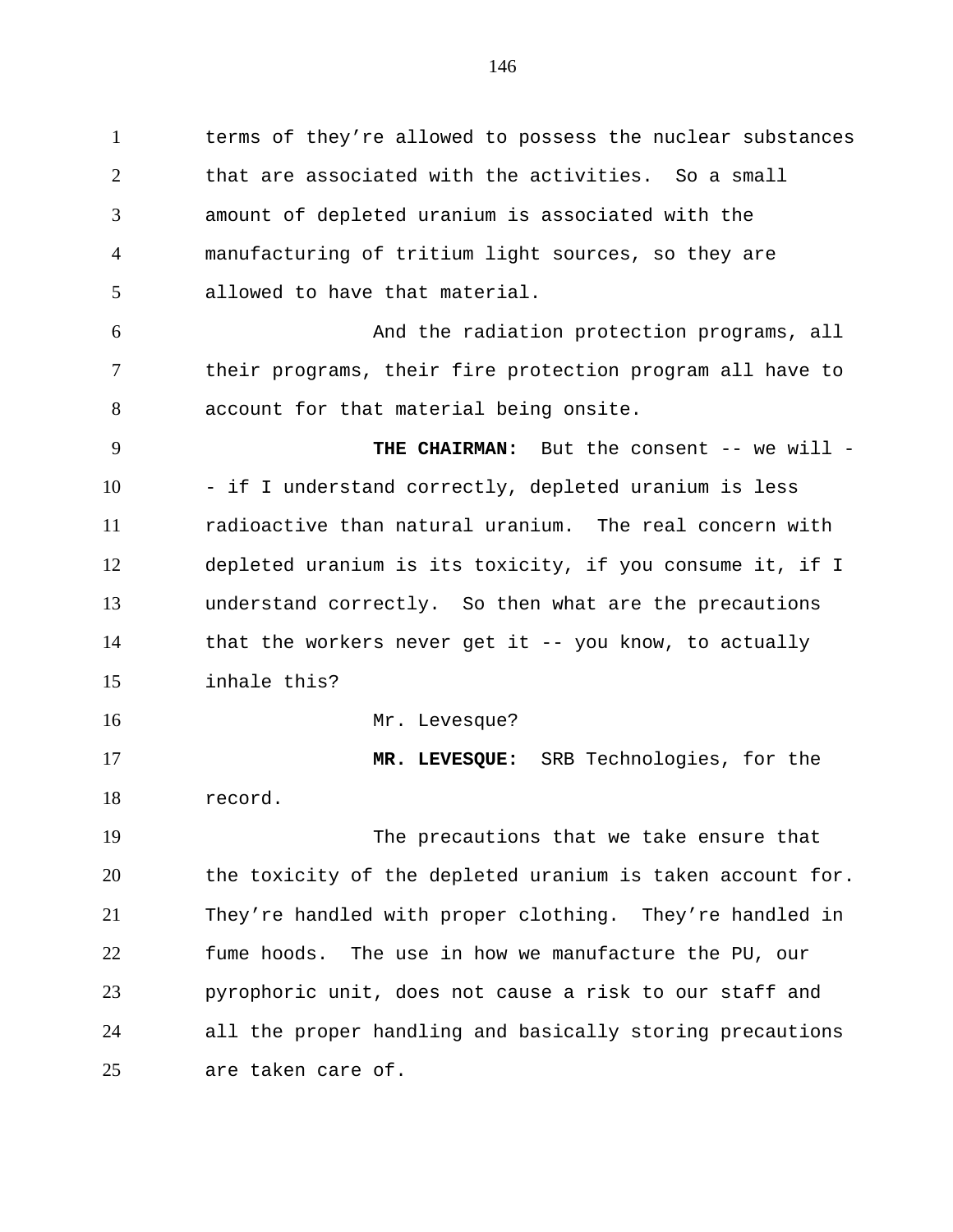terms of they’re allowed to possess the nuclear substances that are associated with the activities. So a small amount of depleted uranium is associated with the manufacturing of tritium light sources, so they are allowed to have that material.

And the radiation protection programs, all their programs, their fire protection program all have to account for that material being onsite.

**THE CHAIRMAN:** But the consent -- we will -- if I understand correctly, depleted uranium is less radioactive than natural uranium. The real concern with depleted uranium is its toxicity, if you consume it, if I understand correctly. So then what are the precautions that the workers never get it -- you know, to actually inhale this?

Mr. Levesque?

**MR. LEVESQUE:** SRB Technologies, for the record.

The precautions that we take ensure that the toxicity of the depleted uranium is taken account for. They’re handled with proper clothing. They’re handled in fume hoods. The use in how we manufacture the PU, our pyrophoric unit, does not cause a risk to our staff and all the proper handling and basically storing precautions are taken care of.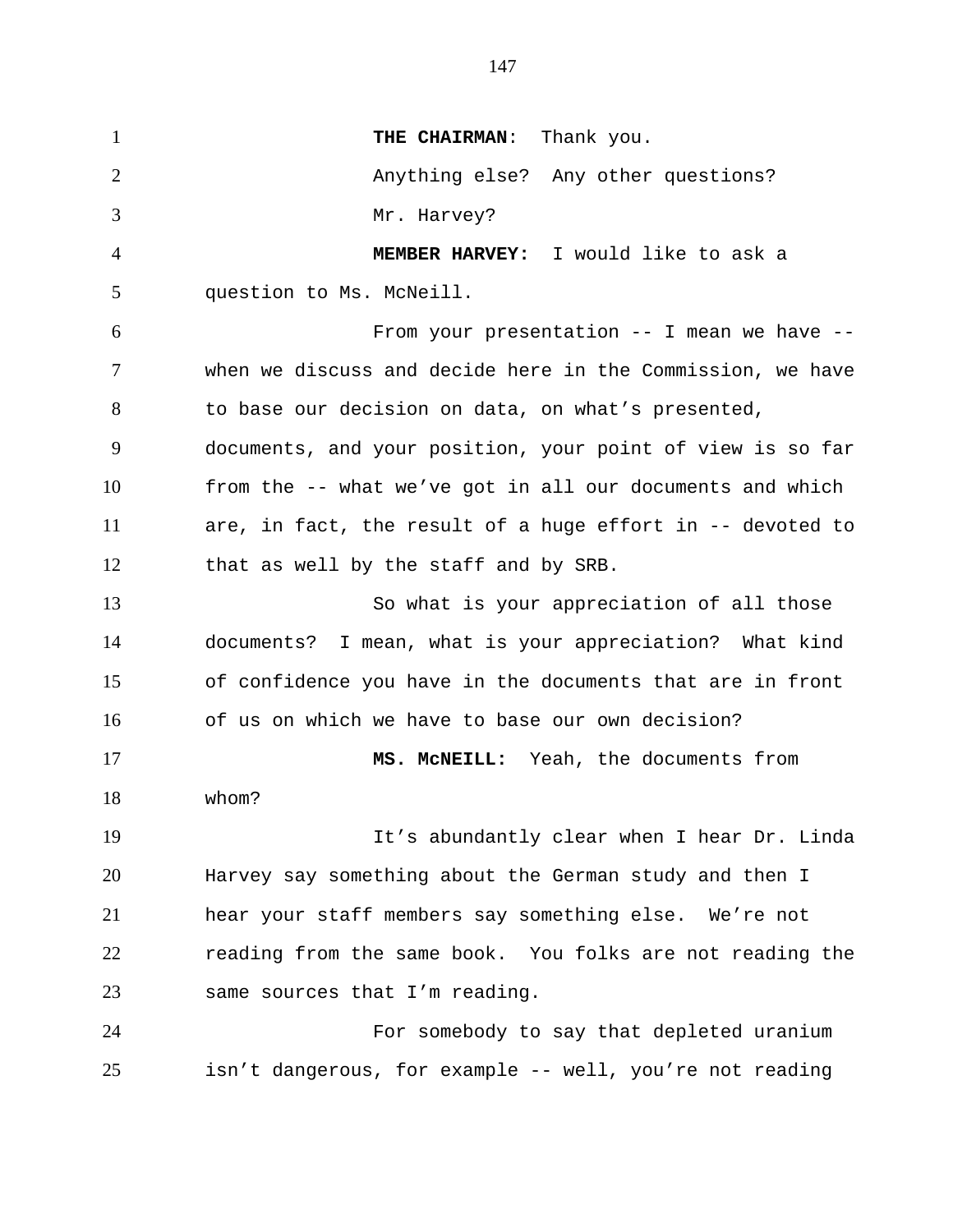**THE CHAIRMAN**: Thank you.

Anything else? Any other questions?

Mr. Harvey?

**MEMBER HARVEY:** I would like to ask a question to Ms. McNeill.

From your presentation -- I mean we have -- when we discuss and decide here in the Commission, we have to base our decision on data, on what's presented, documents, and your position, your point of view is so far from the -- what we've got in all our documents and which are, in fact, the result of a huge effort in -- devoted to that as well by the staff and by SRB.

So what is your appreciation of all those documents? I mean, what is your appreciation? What kind of confidence you have in the documents that are in front of us on which we have to base our own decision?

**MS. McNEILL:** Yeah, the documents from whom?

It's abundantly clear when I hear Dr. Linda Harvey say something about the German study and then I hear your staff members say something else. We're not reading from the same book. You folks are not reading the same sources that I'm reading.

For somebody to say that depleted uranium isn't dangerous, for example -- well, you're not reading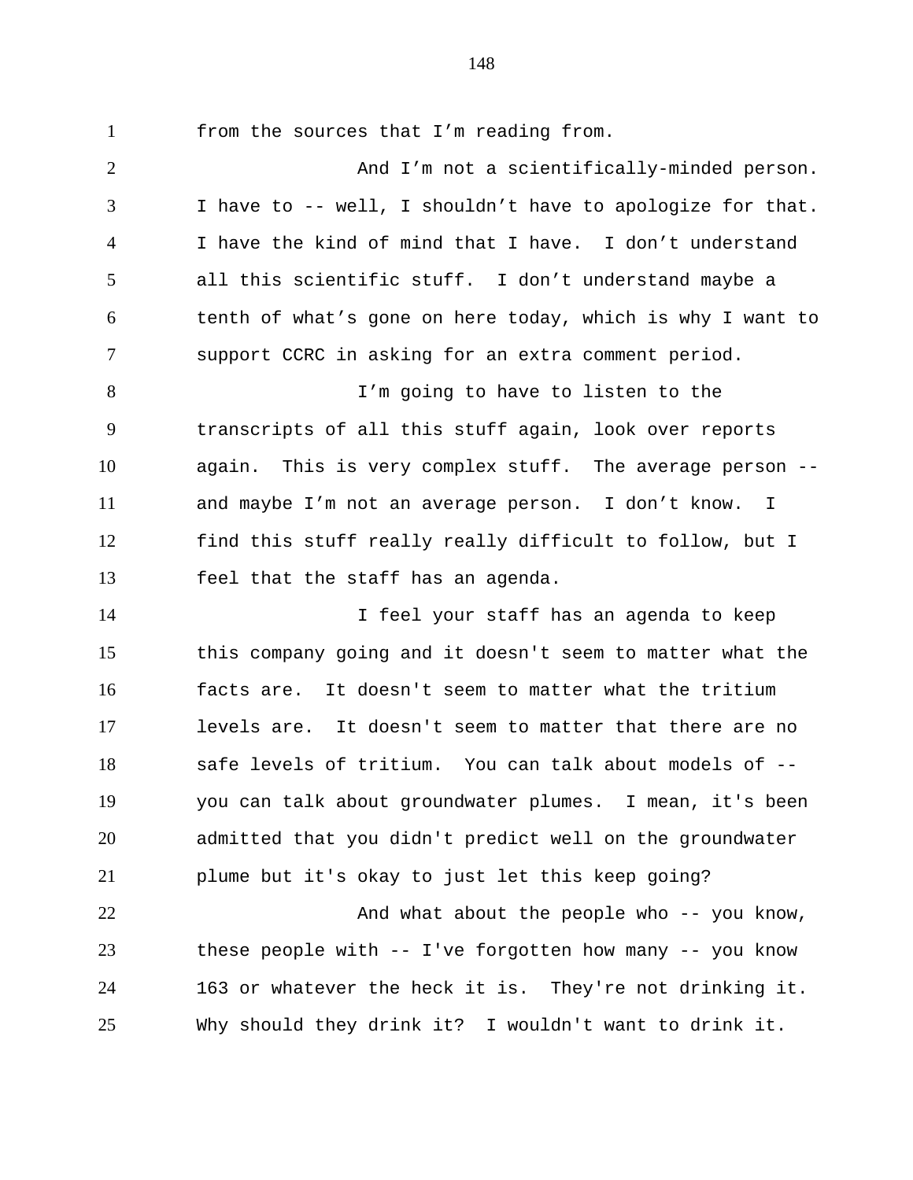from the sources that I'm reading from.

And I'm not a scientifically-minded person. I have to -- well, I shouldn't have to apologize for that. I have the kind of mind that I have. I don't understand all this scientific stuff. I don't understand maybe a tenth of what's gone on here today, which is why I want to support CCRC in asking for an extra comment period.

I'm going to have to listen to the transcripts of all this stuff again, look over reports again. This is very complex stuff. The average person -- and maybe I'm not an average person. I don't know. I find this stuff really really difficult to follow, but I feel that the staff has an agenda.

I feel your staff has an agenda to keep this company going and it doesn't seem to matter what the facts are. It doesn't seem to matter what the tritium levels are. It doesn't seem to matter that there are no safe levels of tritium. You can talk about models of -- you can talk about groundwater plumes. I mean, it's been admitted that you didn't predict well on the groundwater plume but it's okay to just let this keep going?

And what about the people who -- you know, these people with -- I've forgotten how many -- you know 163 or whatever the heck it is. They're not drinking it. Why should they drink it? I wouldn't want to drink it.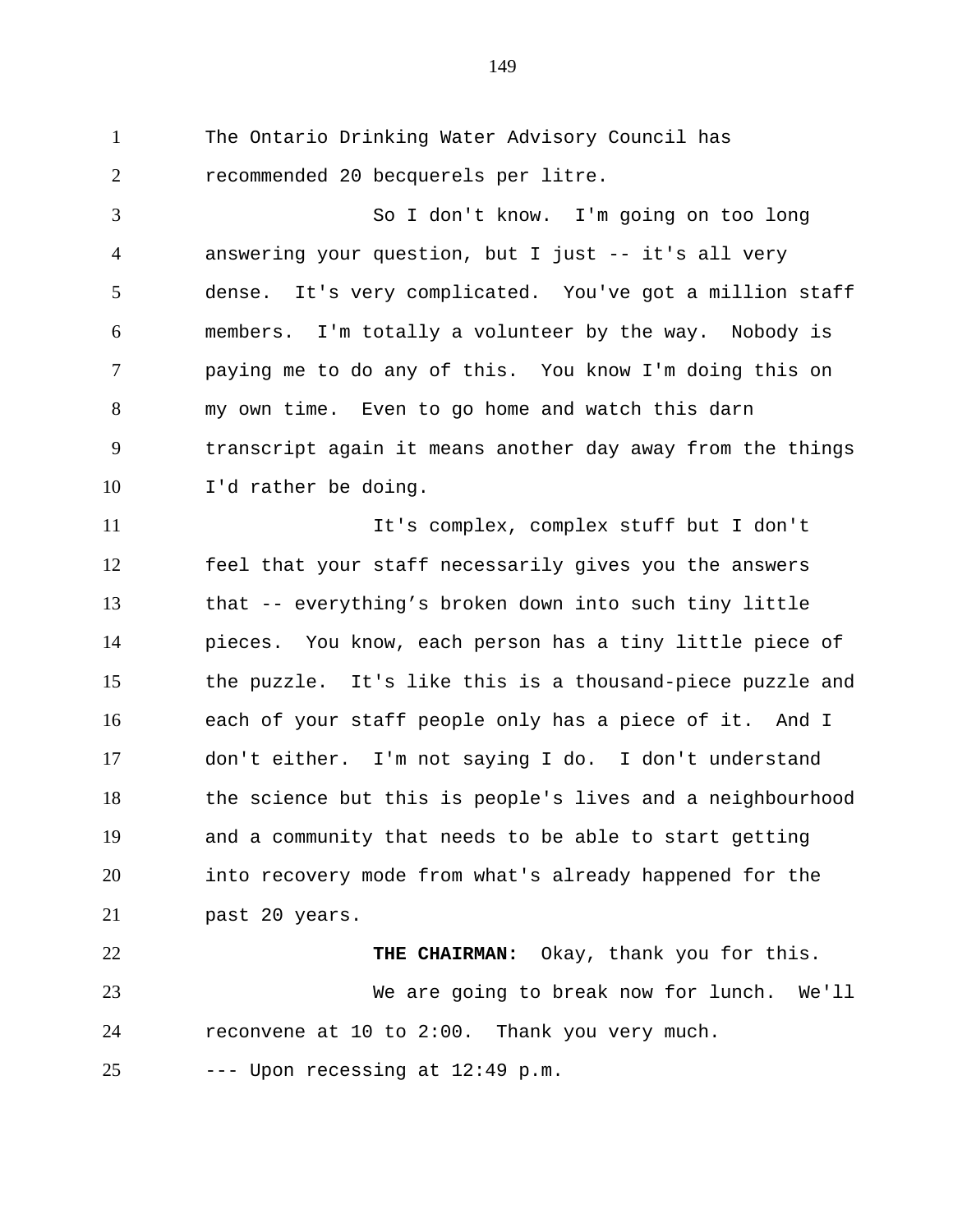The Ontario Drinking Water Advisory Council has recommended 20 becquerels per litre.

So I don't know. I'm going on too long answering your question, but I just -- it's all very dense. It's very complicated. You've got a million staff members. I'm totally a volunteer by the way. Nobody is paying me to do any of this. You know I'm doing this on my own time. Even to go home and watch this darn transcript again it means another day away from the things I'd rather be doing.

It's complex, complex stuff but I don't feel that your staff necessarily gives you the answers that -- everything's broken down into such tiny little pieces. You know, each person has a tiny little piece of the puzzle. It's like this is a thousand-piece puzzle and each of your staff people only has a piece of it. And I don't either. I'm not saying I do. I don't understand the science but this is people's lives and a neighbourhood and a community that needs to be able to start getting into recovery mode from what's already happened for the past 20 years.

**THE CHAIRMAN:** Okay, thank you for this.

We are going to break now for lunch. We'll reconvene at 10 to 2:00. Thank you very much.

--- Upon recessing at 12:49 p.m.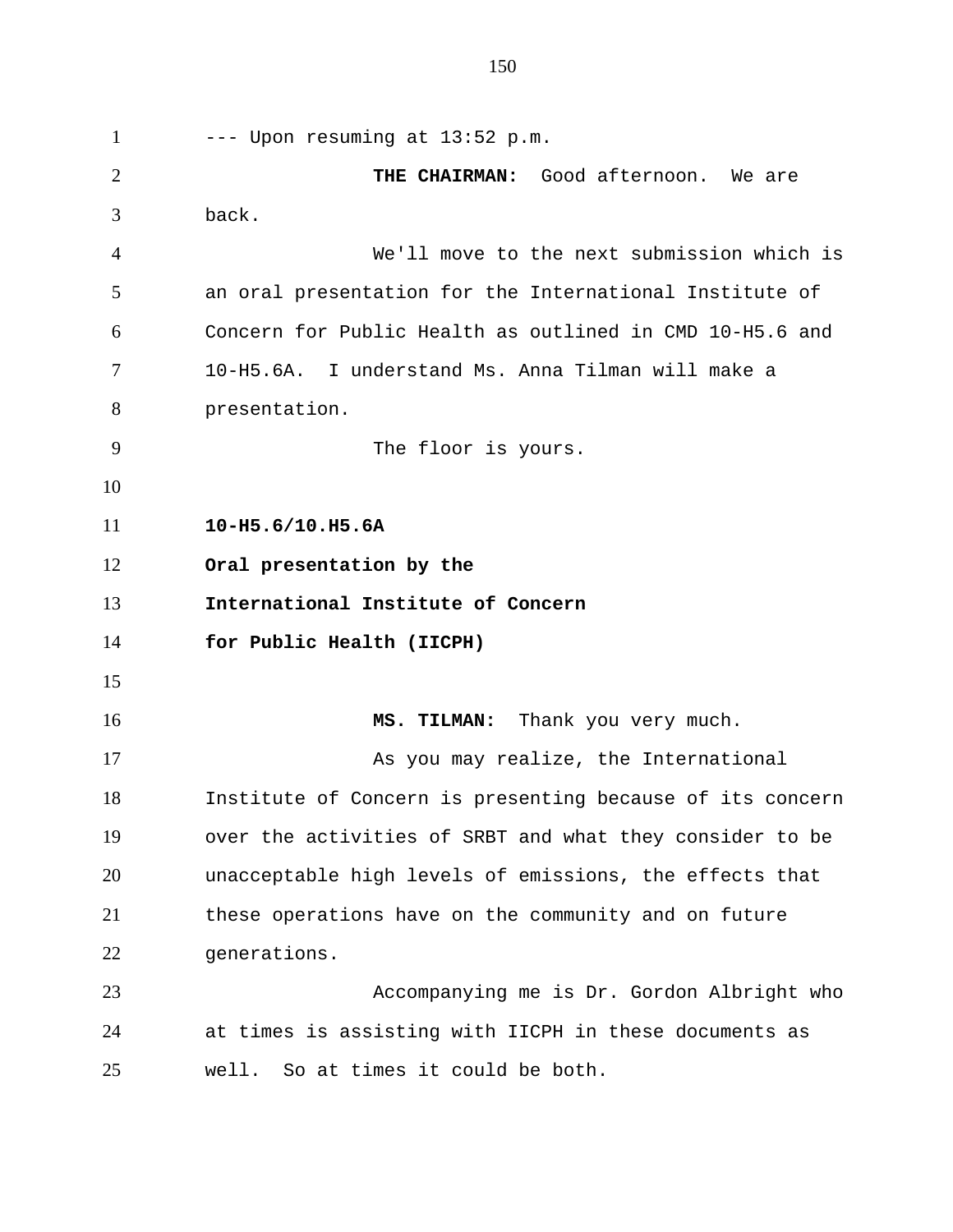--- Upon resuming at 13:52 p.m.

**THE CHAIRMAN:** Good afternoon. We are back.

We'll move to the next submission which is an oral presentation for the International Institute of Concern for Public Health as outlined in CMD 10-H5.6 and 10-H5.6A. I understand Ms. Anna Tilman will make a presentation.

The floor is yours.

**10-H5.6/10.H5.6A**

**Oral presentation by the International Institute of Concern for Public Health (IICPH)**

**MS. TILMAN:** Thank you very much.

As you may realize, the International Institute of Concern is presenting because of its concern over the activities of SRBT and what they consider to be unacceptable high levels of emissions, the effects that these operations have on the community and on future generations.

Accompanying me is Dr. Gordon Albright who at times is assisting with IICPH in these documents as well. So at times it could be both.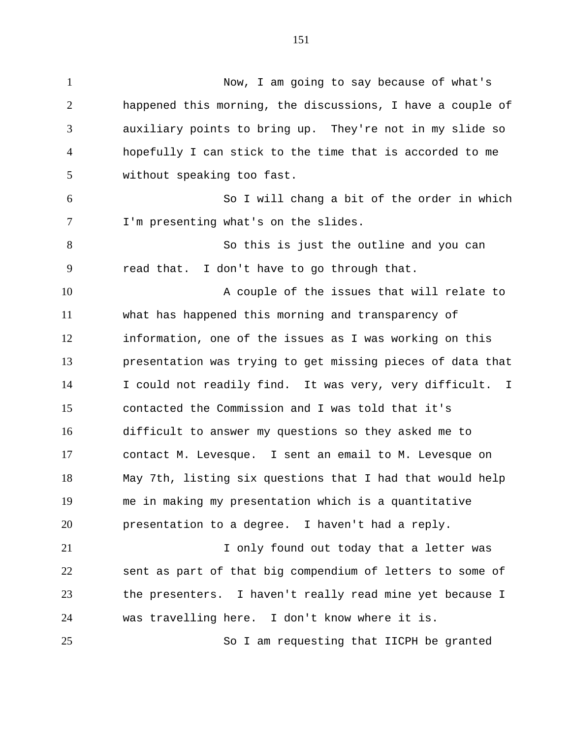Now, I am going to say because of what's happened this morning, the discussions, I have a couple of auxiliary points to bring up. They're not in my slide so hopefully I can stick to the time that is accorded to me without speaking too fast.

So I will chang a bit of the order in which I'm presenting what's on the slides.

So this is just the outline and you can read that. I don't have to go through that.

A couple of the issues that will relate to what has happened this morning and transparency of information, one of the issues as I was working on this presentation was trying to get missing pieces of data that I could not readily find. It was very, very difficult. I contacted the Commission and I was told that it's difficult to answer my questions so they asked me to contact M. Levesque. I sent an email to M. Levesque on May 7th, listing six questions that I had that would help me in making my presentation which is a quantitative presentation to a degree. I haven't had a reply.

I only found out today that a letter was sent as part of that big compendium of letters to some of the presenters. I haven't really read mine yet because I was travelling here. I don't know where it is.

So I am requesting that IICPH be granted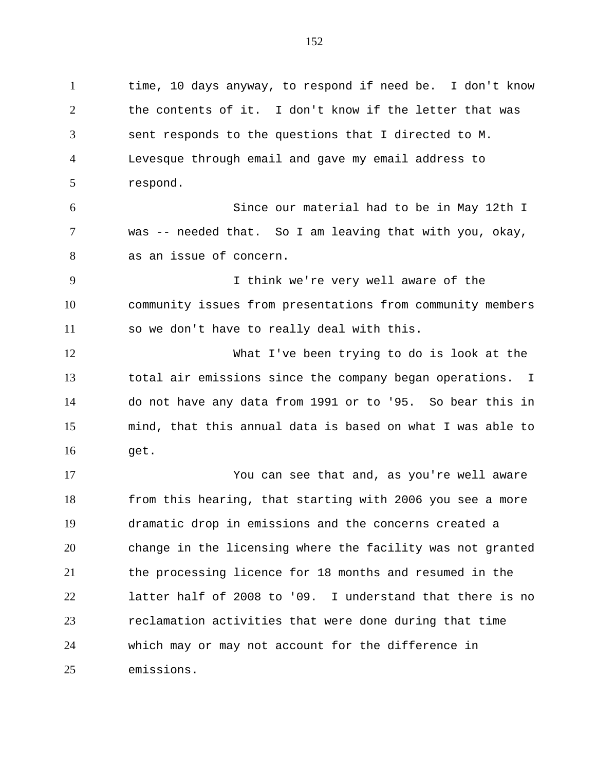time, 10 days anyway, to respond if need be. I don't know the contents of it. I don't know if the letter that was sent responds to the questions that I directed to M. Levesque through email and gave my email address to respond.

Since our material had to be in May 12th I was -- needed that. So I am leaving that with you, okay, as an issue of concern.

I think we're very well aware of the community issues from presentations from community members so we don't have to really deal with this.

What I've been trying to do is look at the total air emissions since the company began operations. I do not have any data from 1991 or to '95. So bear this in mind, that this annual data is based on what I was able to get.

You can see that and, as you're well aware from this hearing, that starting with 2006 you see a more dramatic drop in emissions and the concerns created a change in the licensing where the facility was not granted the processing licence for 18 months and resumed in the latter half of 2008 to '09. I understand that there is no reclamation activities that were done during that time which may or may not account for the difference in emissions.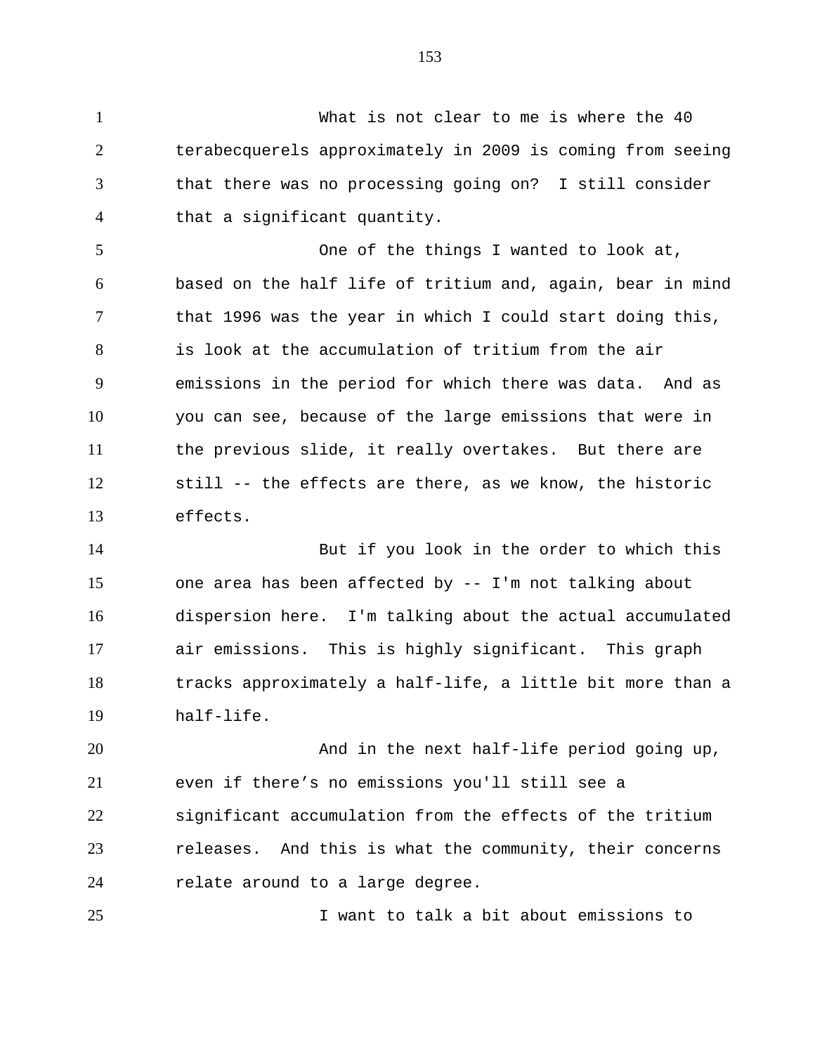What is not clear to me is where the 40 terabecquerels approximately in 2009 is coming from seeing that there was no processing going on? I still consider that a significant quantity.

One of the things I wanted to look at, based on the half life of tritium and, again, bear in mind that 1996 was the year in which I could start doing this, is look at the accumulation of tritium from the air emissions in the period for which there was data. And as you can see, because of the large emissions that were in the previous slide, it really overtakes. But there are still -- the effects are there, as we know, the historic effects.

But if you look in the order to which this one area has been affected by -- I'm not talking about dispersion here. I'm talking about the actual accumulated air emissions. This is highly significant. This graph tracks approximately a half-life, a little bit more than a half-life.

And in the next half-life period going up, even if there's no emissions you'll still see a significant accumulation from the effects of the tritium releases. And this is what the community, their concerns relate around to a large degree.

I want to talk a bit about emissions to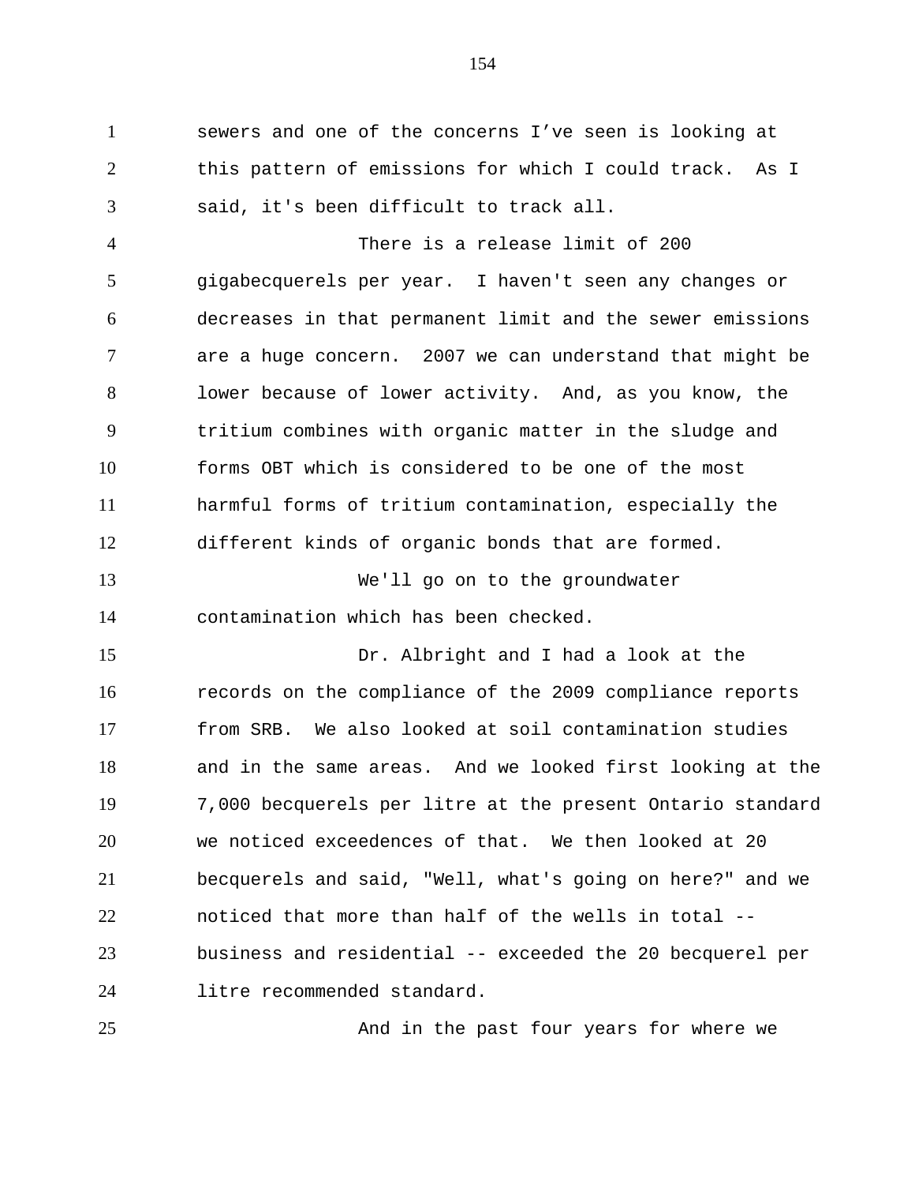sewers and one of the concerns I've seen is looking at this pattern of emissions for which I could track. As I said, it's been difficult to track all.

There is a release limit of 200 gigabecquerels per year. I haven't seen any changes or decreases in that permanent limit and the sewer emissions are a huge concern. 2007 we can understand that might be lower because of lower activity. And, as you know, the tritium combines with organic matter in the sludge and forms OBT which is considered to be one of the most harmful forms of tritium contamination, especially the different kinds of organic bonds that are formed.

We'll go on to the groundwater contamination which has been checked.

Dr. Albright and I had a look at the records on the compliance of the 2009 compliance reports from SRB. We also looked at soil contamination studies and in the same areas. And we looked first looking at the 7,000 becquerels per litre at the present Ontario standard we noticed exceedences of that. We then looked at 20 becquerels and said, "Well, what's going on here?" and we noticed that more than half of the wells in total -- business and residential -- exceeded the 20 becquerel per litre recommended standard.

And in the past four years for where we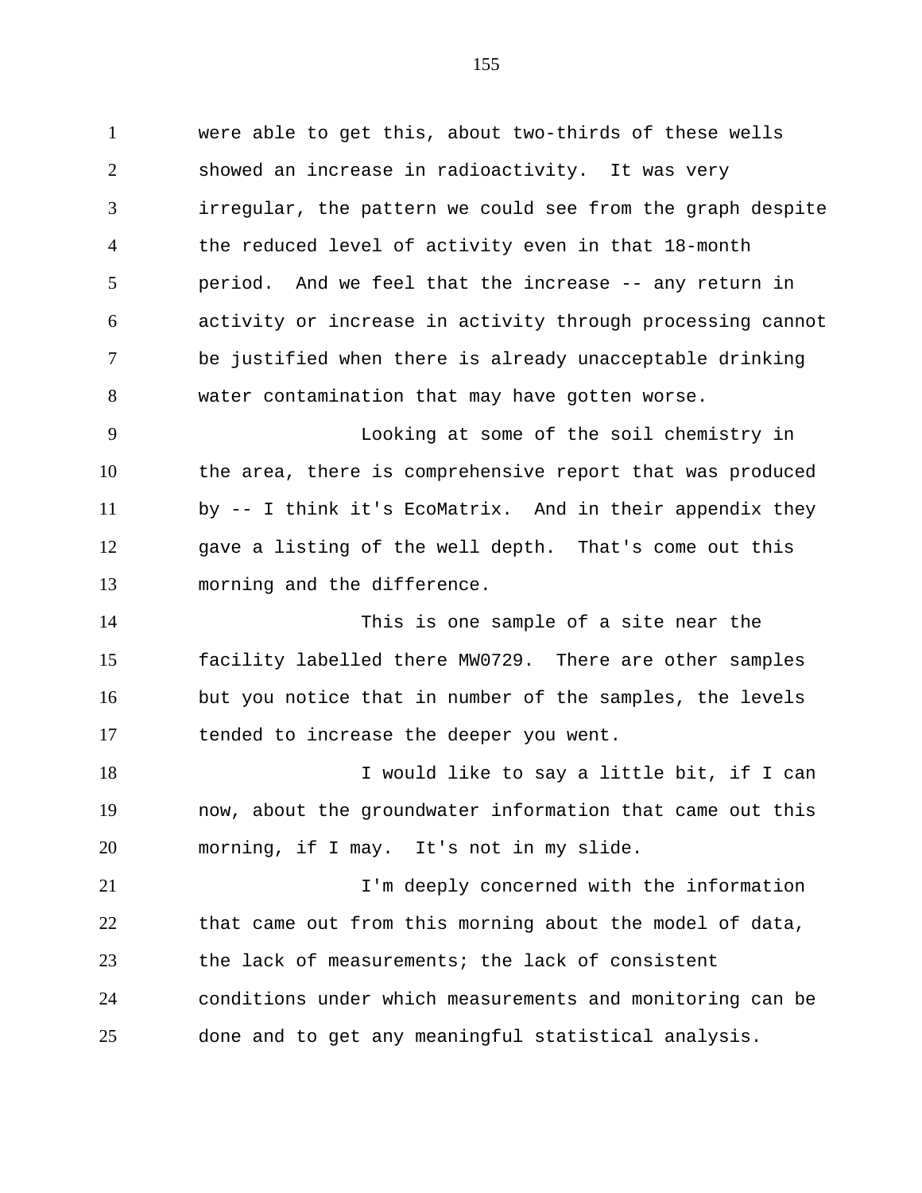were able to get this, about two-thirds of these wells showed an increase in radioactivity. It was very irregular, the pattern we could see from the graph despite the reduced level of activity even in that 18-month period. And we feel that the increase -- any return in activity or increase in activity through processing cannot be justified when there is already unacceptable drinking water contamination that may have gotten worse.

Looking at some of the soil chemistry in the area, there is comprehensive report that was produced by -- I think it's EcoMatrix. And in their appendix they gave a listing of the well depth. That's come out this morning and the difference.

This is one sample of a site near the facility labelled there MW0729. There are other samples but you notice that in number of the samples, the levels tended to increase the deeper you went.

I would like to say a little bit, if I can now, about the groundwater information that came out this morning, if I may. It's not in my slide.

I'm deeply concerned with the information that came out from this morning about the model of data, the lack of measurements; the lack of consistent conditions under which measurements and monitoring can be done and to get any meaningful statistical analysis.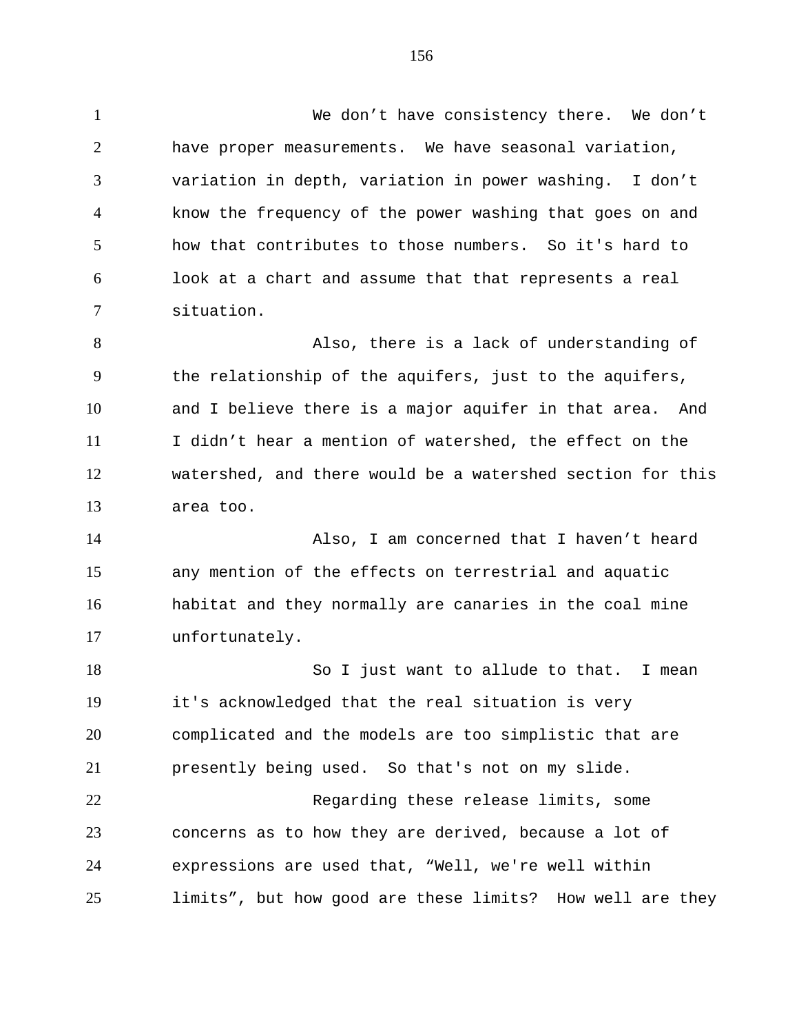We don’t have consistency there. We don’t have proper measurements. We have seasonal variation, variation in depth, variation in power washing. I don’t know the frequency of the power washing that goes on and how that contributes to those numbers. So it's hard to look at a chart and assume that that represents a real situation.

Also, there is a lack of understanding of the relationship of the aquifers, just to the aquifers, and I believe there is a major aquifer in that area. And I didn’t hear a mention of watershed, the effect on the watershed, and there would be a watershed section for this area too.

Also, I am concerned that I haven’t heard any mention of the effects on terrestrial and aquatic habitat and they normally are canaries in the coal mine unfortunately.

So I just want to allude to that. I mean it's acknowledged that the real situation is very complicated and the models are too simplistic that are presently being used. So that's not on my slide.

Regarding these release limits, some concerns as to how they are derived, because a lot of expressions are used that, “Well, we're well within limits”, but how good are these limits? How well are they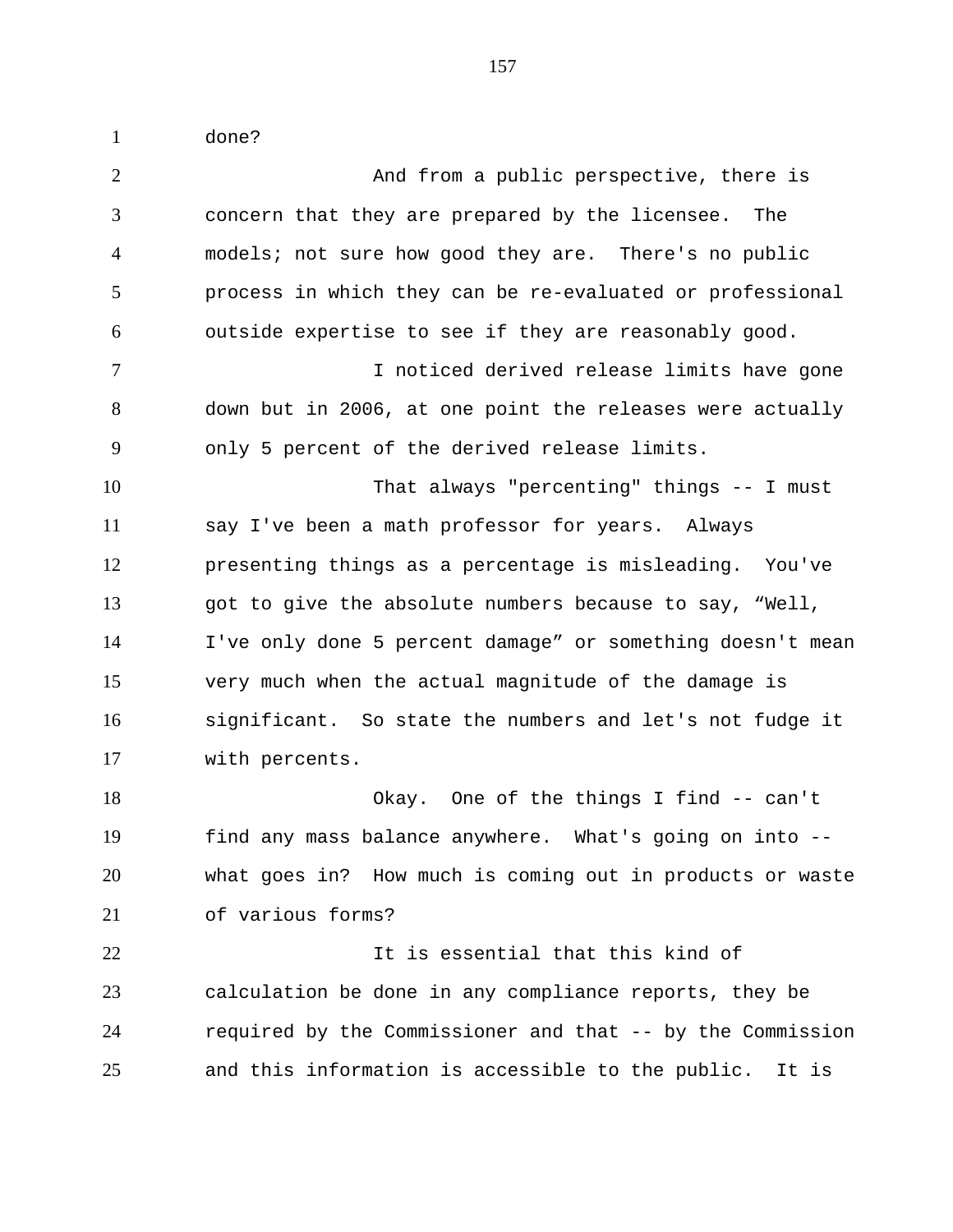done?

And from a public perspective, there is concern that they are prepared by the licensee. The models; not sure how good they are. There's no public process in which they can be re-evaluated or professional outside expertise to see if they are reasonably good.

I noticed derived release limits have gone down but in 2006, at one point the releases were actually only 5 percent of the derived release limits.

That always "percenting" things -- I must say I've been a math professor for years. Always presenting things as a percentage is misleading. You've got to give the absolute numbers because to say, “Well, I've only done 5 percent damage” or something doesn't mean very much when the actual magnitude of the damage is significant. So state the numbers and let's not fudge it with percents.

Okay. One of the things I find -- can't find any mass balance anywhere. What's going on into -- what goes in? How much is coming out in products or waste of various forms?

It is essential that this kind of calculation be done in any compliance reports, they be required by the Commissioner and that -- by the Commission and this information is accessible to the public. It is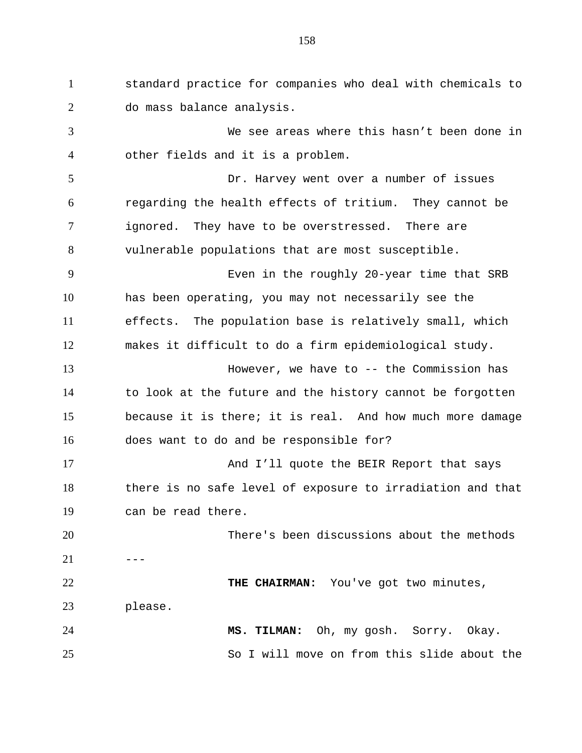standard practice for companies who deal with chemicals to do mass balance analysis.

We see areas where this hasn't been done in other fields and it is a problem.

Dr. Harvey went over a number of issues regarding the health effects of tritium. They cannot be ignored. They have to be overstressed. There are vulnerable populations that are most susceptible.

Even in the roughly 20-year time that SRB has been operating, you may not necessarily see the effects. The population base is relatively small, which makes it difficult to do a firm epidemiological study.

However, we have to -- the Commission has to look at the future and the history cannot be forgotten because it is there; it is real. And how much more damage does want to do and be responsible for?

And I'll quote the BEIR Report that says there is no safe level of exposure to irradiation and that can be read there.

There's been discussions about the methods ---

**THE CHAIRMAN:** You've got two minutes, please.

**MS. TILMAN:** Oh, my gosh. Sorry. Okay.

So I will move on from this slide about the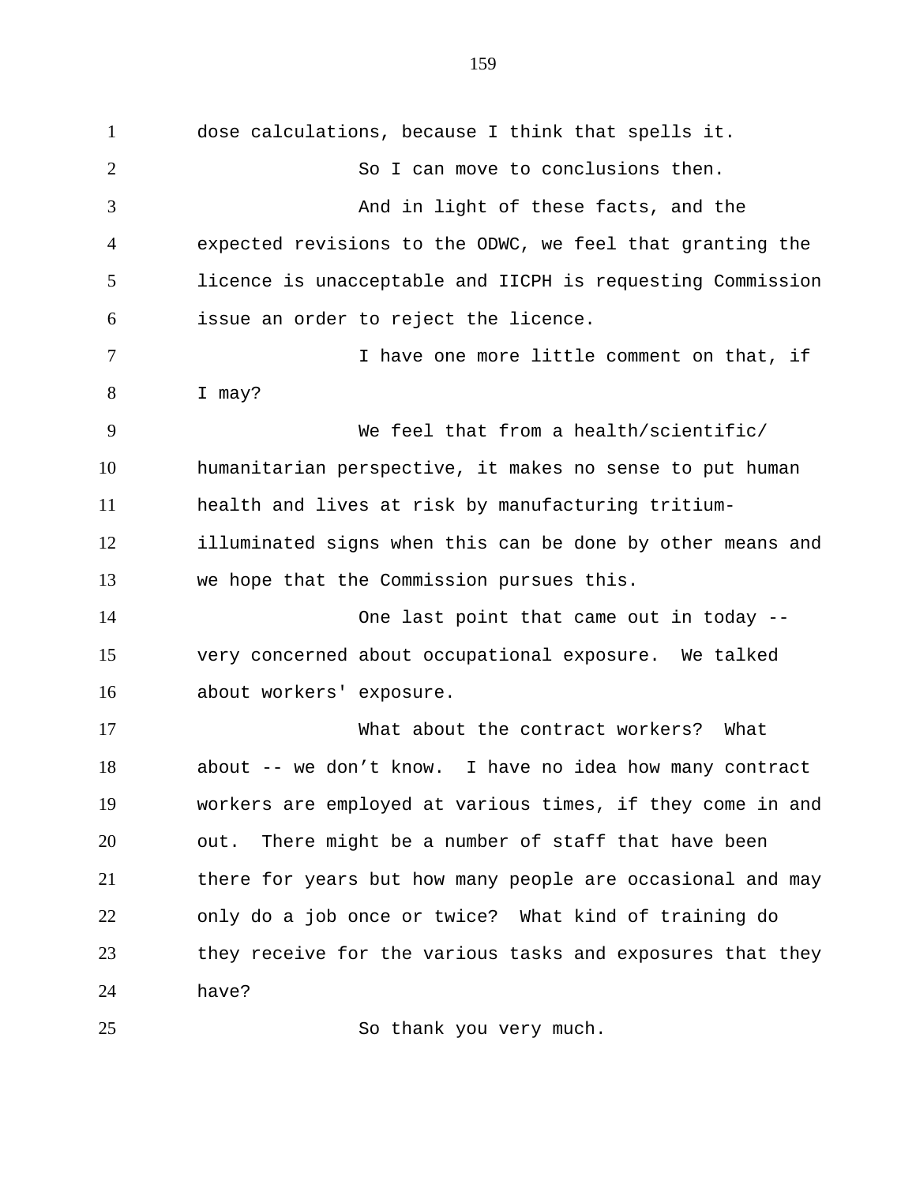dose calculations, because I think that spells it.

So I can move to conclusions then.

And in light of these facts, and the expected revisions to the ODWC, we feel that granting the licence is unacceptable and IICPH is requesting Commission issue an order to reject the licence.

I have one more little comment on that, if I may?

We feel that from a health/scientific/ humanitarian perspective, it makes no sense to put human health and lives at risk by manufacturing tritium-illuminated signs when this can be done by other means and we hope that the Commission pursues this.

One last point that came out in today -- very concerned about occupational exposure. We talked about workers' exposure.

What about the contract workers? What about -- we don’t know. I have no idea how many contract workers are employed at various times, if they come in and out. There might be a number of staff that have been there for years but how many people are occasional and may only do a job once or twice? What kind of training do they receive for the various tasks and exposures that they have?

So thank you very much.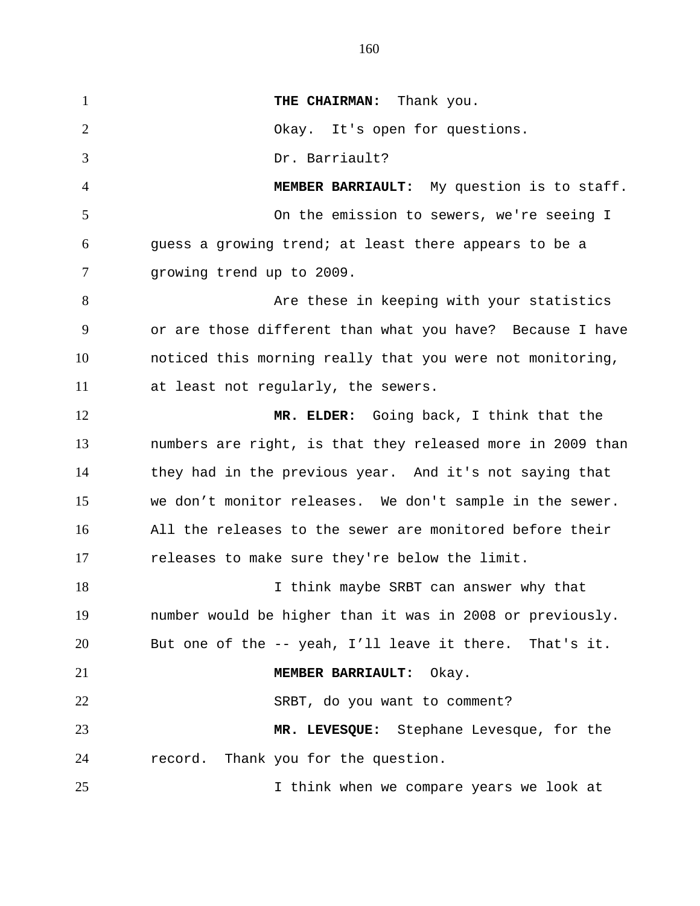**THE CHAIRMAN:** Thank you.

Okay. It's open for questions.

Dr. Barriault?

**MEMBER BARRIAULT:** My question is to staff.

On the emission to sewers, we're seeing I guess a growing trend; at least there appears to be a growing trend up to 2009.

Are these in keeping with your statistics or are those different than what you have? Because I have noticed this morning really that you were not monitoring, at least not regularly, the sewers.

**MR. ELDER:** Going back, I think that the numbers are right, is that they released more in 2009 than they had in the previous year. And it's not saying that we don't monitor releases. We don't sample in the sewer. All the releases to the sewer are monitored before their releases to make sure they're below the limit.

I think maybe SRBT can answer why that number would be higher than it was in 2008 or previously. But one of the -- yeah, I'll leave it there. That's it.

**MEMBER BARRIAULT:** Okay.

SRBT, do you want to comment?

**MR. LEVESQUE:** Stephane Levesque, for the record. Thank you for the question.

I think when we compare years we look at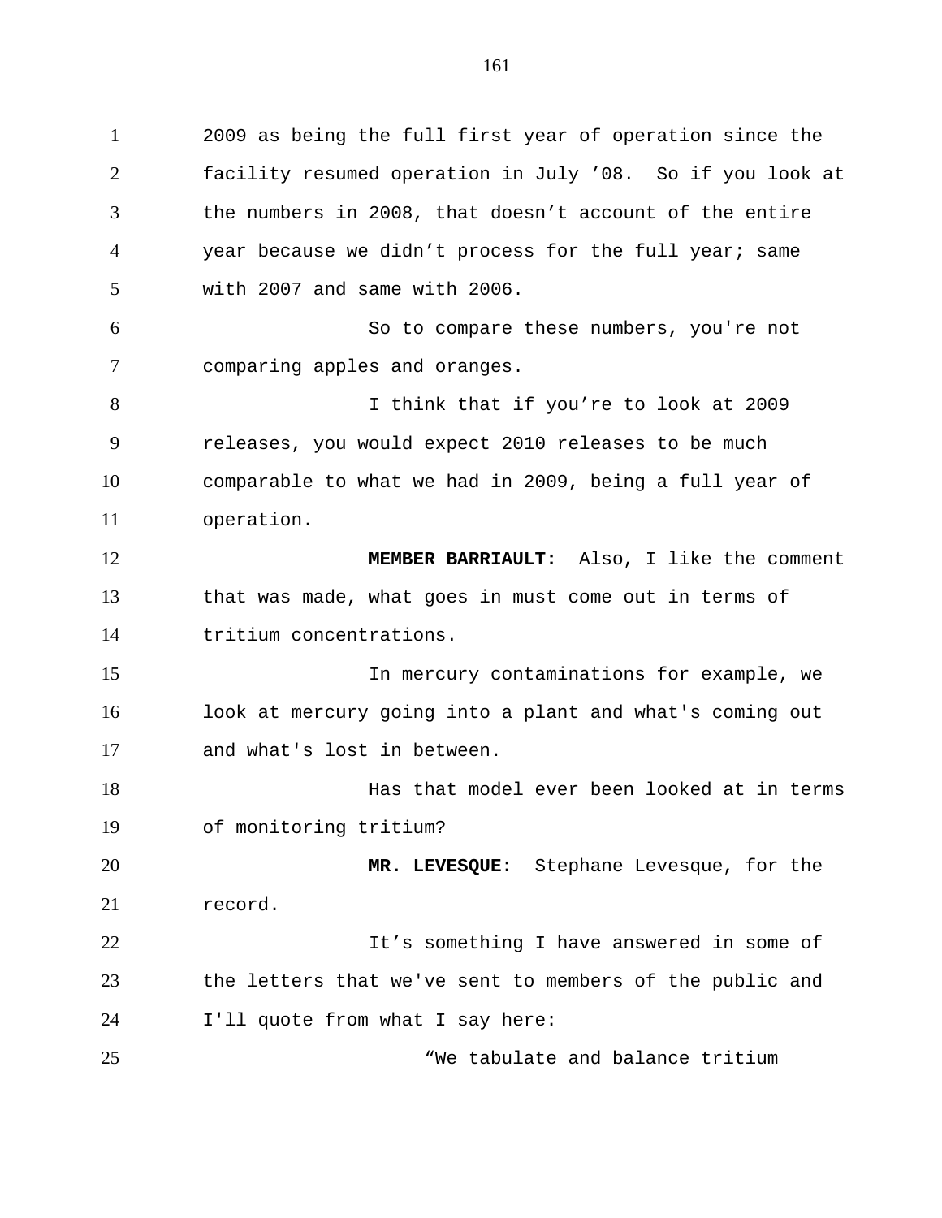2009 as being the full first year of operation since the facility resumed operation in July ’08. So if you look at the numbers in 2008, that doesn’t account of the entire year because we didn’t process for the full year; same with 2007 and same with 2006.

So to compare these numbers, you're not comparing apples and oranges.

I think that if you’re to look at 2009 releases, you would expect 2010 releases to be much comparable to what we had in 2009, being a full year of operation.

**MEMBER BARRIAULT:** Also, I like the comment that was made, what goes in must come out in terms of tritium concentrations.

In mercury contaminations for example, we look at mercury going into a plant and what's coming out and what's lost in between.

Has that model ever been looked at in terms of monitoring tritium?

**MR. LEVESQUE:** Stephane Levesque, for the record.

It’s something I have answered in some of the letters that we've sent to members of the public and I'll quote from what I say here:

“We tabulate and balance tritium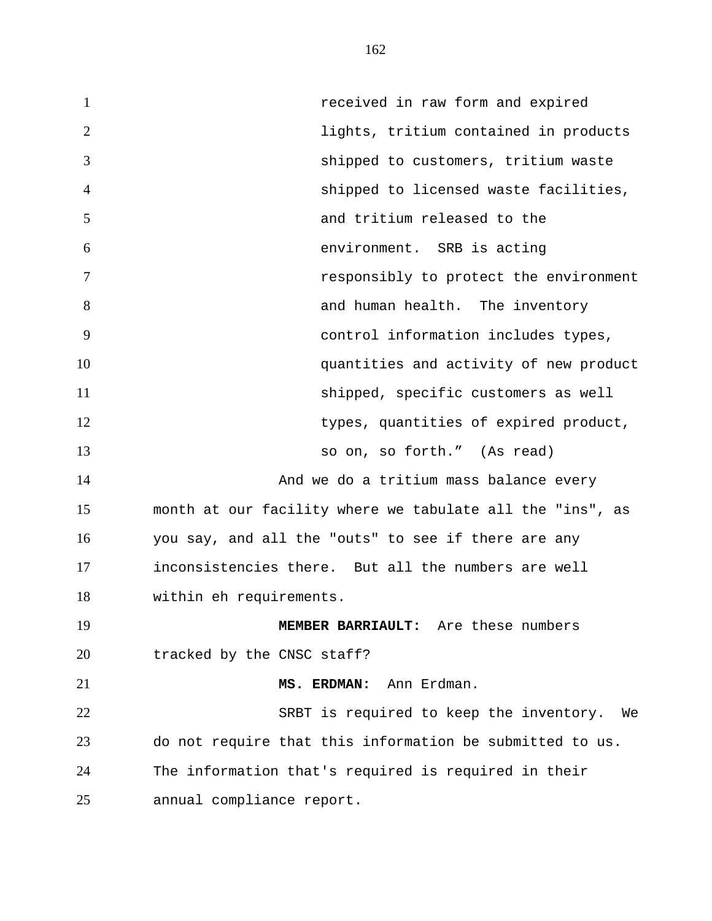received in raw form and expired lights, tritium contained in products shipped to customers, tritium waste shipped to licensed waste facilities, and tritium released to the environment. SRB is acting responsibly to protect the environment and human health. The inventory control information includes types, quantities and activity of new product shipped, specific customers as well types, quantities of expired product, so on, so forth." (As read)

And we do a tritium mass balance every month at our facility where we tabulate all the "ins", as you say, and all the "outs" to see if there are any inconsistencies there. But all the numbers are well within eh requirements.

**MEMBER BARRIAULT:** Are these numbers tracked by the CNSC staff?

**MS. ERDMAN:** Ann Erdman.

SRBT is required to keep the inventory. We do not require that this information be submitted to us. The information that's required is required in their annual compliance report.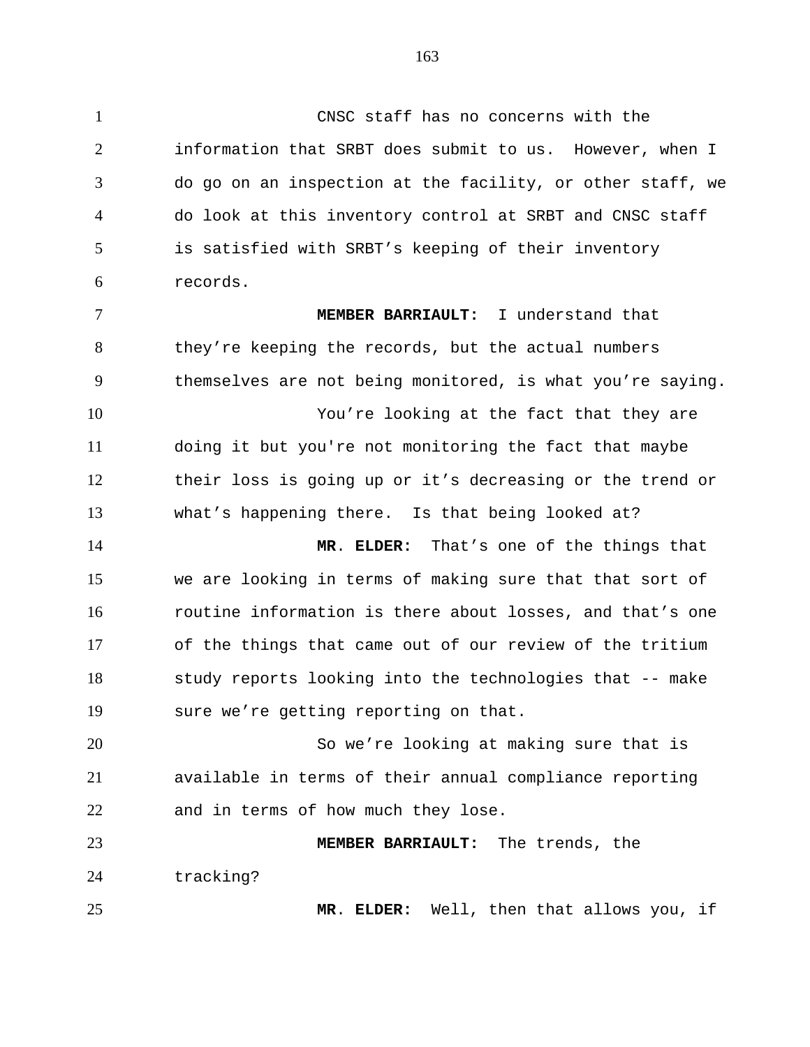CNSC staff has no concerns with the information that SRBT does submit to us. However, when I do go on an inspection at the facility, or other staff, we do look at this inventory control at SRBT and CNSC staff is satisfied with SRBT's keeping of their inventory records.

**MEMBER BARRIAULT:** I understand that they're keeping the records, but the actual numbers themselves are not being monitored, is what you're saying.

You're looking at the fact that they are doing it but you're not monitoring the fact that maybe their loss is going up or it's decreasing or the trend or what's happening there. Is that being looked at?

**MR. ELDER:** That's one of the things that we are looking in terms of making sure that that sort of routine information is there about losses, and that's one of the things that came out of our review of the tritium study reports looking into the technologies that -- make sure we're getting reporting on that.

So we're looking at making sure that is available in terms of their annual compliance reporting and in terms of how much they lose.

**MEMBER BARRIAULT:** The trends, the tracking?

**MR. ELDER:** Well, then that allows you, if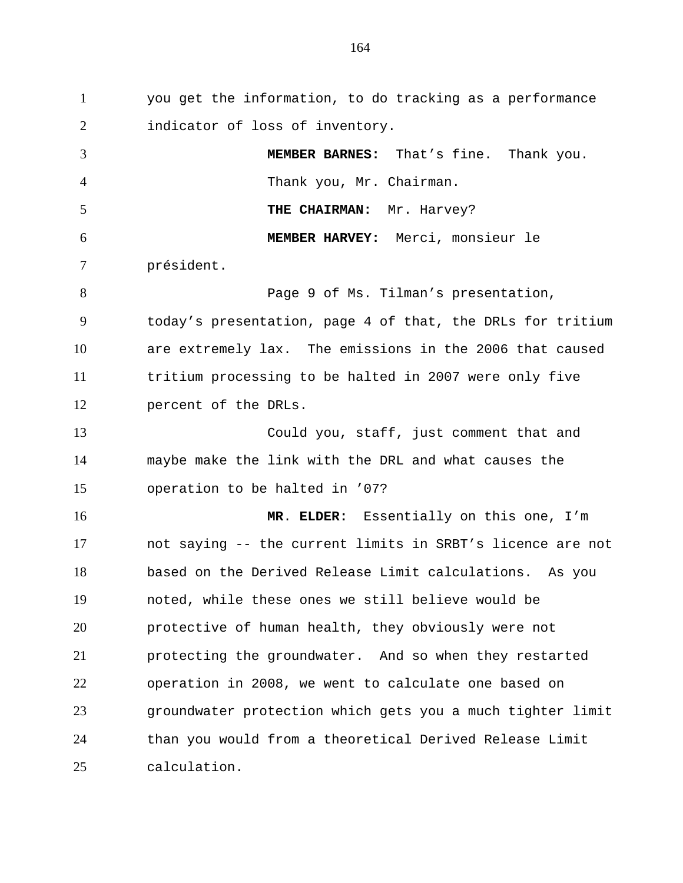you get the information, to do tracking as a performance indicator of loss of inventory.

**MEMBER BARNES:** That's fine. Thank you. Thank you, Mr. Chairman.

**THE CHAIRMAN:** Mr. Harvey?

**MEMBER HARVEY:** Merci, monsieur le président.

Page 9 of Ms. Tilman's presentation, today's presentation, page 4 of that, the DRLs for tritium are extremely lax. The emissions in the 2006 that caused tritium processing to be halted in 2007 were only five percent of the DRLs.

Could you, staff, just comment that and maybe make the link with the DRL and what causes the operation to be halted in '07?

**MR. ELDER:** Essentially on this one, I'm not saying -- the current limits in SRBT's licence are not based on the Derived Release Limit calculations. As you noted, while these ones we still believe would be protective of human health, they obviously were not protecting the groundwater. And so when they restarted operation in 2008, we went to calculate one based on groundwater protection which gets you a much tighter limit than you would from a theoretical Derived Release Limit calculation.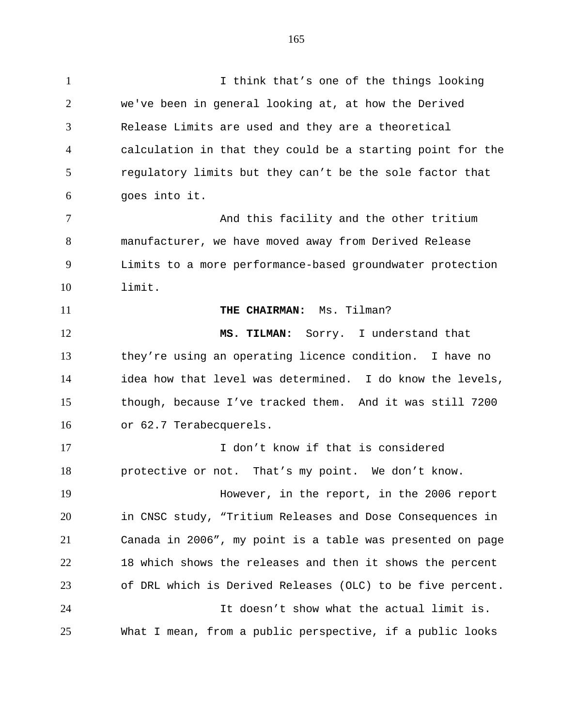I think that's one of the things looking we've been in general looking at, at how the Derived Release Limits are used and they are a theoretical calculation in that they could be a starting point for the regulatory limits but they can't be the sole factor that goes into it.

And this facility and the other tritium manufacturer, we have moved away from Derived Release Limits to a more performance-based groundwater protection limit.

**THE CHAIRMAN:** Ms. Tilman?

**MS. TILMAN:** Sorry. I understand that they're using an operating licence condition. I have no idea how that level was determined. I do know the levels, though, because I've tracked them. And it was still 7200 or 62.7 Terabecquerels.

I don't know if that is considered protective or not. That's my point. We don't know.

However, in the report, in the 2006 report in CNSC study, "Tritium Releases and Dose Consequences in Canada in 2006", my point is a table was presented on page 18 which shows the releases and then it shows the percent of DRL which is Derived Releases (OLC) to be five percent.

It doesn't show what the actual limit is. What I mean, from a public perspective, if a public looks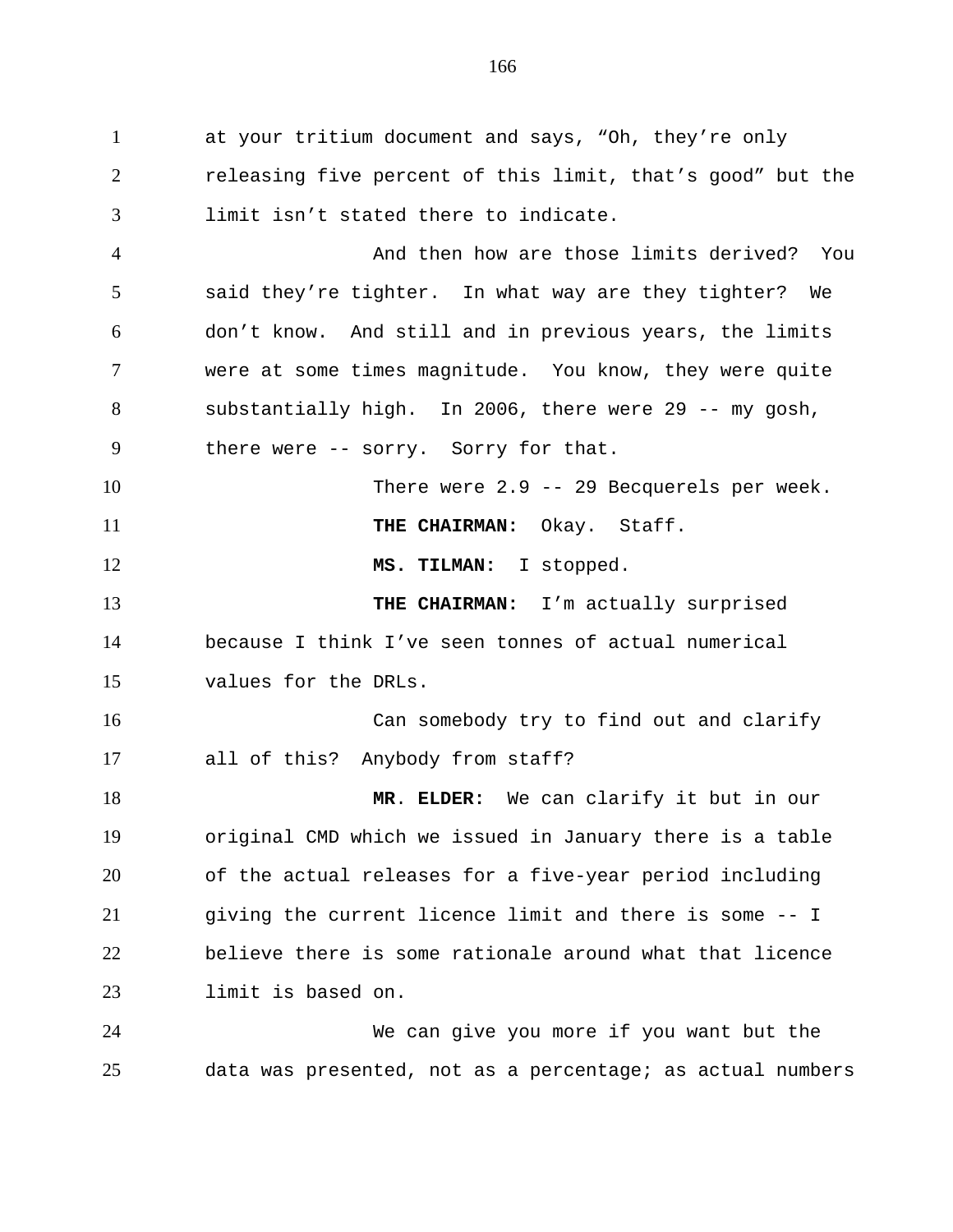at your tritium document and says, "Oh, they're only releasing five percent of this limit, that's good" but the limit isn't stated there to indicate.

And then how are those limits derived? You said they're tighter. In what way are they tighter? We don't know. And still and in previous years, the limits were at some times magnitude. You know, they were quite substantially high. In 2006, there were 29 -- my gosh, there were -- sorry. Sorry for that.

There were 2.9 -- 29 Becquerels per week.

**THE CHAIRMAN:** Okay. Staff.

**MS. TILMAN:** I stopped.

**THE CHAIRMAN:** I'm actually surprised because I think I've seen tonnes of actual numerical values for the DRLs.

Can somebody try to find out and clarify all of this? Anybody from staff?

**MR. ELDER:** We can clarify it but in our original CMD which we issued in January there is a table of the actual releases for a five-year period including giving the current licence limit and there is some -- I believe there is some rationale around what that licence limit is based on.

We can give you more if you want but the data was presented, not as a percentage; as actual numbers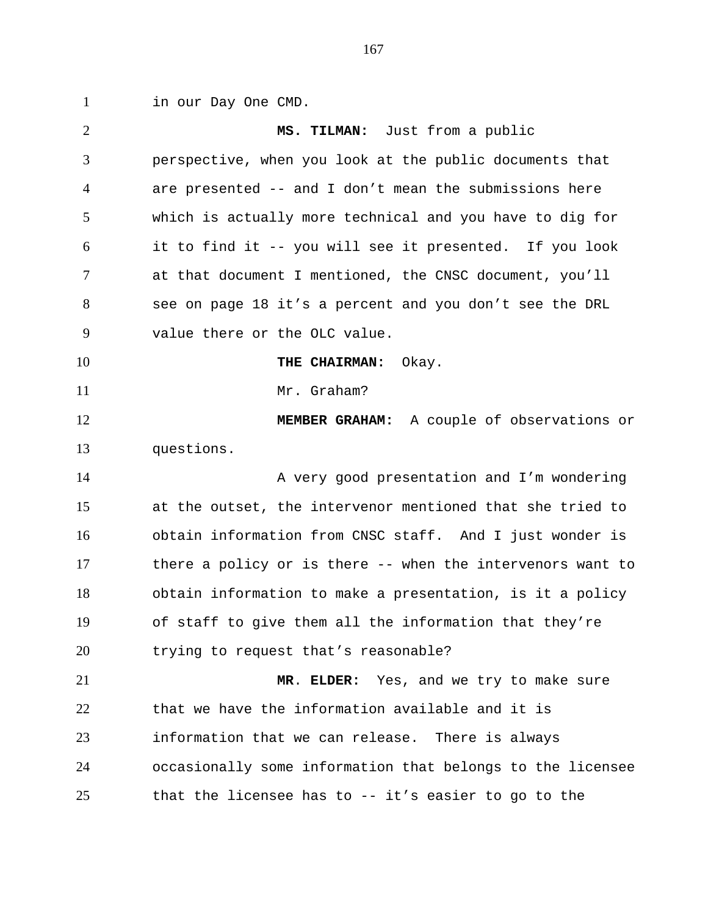in our Day One CMD.

**MS. TILMAN:** Just from a public perspective, when you look at the public documents that are presented -- and I don't mean the submissions here which is actually more technical and you have to dig for it to find it -- you will see it presented. If you look at that document I mentioned, the CNSC document, you'll see on page 18 it's a percent and you don't see the DRL value there or the OLC value.

**THE CHAIRMAN:** Okay.

Mr. Graham?

**MEMBER GRAHAM:** A couple of observations or questions.

A very good presentation and I'm wondering at the outset, the intervenor mentioned that she tried to obtain information from CNSC staff. And I just wonder is there a policy or is there -- when the intervenors want to obtain information to make a presentation, is it a policy of staff to give them all the information that they're trying to request that's reasonable?

**MR. ELDER:** Yes, and we try to make sure that we have the information available and it is information that we can release. There is always occasionally some information that belongs to the licensee that the licensee has to -- it's easier to go to the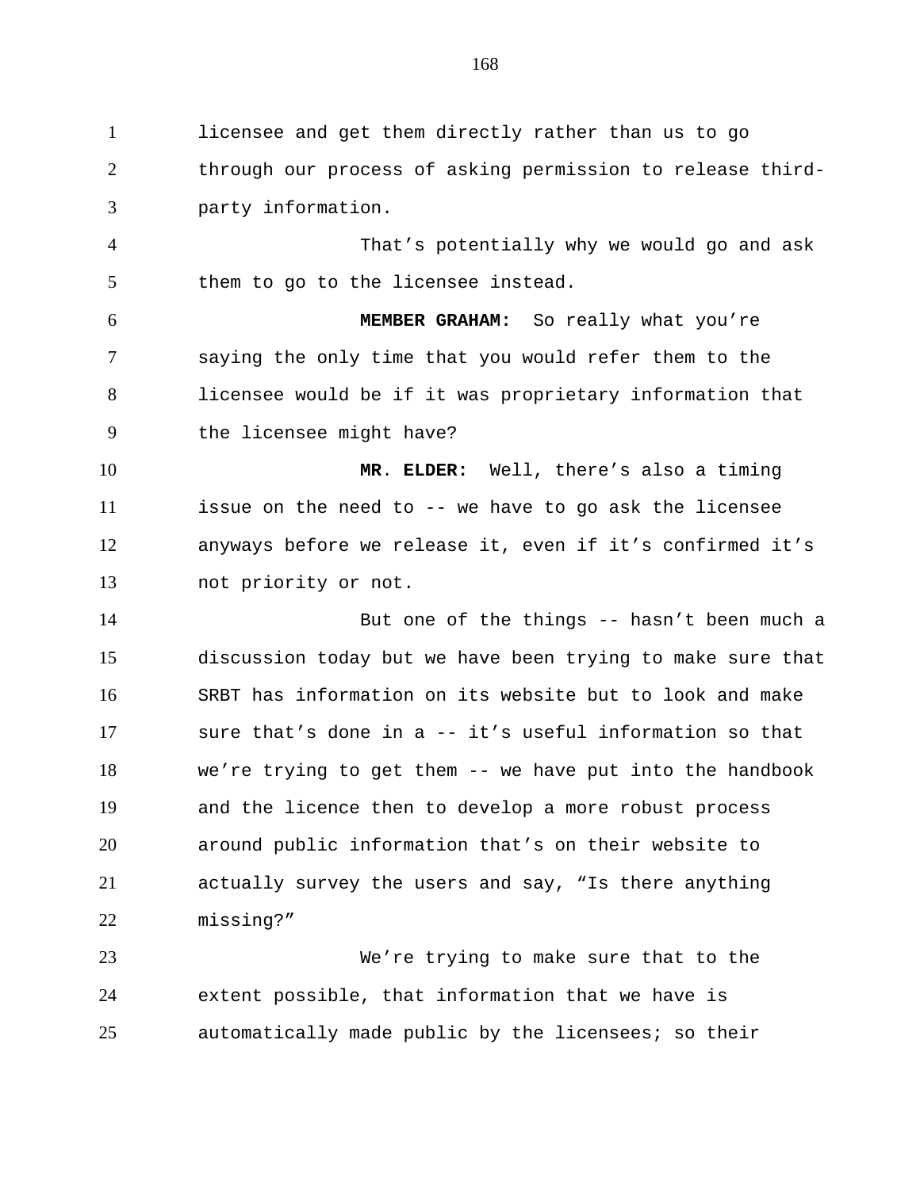licensee and get them directly rather than us to go through our process of asking permission to release third-party information.

That's potentially why we would go and ask them to go to the licensee instead.

**MEMBER GRAHAM:** So really what you're saying the only time that you would refer them to the licensee would be if it was proprietary information that the licensee might have?

**MR. ELDER:** Well, there's also a timing issue on the need to -- we have to go ask the licensee anyways before we release it, even if it's confirmed it's not priority or not.

But one of the things -- hasn't been much a discussion today but we have been trying to make sure that SRBT has information on its website but to look and make sure that's done in a -- it's useful information so that we're trying to get them -- we have put into the handbook and the licence then to develop a more robust process around public information that's on their website to actually survey the users and say, "Is there anything missing?"

We're trying to make sure that to the extent possible, that information that we have is automatically made public by the licensees; so their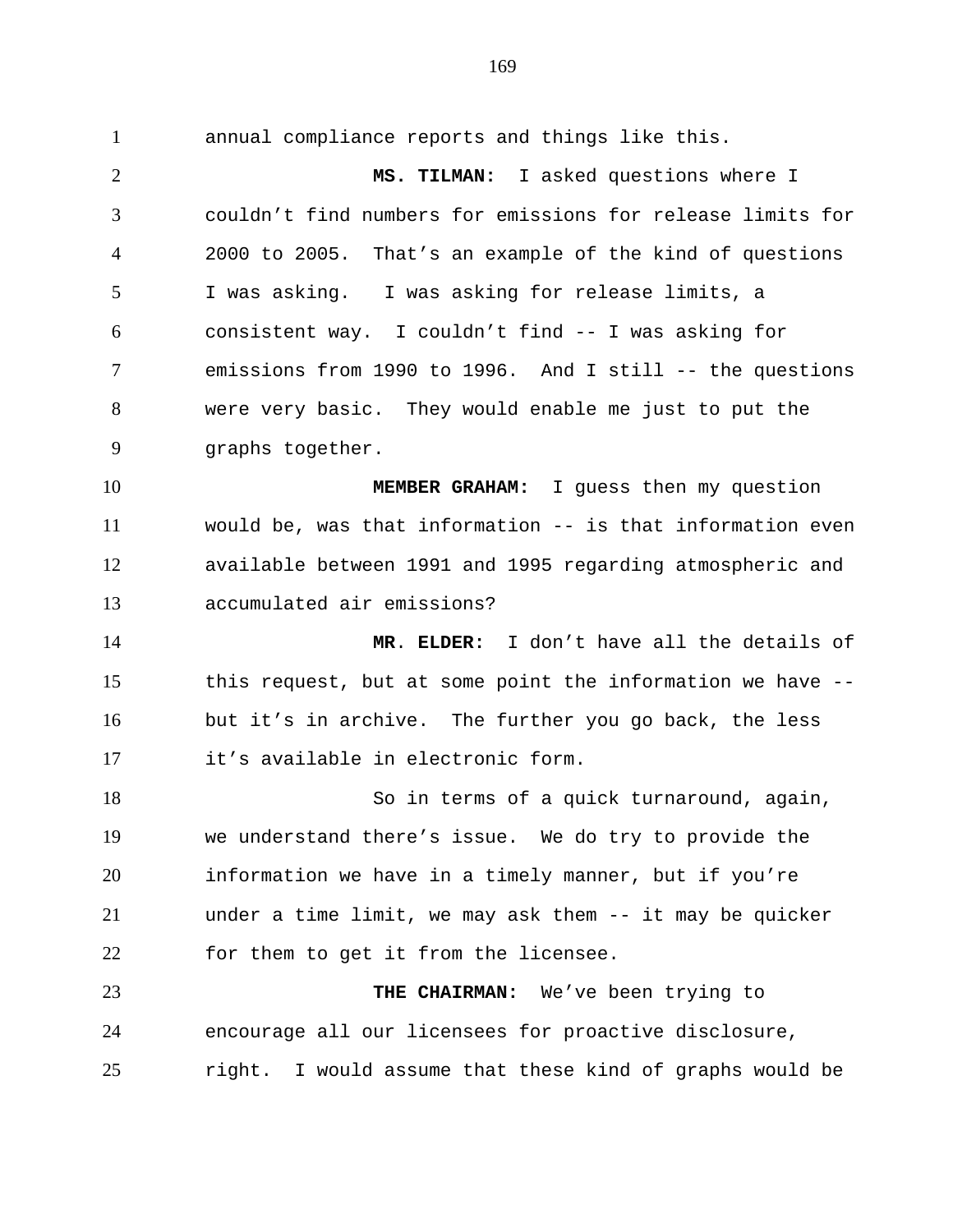annual compliance reports and things like this.

**MS. TILMAN:** I asked questions where I couldn't find numbers for emissions for release limits for 2000 to 2005. That's an example of the kind of questions I was asking. I was asking for release limits, a consistent way. I couldn't find -- I was asking for emissions from 1990 to 1996. And I still -- the questions were very basic. They would enable me just to put the graphs together.

**MEMBER GRAHAM:** I guess then my question would be, was that information -- is that information even available between 1991 and 1995 regarding atmospheric and accumulated air emissions?

**MR. ELDER:** I don't have all the details of this request, but at some point the information we have -- but it's in archive. The further you go back, the less it's available in electronic form.

So in terms of a quick turnaround, again, we understand there's issue. We do try to provide the information we have in a timely manner, but if you're under a time limit, we may ask them -- it may be quicker for them to get it from the licensee.

**THE CHAIRMAN:** We've been trying to encourage all our licensees for proactive disclosure, right. I would assume that these kind of graphs would be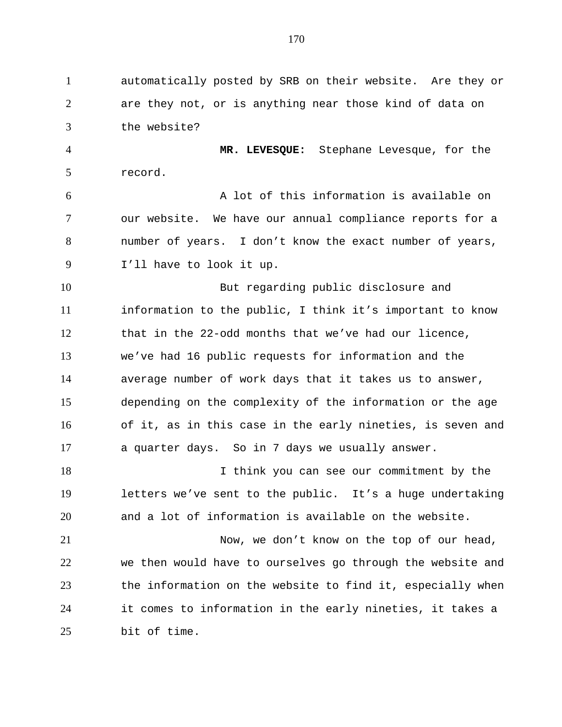automatically posted by SRB on their website. Are they or are they not, or is anything near those kind of data on the website?

**MR. LEVESQUE:** Stephane Levesque, for the record.

A lot of this information is available on our website. We have our annual compliance reports for a number of years. I don't know the exact number of years, I'll have to look it up.

But regarding public disclosure and information to the public, I think it's important to know that in the 22-odd months that we've had our licence, we've had 16 public requests for information and the average number of work days that it takes us to answer, depending on the complexity of the information or the age of it, as in this case in the early nineties, is seven and a quarter days. So in 7 days we usually answer.

I think you can see our commitment by the letters we've sent to the public. It's a huge undertaking and a lot of information is available on the website.

Now, we don't know on the top of our head, we then would have to ourselves go through the website and the information on the website to find it, especially when it comes to information in the early nineties, it takes a bit of time.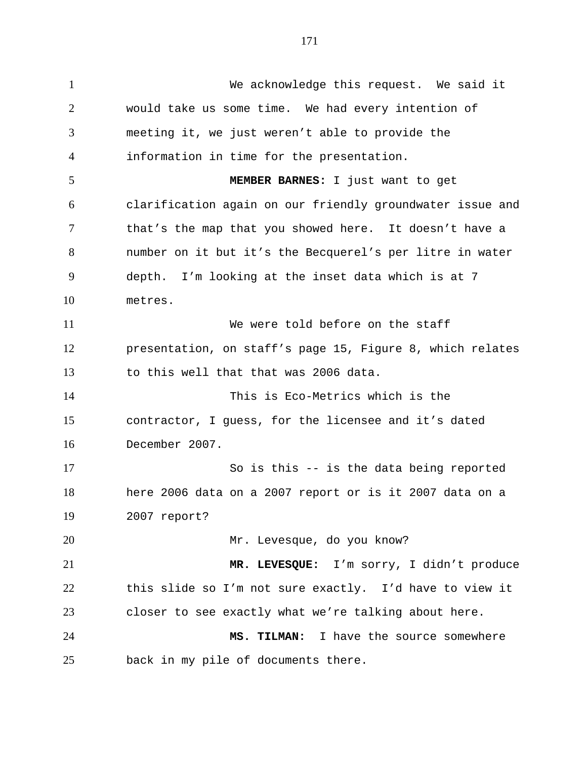We acknowledge this request. We said it would take us some time. We had every intention of meeting it, we just weren't able to provide the information in time for the presentation.

**MEMBER BARNES:** I just want to get clarification again on our friendly groundwater issue and that's the map that you showed here. It doesn't have a number on it but it's the Becquerel's per litre in water depth. I'm looking at the inset data which is at 7 metres.

We were told before on the staff presentation, on staff's page 15, Figure 8, which relates to this well that that was 2006 data.

This is Eco-Metrics which is the contractor, I guess, for the licensee and it's dated December 2007.

So is this -- is the data being reported here 2006 data on a 2007 report or is it 2007 data on a 2007 report?

Mr. Levesque, do you know?

**MR. LEVESQUE:** I'm sorry, I didn't produce this slide so I'm not sure exactly. I'd have to view it closer to see exactly what we're talking about here.

**MS. TILMAN:** I have the source somewhere back in my pile of documents there.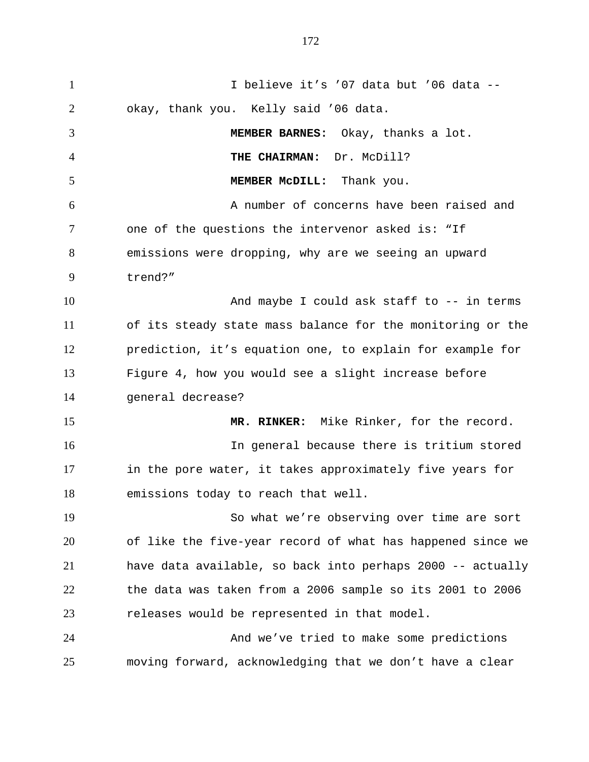I believe it’s ’07 data but ’06 data -- okay, thank you. Kelly said ’06 data.

**MEMBER BARNES:** Okay, thanks a lot.

**THE CHAIRMAN:** Dr. McDill?

**MEMBER McDILL:** Thank you.

A number of concerns have been raised and one of the questions the intervenor asked is: “If emissions were dropping, why are we seeing an upward trend?”

And maybe I could ask staff to -- in terms of its steady state mass balance for the monitoring or the prediction, it’s equation one, to explain for example for Figure 4, how you would see a slight increase before general decrease?

**MR. RINKER:** Mike Rinker, for the record.

In general because there is tritium stored in the pore water, it takes approximately five years for emissions today to reach that well.

So what we’re observing over time are sort of like the five-year record of what has happened since we have data available, so back into perhaps 2000 -- actually the data was taken from a 2006 sample so its 2001 to 2006 releases would be represented in that model.

And we’ve tried to make some predictions moving forward, acknowledging that we don’t have a clear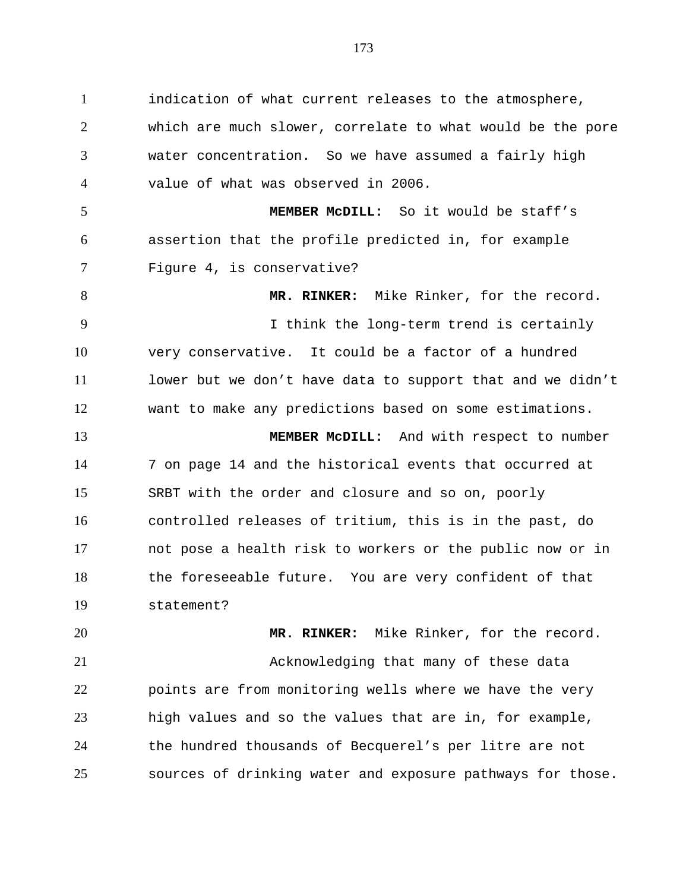indication of what current releases to the atmosphere, which are much slower, correlate to what would be the pore water concentration. So we have assumed a fairly high value of what was observed in 2006.

**MEMBER McDILL:** So it would be staff's assertion that the profile predicted in, for example Figure 4, is conservative?

**MR. RINKER:** Mike Rinker, for the record.

I think the long-term trend is certainly very conservative. It could be a factor of a hundred lower but we don't have data to support that and we didn't want to make any predictions based on some estimations.

**MEMBER McDILL:** And with respect to number 7 on page 14 and the historical events that occurred at SRBT with the order and closure and so on, poorly controlled releases of tritium, this is in the past, do not pose a health risk to workers or the public now or in the foreseeable future. You are very confident of that statement?

**MR. RINKER:** Mike Rinker, for the record.

Acknowledging that many of these data points are from monitoring wells where we have the very high values and so the values that are in, for example, the hundred thousands of Becquerel's per litre are not sources of drinking water and exposure pathways for those.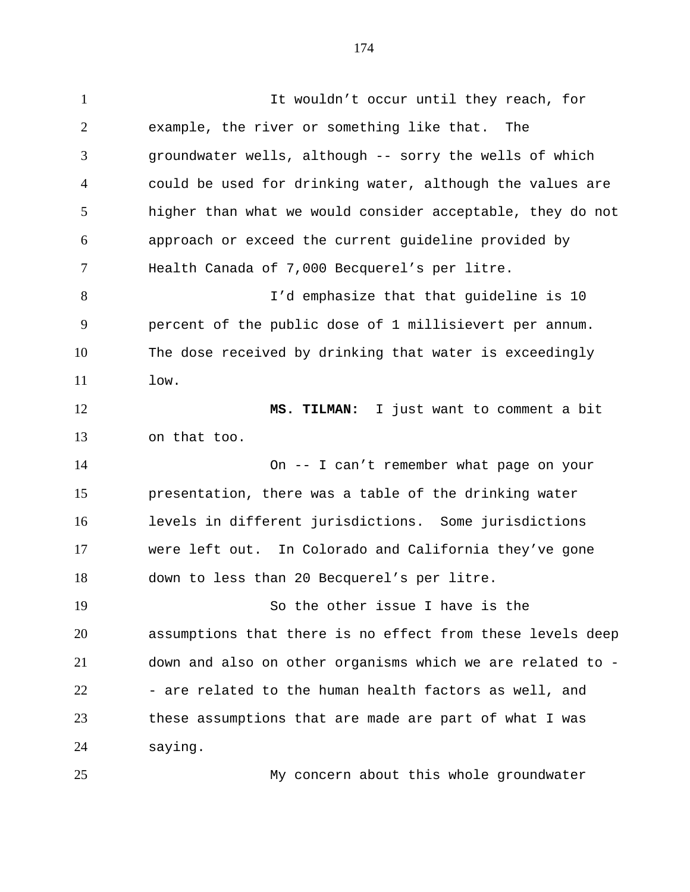It wouldn't occur until they reach, for example, the river or something like that. The groundwater wells, although -- sorry the wells of which could be used for drinking water, although the values are higher than what we would consider acceptable, they do not approach or exceed the current guideline provided by Health Canada of 7,000 Becquerel's per litre.

I'd emphasize that that guideline is 10 percent of the public dose of 1 millisievert per annum. The dose received by drinking that water is exceedingly low.

**MS. TILMAN:** I just want to comment a bit on that too.

On -- I can't remember what page on your presentation, there was a table of the drinking water levels in different jurisdictions. Some jurisdictions were left out. In Colorado and California they've gone down to less than 20 Becquerel's per litre.

So the other issue I have is the assumptions that there is no effect from these levels deep down and also on other organisms which we are related to -- are related to the human health factors as well, and these assumptions that are made are part of what I was saying.

My concern about this whole groundwater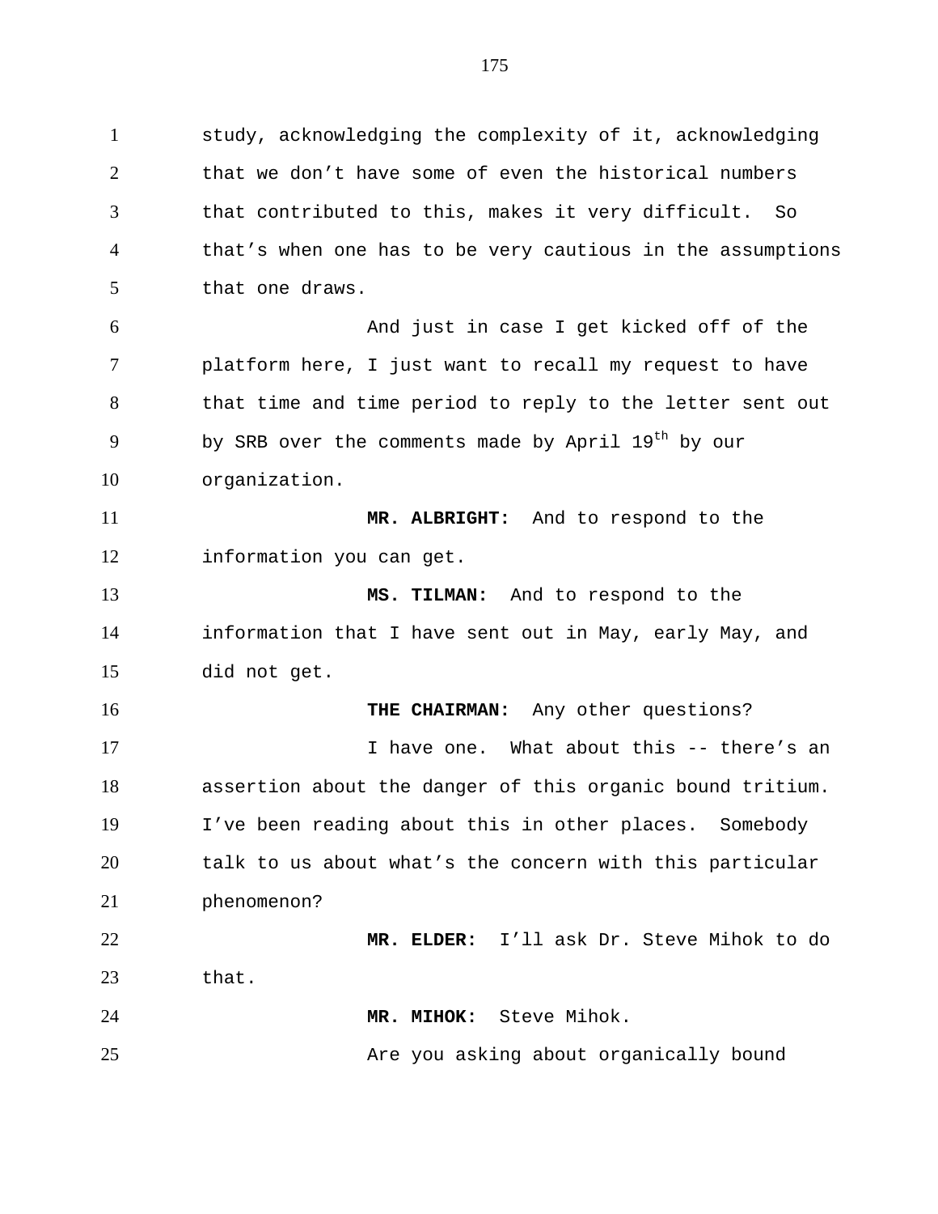study, acknowledging the complexity of it, acknowledging that we don't have some of even the historical numbers that contributed to this, makes it very difficult. So that's when one has to be very cautious in the assumptions that one draws.

And just in case I get kicked off of the platform here, I just want to recall my request to have that time and time period to reply to the letter sent out by SRB over the comments made by April 19th by our organization.

**MR. ALBRIGHT:** And to respond to the information you can get.

**MS. TILMAN:** And to respond to the information that I have sent out in May, early May, and did not get.

**THE CHAIRMAN:** Any other questions?

I have one. What about this -- there's an assertion about the danger of this organic bound tritium. I've been reading about this in other places. Somebody talk to us about what's the concern with this particular phenomenon?

**MR. ELDER:** I'll ask Dr. Steve Mihok to do that.

**MR. MIHOK:** Steve Mihok.

Are you asking about organically bound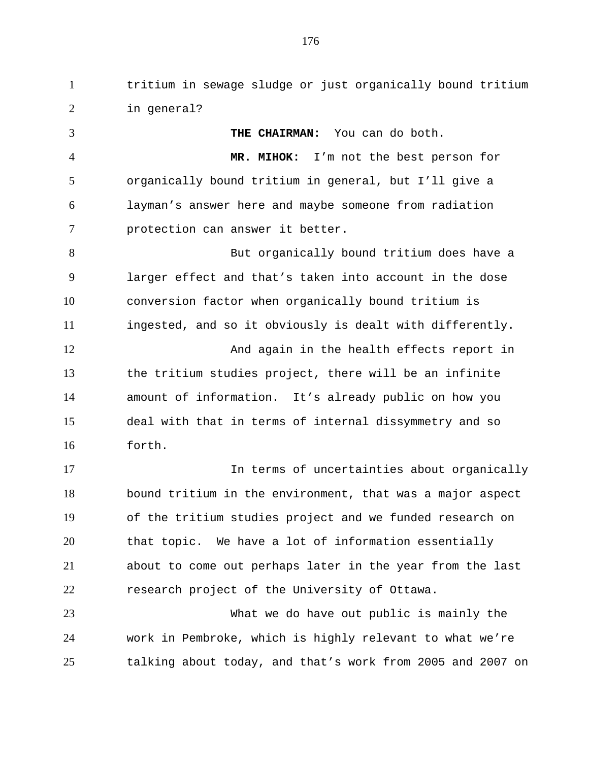tritium in sewage sludge or just organically bound tritium in general?

**THE CHAIRMAN:** You can do both.

**MR. MIHOK:** I'm not the best person for organically bound tritium in general, but I'll give a layman's answer here and maybe someone from radiation protection can answer it better.

But organically bound tritium does have a larger effect and that's taken into account in the dose conversion factor when organically bound tritium is ingested, and so it obviously is dealt with differently.

And again in the health effects report in the tritium studies project, there will be an infinite amount of information. It's already public on how you deal with that in terms of internal dissymmetry and so forth.

In terms of uncertainties about organically bound tritium in the environment, that was a major aspect of the tritium studies project and we funded research on that topic. We have a lot of information essentially about to come out perhaps later in the year from the last research project of the University of Ottawa.

What we do have out public is mainly the work in Pembroke, which is highly relevant to what we're talking about today, and that's work from 2005 and 2007 on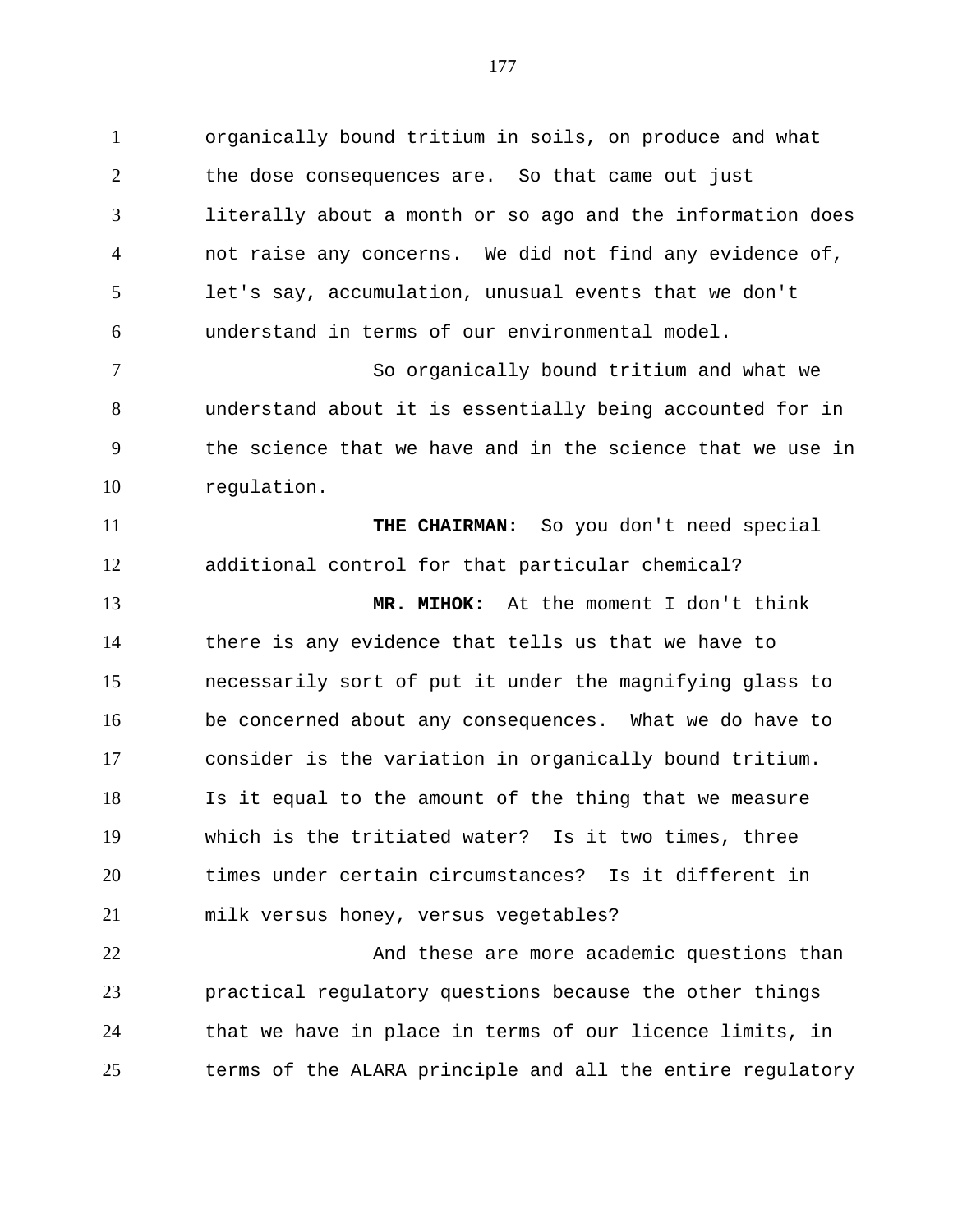organically bound tritium in soils, on produce and what the dose consequences are. So that came out just literally about a month or so ago and the information does not raise any concerns. We did not find any evidence of, let's say, accumulation, unusual events that we don't understand in terms of our environmental model.

So organically bound tritium and what we understand about it is essentially being accounted for in the science that we have and in the science that we use in regulation.

**THE CHAIRMAN:** So you don't need special additional control for that particular chemical?

**MR. MIHOK:** At the moment I don't think there is any evidence that tells us that we have to necessarily sort of put it under the magnifying glass to be concerned about any consequences. What we do have to consider is the variation in organically bound tritium. Is it equal to the amount of the thing that we measure which is the tritiated water? Is it two times, three times under certain circumstances? Is it different in milk versus honey, versus vegetables?

And these are more academic questions than practical regulatory questions because the other things that we have in place in terms of our licence limits, in terms of the ALARA principle and all the entire regulatory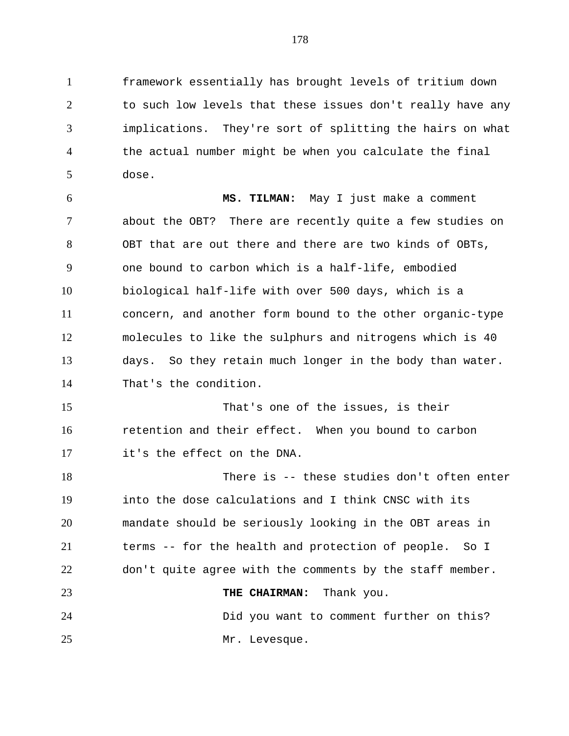framework essentially has brought levels of tritium down to such low levels that these issues don't really have any implications. They're sort of splitting the hairs on what the actual number might be when you calculate the final dose.

**MS. TILMAN:** May I just make a comment about the OBT? There are recently quite a few studies on OBT that are out there and there are two kinds of OBTs, one bound to carbon which is a half-life, embodied biological half-life with over 500 days, which is a concern, and another form bound to the other organic-type molecules to like the sulphurs and nitrogens which is 40 days. So they retain much longer in the body than water. That's the condition.

That's one of the issues, is their retention and their effect. When you bound to carbon it's the effect on the DNA.

There is -- these studies don't often enter into the dose calculations and I think CNSC with its mandate should be seriously looking in the OBT areas in terms -- for the health and protection of people. So I don't quite agree with the comments by the staff member.

**THE CHAIRMAN:** Thank you.

Did you want to comment further on this?

Mr. Levesque.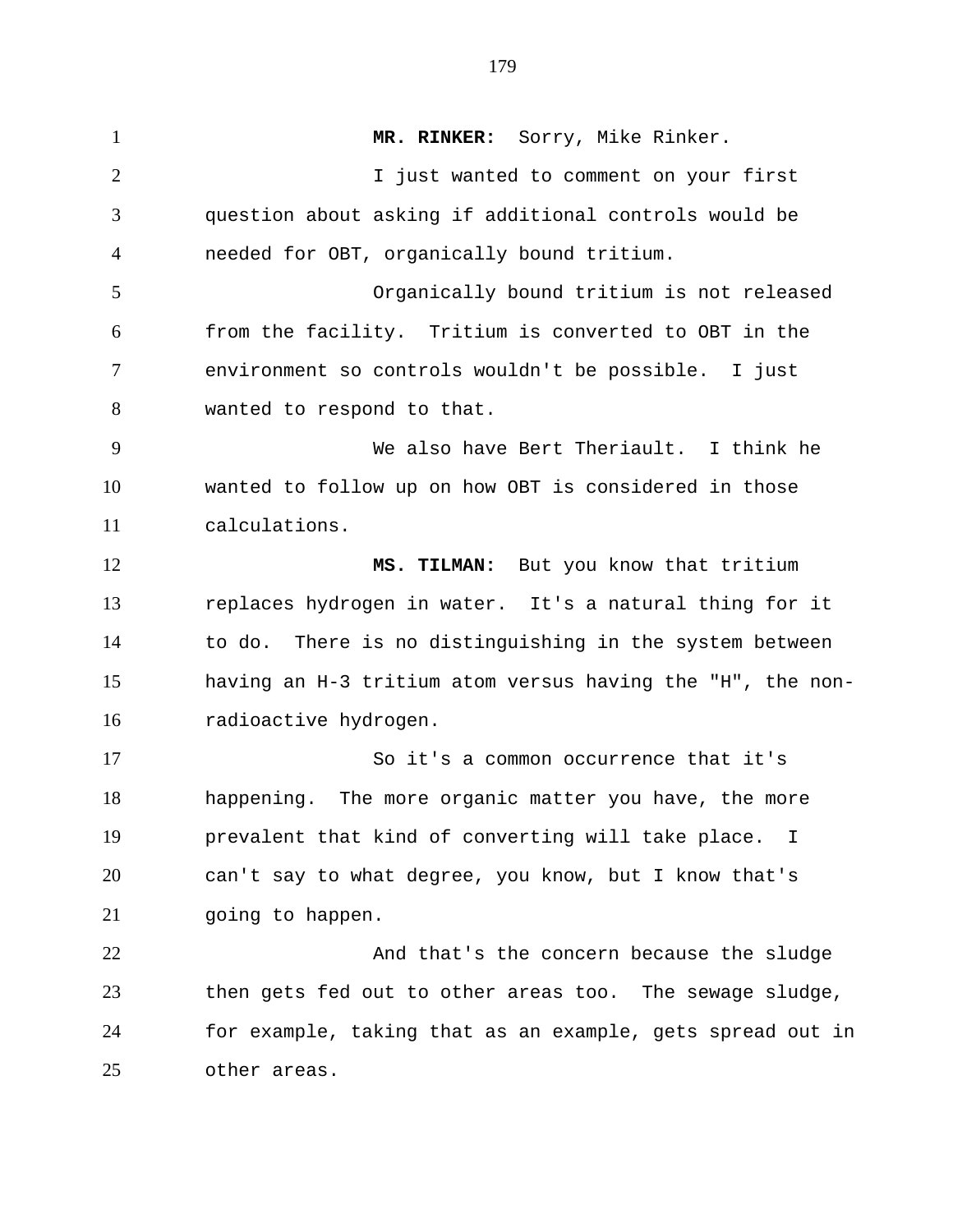**MR. RINKER:** Sorry, Mike Rinker.

I just wanted to comment on your first question about asking if additional controls would be needed for OBT, organically bound tritium.

Organically bound tritium is not released from the facility. Tritium is converted to OBT in the environment so controls wouldn't be possible. I just wanted to respond to that.

We also have Bert Theriault. I think he wanted to follow up on how OBT is considered in those calculations.

**MS. TILMAN:** But you know that tritium replaces hydrogen in water. It's a natural thing for it to do. There is no distinguishing in the system between having an H-3 tritium atom versus having the "H", the non-radioactive hydrogen.

So it's a common occurrence that it's happening. The more organic matter you have, the more prevalent that kind of converting will take place. I can't say to what degree, you know, but I know that's going to happen.

And that's the concern because the sludge then gets fed out to other areas too. The sewage sludge, for example, taking that as an example, gets spread out in other areas.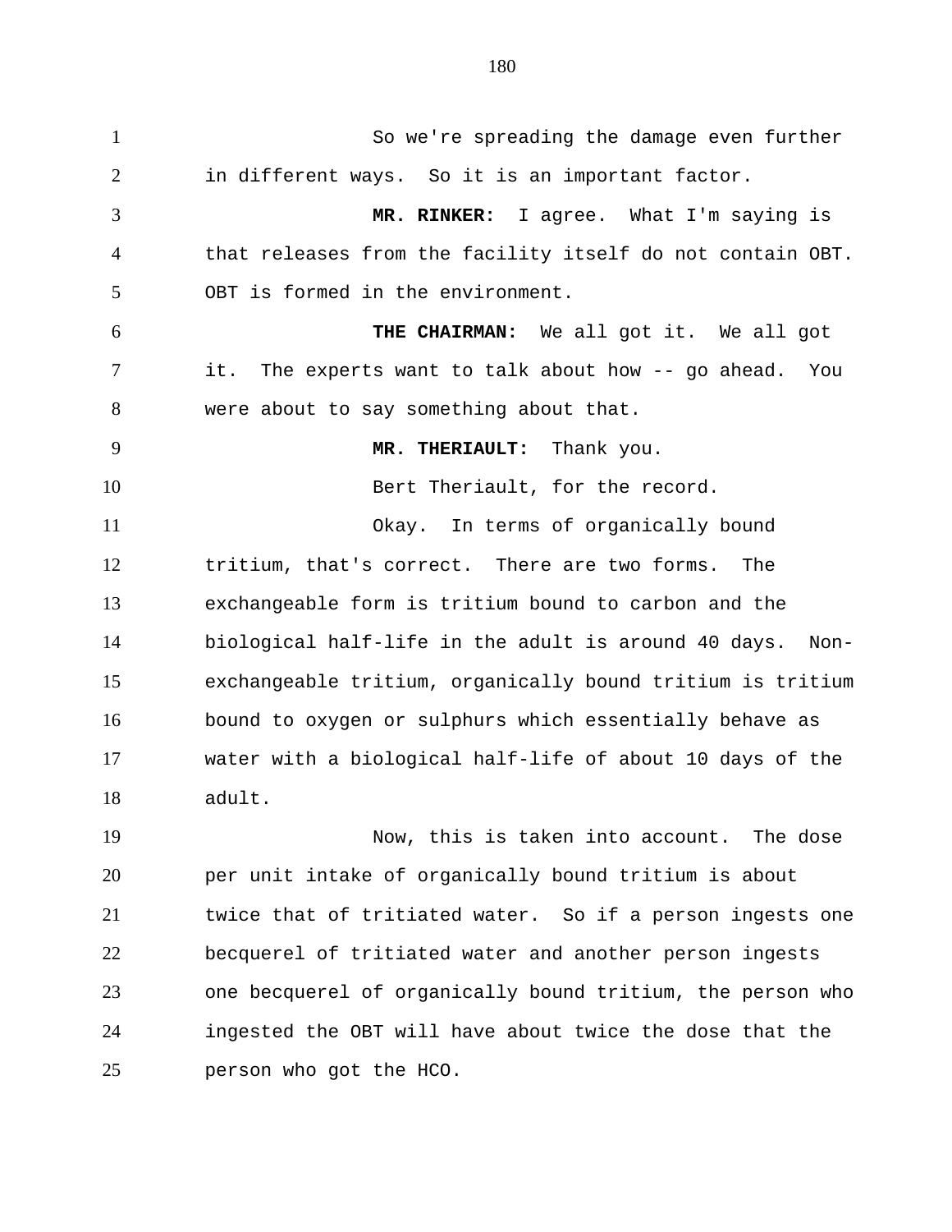So we're spreading the damage even further in different ways. So it is an important factor.

**MR. RINKER:** I agree. What I'm saying is that releases from the facility itself do not contain OBT. OBT is formed in the environment.

**THE CHAIRMAN:** We all got it. We all got it. The experts want to talk about how -- go ahead. You were about to say something about that.

**MR. THERIAULT:** Thank you.

Bert Theriault, for the record.

Okay. In terms of organically bound tritium, that's correct. There are two forms. The exchangeable form is tritium bound to carbon and the biological half-life in the adult is around 40 days. Non-exchangeable tritium, organically bound tritium is tritium bound to oxygen or sulphurs which essentially behave as water with a biological half-life of about 10 days of the adult.

Now, this is taken into account. The dose per unit intake of organically bound tritium is about twice that of tritiated water. So if a person ingests one becquerel of tritiated water and another person ingests one becquerel of organically bound tritium, the person who ingested the OBT will have about twice the dose that the person who got the HCO.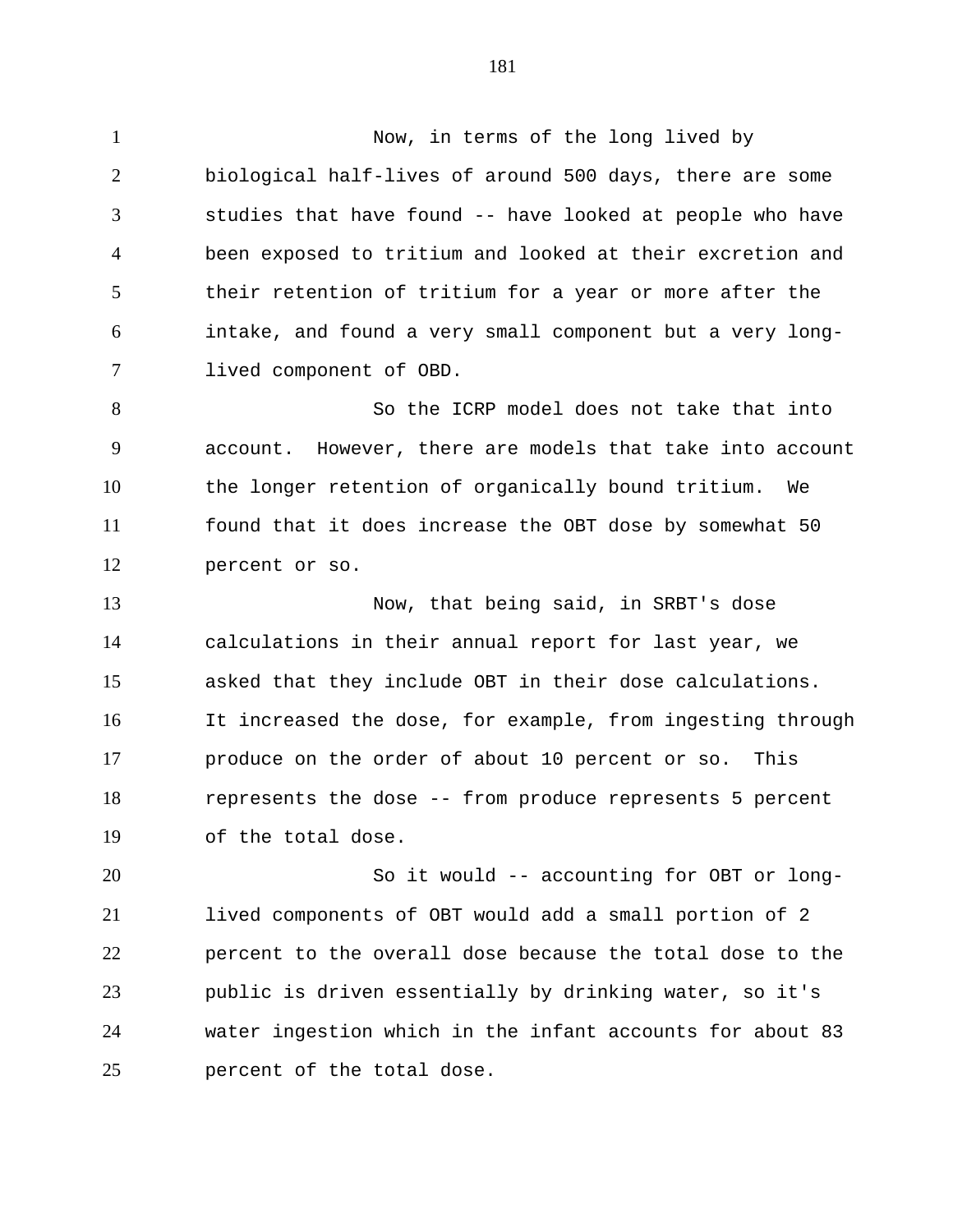Now, in terms of the long lived by biological half-lives of around 500 days, there are some studies that have found -- have looked at people who have been exposed to tritium and looked at their excretion and their retention of tritium for a year or more after the intake, and found a very small component but a very long-lived component of OBD.

So the ICRP model does not take that into account. However, there are models that take into account the longer retention of organically bound tritium. We found that it does increase the OBT dose by somewhat 50 percent or so.

Now, that being said, in SRBT's dose calculations in their annual report for last year, we asked that they include OBT in their dose calculations. It increased the dose, for example, from ingesting through produce on the order of about 10 percent or so. This represents the dose -- from produce represents 5 percent of the total dose.

So it would -- accounting for OBT or long-lived components of OBT would add a small portion of 2 percent to the overall dose because the total dose to the public is driven essentially by drinking water, so it's water ingestion which in the infant accounts for about 83 percent of the total dose.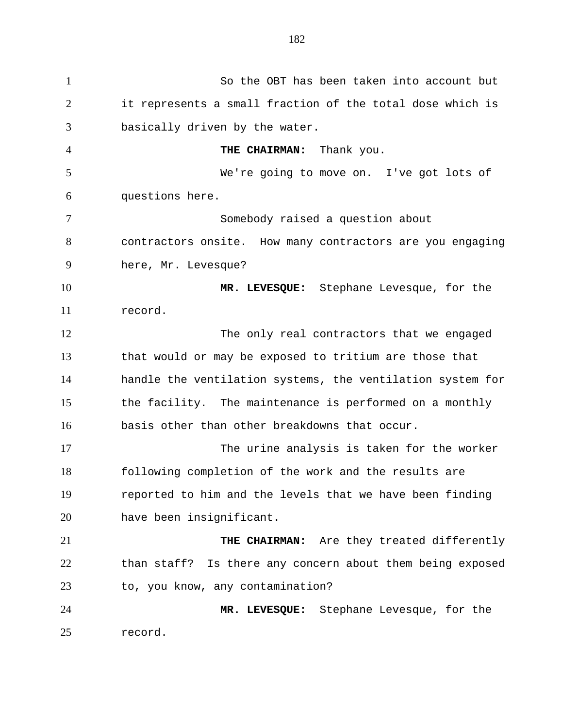So the OBT has been taken into account but it represents a small fraction of the total dose which is basically driven by the water.

**THE CHAIRMAN:** Thank you.

We're going to move on. I've got lots of questions here.

Somebody raised a question about contractors onsite. How many contractors are you engaging here, Mr. Levesque?

**MR. LEVESQUE:** Stephane Levesque, for the record.

The only real contractors that we engaged that would or may be exposed to tritium are those that handle the ventilation systems, the ventilation system for the facility. The maintenance is performed on a monthly basis other than other breakdowns that occur.

The urine analysis is taken for the worker following completion of the work and the results are reported to him and the levels that we have been finding have been insignificant.

**THE CHAIRMAN:** Are they treated differently than staff? Is there any concern about them being exposed to, you know, any contamination?

**MR. LEVESQUE:** Stephane Levesque, for the record.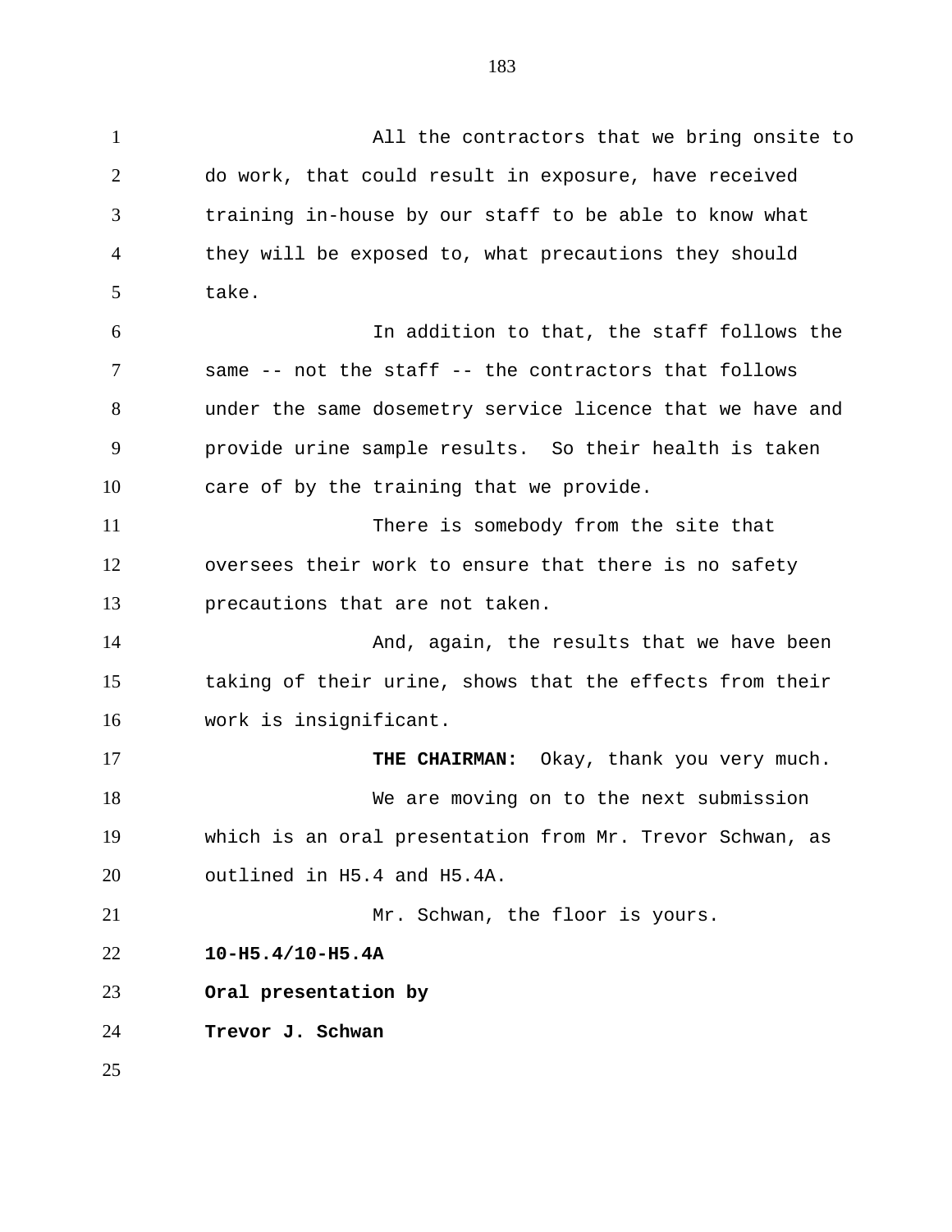All the contractors that we bring onsite to do work, that could result in exposure, have received training in-house by our staff to be able to know what they will be exposed to, what precautions they should take.

In addition to that, the staff follows the same -- not the staff -- the contractors that follows under the same dosemetry service licence that we have and provide urine sample results. So their health is taken care of by the training that we provide.

There is somebody from the site that oversees their work to ensure that there is no safety precautions that are not taken.

And, again, the results that we have been taking of their urine, shows that the effects from their work is insignificant.

**THE CHAIRMAN:** Okay, thank you very much.

We are moving on to the next submission which is an oral presentation from Mr. Trevor Schwan, as outlined in H5.4 and H5.4A.

Mr. Schwan, the floor is yours.

**10-H5.4/10-H5.4A**

**Oral presentation by**

**Trevor J. Schwan**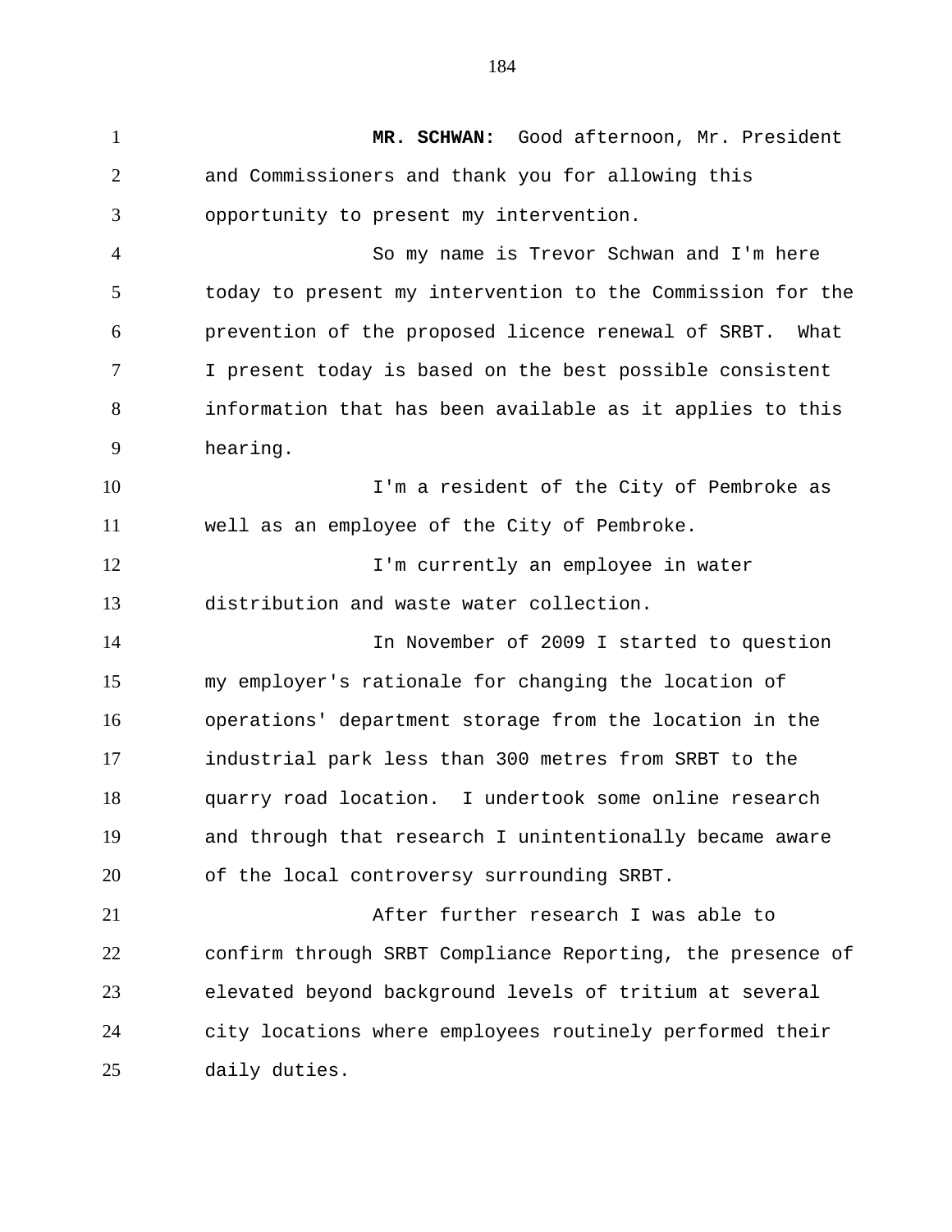**MR. SCHWAN:** Good afternoon, Mr. President and Commissioners and thank you for allowing this opportunity to present my intervention.

So my name is Trevor Schwan and I'm here today to present my intervention to the Commission for the prevention of the proposed licence renewal of SRBT. What I present today is based on the best possible consistent information that has been available as it applies to this hearing.

I'm a resident of the City of Pembroke as well as an employee of the City of Pembroke.

I'm currently an employee in water distribution and waste water collection.

In November of 2009 I started to question my employer's rationale for changing the location of operations' department storage from the location in the industrial park less than 300 metres from SRBT to the quarry road location. I undertook some online research and through that research I unintentionally became aware of the local controversy surrounding SRBT.

After further research I was able to confirm through SRBT Compliance Reporting, the presence of elevated beyond background levels of tritium at several city locations where employees routinely performed their daily duties.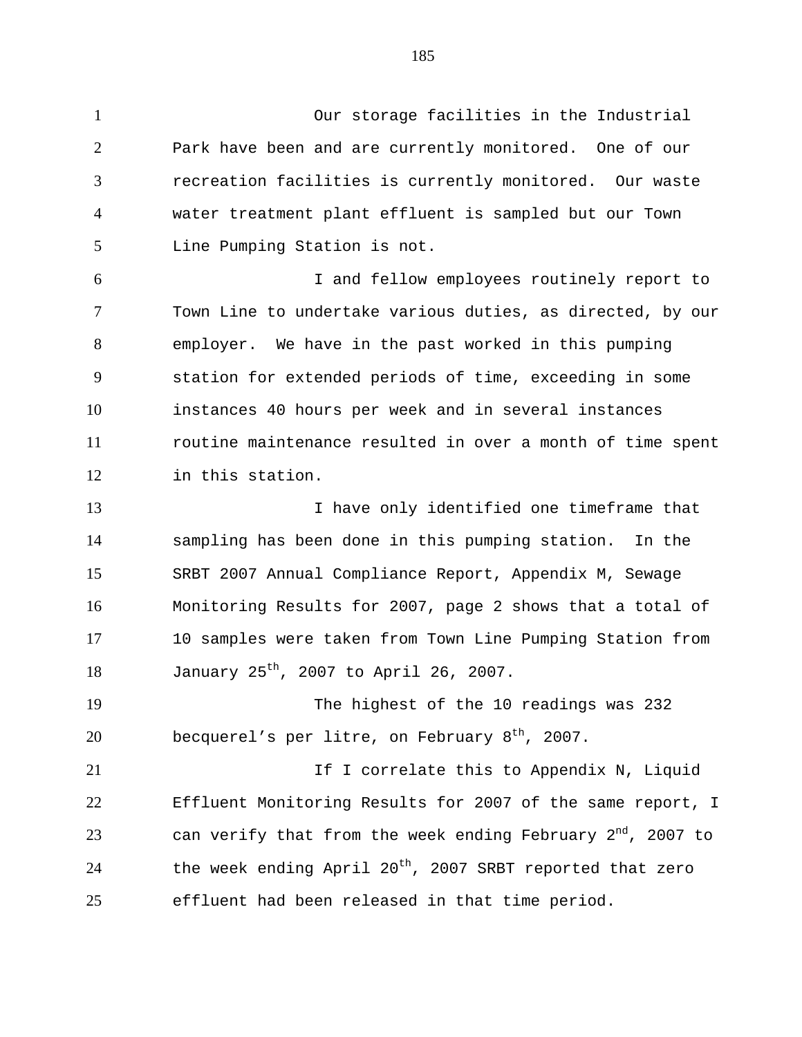Our storage facilities in the Industrial Park have been and are currently monitored. One of our recreation facilities is currently monitored. Our waste water treatment plant effluent is sampled but our Town Line Pumping Station is not.

I and fellow employees routinely report to Town Line to undertake various duties, as directed, by our employer. We have in the past worked in this pumping station for extended periods of time, exceeding in some instances 40 hours per week and in several instances routine maintenance resulted in over a month of time spent in this station.

I have only identified one timeframe that sampling has been done in this pumping station. In the SRBT 2007 Annual Compliance Report, Appendix M, Sewage Monitoring Results for 2007, page 2 shows that a total of 10 samples were taken from Town Line Pumping Station from January 25th, 2007 to April 26, 2007.

The highest of the 10 readings was 232 becquerel's per litre, on February 8th, 2007.

If I correlate this to Appendix N, Liquid Effluent Monitoring Results for 2007 of the same report, I can verify that from the week ending February 2nd, 2007 to the week ending April 20th, 2007 SRBT reported that zero effluent had been released in that time period.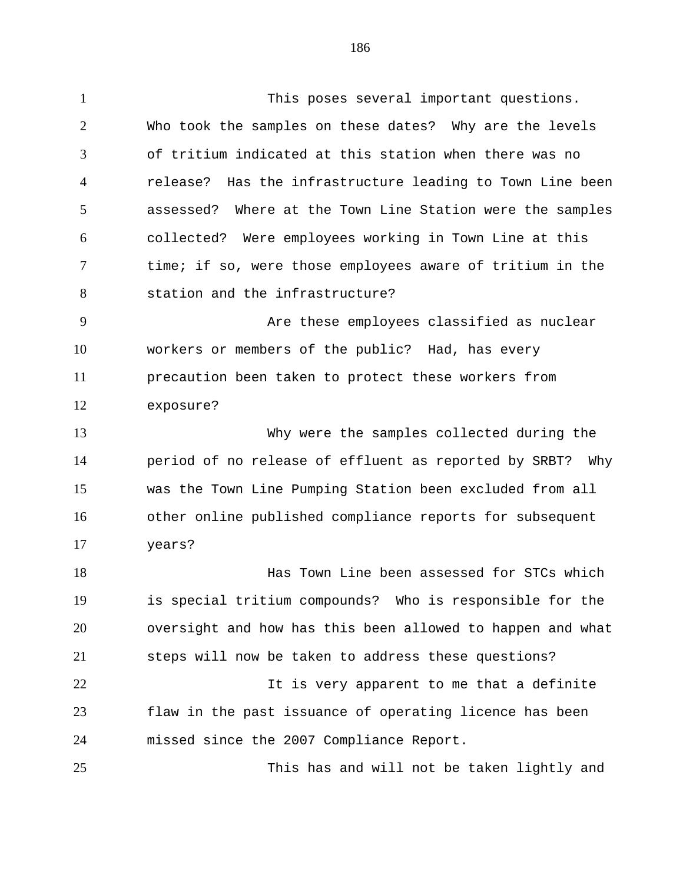This poses several important questions. Who took the samples on these dates? Why are the levels of tritium indicated at this station when there was no release? Has the infrastructure leading to Town Line been assessed? Where at the Town Line Station were the samples collected? Were employees working in Town Line at this time; if so, were those employees aware of tritium in the station and the infrastructure?

Are these employees classified as nuclear workers or members of the public? Had, has every precaution been taken to protect these workers from exposure?

Why were the samples collected during the period of no release of effluent as reported by SRBT? Why was the Town Line Pumping Station been excluded from all other online published compliance reports for subsequent years?

Has Town Line been assessed for STCs which is special tritium compounds? Who is responsible for the oversight and how has this been allowed to happen and what steps will now be taken to address these questions?

It is very apparent to me that a definite flaw in the past issuance of operating licence has been missed since the 2007 Compliance Report.

This has and will not be taken lightly and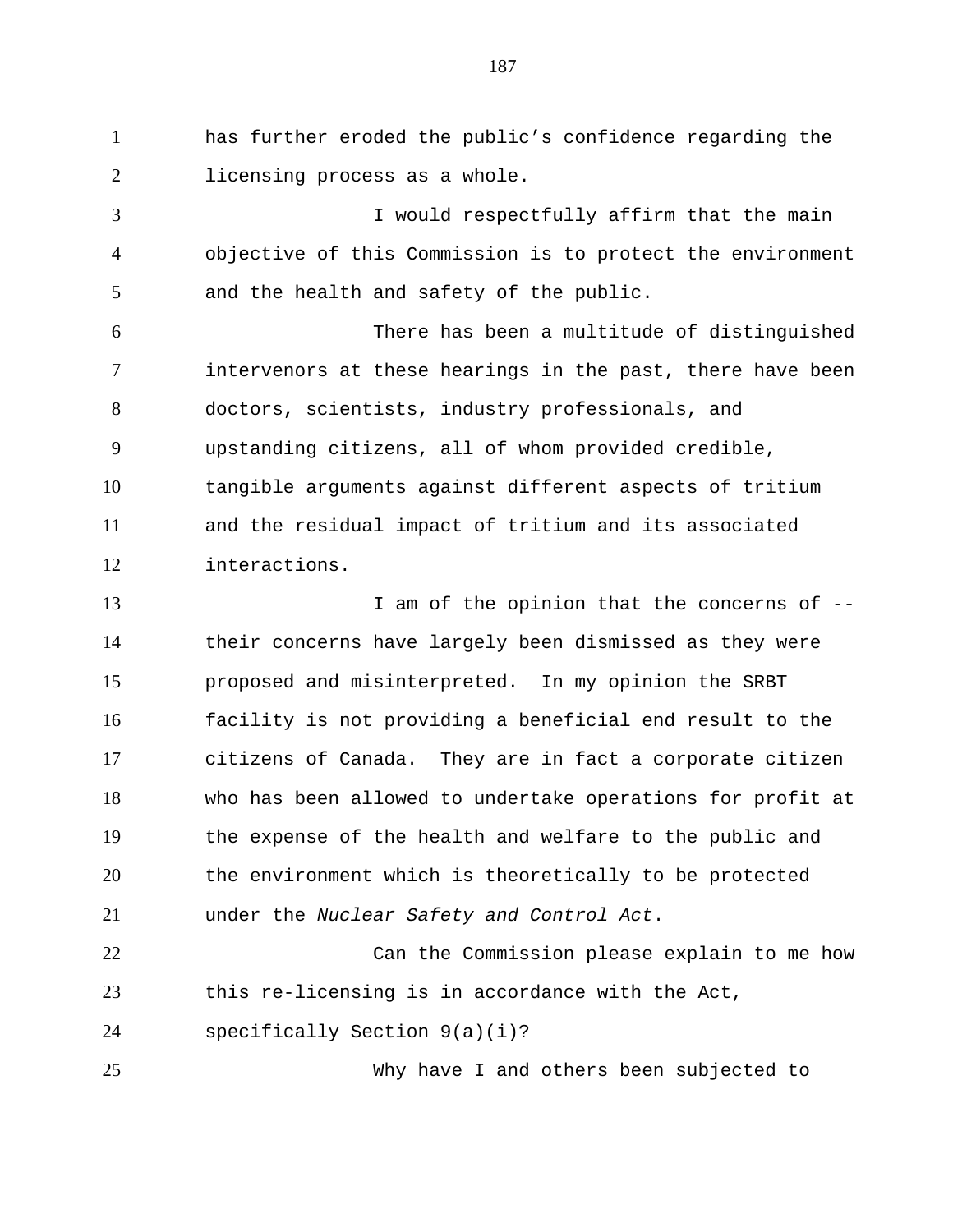has further eroded the public's confidence regarding the licensing process as a whole.

I would respectfully affirm that the main objective of this Commission is to protect the environment and the health and safety of the public.

There has been a multitude of distinguished intervenors at these hearings in the past, there have been doctors, scientists, industry professionals, and upstanding citizens, all of whom provided credible, tangible arguments against different aspects of tritium and the residual impact of tritium and its associated interactions.

I am of the opinion that the concerns of -- their concerns have largely been dismissed as they were proposed and misinterpreted. In my opinion the SRBT facility is not providing a beneficial end result to the citizens of Canada. They are in fact a corporate citizen who has been allowed to undertake operations for profit at the expense of the health and welfare to the public and the environment which is theoretically to be protected under the *Nuclear Safety and Control Act*.

Can the Commission please explain to me how this re-licensing is in accordance with the Act, specifically Section 9(a)(i)?

Why have I and others been subjected to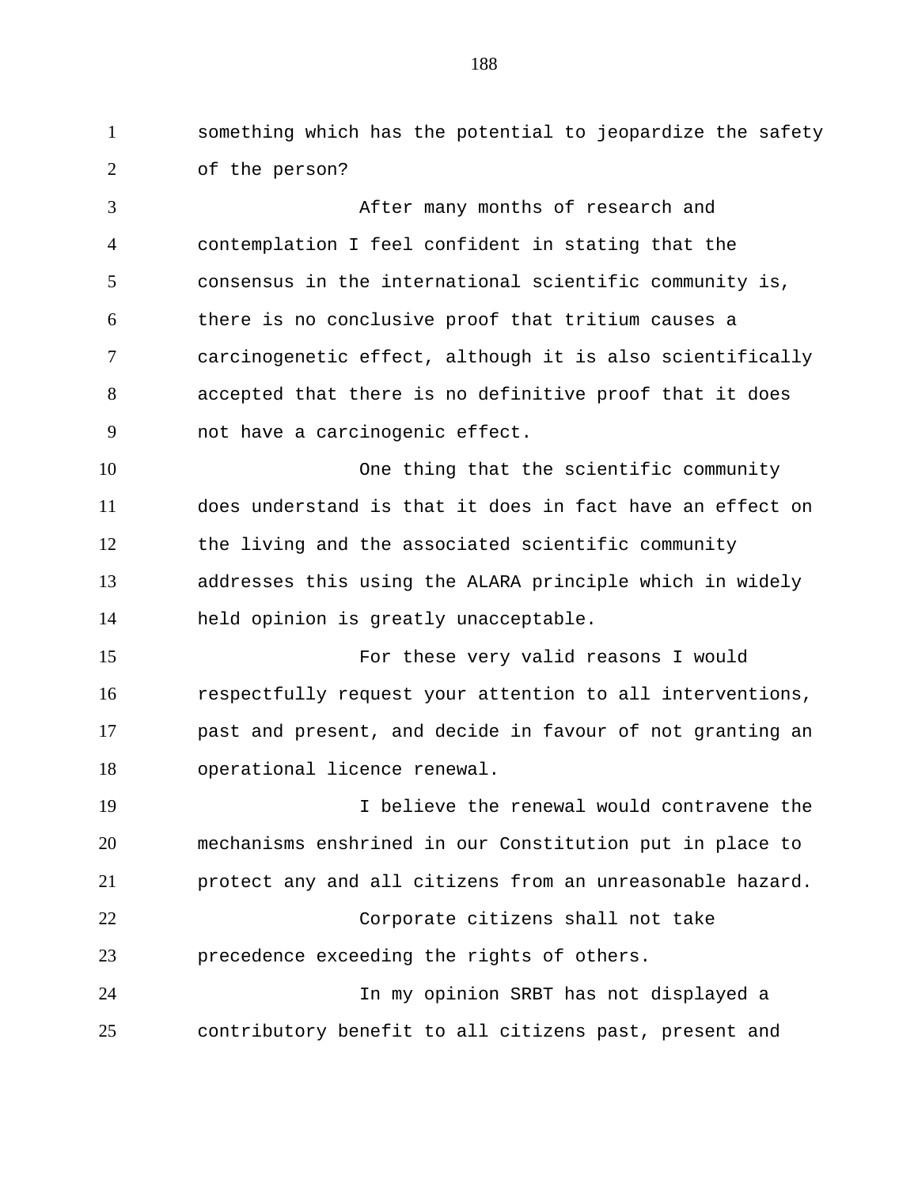something which has the potential to jeopardize the safety of the person?

After many months of research and contemplation I feel confident in stating that the consensus in the international scientific community is, there is no conclusive proof that tritium causes a carcinogenetic effect, although it is also scientifically accepted that there is no definitive proof that it does not have a carcinogenic effect.

One thing that the scientific community does understand is that it does in fact have an effect on the living and the associated scientific community addresses this using the ALARA principle which in widely held opinion is greatly unacceptable.

For these very valid reasons I would respectfully request your attention to all interventions, past and present, and decide in favour of not granting an operational licence renewal.

I believe the renewal would contravene the mechanisms enshrined in our Constitution put in place to protect any and all citizens from an unreasonable hazard.

Corporate citizens shall not take precedence exceeding the rights of others.

In my opinion SRBT has not displayed a contributory benefit to all citizens past, present and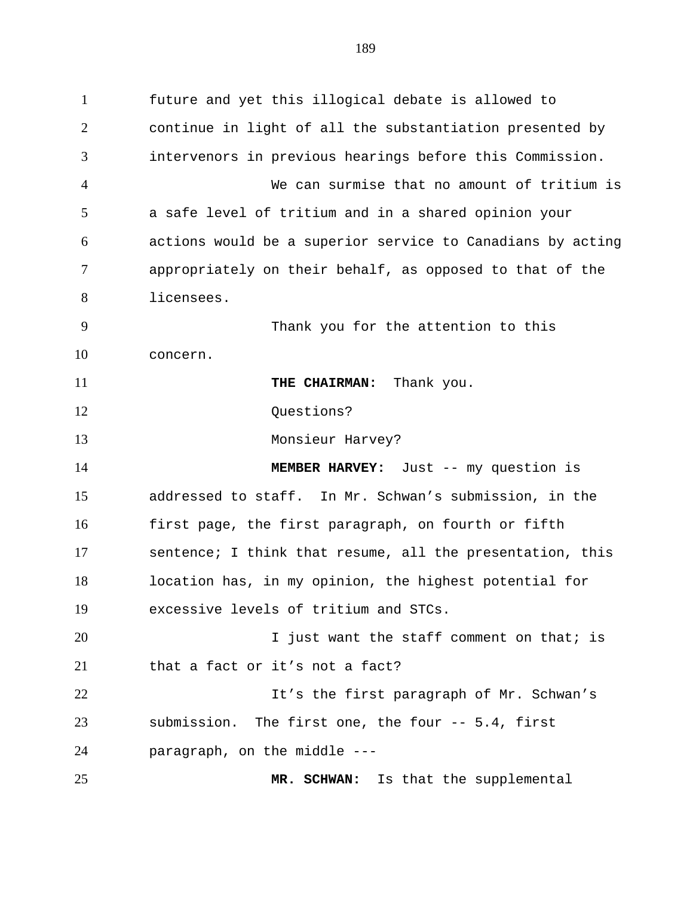future and yet this illogical debate is allowed to continue in light of all the substantiation presented by intervenors in previous hearings before this Commission.

We can surmise that no amount of tritium is a safe level of tritium and in a shared opinion your actions would be a superior service to Canadians by acting appropriately on their behalf, as opposed to that of the licensees.

Thank you for the attention to this concern.

**THE CHAIRMAN:** Thank you.

Questions?

Monsieur Harvey?

**MEMBER HARVEY:** Just -- my question is addressed to staff. In Mr. Schwan's submission, in the first page, the first paragraph, on fourth or fifth sentence; I think that resume, all the presentation, this location has, in my opinion, the highest potential for excessive levels of tritium and STCs.

I just want the staff comment on that; is that a fact or it's not a fact?

It's the first paragraph of Mr. Schwan's submission. The first one, the four -- 5.4, first paragraph, on the middle ---

**MR. SCHWAN:** Is that the supplemental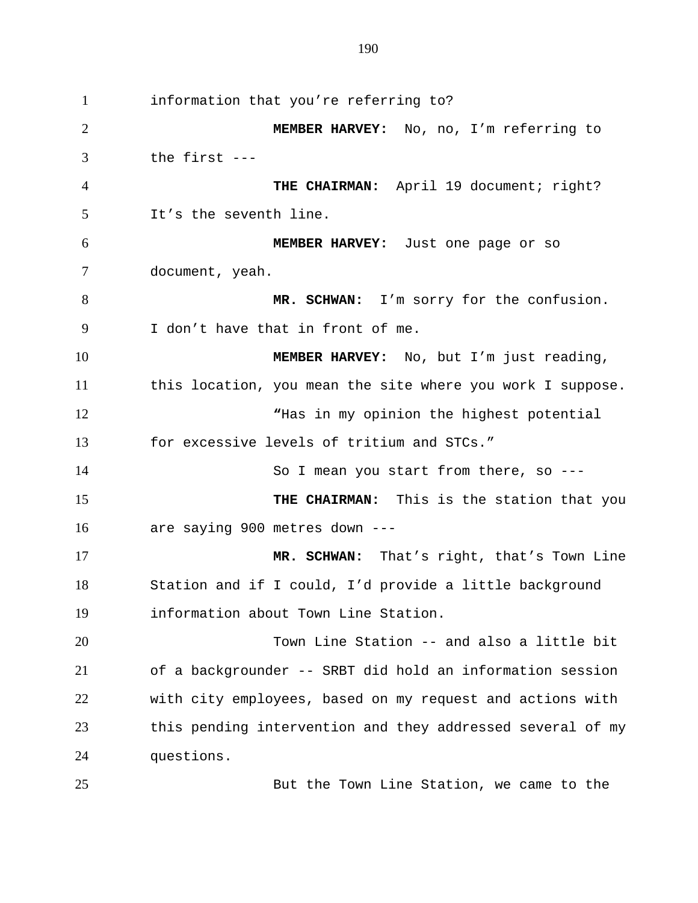information that you're referring to?

**MEMBER HARVEY:** No, no, I'm referring to the first ---

**THE CHAIRMAN:** April 19 document; right? It's the seventh line.

**MEMBER HARVEY:** Just one page or so document, yeah.

**MR. SCHWAN:** I'm sorry for the confusion. I don't have that in front of me.

**MEMBER HARVEY:** No, but I'm just reading, this location, you mean the site where you work I suppose.

"Has in my opinion the highest potential for excessive levels of tritium and STCs."

So I mean you start from there, so ---

**THE CHAIRMAN:** This is the station that you are saying 900 metres down ---

**MR. SCHWAN:** That's right, that's Town Line Station and if I could, I'd provide a little background information about Town Line Station.

Town Line Station -- and also a little bit of a backgrounder -- SRBT did hold an information session with city employees, based on my request and actions with this pending intervention and they addressed several of my questions.

But the Town Line Station, we came to the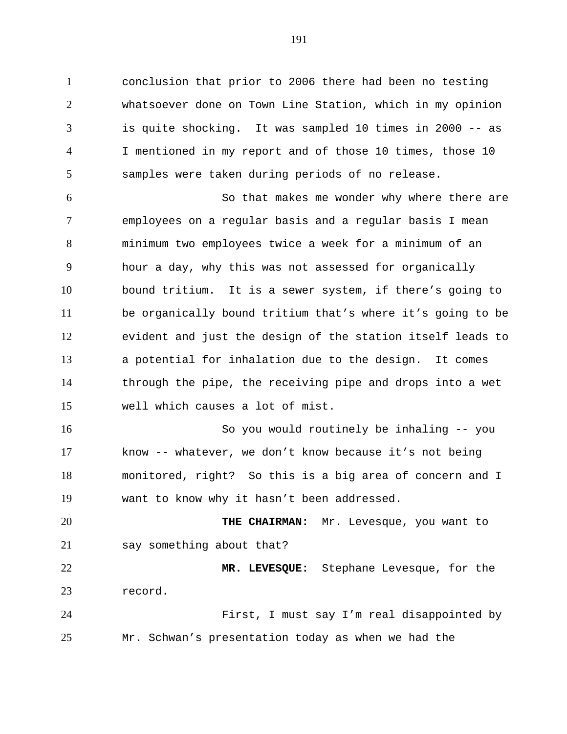conclusion that prior to 2006 there had been no testing whatsoever done on Town Line Station, which in my opinion is quite shocking. It was sampled 10 times in 2000 -- as I mentioned in my report and of those 10 times, those 10 samples were taken during periods of no release.

So that makes me wonder why where there are employees on a regular basis and a regular basis I mean minimum two employees twice a week for a minimum of an hour a day, why this was not assessed for organically bound tritium. It is a sewer system, if there's going to be organically bound tritium that's where it's going to be evident and just the design of the station itself leads to a potential for inhalation due to the design. It comes through the pipe, the receiving pipe and drops into a wet well which causes a lot of mist.

So you would routinely be inhaling -- you know -- whatever, we don't know because it's not being monitored, right? So this is a big area of concern and I want to know why it hasn't been addressed.

**THE CHAIRMAN:** Mr. Levesque, you want to say something about that?

**MR. LEVESQUE:** Stephane Levesque, for the record.

First, I must say I'm real disappointed by Mr. Schwan's presentation today as when we had the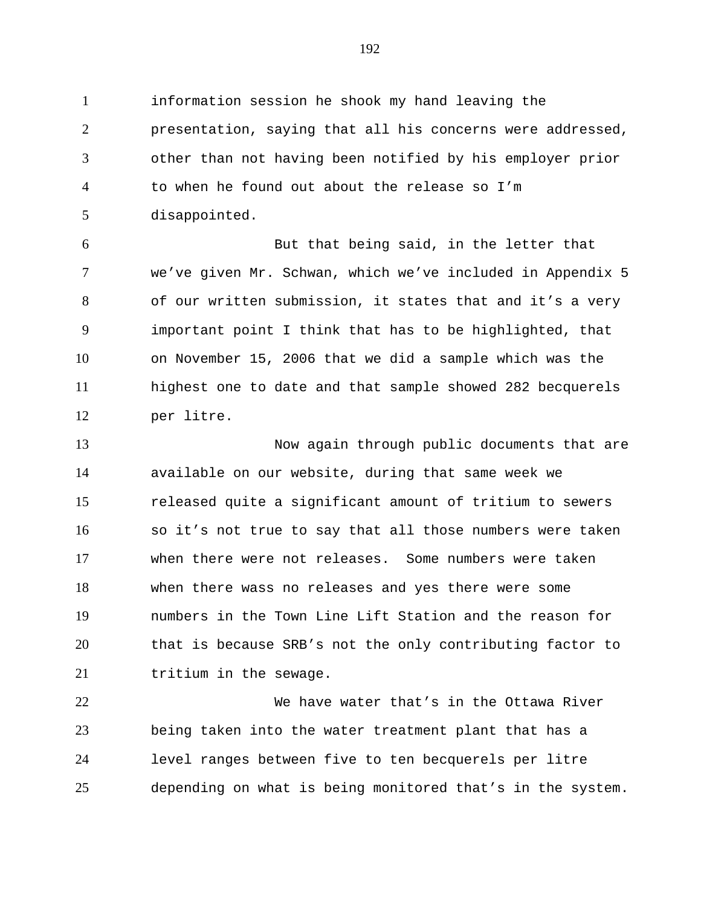information session he shook my hand leaving the presentation, saying that all his concerns were addressed, other than not having been notified by his employer prior to when he found out about the release so I'm disappointed.

But that being said, in the letter that we've given Mr. Schwan, which we've included in Appendix 5 of our written submission, it states that and it's a very important point I think that has to be highlighted, that on November 15, 2006 that we did a sample which was the highest one to date and that sample showed 282 becquerels per litre.

Now again through public documents that are available on our website, during that same week we released quite a significant amount of tritium to sewers so it's not true to say that all those numbers were taken when there were not releases. Some numbers were taken when there wass no releases and yes there were some numbers in the Town Line Lift Station and the reason for that is because SRB's not the only contributing factor to tritium in the sewage.

We have water that's in the Ottawa River being taken into the water treatment plant that has a level ranges between five to ten becquerels per litre depending on what is being monitored that's in the system.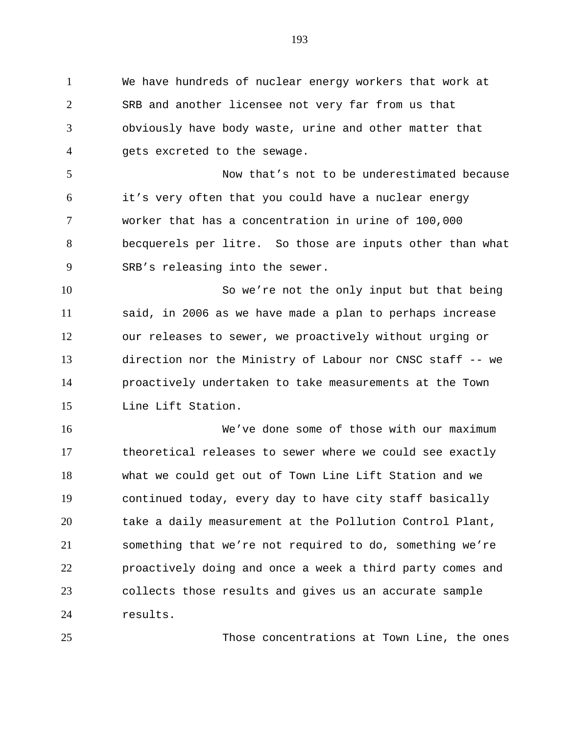We have hundreds of nuclear energy workers that work at SRB and another licensee not very far from us that obviously have body waste, urine and other matter that gets excreted to the sewage.

Now that's not to be underestimated because it's very often that you could have a nuclear energy worker that has a concentration in urine of 100,000 becquerels per litre. So those are inputs other than what SRB's releasing into the sewer.

So we're not the only input but that being said, in 2006 as we have made a plan to perhaps increase our releases to sewer, we proactively without urging or direction nor the Ministry of Labour nor CNSC staff -- we proactively undertaken to take measurements at the Town Line Lift Station.

We've done some of those with our maximum theoretical releases to sewer where we could see exactly what we could get out of Town Line Lift Station and we continued today, every day to have city staff basically take a daily measurement at the Pollution Control Plant, something that we're not required to do, something we're proactively doing and once a week a third party comes and collects those results and gives us an accurate sample results.

Those concentrations at Town Line, the ones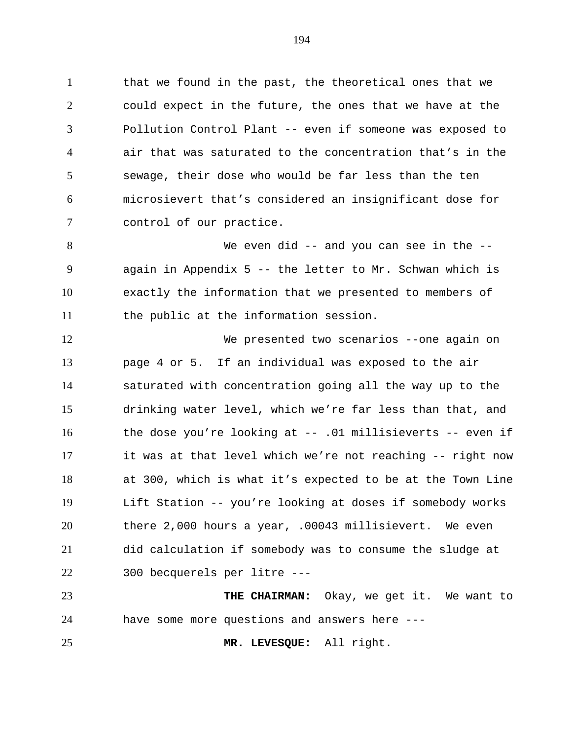that we found in the past, the theoretical ones that we could expect in the future, the ones that we have at the Pollution Control Plant -- even if someone was exposed to air that was saturated to the concentration that's in the sewage, their dose who would be far less than the ten microsievert that's considered an insignificant dose for control of our practice.

We even did -- and you can see in the -- again in Appendix 5 -- the letter to Mr. Schwan which is exactly the information that we presented to members of the public at the information session.

We presented two scenarios --one again on page 4 or 5. If an individual was exposed to the air saturated with concentration going all the way up to the drinking water level, which we're far less than that, and the dose you're looking at -- .01 millisieverts -- even if it was at that level which we're not reaching -- right now at 300, which is what it's expected to be at the Town Line Lift Station -- you're looking at doses if somebody works there 2,000 hours a year, .00043 millisievert. We even did calculation if somebody was to consume the sludge at 300 becquerels per litre ---

**THE CHAIRMAN:** Okay, we get it. We want to have some more questions and answers here ---

**MR. LEVESQUE:** All right.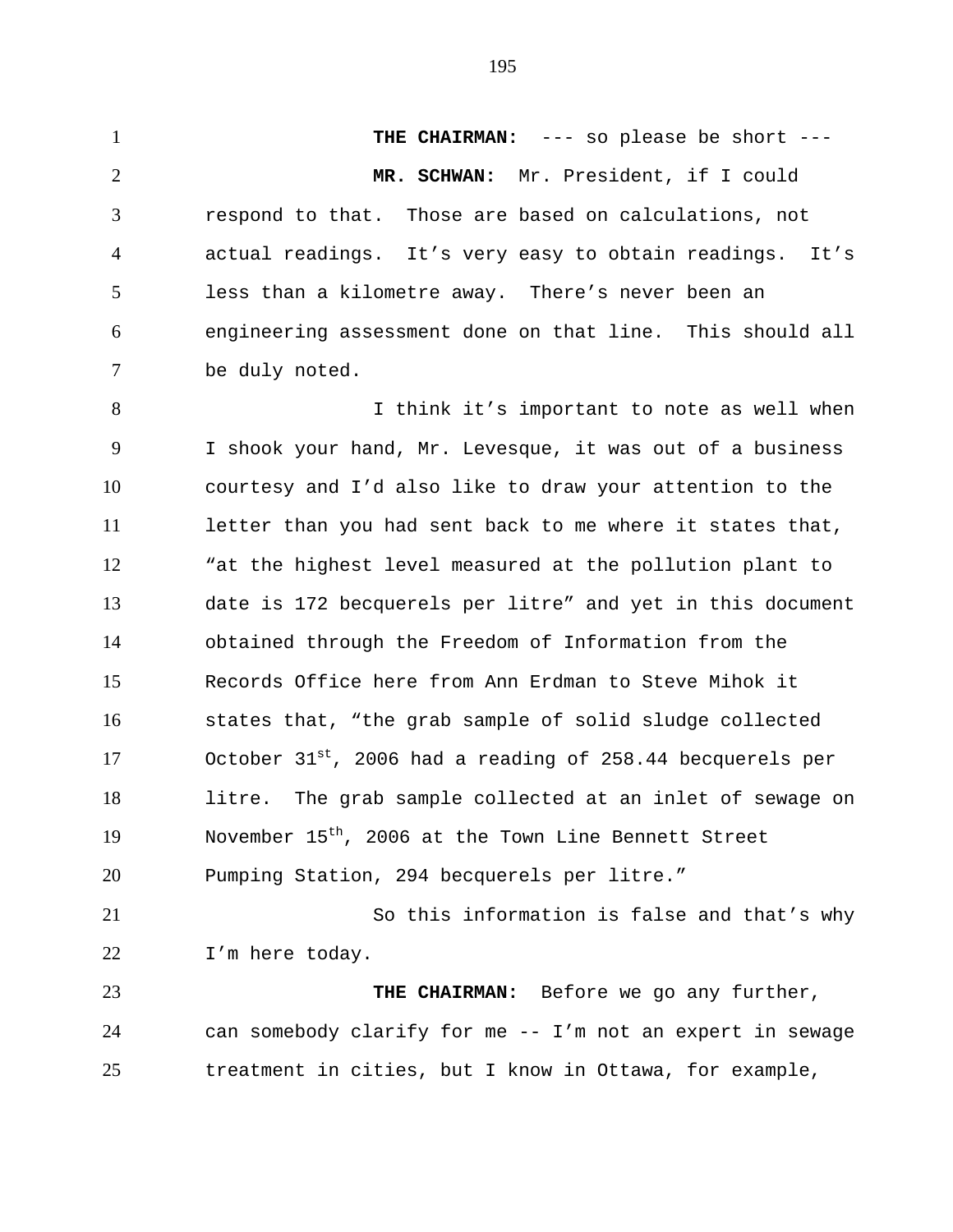**THE CHAIRMAN:** --- so please be short ---

**MR. SCHWAN:** Mr. President, if I could respond to that. Those are based on calculations, not actual readings. It's very easy to obtain readings. It's less than a kilometre away. There's never been an engineering assessment done on that line. This should all be duly noted.

I think it's important to note as well when I shook your hand, Mr. Levesque, it was out of a business courtesy and I'd also like to draw your attention to the letter than you had sent back to me where it states that, "at the highest level measured at the pollution plant to date is 172 becquerels per litre" and yet in this document obtained through the Freedom of Information from the Records Office here from Ann Erdman to Steve Mihok it states that, "the grab sample of solid sludge collected October 31st, 2006 had a reading of 258.44 becquerels per litre. The grab sample collected at an inlet of sewage on November 15th, 2006 at the Town Line Bennett Street Pumping Station, 294 becquerels per litre."

So this information is false and that's why I'm here today.

**THE CHAIRMAN:** Before we go any further, can somebody clarify for me -- I'm not an expert in sewage treatment in cities, but I know in Ottawa, for example,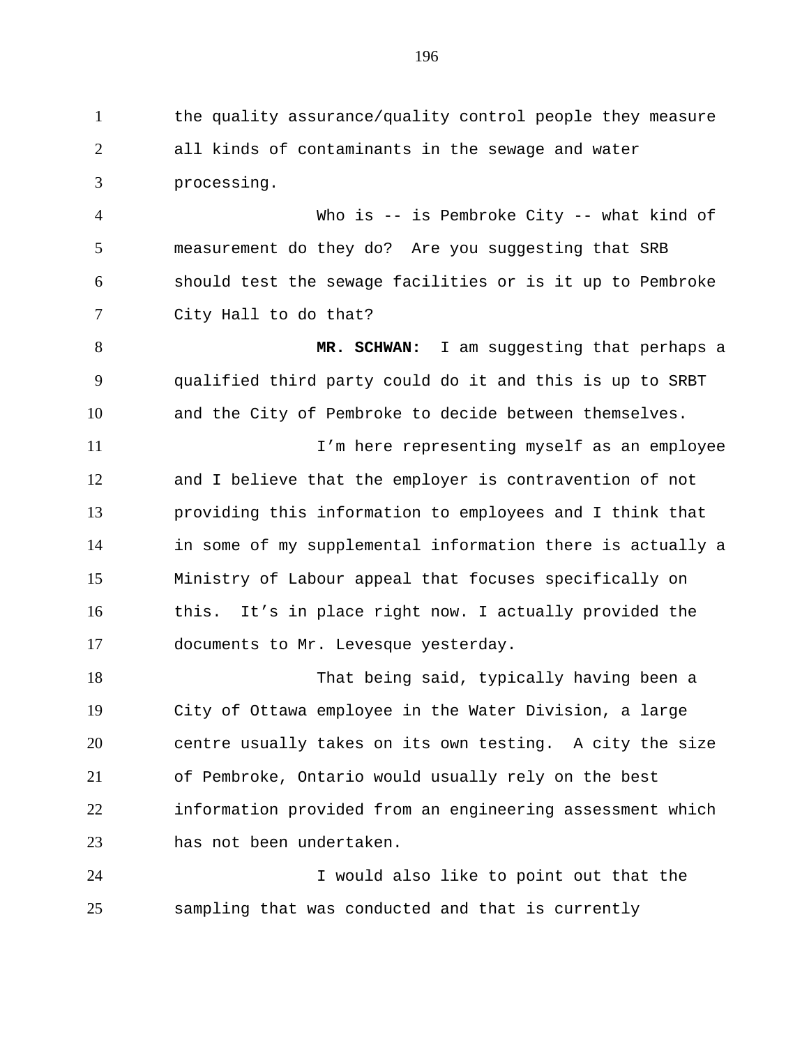the quality assurance/quality control people they measure all kinds of contaminants in the sewage and water processing.

Who is -- is Pembroke City -- what kind of measurement do they do? Are you suggesting that SRB should test the sewage facilities or is it up to Pembroke City Hall to do that?

**MR. SCHWAN:** I am suggesting that perhaps a qualified third party could do it and this is up to SRBT and the City of Pembroke to decide between themselves.

I'm here representing myself as an employee and I believe that the employer is contravention of not providing this information to employees and I think that in some of my supplemental information there is actually a Ministry of Labour appeal that focuses specifically on this. It's in place right now. I actually provided the documents to Mr. Levesque yesterday.

That being said, typically having been a City of Ottawa employee in the Water Division, a large centre usually takes on its own testing. A city the size of Pembroke, Ontario would usually rely on the best information provided from an engineering assessment which has not been undertaken.

I would also like to point out that the sampling that was conducted and that is currently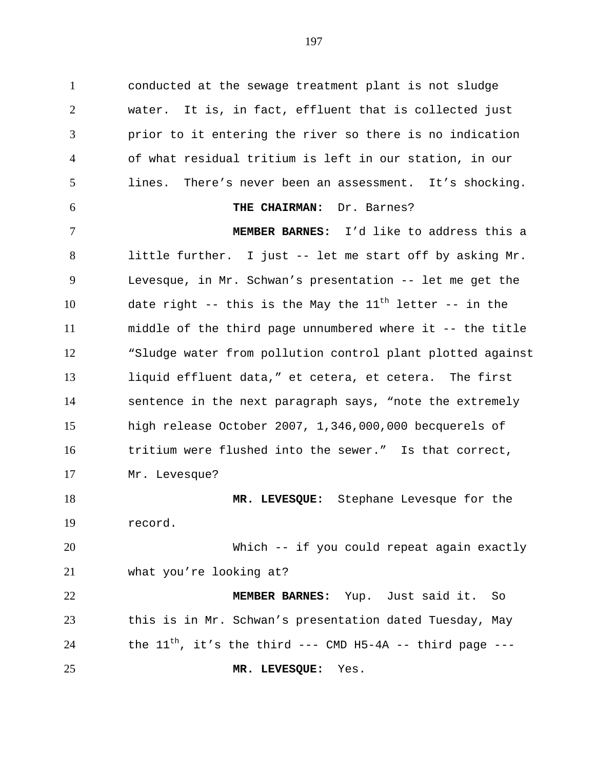conducted at the sewage treatment plant is not sludge water. It is, in fact, effluent that is collected just prior to it entering the river so there is no indication of what residual tritium is left in our station, in our lines. There's never been an assessment. It's shocking.

**THE CHAIRMAN:** Dr. Barnes?

**MEMBER BARNES:** I'd like to address this a little further. I just -- let me start off by asking Mr. Levesque, in Mr. Schwan's presentation -- let me get the date right -- this is the May the 11th letter -- in the middle of the third page unnumbered where it -- the title "Sludge water from pollution control plant plotted against liquid effluent data," et cetera, et cetera. The first sentence in the next paragraph says, "note the extremely high release October 2007, 1,346,000,000 becquerels of tritium were flushed into the sewer." Is that correct, Mr. Levesque?

**MR. LEVESQUE:** Stephane Levesque for the record.

Which -- if you could repeat again exactly what you're looking at?

**MEMBER BARNES:** Yup. Just said it. So this is in Mr. Schwan's presentation dated Tuesday, May the 11th, it's the third --- CMD H5-4A -- third page ---

**MR. LEVESQUE:** Yes.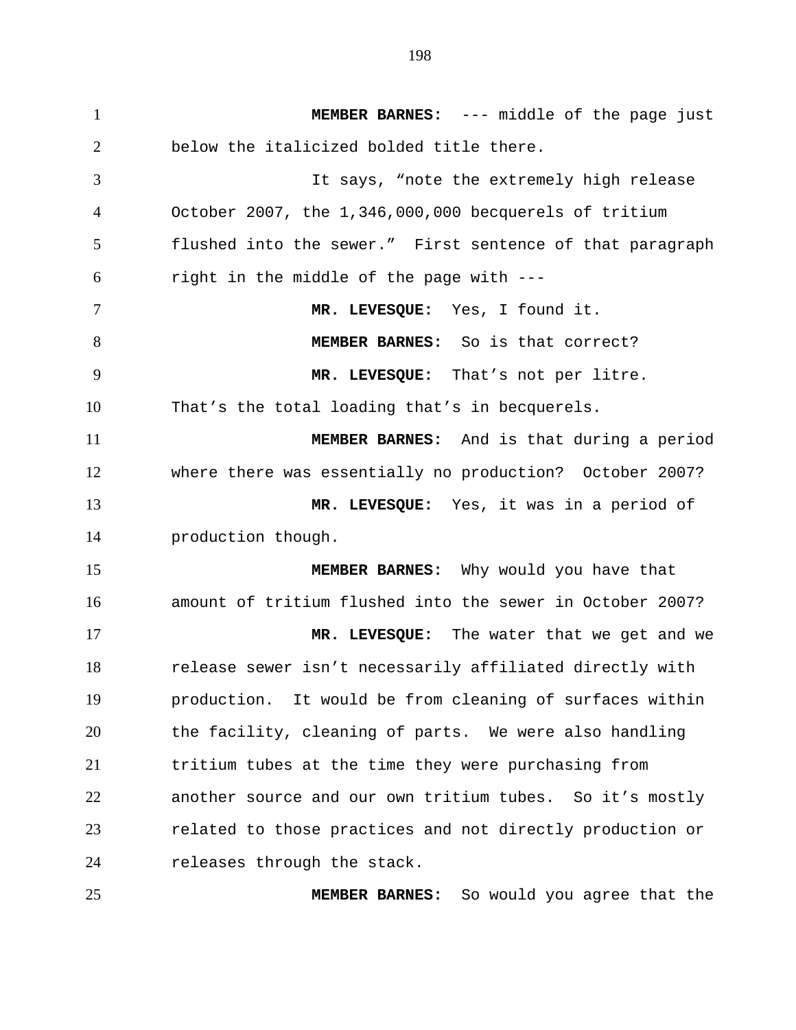**MEMBER BARNES:** --- middle of the page just below the italicized bolded title there.

It says, "note the extremely high release October 2007, the 1,346,000,000 becquerels of tritium flushed into the sewer." First sentence of that paragraph right in the middle of the page with ---

**MR. LEVESQUE:** Yes, I found it.

**MEMBER BARNES:** So is that correct?

**MR. LEVESQUE:** That's not per litre. That's the total loading that's in becquerels.

**MEMBER BARNES:** And is that during a period where there was essentially no production? October 2007?

**MR. LEVESQUE:** Yes, it was in a period of production though.

**MEMBER BARNES:** Why would you have that amount of tritium flushed into the sewer in October 2007?

**MR. LEVESQUE:** The water that we get and we release sewer isn't necessarily affiliated directly with production. It would be from cleaning of surfaces within the facility, cleaning of parts. We were also handling tritium tubes at the time they were purchasing from another source and our own tritium tubes. So it's mostly related to those practices and not directly production or releases through the stack.

**MEMBER BARNES:** So would you agree that the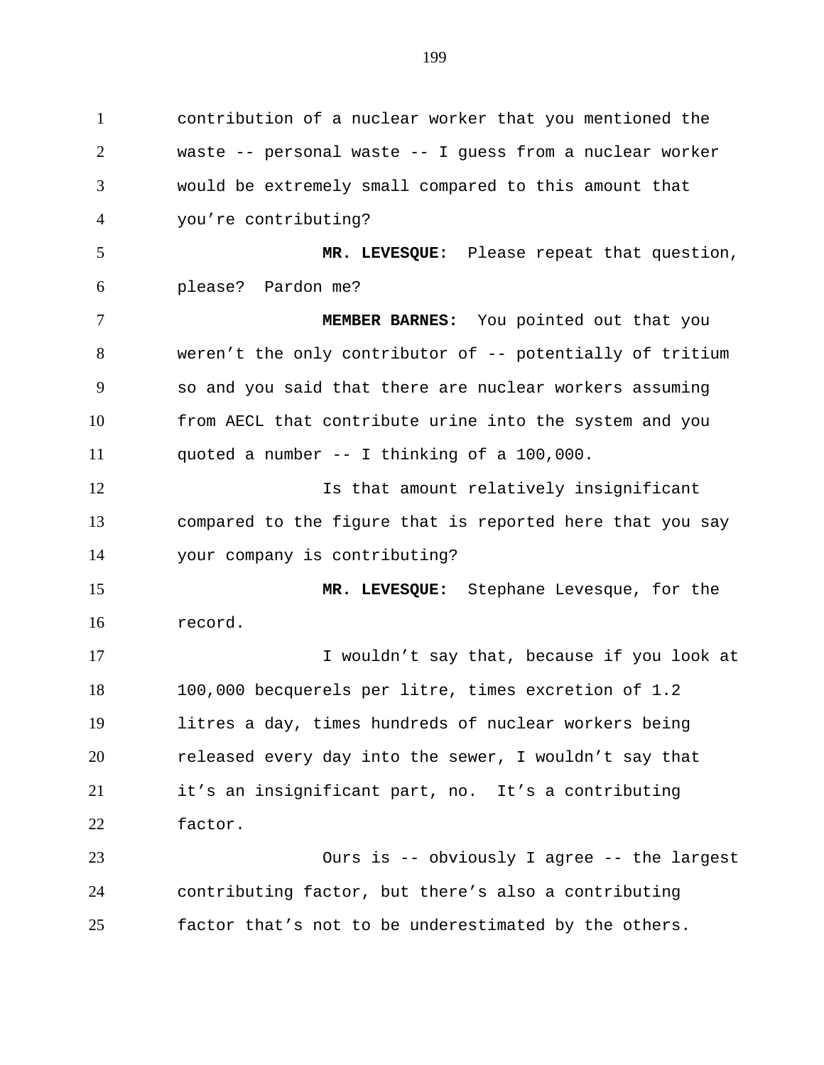contribution of a nuclear worker that you mentioned the waste -- personal waste -- I guess from a nuclear worker would be extremely small compared to this amount that you're contributing?

**MR. LEVESQUE:** Please repeat that question, please? Pardon me?

**MEMBER BARNES:** You pointed out that you weren't the only contributor of -- potentially of tritium so and you said that there are nuclear workers assuming from AECL that contribute urine into the system and you quoted a number -- I thinking of a 100,000.

Is that amount relatively insignificant compared to the figure that is reported here that you say your company is contributing?

**MR. LEVESQUE:** Stephane Levesque, for the record.

I wouldn't say that, because if you look at 100,000 becquerels per litre, times excretion of 1.2 litres a day, times hundreds of nuclear workers being released every day into the sewer, I wouldn't say that it's an insignificant part, no. It's a contributing factor.

Ours is -- obviously I agree -- the largest contributing factor, but there's also a contributing factor that's not to be underestimated by the others.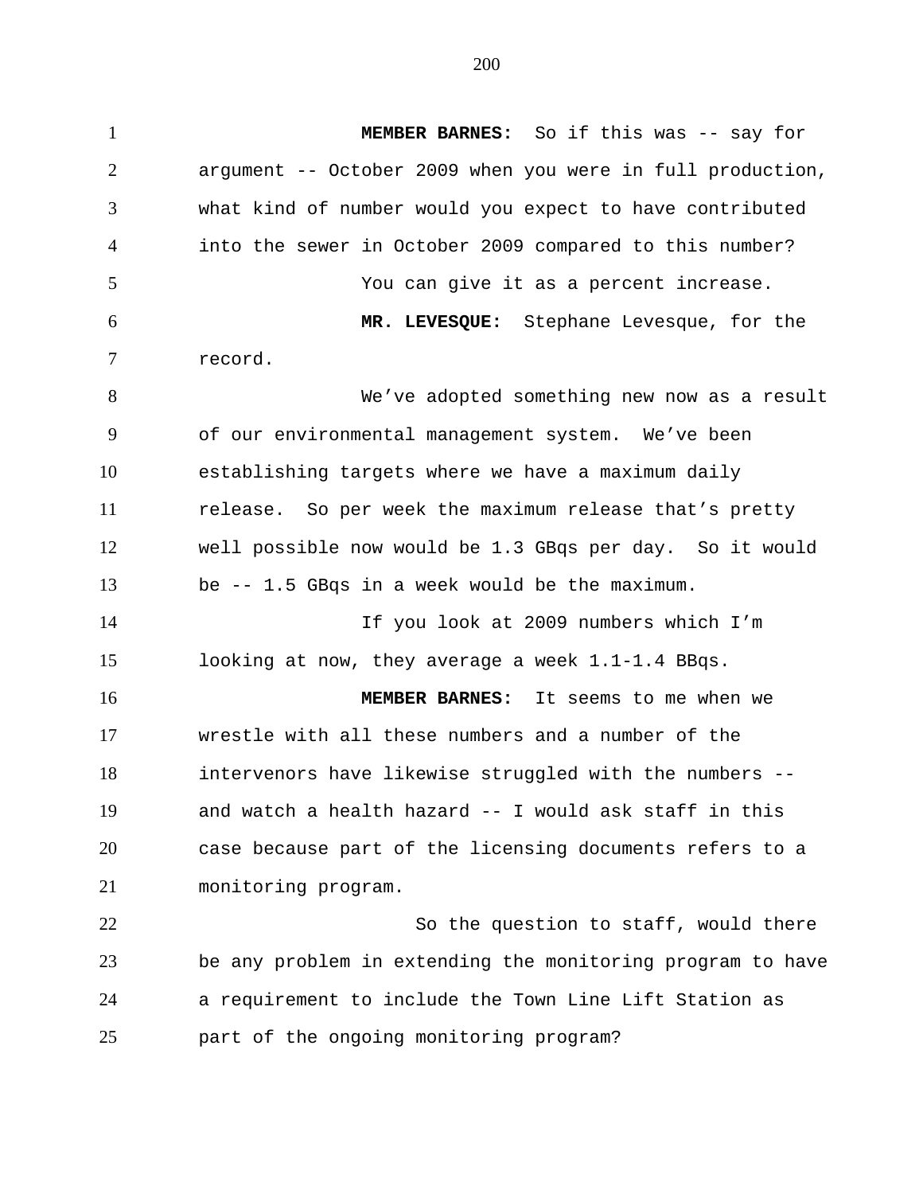**MEMBER BARNES:** So if this was -- say for argument -- October 2009 when you were in full production, what kind of number would you expect to have contributed into the sewer in October 2009 compared to this number?

You can give it as a percent increase.

**MR. LEVESQUE:** Stephane Levesque, for the record.

We've adopted something new now as a result of our environmental management system. We've been establishing targets where we have a maximum daily release. So per week the maximum release that's pretty well possible now would be 1.3 GBqs per day. So it would be -- 1.5 GBqs in a week would be the maximum.

If you look at 2009 numbers which I'm looking at now, they average a week 1.1-1.4 BBqs.

**MEMBER BARNES:** It seems to me when we wrestle with all these numbers and a number of the intervenors have likewise struggled with the numbers -- and watch a health hazard -- I would ask staff in this case because part of the licensing documents refers to a monitoring program.

So the question to staff, would there be any problem in extending the monitoring program to have a requirement to include the Town Line Lift Station as part of the ongoing monitoring program?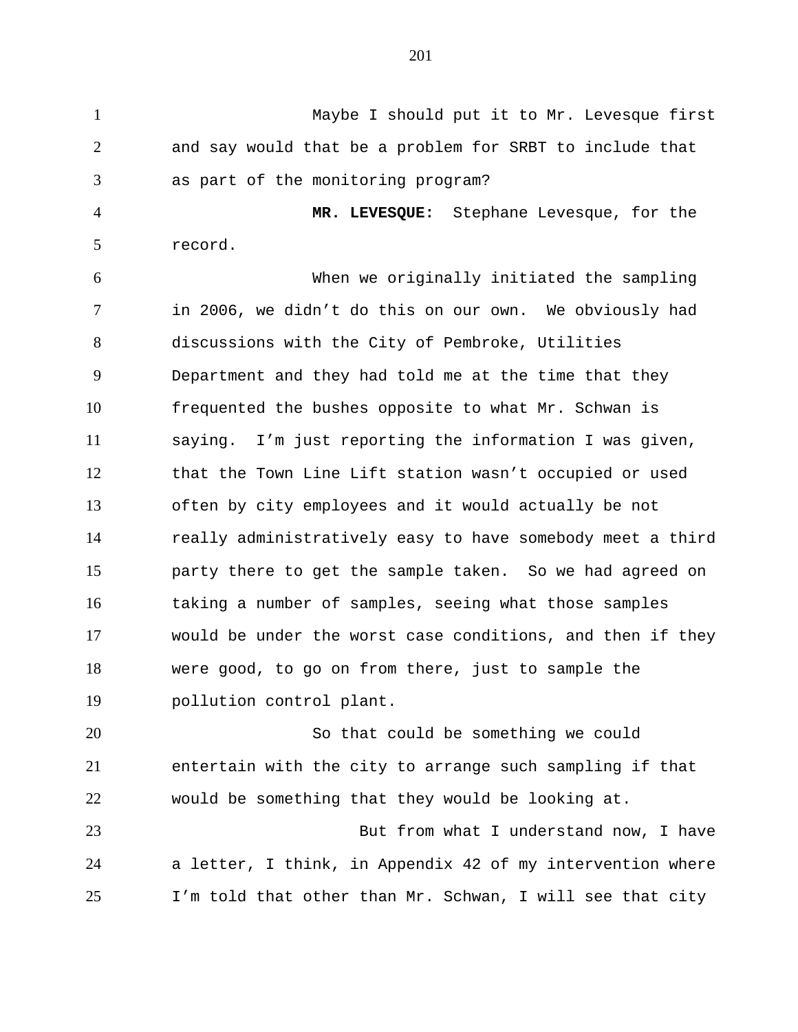Maybe I should put it to Mr. Levesque first and say would that be a problem for SRBT to include that as part of the monitoring program?

**MR. LEVESQUE:** Stephane Levesque, for the record.

When we originally initiated the sampling in 2006, we didn't do this on our own. We obviously had discussions with the City of Pembroke, Utilities Department and they had told me at the time that they frequented the bushes opposite to what Mr. Schwan is saying. I'm just reporting the information I was given, that the Town Line Lift station wasn't occupied or used often by city employees and it would actually be not really administratively easy to have somebody meet a third party there to get the sample taken. So we had agreed on taking a number of samples, seeing what those samples would be under the worst case conditions, and then if they were good, to go on from there, just to sample the pollution control plant.

So that could be something we could entertain with the city to arrange such sampling if that would be something that they would be looking at.

But from what I understand now, I have a letter, I think, in Appendix 42 of my intervention where I'm told that other than Mr. Schwan, I will see that city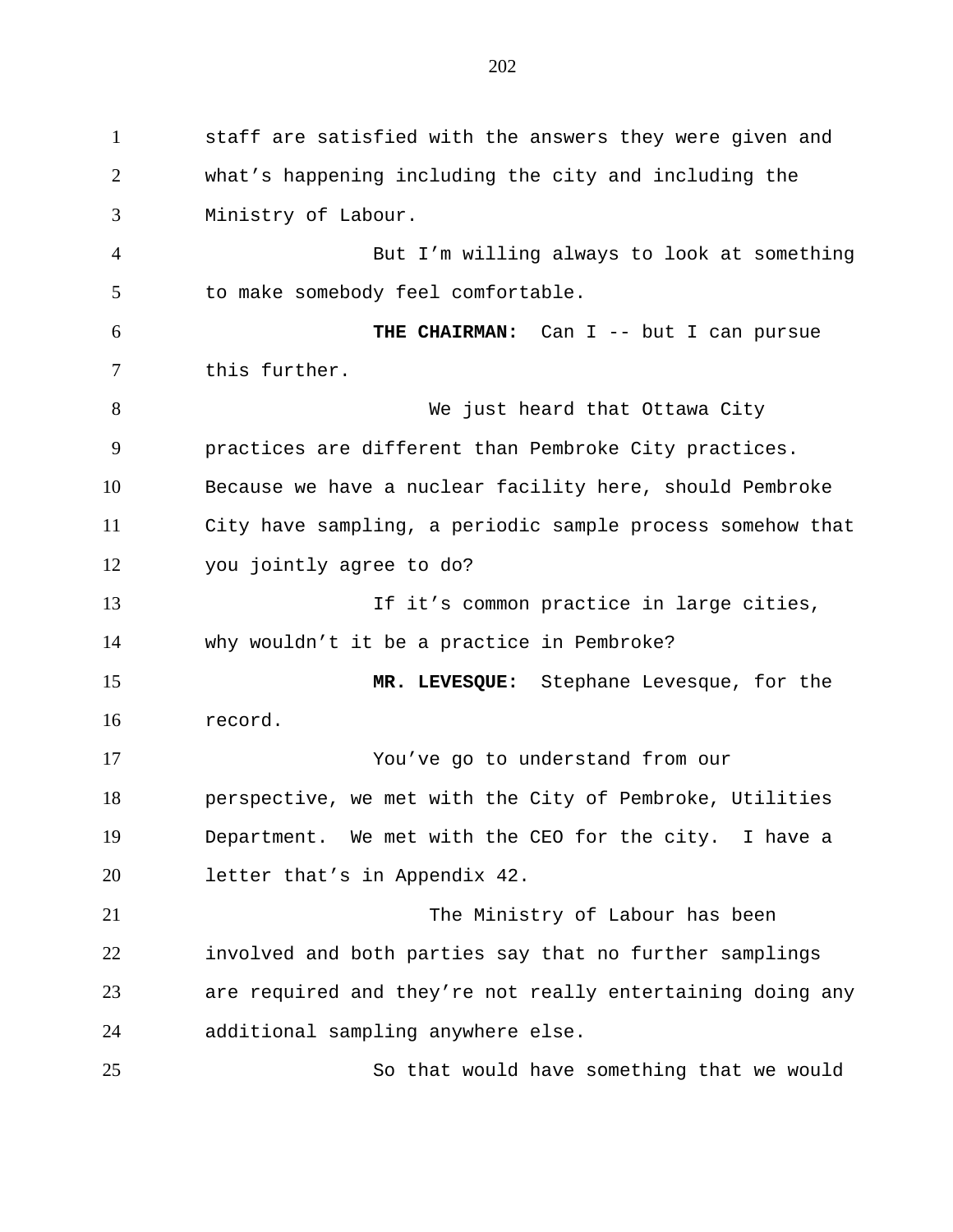staff are satisfied with the answers they were given and what's happening including the city and including the Ministry of Labour.

But I'm willing always to look at something to make somebody feel comfortable.

**THE CHAIRMAN:** Can I -- but I can pursue this further.

We just heard that Ottawa City practices are different than Pembroke City practices. Because we have a nuclear facility here, should Pembroke City have sampling, a periodic sample process somehow that you jointly agree to do?

If it's common practice in large cities, why wouldn't it be a practice in Pembroke?

**MR. LEVESQUE:** Stephane Levesque, for the record.

You've go to understand from our perspective, we met with the City of Pembroke, Utilities Department. We met with the CEO for the city. I have a letter that's in Appendix 42.

The Ministry of Labour has been involved and both parties say that no further samplings are required and they're not really entertaining doing any additional sampling anywhere else.

So that would have something that we would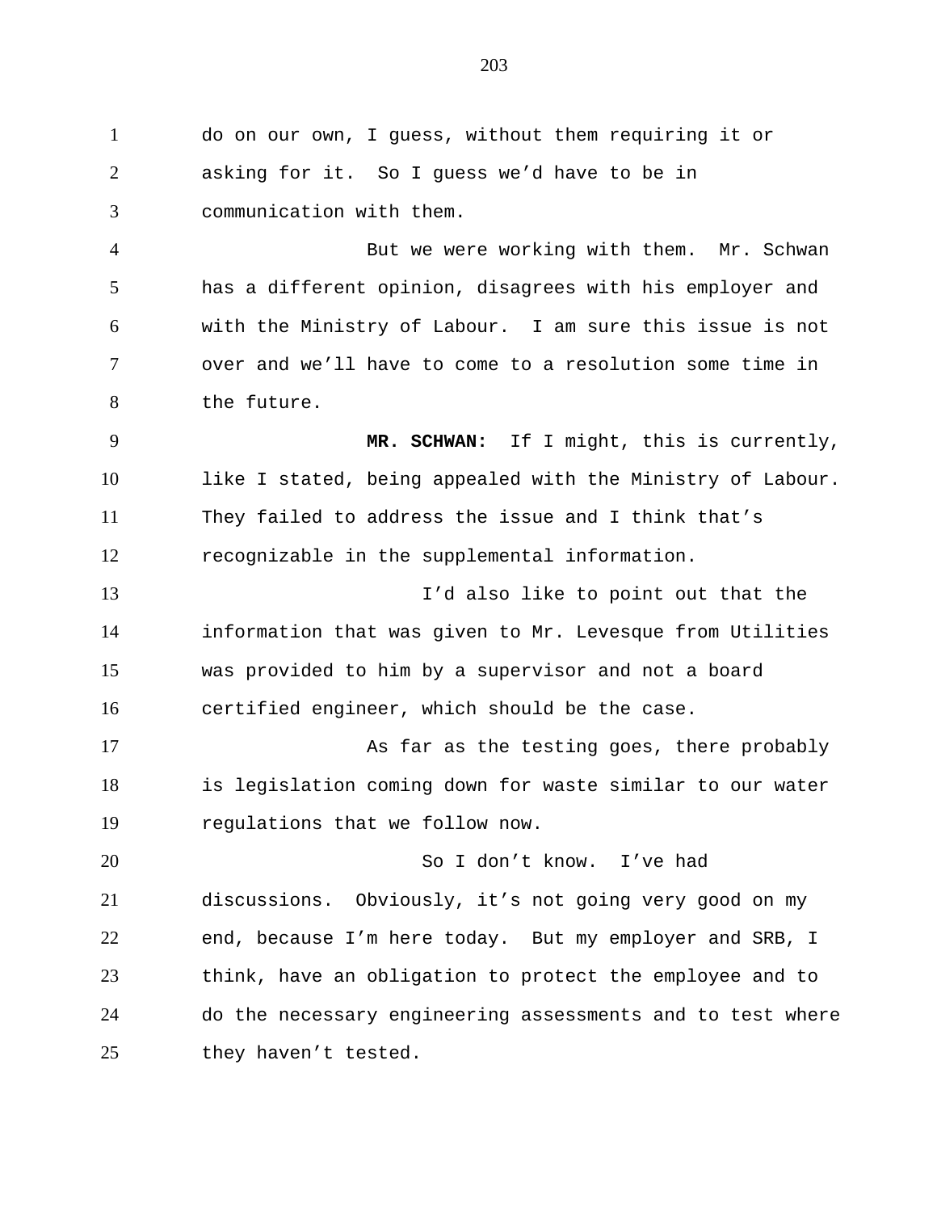do on our own, I guess, without them requiring it or asking for it. So I guess we'd have to be in communication with them.

But we were working with them. Mr. Schwan has a different opinion, disagrees with his employer and with the Ministry of Labour. I am sure this issue is not over and we'll have to come to a resolution some time in the future.

**MR. SCHWAN:** If I might, this is currently, like I stated, being appealed with the Ministry of Labour. They failed to address the issue and I think that's recognizable in the supplemental information.

I'd also like to point out that the information that was given to Mr. Levesque from Utilities was provided to him by a supervisor and not a board certified engineer, which should be the case.

As far as the testing goes, there probably is legislation coming down for waste similar to our water regulations that we follow now.

So I don't know. I've had discussions. Obviously, it's not going very good on my end, because I'm here today. But my employer and SRB, I think, have an obligation to protect the employee and to do the necessary engineering assessments and to test where they haven't tested.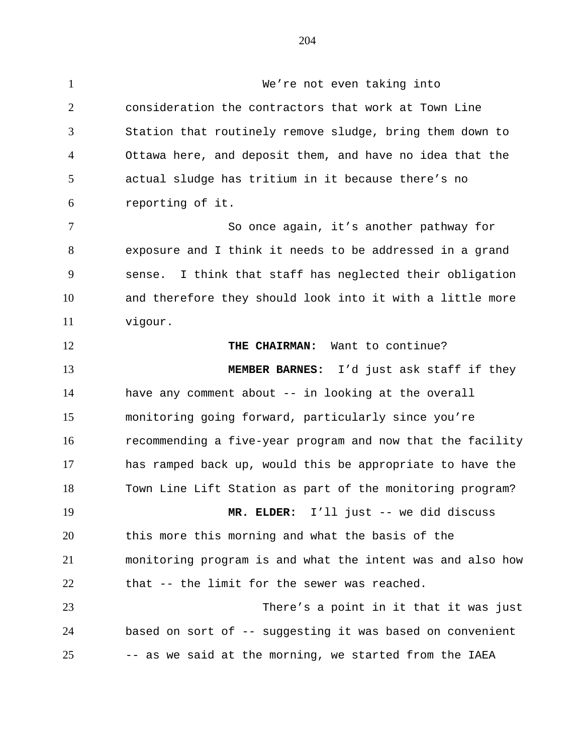We're not even taking into consideration the contractors that work at Town Line Station that routinely remove sludge, bring them down to Ottawa here, and deposit them, and have no idea that the actual sludge has tritium in it because there's no reporting of it.

So once again, it's another pathway for exposure and I think it needs to be addressed in a grand sense. I think that staff has neglected their obligation and therefore they should look into it with a little more vigour.

**THE CHAIRMAN:** Want to continue?

**MEMBER BARNES:** I'd just ask staff if they have any comment about -- in looking at the overall monitoring going forward, particularly since you're recommending a five-year program and now that the facility has ramped back up, would this be appropriate to have the Town Line Lift Station as part of the monitoring program?

**MR. ELDER:** I'll just -- we did discuss this more this morning and what the basis of the monitoring program is and what the intent was and also how that -- the limit for the sewer was reached.

There's a point in it that it was just based on sort of -- suggesting it was based on convenient -- as we said at the morning, we started from the IAEA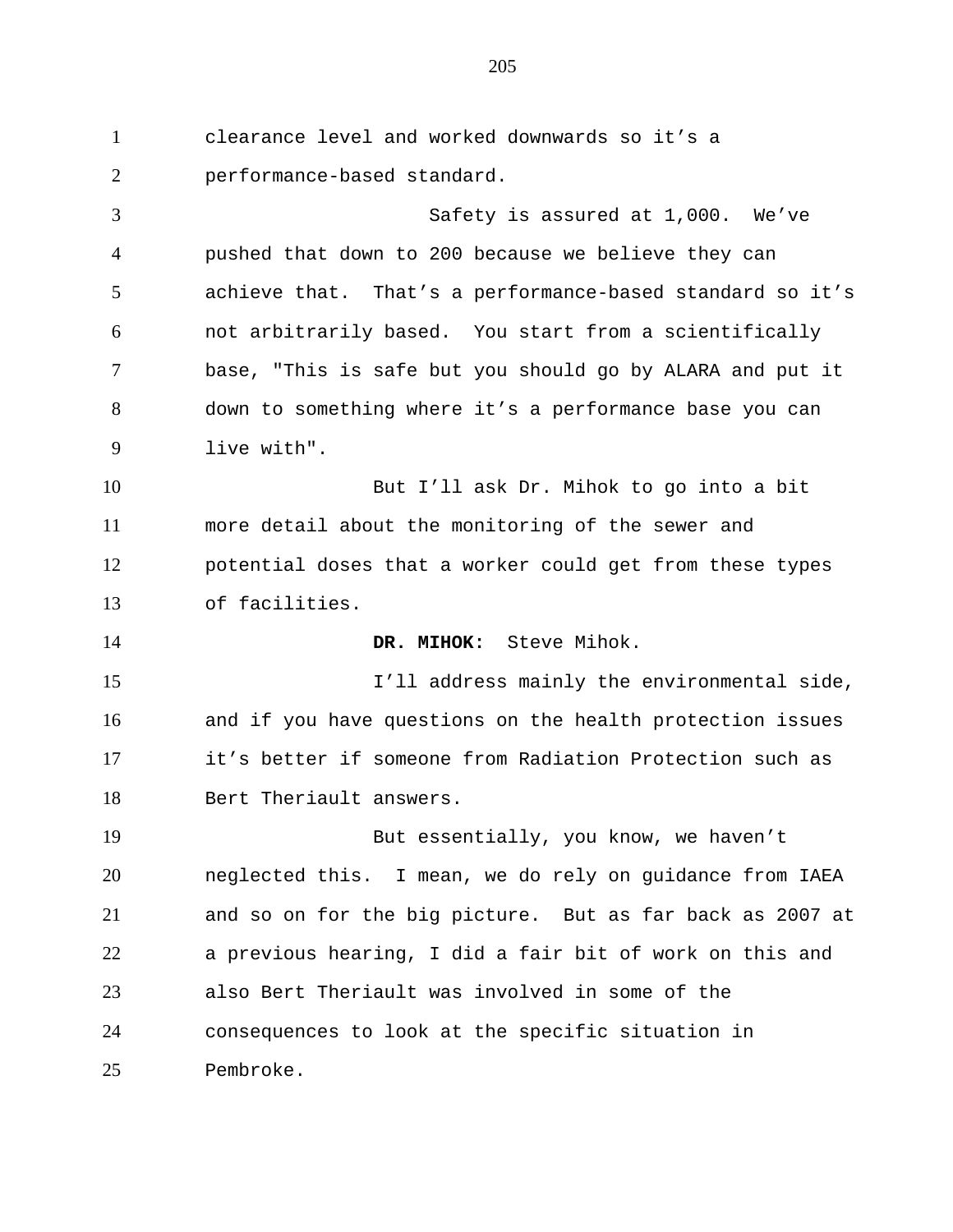clearance level and worked downwards so it's a performance-based standard.

Safety is assured at 1,000. We've pushed that down to 200 because we believe they can achieve that. That's a performance-based standard so it's not arbitrarily based. You start from a scientifically base, "This is safe but you should go by ALARA and put it down to something where it's a performance base you can live with".

But I'll ask Dr. Mihok to go into a bit more detail about the monitoring of the sewer and potential doses that a worker could get from these types of facilities.

**DR. MIHOK:** Steve Mihok.

I'll address mainly the environmental side, and if you have questions on the health protection issues it's better if someone from Radiation Protection such as Bert Theriault answers.

But essentially, you know, we haven't neglected this. I mean, we do rely on guidance from IAEA and so on for the big picture. But as far back as 2007 at a previous hearing, I did a fair bit of work on this and also Bert Theriault was involved in some of the consequences to look at the specific situation in Pembroke.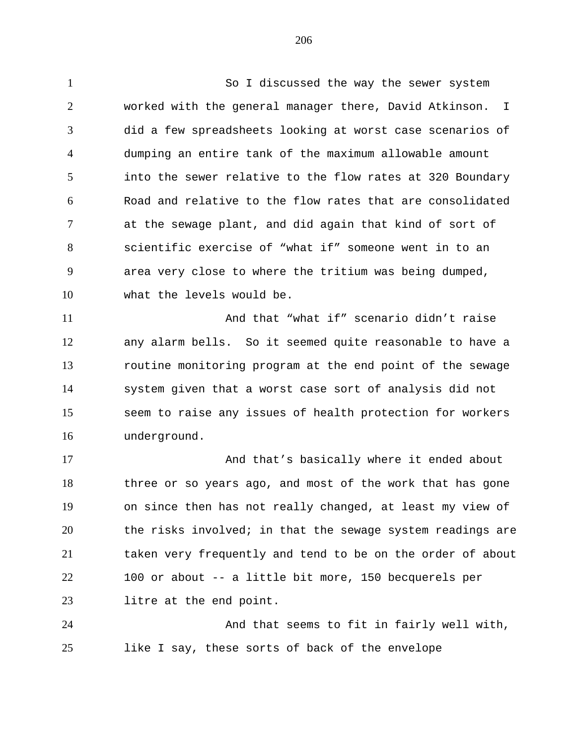So I discussed the way the sewer system worked with the general manager there, David Atkinson. I did a few spreadsheets looking at worst case scenarios of dumping an entire tank of the maximum allowable amount into the sewer relative to the flow rates at 320 Boundary Road and relative to the flow rates that are consolidated at the sewage plant, and did again that kind of sort of scientific exercise of "what if" someone went in to an area very close to where the tritium was being dumped, what the levels would be.

And that "what if" scenario didn't raise any alarm bells. So it seemed quite reasonable to have a routine monitoring program at the end point of the sewage system given that a worst case sort of analysis did not seem to raise any issues of health protection for workers underground.

And that's basically where it ended about three or so years ago, and most of the work that has gone on since then has not really changed, at least my view of the risks involved; in that the sewage system readings are taken very frequently and tend to be on the order of about 100 or about -- a little bit more, 150 becquerels per litre at the end point.

And that seems to fit in fairly well with, like I say, these sorts of back of the envelope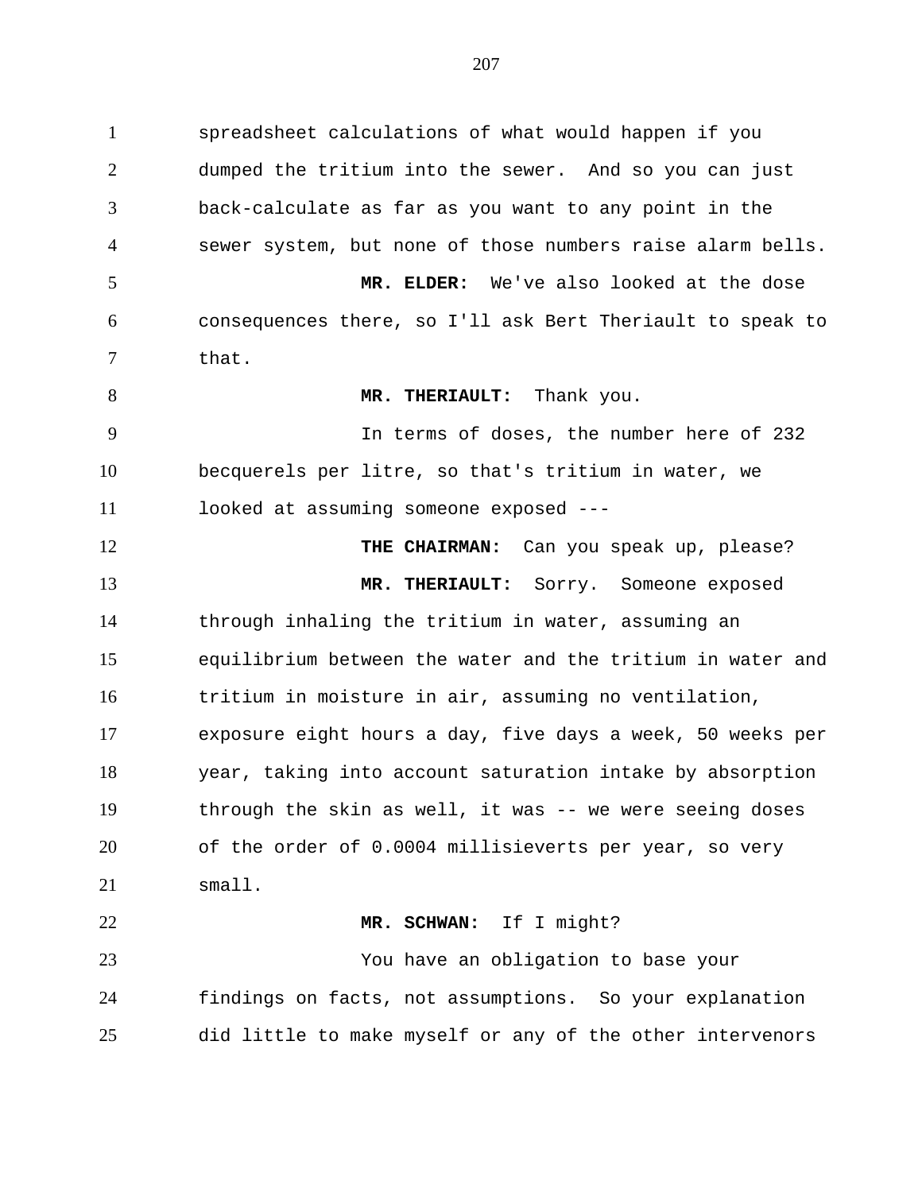spreadsheet calculations of what would happen if you dumped the tritium into the sewer. And so you can just back-calculate as far as you want to any point in the sewer system, but none of those numbers raise alarm bells.

**MR. ELDER:** We've also looked at the dose consequences there, so I'll ask Bert Theriault to speak to that.

**MR. THERIAULT:** Thank you.

In terms of doses, the number here of 232 becquerels per litre, so that's tritium in water, we looked at assuming someone exposed ---

**THE CHAIRMAN:** Can you speak up, please?

**MR. THERIAULT:** Sorry. Someone exposed through inhaling the tritium in water, assuming an equilibrium between the water and the tritium in water and tritium in moisture in air, assuming no ventilation, exposure eight hours a day, five days a week, 50 weeks per year, taking into account saturation intake by absorption through the skin as well, it was -- we were seeing doses of the order of 0.0004 millisieverts per year, so very small.

**MR. SCHWAN:** If I might?

You have an obligation to base your findings on facts, not assumptions. So your explanation did little to make myself or any of the other intervenors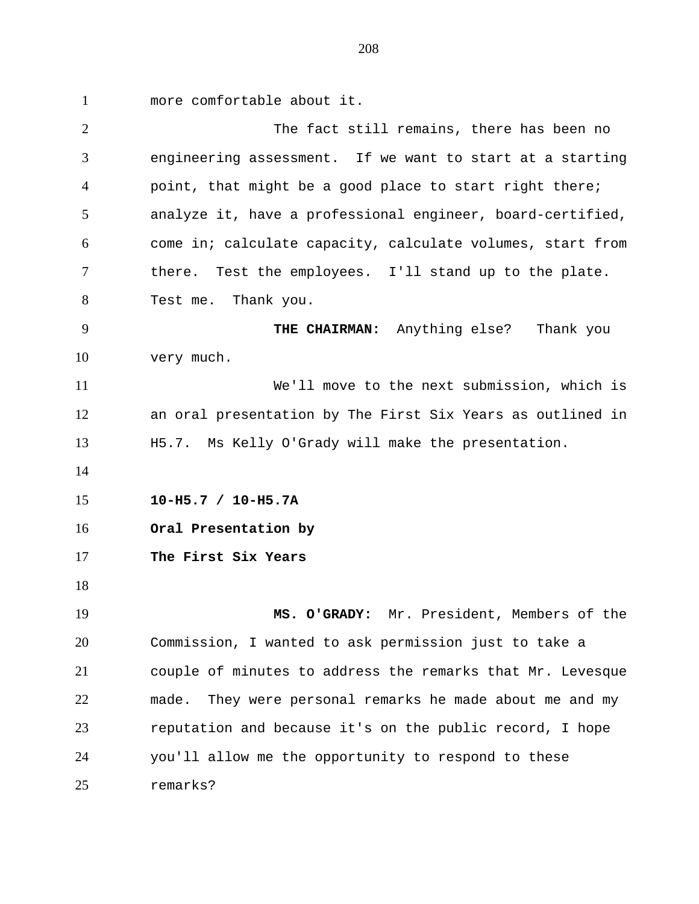more comfortable about it.

The fact still remains, there has been no engineering assessment. If we want to start at a starting point, that might be a good place to start right there; analyze it, have a professional engineer, board-certified, come in; calculate capacity, calculate volumes, start from there. Test the employees. I'll stand up to the plate. Test me. Thank you.

**THE CHAIRMAN:** Anything else? Thank you very much.

We'll move to the next submission, which is an oral presentation by The First Six Years as outlined in H5.7. Ms Kelly O'Grady will make the presentation.

**10-H5.7 / 10-H5.7A**
**Oral Presentation by**
**The First Six Years**

**MS. O'GRADY:** Mr. President, Members of the Commission, I wanted to ask permission just to take a couple of minutes to address the remarks that Mr. Levesque made. They were personal remarks he made about me and my reputation and because it's on the public record, I hope you'll allow me the opportunity to respond to these remarks?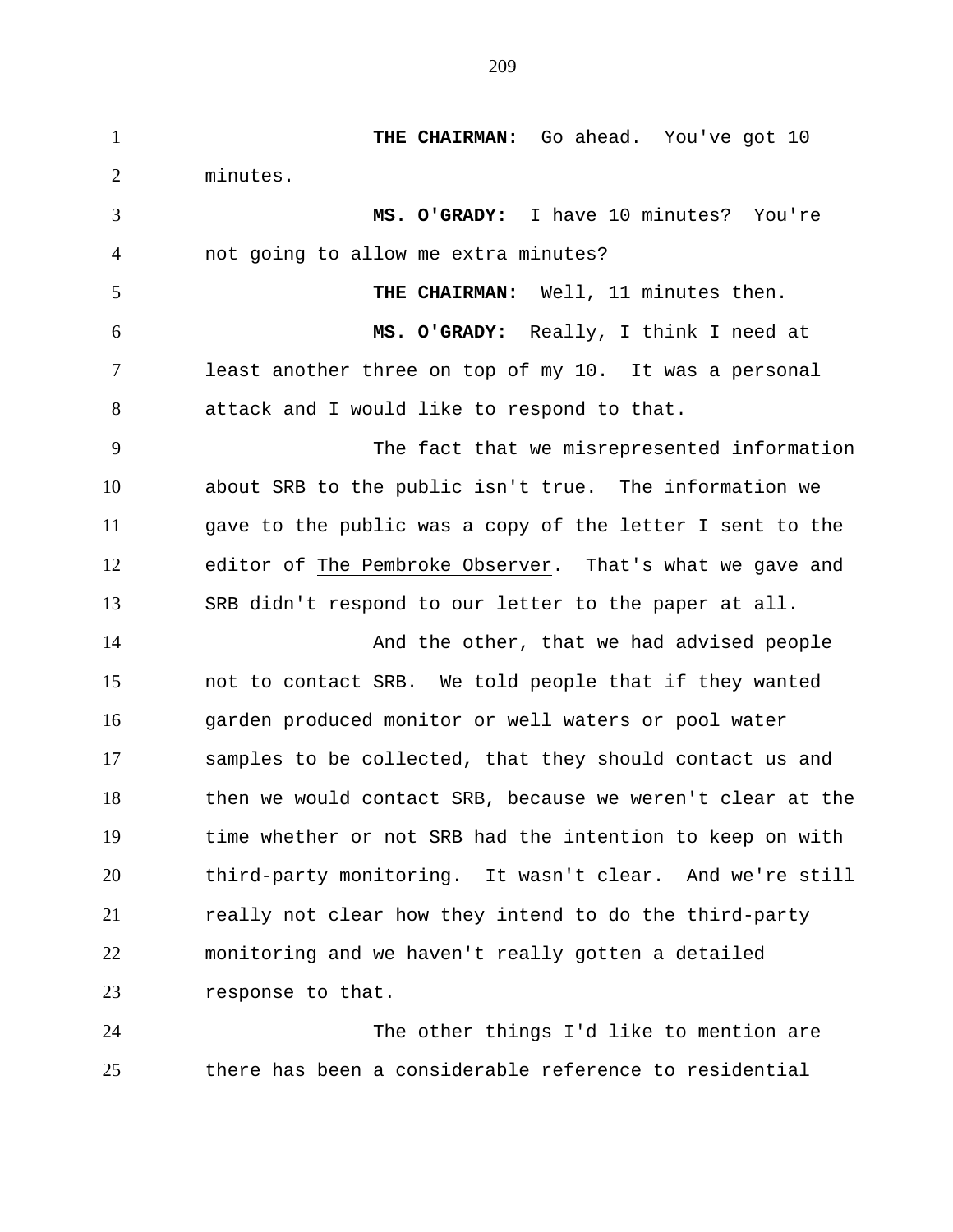**THE CHAIRMAN:** Go ahead. You've got 10 minutes.

**MS. O'GRADY:** I have 10 minutes? You're not going to allow me extra minutes?

**THE CHAIRMAN:** Well, 11 minutes then.

**MS. O'GRADY:** Really, I think I need at least another three on top of my 10. It was a personal attack and I would like to respond to that.

The fact that we misrepresented information about SRB to the public isn't true. The information we gave to the public was a copy of the letter I sent to the editor of The Pembroke Observer. That's what we gave and SRB didn't respond to our letter to the paper at all.

And the other, that we had advised people not to contact SRB. We told people that if they wanted garden produced monitor or well waters or pool water samples to be collected, that they should contact us and then we would contact SRB, because we weren't clear at the time whether or not SRB had the intention to keep on with third-party monitoring. It wasn't clear. And we're still really not clear how they intend to do the third-party monitoring and we haven't really gotten a detailed response to that.

The other things I'd like to mention are there has been a considerable reference to residential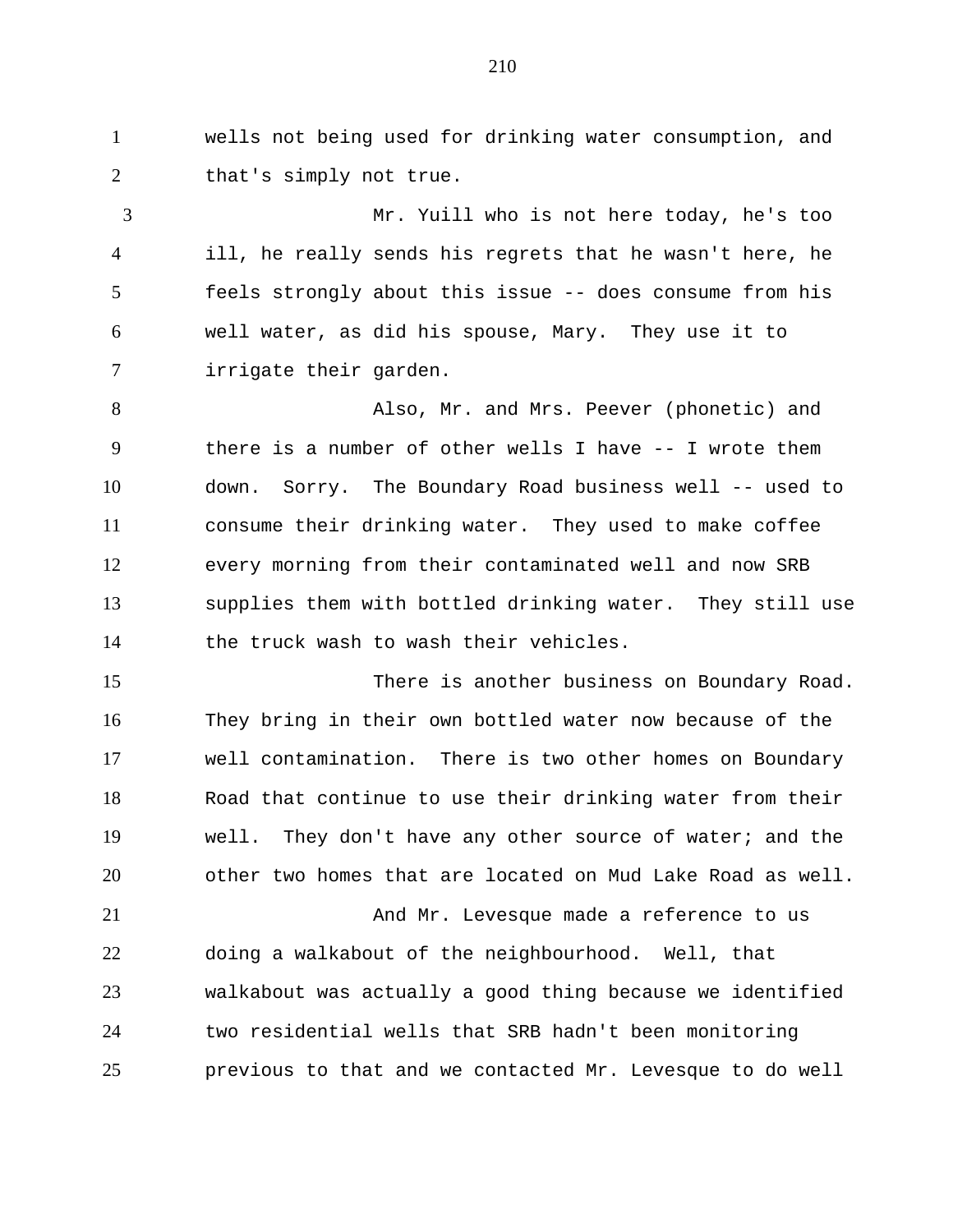wells not being used for drinking water consumption, and that's simply not true.

Mr. Yuill who is not here today, he's too ill, he really sends his regrets that he wasn't here, he feels strongly about this issue -- does consume from his well water, as did his spouse, Mary. They use it to irrigate their garden.

Also, Mr. and Mrs. Peever (phonetic) and there is a number of other wells I have -- I wrote them down. Sorry. The Boundary Road business well -- used to consume their drinking water. They used to make coffee every morning from their contaminated well and now SRB supplies them with bottled drinking water. They still use the truck wash to wash their vehicles.

There is another business on Boundary Road. They bring in their own bottled water now because of the well contamination. There is two other homes on Boundary Road that continue to use their drinking water from their well. They don't have any other source of water; and the other two homes that are located on Mud Lake Road as well.

And Mr. Levesque made a reference to us doing a walkabout of the neighbourhood. Well, that walkabout was actually a good thing because we identified two residential wells that SRB hadn't been monitoring previous to that and we contacted Mr. Levesque to do well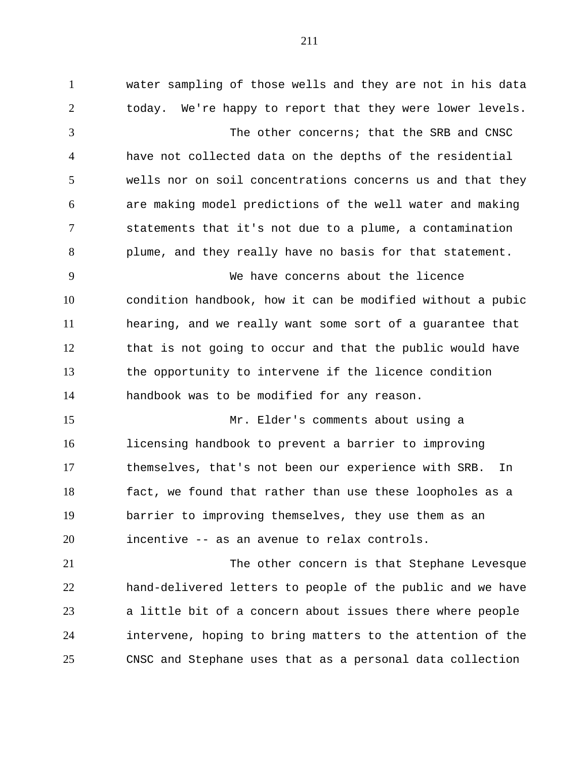water sampling of those wells and they are not in his data today. We're happy to report that they were lower levels.

The other concerns; that the SRB and CNSC have not collected data on the depths of the residential wells nor on soil concentrations concerns us and that they are making model predictions of the well water and making statements that it's not due to a plume, a contamination plume, and they really have no basis for that statement.

We have concerns about the licence condition handbook, how it can be modified without a pubic hearing, and we really want some sort of a guarantee that that is not going to occur and that the public would have the opportunity to intervene if the licence condition handbook was to be modified for any reason.

Mr. Elder's comments about using a licensing handbook to prevent a barrier to improving themselves, that's not been our experience with SRB. In fact, we found that rather than use these loopholes as a barrier to improving themselves, they use them as an incentive -- as an avenue to relax controls.

The other concern is that Stephane Levesque hand-delivered letters to people of the public and we have a little bit of a concern about issues there where people intervene, hoping to bring matters to the attention of the CNSC and Stephane uses that as a personal data collection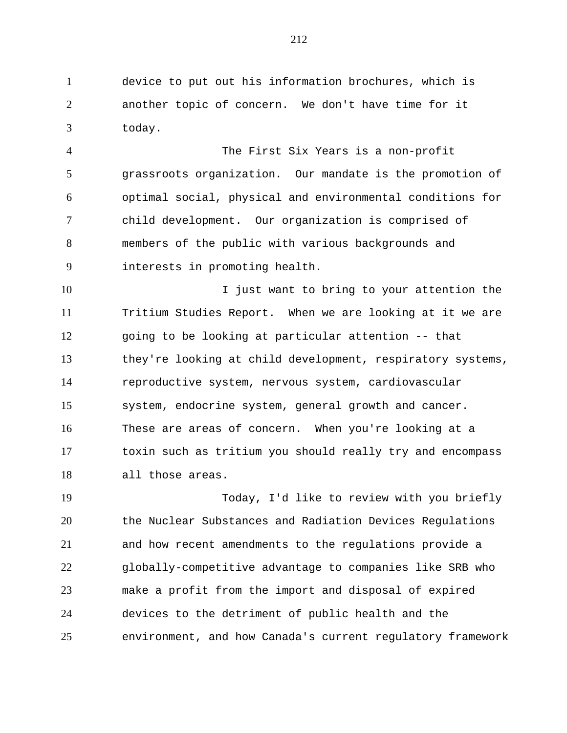device to put out his information brochures, which is another topic of concern. We don't have time for it today.

The First Six Years is a non-profit grassroots organization. Our mandate is the promotion of optimal social, physical and environmental conditions for child development. Our organization is comprised of members of the public with various backgrounds and interests in promoting health.

I just want to bring to your attention the Tritium Studies Report. When we are looking at it we are going to be looking at particular attention -- that they're looking at child development, respiratory systems, reproductive system, nervous system, cardiovascular system, endocrine system, general growth and cancer. These are areas of concern. When you're looking at a toxin such as tritium you should really try and encompass all those areas.

Today, I'd like to review with you briefly the Nuclear Substances and Radiation Devices Regulations and how recent amendments to the regulations provide a globally-competitive advantage to companies like SRB who make a profit from the import and disposal of expired devices to the detriment of public health and the environment, and how Canada's current regulatory framework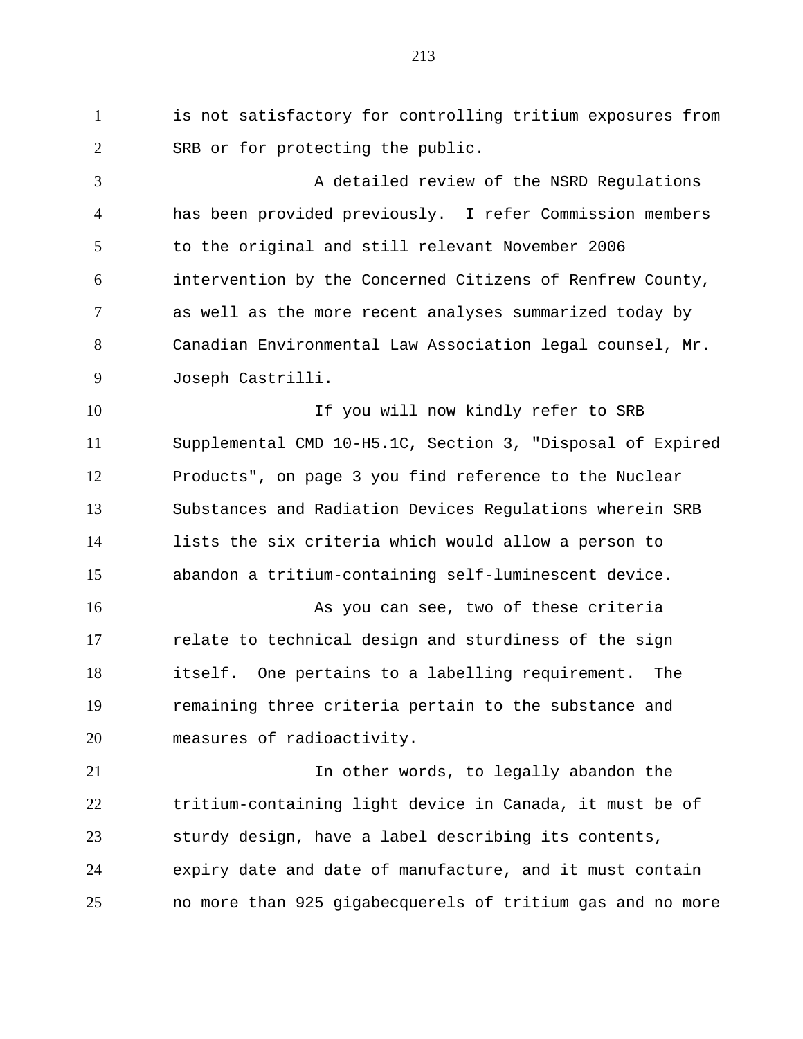is not satisfactory for controlling tritium exposures from SRB or for protecting the public.

A detailed review of the NSRD Regulations has been provided previously. I refer Commission members to the original and still relevant November 2006 intervention by the Concerned Citizens of Renfrew County, as well as the more recent analyses summarized today by Canadian Environmental Law Association legal counsel, Mr. Joseph Castrilli.

If you will now kindly refer to SRB Supplemental CMD 10-H5.1C, Section 3, "Disposal of Expired Products", on page 3 you find reference to the Nuclear Substances and Radiation Devices Regulations wherein SRB lists the six criteria which would allow a person to abandon a tritium-containing self-luminescent device.

As you can see, two of these criteria relate to technical design and sturdiness of the sign itself. One pertains to a labelling requirement. The remaining three criteria pertain to the substance and measures of radioactivity.

In other words, to legally abandon the tritium-containing light device in Canada, it must be of sturdy design, have a label describing its contents, expiry date and date of manufacture, and it must contain no more than 925 gigabecquerels of tritium gas and no more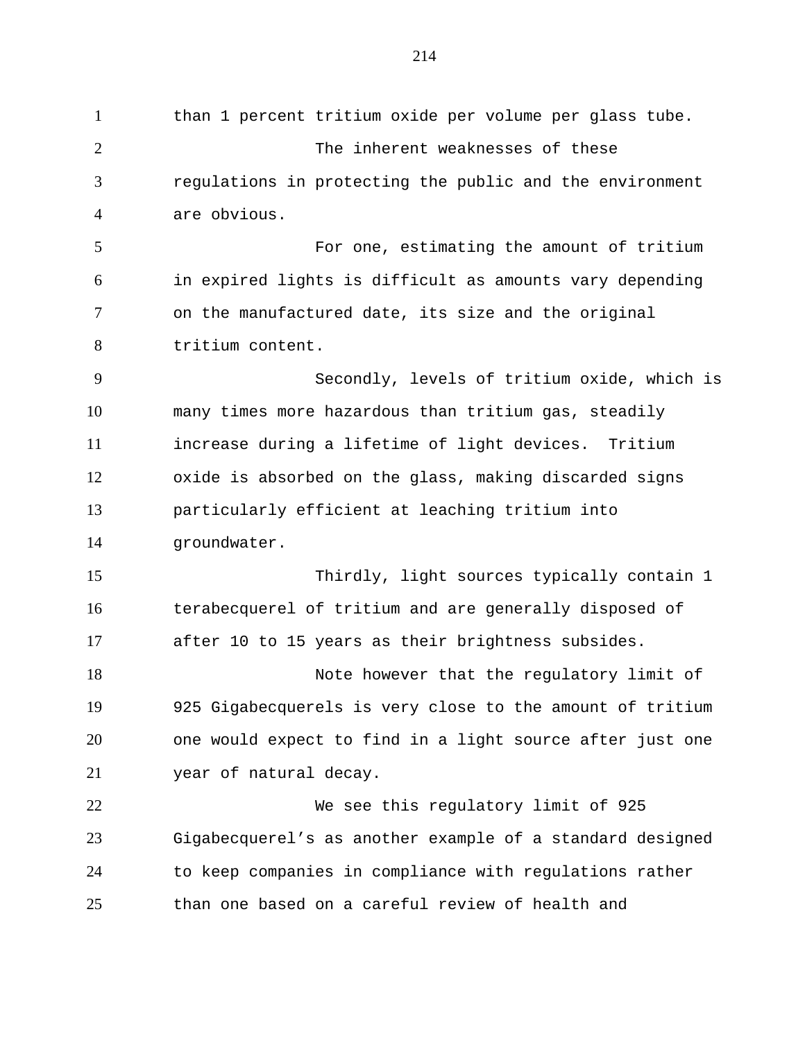than 1 percent tritium oxide per volume per glass tube.

The inherent weaknesses of these regulations in protecting the public and the environment are obvious.

For one, estimating the amount of tritium in expired lights is difficult as amounts vary depending on the manufactured date, its size and the original tritium content.

Secondly, levels of tritium oxide, which is many times more hazardous than tritium gas, steadily increase during a lifetime of light devices. Tritium oxide is absorbed on the glass, making discarded signs particularly efficient at leaching tritium into groundwater.

Thirdly, light sources typically contain 1 terabecquerel of tritium and are generally disposed of after 10 to 15 years as their brightness subsides.

Note however that the regulatory limit of 925 Gigabecquerels is very close to the amount of tritium one would expect to find in a light source after just one year of natural decay.

We see this regulatory limit of 925 Gigabecquerel's as another example of a standard designed to keep companies in compliance with regulations rather than one based on a careful review of health and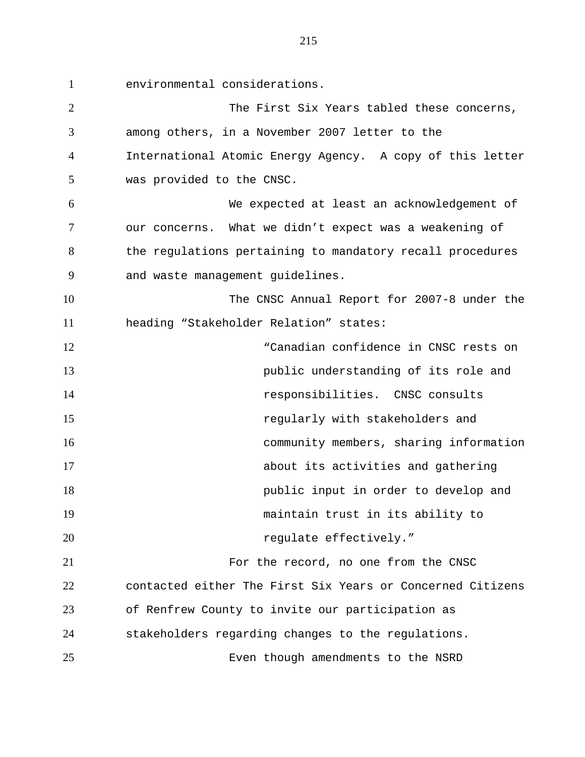environmental considerations.

The First Six Years tabled these concerns, among others, in a November 2007 letter to the International Atomic Energy Agency. A copy of this letter was provided to the CNSC.

We expected at least an acknowledgement of our concerns. What we didn't expect was a weakening of the regulations pertaining to mandatory recall procedures and waste management guidelines.

The CNSC Annual Report for 2007-8 under the heading "Stakeholder Relation" states:

> "Canadian confidence in CNSC rests on public understanding of its role and responsibilities. CNSC consults regularly with stakeholders and community members, sharing information about its activities and gathering public input in order to develop and maintain trust in its ability to regulate effectively."

For the record, no one from the CNSC contacted either The First Six Years or Concerned Citizens of Renfrew County to invite our participation as stakeholders regarding changes to the regulations.

Even though amendments to the NSRD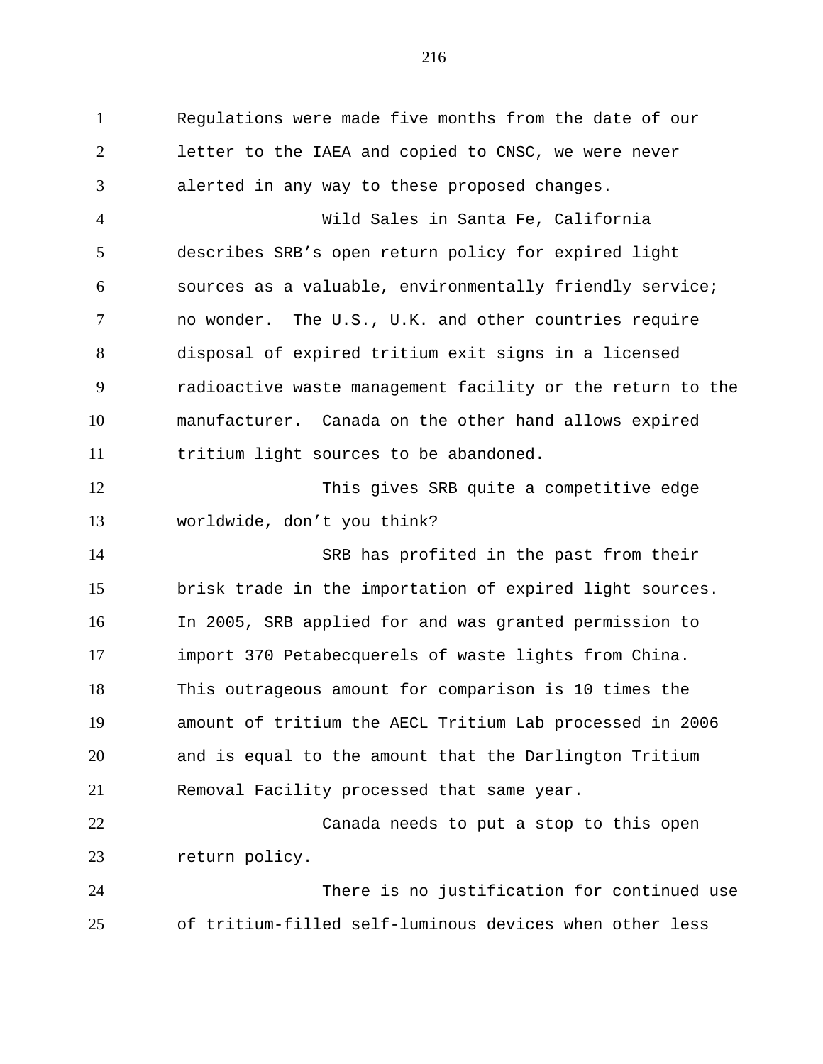Regulations were made five months from the date of our letter to the IAEA and copied to CNSC, we were never alerted in any way to these proposed changes.

Wild Sales in Santa Fe, California describes SRB's open return policy for expired light sources as a valuable, environmentally friendly service; no wonder. The U.S., U.K. and other countries require disposal of expired tritium exit signs in a licensed radioactive waste management facility or the return to the manufacturer. Canada on the other hand allows expired tritium light sources to be abandoned.

This gives SRB quite a competitive edge worldwide, don't you think?

SRB has profited in the past from their brisk trade in the importation of expired light sources. In 2005, SRB applied for and was granted permission to import 370 Petabecquerels of waste lights from China. This outrageous amount for comparison is 10 times the amount of tritium the AECL Tritium Lab processed in 2006 and is equal to the amount that the Darlington Tritium Removal Facility processed that same year.

Canada needs to put a stop to this open return policy.

There is no justification for continued use of tritium-filled self-luminous devices when other less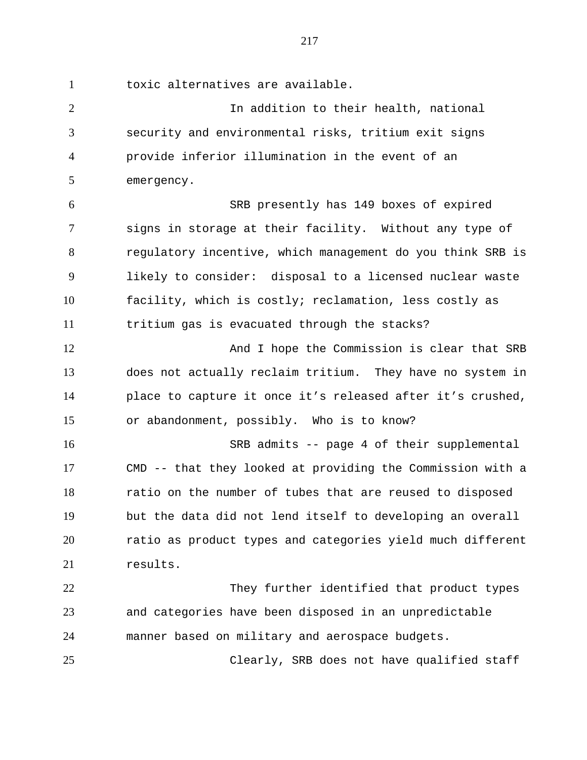toxic alternatives are available.

In addition to their health, national security and environmental risks, tritium exit signs provide inferior illumination in the event of an emergency.

SRB presently has 149 boxes of expired signs in storage at their facility. Without any type of regulatory incentive, which management do you think SRB is likely to consider: disposal to a licensed nuclear waste facility, which is costly; reclamation, less costly as tritium gas is evacuated through the stacks?

And I hope the Commission is clear that SRB does not actually reclaim tritium. They have no system in place to capture it once it’s released after it’s crushed, or abandonment, possibly. Who is to know?

SRB admits -- page 4 of their supplemental CMD -- that they looked at providing the Commission with a ratio on the number of tubes that are reused to disposed but the data did not lend itself to developing an overall ratio as product types and categories yield much different results.

They further identified that product types and categories have been disposed in an unpredictable manner based on military and aerospace budgets.

Clearly, SRB does not have qualified staff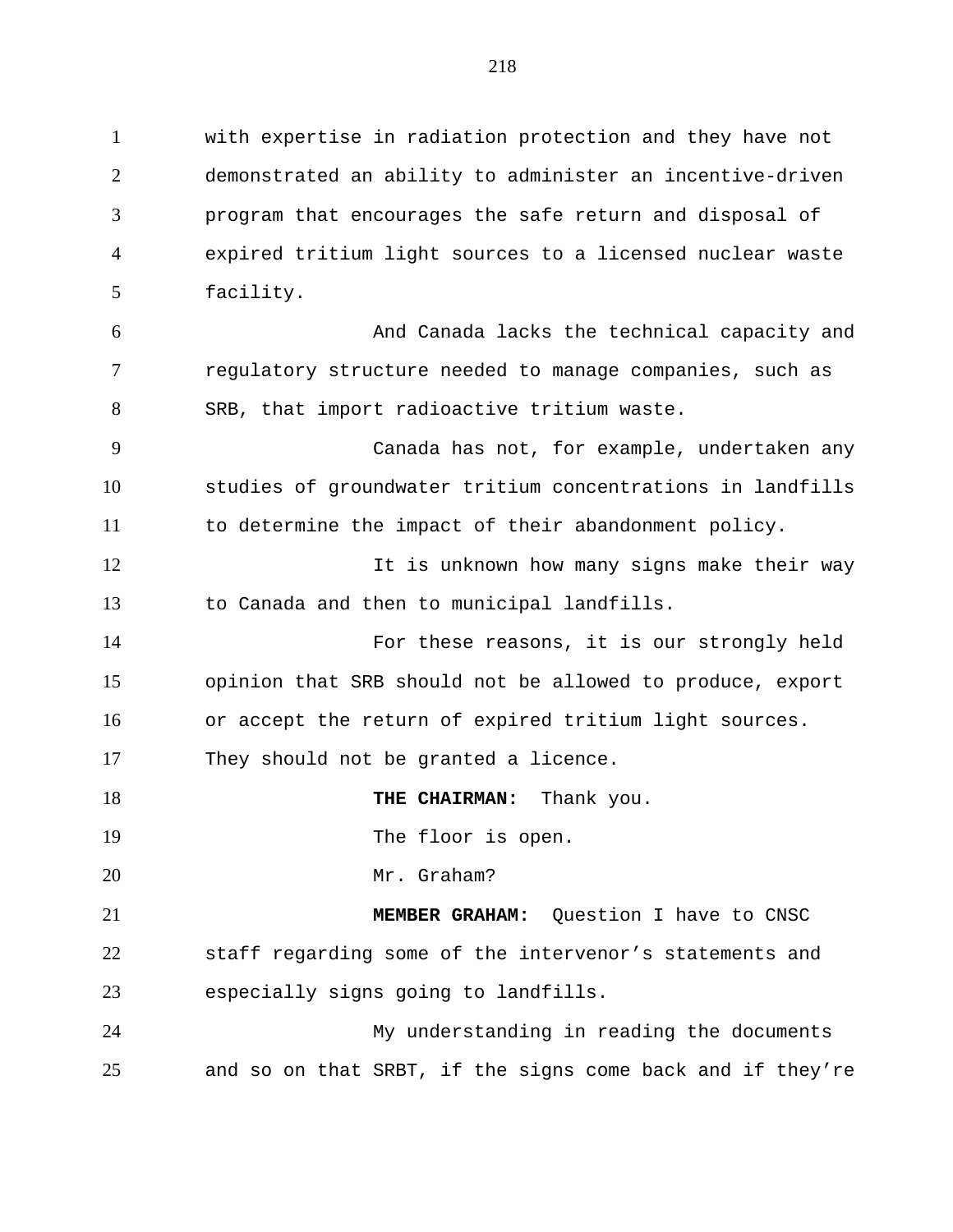with expertise in radiation protection and they have not demonstrated an ability to administer an incentive-driven program that encourages the safe return and disposal of expired tritium light sources to a licensed nuclear waste facility.

And Canada lacks the technical capacity and regulatory structure needed to manage companies, such as SRB, that import radioactive tritium waste.

Canada has not, for example, undertaken any studies of groundwater tritium concentrations in landfills to determine the impact of their abandonment policy.

It is unknown how many signs make their way to Canada and then to municipal landfills.

For these reasons, it is our strongly held opinion that SRB should not be allowed to produce, export or accept the return of expired tritium light sources. They should not be granted a licence.

**THE CHAIRMAN:** Thank you.

The floor is open.

Mr. Graham?

**MEMBER GRAHAM:** Question I have to CNSC staff regarding some of the intervenor's statements and especially signs going to landfills.

My understanding in reading the documents and so on that SRBT, if the signs come back and if they're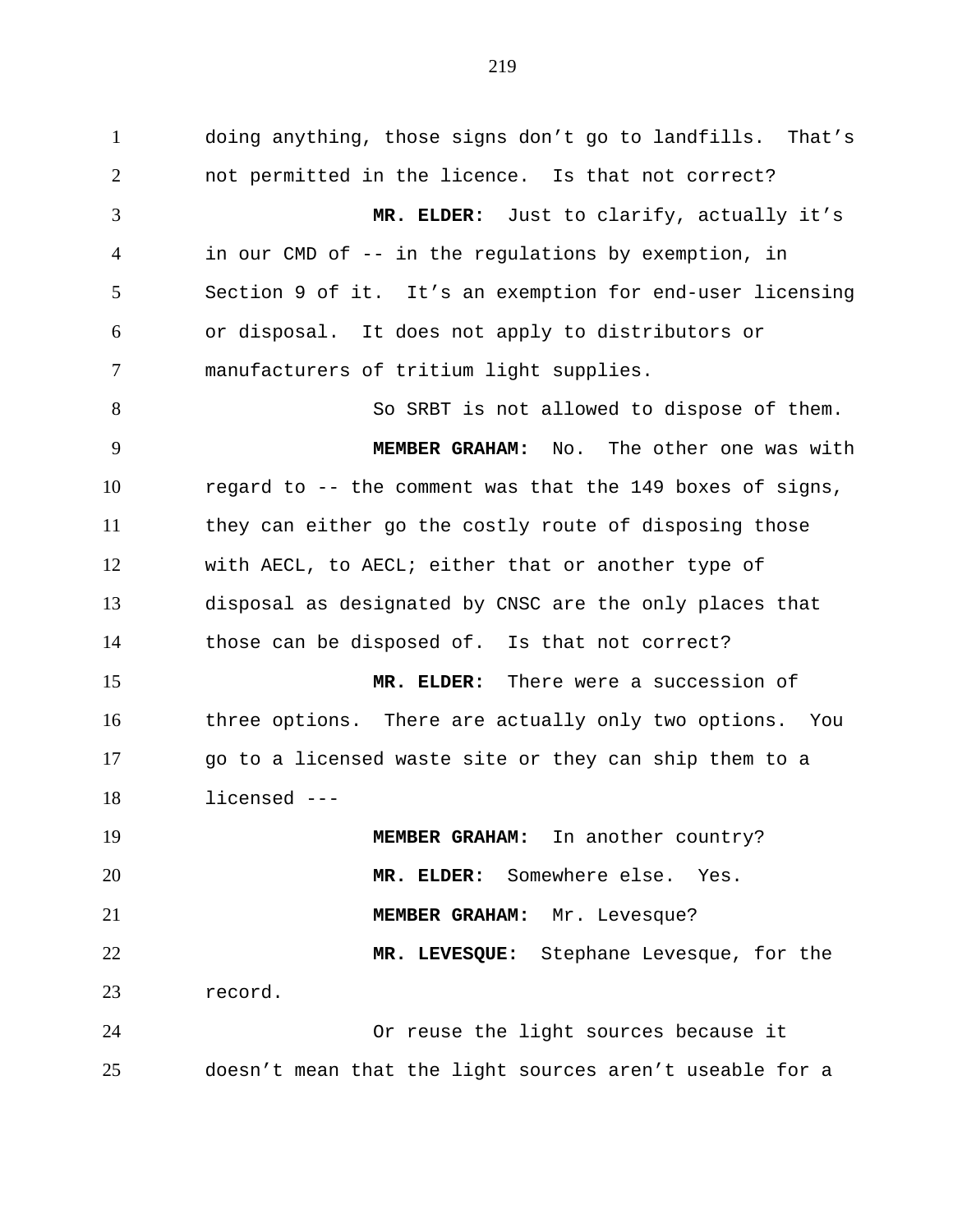doing anything, those signs don't go to landfills. That's not permitted in the licence. Is that not correct?

**MR. ELDER:** Just to clarify, actually it's in our CMD of -- in the regulations by exemption, in Section 9 of it. It's an exemption for end-user licensing or disposal. It does not apply to distributors or manufacturers of tritium light supplies.

So SRBT is not allowed to dispose of them.

**MEMBER GRAHAM:** No. The other one was with regard to -- the comment was that the 149 boxes of signs, they can either go the costly route of disposing those with AECL, to AECL; either that or another type of disposal as designated by CNSC are the only places that those can be disposed of. Is that not correct?

**MR. ELDER:** There were a succession of three options. There are actually only two options. You go to a licensed waste site or they can ship them to a licensed ---

**MEMBER GRAHAM:** In another country?

**MR. ELDER:** Somewhere else. Yes.

**MEMBER GRAHAM:** Mr. Levesque?

**MR. LEVESQUE:** Stephane Levesque, for the record.

Or reuse the light sources because it doesn't mean that the light sources aren't useable for a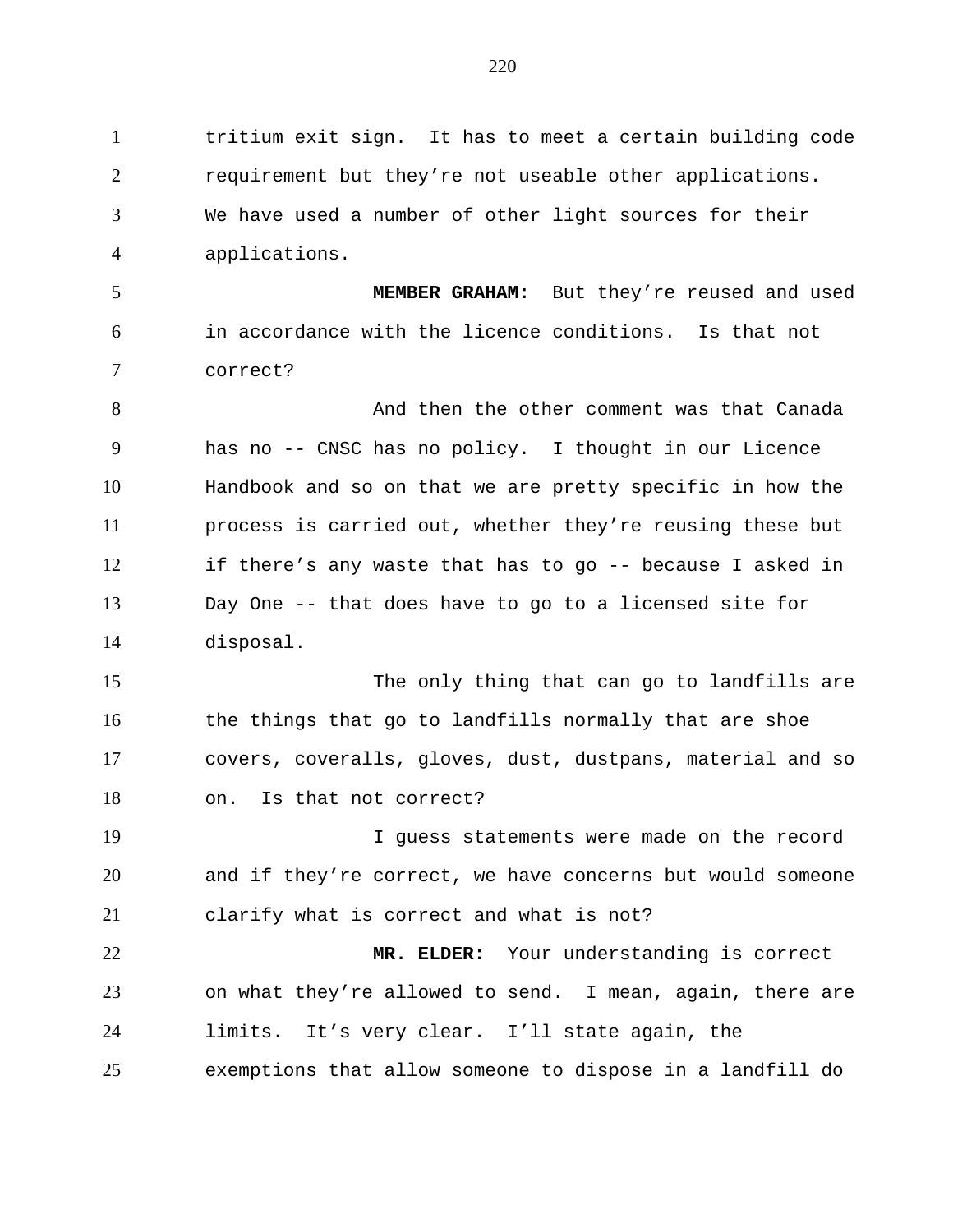tritium exit sign. It has to meet a certain building code requirement but they're not useable other applications. We have used a number of other light sources for their applications.

**MEMBER GRAHAM:** But they're reused and used in accordance with the licence conditions. Is that not correct?

And then the other comment was that Canada has no -- CNSC has no policy. I thought in our Licence Handbook and so on that we are pretty specific in how the process is carried out, whether they're reusing these but if there's any waste that has to go -- because I asked in Day One -- that does have to go to a licensed site for disposal.

The only thing that can go to landfills are the things that go to landfills normally that are shoe covers, coveralls, gloves, dust, dustpans, material and so on. Is that not correct?

I guess statements were made on the record and if they're correct, we have concerns but would someone clarify what is correct and what is not?

**MR. ELDER:** Your understanding is correct on what they're allowed to send. I mean, again, there are limits. It's very clear. I'll state again, the exemptions that allow someone to dispose in a landfill do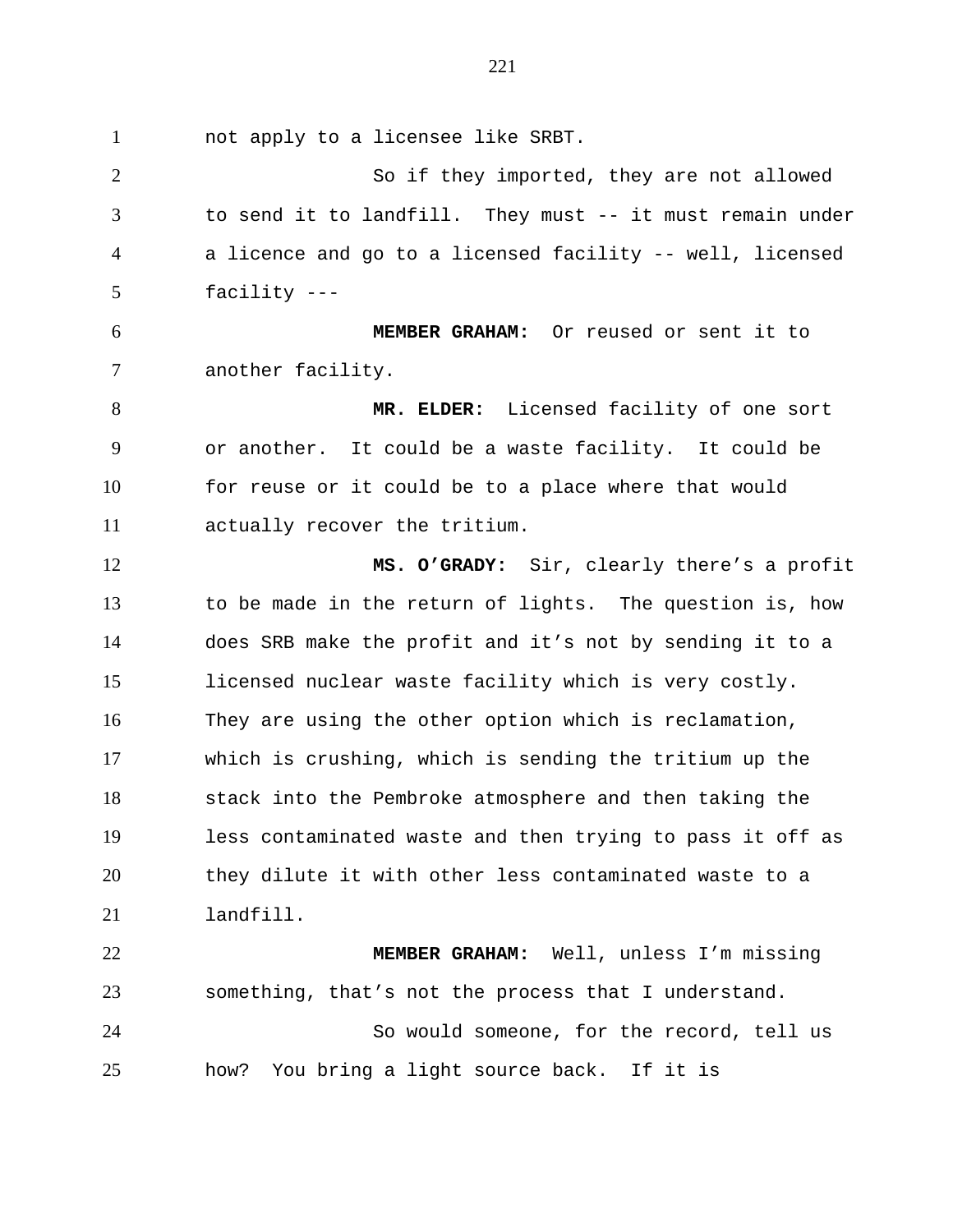not apply to a licensee like SRBT.

So if they imported, they are not allowed to send it to landfill. They must -- it must remain under a licence and go to a licensed facility -- well, licensed facility ---

**MEMBER GRAHAM:** Or reused or sent it to another facility.

**MR. ELDER:** Licensed facility of one sort or another. It could be a waste facility. It could be for reuse or it could be to a place where that would actually recover the tritium.

**MS. O'GRADY:** Sir, clearly there's a profit to be made in the return of lights. The question is, how does SRB make the profit and it's not by sending it to a licensed nuclear waste facility which is very costly. They are using the other option which is reclamation, which is crushing, which is sending the tritium up the stack into the Pembroke atmosphere and then taking the less contaminated waste and then trying to pass it off as they dilute it with other less contaminated waste to a landfill.

**MEMBER GRAHAM:** Well, unless I'm missing something, that's not the process that I understand.

So would someone, for the record, tell us how? You bring a light source back. If it is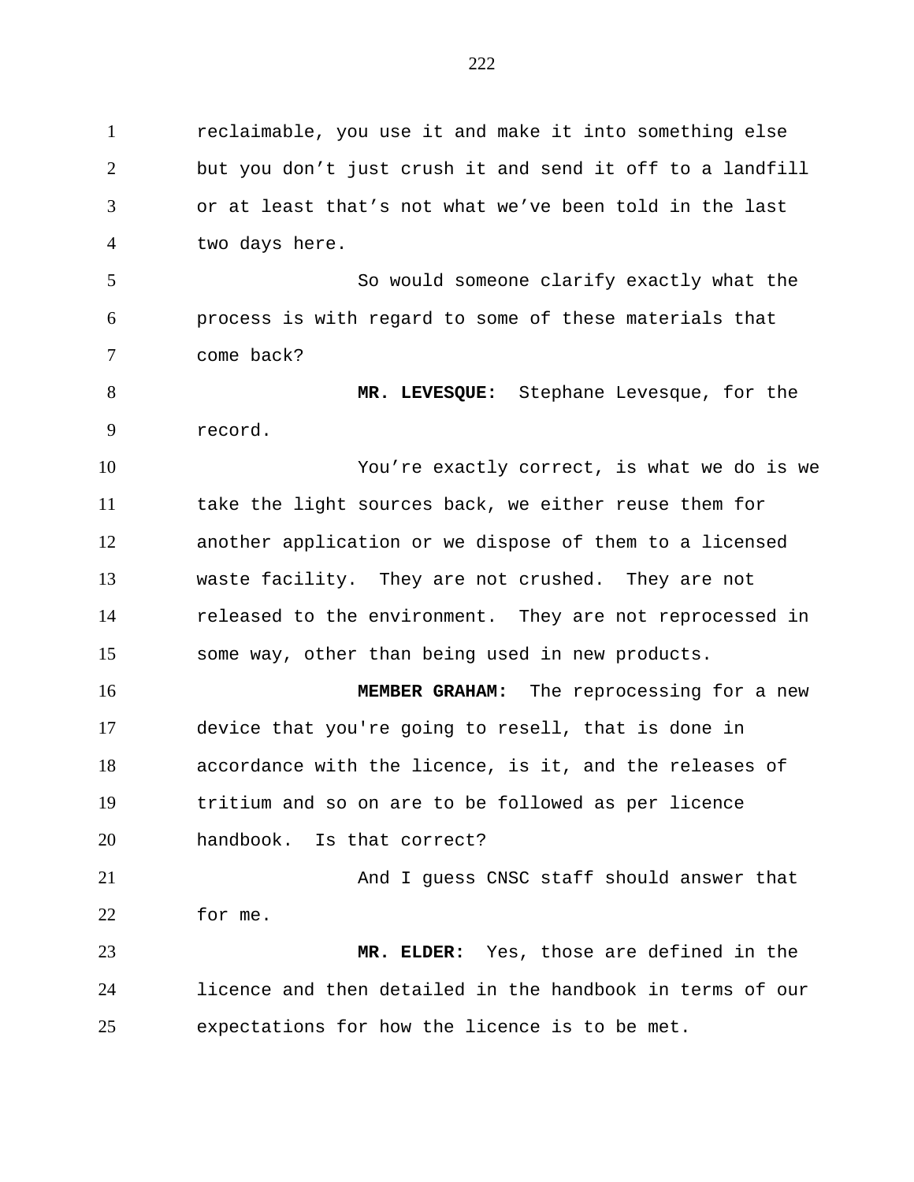reclaimable, you use it and make it into something else but you don’t just crush it and send it off to a landfill or at least that’s not what we’ve been told in the last two days here.

So would someone clarify exactly what the process is with regard to some of these materials that come back?

**MR. LEVESQUE:** Stephane Levesque, for the record.

You’re exactly correct, is what we do is we take the light sources back, we either reuse them for another application or we dispose of them to a licensed waste facility. They are not crushed. They are not released to the environment. They are not reprocessed in some way, other than being used in new products.

**MEMBER GRAHAM:** The reprocessing for a new device that you're going to resell, that is done in accordance with the licence, is it, and the releases of tritium and so on are to be followed as per licence handbook. Is that correct?

And I guess CNSC staff should answer that for me.

**MR. ELDER:** Yes, those are defined in the licence and then detailed in the handbook in terms of our expectations for how the licence is to be met.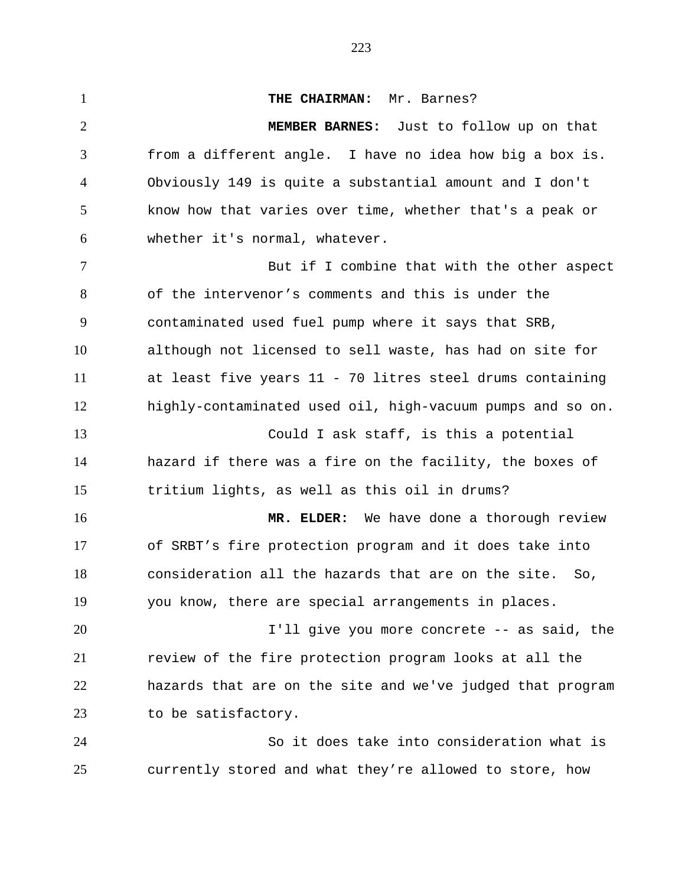**THE CHAIRMAN:** Mr. Barnes?

**MEMBER BARNES:** Just to follow up on that from a different angle. I have no idea how big a box is. Obviously 149 is quite a substantial amount and I don't know how that varies over time, whether that's a peak or whether it's normal, whatever.

But if I combine that with the other aspect of the intervenor’s comments and this is under the contaminated used fuel pump where it says that SRB, although not licensed to sell waste, has had on site for at least five years 11 - 70 litres steel drums containing highly-contaminated used oil, high-vacuum pumps and so on.

Could I ask staff, is this a potential hazard if there was a fire on the facility, the boxes of tritium lights, as well as this oil in drums?

**MR. ELDER:** We have done a thorough review of SRBT’s fire protection program and it does take into consideration all the hazards that are on the site. So, you know, there are special arrangements in places.

I'll give you more concrete -- as said, the review of the fire protection program looks at all the hazards that are on the site and we've judged that program to be satisfactory.

So it does take into consideration what is currently stored and what they’re allowed to store, how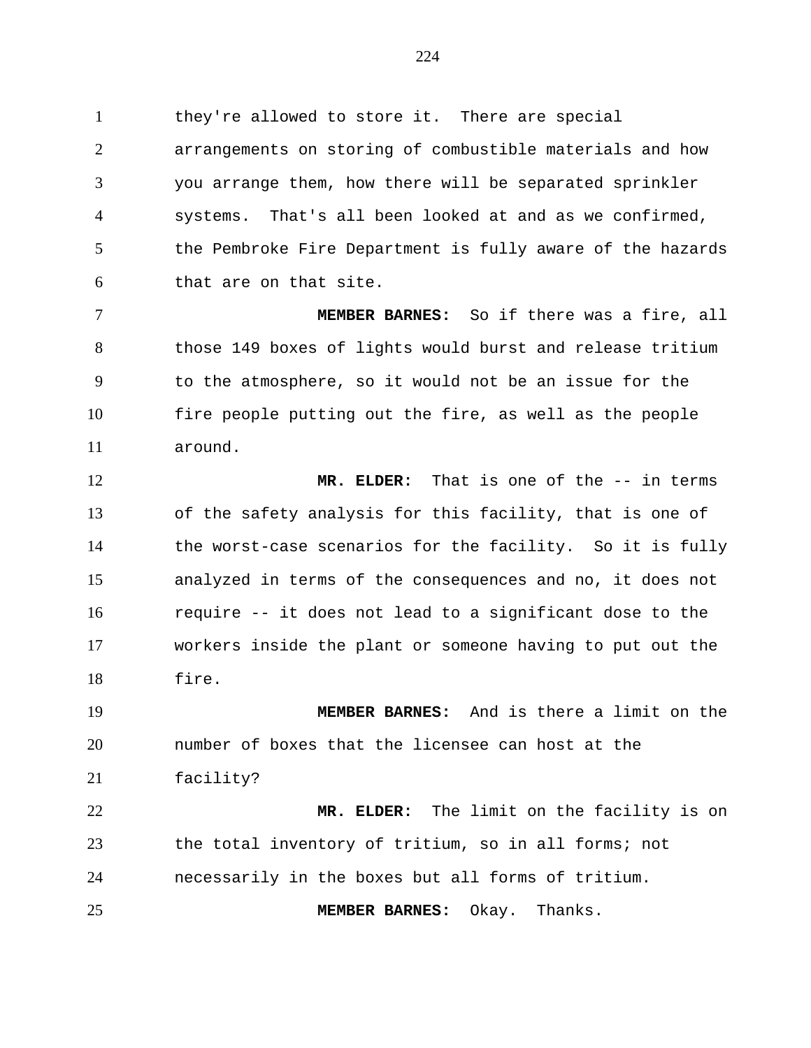they're allowed to store it. There are special arrangements on storing of combustible materials and how you arrange them, how there will be separated sprinkler systems. That's all been looked at and as we confirmed, the Pembroke Fire Department is fully aware of the hazards that are on that site.

**MEMBER BARNES:** So if there was a fire, all those 149 boxes of lights would burst and release tritium to the atmosphere, so it would not be an issue for the fire people putting out the fire, as well as the people around.

**MR. ELDER:** That is one of the -- in terms of the safety analysis for this facility, that is one of the worst-case scenarios for the facility. So it is fully analyzed in terms of the consequences and no, it does not require -- it does not lead to a significant dose to the workers inside the plant or someone having to put out the fire.

**MEMBER BARNES:** And is there a limit on the number of boxes that the licensee can host at the facility?

**MR. ELDER:** The limit on the facility is on the total inventory of tritium, so in all forms; not necessarily in the boxes but all forms of tritium.

**MEMBER BARNES:** Okay. Thanks.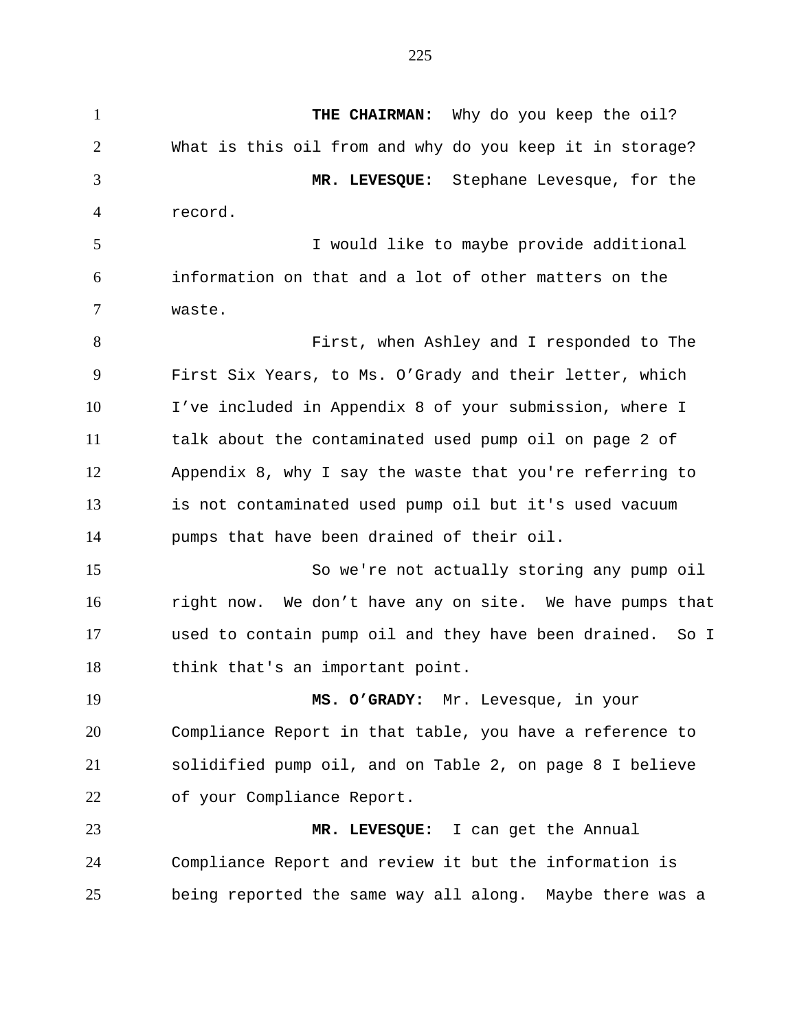**THE CHAIRMAN:** Why do you keep the oil? What is this oil from and why do you keep it in storage?

**MR. LEVESQUE:** Stephane Levesque, for the record.

I would like to maybe provide additional information on that and a lot of other matters on the waste.

First, when Ashley and I responded to The First Six Years, to Ms. O'Grady and their letter, which I've included in Appendix 8 of your submission, where I talk about the contaminated used pump oil on page 2 of Appendix 8, why I say the waste that you're referring to is not contaminated used pump oil but it's used vacuum pumps that have been drained of their oil.

So we're not actually storing any pump oil right now. We don't have any on site. We have pumps that used to contain pump oil and they have been drained. So I think that's an important point.

**MS. O'GRADY:** Mr. Levesque, in your Compliance Report in that table, you have a reference to solidified pump oil, and on Table 2, on page 8 I believe of your Compliance Report.

**MR. LEVESQUE:** I can get the Annual Compliance Report and review it but the information is being reported the same way all along. Maybe there was a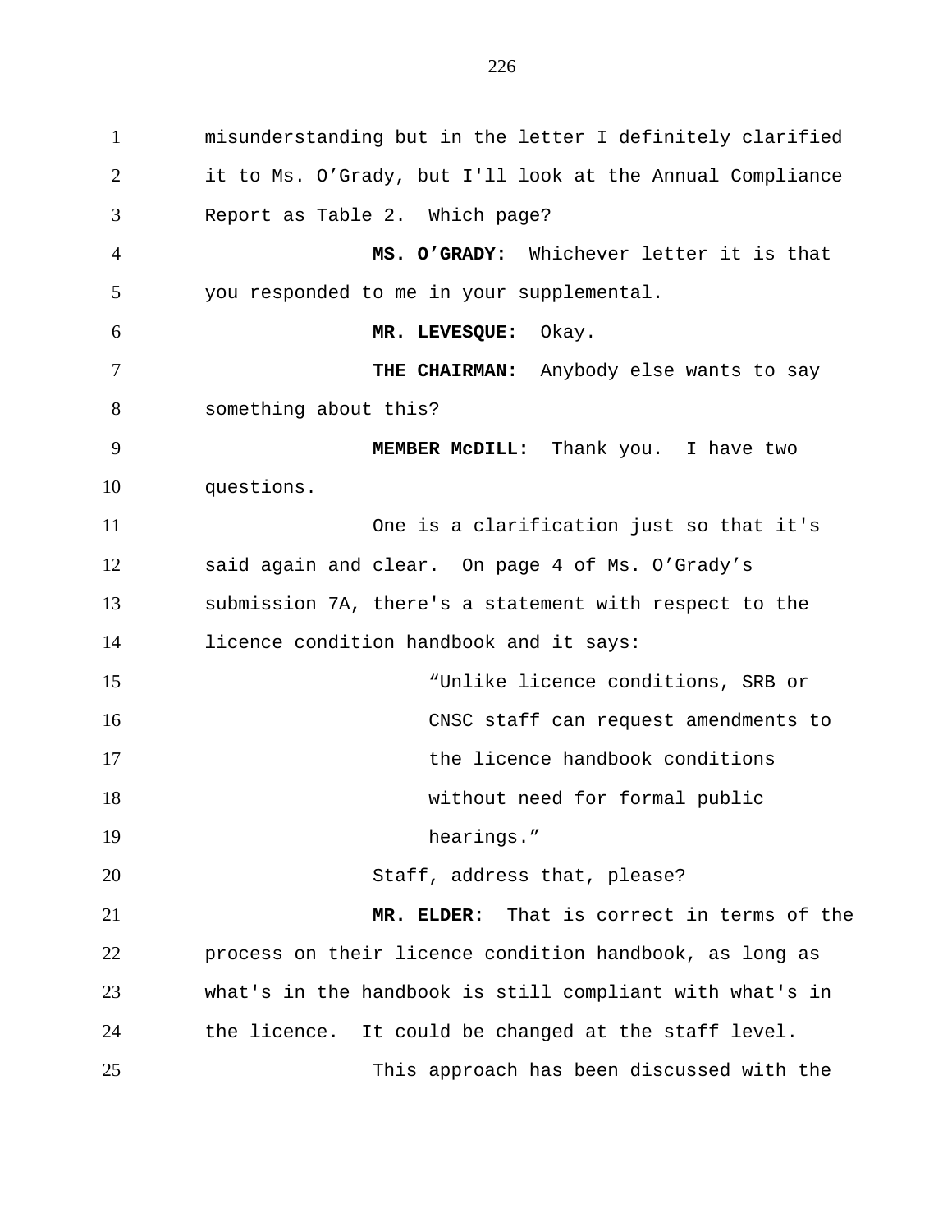misunderstanding but in the letter I definitely clarified it to Ms. O'Grady, but I'll look at the Annual Compliance Report as Table 2. Which page?

**MS. O'GRADY:** Whichever letter it is that you responded to me in your supplemental.

**MR. LEVESQUE:** Okay.

**THE CHAIRMAN:** Anybody else wants to say something about this?

**MEMBER McDILL:** Thank you. I have two questions.

One is a clarification just so that it's said again and clear. On page 4 of Ms. O'Grady's submission 7A, there's a statement with respect to the licence condition handbook and it says:

> "Unlike licence conditions, SRB or CNSC staff can request amendments to the licence handbook conditions without need for formal public hearings."

Staff, address that, please?

**MR. ELDER:** That is correct in terms of the process on their licence condition handbook, as long as what's in the handbook is still compliant with what's in the licence. It could be changed at the staff level.

This approach has been discussed with the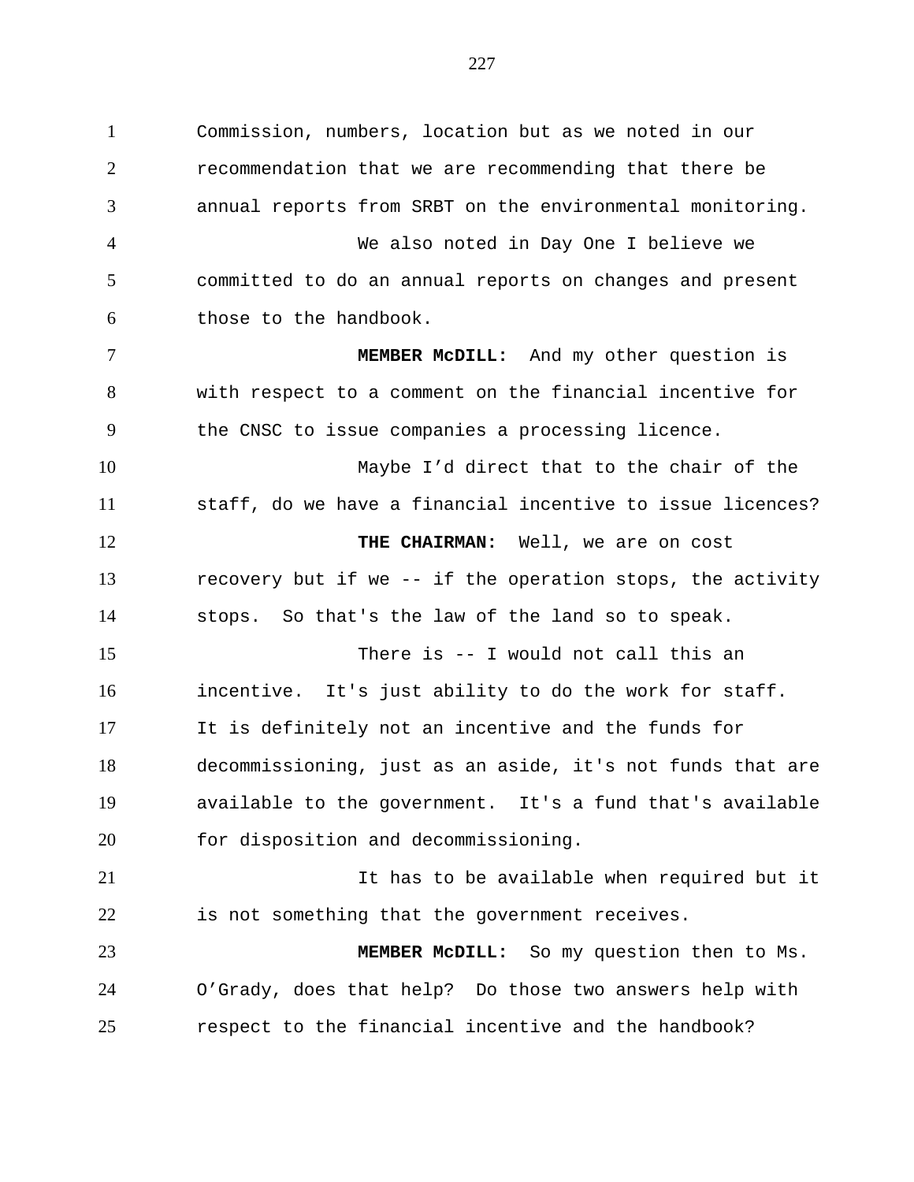Commission, numbers, location but as we noted in our recommendation that we are recommending that there be annual reports from SRBT on the environmental monitoring.

We also noted in Day One I believe we committed to do an annual reports on changes and present those to the handbook.

**MEMBER McDILL:** And my other question is with respect to a comment on the financial incentive for the CNSC to issue companies a processing licence.

Maybe I'd direct that to the chair of the staff, do we have a financial incentive to issue licences?

**THE CHAIRMAN:** Well, we are on cost recovery but if we -- if the operation stops, the activity stops. So that's the law of the land so to speak.

There is -- I would not call this an incentive. It's just ability to do the work for staff. It is definitely not an incentive and the funds for decommissioning, just as an aside, it's not funds that are available to the government. It's a fund that's available for disposition and decommissioning.

It has to be available when required but it is not something that the government receives.

**MEMBER McDILL:** So my question then to Ms. O'Grady, does that help? Do those two answers help with respect to the financial incentive and the handbook?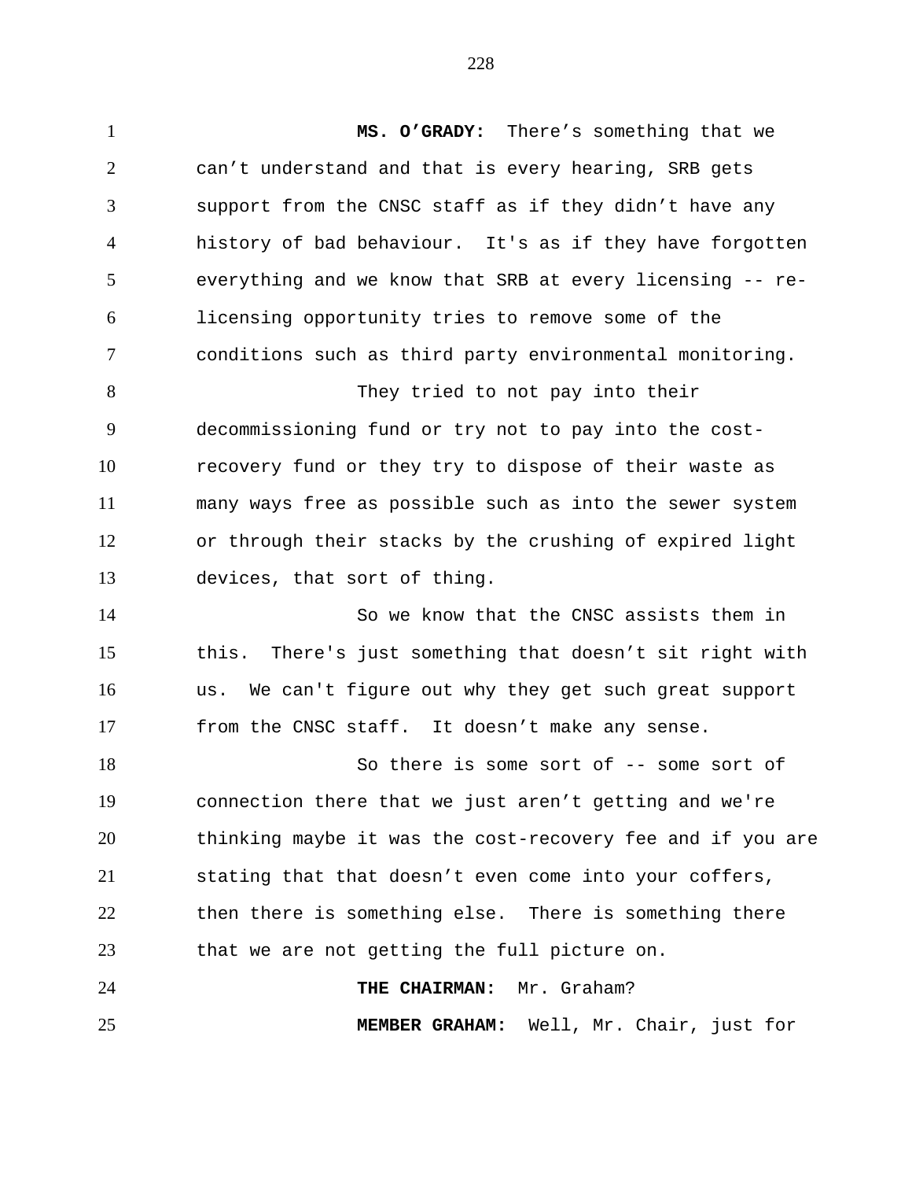**MS. O'GRADY:** There's something that we can't understand and that is every hearing, SRB gets support from the CNSC staff as if they didn't have any history of bad behaviour. It's as if they have forgotten everything and we know that SRB at every licensing -- re-licensing opportunity tries to remove some of the conditions such as third party environmental monitoring.

They tried to not pay into their decommissioning fund or try not to pay into the cost-recovery fund or they try to dispose of their waste as many ways free as possible such as into the sewer system or through their stacks by the crushing of expired light devices, that sort of thing.

So we know that the CNSC assists them in this. There's just something that doesn't sit right with us. We can't figure out why they get such great support from the CNSC staff. It doesn't make any sense.

So there is some sort of -- some sort of connection there that we just aren't getting and we're thinking maybe it was the cost-recovery fee and if you are stating that that doesn't even come into your coffers, then there is something else. There is something there that we are not getting the full picture on.

**THE CHAIRMAN:** Mr. Graham?

**MEMBER GRAHAM:** Well, Mr. Chair, just for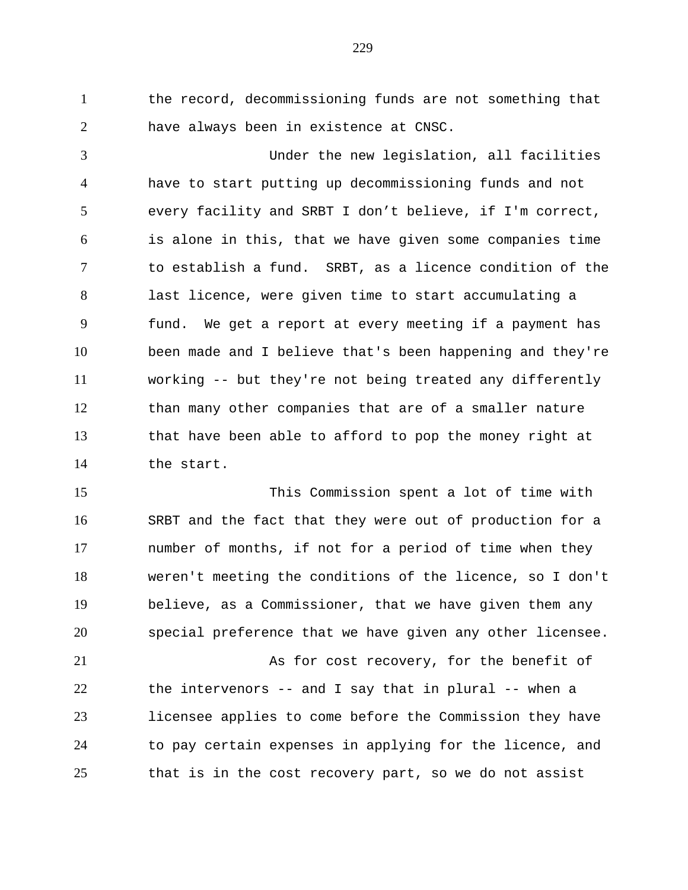the record, decommissioning funds are not something that have always been in existence at CNSC.

Under the new legislation, all facilities have to start putting up decommissioning funds and not every facility and SRBT I don't believe, if I'm correct, is alone in this, that we have given some companies time to establish a fund. SRBT, as a licence condition of the last licence, were given time to start accumulating a fund. We get a report at every meeting if a payment has been made and I believe that's been happening and they're working -- but they're not being treated any differently than many other companies that are of a smaller nature that have been able to afford to pop the money right at the start.

This Commission spent a lot of time with SRBT and the fact that they were out of production for a number of months, if not for a period of time when they weren't meeting the conditions of the licence, so I don't believe, as a Commissioner, that we have given them any special preference that we have given any other licensee.

As for cost recovery, for the benefit of the intervenors -- and I say that in plural -- when a licensee applies to come before the Commission they have to pay certain expenses in applying for the licence, and that is in the cost recovery part, so we do not assist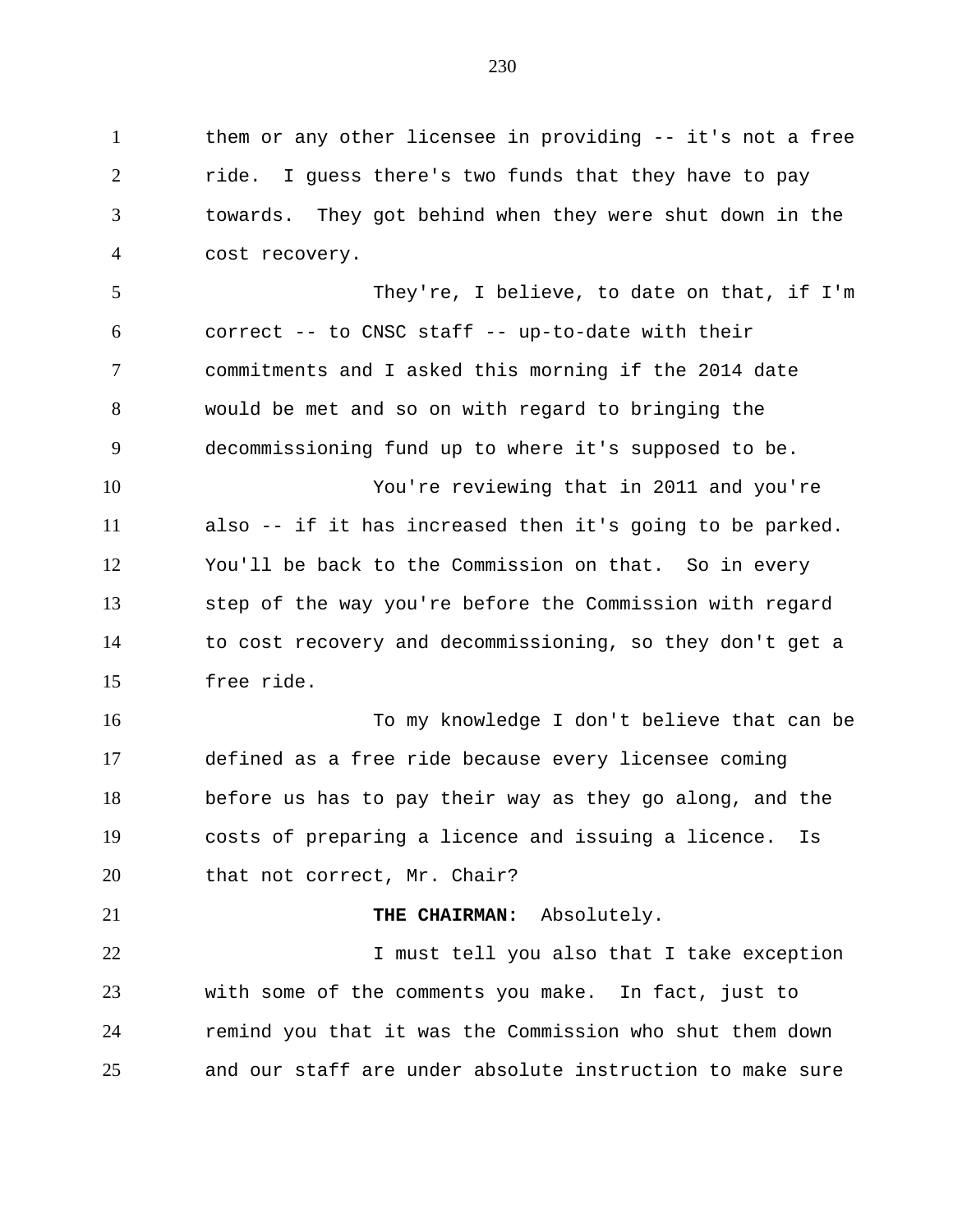them or any other licensee in providing -- it's not a free ride. I guess there's two funds that they have to pay towards. They got behind when they were shut down in the cost recovery.

They're, I believe, to date on that, if I'm correct -- to CNSC staff -- up-to-date with their commitments and I asked this morning if the 2014 date would be met and so on with regard to bringing the decommissioning fund up to where it's supposed to be.

You're reviewing that in 2011 and you're also -- if it has increased then it's going to be parked. You'll be back to the Commission on that. So in every step of the way you're before the Commission with regard to cost recovery and decommissioning, so they don't get a free ride.

To my knowledge I don't believe that can be defined as a free ride because every licensee coming before us has to pay their way as they go along, and the costs of preparing a licence and issuing a licence. Is that not correct, Mr. Chair?

**THE CHAIRMAN:** Absolutely.

I must tell you also that I take exception with some of the comments you make. In fact, just to remind you that it was the Commission who shut them down and our staff are under absolute instruction to make sure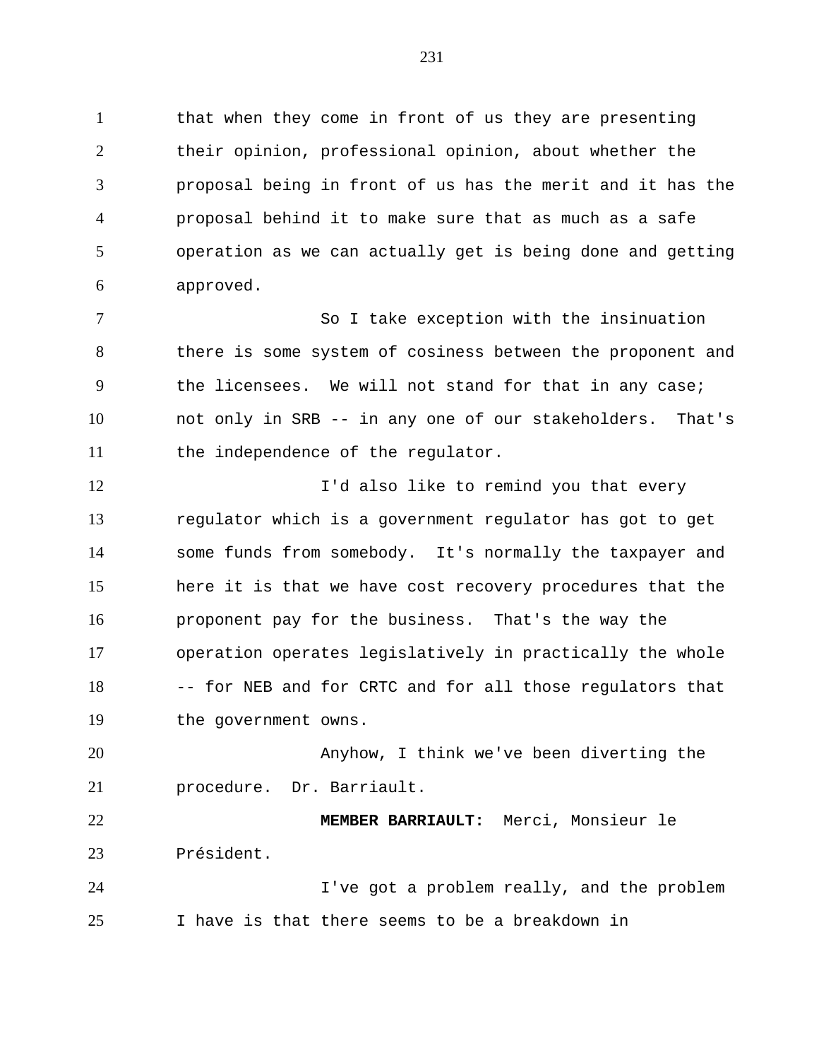that when they come in front of us they are presenting their opinion, professional opinion, about whether the proposal being in front of us has the merit and it has the proposal behind it to make sure that as much as a safe operation as we can actually get is being done and getting approved.

So I take exception with the insinuation there is some system of cosiness between the proponent and the licensees. We will not stand for that in any case; not only in SRB -- in any one of our stakeholders. That's the independence of the regulator.

I'd also like to remind you that every regulator which is a government regulator has got to get some funds from somebody. It's normally the taxpayer and here it is that we have cost recovery procedures that the proponent pay for the business. That's the way the operation operates legislatively in practically the whole -- for NEB and for CRTC and for all those regulators that the government owns.

Anyhow, I think we've been diverting the procedure. Dr. Barriault.

**MEMBER BARRIAULT:** Merci, Monsieur le Président.

I've got a problem really, and the problem I have is that there seems to be a breakdown in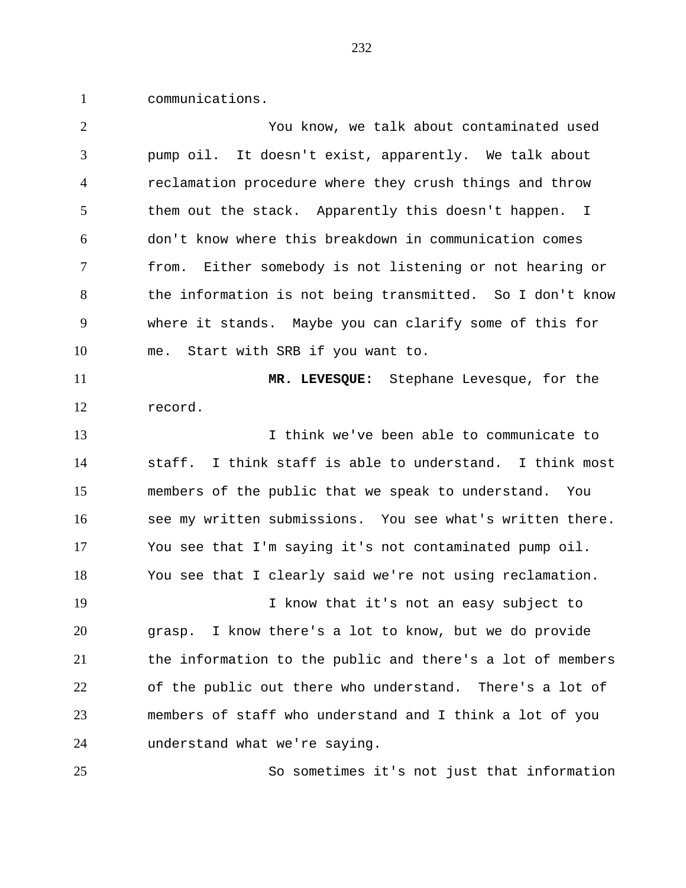communications.

You know, we talk about contaminated used pump oil. It doesn't exist, apparently. We talk about reclamation procedure where they crush things and throw them out the stack. Apparently this doesn't happen. I don't know where this breakdown in communication comes from. Either somebody is not listening or not hearing or the information is not being transmitted. So I don't know where it stands. Maybe you can clarify some of this for me. Start with SRB if you want to.

**MR. LEVESQUE:** Stephane Levesque, for the record.

I think we've been able to communicate to staff. I think staff is able to understand. I think most members of the public that we speak to understand. You see my written submissions. You see what's written there. You see that I'm saying it's not contaminated pump oil. You see that I clearly said we're not using reclamation.

I know that it's not an easy subject to grasp. I know there's a lot to know, but we do provide the information to the public and there's a lot of members of the public out there who understand. There's a lot of members of staff who understand and I think a lot of you understand what we're saying.

So sometimes it's not just that information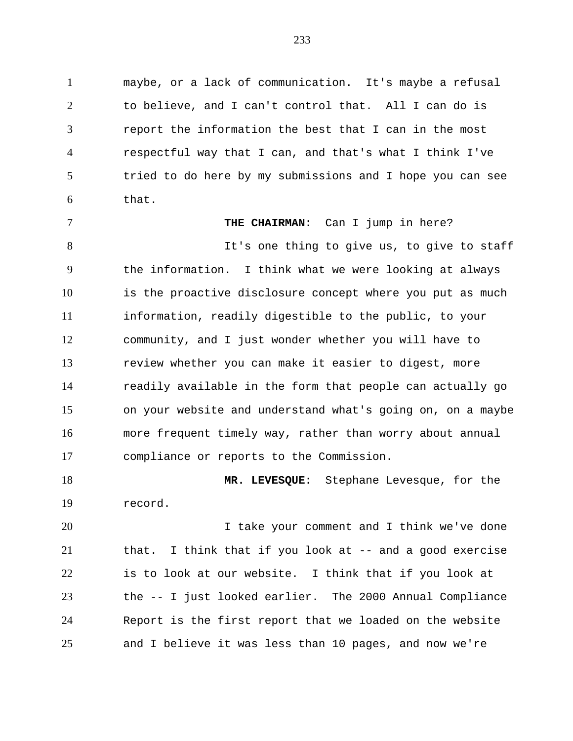maybe, or a lack of communication. It's maybe a refusal to believe, and I can't control that. All I can do is report the information the best that I can in the most respectful way that I can, and that's what I think I've tried to do here by my submissions and I hope you can see that.

**THE CHAIRMAN:** Can I jump in here?

It's one thing to give us, to give to staff the information. I think what we were looking at always is the proactive disclosure concept where you put as much information, readily digestible to the public, to your community, and I just wonder whether you will have to review whether you can make it easier to digest, more readily available in the form that people can actually go on your website and understand what's going on, on a maybe more frequent timely way, rather than worry about annual compliance or reports to the Commission.

**MR. LEVESQUE:** Stephane Levesque, for the record.

I take your comment and I think we've done that. I think that if you look at -- and a good exercise is to look at our website. I think that if you look at the -- I just looked earlier. The 2000 Annual Compliance Report is the first report that we loaded on the website and I believe it was less than 10 pages, and now we're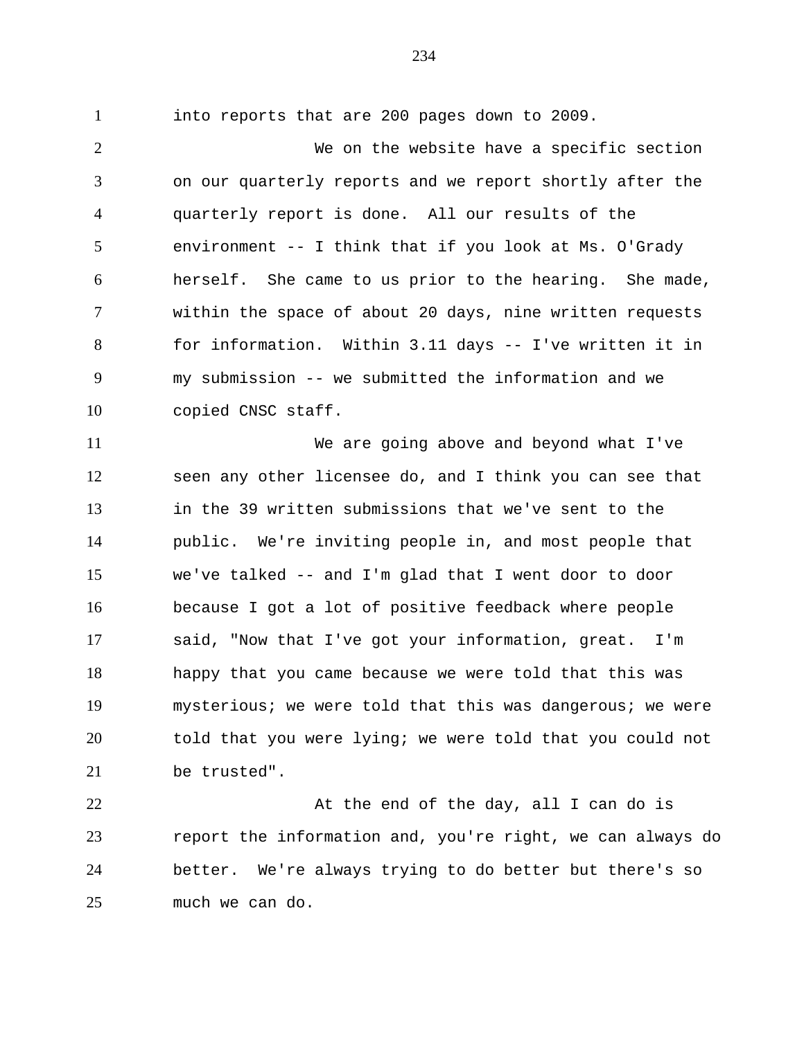into reports that are 200 pages down to 2009.

We on the website have a specific section on our quarterly reports and we report shortly after the quarterly report is done. All our results of the environment -- I think that if you look at Ms. O'Grady herself. She came to us prior to the hearing. She made, within the space of about 20 days, nine written requests for information. Within 3.11 days -- I've written it in my submission -- we submitted the information and we copied CNSC staff.

We are going above and beyond what I've seen any other licensee do, and I think you can see that in the 39 written submissions that we've sent to the public. We're inviting people in, and most people that we've talked -- and I'm glad that I went door to door because I got a lot of positive feedback where people said, "Now that I've got your information, great. I'm happy that you came because we were told that this was mysterious; we were told that this was dangerous; we were told that you were lying; we were told that you could not be trusted".

At the end of the day, all I can do is report the information and, you're right, we can always do better. We're always trying to do better but there's so much we can do.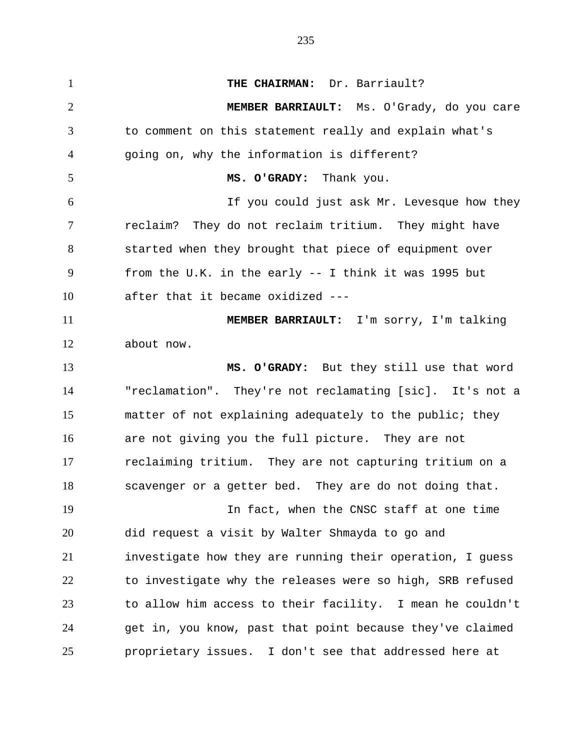**THE CHAIRMAN:** Dr. Barriault?

**MEMBER BARRIAULT:** Ms. O'Grady, do you care to comment on this statement really and explain what's going on, why the information is different?

**MS. O'GRADY:** Thank you.

If you could just ask Mr. Levesque how they reclaim? They do not reclaim tritium. They might have started when they brought that piece of equipment over from the U.K. in the early -- I think it was 1995 but after that it became oxidized ---

**MEMBER BARRIAULT:** I'm sorry, I'm talking about now.

**MS. O'GRADY:** But they still use that word "reclamation". They're not reclamating [sic]. It's not a matter of not explaining adequately to the public; they are not giving you the full picture. They are not reclaiming tritium. They are not capturing tritium on a scavenger or a getter bed. They are do not doing that.

In fact, when the CNSC staff at one time did request a visit by Walter Shmayda to go and investigate how they are running their operation, I guess to investigate why the releases were so high, SRB refused to allow him access to their facility. I mean he couldn't get in, you know, past that point because they've claimed proprietary issues. I don't see that addressed here at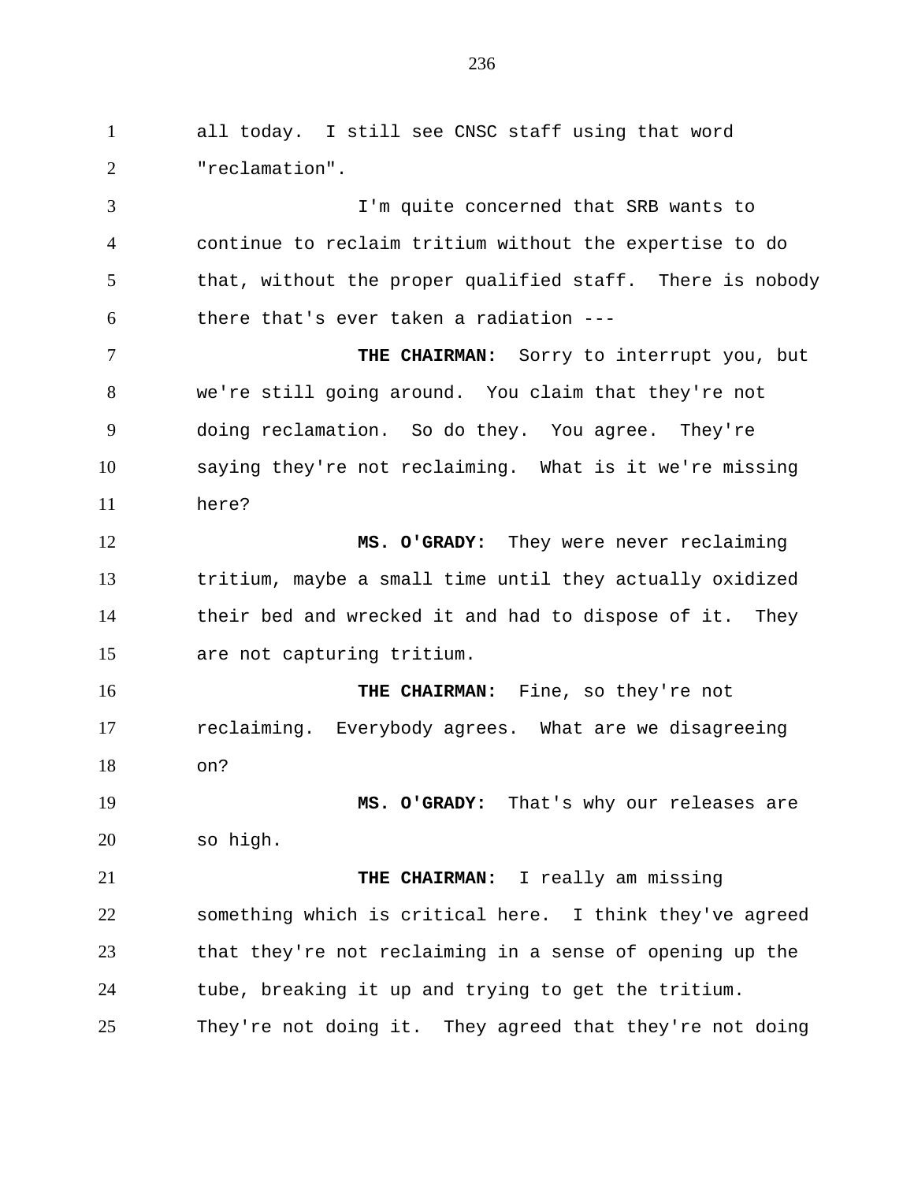all today. I still see CNSC staff using that word "reclamation".

I'm quite concerned that SRB wants to continue to reclaim tritium without the expertise to do that, without the proper qualified staff. There is nobody there that's ever taken a radiation ---

**THE CHAIRMAN:** Sorry to interrupt you, but we're still going around. You claim that they're not doing reclamation. So do they. You agree. They're saying they're not reclaiming. What is it we're missing here?

**MS. O'GRADY:** They were never reclaiming tritium, maybe a small time until they actually oxidized their bed and wrecked it and had to dispose of it. They are not capturing tritium.

**THE CHAIRMAN:** Fine, so they're not reclaiming. Everybody agrees. What are we disagreeing on?

**MS. O'GRADY:** That's why our releases are so high.

**THE CHAIRMAN:** I really am missing something which is critical here. I think they've agreed that they're not reclaiming in a sense of opening up the tube, breaking it up and trying to get the tritium. They're not doing it. They agreed that they're not doing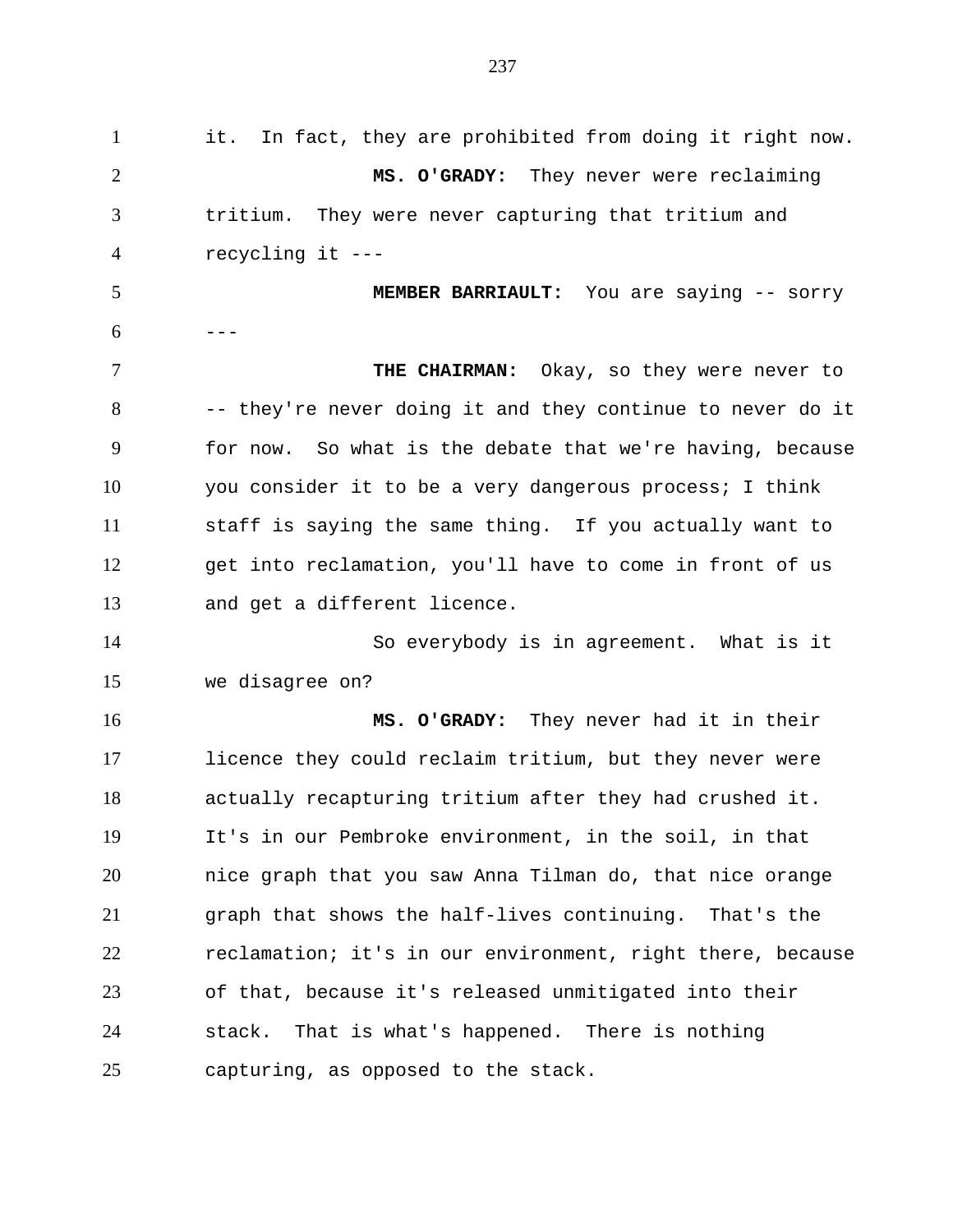it. In fact, they are prohibited from doing it right now.

**MS. O'GRADY:** They never were reclaiming tritium. They were never capturing that tritium and recycling it ---

**MEMBER BARRIAULT:** You are saying -- sorry ---

**THE CHAIRMAN:** Okay, so they were never to -- they're never doing it and they continue to never do it for now. So what is the debate that we're having, because you consider it to be a very dangerous process; I think staff is saying the same thing. If you actually want to get into reclamation, you'll have to come in front of us and get a different licence.

So everybody is in agreement. What is it we disagree on?

**MS. O'GRADY:** They never had it in their licence they could reclaim tritium, but they never were actually recapturing tritium after they had crushed it. It's in our Pembroke environment, in the soil, in that nice graph that you saw Anna Tilman do, that nice orange graph that shows the half-lives continuing. That's the reclamation; it's in our environment, right there, because of that, because it's released unmitigated into their stack. That is what's happened. There is nothing capturing, as opposed to the stack.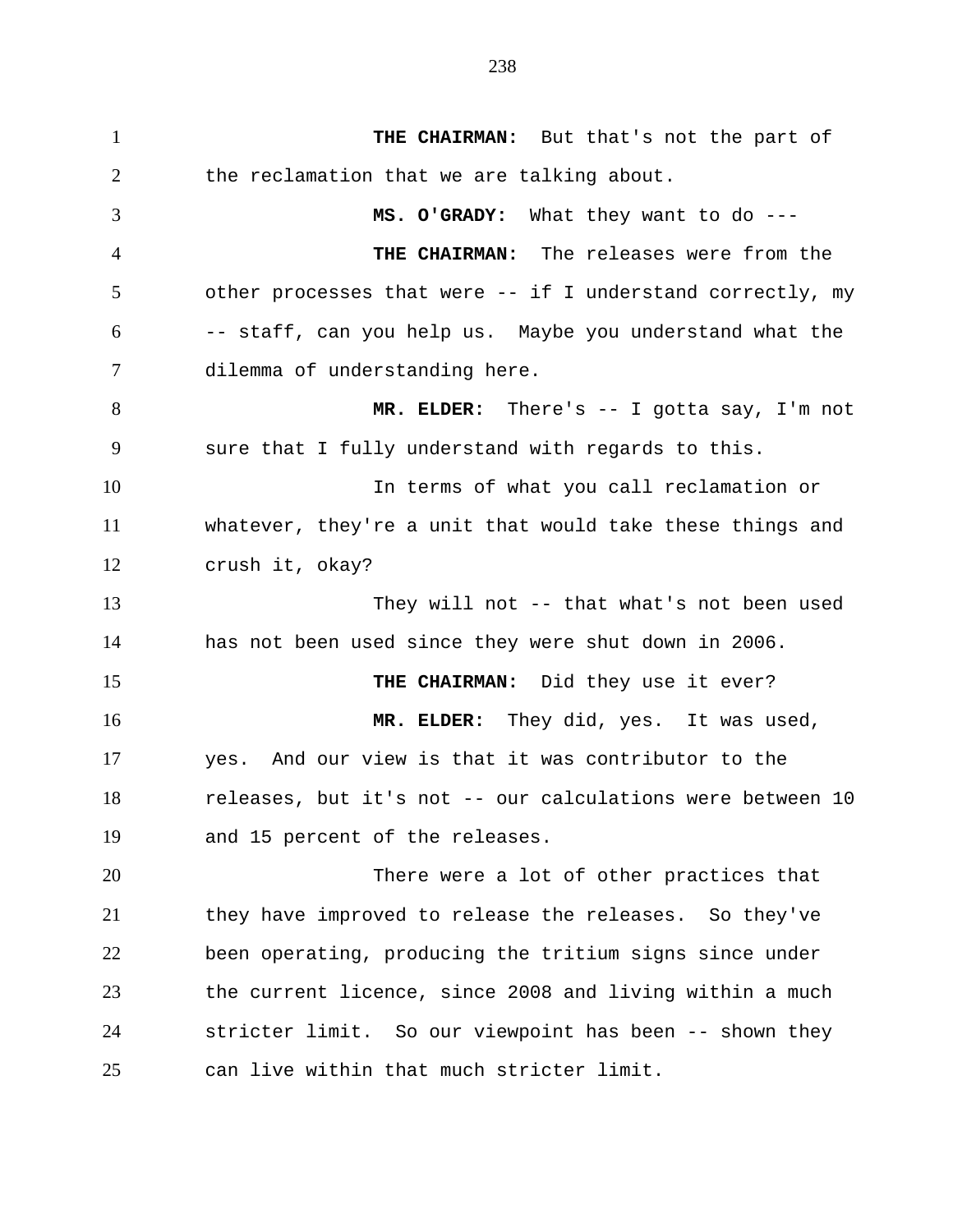**THE CHAIRMAN:** But that's not the part of the reclamation that we are talking about.

**MS. O'GRADY:** What they want to do ---

**THE CHAIRMAN:** The releases were from the other processes that were -- if I understand correctly, my -- staff, can you help us. Maybe you understand what the dilemma of understanding here.

**MR. ELDER:** There's -- I gotta say, I'm not sure that I fully understand with regards to this.

In terms of what you call reclamation or whatever, they're a unit that would take these things and crush it, okay?

They will not -- that what's not been used has not been used since they were shut down in 2006.

**THE CHAIRMAN:** Did they use it ever?

**MR. ELDER:** They did, yes. It was used, yes. And our view is that it was contributor to the releases, but it's not -- our calculations were between 10 and 15 percent of the releases.

There were a lot of other practices that they have improved to release the releases. So they've been operating, producing the tritium signs since under the current licence, since 2008 and living within a much stricter limit. So our viewpoint has been -- shown they can live within that much stricter limit.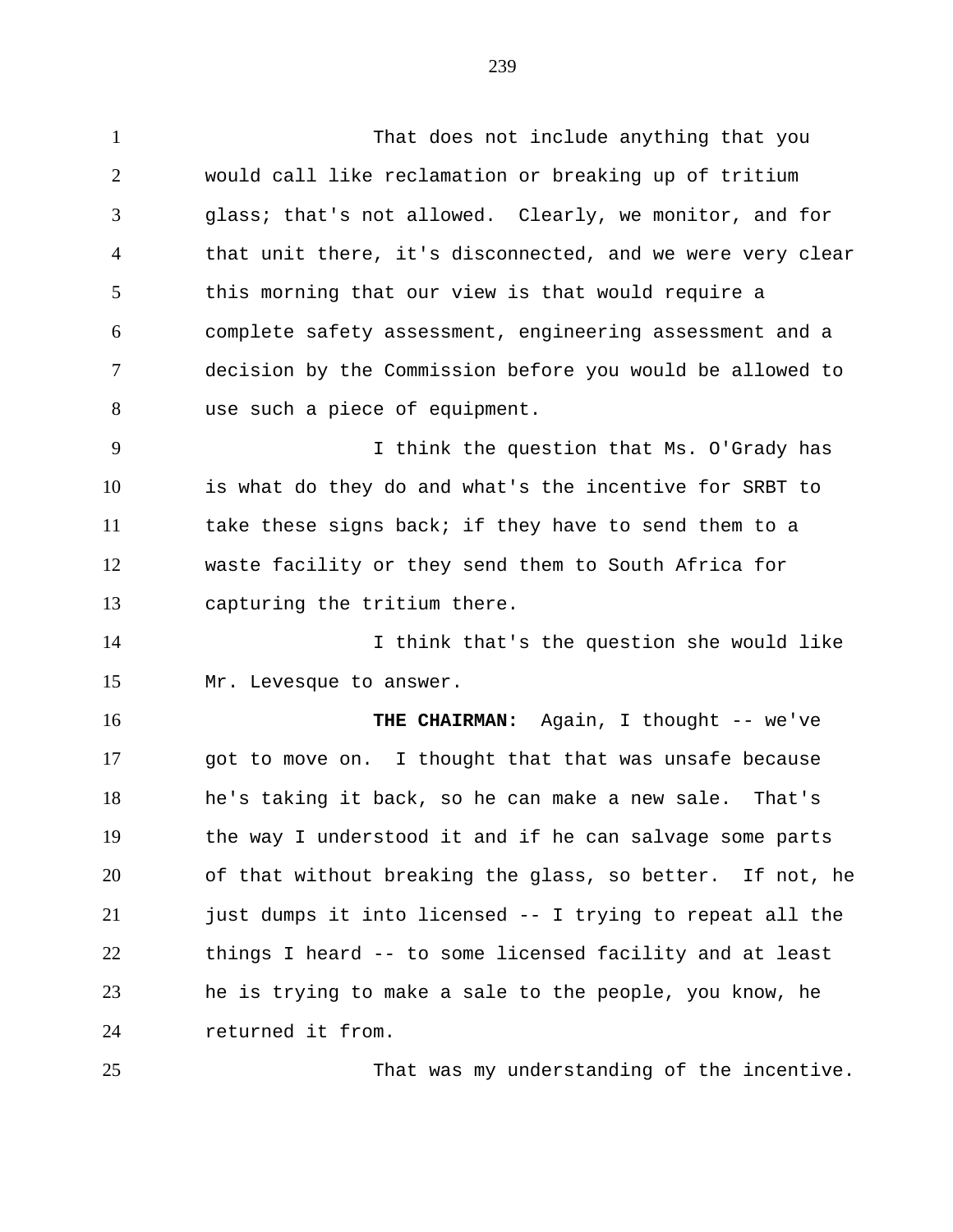That does not include anything that you would call like reclamation or breaking up of tritium glass; that's not allowed. Clearly, we monitor, and for that unit there, it's disconnected, and we were very clear this morning that our view is that would require a complete safety assessment, engineering assessment and a decision by the Commission before you would be allowed to use such a piece of equipment.

I think the question that Ms. O'Grady has is what do they do and what's the incentive for SRBT to take these signs back; if they have to send them to a waste facility or they send them to South Africa for capturing the tritium there.

I think that's the question she would like Mr. Levesque to answer.

**THE CHAIRMAN:** Again, I thought -- we've got to move on. I thought that that was unsafe because he's taking it back, so he can make a new sale. That's the way I understood it and if he can salvage some parts of that without breaking the glass, so better. If not, he just dumps it into licensed -- I trying to repeat all the things I heard -- to some licensed facility and at least he is trying to make a sale to the people, you know, he returned it from.

That was my understanding of the incentive.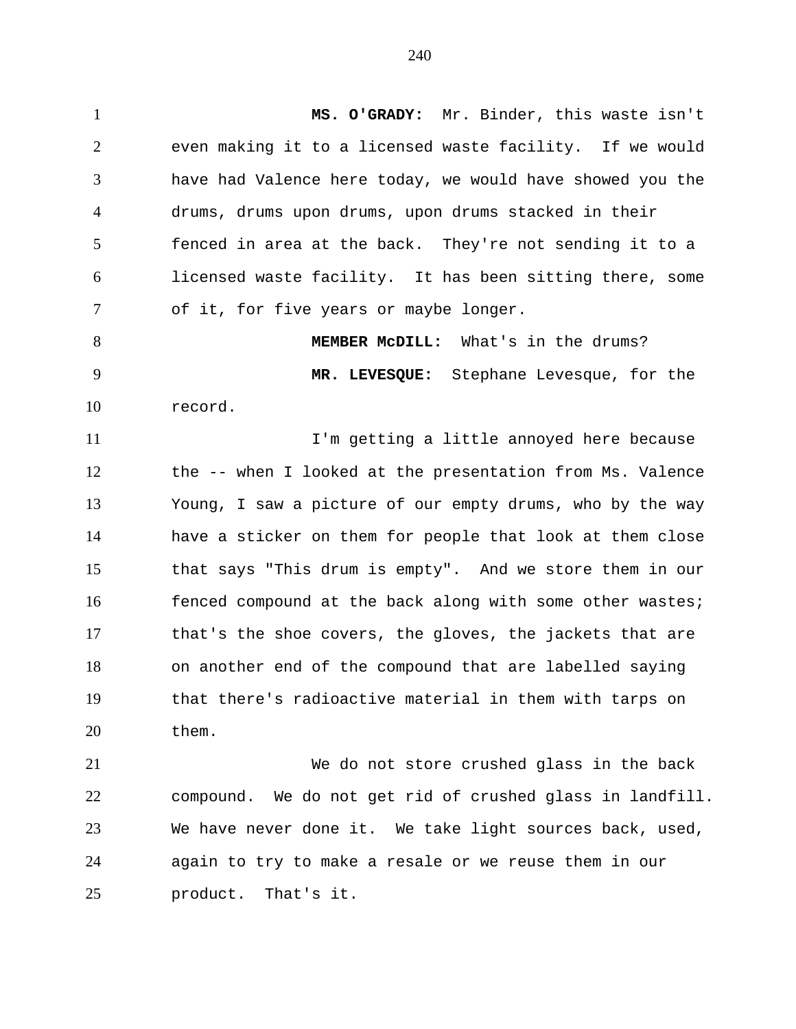**MS. O'GRADY:** Mr. Binder, this waste isn't even making it to a licensed waste facility. If we would have had Valence here today, we would have showed you the drums, drums upon drums, upon drums stacked in their fenced in area at the back. They're not sending it to a licensed waste facility. It has been sitting there, some of it, for five years or maybe longer.

**MEMBER McDILL:** What's in the drums?

**MR. LEVESQUE:** Stephane Levesque, for the record.

I'm getting a little annoyed here because the -- when I looked at the presentation from Ms. Valence Young, I saw a picture of our empty drums, who by the way have a sticker on them for people that look at them close that says "This drum is empty". And we store them in our fenced compound at the back along with some other wastes; that's the shoe covers, the gloves, the jackets that are on another end of the compound that are labelled saying that there's radioactive material in them with tarps on them.

We do not store crushed glass in the back compound. We do not get rid of crushed glass in landfill. We have never done it. We take light sources back, used, again to try to make a resale or we reuse them in our product. That's it.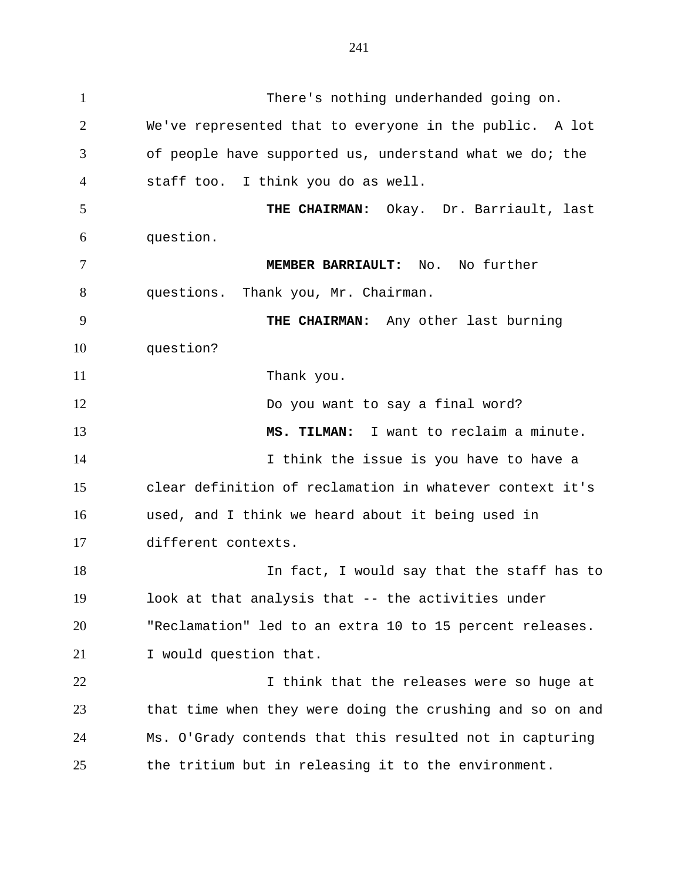There's nothing underhanded going on. We've represented that to everyone in the public. A lot of people have supported us, understand what we do; the staff too. I think you do as well.

**THE CHAIRMAN:** Okay. Dr. Barriault, last question.

**MEMBER BARRIAULT:** No. No further questions. Thank you, Mr. Chairman.

**THE CHAIRMAN:** Any other last burning question?

Thank you.

Do you want to say a final word?

**MS. TILMAN:** I want to reclaim a minute.

I think the issue is you have to have a clear definition of reclamation in whatever context it's used, and I think we heard about it being used in different contexts.

In fact, I would say that the staff has to look at that analysis that -- the activities under "Reclamation" led to an extra 10 to 15 percent releases. I would question that.

I think that the releases were so huge at that time when they were doing the crushing and so on and Ms. O'Grady contends that this resulted not in capturing the tritium but in releasing it to the environment.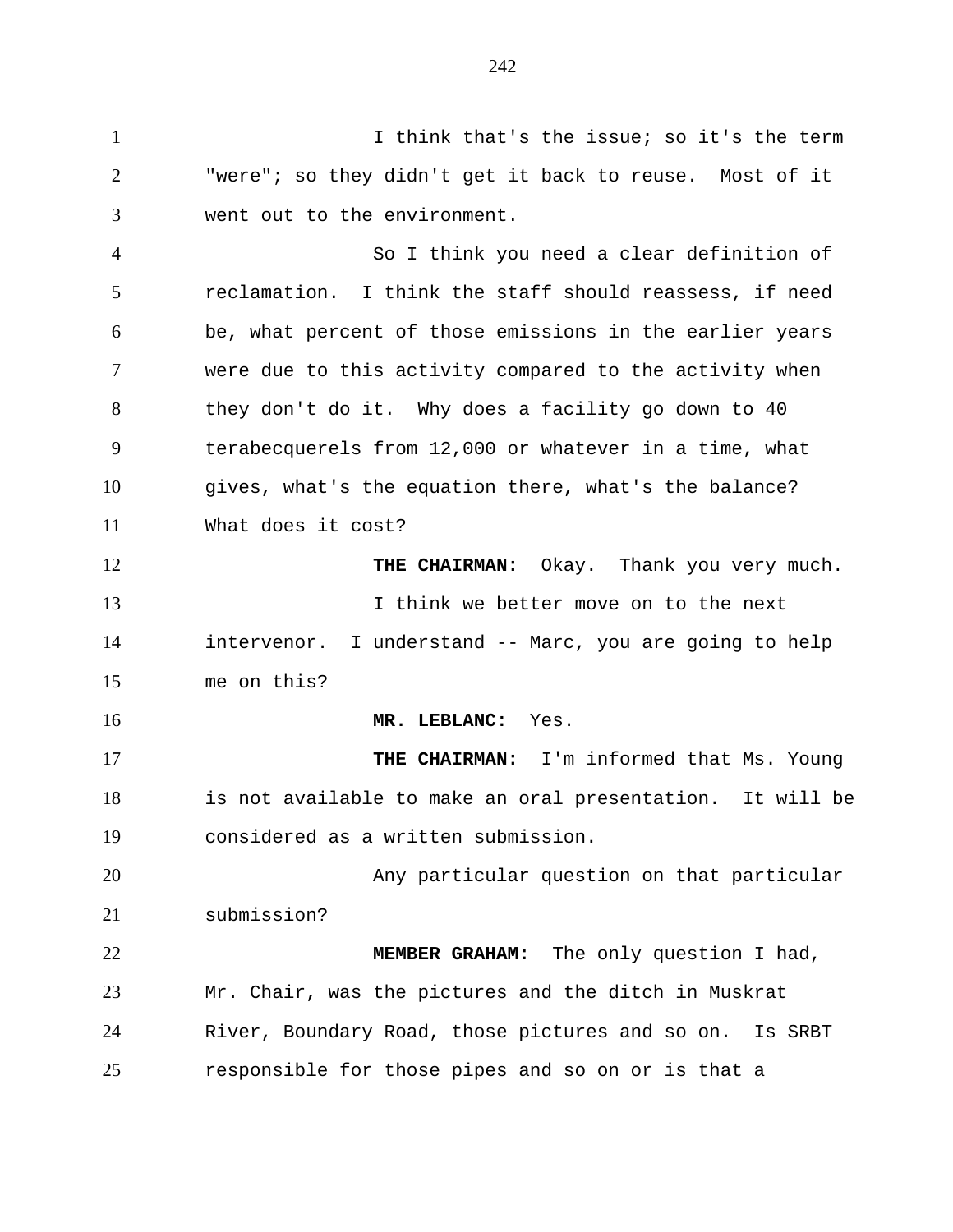I think that's the issue; so it's the term "were"; so they didn't get it back to reuse. Most of it went out to the environment.

So I think you need a clear definition of reclamation. I think the staff should reassess, if need be, what percent of those emissions in the earlier years were due to this activity compared to the activity when they don't do it. Why does a facility go down to 40 terabecquerels from 12,000 or whatever in a time, what gives, what's the equation there, what's the balance? What does it cost?

**THE CHAIRMAN:** Okay. Thank you very much.

I think we better move on to the next intervenor. I understand -- Marc, you are going to help me on this?

**MR. LEBLANC:** Yes.

**THE CHAIRMAN:** I'm informed that Ms. Young is not available to make an oral presentation. It will be considered as a written submission.

Any particular question on that particular submission?

**MEMBER GRAHAM:** The only question I had, Mr. Chair, was the pictures and the ditch in Muskrat River, Boundary Road, those pictures and so on. Is SRBT responsible for those pipes and so on or is that a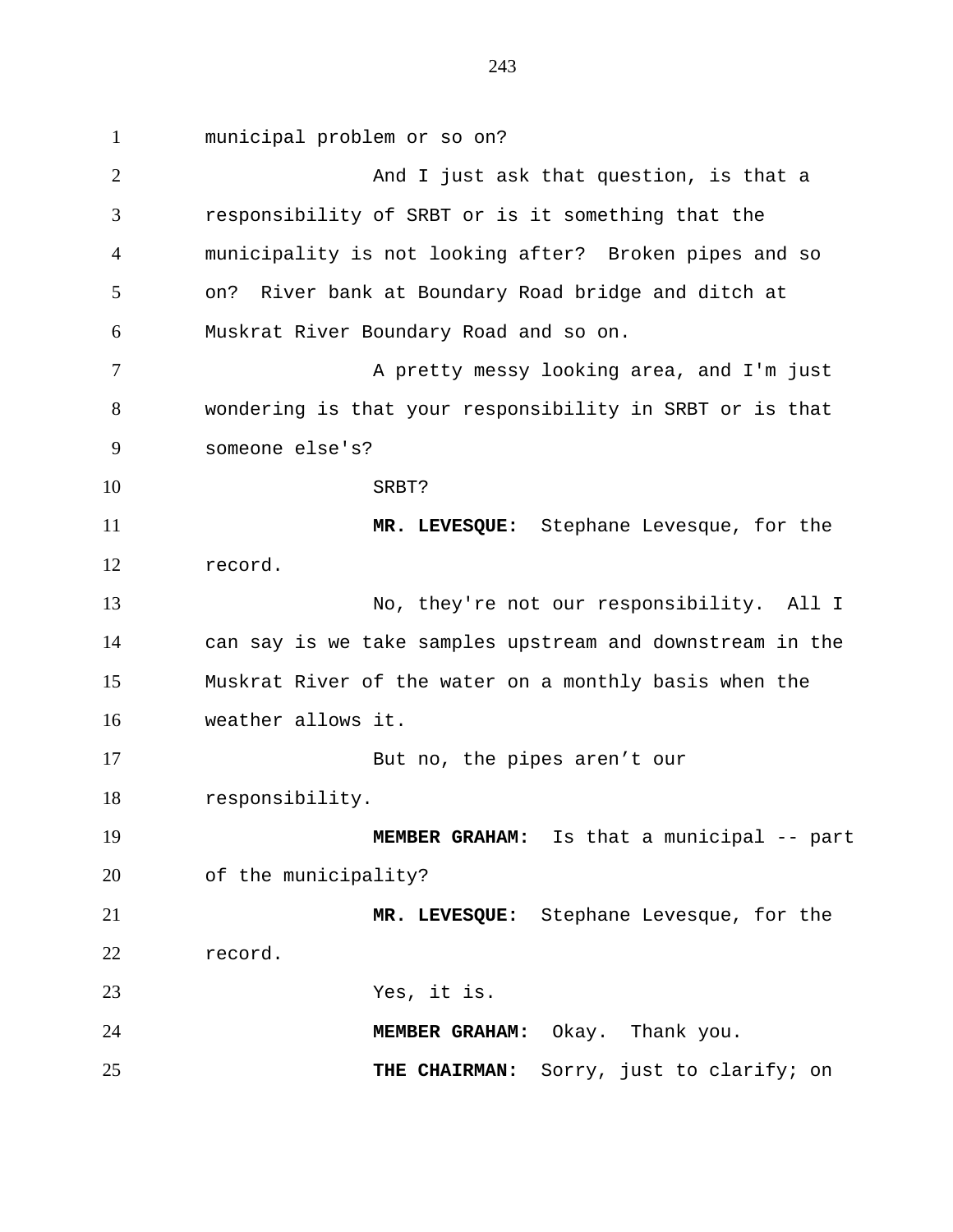municipal problem or so on?

And I just ask that question, is that a responsibility of SRBT or is it something that the municipality is not looking after? Broken pipes and so on? River bank at Boundary Road bridge and ditch at Muskrat River Boundary Road and so on.

A pretty messy looking area, and I'm just wondering is that your responsibility in SRBT or is that someone else's?

SRBT?

**MR. LEVESQUE:** Stephane Levesque, for the record.

No, they're not our responsibility. All I can say is we take samples upstream and downstream in the Muskrat River of the water on a monthly basis when the weather allows it.

But no, the pipes aren't our responsibility.

**MEMBER GRAHAM:** Is that a municipal -- part of the municipality?

**MR. LEVESQUE:** Stephane Levesque, for the record.

Yes, it is.

**MEMBER GRAHAM:** Okay. Thank you.

**THE CHAIRMAN:** Sorry, just to clarify; on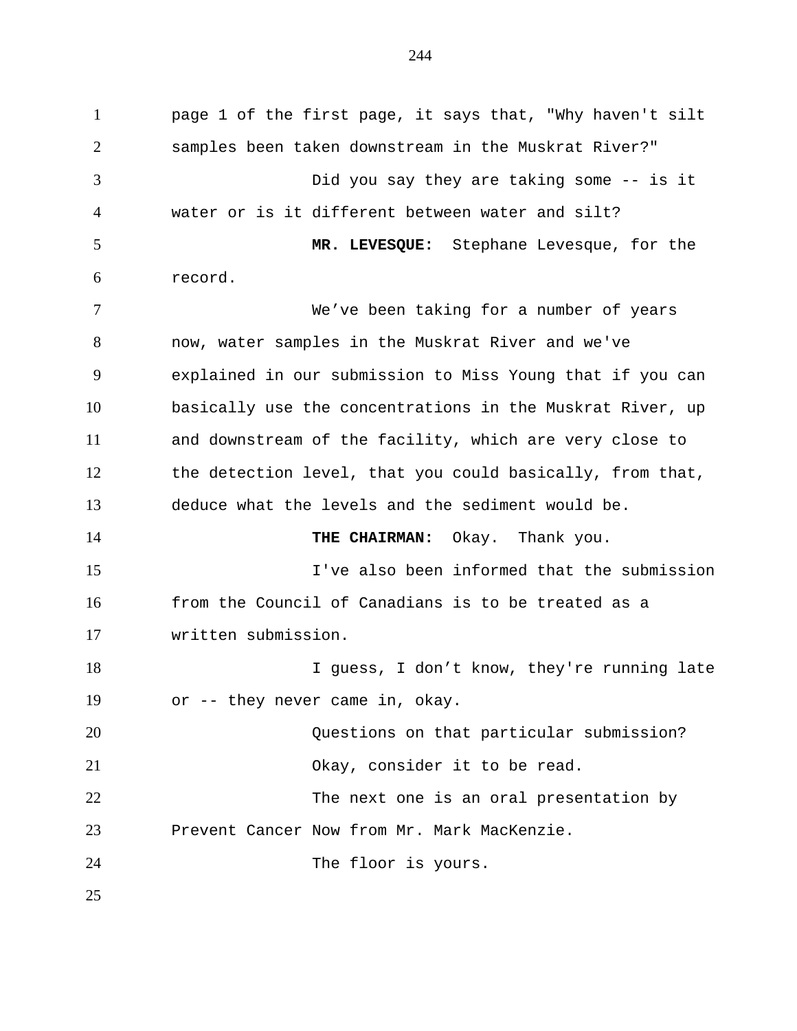page 1 of the first page, it says that, "Why haven't silt samples been taken downstream in the Muskrat River?"

Did you say they are taking some -- is it water or is it different between water and silt?

**MR. LEVESQUE:** Stephane Levesque, for the record.

We've been taking for a number of years now, water samples in the Muskrat River and we've explained in our submission to Miss Young that if you can basically use the concentrations in the Muskrat River, up and downstream of the facility, which are very close to the detection level, that you could basically, from that, deduce what the levels and the sediment would be.

**THE CHAIRMAN:** Okay. Thank you.

I've also been informed that the submission from the Council of Canadians is to be treated as a written submission.

I guess, I don't know, they're running late or -- they never came in, okay.

Questions on that particular submission?

Okay, consider it to be read.

The next one is an oral presentation by Prevent Cancer Now from Mr. Mark MacKenzie.

The floor is yours.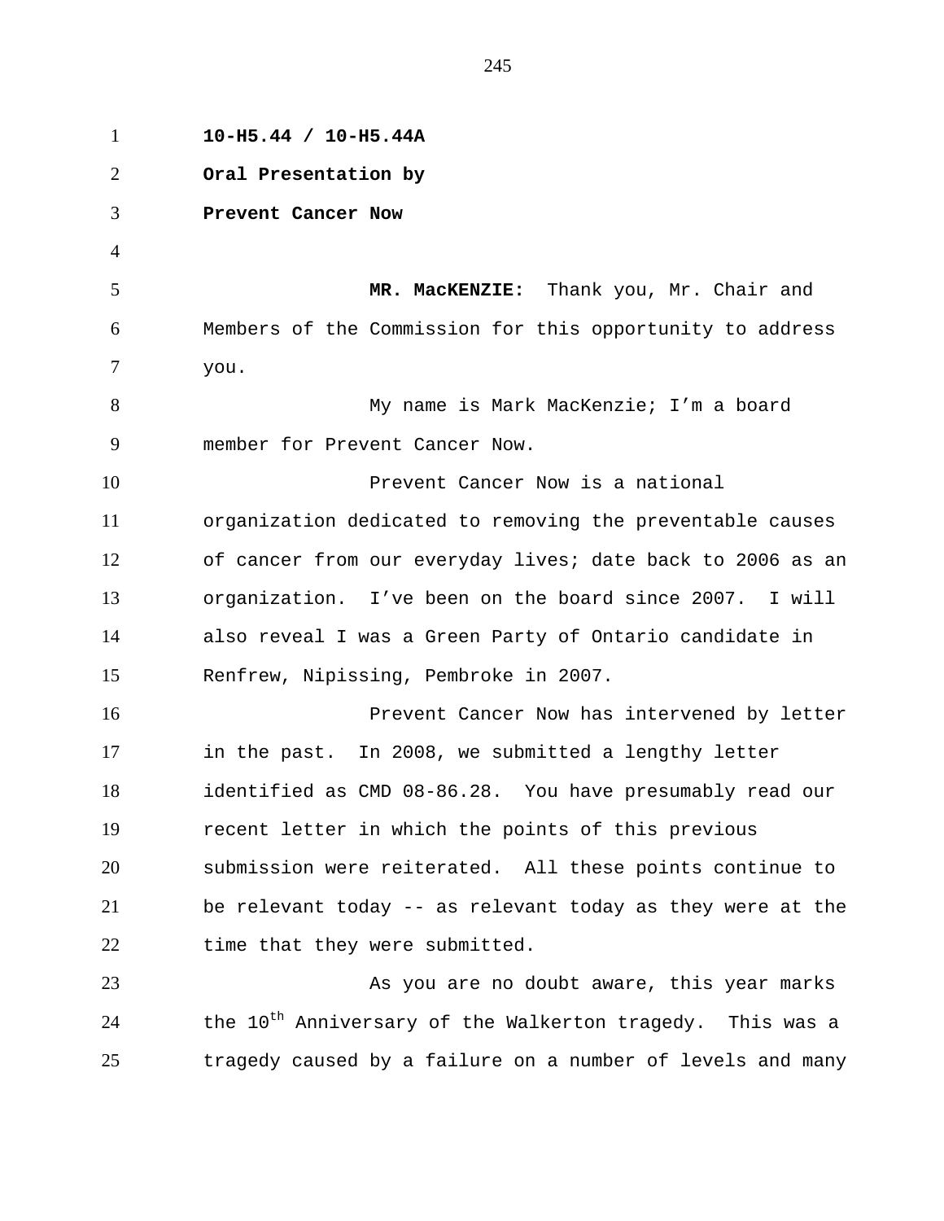**10-H5.44 / 10-H5.44A**

**Oral Presentation by**

**Prevent Cancer Now**

**MR. MacKENZIE:** Thank you, Mr. Chair and Members of the Commission for this opportunity to address you.

My name is Mark MacKenzie; I'm a board member for Prevent Cancer Now.

Prevent Cancer Now is a national organization dedicated to removing the preventable causes of cancer from our everyday lives; date back to 2006 as an organization. I've been on the board since 2007. I will also reveal I was a Green Party of Ontario candidate in Renfrew, Nipissing, Pembroke in 2007.

Prevent Cancer Now has intervened by letter in the past. In 2008, we submitted a lengthy letter identified as CMD 08-86.28. You have presumably read our recent letter in which the points of this previous submission were reiterated. All these points continue to be relevant today -- as relevant today as they were at the time that they were submitted.

As you are no doubt aware, this year marks the 10th Anniversary of the Walkerton tragedy. This was a tragedy caused by a failure on a number of levels and many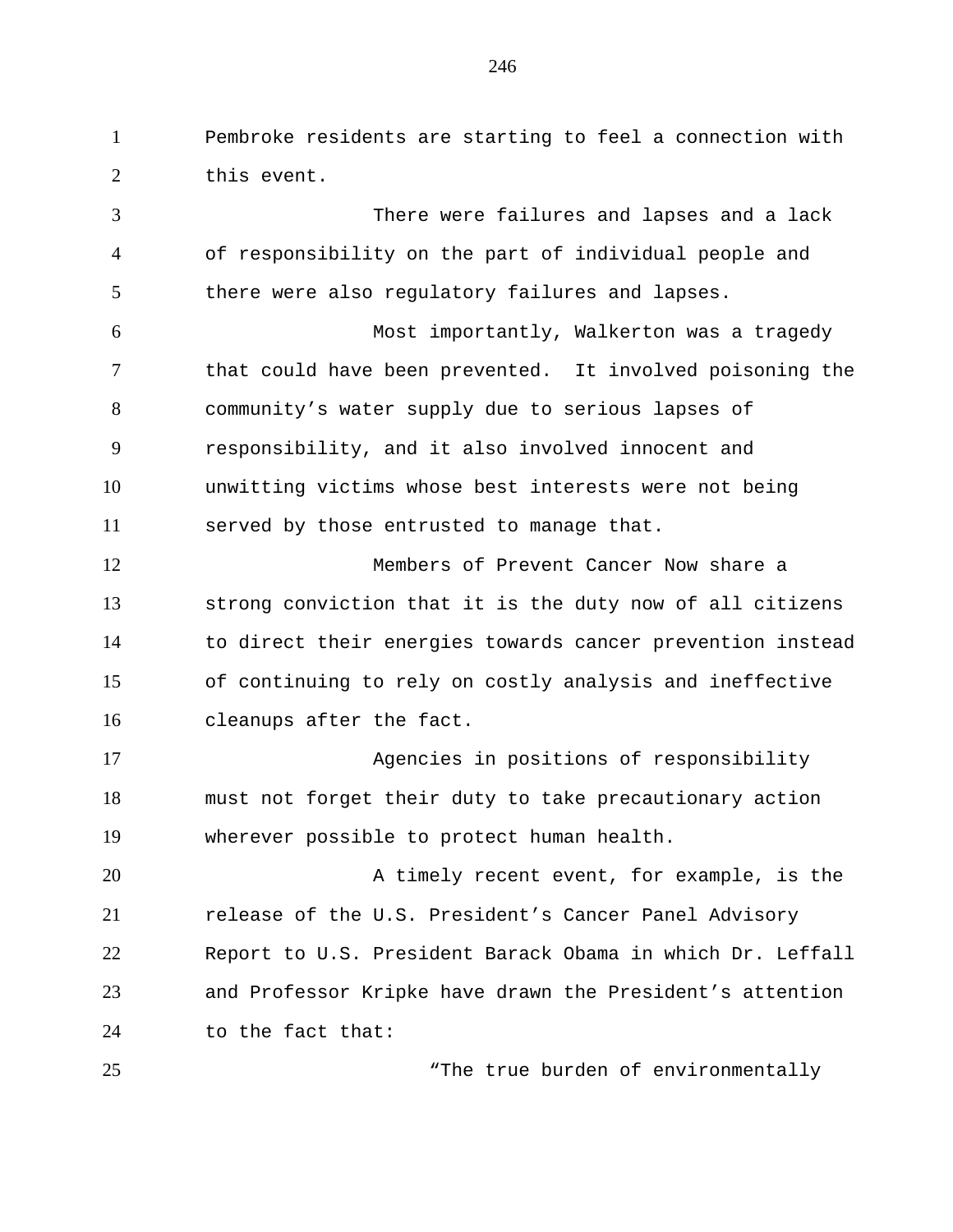Pembroke residents are starting to feel a connection with this event.

There were failures and lapses and a lack of responsibility on the part of individual people and there were also regulatory failures and lapses.

Most importantly, Walkerton was a tragedy that could have been prevented. It involved poisoning the community's water supply due to serious lapses of responsibility, and it also involved innocent and unwitting victims whose best interests were not being served by those entrusted to manage that.

Members of Prevent Cancer Now share a strong conviction that it is the duty now of all citizens to direct their energies towards cancer prevention instead of continuing to rely on costly analysis and ineffective cleanups after the fact.

Agencies in positions of responsibility must not forget their duty to take precautionary action wherever possible to protect human health.

A timely recent event, for example, is the release of the U.S. President's Cancer Panel Advisory Report to U.S. President Barack Obama in which Dr. Leffall and Professor Kripke have drawn the President's attention to the fact that:

"The true burden of environmentally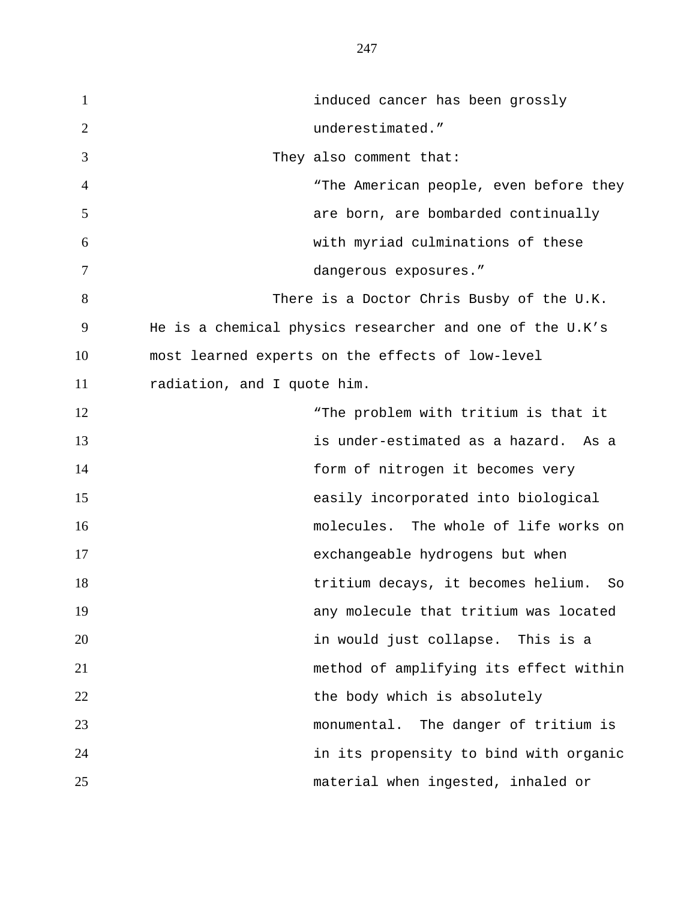> induced cancer has been grossly underestimated.”

They also comment that:

> “The American people, even before they are born, are bombarded continually with myriad culminations of these dangerous exposures.”

There is a Doctor Chris Busby of the U.K. He is a chemical physics researcher and one of the U.K’s most learned experts on the effects of low-level radiation, and I quote him.

> “The problem with tritium is that it is under-estimated as a hazard. As a form of nitrogen it becomes very easily incorporated into biological molecules. The whole of life works on exchangeable hydrogens but when tritium decays, it becomes helium. So any molecule that tritium was located in would just collapse. This is a method of amplifying its effect within the body which is absolutely monumental. The danger of tritium is in its propensity to bind with organic material when ingested, inhaled or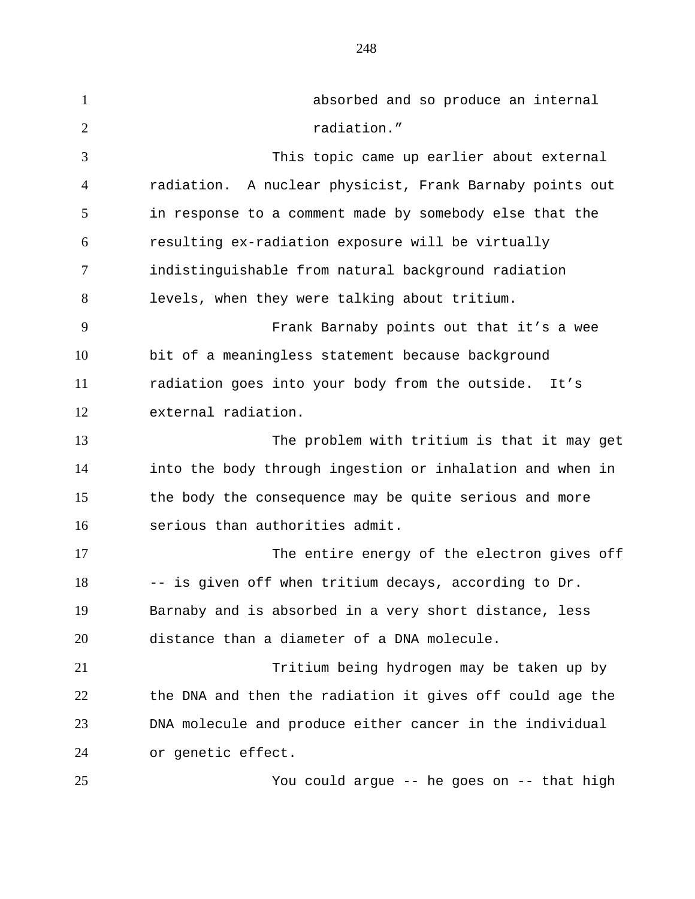absorbed and so produce an internal radiation."

This topic came up earlier about external radiation. A nuclear physicist, Frank Barnaby points out in response to a comment made by somebody else that the resulting ex-radiation exposure will be virtually indistinguishable from natural background radiation levels, when they were talking about tritium.

Frank Barnaby points out that it's a wee bit of a meaningless statement because background radiation goes into your body from the outside. It's external radiation.

The problem with tritium is that it may get into the body through ingestion or inhalation and when in the body the consequence may be quite serious and more serious than authorities admit.

The entire energy of the electron gives off -- is given off when tritium decays, according to Dr. Barnaby and is absorbed in a very short distance, less distance than a diameter of a DNA molecule.

Tritium being hydrogen may be taken up by the DNA and then the radiation it gives off could age the DNA molecule and produce either cancer in the individual or genetic effect.

You could argue -- he goes on -- that high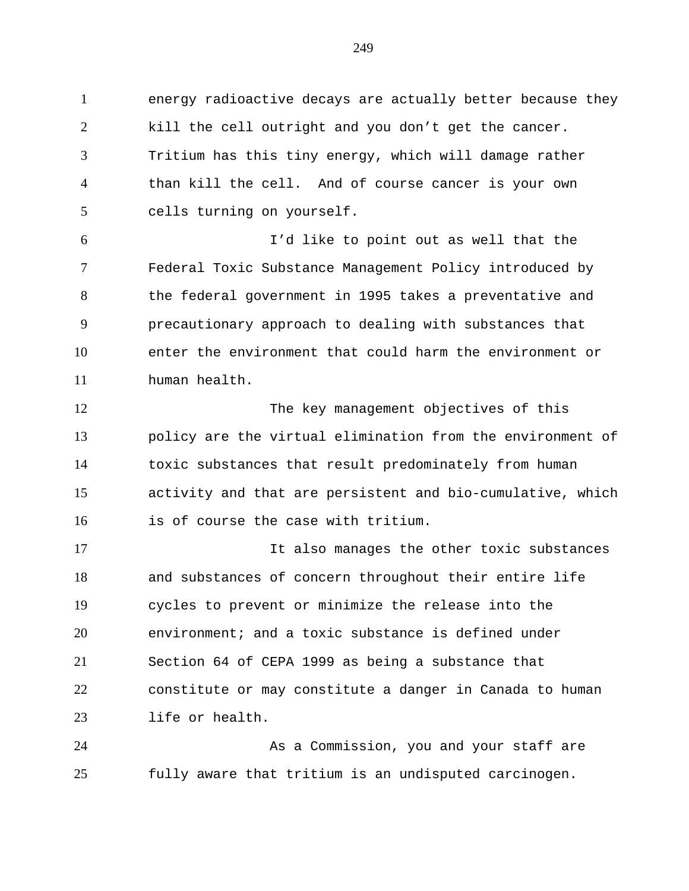energy radioactive decays are actually better because they kill the cell outright and you don't get the cancer. Tritium has this tiny energy, which will damage rather than kill the cell. And of course cancer is your own cells turning on yourself.

I'd like to point out as well that the Federal Toxic Substance Management Policy introduced by the federal government in 1995 takes a preventative and precautionary approach to dealing with substances that enter the environment that could harm the environment or human health.

The key management objectives of this policy are the virtual elimination from the environment of toxic substances that result predominately from human activity and that are persistent and bio-cumulative, which is of course the case with tritium.

It also manages the other toxic substances and substances of concern throughout their entire life cycles to prevent or minimize the release into the environment; and a toxic substance is defined under Section 64 of CEPA 1999 as being a substance that constitute or may constitute a danger in Canada to human life or health.

As a Commission, you and your staff are fully aware that tritium is an undisputed carcinogen.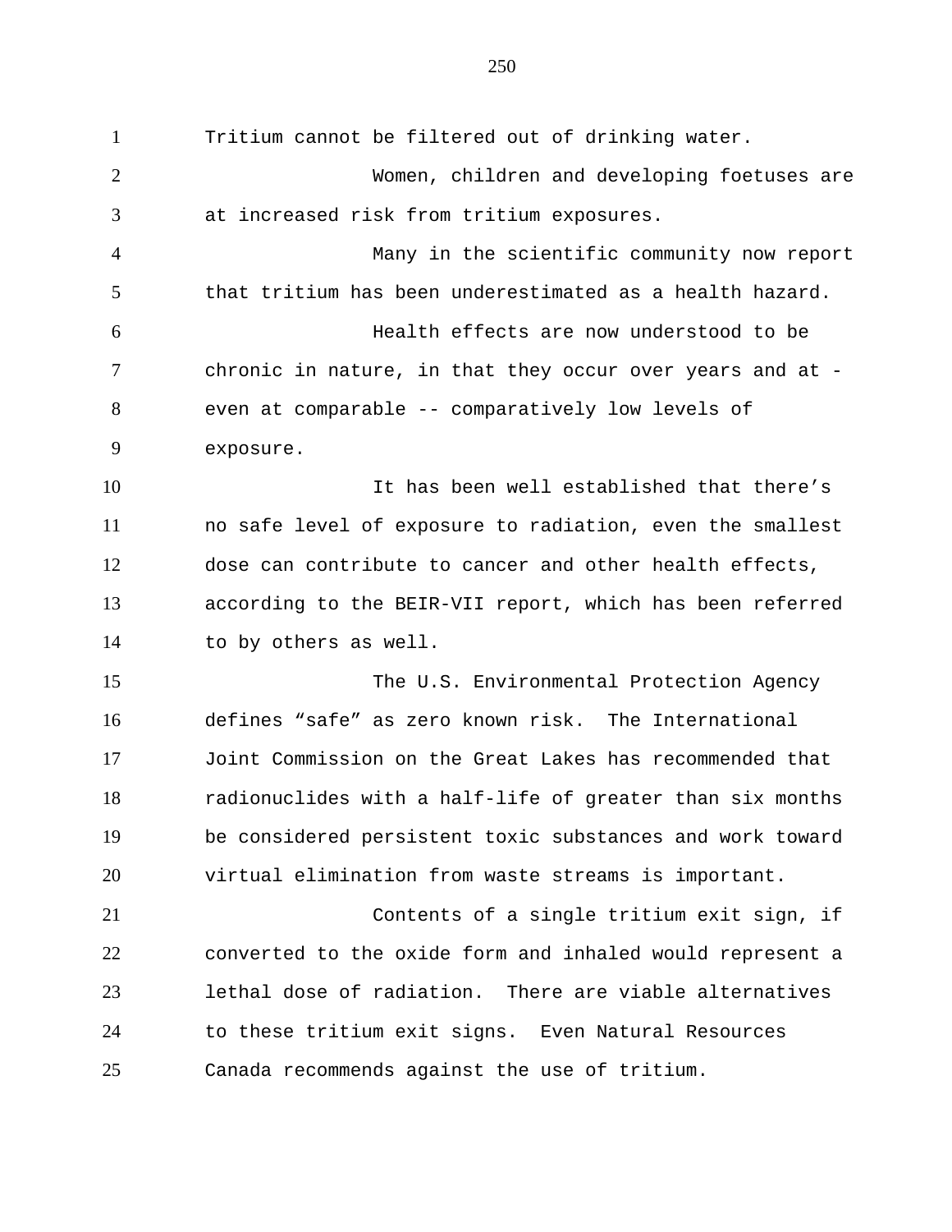Tritium cannot be filtered out of drinking water.

Women, children and developing foetuses are at increased risk from tritium exposures.

Many in the scientific community now report that tritium has been underestimated as a health hazard.

Health effects are now understood to be chronic in nature, in that they occur over years and at - even at comparable -- comparatively low levels of exposure.

It has been well established that there’s no safe level of exposure to radiation, even the smallest dose can contribute to cancer and other health effects, according to the BEIR-VII report, which has been referred to by others as well.

The U.S. Environmental Protection Agency defines “safe” as zero known risk. The International Joint Commission on the Great Lakes has recommended that radionuclides with a half-life of greater than six months be considered persistent toxic substances and work toward virtual elimination from waste streams is important.

Contents of a single tritium exit sign, if converted to the oxide form and inhaled would represent a lethal dose of radiation. There are viable alternatives to these tritium exit signs. Even Natural Resources Canada recommends against the use of tritium.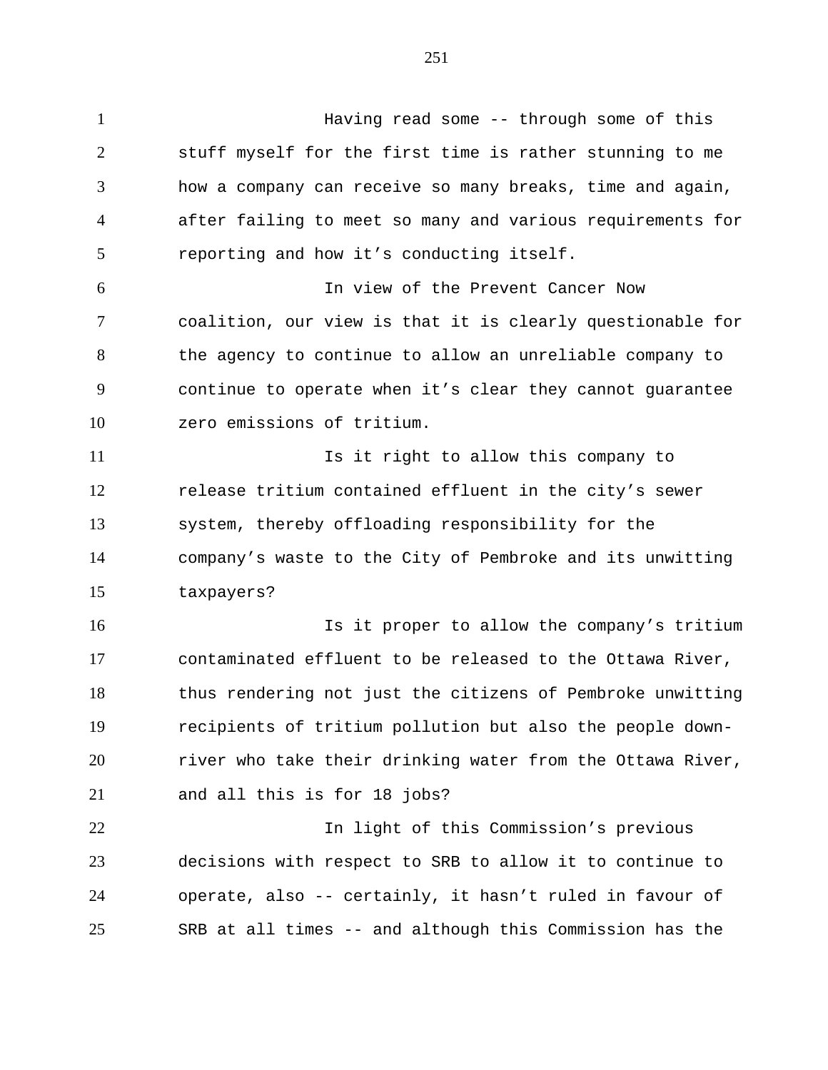Having read some -- through some of this stuff myself for the first time is rather stunning to me how a company can receive so many breaks, time and again, after failing to meet so many and various requirements for reporting and how it’s conducting itself.

In view of the Prevent Cancer Now coalition, our view is that it is clearly questionable for the agency to continue to allow an unreliable company to continue to operate when it’s clear they cannot guarantee zero emissions of tritium.

Is it right to allow this company to release tritium contained effluent in the city’s sewer system, thereby offloading responsibility for the company’s waste to the City of Pembroke and its unwitting taxpayers?

Is it proper to allow the company’s tritium contaminated effluent to be released to the Ottawa River, thus rendering not just the citizens of Pembroke unwitting recipients of tritium pollution but also the people down-river who take their drinking water from the Ottawa River, and all this is for 18 jobs?

In light of this Commission’s previous decisions with respect to SRB to allow it to continue to operate, also -- certainly, it hasn’t ruled in favour of SRB at all times -- and although this Commission has the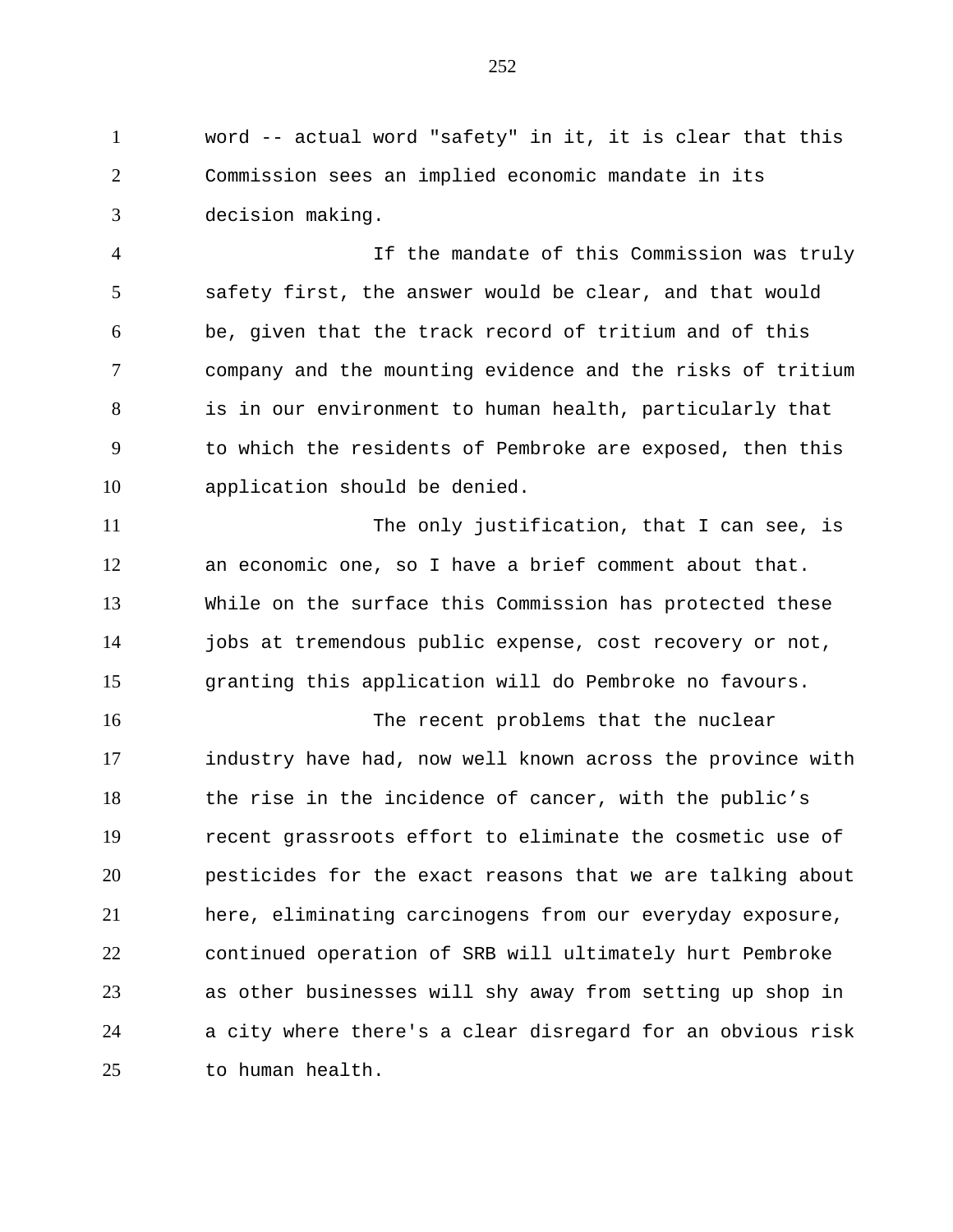word -- actual word "safety" in it, it is clear that this Commission sees an implied economic mandate in its decision making.

If the mandate of this Commission was truly safety first, the answer would be clear, and that would be, given that the track record of tritium and of this company and the mounting evidence and the risks of tritium is in our environment to human health, particularly that to which the residents of Pembroke are exposed, then this application should be denied.

The only justification, that I can see, is an economic one, so I have a brief comment about that. While on the surface this Commission has protected these jobs at tremendous public expense, cost recovery or not, granting this application will do Pembroke no favours.

The recent problems that the nuclear industry have had, now well known across the province with the rise in the incidence of cancer, with the public’s recent grassroots effort to eliminate the cosmetic use of pesticides for the exact reasons that we are talking about here, eliminating carcinogens from our everyday exposure, continued operation of SRB will ultimately hurt Pembroke as other businesses will shy away from setting up shop in a city where there's a clear disregard for an obvious risk to human health.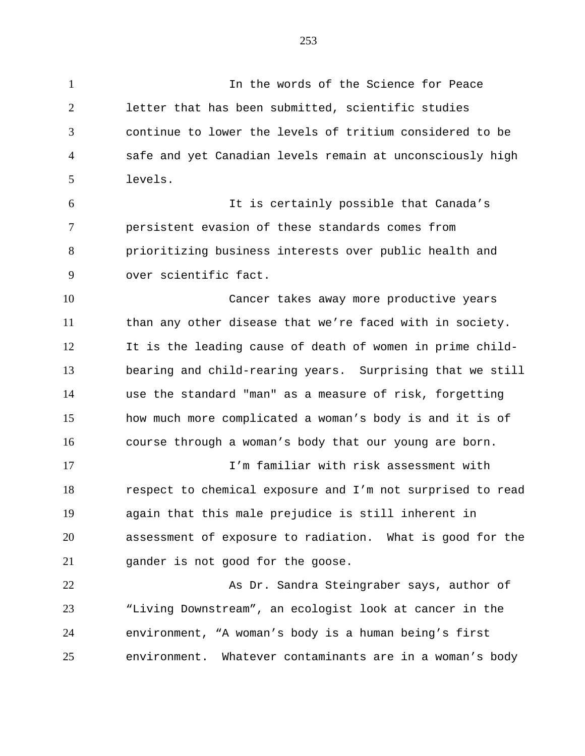In the words of the Science for Peace letter that has been submitted, scientific studies continue to lower the levels of tritium considered to be safe and yet Canadian levels remain at unconsciously high levels.

It is certainly possible that Canada's persistent evasion of these standards comes from prioritizing business interests over public health and over scientific fact.

Cancer takes away more productive years than any other disease that we're faced with in society. It is the leading cause of death of women in prime child-bearing and child-rearing years. Surprising that we still use the standard "man" as a measure of risk, forgetting how much more complicated a woman's body is and it is of course through a woman's body that our young are born.

I'm familiar with risk assessment with respect to chemical exposure and I'm not surprised to read again that this male prejudice is still inherent in assessment of exposure to radiation. What is good for the gander is not good for the goose.

As Dr. Sandra Steingraber says, author of "Living Downstream", an ecologist look at cancer in the environment, "A woman's body is a human being's first environment. Whatever contaminants are in a woman's body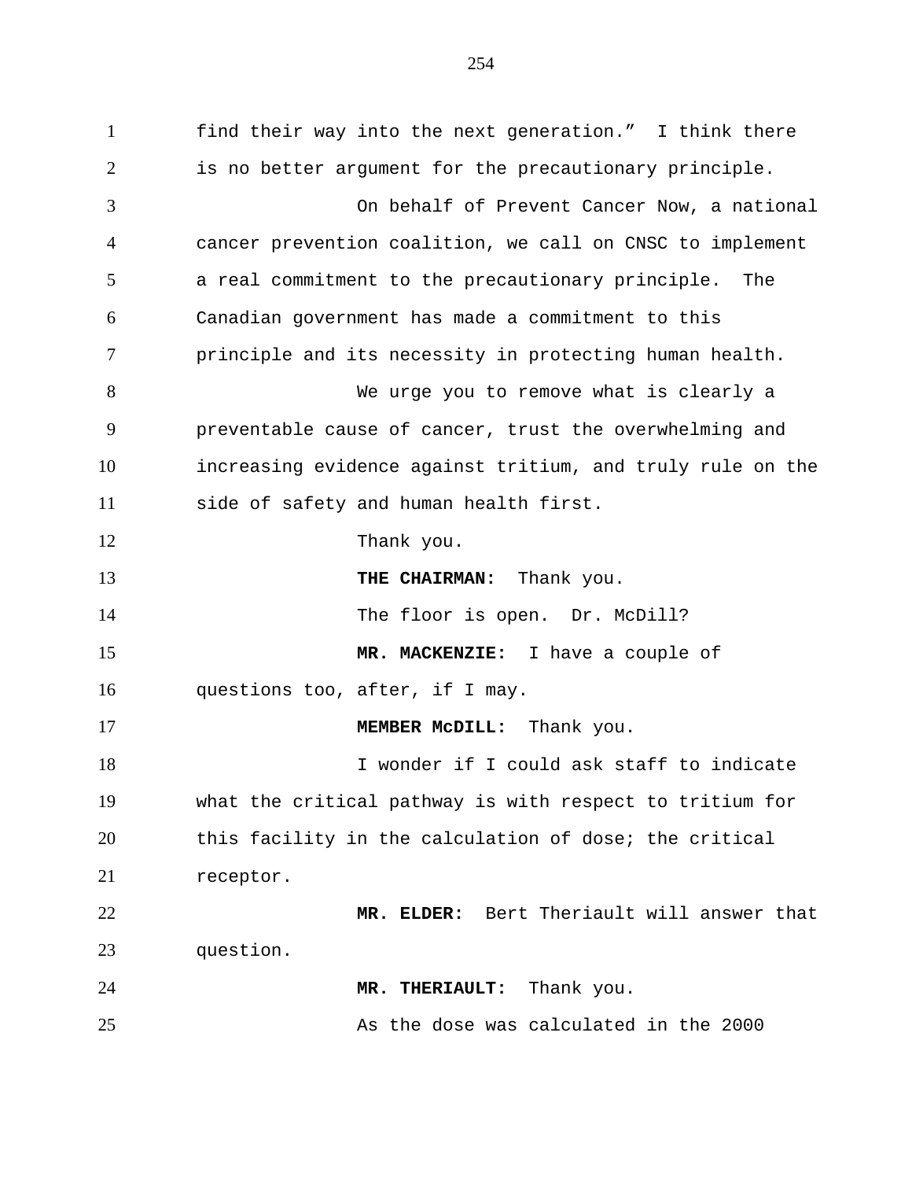find their way into the next generation." I think there is no better argument for the precautionary principle.

On behalf of Prevent Cancer Now, a national cancer prevention coalition, we call on CNSC to implement a real commitment to the precautionary principle. The Canadian government has made a commitment to this principle and its necessity in protecting human health.

We urge you to remove what is clearly a preventable cause of cancer, trust the overwhelming and increasing evidence against tritium, and truly rule on the side of safety and human health first.

Thank you.

**THE CHAIRMAN:** Thank you.

The floor is open. Dr. McDill?

**MR. MACKENZIE:** I have a couple of questions too, after, if I may.

**MEMBER McDILL:** Thank you.

I wonder if I could ask staff to indicate what the critical pathway is with respect to tritium for this facility in the calculation of dose; the critical receptor.

**MR. ELDER:** Bert Theriault will answer that question.

**MR. THERIAULT:** Thank you.

As the dose was calculated in the 2000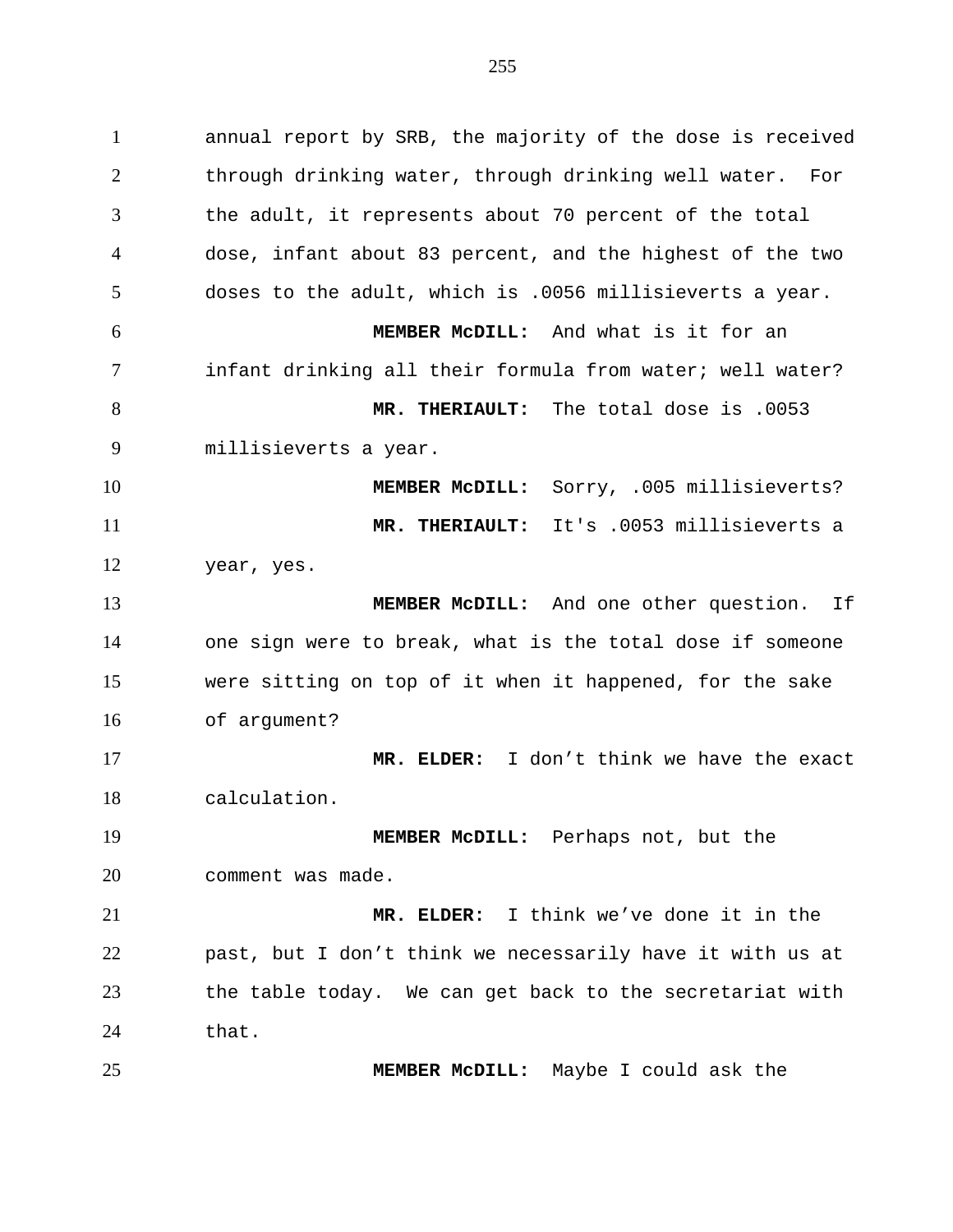annual report by SRB, the majority of the dose is received through drinking water, through drinking well water. For the adult, it represents about 70 percent of the total dose, infant about 83 percent, and the highest of the two doses to the adult, which is .0056 millisieverts a year.

**MEMBER McDILL:** And what is it for an infant drinking all their formula from water; well water?

**MR. THERIAULT:** The total dose is .0053 millisieverts a year.

**MEMBER McDILL:** Sorry, .005 millisieverts?

**MR. THERIAULT:** It's .0053 millisieverts a year, yes.

**MEMBER McDILL:** And one other question. If one sign were to break, what is the total dose if someone were sitting on top of it when it happened, for the sake of argument?

**MR. ELDER:** I don't think we have the exact calculation.

**MEMBER McDILL:** Perhaps not, but the comment was made.

**MR. ELDER:** I think we've done it in the past, but I don't think we necessarily have it with us at the table today. We can get back to the secretariat with that.

**MEMBER McDILL:** Maybe I could ask the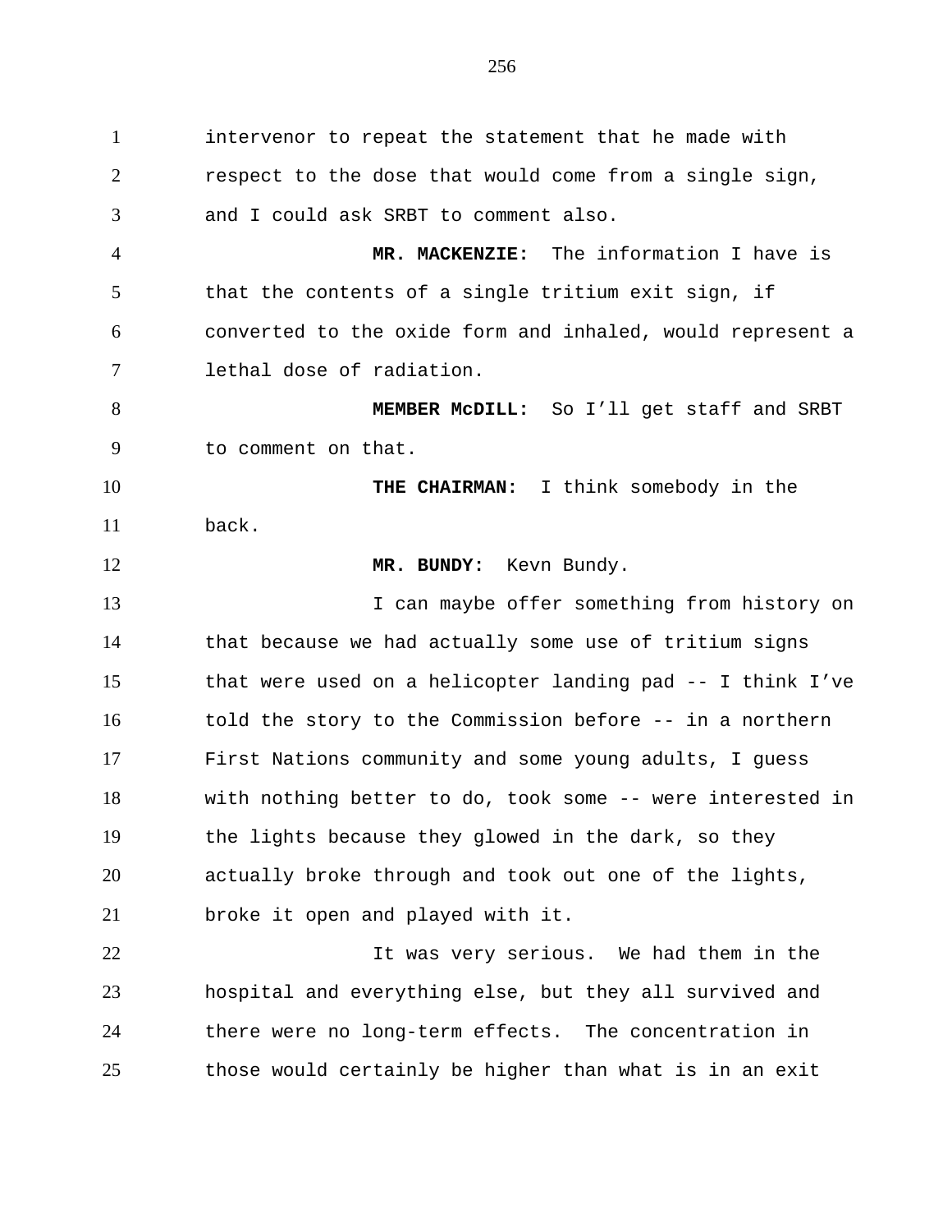intervenor to repeat the statement that he made with respect to the dose that would come from a single sign, and I could ask SRBT to comment also.

**MR. MACKENZIE:** The information I have is that the contents of a single tritium exit sign, if converted to the oxide form and inhaled, would represent a lethal dose of radiation.

**MEMBER McDILL:** So I'll get staff and SRBT to comment on that.

**THE CHAIRMAN:** I think somebody in the back.

**MR. BUNDY:** Kevn Bundy.

I can maybe offer something from history on that because we had actually some use of tritium signs that were used on a helicopter landing pad -- I think I've told the story to the Commission before -- in a northern First Nations community and some young adults, I guess with nothing better to do, took some -- were interested in the lights because they glowed in the dark, so they actually broke through and took out one of the lights, broke it open and played with it.

It was very serious. We had them in the hospital and everything else, but they all survived and there were no long-term effects. The concentration in those would certainly be higher than what is in an exit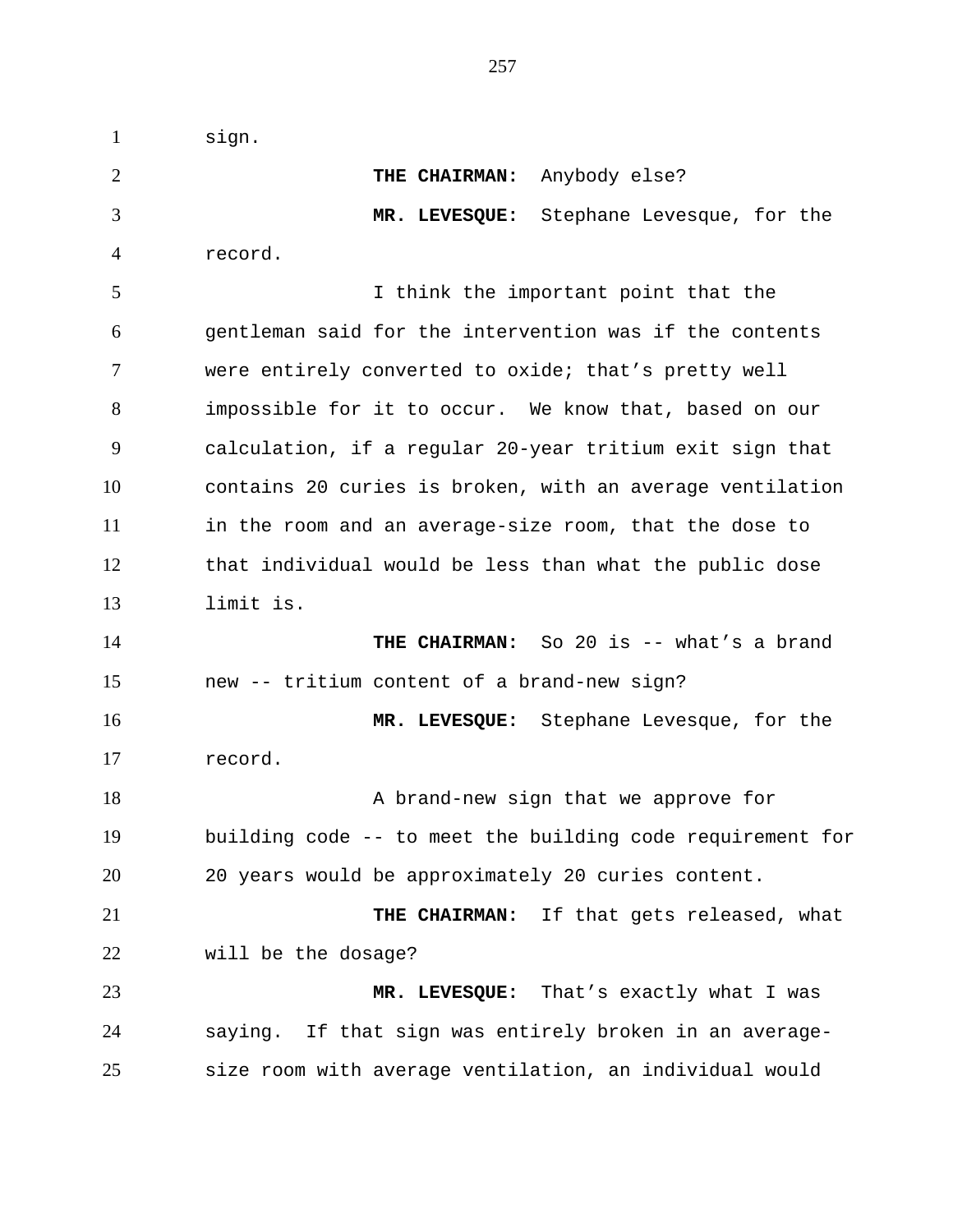sign.

**THE CHAIRMAN:** Anybody else?

**MR. LEVESQUE:** Stephane Levesque, for the record.

I think the important point that the gentleman said for the intervention was if the contents were entirely converted to oxide; that's pretty well impossible for it to occur. We know that, based on our calculation, if a regular 20-year tritium exit sign that contains 20 curies is broken, with an average ventilation in the room and an average-size room, that the dose to that individual would be less than what the public dose limit is.

**THE CHAIRMAN:** So 20 is -- what's a brand new -- tritium content of a brand-new sign?

**MR. LEVESQUE:** Stephane Levesque, for the record.

A brand-new sign that we approve for building code -- to meet the building code requirement for 20 years would be approximately 20 curies content.

**THE CHAIRMAN:** If that gets released, what will be the dosage?

**MR. LEVESQUE:** That's exactly what I was saying. If that sign was entirely broken in an average-size room with average ventilation, an individual would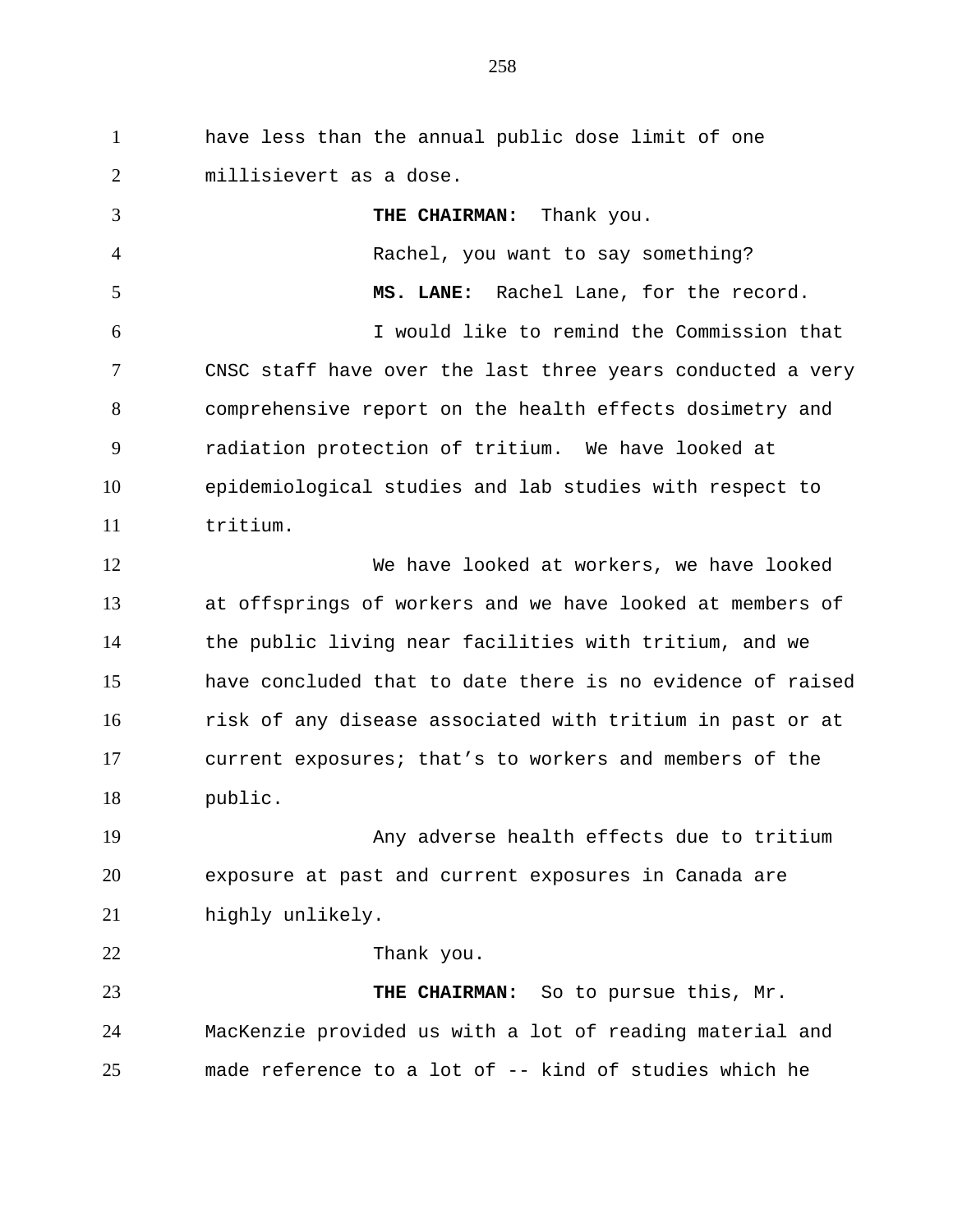have less than the annual public dose limit of one millisievert as a dose.

**THE CHAIRMAN:** Thank you.

Rachel, you want to say something?

**MS. LANE:** Rachel Lane, for the record.

I would like to remind the Commission that CNSC staff have over the last three years conducted a very comprehensive report on the health effects dosimetry and radiation protection of tritium. We have looked at epidemiological studies and lab studies with respect to tritium.

We have looked at workers, we have looked at offsprings of workers and we have looked at members of the public living near facilities with tritium, and we have concluded that to date there is no evidence of raised risk of any disease associated with tritium in past or at current exposures; that's to workers and members of the public.

Any adverse health effects due to tritium exposure at past and current exposures in Canada are highly unlikely.

Thank you.

**THE CHAIRMAN:** So to pursue this, Mr. MacKenzie provided us with a lot of reading material and made reference to a lot of -- kind of studies which he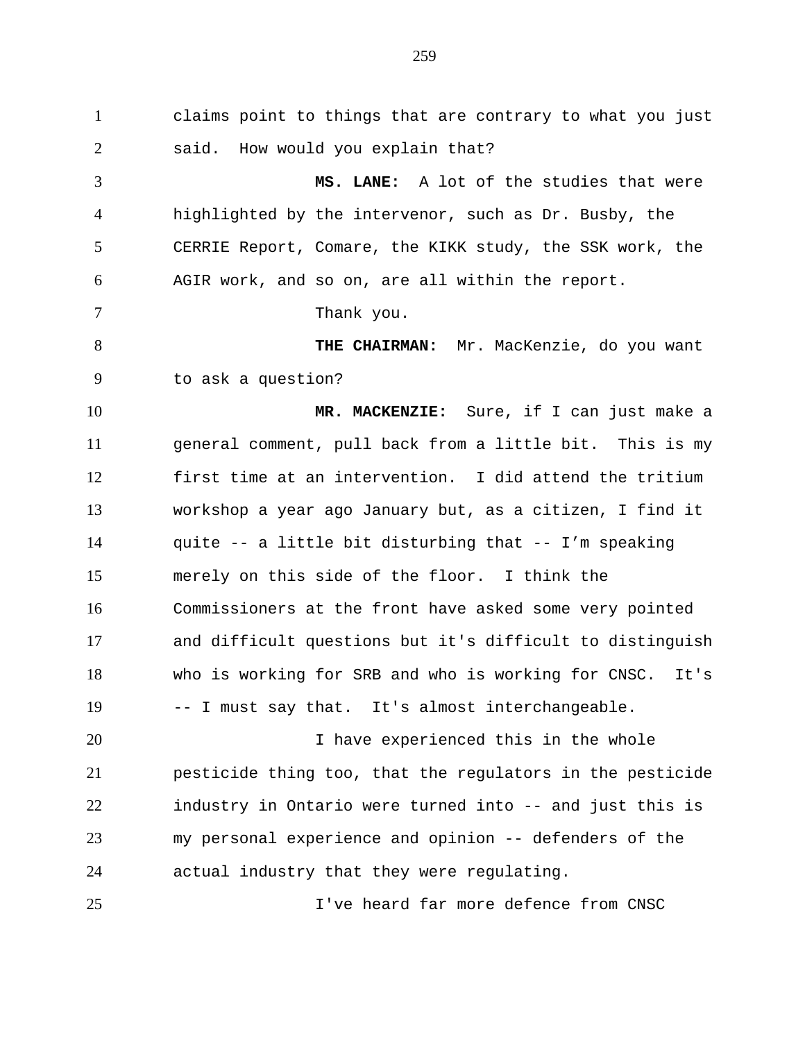claims point to things that are contrary to what you just said. How would you explain that?

**MS. LANE:** A lot of the studies that were highlighted by the intervenor, such as Dr. Busby, the CERRIE Report, Comare, the KIKK study, the SSK work, the AGIR work, and so on, are all within the report.

Thank you.

**THE CHAIRMAN:** Mr. MacKenzie, do you want to ask a question?

**MR. MACKENZIE:** Sure, if I can just make a general comment, pull back from a little bit. This is my first time at an intervention. I did attend the tritium workshop a year ago January but, as a citizen, I find it quite -- a little bit disturbing that -- I'm speaking merely on this side of the floor. I think the Commissioners at the front have asked some very pointed and difficult questions but it's difficult to distinguish who is working for SRB and who is working for CNSC. It's -- I must say that. It's almost interchangeable.

I have experienced this in the whole pesticide thing too, that the regulators in the pesticide industry in Ontario were turned into -- and just this is my personal experience and opinion -- defenders of the actual industry that they were regulating.

I've heard far more defence from CNSC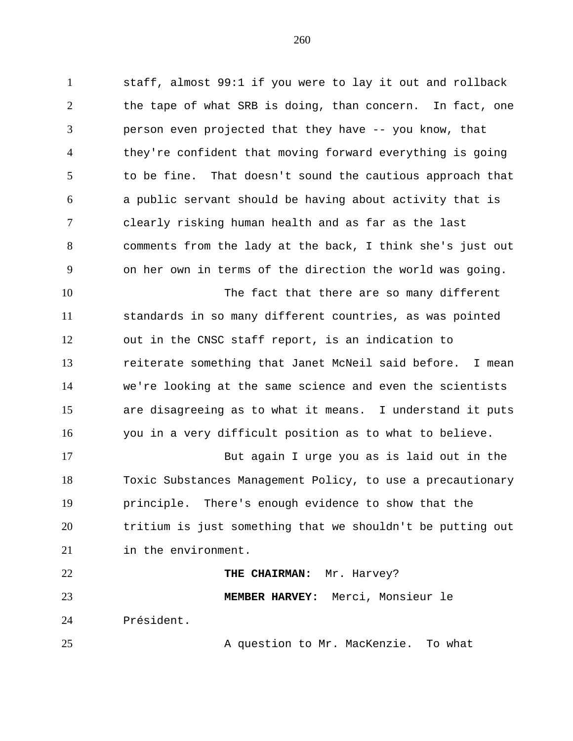staff, almost 99:1 if you were to lay it out and rollback the tape of what SRB is doing, than concern. In fact, one person even projected that they have -- you know, that they're confident that moving forward everything is going to be fine. That doesn't sound the cautious approach that a public servant should be having about activity that is clearly risking human health and as far as the last comments from the lady at the back, I think she's just out on her own in terms of the direction the world was going.

The fact that there are so many different standards in so many different countries, as was pointed out in the CNSC staff report, is an indication to reiterate something that Janet McNeil said before. I mean we're looking at the same science and even the scientists are disagreeing as to what it means. I understand it puts you in a very difficult position as to what to believe.

But again I urge you as is laid out in the Toxic Substances Management Policy, to use a precautionary principle. There's enough evidence to show that the tritium is just something that we shouldn't be putting out in the environment.

**THE CHAIRMAN:** Mr. Harvey?

**MEMBER HARVEY:** Merci, Monsieur le Président.

A question to Mr. MacKenzie. To what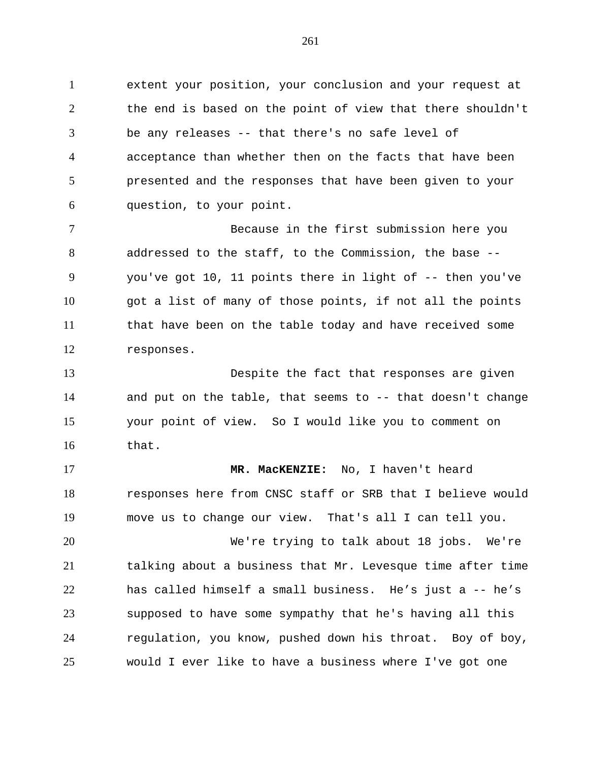extent your position, your conclusion and your request at the end is based on the point of view that there shouldn't be any releases -- that there's no safe level of acceptance than whether then on the facts that have been presented and the responses that have been given to your question, to your point.

Because in the first submission here you addressed to the staff, to the Commission, the base -- you've got 10, 11 points there in light of -- then you've got a list of many of those points, if not all the points that have been on the table today and have received some responses.

Despite the fact that responses are given and put on the table, that seems to -- that doesn't change your point of view. So I would like you to comment on that.

**MR. MacKENZIE:** No, I haven't heard responses here from CNSC staff or SRB that I believe would move us to change our view. That's all I can tell you.

We're trying to talk about 18 jobs. We're talking about a business that Mr. Levesque time after time has called himself a small business. He’s just a -- he’s supposed to have some sympathy that he's having all this regulation, you know, pushed down his throat. Boy of boy, would I ever like to have a business where I've got one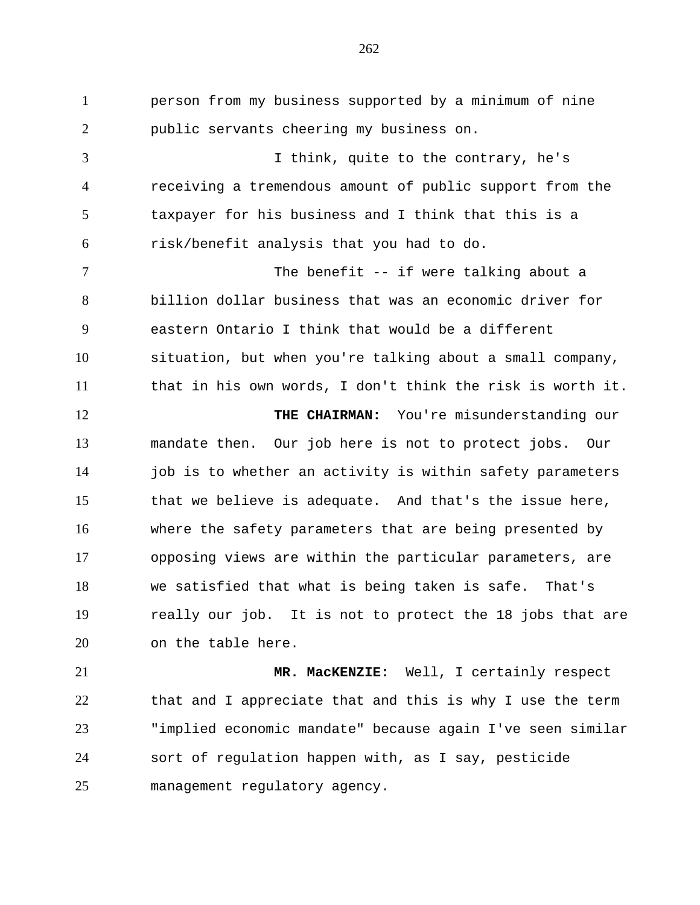person from my business supported by a minimum of nine public servants cheering my business on.

I think, quite to the contrary, he's receiving a tremendous amount of public support from the taxpayer for his business and I think that this is a risk/benefit analysis that you had to do.

The benefit -- if were talking about a billion dollar business that was an economic driver for eastern Ontario I think that would be a different situation, but when you're talking about a small company, that in his own words, I don't think the risk is worth it.

**THE CHAIRMAN:** You're misunderstanding our mandate then. Our job here is not to protect jobs. Our job is to whether an activity is within safety parameters that we believe is adequate. And that's the issue here, where the safety parameters that are being presented by opposing views are within the particular parameters, are we satisfied that what is being taken is safe. That's really our job. It is not to protect the 18 jobs that are on the table here.

**MR. MacKENZIE:** Well, I certainly respect that and I appreciate that and this is why I use the term "implied economic mandate" because again I've seen similar sort of regulation happen with, as I say, pesticide management regulatory agency.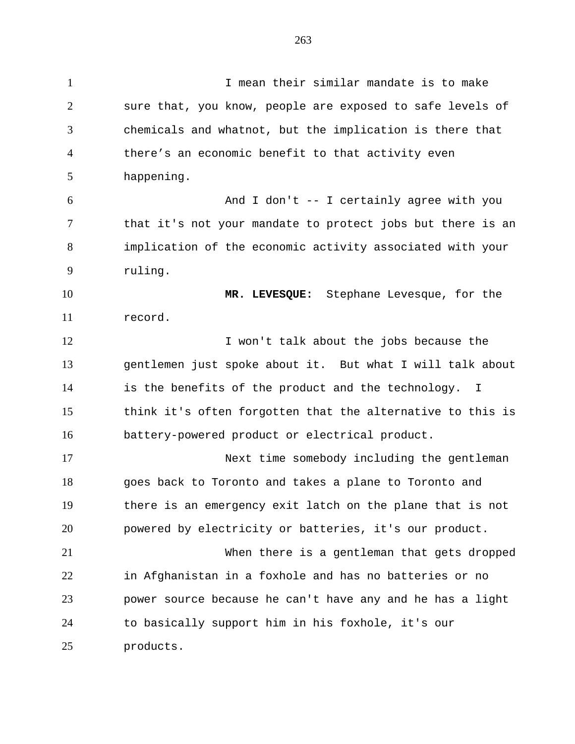I mean their similar mandate is to make sure that, you know, people are exposed to safe levels of chemicals and whatnot, but the implication is there that there's an economic benefit to that activity even happening.

And I don't -- I certainly agree with you that it's not your mandate to protect jobs but there is an implication of the economic activity associated with your ruling.

**MR. LEVESQUE:** Stephane Levesque, for the record.

I won't talk about the jobs because the gentlemen just spoke about it. But what I will talk about is the benefits of the product and the technology. I think it's often forgotten that the alternative to this is battery-powered product or electrical product.

Next time somebody including the gentleman goes back to Toronto and takes a plane to Toronto and there is an emergency exit latch on the plane that is not powered by electricity or batteries, it's our product.

When there is a gentleman that gets dropped in Afghanistan in a foxhole and has no batteries or no power source because he can't have any and he has a light to basically support him in his foxhole, it's our products.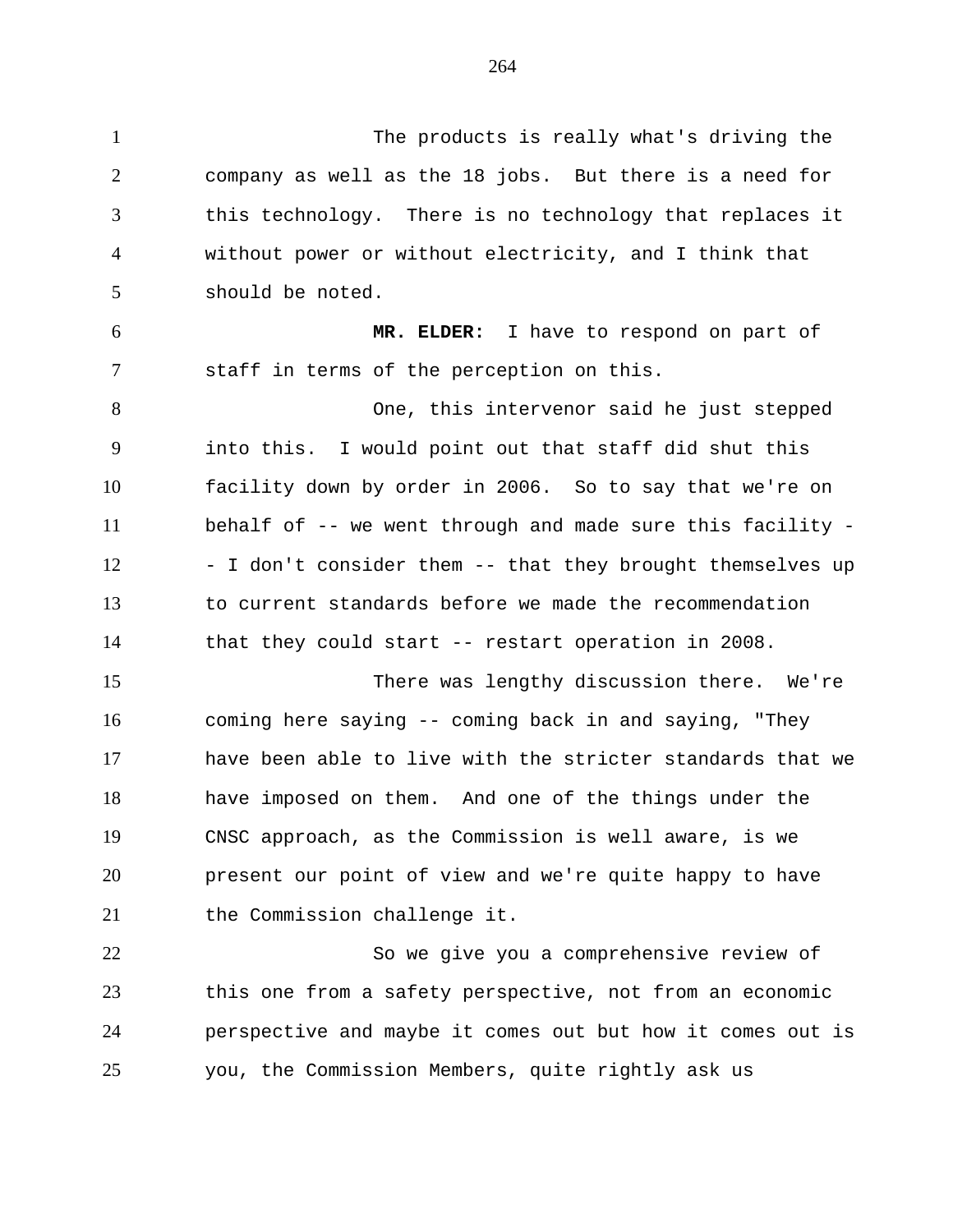The products is really what's driving the company as well as the 18 jobs. But there is a need for this technology. There is no technology that replaces it without power or without electricity, and I think that should be noted.

**MR. ELDER:** I have to respond on part of staff in terms of the perception on this.

One, this intervenor said he just stepped into this. I would point out that staff did shut this facility down by order in 2006. So to say that we're on behalf of -- we went through and made sure this facility -- I don't consider them -- that they brought themselves up to current standards before we made the recommendation that they could start -- restart operation in 2008.

There was lengthy discussion there. We're coming here saying -- coming back in and saying, "They have been able to live with the stricter standards that we have imposed on them. And one of the things under the CNSC approach, as the Commission is well aware, is we present our point of view and we're quite happy to have the Commission challenge it.

So we give you a comprehensive review of this one from a safety perspective, not from an economic perspective and maybe it comes out but how it comes out is you, the Commission Members, quite rightly ask us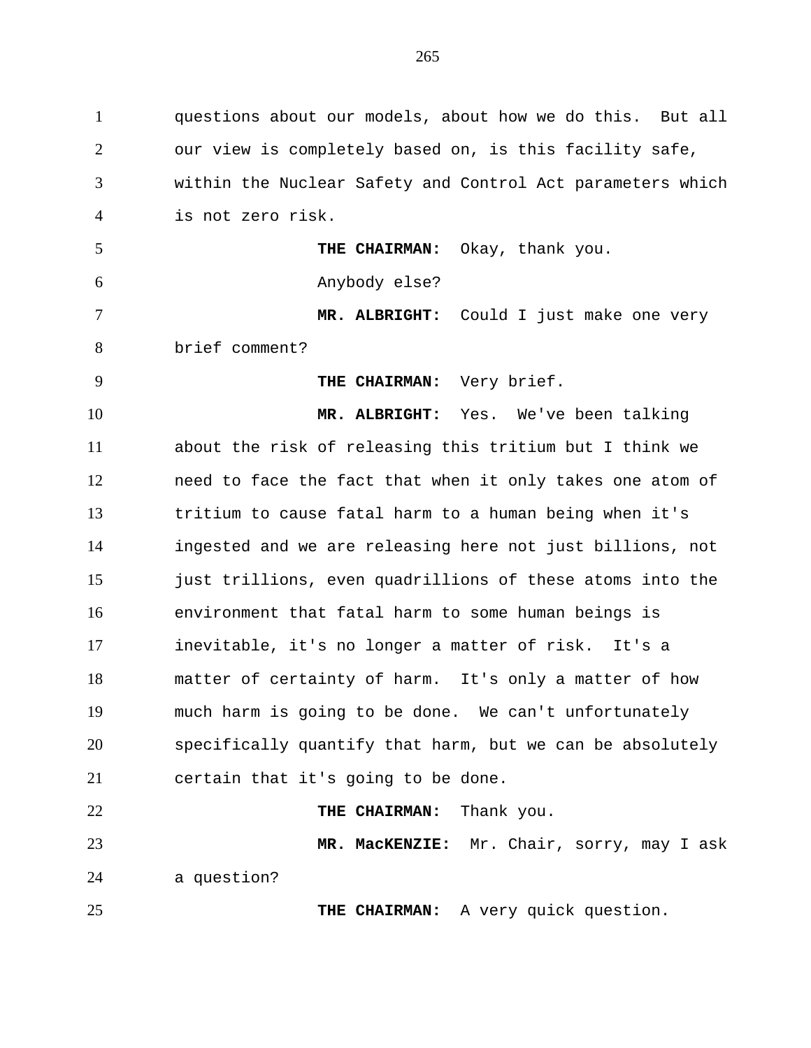questions about our models, about how we do this. But all our view is completely based on, is this facility safe, within the Nuclear Safety and Control Act parameters which is not zero risk.

**THE CHAIRMAN:** Okay, thank you.

Anybody else?

**MR. ALBRIGHT:** Could I just make one very brief comment?

**THE CHAIRMAN:** Very brief.

**MR. ALBRIGHT:** Yes. We've been talking about the risk of releasing this tritium but I think we need to face the fact that when it only takes one atom of tritium to cause fatal harm to a human being when it's ingested and we are releasing here not just billions, not just trillions, even quadrillions of these atoms into the environment that fatal harm to some human beings is inevitable, it's no longer a matter of risk. It's a matter of certainty of harm. It's only a matter of how much harm is going to be done. We can't unfortunately specifically quantify that harm, but we can be absolutely certain that it's going to be done.

**THE CHAIRMAN:** Thank you.

**MR. MacKENZIE:** Mr. Chair, sorry, may I ask a question?

**THE CHAIRMAN:** A very quick question.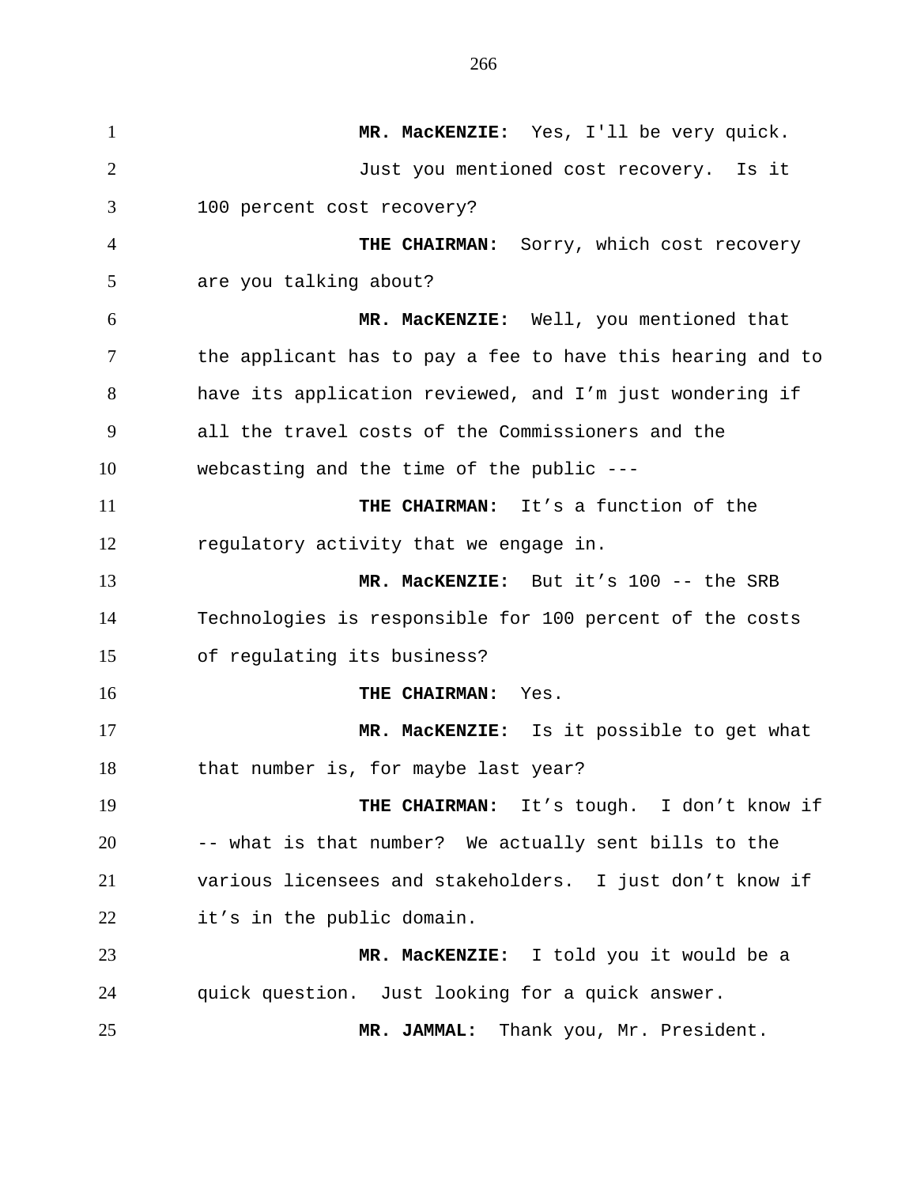**MR. MacKENZIE:** Yes, I'll be very quick.

Just you mentioned cost recovery. Is it 100 percent cost recovery?

**THE CHAIRMAN:** Sorry, which cost recovery are you talking about?

**MR. MacKENZIE:** Well, you mentioned that the applicant has to pay a fee to have this hearing and to have its application reviewed, and I'm just wondering if all the travel costs of the Commissioners and the webcasting and the time of the public ---

**THE CHAIRMAN:** It's a function of the regulatory activity that we engage in.

**MR. MacKENZIE:** But it's 100 -- the SRB Technologies is responsible for 100 percent of the costs of regulating its business?

**THE CHAIRMAN:** Yes.

**MR. MacKENZIE:** Is it possible to get what that number is, for maybe last year?

**THE CHAIRMAN:** It's tough. I don't know if -- what is that number? We actually sent bills to the various licensees and stakeholders. I just don't know if it's in the public domain.

**MR. MacKENZIE:** I told you it would be a quick question. Just looking for a quick answer.

**MR. JAMMAL:** Thank you, Mr. President.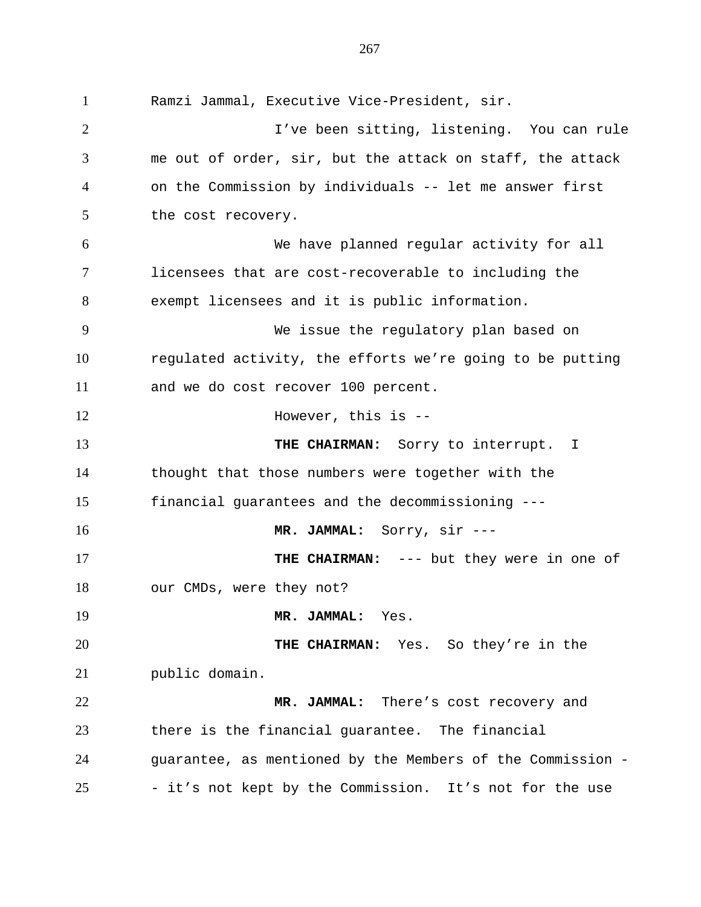Ramzi Jammal, Executive Vice-President, sir.

I've been sitting, listening. You can rule me out of order, sir, but the attack on staff, the attack on the Commission by individuals -- let me answer first the cost recovery.

We have planned regular activity for all licensees that are cost-recoverable to including the exempt licensees and it is public information.

We issue the regulatory plan based on regulated activity, the efforts we're going to be putting and we do cost recover 100 percent.

However, this is --

**THE CHAIRMAN:** Sorry to interrupt. I thought that those numbers were together with the financial guarantees and the decommissioning ---

**MR. JAMMAL:** Sorry, sir ---

**THE CHAIRMAN:** --- but they were in one of our CMDs, were they not?

**MR. JAMMAL:** Yes.

**THE CHAIRMAN:** Yes. So they're in the public domain.

**MR. JAMMAL:** There's cost recovery and there is the financial guarantee. The financial guarantee, as mentioned by the Members of the Commission -- it's not kept by the Commission. It's not for the use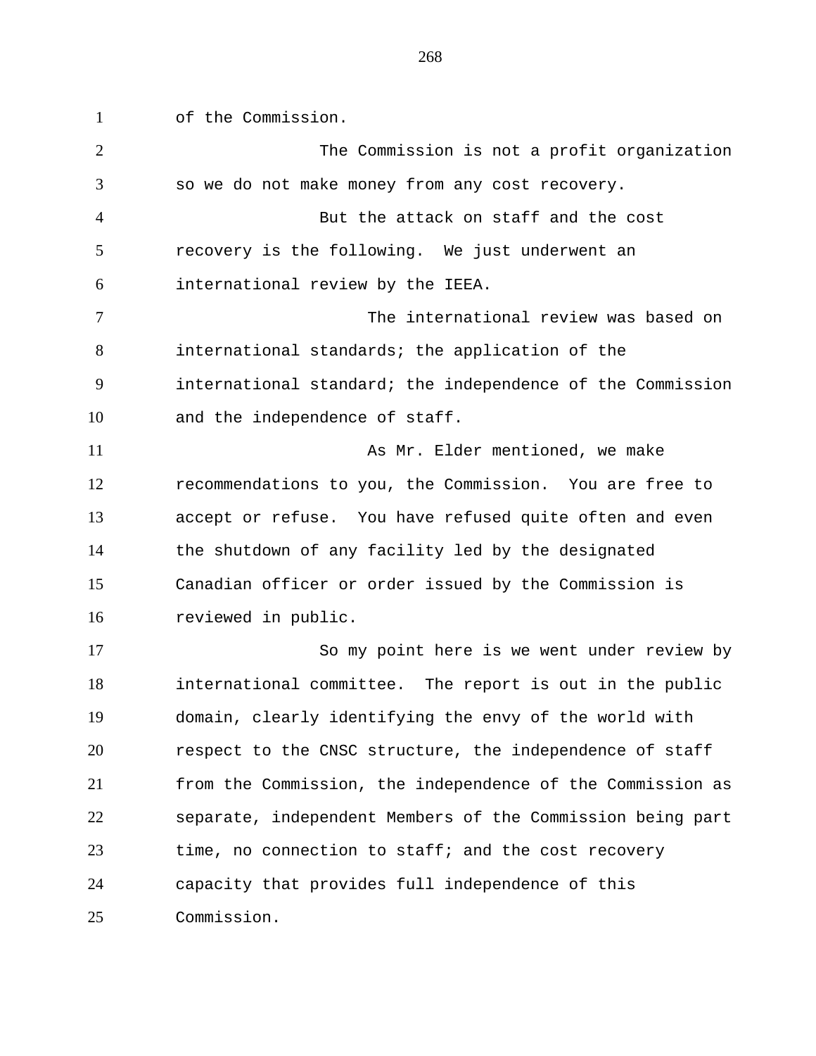of the Commission.

The Commission is not a profit organization so we do not make money from any cost recovery.

But the attack on staff and the cost recovery is the following. We just underwent an international review by the IEEA.

The international review was based on international standards; the application of the international standard; the independence of the Commission and the independence of staff.

As Mr. Elder mentioned, we make recommendations to you, the Commission. You are free to accept or refuse. You have refused quite often and even the shutdown of any facility led by the designated Canadian officer or order issued by the Commission is reviewed in public.

So my point here is we went under review by international committee. The report is out in the public domain, clearly identifying the envy of the world with respect to the CNSC structure, the independence of staff from the Commission, the independence of the Commission as separate, independent Members of the Commission being part time, no connection to staff; and the cost recovery capacity that provides full independence of this Commission.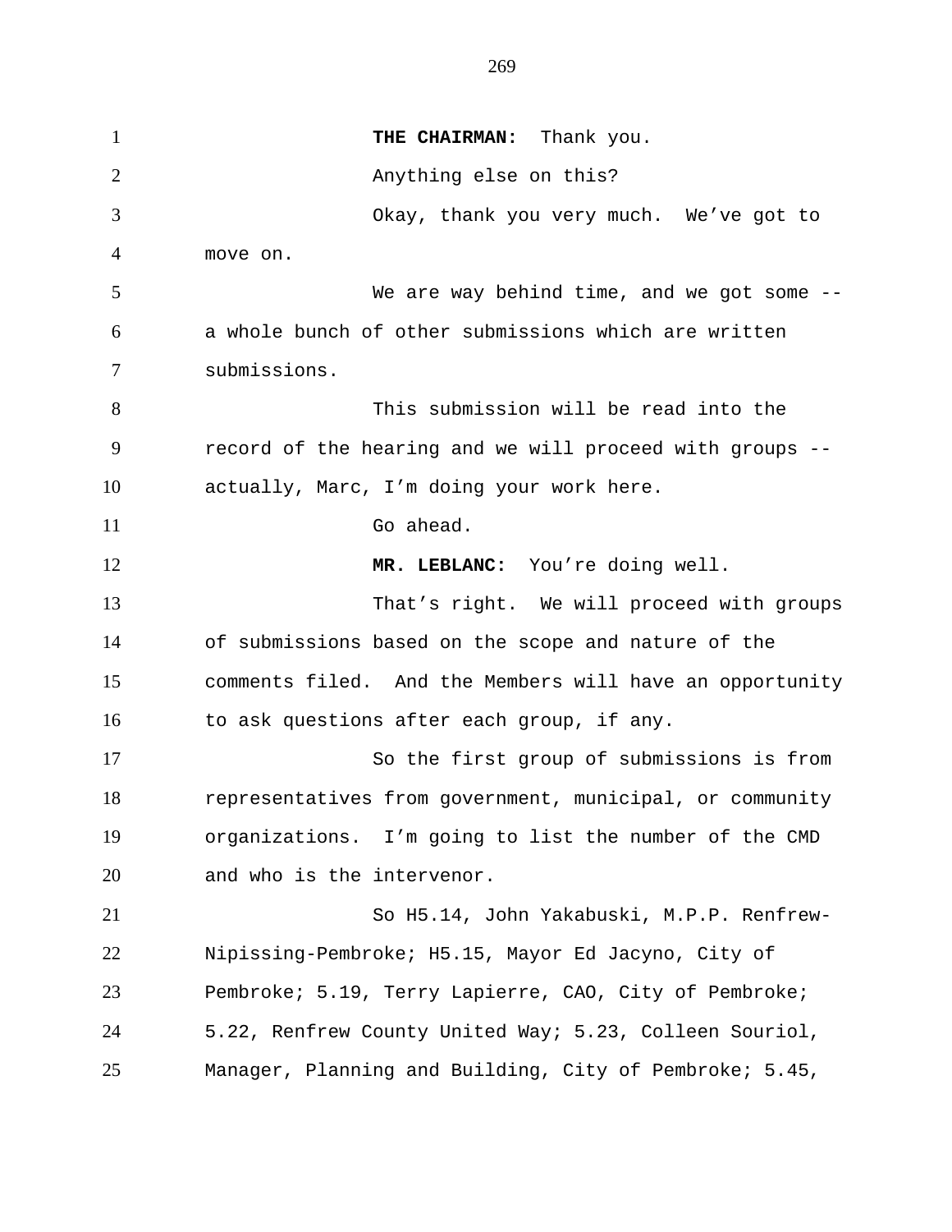**THE CHAIRMAN:** Thank you.

Anything else on this?

Okay, thank you very much. We've got to move on.

We are way behind time, and we got some -- a whole bunch of other submissions which are written submissions.

This submission will be read into the record of the hearing and we will proceed with groups -- actually, Marc, I'm doing your work here.

Go ahead.

**MR. LEBLANC:** You're doing well.

That's right. We will proceed with groups of submissions based on the scope and nature of the comments filed. And the Members will have an opportunity to ask questions after each group, if any.

So the first group of submissions is from representatives from government, municipal, or community organizations. I'm going to list the number of the CMD and who is the intervenor.

So H5.14, John Yakabuski, M.P.P. Renfrew-Nipissing-Pembroke; H5.15, Mayor Ed Jacyno, City of Pembroke; 5.19, Terry Lapierre, CAO, City of Pembroke; 5.22, Renfrew County United Way; 5.23, Colleen Souriol, Manager, Planning and Building, City of Pembroke; 5.45,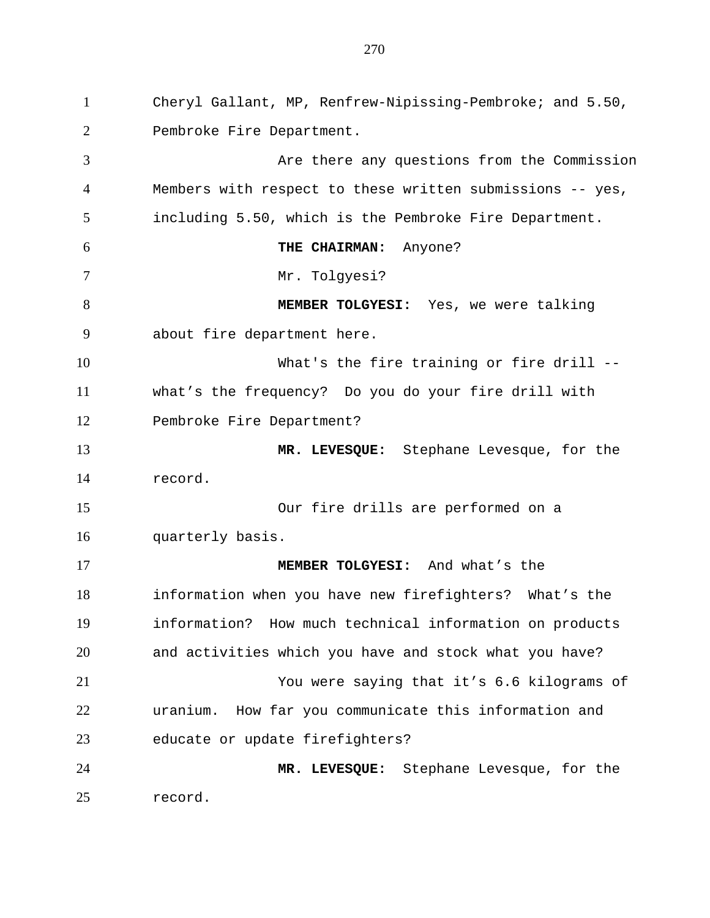Cheryl Gallant, MP, Renfrew-Nipissing-Pembroke; and 5.50, Pembroke Fire Department.

Are there any questions from the Commission Members with respect to these written submissions -- yes, including 5.50, which is the Pembroke Fire Department.

**THE CHAIRMAN:** Anyone?

Mr. Tolgyesi?

**MEMBER TOLGYESI:** Yes, we were talking about fire department here.

What's the fire training or fire drill -- what’s the frequency? Do you do your fire drill with Pembroke Fire Department?

**MR. LEVESQUE:** Stephane Levesque, for the record.

Our fire drills are performed on a quarterly basis.

**MEMBER TOLGYESI:** And what’s the information when you have new firefighters? What’s the information? How much technical information on products and activities which you have and stock what you have?

You were saying that it’s 6.6 kilograms of uranium. How far you communicate this information and educate or update firefighters?

**MR. LEVESQUE:** Stephane Levesque, for the record.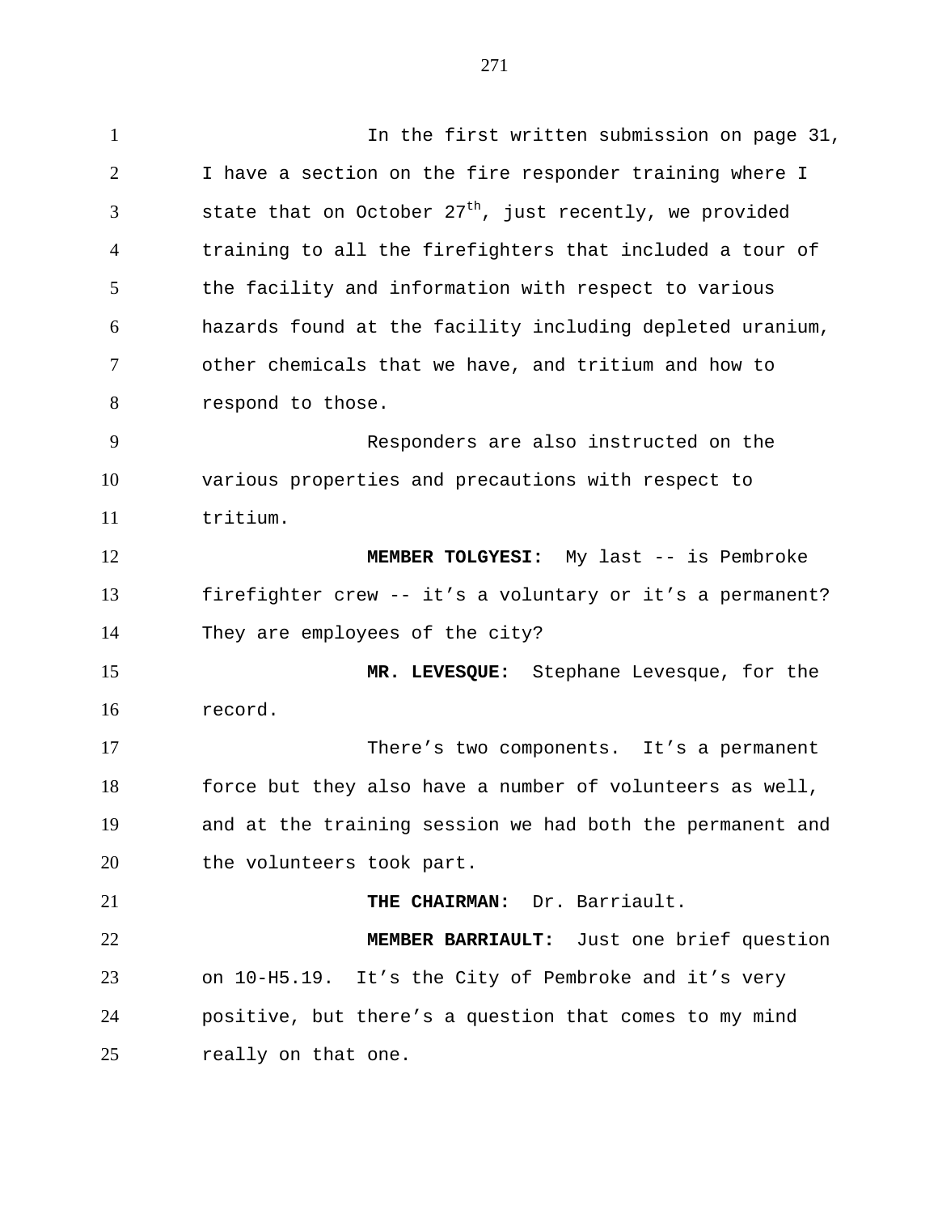In the first written submission on page 31, I have a section on the fire responder training where I state that on October 27th, just recently, we provided training to all the firefighters that included a tour of the facility and information with respect to various hazards found at the facility including depleted uranium, other chemicals that we have, and tritium and how to respond to those.

Responders are also instructed on the various properties and precautions with respect to tritium.

**MEMBER TOLGYESI:** My last -- is Pembroke firefighter crew -- it's a voluntary or it's a permanent? They are employees of the city?

**MR. LEVESQUE:** Stephane Levesque, for the record.

There's two components. It's a permanent force but they also have a number of volunteers as well, and at the training session we had both the permanent and the volunteers took part.

**THE CHAIRMAN:** Dr. Barriault.

**MEMBER BARRIAULT:** Just one brief question on 10-H5.19. It's the City of Pembroke and it's very positive, but there's a question that comes to my mind really on that one.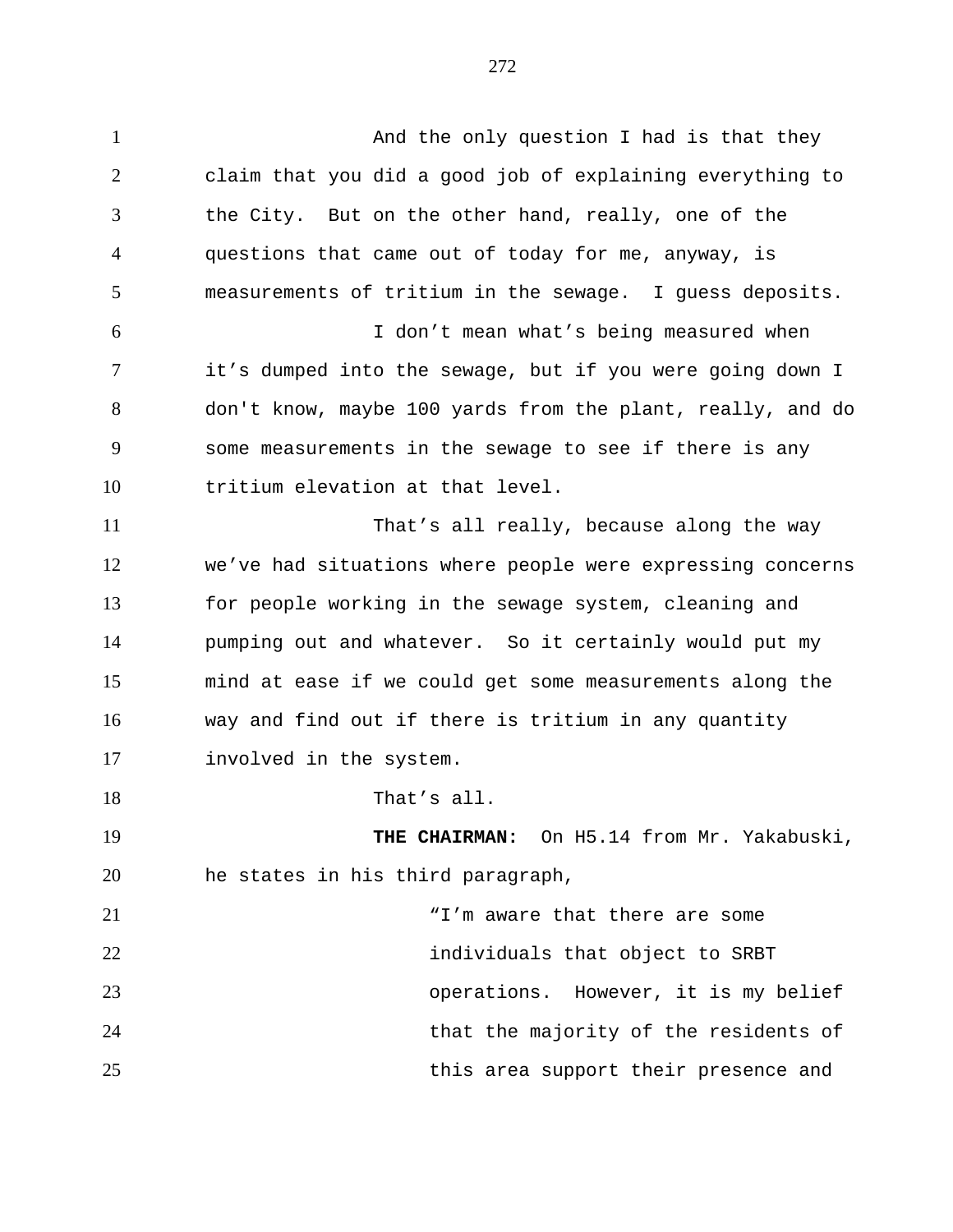And the only question I had is that they claim that you did a good job of explaining everything to the City. But on the other hand, really, one of the questions that came out of today for me, anyway, is measurements of tritium in the sewage. I guess deposits.

I don't mean what's being measured when it's dumped into the sewage, but if you were going down I don't know, maybe 100 yards from the plant, really, and do some measurements in the sewage to see if there is any tritium elevation at that level.

That's all really, because along the way we've had situations where people were expressing concerns for people working in the sewage system, cleaning and pumping out and whatever. So it certainly would put my mind at ease if we could get some measurements along the way and find out if there is tritium in any quantity involved in the system.

That's all.

**THE CHAIRMAN:** On H5.14 from Mr. Yakabuski, he states in his third paragraph,

> "I'm aware that there are some individuals that object to SRBT operations. However, it is my belief that the majority of the residents of this area support their presence and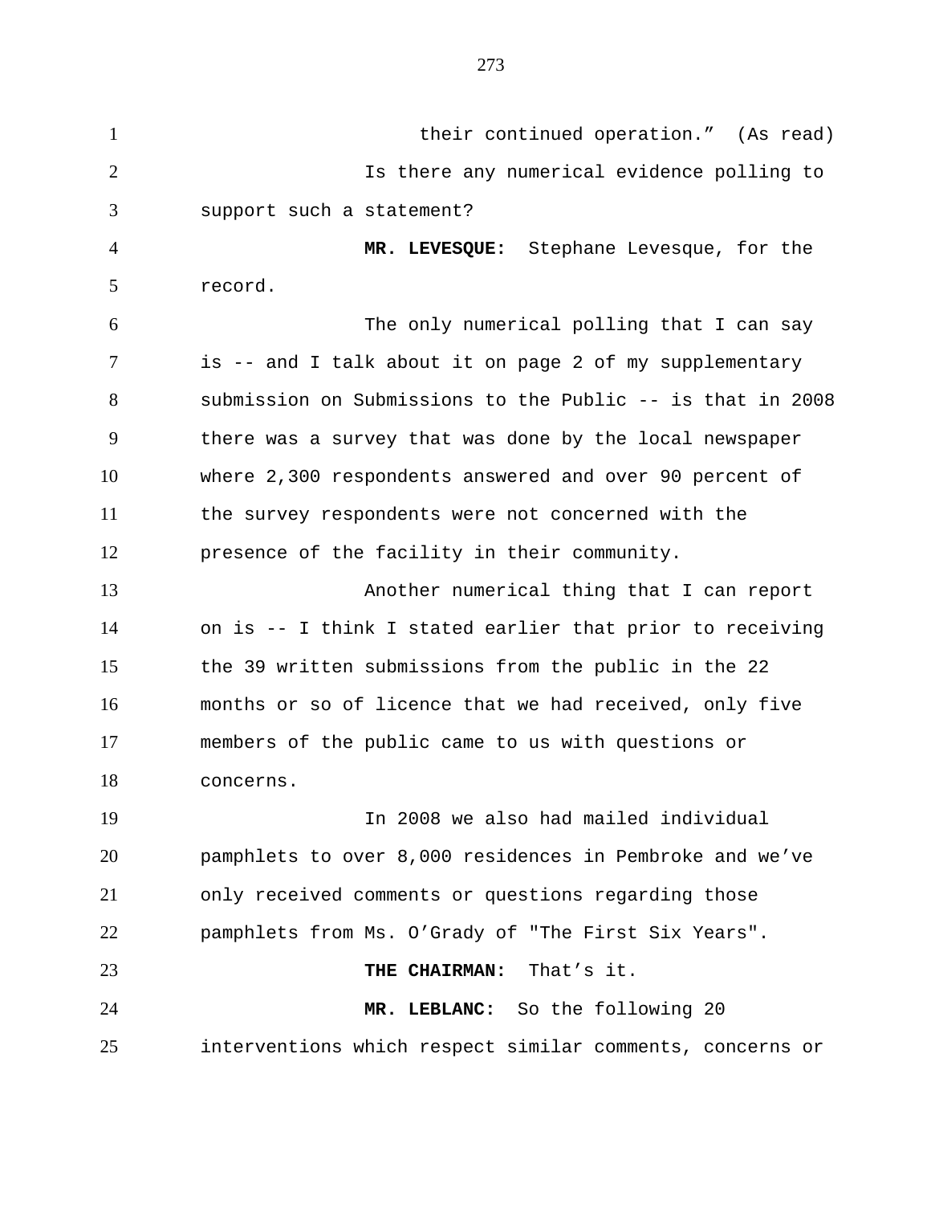their continued operation." (As read)

Is there any numerical evidence polling to support such a statement?

**MR. LEVESQUE:** Stephane Levesque, for the record.

The only numerical polling that I can say is -- and I talk about it on page 2 of my supplementary submission on Submissions to the Public -- is that in 2008 there was a survey that was done by the local newspaper where 2,300 respondents answered and over 90 percent of the survey respondents were not concerned with the presence of the facility in their community.

Another numerical thing that I can report on is -- I think I stated earlier that prior to receiving the 39 written submissions from the public in the 22 months or so of licence that we had received, only five members of the public came to us with questions or concerns.

In 2008 we also had mailed individual pamphlets to over 8,000 residences in Pembroke and we've only received comments or questions regarding those pamphlets from Ms. O'Grady of "The First Six Years".

**THE CHAIRMAN:** That's it.

**MR. LEBLANC:** So the following 20 interventions which respect similar comments, concerns or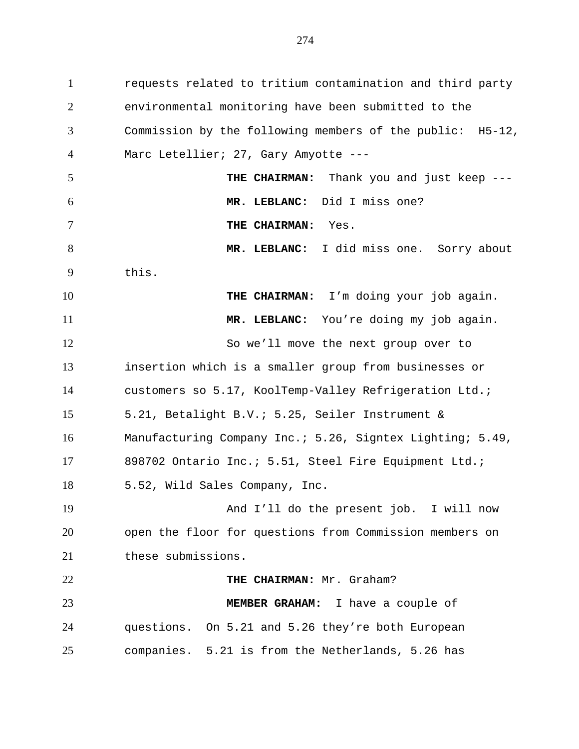requests related to tritium contamination and third party environmental monitoring have been submitted to the Commission by the following members of the public: H5-12, Marc Letellier; 27, Gary Amyotte ---

**THE CHAIRMAN:** Thank you and just keep ---

**MR. LEBLANC:** Did I miss one?

**THE CHAIRMAN:** Yes.

**MR. LEBLANC:** I did miss one. Sorry about this.

**THE CHAIRMAN:** I'm doing your job again.

**MR. LEBLANC:** You're doing my job again.

So we'll move the next group over to insertion which is a smaller group from businesses or customers so 5.17, KoolTemp-Valley Refrigeration Ltd.; 5.21, Betalight B.V.; 5.25, Seiler Instrument & Manufacturing Company Inc.; 5.26, Signtex Lighting; 5.49, 898702 Ontario Inc.; 5.51, Steel Fire Equipment Ltd.; 5.52, Wild Sales Company, Inc.

And I'll do the present job. I will now open the floor for questions from Commission members on these submissions.

**THE CHAIRMAN:** Mr. Graham?

**MEMBER GRAHAM:** I have a couple of questions. On 5.21 and 5.26 they're both European companies. 5.21 is from the Netherlands, 5.26 has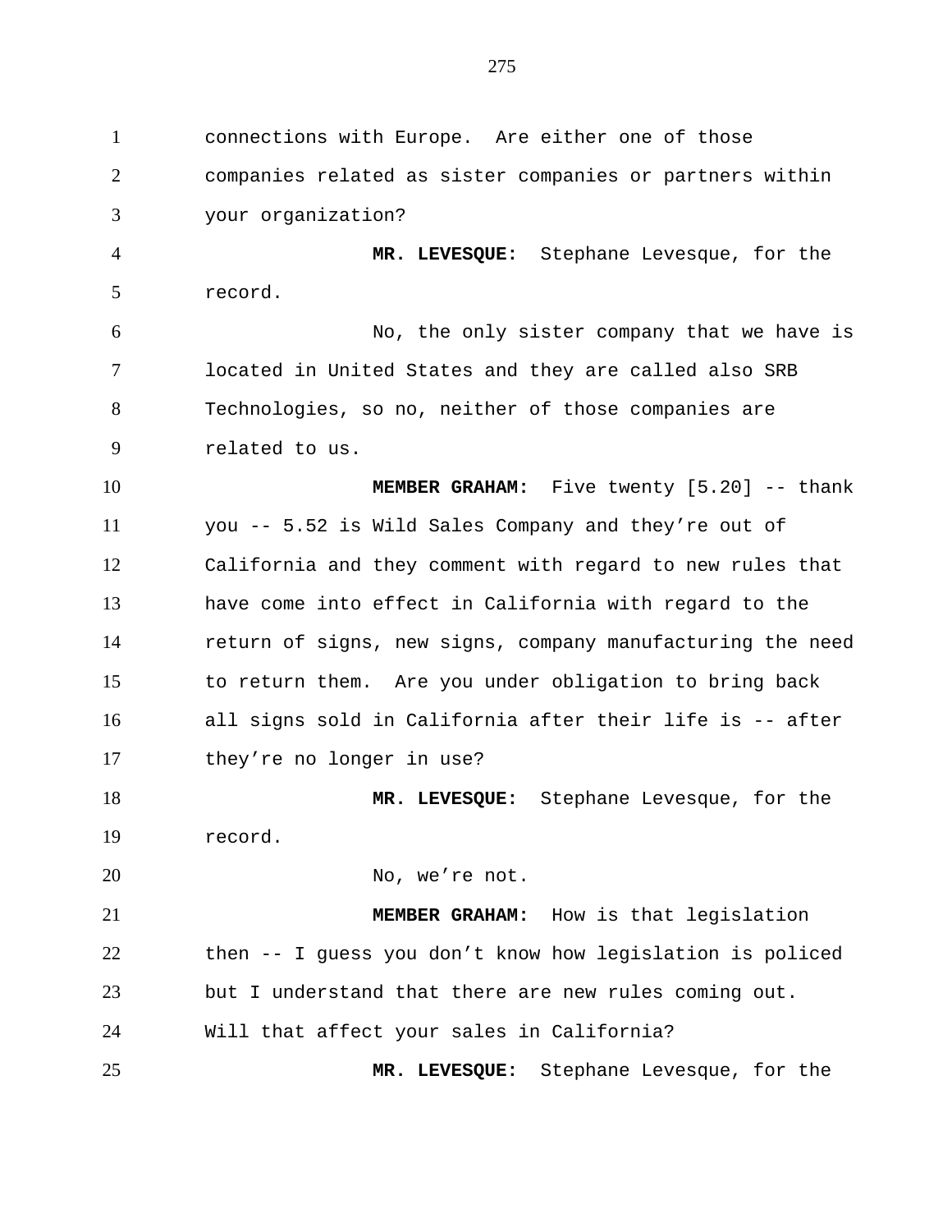connections with Europe. Are either one of those companies related as sister companies or partners within your organization?

**MR. LEVESQUE:** Stephane Levesque, for the record.

No, the only sister company that we have is located in United States and they are called also SRB Technologies, so no, neither of those companies are related to us.

**MEMBER GRAHAM:** Five twenty [5.20] -- thank you -- 5.52 is Wild Sales Company and they're out of California and they comment with regard to new rules that have come into effect in California with regard to the return of signs, new signs, company manufacturing the need to return them. Are you under obligation to bring back all signs sold in California after their life is -- after they're no longer in use?

**MR. LEVESQUE:** Stephane Levesque, for the record.

No, we're not.

**MEMBER GRAHAM:** How is that legislation then -- I guess you don't know how legislation is policed but I understand that there are new rules coming out. Will that affect your sales in California?

**MR. LEVESQUE:** Stephane Levesque, for the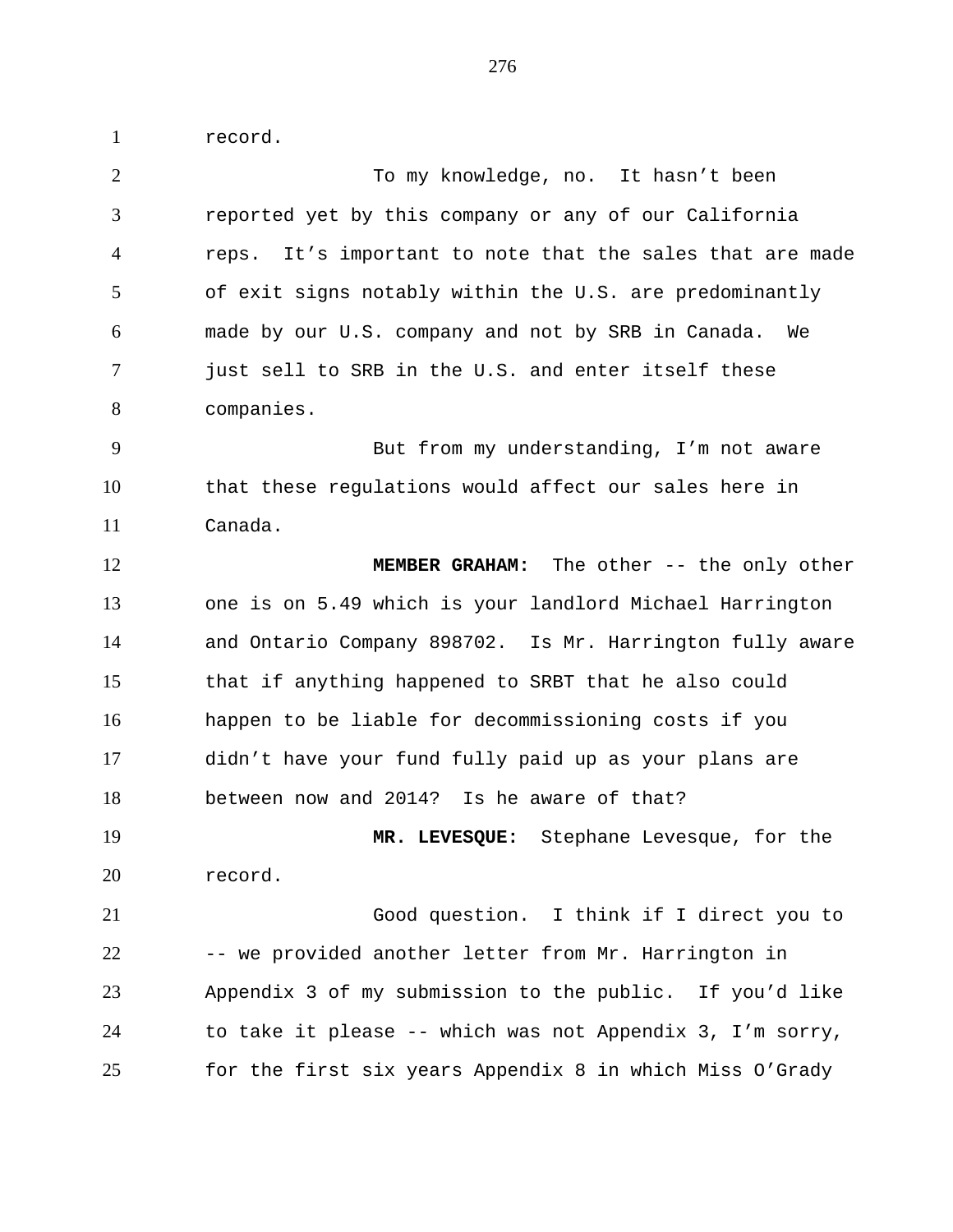record.

To my knowledge, no. It hasn't been reported yet by this company or any of our California reps. It's important to note that the sales that are made of exit signs notably within the U.S. are predominantly made by our U.S. company and not by SRB in Canada. We just sell to SRB in the U.S. and enter itself these companies.

But from my understanding, I'm not aware that these regulations would affect our sales here in Canada.

**MEMBER GRAHAM:** The other -- the only other one is on 5.49 which is your landlord Michael Harrington and Ontario Company 898702. Is Mr. Harrington fully aware that if anything happened to SRBT that he also could happen to be liable for decommissioning costs if you didn't have your fund fully paid up as your plans are between now and 2014? Is he aware of that?

**MR. LEVESQUE:** Stephane Levesque, for the record.

Good question. I think if I direct you to -- we provided another letter from Mr. Harrington in Appendix 3 of my submission to the public. If you'd like to take it please -- which was not Appendix 3, I'm sorry, for the first six years Appendix 8 in which Miss O'Grady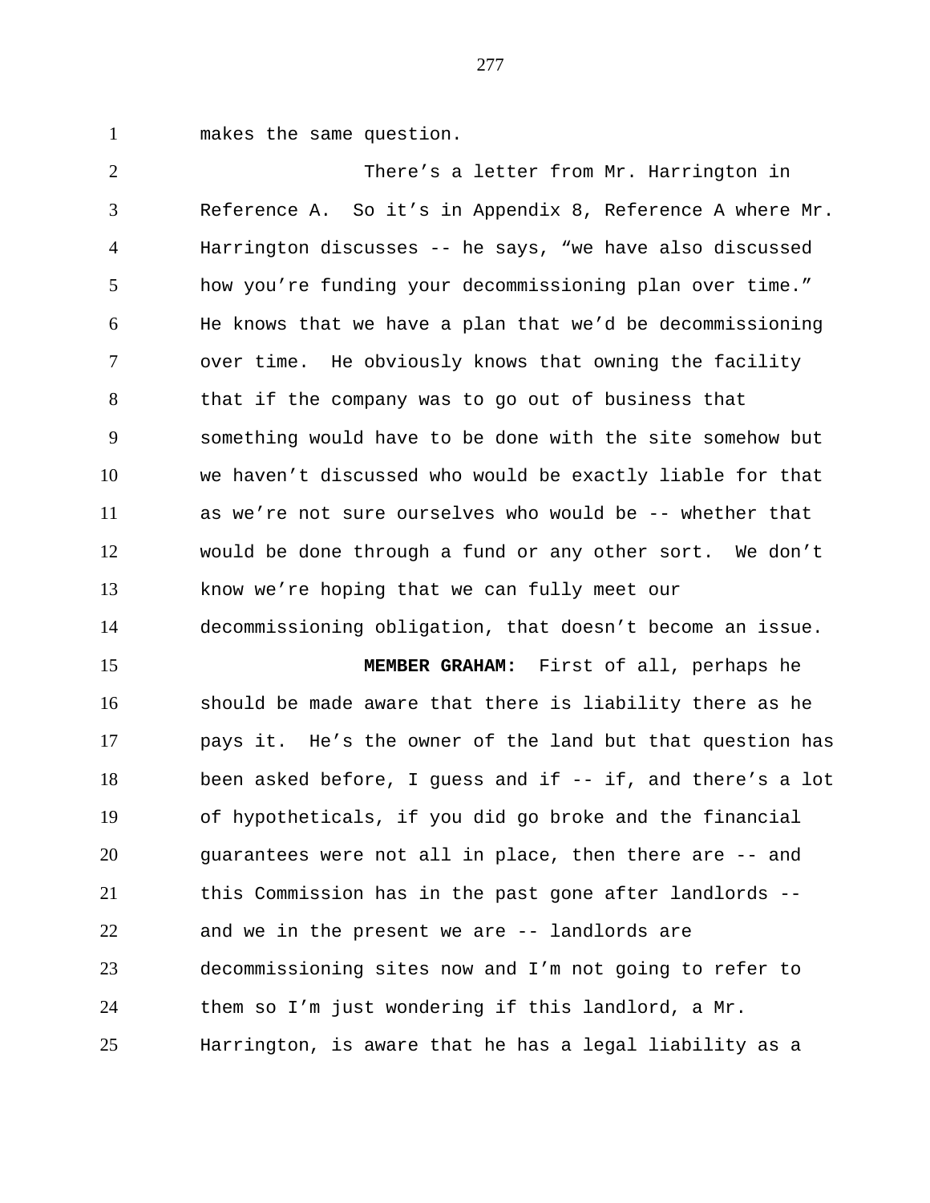makes the same question.

There's a letter from Mr. Harrington in Reference A. So it's in Appendix 8, Reference A where Mr. Harrington discusses -- he says, "we have also discussed how you're funding your decommissioning plan over time." He knows that we have a plan that we'd be decommissioning over time. He obviously knows that owning the facility that if the company was to go out of business that something would have to be done with the site somehow but we haven't discussed who would be exactly liable for that as we're not sure ourselves who would be -- whether that would be done through a fund or any other sort. We don't know we're hoping that we can fully meet our decommissioning obligation, that doesn't become an issue.

**MEMBER GRAHAM:** First of all, perhaps he should be made aware that there is liability there as he pays it. He's the owner of the land but that question has been asked before, I guess and if -- if, and there's a lot of hypotheticals, if you did go broke and the financial guarantees were not all in place, then there are -- and this Commission has in the past gone after landlords -- and we in the present we are -- landlords are decommissioning sites now and I'm not going to refer to them so I'm just wondering if this landlord, a Mr. Harrington, is aware that he has a legal liability as a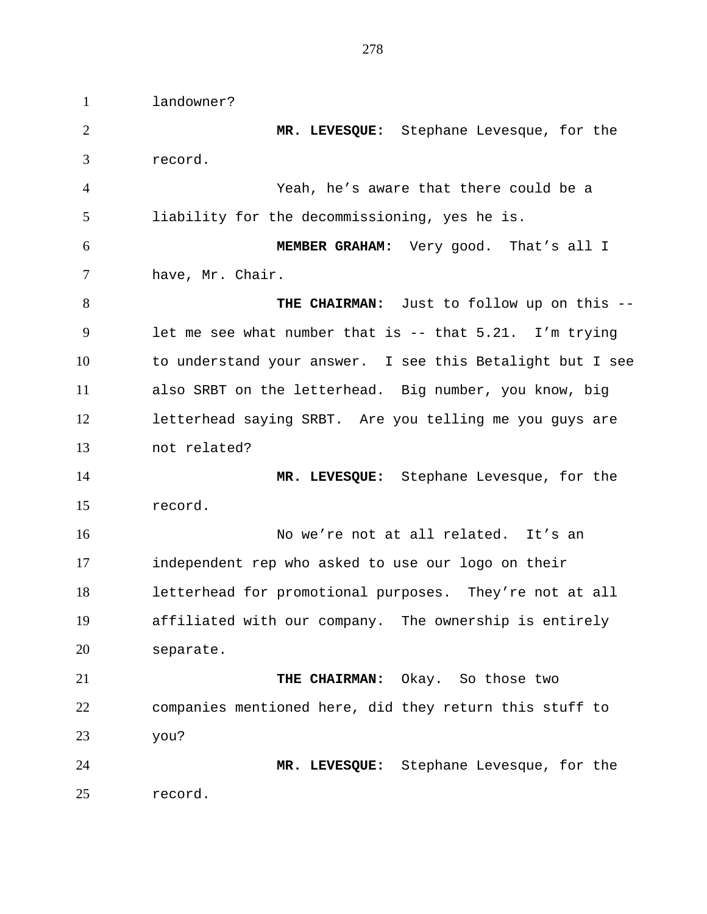landowner?

**MR. LEVESQUE:** Stephane Levesque, for the record.

Yeah, he’s aware that there could be a liability for the decommissioning, yes he is.

**MEMBER GRAHAM:** Very good. That’s all I have, Mr. Chair.

**THE CHAIRMAN:** Just to follow up on this -- let me see what number that is -- that 5.21. I’m trying to understand your answer. I see this Betalight but I see also SRBT on the letterhead. Big number, you know, big letterhead saying SRBT. Are you telling me you guys are not related?

**MR. LEVESQUE:** Stephane Levesque, for the record.

No we’re not at all related. It’s an independent rep who asked to use our logo on their letterhead for promotional purposes. They’re not at all affiliated with our company. The ownership is entirely separate.

**THE CHAIRMAN:** Okay. So those two companies mentioned here, did they return this stuff to you?

**MR. LEVESQUE:** Stephane Levesque, for the record.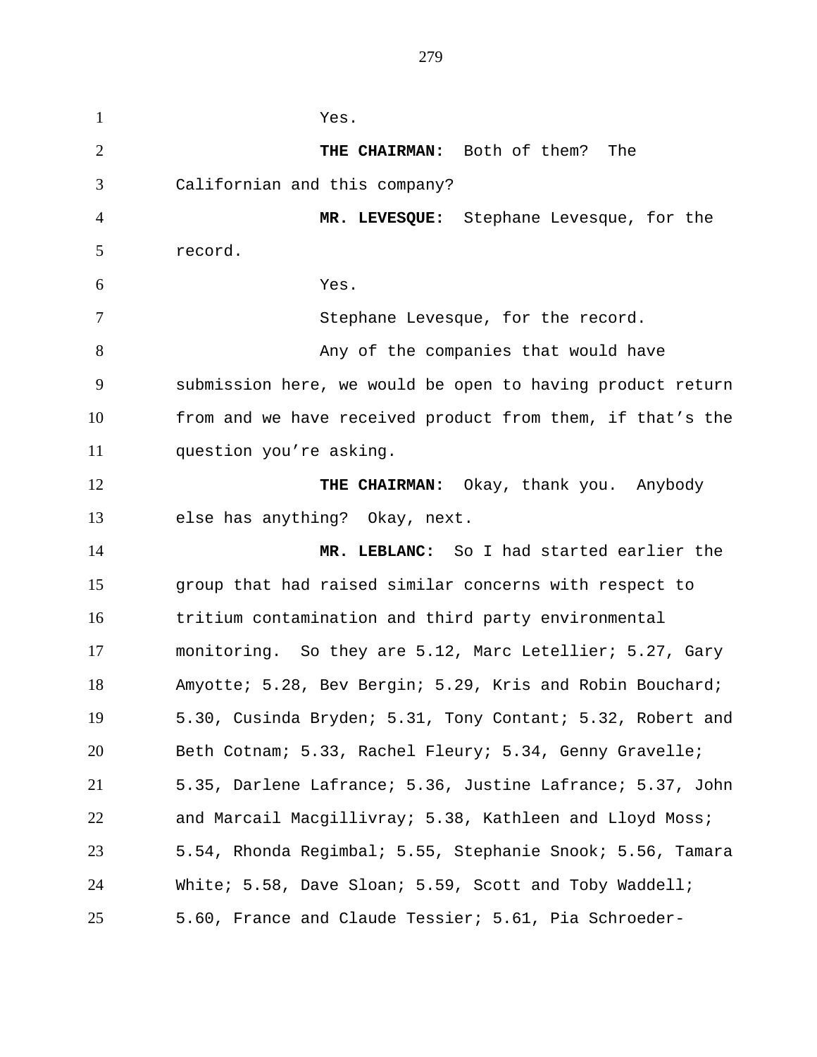Yes.

**THE CHAIRMAN:** Both of them? The Californian and this company?

**MR. LEVESQUE:** Stephane Levesque, for the record.

Yes.

Stephane Levesque, for the record.

Any of the companies that would have submission here, we would be open to having product return from and we have received product from them, if that's the question you're asking.

**THE CHAIRMAN:** Okay, thank you. Anybody else has anything? Okay, next.

**MR. LEBLANC:** So I had started earlier the group that had raised similar concerns with respect to tritium contamination and third party environmental monitoring. So they are 5.12, Marc Letellier; 5.27, Gary Amyotte; 5.28, Bev Bergin; 5.29, Kris and Robin Bouchard; 5.30, Cusinda Bryden; 5.31, Tony Contant; 5.32, Robert and Beth Cotnam; 5.33, Rachel Fleury; 5.34, Genny Gravelle; 5.35, Darlene Lafrance; 5.36, Justine Lafrance; 5.37, John and Marcail Macgillivray; 5.38, Kathleen and Lloyd Moss; 5.54, Rhonda Regimbal; 5.55, Stephanie Snook; 5.56, Tamara White; 5.58, Dave Sloan; 5.59, Scott and Toby Waddell; 5.60, France and Claude Tessier; 5.61, Pia Schroeder-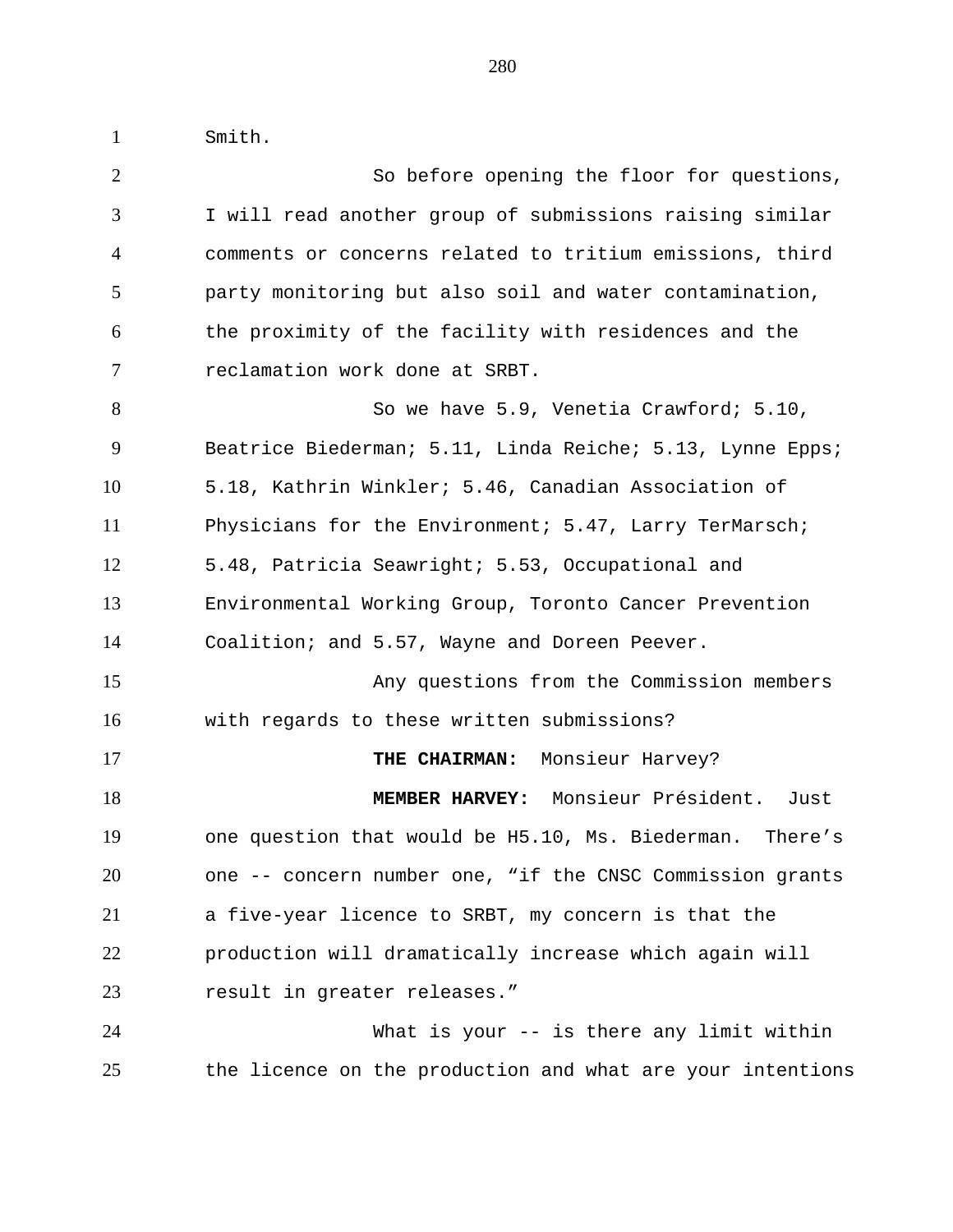Smith.

So before opening the floor for questions, I will read another group of submissions raising similar comments or concerns related to tritium emissions, third party monitoring but also soil and water contamination, the proximity of the facility with residences and the reclamation work done at SRBT.

So we have 5.9, Venetia Crawford; 5.10, Beatrice Biederman; 5.11, Linda Reiche; 5.13, Lynne Epps; 5.18, Kathrin Winkler; 5.46, Canadian Association of Physicians for the Environment; 5.47, Larry TerMarsch; 5.48, Patricia Seawright; 5.53, Occupational and Environmental Working Group, Toronto Cancer Prevention Coalition; and 5.57, Wayne and Doreen Peever.

Any questions from the Commission members with regards to these written submissions?

**THE CHAIRMAN:** Monsieur Harvey?

**MEMBER HARVEY:** Monsieur Président. Just one question that would be H5.10, Ms. Biederman. There's one -- concern number one, "if the CNSC Commission grants a five-year licence to SRBT, my concern is that the production will dramatically increase which again will result in greater releases."

What is your -- is there any limit within the licence on the production and what are your intentions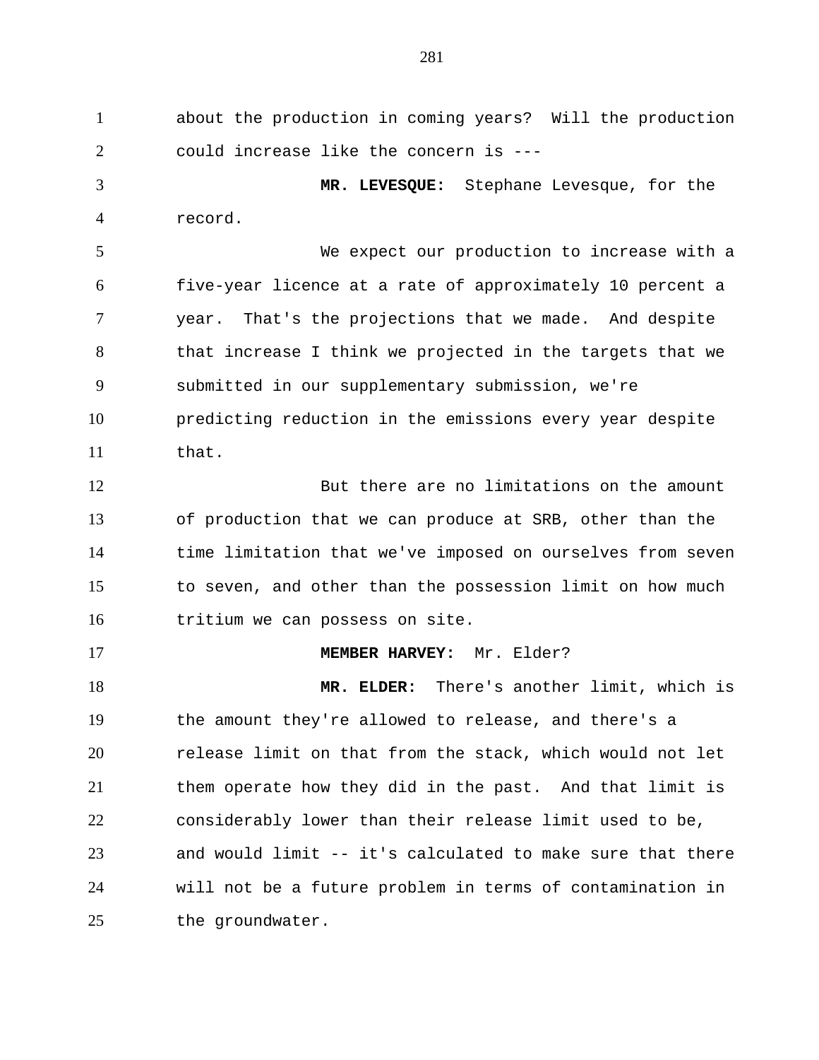about the production in coming years? Will the production could increase like the concern is ---

**MR. LEVESQUE:** Stephane Levesque, for the record.

We expect our production to increase with a five-year licence at a rate of approximately 10 percent a year. That's the projections that we made. And despite that increase I think we projected in the targets that we submitted in our supplementary submission, we're predicting reduction in the emissions every year despite that.

But there are no limitations on the amount of production that we can produce at SRB, other than the time limitation that we've imposed on ourselves from seven to seven, and other than the possession limit on how much tritium we can possess on site.

**MEMBER HARVEY:** Mr. Elder?

**MR. ELDER:** There's another limit, which is the amount they're allowed to release, and there's a release limit on that from the stack, which would not let them operate how they did in the past. And that limit is considerably lower than their release limit used to be, and would limit -- it's calculated to make sure that there will not be a future problem in terms of contamination in the groundwater.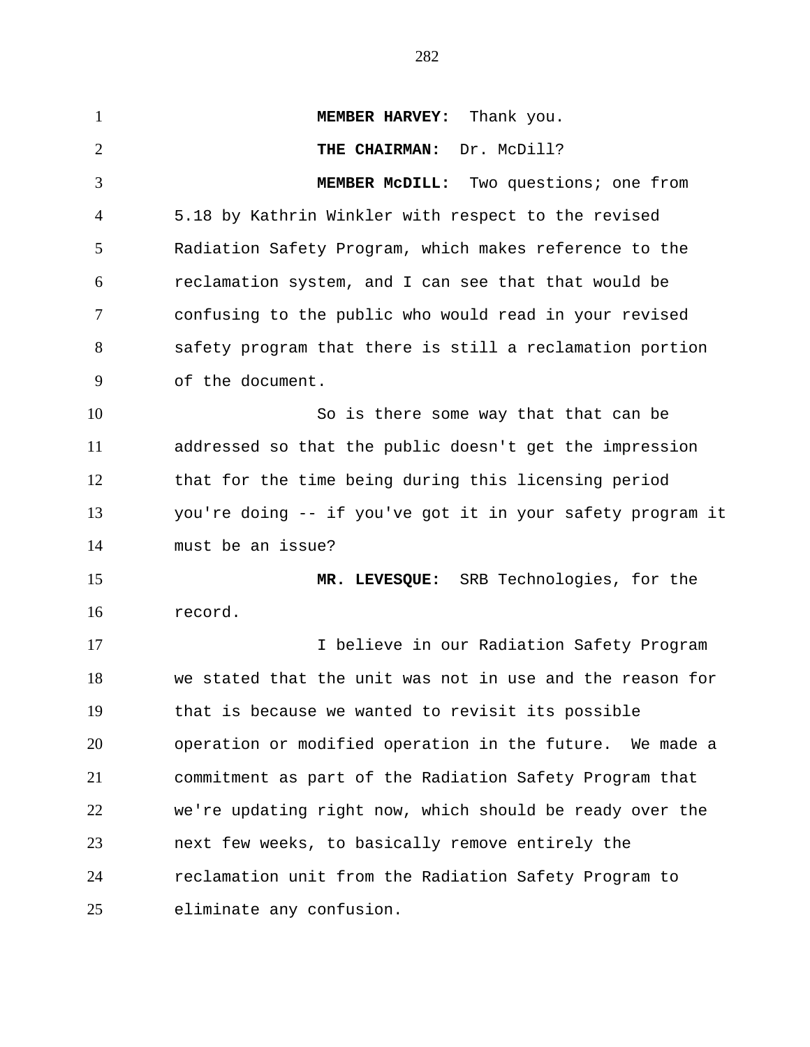**MEMBER HARVEY:** Thank you.

**THE CHAIRMAN:** Dr. McDill?

**MEMBER McDILL:** Two questions; one from 5.18 by Kathrin Winkler with respect to the revised Radiation Safety Program, which makes reference to the reclamation system, and I can see that that would be confusing to the public who would read in your revised safety program that there is still a reclamation portion of the document.

So is there some way that that can be addressed so that the public doesn't get the impression that for the time being during this licensing period you're doing -- if you've got it in your safety program it must be an issue?

**MR. LEVESQUE:** SRB Technologies, for the record.

I believe in our Radiation Safety Program we stated that the unit was not in use and the reason for that is because we wanted to revisit its possible operation or modified operation in the future. We made a commitment as part of the Radiation Safety Program that we're updating right now, which should be ready over the next few weeks, to basically remove entirely the reclamation unit from the Radiation Safety Program to eliminate any confusion.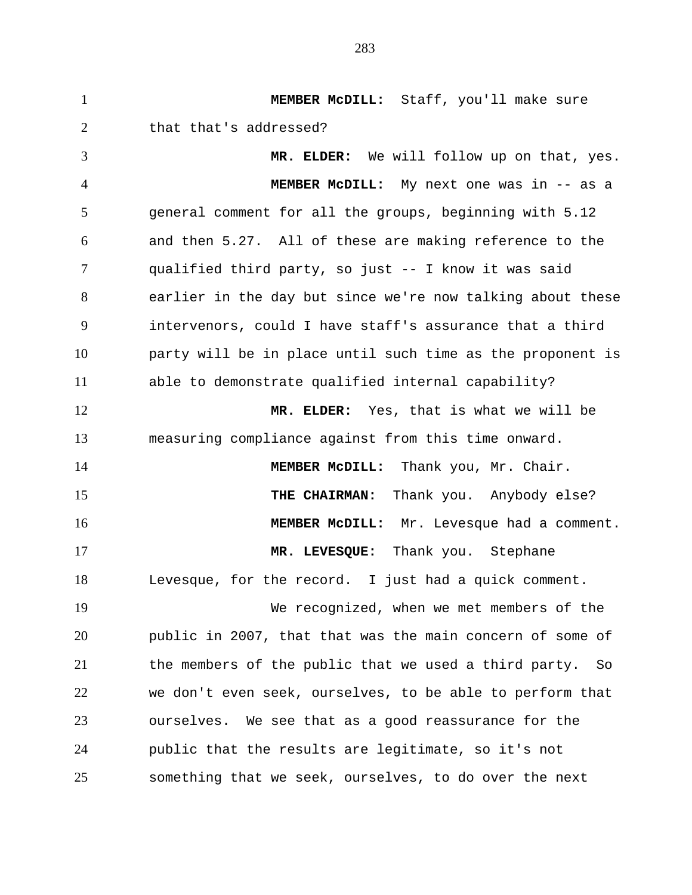**MEMBER McDILL:** Staff, you'll make sure that that's addressed?

**MR. ELDER:** We will follow up on that, yes.

**MEMBER McDILL:** My next one was in -- as a general comment for all the groups, beginning with 5.12 and then 5.27. All of these are making reference to the qualified third party, so just -- I know it was said earlier in the day but since we're now talking about these intervenors, could I have staff's assurance that a third party will be in place until such time as the proponent is able to demonstrate qualified internal capability?

**MR. ELDER:** Yes, that is what we will be measuring compliance against from this time onward.

**MEMBER McDILL:** Thank you, Mr. Chair.

**THE CHAIRMAN:** Thank you. Anybody else?

**MEMBER McDILL:** Mr. Levesque had a comment.

**MR. LEVESQUE:** Thank you. Stephane Levesque, for the record. I just had a quick comment.

We recognized, when we met members of the public in 2007, that that was the main concern of some of the members of the public that we used a third party. So we don't even seek, ourselves, to be able to perform that ourselves. We see that as a good reassurance for the public that the results are legitimate, so it's not something that we seek, ourselves, to do over the next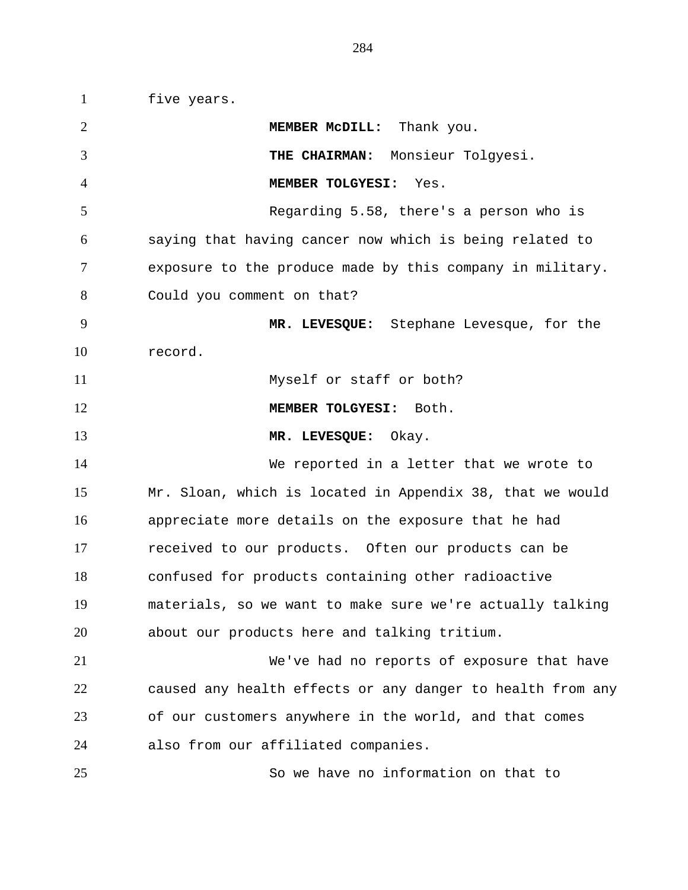five years.

**MEMBER McDILL:** Thank you.

**THE CHAIRMAN:** Monsieur Tolgyesi.

**MEMBER TOLGYESI:** Yes.

Regarding 5.58, there's a person who is saying that having cancer now which is being related to exposure to the produce made by this company in military. Could you comment on that?

**MR. LEVESQUE:** Stephane Levesque, for the record.

Myself or staff or both?

**MEMBER TOLGYESI:** Both.

**MR. LEVESQUE:** Okay.

We reported in a letter that we wrote to Mr. Sloan, which is located in Appendix 38, that we would appreciate more details on the exposure that he had received to our products. Often our products can be confused for products containing other radioactive materials, so we want to make sure we're actually talking about our products here and talking tritium.

We've had no reports of exposure that have caused any health effects or any danger to health from any of our customers anywhere in the world, and that comes also from our affiliated companies.

So we have no information on that to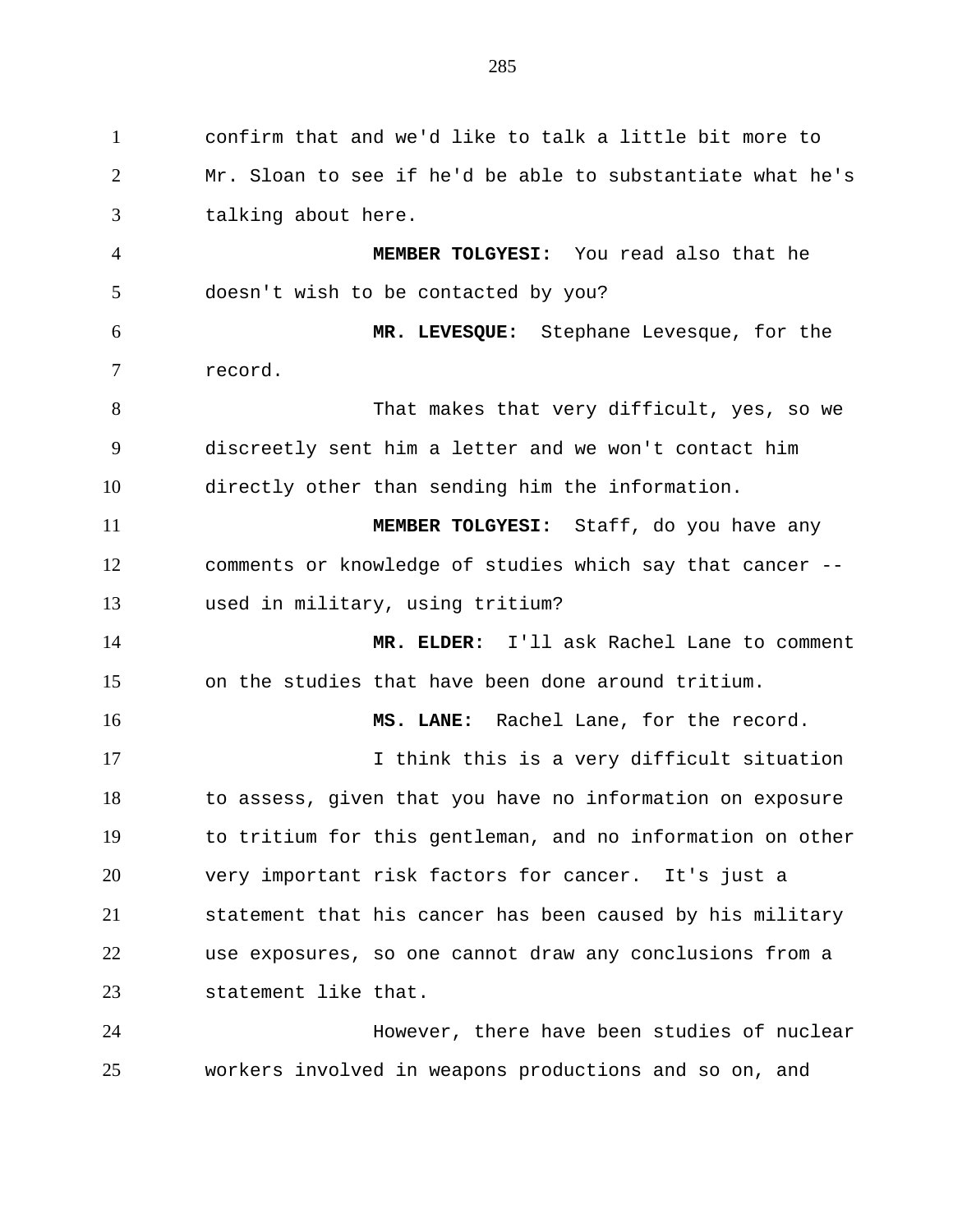confirm that and we'd like to talk a little bit more to Mr. Sloan to see if he'd be able to substantiate what he's talking about here.

**MEMBER TOLGYESI:** You read also that he doesn't wish to be contacted by you?

**MR. LEVESQUE:** Stephane Levesque, for the record.

That makes that very difficult, yes, so we discreetly sent him a letter and we won't contact him directly other than sending him the information.

**MEMBER TOLGYESI:** Staff, do you have any comments or knowledge of studies which say that cancer -- used in military, using tritium?

**MR. ELDER:** I'll ask Rachel Lane to comment on the studies that have been done around tritium.

**MS. LANE:** Rachel Lane, for the record.

I think this is a very difficult situation to assess, given that you have no information on exposure to tritium for this gentleman, and no information on other very important risk factors for cancer. It's just a statement that his cancer has been caused by his military use exposures, so one cannot draw any conclusions from a statement like that.

However, there have been studies of nuclear workers involved in weapons productions and so on, and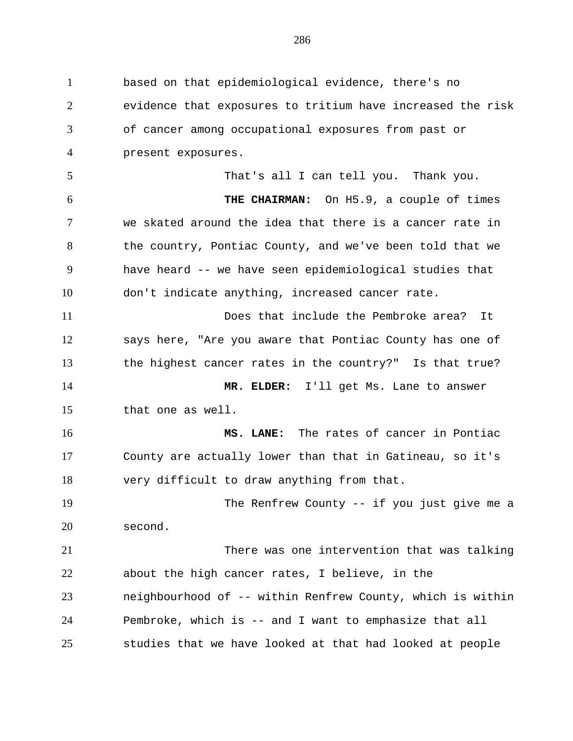based on that epidemiological evidence, there's no evidence that exposures to tritium have increased the risk of cancer among occupational exposures from past or present exposures.

That's all I can tell you. Thank you.

**THE CHAIRMAN:** On H5.9, a couple of times we skated around the idea that there is a cancer rate in the country, Pontiac County, and we've been told that we have heard -- we have seen epidemiological studies that don't indicate anything, increased cancer rate.

Does that include the Pembroke area? It says here, "Are you aware that Pontiac County has one of the highest cancer rates in the country?" Is that true?

**MR. ELDER:** I'll get Ms. Lane to answer that one as well.

**MS. LANE:** The rates of cancer in Pontiac County are actually lower than that in Gatineau, so it's very difficult to draw anything from that.

The Renfrew County -- if you just give me a second.

There was one intervention that was talking about the high cancer rates, I believe, in the neighbourhood of -- within Renfrew County, which is within Pembroke, which is -- and I want to emphasize that all studies that we have looked at that had looked at people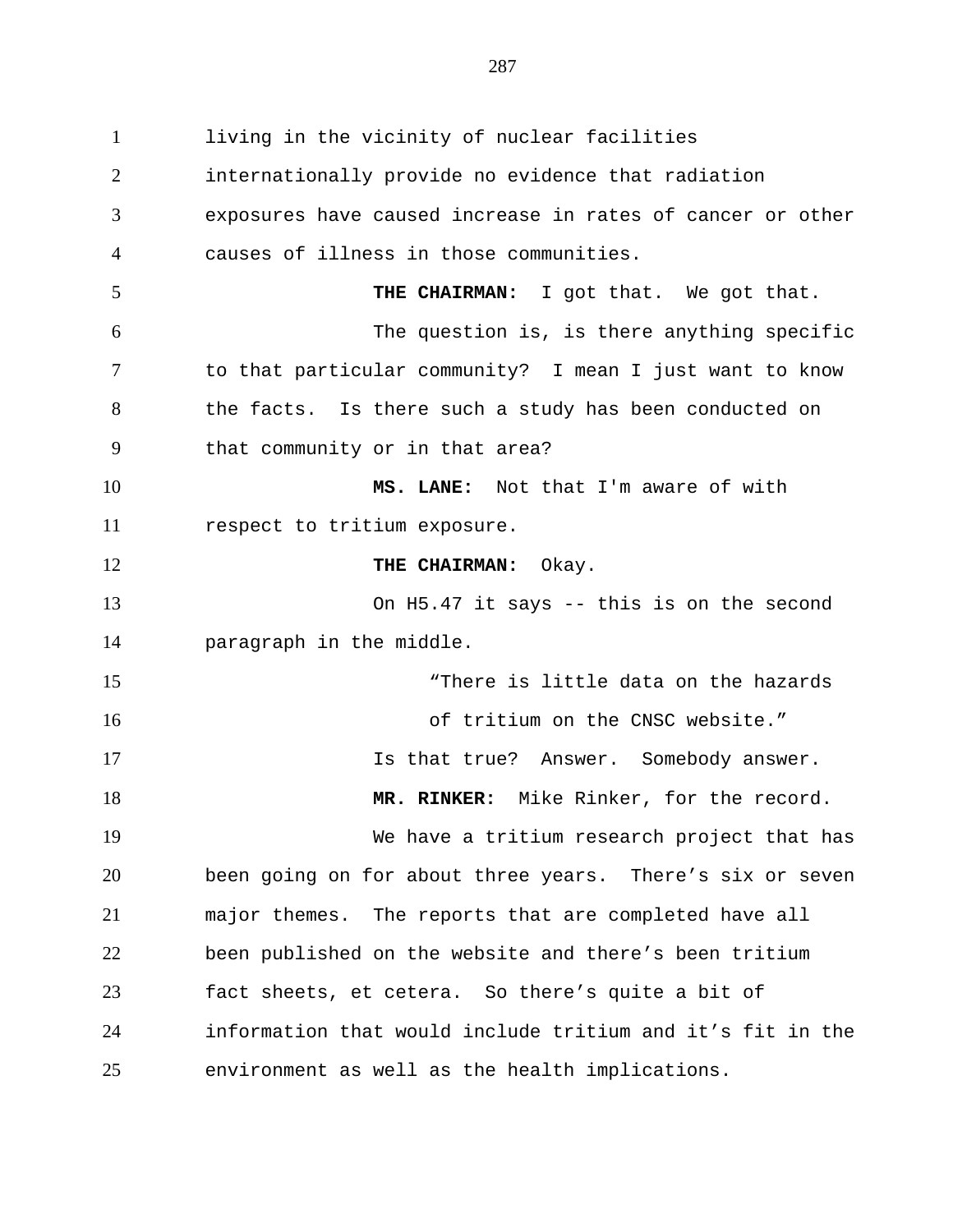living in the vicinity of nuclear facilities internationally provide no evidence that radiation exposures have caused increase in rates of cancer or other causes of illness in those communities.

**THE CHAIRMAN:** I got that. We got that.

The question is, is there anything specific to that particular community? I mean I just want to know the facts. Is there such a study has been conducted on that community or in that area?

**MS. LANE:** Not that I'm aware of with respect to tritium exposure.

**THE CHAIRMAN:** Okay.

On H5.47 it says -- this is on the second paragraph in the middle.

> "There is little data on the hazards of tritium on the CNSC website."

Is that true? Answer. Somebody answer.

**MR. RINKER:** Mike Rinker, for the record.

We have a tritium research project that has been going on for about three years. There's six or seven major themes. The reports that are completed have all been published on the website and there's been tritium fact sheets, et cetera. So there's quite a bit of information that would include tritium and it's fit in the environment as well as the health implications.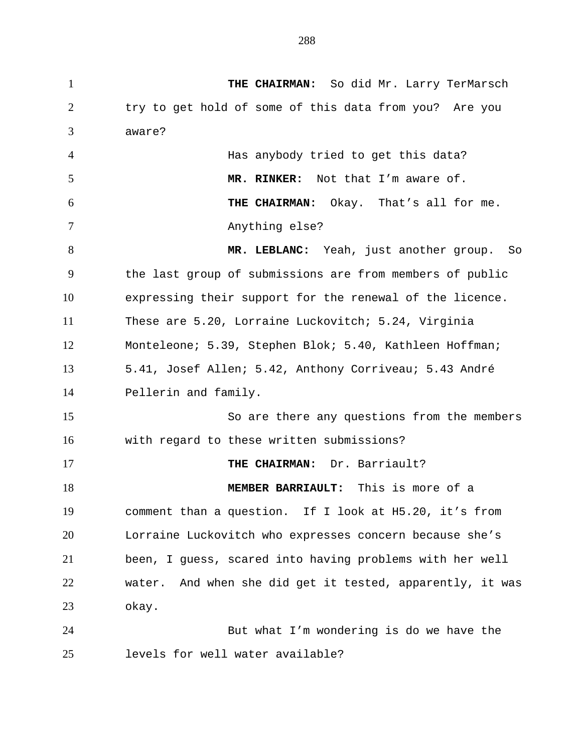**THE CHAIRMAN:** So did Mr. Larry TerMarsch try to get hold of some of this data from you? Are you aware?

Has anybody tried to get this data?

**MR. RINKER:** Not that I'm aware of.

**THE CHAIRMAN:** Okay. That's all for me.

Anything else?

**MR. LEBLANC:** Yeah, just another group. So the last group of submissions are from members of public expressing their support for the renewal of the licence. These are 5.20, Lorraine Luckovitch; 5.24, Virginia Monteleone; 5.39, Stephen Blok; 5.40, Kathleen Hoffman; 5.41, Josef Allen; 5.42, Anthony Corriveau; 5.43 André Pellerin and family.

So are there any questions from the members with regard to these written submissions?

**THE CHAIRMAN:** Dr. Barriault?

**MEMBER BARRIAULT:** This is more of a comment than a question. If I look at H5.20, it's from Lorraine Luckovitch who expresses concern because she's been, I guess, scared into having problems with her well water. And when she did get it tested, apparently, it was okay.

But what I'm wondering is do we have the levels for well water available?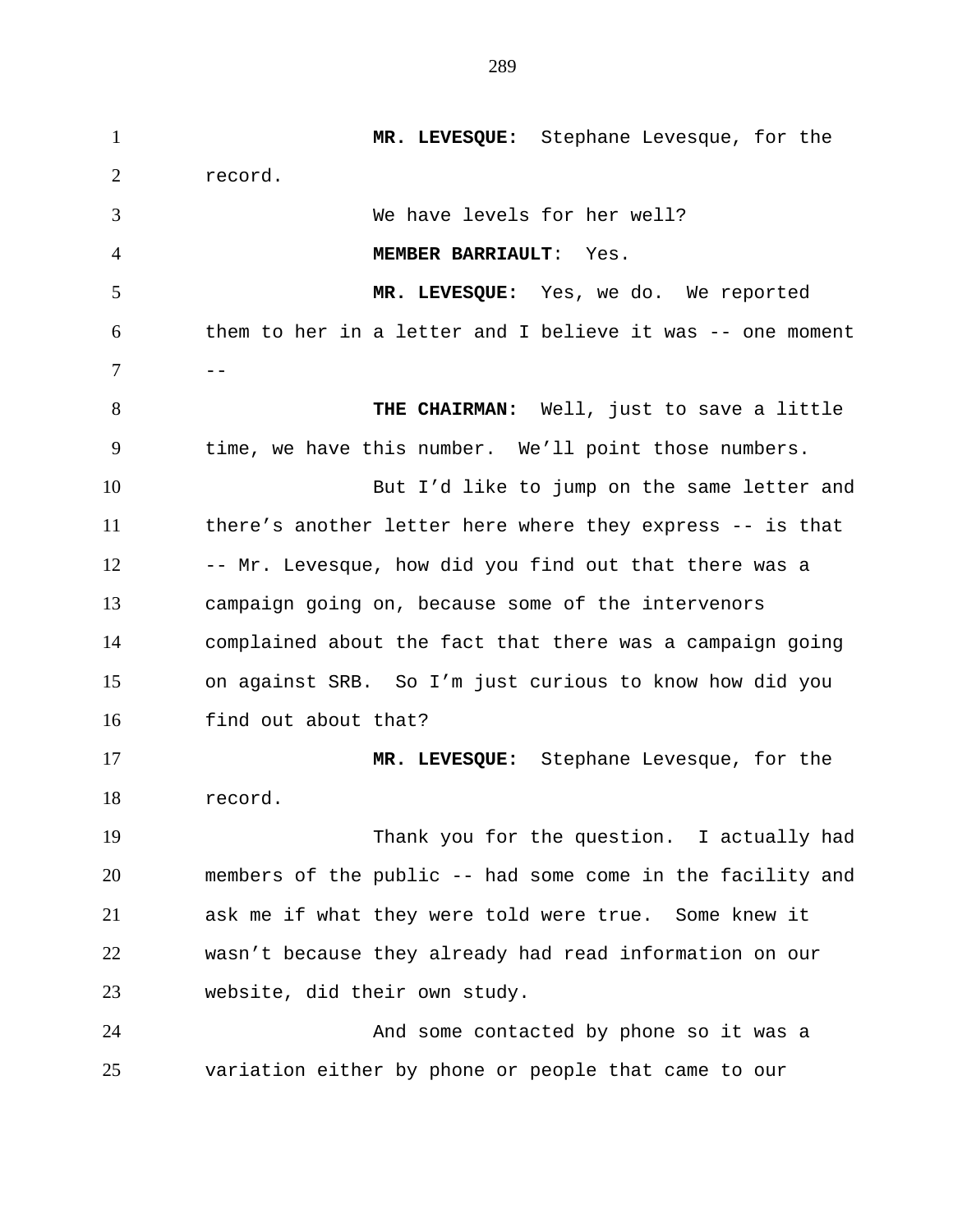**MR. LEVESQUE:** Stephane Levesque, for the record.

We have levels for her well?

**MEMBER BARRIAULT**: Yes.

**MR. LEVESQUE:** Yes, we do. We reported them to her in a letter and I believe it was -- one moment --

**THE CHAIRMAN:** Well, just to save a little time, we have this number. We'll point those numbers.

But I'd like to jump on the same letter and there's another letter here where they express -- is that -- Mr. Levesque, how did you find out that there was a campaign going on, because some of the intervenors complained about the fact that there was a campaign going on against SRB. So I'm just curious to know how did you find out about that?

**MR. LEVESQUE:** Stephane Levesque, for the record.

Thank you for the question. I actually had members of the public -- had some come in the facility and ask me if what they were told were true. Some knew it wasn't because they already had read information on our website, did their own study.

And some contacted by phone so it was a variation either by phone or people that came to our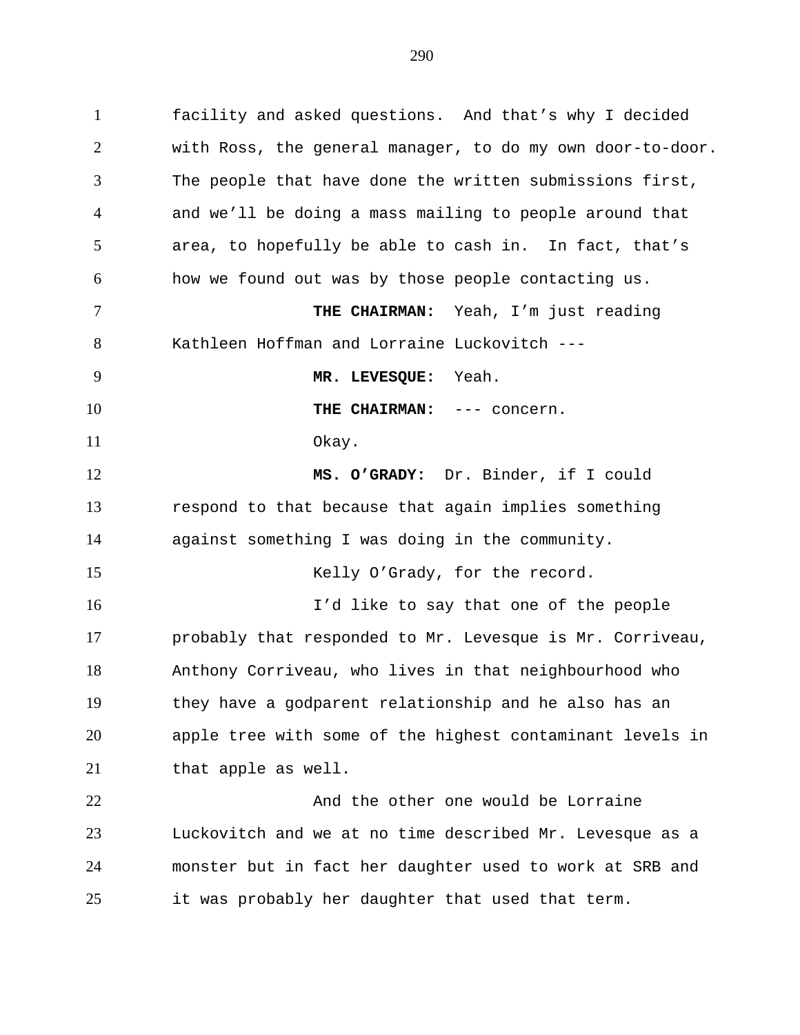facility and asked questions. And that's why I decided with Ross, the general manager, to do my own door-to-door. The people that have done the written submissions first, and we'll be doing a mass mailing to people around that area, to hopefully be able to cash in. In fact, that's how we found out was by those people contacting us.

**THE CHAIRMAN:** Yeah, I'm just reading Kathleen Hoffman and Lorraine Luckovitch ---

**MR. LEVESQUE:** Yeah.

**THE CHAIRMAN:** --- concern.

Okay.

**MS. O'GRADY:** Dr. Binder, if I could respond to that because that again implies something against something I was doing in the community.

Kelly O'Grady, for the record.

I'd like to say that one of the people probably that responded to Mr. Levesque is Mr. Corriveau, Anthony Corriveau, who lives in that neighbourhood who they have a godparent relationship and he also has an apple tree with some of the highest contaminant levels in that apple as well.

And the other one would be Lorraine Luckovitch and we at no time described Mr. Levesque as a monster but in fact her daughter used to work at SRB and it was probably her daughter that used that term.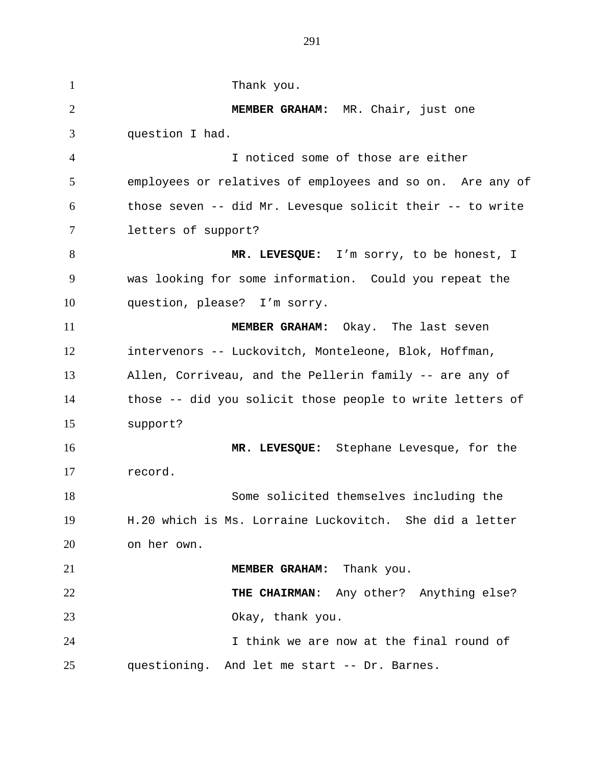Thank you.

**MEMBER GRAHAM:** MR. Chair, just one question I had.

I noticed some of those are either employees or relatives of employees and so on. Are any of those seven -- did Mr. Levesque solicit their -- to write letters of support?

**MR. LEVESQUE:** I'm sorry, to be honest, I was looking for some information. Could you repeat the question, please? I'm sorry.

**MEMBER GRAHAM:** Okay. The last seven intervenors -- Luckovitch, Monteleone, Blok, Hoffman, Allen, Corriveau, and the Pellerin family -- are any of those -- did you solicit those people to write letters of support?

**MR. LEVESQUE:** Stephane Levesque, for the record.

Some solicited themselves including the H.20 which is Ms. Lorraine Luckovitch. She did a letter on her own.

**MEMBER GRAHAM:** Thank you.

**THE CHAIRMAN**: Any other? Anything else?

Okay, thank you.

I think we are now at the final round of questioning. And let me start -- Dr. Barnes.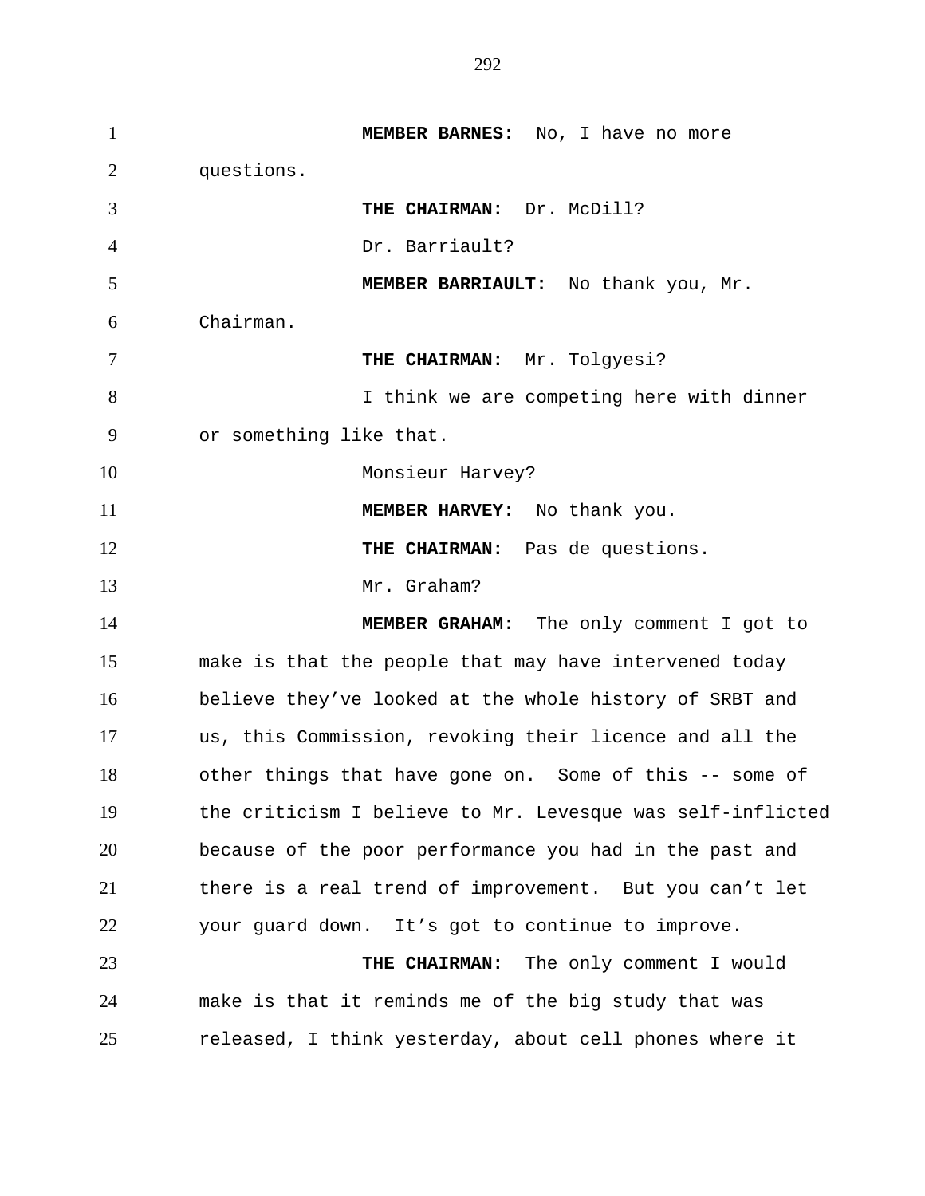**MEMBER BARNES:** No, I have no more questions.

**THE CHAIRMAN:** Dr. McDill?

Dr. Barriault?

**MEMBER BARRIAULT:** No thank you, Mr. Chairman.

**THE CHAIRMAN:** Mr. Tolgyesi?

I think we are competing here with dinner or something like that.

Monsieur Harvey?

**MEMBER HARVEY:** No thank you.

**THE CHAIRMAN:** Pas de questions.

Mr. Graham?

**MEMBER GRAHAM:** The only comment I got to make is that the people that may have intervened today believe they've looked at the whole history of SRBT and us, this Commission, revoking their licence and all the other things that have gone on. Some of this -- some of the criticism I believe to Mr. Levesque was self-inflicted because of the poor performance you had in the past and there is a real trend of improvement. But you can't let your guard down. It's got to continue to improve.

**THE CHAIRMAN:** The only comment I would make is that it reminds me of the big study that was released, I think yesterday, about cell phones where it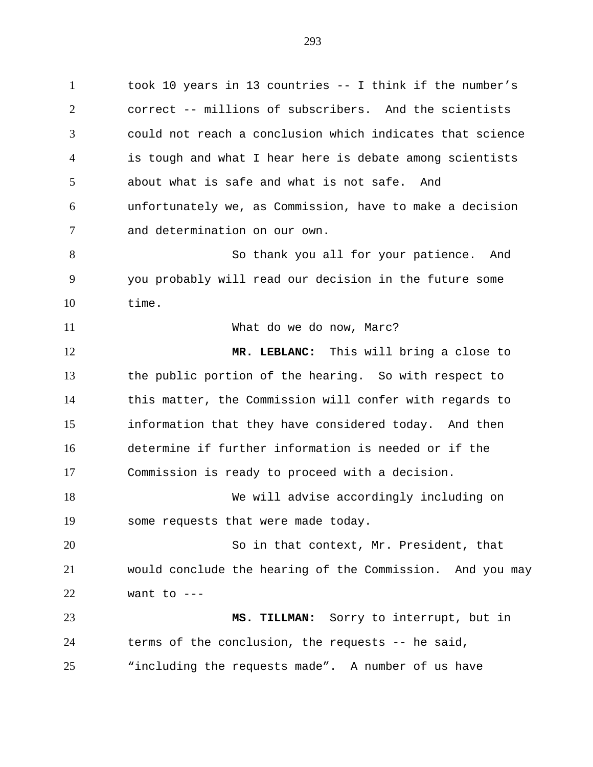took 10 years in 13 countries -- I think if the number's correct -- millions of subscribers. And the scientists could not reach a conclusion which indicates that science is tough and what I hear here is debate among scientists about what is safe and what is not safe. And unfortunately we, as Commission, have to make a decision and determination on our own.

So thank you all for your patience. And you probably will read our decision in the future some time.

What do we do now, Marc?

**MR. LEBLANC:** This will bring a close to the public portion of the hearing. So with respect to this matter, the Commission will confer with regards to information that they have considered today. And then determine if further information is needed or if the Commission is ready to proceed with a decision.

We will advise accordingly including on some requests that were made today.

So in that context, Mr. President, that would conclude the hearing of the Commission. And you may want to ---

**MS. TILLMAN:** Sorry to interrupt, but in terms of the conclusion, the requests -- he said, "including the requests made". A number of us have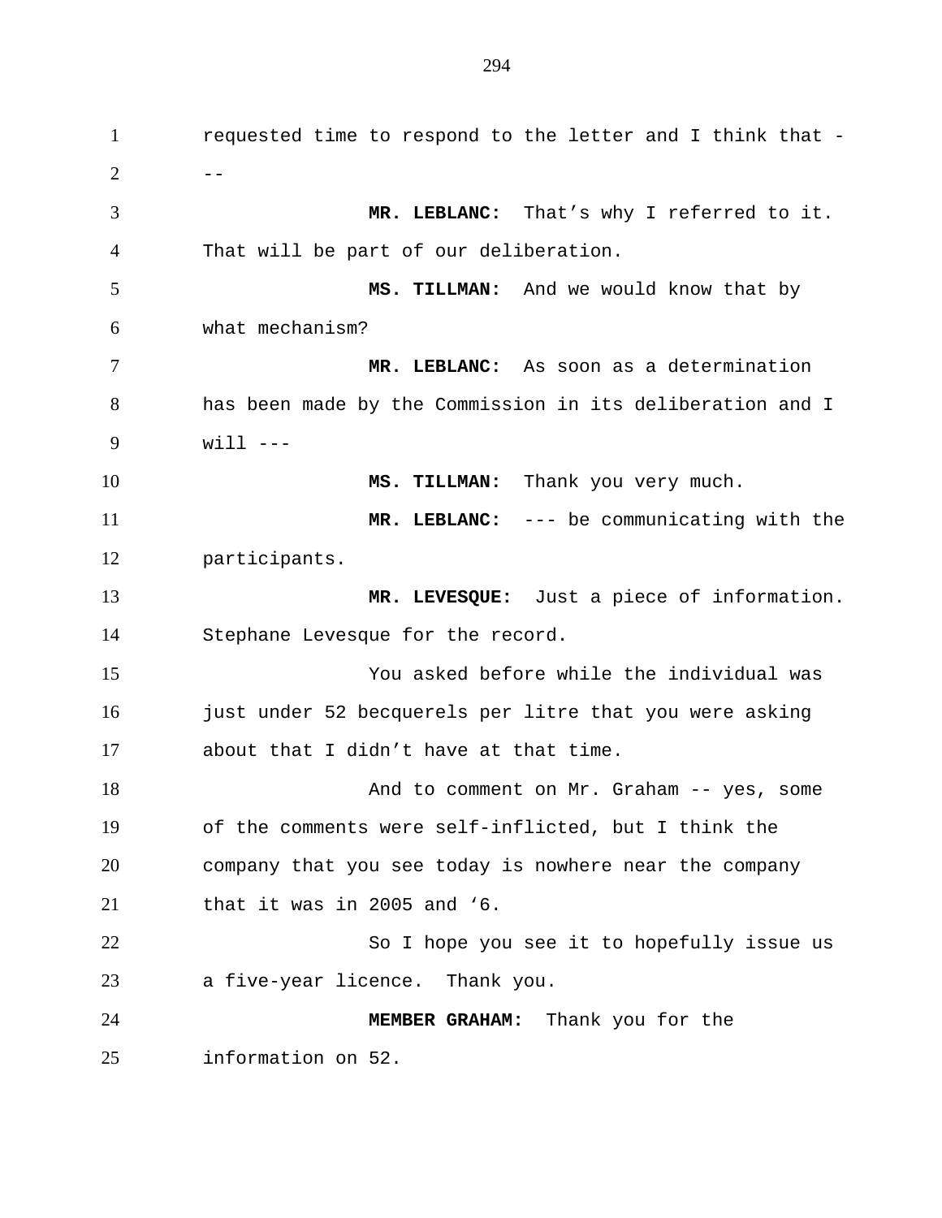requested time to respond to the letter and I think that ---

**MR. LEBLANC:** That's why I referred to it. That will be part of our deliberation.

**MS. TILLMAN:** And we would know that by what mechanism?

**MR. LEBLANC:** As soon as a determination has been made by the Commission in its deliberation and I will ---

**MS. TILLMAN:** Thank you very much.

**MR. LEBLANC:** --- be communicating with the participants.

**MR. LEVESQUE:** Just a piece of information. Stephane Levesque for the record.

You asked before while the individual was just under 52 becquerels per litre that you were asking about that I didn't have at that time.

And to comment on Mr. Graham -- yes, some of the comments were self-inflicted, but I think the company that you see today is nowhere near the company that it was in 2005 and '6.

So I hope you see it to hopefully issue us a five-year licence. Thank you.

**MEMBER GRAHAM:** Thank you for the information on 52.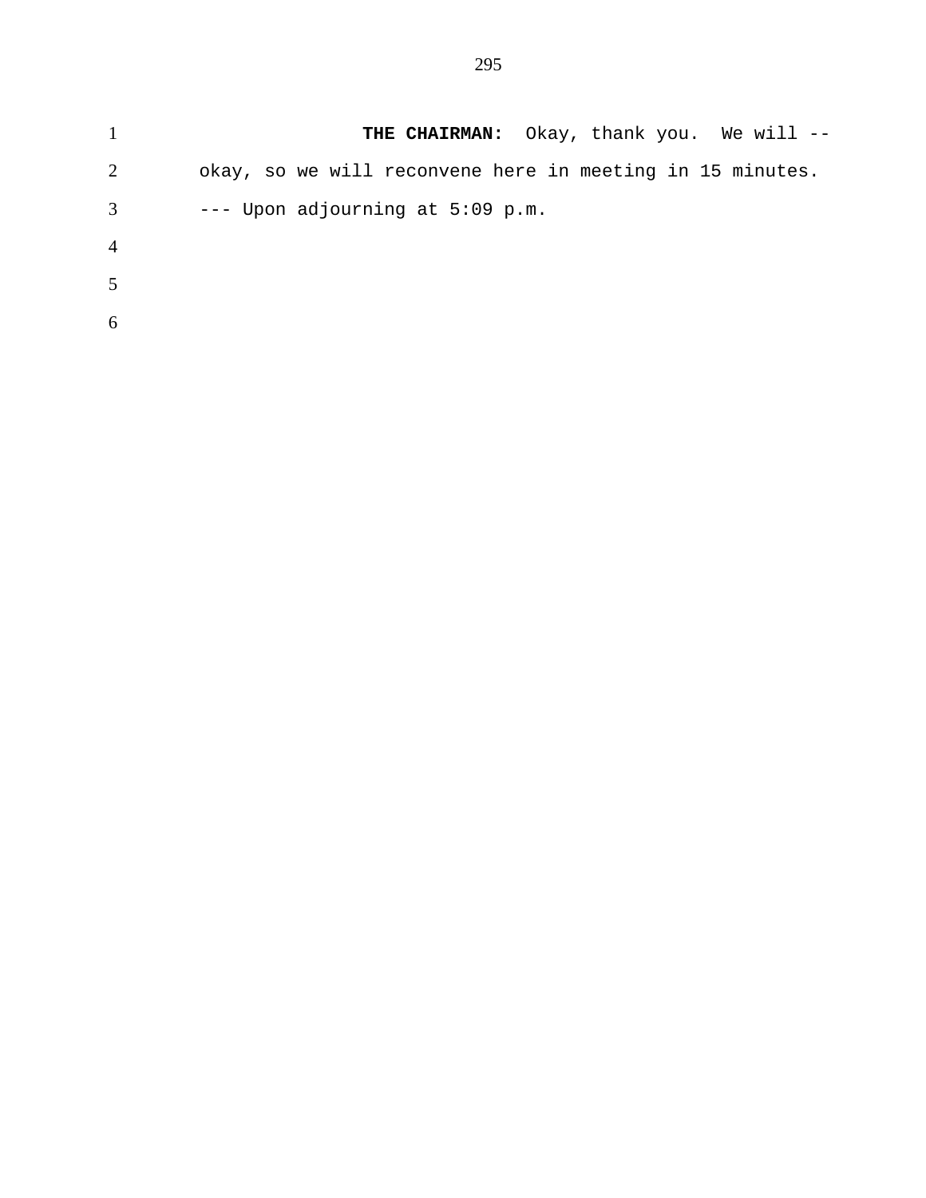**THE CHAIRMAN:** Okay, thank you. We will -- okay, so we will reconvene here in meeting in 15 minutes.

--- Upon adjourning at 5:09 p.m.